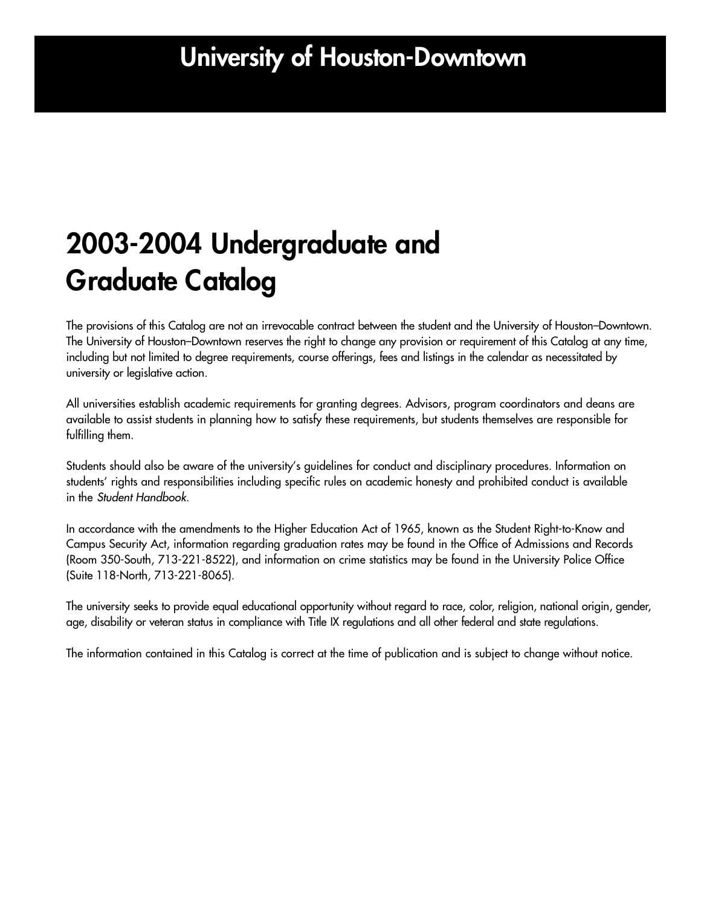# University of Houston-Downtown

## 2003-2004 Undergraduate and Graduate Catalog

The provisions of this Catalog are not an irrevocable contract between the student and the University of Houston–Downtown. The University of Houston–Downtown reserves the right to change any provision or requirement of this Catalog at any time, including but not limited to degree requirements, course offerings, fees and listings in the calendar as necessitated by university or legislative action.

All universities establish academic requirements for granting degrees. Advisors, program coordinators and deans are available to assist students in planning how to satisfy these requirements, but students themselves are responsible for fulfilling them.

Students should also be aware of the university's guidelines for conduct and disciplinary procedures. Information on students' rights and responsibilities including specific rules on academic honesty and prohibited conduct is available in the *Student Handbook*.

In accordance with the amendments to the Higher Education Act of 1965, known as the Student Right-to-Know and Campus Security Act, information regarding graduation rates may be found in the Office of Admissions and Records (Room 350-South, 713-221-8522), and information on crime statistics may be found in the University Police Office (Suite 118-North, 713-221-8065).

The university seeks to provide equal educational opportunity without regard to race, color, religion, national origin, gender, age, disability or veteran status in compliance with Title IX regulations and all other federal and state regulations.

The information contained in this Catalog is correct at the time of publication and is subject to change without notice.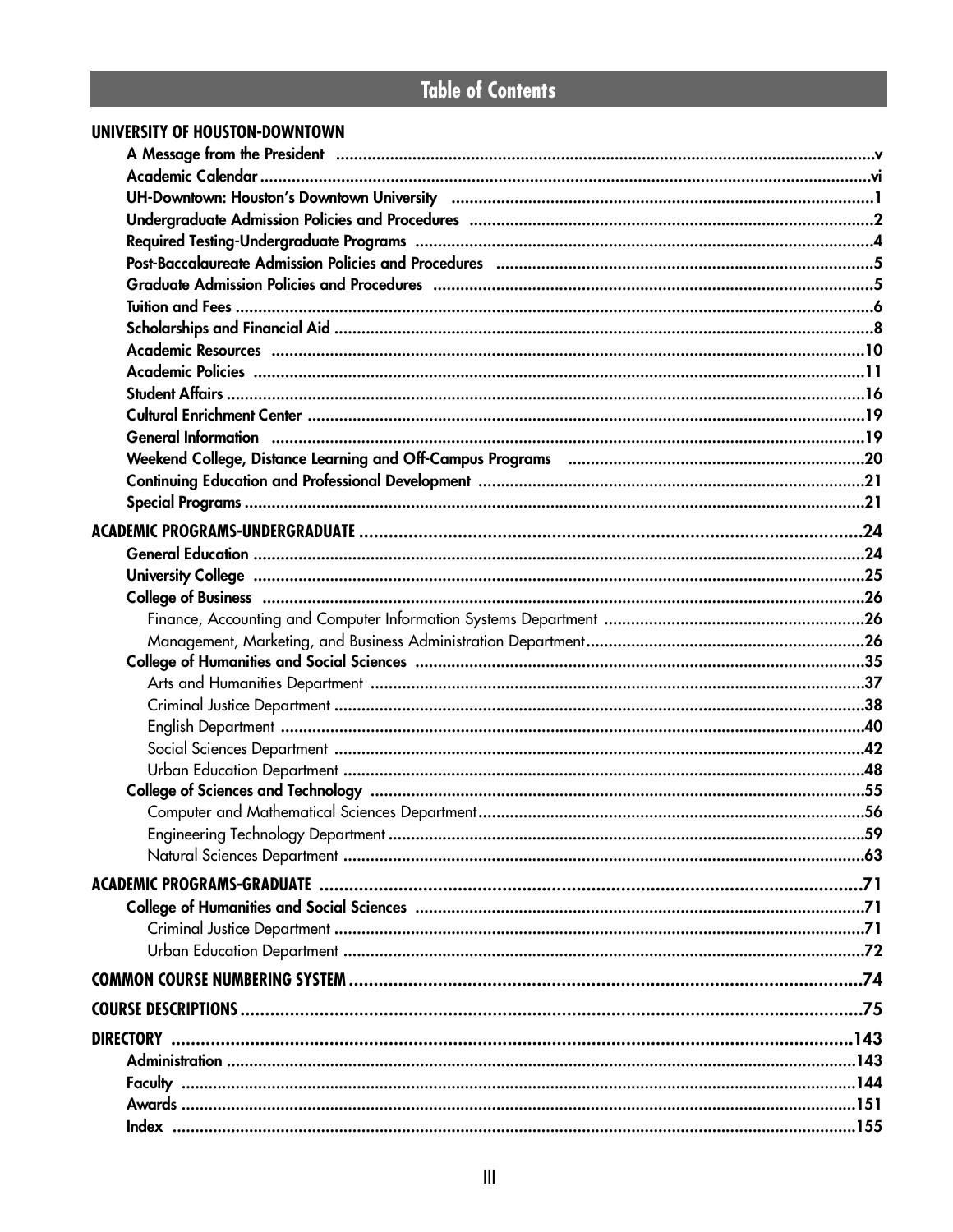# Table of Contents

**UNIVERSITY OF HOUSTON-DOWNTOWN**

- A Message from the President ..... v
- Academic Calendar ..... vi
- UH-Downtown: Houston's Downtown University ..... 1
- Undergraduate Admission Policies and Procedures ..... 2
- Required Testing-Undergraduate Programs ..... 4
- Post-Baccalaureate Admission Policies and Procedures ..... 5
- Graduate Admission Policies and Procedures ..... 5
- Tuition and Fees ..... 6
- Scholarships and Financial Aid ..... 8
- Academic Resources ..... 10
- Academic Policies ..... 11
- Student Affairs ..... 16
- Cultural Enrichment Center ..... 19
- General Information ..... 19
- Weekend College, Distance Learning and Off-Campus Programs ..... 20
- Continuing Education and Professional Development ..... 21
- Special Programs ..... 21

**ACADEMIC PROGRAMS-UNDERGRADUATE ..... 24**

- General Education ..... 24
- University College ..... 25
- College of Business ..... 26
  - Finance, Accounting and Computer Information Systems Department ..... 26
  - Management, Marketing, and Business Administration Department ..... 26
- College of Humanities and Social Sciences ..... 35
  - Arts and Humanities Department ..... 37
  - Criminal Justice Department ..... 38
  - English Department ..... 40
  - Social Sciences Department ..... 42
  - Urban Education Department ..... 48
- College of Sciences and Technology ..... 55
  - Computer and Mathematical Sciences Department ..... 56
  - Engineering Technology Department ..... 59
  - Natural Sciences Department ..... 63

**ACADEMIC PROGRAMS-GRADUATE ..... 71**

- College of Humanities and Social Sciences ..... 71
  - Criminal Justice Department ..... 71
  - Urban Education Department ..... 72

**COMMON COURSE NUMBERING SYSTEM ..... 74**

**COURSE DESCRIPTIONS ..... 75**

**DIRECTORY ..... 143**

- Administration ..... 143
- Faculty ..... 144
- Awards ..... 151
- Index ..... 155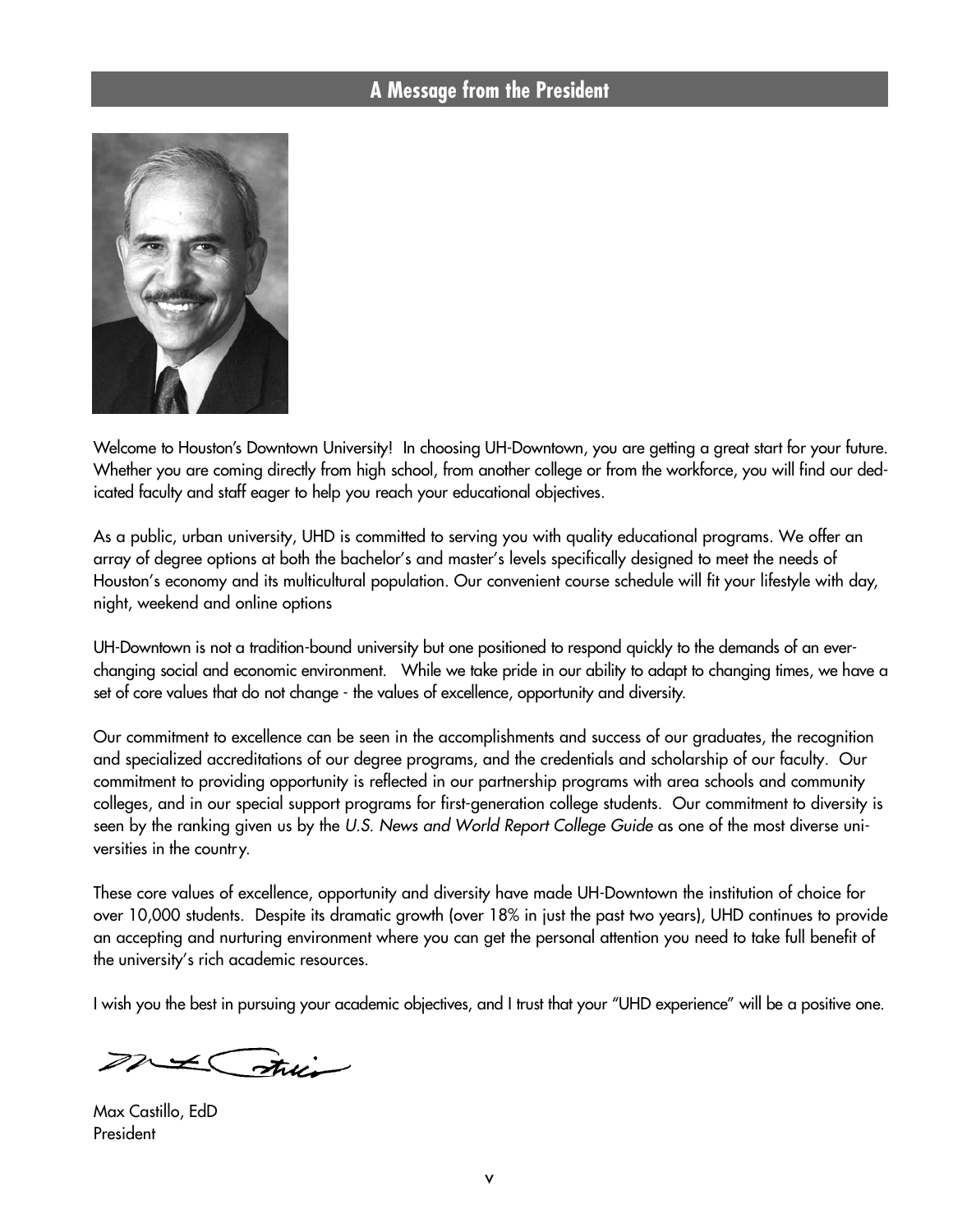## A Message from the President

Welcome to Houston's Downtown University! In choosing UH-Downtown, you are getting a great start for your future. Whether you are coming directly from high school, from another college or from the workforce, you will find our dedicated faculty and staff eager to help you reach your educational objectives.

As a public, urban university, UHD is committed to serving you with quality educational programs. We offer an array of degree options at both the bachelor's and master's levels specifically designed to meet the needs of Houston's economy and its multicultural population. Our convenient course schedule will fit your lifestyle with day, night, weekend and online options

UH-Downtown is not a tradition-bound university but one positioned to respond quickly to the demands of an ever-changing social and economic environment. While we take pride in our ability to adapt to changing times, we have a set of core values that do not change - the values of excellence, opportunity and diversity.

Our commitment to excellence can be seen in the accomplishments and success of our graduates, the recognition and specialized accreditations of our degree programs, and the credentials and scholarship of our faculty. Our commitment to providing opportunity is reflected in our partnership programs with area schools and community colleges, and in our special support programs for first-generation college students. Our commitment to diversity is seen by the ranking given us by the *U.S. News and World Report College Guide* as one of the most diverse universities in the country.

These core values of excellence, opportunity and diversity have made UH-Downtown the institution of choice for over 10,000 students. Despite its dramatic growth (over 18% in just the past two years), UHD continues to provide an accepting and nurturing environment where you can get the personal attention you need to take full benefit of the university's rich academic resources.

I wish you the best in pursuing your academic objectives, and I trust that your "UHD experience" will be a positive one.

Max Castillo, EdD
President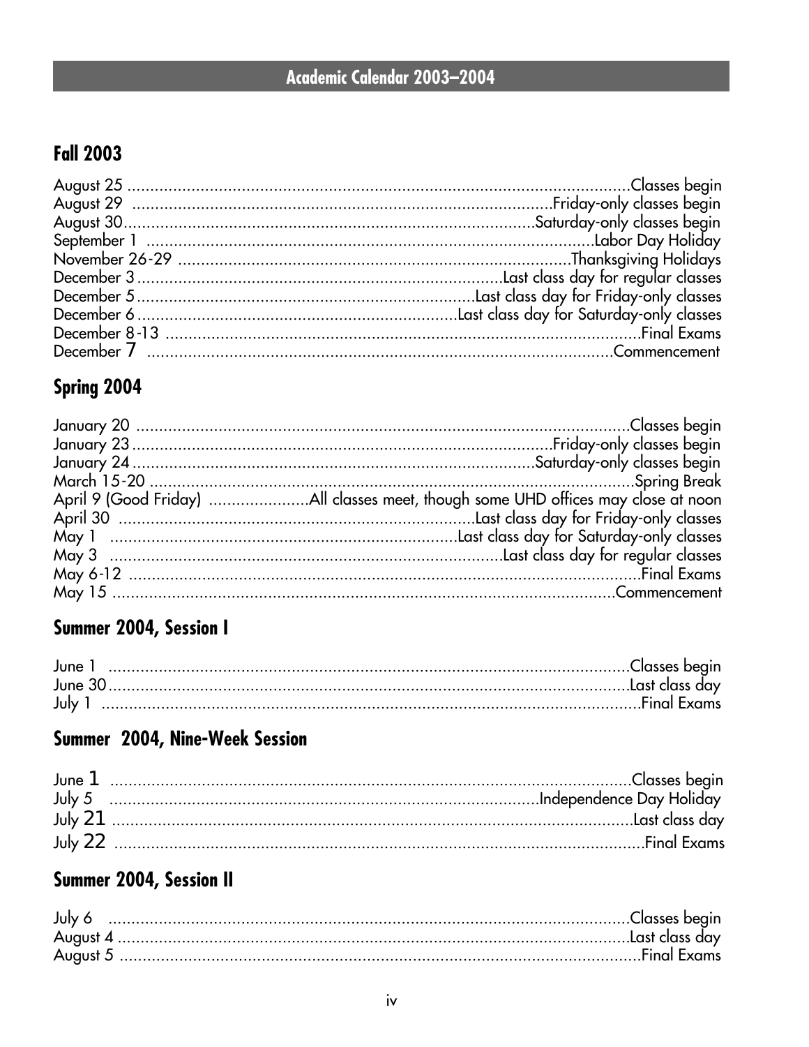# Academic Calendar 2003–2004

## Fall 2003

| | |
|---|---|
| August 25 | Classes begin |
| August 29 | Friday-only classes begin |
| August 30 | Saturday-only classes begin |
| September 1 | Labor Day Holiday |
| November 26-29 | Thanksgiving Holidays |
| December 3 | Last class day for regular classes |
| December 5 | Last class day for Friday-only classes |
| December 6 | Last class day for Saturday-only classes |
| December 8-13 | Final Exams |
| December 7 | Commencement |

## Spring 2004

| | |
|---|---|
| January 20 | Classes begin |
| January 23 | Friday-only classes begin |
| January 24 | Saturday-only classes begin |
| March 15-20 | Spring Break |
| April 9 (Good Friday) | All classes meet, though some UHD offices may close at noon |
| April 30 | Last class day for Friday-only classes |
| May 1 | Last class day for Saturday-only classes |
| May 3 | Last class day for regular classes |
| May 6-12 | Final Exams |
| May 15 | Commencement |

## Summer 2004, Session I

| | |
|---|---|
| June 1 | Classes begin |
| June 30 | Last class day |
| July 1 | Final Exams |

## Summer 2004, Nine-Week Session

| | |
|---|---|
| June 1 | Classes begin |
| July 5 | Independence Day Holiday |
| July 21 | Last class day |
| July 22 | Final Exams |

## Summer 2004, Session II

| | |
|---|---|
| July 6 | Classes begin |
| August 4 | Last class day |
| August 5 | Final Exams |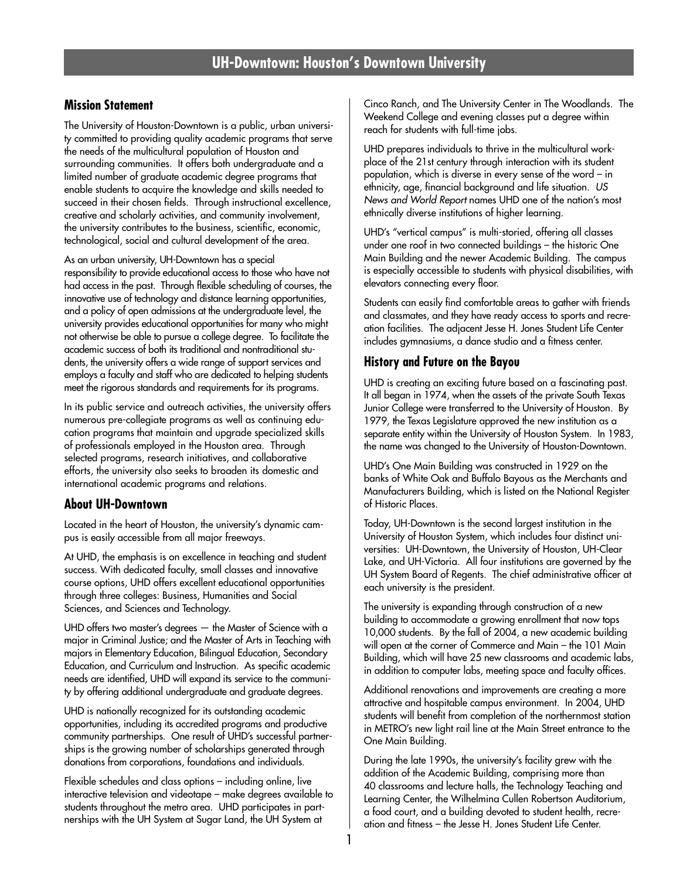# UH-Downtown: Houston's Downtown University

## Mission Statement

The University of Houston-Downtown is a public, urban university committed to providing quality academic programs that serve the needs of the multicultural population of Houston and surrounding communities. It offers both undergraduate and a limited number of graduate academic degree programs that enable students to acquire the knowledge and skills needed to succeed in their chosen fields. Through instructional excellence, creative and scholarly activities, and community involvement, the university contributes to the business, scientific, economic, technological, social and cultural development of the area.

As an urban university, UH-Downtown has a special responsibility to provide educational access to those who have not had access in the past. Through flexible scheduling of courses, the innovative use of technology and distance learning opportunities, and a policy of open admissions at the undergraduate level, the university provides educational opportunities for many who might not otherwise be able to pursue a college degree. To facilitate the academic success of both its traditional and nontraditional students, the university offers a wide range of support services and employs a faculty and staff who are dedicated to helping students meet the rigorous standards and requirements for its programs.

In its public service and outreach activities, the university offers numerous pre-collegiate programs as well as continuing education programs that maintain and upgrade specialized skills of professionals employed in the Houston area. Through selected programs, research initiatives, and collaborative efforts, the university also seeks to broaden its domestic and international academic programs and relations.

## About UH-Downtown

Located in the heart of Houston, the university's dynamic campus is easily accessible from all major freeways.

At UHD, the emphasis is on excellence in teaching and student success. With dedicated faculty, small classes and innovative course options, UHD offers excellent educational opportunities through three colleges: Business, Humanities and Social Sciences, and Sciences and Technology.

UHD offers two master's degrees — the Master of Science with a major in Criminal Justice; and the Master of Arts in Teaching with majors in Elementary Education, Bilingual Education, Secondary Education, and Curriculum and Instruction. As specific academic needs are identified, UHD will expand its service to the community by offering additional undergraduate and graduate degrees.

UHD is nationally recognized for its outstanding academic opportunities, including its accredited programs and productive community partnerships. One result of UHD's successful partnerships is the growing number of scholarships generated through donations from corporations, foundations and individuals.

Flexible schedules and class options – including online, live interactive television and videotape – make degrees available to students throughout the metro area. UHD participates in partnerships with the UH System at Sugar Land, the UH System at Cinco Ranch, and The University Center in The Woodlands. The Weekend College and evening classes put a degree within reach for students with full-time jobs.

UHD prepares individuals to thrive in the multicultural workplace of the 21st century through interaction with its student population, which is diverse in every sense of the word – in ethnicity, age, financial background and life situation. *US News and World Report* names UHD one of the nation's most ethnically diverse institutions of higher learning.

UHD's "vertical campus" is multi-storied, offering all classes under one roof in two connected buildings – the historic One Main Building and the newer Academic Building. The campus is especially accessible to students with physical disabilities, with elevators connecting every floor.

Students can easily find comfortable areas to gather with friends and classmates, and they have ready access to sports and recreation facilities. The adjacent Jesse H. Jones Student Life Center includes gymnasiums, a dance studio and a fitness center.

## History and Future on the Bayou

UHD is creating an exciting future based on a fascinating past. It all began in 1974, when the assets of the private South Texas Junior College were transferred to the University of Houston. By 1979, the Texas Legislature approved the new institution as a separate entity within the University of Houston System. In 1983, the name was changed to the University of Houston-Downtown.

UHD's One Main Building was constructed in 1929 on the banks of White Oak and Buffalo Bayous as the Merchants and Manufacturers Building, which is listed on the National Register of Historic Places.

Today, UH-Downtown is the second largest institution in the University of Houston System, which includes four distinct universities: UH-Downtown, the University of Houston, UH-Clear Lake, and UH-Victoria. All four institutions are governed by the UH System Board of Regents. The chief administrative officer at each university is the president.

The university is expanding through construction of a new building to accommodate a growing enrollment that now tops 10,000 students. By the fall of 2004, a new academic building will open at the corner of Commerce and Main – the 101 Main Building, which will have 25 new classrooms and academic labs, in addition to computer labs, meeting space and faculty offices.

Additional renovations and improvements are creating a more attractive and hospitable campus environment. In 2004, UHD students will benefit from completion of the northernmost station in METRO's new light rail line at the Main Street entrance to the One Main Building.

During the late 1990s, the university's facility grew with the addition of the Academic Building, comprising more than 40 classrooms and lecture halls, the Technology Teaching and Learning Center, the Wilhelmina Cullen Robertson Auditorium, a food court, and a building devoted to student health, recreation and fitness – the Jesse H. Jones Student Life Center.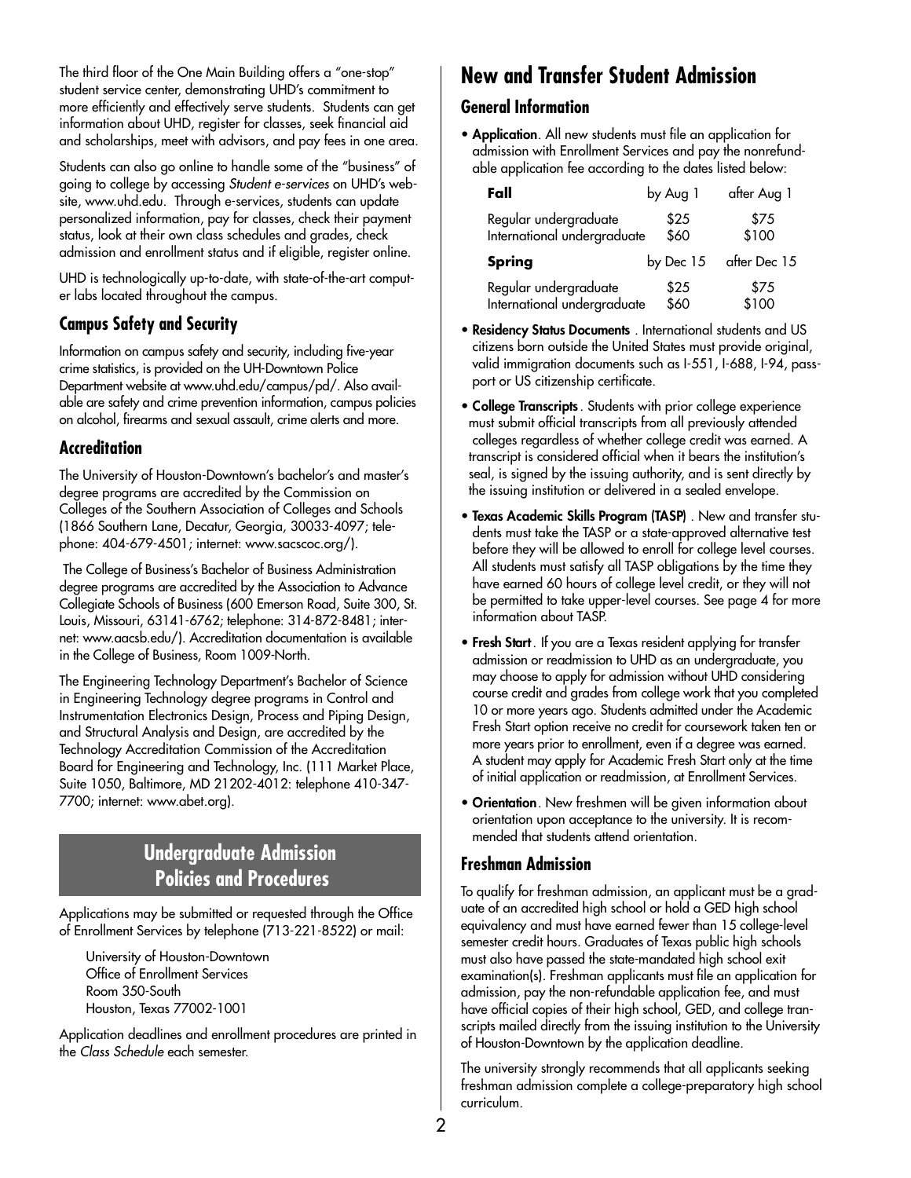The third floor of the One Main Building offers a "one-stop" student service center, demonstrating UHD's commitment to more efficiently and effectively serve students. Students can get information about UHD, register for classes, seek financial aid and scholarships, meet with advisors, and pay fees in one area.

Students can also go online to handle some of the "business" of going to college by accessing *Student e-services* on UHD's website, www.uhd.edu. Through e-services, students can update personalized information, pay for classes, check their payment status, look at their own class schedules and grades, check admission and enrollment status and if eligible, register online.

UHD is technologically up-to-date, with state-of-the-art computer labs located throughout the campus.

### Campus Safety and Security

Information on campus safety and security, including five-year crime statistics, is provided on the UH-Downtown Police Department website at www.uhd.edu/campus/pd/. Also available are safety and crime prevention information, campus policies on alcohol, firearms and sexual assault, crime alerts and more.

### Accreditation

The University of Houston-Downtown's bachelor's and master's degree programs are accredited by the Commission on Colleges of the Southern Association of Colleges and Schools (1866 Southern Lane, Decatur, Georgia, 30033-4097; telephone: 404-679-4501; internet: www.sacscoc.org/).

The College of Business's Bachelor of Business Administration degree programs are accredited by the Association to Advance Collegiate Schools of Business (600 Emerson Road, Suite 300, St. Louis, Missouri, 63141-6762; telephone: 314-872-8481; internet: www.aacsb.edu/). Accreditation documentation is available in the College of Business, Room 1009-North.

The Engineering Technology Department's Bachelor of Science in Engineering Technology degree programs in Control and Instrumentation Electronics Design, Process and Piping Design, and Structural Analysis and Design, are accredited by the Technology Accreditation Commission of the Accreditation Board for Engineering and Technology, Inc. (111 Market Place, Suite 1050, Baltimore, MD 21202-4012: telephone 410-347-7700; internet: www.abet.org).

## Undergraduate Admission Policies and Procedures

Applications may be submitted or requested through the Office of Enrollment Services by telephone (713-221-8522) or mail:

University of Houston-Downtown
Office of Enrollment Services
Room 350-South
Houston, Texas 77002-1001

Application deadlines and enrollment procedures are printed in the *Class Schedule* each semester.

## New and Transfer Student Admission

### General Information

- **Application**. All new students must file an application for admission with Enrollment Services and pay the nonrefundable application fee according to the dates listed below:

| **Fall** | by Aug 1 | after Aug 1 |
|---|---|---|
| Regular undergraduate | $25 | $75 |
| International undergraduate | $60 | $100 |
| **Spring** | by Dec 15 | after Dec 15 |
| Regular undergraduate | $25 | $75 |
| International undergraduate | $60 | $100 |

- **Residency Status Documents** . International students and US citizens born outside the United States must provide original, valid immigration documents such as I-551, I-688, I-94, passport or US citizenship certificate.
- **College Transcripts**. Students with prior college experience must submit official transcripts from all previously attended colleges regardless of whether college credit was earned. A transcript is considered official when it bears the institution's seal, is signed by the issuing authority, and is sent directly by the issuing institution or delivered in a sealed envelope.
- **Texas Academic Skills Program (TASP)** . New and transfer students must take the TASP or a state-approved alternative test before they will be allowed to enroll for college level courses. All students must satisfy all TASP obligations by the time they have earned 60 hours of college level credit, or they will not be permitted to take upper-level courses. See page 4 for more information about TASP.
- **Fresh Start**. If you are a Texas resident applying for transfer admission or readmission to UHD as an undergraduate, you may choose to apply for admission without UHD considering course credit and grades from college work that you completed 10 or more years ago. Students admitted under the Academic Fresh Start option receive no credit for coursework taken ten or more years prior to enrollment, even if a degree was earned. A student may apply for Academic Fresh Start only at the time of initial application or readmission, at Enrollment Services.
- **Orientation**. New freshmen will be given information about orientation upon acceptance to the university. It is recommended that students attend orientation.

### Freshman Admission

To qualify for freshman admission, an applicant must be a graduate of an accredited high school or hold a GED high school equivalency and must have earned fewer than 15 college-level semester credit hours. Graduates of Texas public high schools must also have passed the state-mandated high school exit examination(s). Freshman applicants must file an application for admission, pay the non-refundable application fee, and must have official copies of their high school, GED, and college transcripts mailed directly from the issuing institution to the University of Houston-Downtown by the application deadline.

The university strongly recommends that all applicants seeking freshman admission complete a college-preparatory high school curriculum.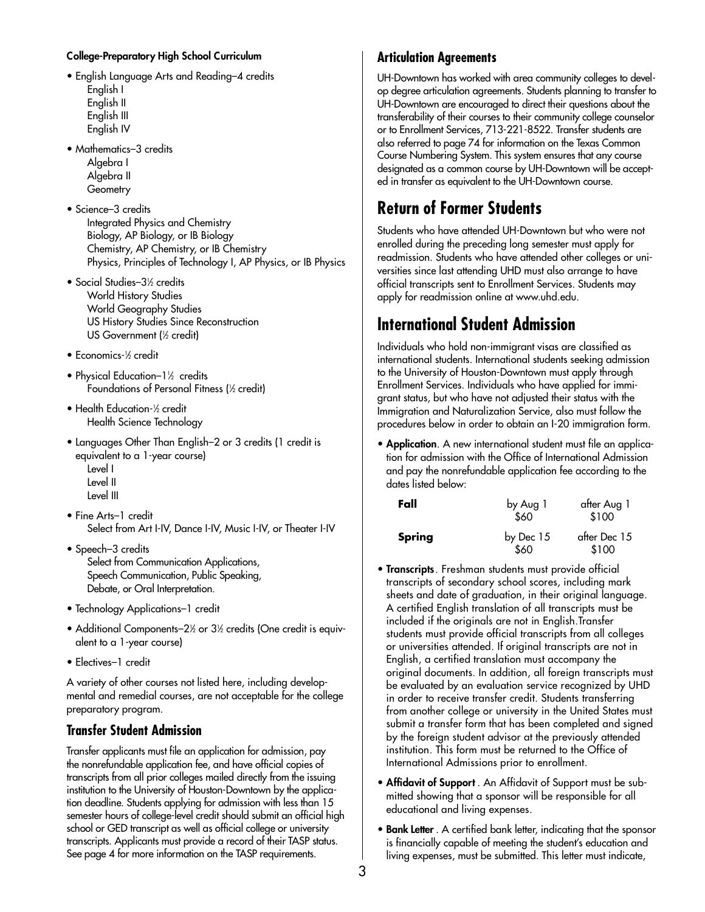**College-Preparatory High School Curriculum**

- English Language Arts and Reading–4 credits
  - English I
  - English II
  - English III
  - English IV
- Mathematics–3 credits
  - Algebra I
  - Algebra II
  - Geometry
- Science–3 credits
  - Integrated Physics and Chemistry
  - Biology, AP Biology, or IB Biology
  - Chemistry, AP Chemistry, or IB Chemistry
  - Physics, Principles of Technology I, AP Physics, or IB Physics
- Social Studies–3½ credits
  - World History Studies
  - World Geography Studies
  - US History Studies Since Reconstruction
  - US Government (½ credit)
- Economics-½ credit
- Physical Education–1½ credits
  - Foundations of Personal Fitness (½ credit)
- Health Education-½ credit
  - Health Science Technology
- Languages Other Than English–2 or 3 credits (1 credit is equivalent to a 1-year course)
  - Level I
  - Level II
  - Level III
- Fine Arts–1 credit
  - Select from Art I-IV, Dance I-IV, Music I-IV, or Theater I-IV
- Speech–3 credits
  - Select from Communication Applications, Speech Communication, Public Speaking, Debate, or Oral Interpretation.
- Technology Applications–1 credit
- Additional Components–2½ or 3½ credits (One credit is equivalent to a 1-year course)
- Electives–1 credit

A variety of other courses not listed here, including developmental and remedial courses, are not acceptable for the college preparatory program.

### Transfer Student Admission

Transfer applicants must file an application for admission, pay the nonrefundable application fee, and have official copies of transcripts from all prior colleges mailed directly from the issuing institution to the University of Houston-Downtown by the application deadline. Students applying for admission with less than 15 semester hours of college-level credit should submit an official high school or GED transcript as well as official college or university transcripts. Applicants must provide a record of their TASP status. See page 4 for more information on the TASP requirements.

### Articulation Agreements

UH-Downtown has worked with area community colleges to develop degree articulation agreements. Students planning to transfer to UH-Downtown are encouraged to direct their questions about the transferability of their courses to their community college counselor or to Enrollment Services, 713-221-8522. Transfer students are also referred to page 74 for information on the Texas Common Course Numbering System. This system ensures that any course designated as a common course by UH-Downtown will be accepted in transfer as equivalent to the UH-Downtown course.

## Return of Former Students

Students who have attended UH-Downtown but who were not enrolled during the preceding long semester must apply for readmission. Students who have attended other colleges or universities since last attending UHD must also arrange to have official transcripts sent to Enrollment Services. Students may apply for readmission online at www.uhd.edu.

## International Student Admission

Individuals who hold non-immigrant visas are classified as international students. International students seeking admission to the University of Houston-Downtown must apply through Enrollment Services. Individuals who have applied for immigrant status, but who have not adjusted their status with the Immigration and Naturalization Service, also must follow the procedures below in order to obtain an I-20 immigration form.

- **Application**. A new international student must file an application for admission with the Office of International Admission and pay the nonrefundable application fee according to the dates listed below:

| | | |
|---|---|---|
| **Fall** | by Aug 1<br>$60 | after Aug 1<br>$100 |
| **Spring** | by Dec 15<br>$60 | after Dec 15<br>$100 |

- **Transcripts**. Freshman students must provide official transcripts of secondary school scores, including mark sheets and date of graduation, in their original language. A certified English translation of all transcripts must be included if the originals are not in English.Transfer students must provide official transcripts from all colleges or universities attended. If original transcripts are not in English, a certified translation must accompany the original documents. In addition, all foreign transcripts must be evaluated by an evaluation service recognized by UHD in order to receive transfer credit. Students transferring from another college or university in the United States must submit a transfer form that has been completed and signed by the foreign student advisor at the previously attended institution. This form must be returned to the Office of International Admissions prior to enrollment.
- **Affidavit of Support**. An Affidavit of Support must be submitted showing that a sponsor will be responsible for all educational and living expenses.
- **Bank Letter**. A certified bank letter, indicating that the sponsor is financially capable of meeting the student's education and living expenses, must be submitted. This letter must indicate,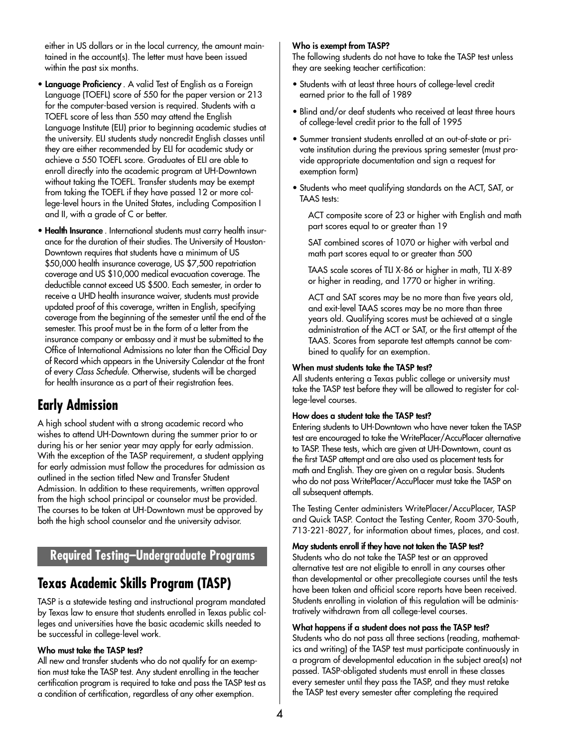either in US dollars or in the local currency, the amount maintained in the account(s). The letter must have been issued within the past six months.

- **Language Proficiency**. A valid Test of English as a Foreign Language (TOEFL) score of 550 for the paper version or 213 for the computer-based version is required. Students with a TOEFL score of less than 550 may attend the English Language Institute (ELI) prior to beginning academic studies at the university. ELI students study noncredit English classes until they are either recommended by ELI for academic study or achieve a 550 TOEFL score. Graduates of ELI are able to enroll directly into the academic program at UH-Downtown without taking the TOEFL. Transfer students may be exempt from taking the TOEFL if they have passed 12 or more college-level hours in the United States, including Composition I and II, with a grade of C or better.
- **Health Insurance**. International students must carry health insurance for the duration of their studies. The University of Houston-Downtown requires that students have a minimum of US $50,000 health insurance coverage, US $7,500 repatriation coverage and US $10,000 medical evacuation coverage. The deductible cannot exceed US $500. Each semester, in order to receive a UHD health insurance waiver, students must provide updated proof of this coverage, written in English, specifying coverage from the beginning of the semester until the end of the semester. This proof must be in the form of a letter from the insurance company or embassy and it must be submitted to the Office of International Admissions no later than the Official Day of Record which appears in the University Calendar at the front of every *Class Schedule*. Otherwise, students will be charged for health insurance as a part of their registration fees.

## Early Admission

A high school student with a strong academic record who wishes to attend UH-Downtown during the summer prior to or during his or her senior year may apply for early admission. With the exception of the TASP requirement, a student applying for early admission must follow the procedures for admission as outlined in the section titled New and Transfer Student Admission. In addition to these requirements, written approval from the high school principal or counselor must be provided. The courses to be taken at UH-Downtown must be approved by both the high school counselor and the university advisor.

# Required Testing–Undergraduate Programs

## Texas Academic Skills Program (TASP)

TASP is a statewide testing and instructional program mandated by Texas law to ensure that students enrolled in Texas public colleges and universities have the basic academic skills needed to be successful in college-level work.

#### Who must take the TASP test?

All new and transfer students who do not qualify for an exemption must take the TASP test. Any student enrolling in the teacher certification program is required to take and pass the TASP test as a condition of certification, regardless of any other exemption.

#### Who is exempt from TASP?

The following students do not have to take the TASP test unless they are seeking teacher certification:

- Students with at least three hours of college-level credit earned prior to the fall of 1989
- Blind and/or deaf students who received at least three hours of college-level credit prior to the fall of 1995
- Summer transient students enrolled at an out-of-state or private institution during the previous spring semester (must provide appropriate documentation and sign a request for exemption form)
- Students who meet qualifying standards on the ACT, SAT, or TAAS tests:

  ACT composite score of 23 or higher with English and math part scores equal to or greater than 19

  SAT combined scores of 1070 or higher with verbal and math part scores equal to or greater than 500

  TAAS scale scores of TLI X-86 or higher in math, TLI X-89 or higher in reading, and 1770 or higher in writing.

  ACT and SAT scores may be no more than five years old, and exit-level TAAS scores may be no more than three years old. Qualifying scores must be achieved at a single administration of the ACT or SAT, or the first attempt of the TAAS. Scores from separate test attempts cannot be combined to qualify for an exemption.

#### When must students take the TASP test?

All students entering a Texas public college or university must take the TASP test before they will be allowed to register for college-level courses.

#### How does a student take the TASP test?

Entering students to UH-Downtown who have never taken the TASP test are encouraged to take the WritePlacer/AccuPlacer alternative to TASP. These tests, which are given at UH-Downtown, count as the first TASP attempt and are also used as placement tests for math and English. They are given on a regular basis. Students who do not pass WritePlacer/AccuPlacer must take the TASP on all subsequent attempts.

The Testing Center administers WritePlacer/AccuPlacer, TASP and Quick TASP. Contact the Testing Center, Room 370-South, 713-221-8027, for information about times, places, and cost.

#### May students enroll if they have not taken the TASP test?

Students who do not take the TASP test or an approved alternative test are not eligible to enroll in any courses other than developmental or other precollegiate courses until the tests have been taken and official score reports have been received. Students enrolling in violation of this regulation will be administratively withdrawn from all college-level courses.

#### What happens if a student does not pass the TASP test?

Students who do not pass all three sections (reading, mathematics and writing) of the TASP test must participate continuously in a program of developmental education in the subject area(s) not passed. TASP-obligated students must enroll in these classes every semester until they pass the TASP, and they must retake the TASP test every semester after completing the required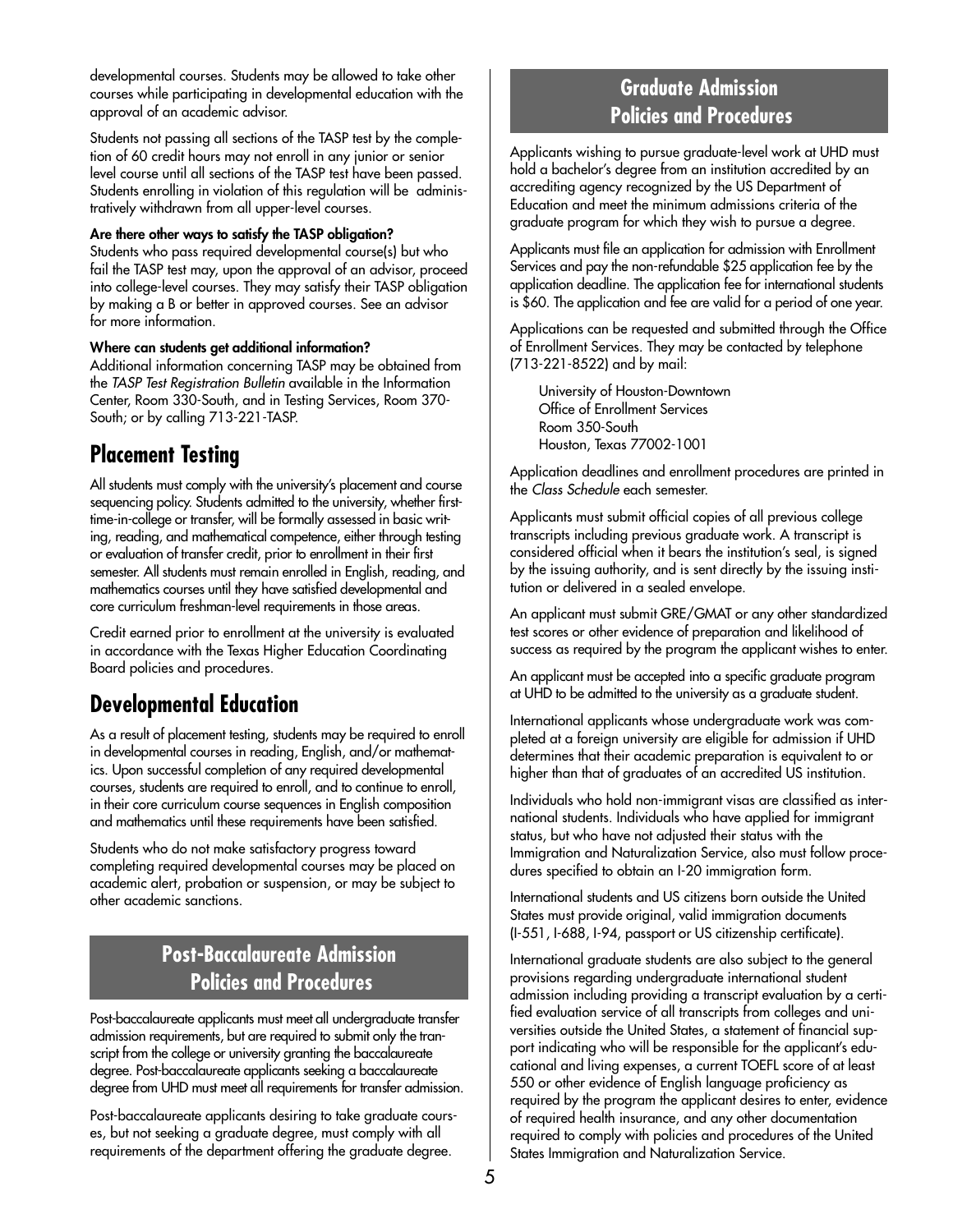developmental courses. Students may be allowed to take other courses while participating in developmental education with the approval of an academic advisor.

Students not passing all sections of the TASP test by the completion of 60 credit hours may not enroll in any junior or senior level course until all sections of the TASP test have been passed. Students enrolling in violation of this regulation will be administratively withdrawn from all upper-level courses.

**Are there other ways to satisfy the TASP obligation?**
Students who pass required developmental course(s) but who fail the TASP test may, upon the approval of an advisor, proceed into college-level courses. They may satisfy their TASP obligation by making a B or better in approved courses. See an advisor for more information.

**Where can students get additional information?**
Additional information concerning TASP may be obtained from the *TASP Test Registration Bulletin* available in the Information Center, Room 330-South, and in Testing Services, Room 370-South; or by calling 713-221-TASP.

## Placement Testing

All students must comply with the university's placement and course sequencing policy. Students admitted to the university, whether first-time-in-college or transfer, will be formally assessed in basic writing, reading, and mathematical competence, either through testing or evaluation of transfer credit, prior to enrollment in their first semester. All students must remain enrolled in English, reading, and mathematics courses until they have satisfied developmental and core curriculum freshman-level requirements in those areas.

Credit earned prior to enrollment at the university is evaluated in accordance with the Texas Higher Education Coordinating Board policies and procedures.

## Developmental Education

As a result of placement testing, students may be required to enroll in developmental courses in reading, English, and/or mathematics. Upon successful completion of any required developmental courses, students are required to enroll, and to continue to enroll, in their core curriculum course sequences in English composition and mathematics until these requirements have been satisfied.

Students who do not make satisfactory progress toward completing required developmental courses may be placed on academic alert, probation or suspension, or may be subject to other academic sanctions.

# Post-Baccalaureate Admission Policies and Procedures

Post-baccalaureate applicants must meet all undergraduate transfer admission requirements, but are required to submit only the transcript from the college or university granting the baccalaureate degree. Post-baccalaureate applicants seeking a baccalaureate degree from UHD must meet all requirements for transfer admission.

Post-baccalaureate applicants desiring to take graduate courses, but not seeking a graduate degree, must comply with all requirements of the department offering the graduate degree.

# Graduate Admission Policies and Procedures

Applicants wishing to pursue graduate-level work at UHD must hold a bachelor's degree from an institution accredited by an accrediting agency recognized by the US Department of Education and meet the minimum admissions criteria of the graduate program for which they wish to pursue a degree.

Applicants must file an application for admission with Enrollment Services and pay the non-refundable $25 application fee by the application deadline. The application fee for international students is $60. The application and fee are valid for a period of one year.

Applications can be requested and submitted through the Office of Enrollment Services. They may be contacted by telephone (713-221-8522) and by mail:

University of Houston-Downtown
Office of Enrollment Services
Room 350-South
Houston, Texas 77002-1001

Application deadlines and enrollment procedures are printed in the *Class Schedule* each semester.

Applicants must submit official copies of all previous college transcripts including previous graduate work. A transcript is considered official when it bears the institution's seal, is signed by the issuing authority, and is sent directly by the issuing institution or delivered in a sealed envelope.

An applicant must submit GRE/GMAT or any other standardized test scores or other evidence of preparation and likelihood of success as required by the program the applicant wishes to enter.

An applicant must be accepted into a specific graduate program at UHD to be admitted to the university as a graduate student.

International applicants whose undergraduate work was completed at a foreign university are eligible for admission if UHD determines that their academic preparation is equivalent to or higher than that of graduates of an accredited US institution.

Individuals who hold non-immigrant visas are classified as international students. Individuals who have applied for immigrant status, but who have not adjusted their status with the Immigration and Naturalization Service, also must follow procedures specified to obtain an I-20 immigration form.

International students and US citizens born outside the United States must provide original, valid immigration documents (I-551, I-688, I-94, passport or US citizenship certificate).

International graduate students are also subject to the general provisions regarding undergraduate international student admission including providing a transcript evaluation by a certified evaluation service of all transcripts from colleges and universities outside the United States, a statement of financial support indicating who will be responsible for the applicant's educational and living expenses, a current TOEFL score of at least 550 or other evidence of English language proficiency as required by the program the applicant desires to enter, evidence of required health insurance, and any other documentation required to comply with policies and procedures of the United States Immigration and Naturalization Service.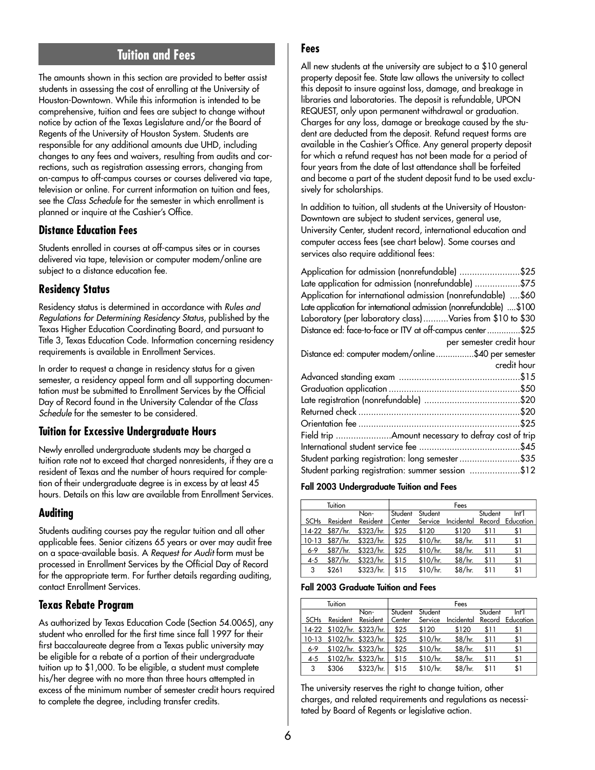## Tuition and Fees

The amounts shown in this section are provided to better assist students in assessing the cost of enrolling at the University of Houston-Downtown. While this information is intended to be comprehensive, tuition and fees are subject to change without notice by action of the Texas Legislature and/or the Board of Regents of the University of Houston System. Students are responsible for any additional amounts due UHD, including changes to any fees and waivers, resulting from audits and corrections, such as registration assessing errors, changing from on-campus to off-campus courses or courses delivered via tape, television or online. For current information on tuition and fees, see the *Class Schedule* for the semester in which enrollment is planned or inquire at the Cashier's Office.

### Distance Education Fees

Students enrolled in courses at off-campus sites or in courses delivered via tape, television or computer modem/online are subject to a distance education fee.

### Residency Status

Residency status is determined in accordance with *Rules and Regulations for Determining Residency Status*, published by the Texas Higher Education Coordinating Board, and pursuant to Title 3, Texas Education Code. Information concerning residency requirements is available in Enrollment Services.

In order to request a change in residency status for a given semester, a residency appeal form and all supporting documentation must be submitted to Enrollment Services by the Official Day of Record found in the University Calendar of the *Class Schedule* for the semester to be considered.

### Tuition for Excessive Undergraduate Hours

Newly enrolled undergraduate students may be charged a tuition rate not to exceed that charged nonresidents, if they are a resident of Texas and the number of hours required for completion of their undergraduate degree is in excess by at least 45 hours. Details on this law are available from Enrollment Services.

### Auditing

Students auditing courses pay the regular tuition and all other applicable fees. Senior citizens 65 years or over may audit free on a space-available basis. A *Request for Audit* form must be processed in Enrollment Services by the Official Day of Record for the appropriate term. For further details regarding auditing, contact Enrollment Services.

### Texas Rebate Program

As authorized by Texas Education Code (Section 54.0065), any student who enrolled for the first time since fall 1997 for their first baccalaureate degree from a Texas public university may be eligible for a rebate of a portion of their undergraduate tuition up to $1,000. To be eligible, a student must complete his/her degree with no more than three hours attempted in excess of the minimum number of semester credit hours required to complete the degree, including transfer credits.

### Fees

All new students at the university are subject to a $10 general property deposit fee. State law allows the university to collect this deposit to insure against loss, damage, and breakage in libraries and laboratories. The deposit is refundable, UPON REQUEST, only upon permanent withdrawal or graduation. Charges for any loss, damage or breakage caused by the student are deducted from the deposit. Refund request forms are available in the Cashier's Office. Any general property deposit for which a refund request has not been made for a period of four years from the date of last attendance shall be forfeited and become a part of the student deposit fund to be used exclusively for scholarships.

In addition to tuition, all students at the University of Houston-Downtown are subject to student services, general use, University Center, student record, international education and computer access fees (see chart below). Some courses and services also require additional fees:

- Application for admission (nonrefundable) ........................$25
- Late application for admission (nonrefundable) ..................$75
- Application for international admission (nonrefundable) ....$60
- Late application for international admission (nonrefundable) ....$100
- Laboratory (per laboratory class)..........Varies from $10 to $30
- Distance ed: face-to-face or ITV at off-campus center..............$25 per semester credit hour
- Distance ed: computer modem/online................$40 per semester credit hour
- Advanced standing exam ................................................$15
- Graduation application ....................................................$50
- Late registration (nonrefundable) ......................................$20
- Returned check ................................................................$20
- Orientation fee ................................................................$25
- Field trip ......................Amount necessary to defray cost of trip
- International student service fee ........................................$45
- Student parking registration: long semester ........................$35
- Student parking registration: summer session ....................$12

**Fall 2003 Undergraduate Tuition and Fees**

| Tuition | | | Fees | | | | |
|---|---|---|---|---|---|---|---|
| SCHs | Resident | Non-Resident | Student Center | Student Service | Incidental | Student Record | Int'l Education |
| 14-22 | $87/hr. | $323/hr. | $25 | $120 | $120 | $11 | $1 |
| 10-13 | $87/hr. | $323/hr. | $25 | $10/hr. | $8/hr. | $11 | $1 |
| 6-9 | $87/hr. | $323/hr. | $25 | $10/hr. | $8/hr. | $11 | $1 |
| 4-5 | $87/hr. | $323/hr. | $15 | $10/hr. | $8/hr. | $11 | $1 |
| 3 | $261 | $323/hr. | $15 | $10/hr. | $8/hr. | $11 | $1 |

**Fall 2003 Graduate Tuition and Fees**

| Tuition | | | Fees | | | | |
|---|---|---|---|---|---|---|---|
| SCHs | Resident | Non-Resident | Student Center | Student Service | Incidental | Student Record | Int'l Education |
| 14-22 | $102/hr. | $323/hr. | $25 | $120 | $120 | $11 | $1 |
| 10-13 | $102/hr. | $323/hr. | $25 | $10/hr. | $8/hr. | $11 | $1 |
| 6-9 | $102/hr. | $323/hr. | $25 | $10/hr. | $8/hr. | $11 | $1 |
| 4-5 | $102/hr. | $323/hr. | $15 | $10/hr. | $8/hr. | $11 | $1 |
| 3 | $306 | $323/hr. | $15 | $10/hr. | $8/hr. | $11 | $1 |

The university reserves the right to change tuition, other charges, and related requirements and regulations as necessitated by Board of Regents or legislative action.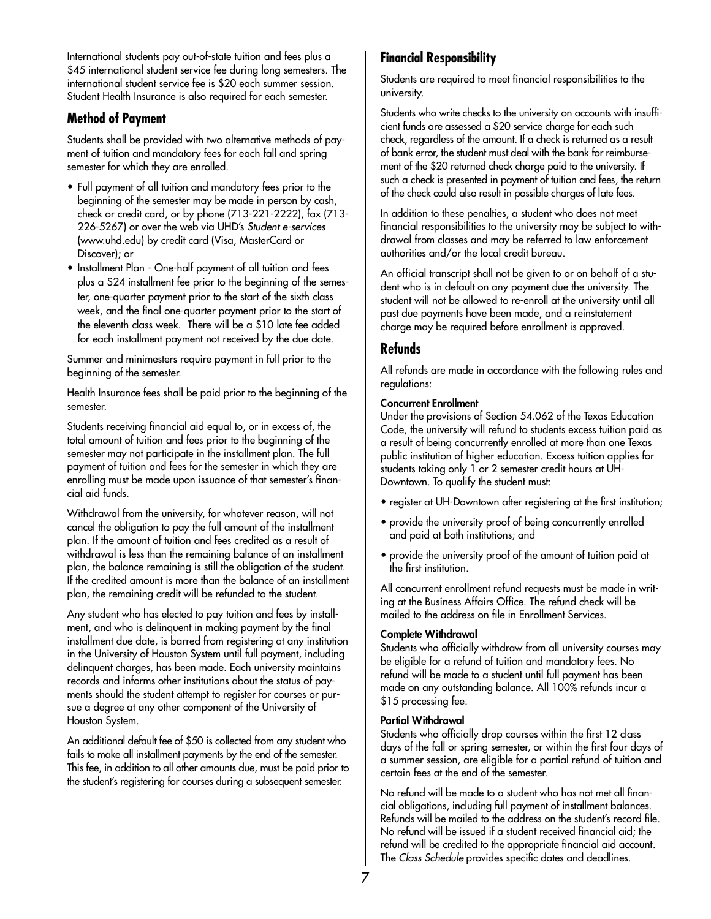International students pay out-of-state tuition and fees plus a $45 international student service fee during long semesters. The international student service fee is $20 each summer session. Student Health Insurance is also required for each semester.

## Method of Payment

Students shall be provided with two alternative methods of payment of tuition and mandatory fees for each fall and spring semester for which they are enrolled.

- Full payment of all tuition and mandatory fees prior to the beginning of the semester may be made in person by cash, check or credit card, or by phone (713-221-2222), fax (713-226-5267) or over the web via UHD's *Student e-services* (www.uhd.edu) by credit card (Visa, MasterCard or Discover); or
- Installment Plan - One-half payment of all tuition and fees plus a $24 installment fee prior to the beginning of the semester, one-quarter payment prior to the start of the sixth class week, and the final one-quarter payment prior to the start of the eleventh class week. There will be a $10 late fee added for each installment payment not received by the due date.

Summer and minimesters require payment in full prior to the beginning of the semester.

Health Insurance fees shall be paid prior to the beginning of the semester.

Students receiving financial aid equal to, or in excess of, the total amount of tuition and fees prior to the beginning of the semester may not participate in the installment plan. The full payment of tuition and fees for the semester in which they are enrolling must be made upon issuance of that semester's financial aid funds.

Withdrawal from the university, for whatever reason, will not cancel the obligation to pay the full amount of the installment plan. If the amount of tuition and fees credited as a result of withdrawal is less than the remaining balance of an installment plan, the balance remaining is still the obligation of the student. If the credited amount is more than the balance of an installment plan, the remaining credit will be refunded to the student.

Any student who has elected to pay tuition and fees by installment, and who is delinquent in making payment by the final installment due date, is barred from registering at any institution in the University of Houston System until full payment, including delinquent charges, has been made. Each university maintains records and informs other institutions about the status of payments should the student attempt to register for courses or pursue a degree at any other component of the University of Houston System.

An additional default fee of $50 is collected from any student who fails to make all installment payments by the end of the semester. This fee, in addition to all other amounts due, must be paid prior to the student's registering for courses during a subsequent semester.

## Financial Responsibility

Students are required to meet financial responsibilities to the university.

Students who write checks to the university on accounts with insufficient funds are assessed a $20 service charge for each such check, regardless of the amount. If a check is returned as a result of bank error, the student must deal with the bank for reimbursement of the $20 returned check charge paid to the university. If such a check is presented in payment of tuition and fees, the return of the check could also result in possible charges of late fees.

In addition to these penalties, a student who does not meet financial responsibilities to the university may be subject to withdrawal from classes and may be referred to law enforcement authorities and/or the local credit bureau.

An official transcript shall not be given to or on behalf of a student who is in default on any payment due the university. The student will not be allowed to re-enroll at the university until all past due payments have been made, and a reinstatement charge may be required before enrollment is approved.

## Refunds

All refunds are made in accordance with the following rules and regulations:

**Concurrent Enrollment**
Under the provisions of Section 54.062 of the Texas Education Code, the university will refund to students excess tuition paid as a result of being concurrently enrolled at more than one Texas public institution of higher education. Excess tuition applies for students taking only 1 or 2 semester credit hours at UH-Downtown. To qualify the student must:

- register at UH-Downtown after registering at the first institution;
- provide the university proof of being concurrently enrolled and paid at both institutions; and
- provide the university proof of the amount of tuition paid at the first institution.

All concurrent enrollment refund requests must be made in writing at the Business Affairs Office. The refund check will be mailed to the address on file in Enrollment Services.

**Complete Withdrawal**
Students who officially withdraw from all university courses may be eligible for a refund of tuition and mandatory fees. No refund will be made to a student until full payment has been made on any outstanding balance. All 100% refunds incur a $15 processing fee.

**Partial Withdrawal**
Students who officially drop courses within the first 12 class days of the fall or spring semester, or within the first four days of a summer session, are eligible for a partial refund of tuition and certain fees at the end of the semester.

No refund will be made to a student who has not met all financial obligations, including full payment of installment balances. Refunds will be mailed to the address on the student's record file. No refund will be issued if a student received financial aid; the refund will be credited to the appropriate financial aid account. The *Class Schedule* provides specific dates and deadlines.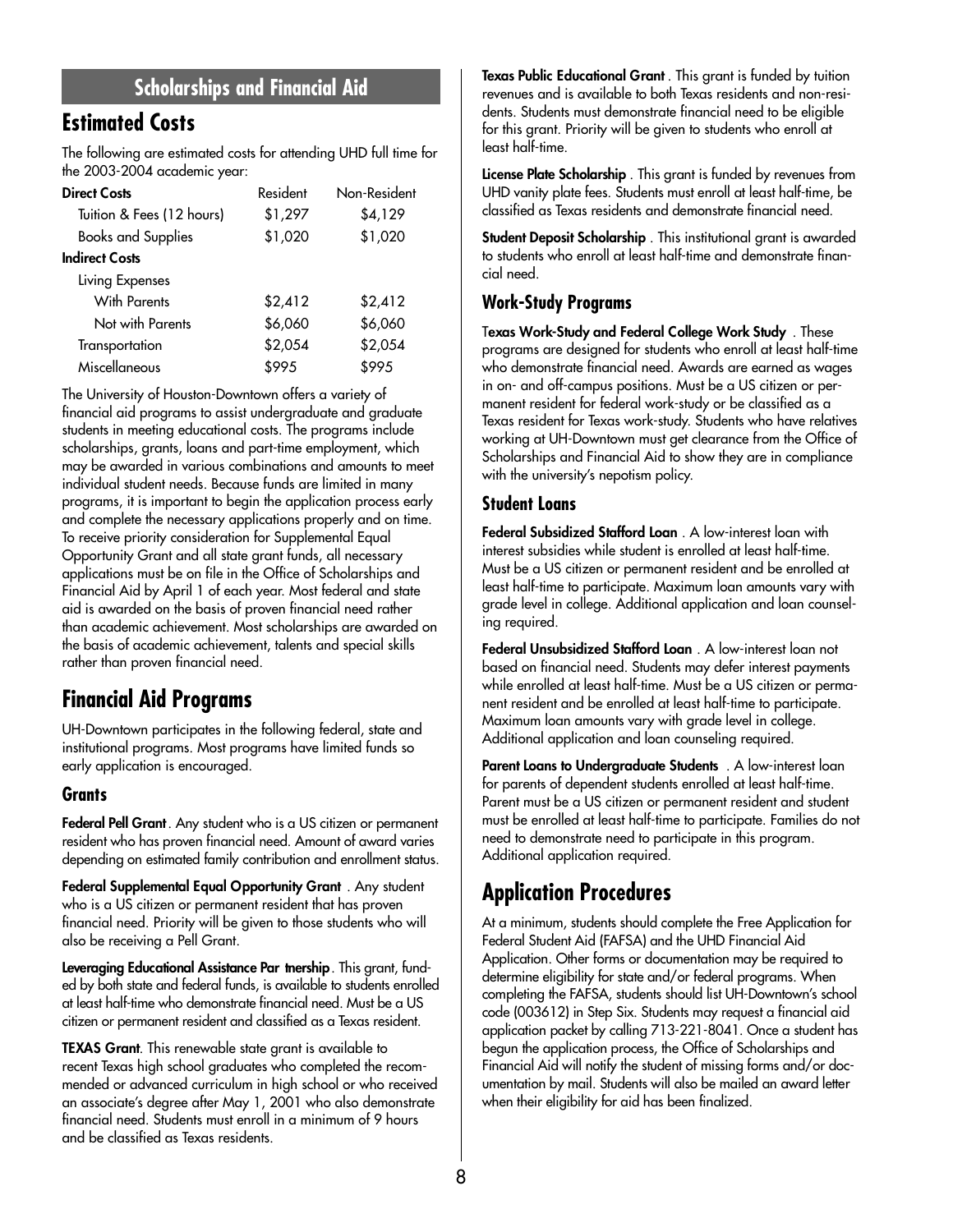## Scholarships and Financial Aid

# Estimated Costs

The following are estimated costs for attending UHD full time for the 2003-2004 academic year:

| Direct Costs | Resident | Non-Resident |
|---|---|---|
| Tuition & Fees (12 hours) | $1,297 | $4,129 |
| Books and Supplies | $1,020 | $1,020 |
| **Indirect Costs** | | |
| Living Expenses | | |
| With Parents | $2,412 | $2,412 |
| Not with Parents | $6,060 | $6,060 |
| Transportation | $2,054 | $2,054 |
| Miscellaneous | $995 | $995 |

The University of Houston-Downtown offers a variety of financial aid programs to assist undergraduate and graduate students in meeting educational costs. The programs include scholarships, grants, loans and part-time employment, which may be awarded in various combinations and amounts to meet individual student needs. Because funds are limited in many programs, it is important to begin the application process early and complete the necessary applications properly and on time. To receive priority consideration for Supplemental Equal Opportunity Grant and all state grant funds, all necessary applications must be on file in the Office of Scholarships and Financial Aid by April 1 of each year. Most federal and state aid is awarded on the basis of proven financial need rather than academic achievement. Most scholarships are awarded on the basis of academic achievement, talents and special skills rather than proven financial need.

# Financial Aid Programs

UH-Downtown participates in the following federal, state and institutional programs. Most programs have limited funds so early application is encouraged.

### Grants

**Federal Pell Grant**. Any student who is a US citizen or permanent resident who has proven financial need. Amount of award varies depending on estimated family contribution and enrollment status.

**Federal Supplemental Equal Opportunity Grant** . Any student who is a US citizen or permanent resident that has proven financial need. Priority will be given to those students who will also be receiving a Pell Grant.

**Leveraging Educational Assistance Partnership**. This grant, funded by both state and federal funds, is available to students enrolled at least half-time who demonstrate financial need. Must be a US citizen or permanent resident and classified as a Texas resident.

**TEXAS Grant**. This renewable state grant is available to recent Texas high school graduates who completed the recommended or advanced curriculum in high school or who received an associate's degree after May 1, 2001 who also demonstrate financial need. Students must enroll in a minimum of 9 hours and be classified as Texas residents.

**Texas Public Educational Grant** . This grant is funded by tuition revenues and is available to both Texas residents and non-residents. Students must demonstrate financial need to be eligible for this grant. Priority will be given to students who enroll at least half-time.

**License Plate Scholarship** . This grant is funded by revenues from UHD vanity plate fees. Students must enroll at least half-time, be classified as Texas residents and demonstrate financial need.

**Student Deposit Scholarship** . This institutional grant is awarded to students who enroll at least half-time and demonstrate financial need.

### Work-Study Programs

**Texas Work-Study and Federal College Work Study** . These programs are designed for students who enroll at least half-time who demonstrate financial need. Awards are earned as wages in on- and off-campus positions. Must be a US citizen or permanent resident for federal work-study or be classified as a Texas resident for Texas work-study. Students who have relatives working at UH-Downtown must get clearance from the Office of Scholarships and Financial Aid to show they are in compliance with the university's nepotism policy.

### Student Loans

**Federal Subsidized Stafford Loan** . A low-interest loan with interest subsidies while student is enrolled at least half-time. Must be a US citizen or permanent resident and be enrolled at least half-time to participate. Maximum loan amounts vary with grade level in college. Additional application and loan counseling required.

**Federal Unsubsidized Stafford Loan** . A low-interest loan not based on financial need. Students may defer interest payments while enrolled at least half-time. Must be a US citizen or permanent resident and be enrolled at least half-time to participate. Maximum loan amounts vary with grade level in college. Additional application and loan counseling required.

**Parent Loans to Undergraduate Students** . A low-interest loan for parents of dependent students enrolled at least half-time. Parent must be a US citizen or permanent resident and student must be enrolled at least half-time to participate. Families do not need to demonstrate need to participate in this program. Additional application required.

# Application Procedures

At a minimum, students should complete the Free Application for Federal Student Aid (FAFSA) and the UHD Financial Aid Application. Other forms or documentation may be required to determine eligibility for state and/or federal programs. When completing the FAFSA, students should list UH-Downtown's school code (003612) in Step Six. Students may request a financial aid application packet by calling 713-221-8041. Once a student has begun the application process, the Office of Scholarships and Financial Aid will notify the student of missing forms and/or documentation by mail. Students will also be mailed an award letter when their eligibility for aid has been finalized.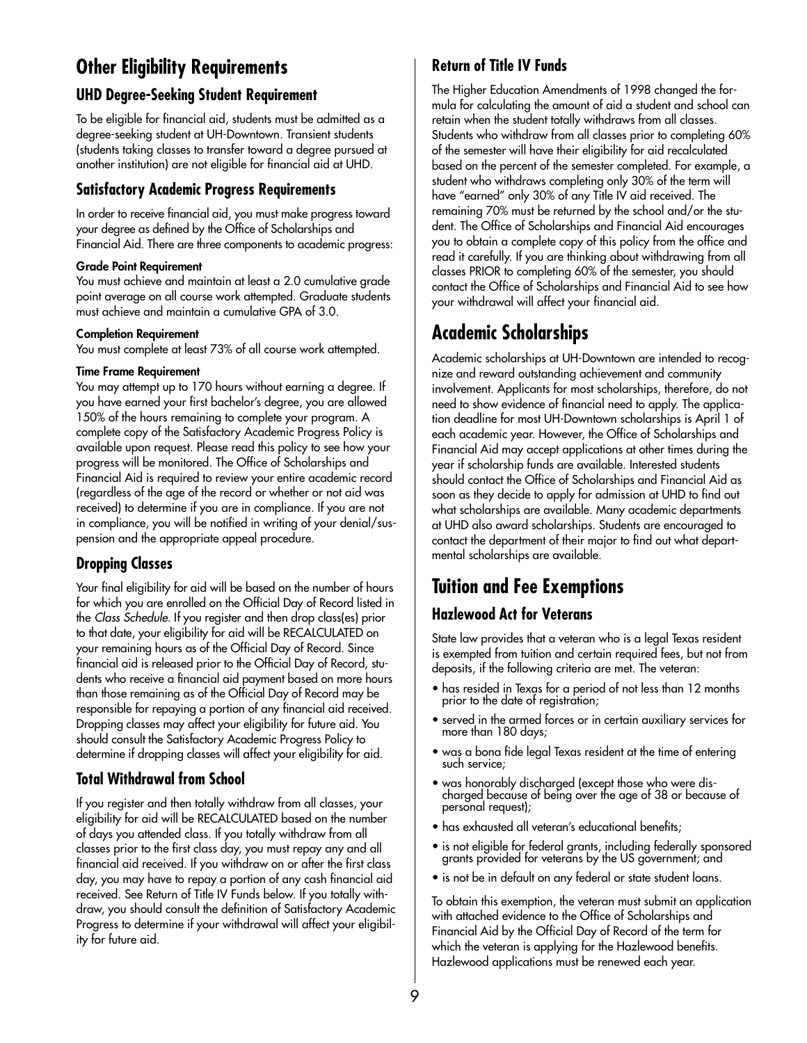## Other Eligibility Requirements

### UHD Degree-Seeking Student Requirement

To be eligible for financial aid, students must be admitted as a degree-seeking student at UH-Downtown. Transient students (students taking classes to transfer toward a degree pursued at another institution) are not eligible for financial aid at UHD.

### Satisfactory Academic Progress Requirements

In order to receive financial aid, you must make progress toward your degree as defined by the Office of Scholarships and Financial Aid. There are three components to academic progress:

**Grade Point Requirement**
You must achieve and maintain at least a 2.0 cumulative grade point average on all course work attempted. Graduate students must achieve and maintain a cumulative GPA of 3.0.

**Completion Requirement**
You must complete at least 73% of all course work attempted.

**Time Frame Requirement**
You may attempt up to 170 hours without earning a degree. If you have earned your first bachelor's degree, you are allowed 150% of the hours remaining to complete your program. A complete copy of the Satisfactory Academic Progress Policy is available upon request. Please read this policy to see how your progress will be monitored. The Office of Scholarships and Financial Aid is required to review your entire academic record (regardless of the age of the record or whether or not aid was received) to determine if you are in compliance. If you are not in compliance, you will be notified in writing of your denial/suspension and the appropriate appeal procedure.

### Dropping Classes

Your final eligibility for aid will be based on the number of hours for which you are enrolled on the Official Day of Record listed in the *Class Schedule*. If you register and then drop class(es) prior to that date, your eligibility for aid will be RECALCULATED on your remaining hours as of the Official Day of Record. Since financial aid is released prior to the Official Day of Record, students who receive a financial aid payment based on more hours than those remaining as of the Official Day of Record may be responsible for repaying a portion of any financial aid received. Dropping classes may affect your eligibility for future aid. You should consult the Satisfactory Academic Progress Policy to determine if dropping classes will affect your eligibility for aid.

### Total Withdrawal from School

If you register and then totally withdraw from all classes, your eligibility for aid will be RECALCULATED based on the number of days you attended class. If you totally withdraw from all classes prior to the first class day, you must repay any and all financial aid received. If you withdraw on or after the first class day, you may have to repay a portion of any cash financial aid received. See Return of Title IV Funds below. If you totally withdraw, you should consult the definition of Satisfactory Academic Progress to determine if your withdrawal will affect your eligibility for future aid.

### Return of Title IV Funds

The Higher Education Amendments of 1998 changed the formula for calculating the amount of aid a student and school can retain when the student totally withdraws from all classes. Students who withdraw from all classes prior to completing 60% of the semester will have their eligibility for aid recalculated based on the percent of the semester completed. For example, a student who withdraws completing only 30% of the term will have "earned" only 30% of any Title IV aid received. The remaining 70% must be returned by the school and/or the student. The Office of Scholarships and Financial Aid encourages you to obtain a complete copy of this policy from the office and read it carefully. If you are thinking about withdrawing from all classes PRIOR to completing 60% of the semester, you should contact the Office of Scholarships and Financial Aid to see how your withdrawal will affect your financial aid.

## Academic Scholarships

Academic scholarships at UH-Downtown are intended to recognize and reward outstanding achievement and community involvement. Applicants for most scholarships, therefore, do not need to show evidence of financial need to apply. The application deadline for most UH-Downtown scholarships is April 1 of each academic year. However, the Office of Scholarships and Financial Aid may accept applications at other times during the year if scholarship funds are available. Interested students should contact the Office of Scholarships and Financial Aid as soon as they decide to apply for admission at UHD to find out what scholarships are available. Many academic departments at UHD also award scholarships. Students are encouraged to contact the department of their major to find out what departmental scholarships are available.

## Tuition and Fee Exemptions

### Hazlewood Act for Veterans

State law provides that a veteran who is a legal Texas resident is exempted from tuition and certain required fees, but not from deposits, if the following criteria are met. The veteran:

- has resided in Texas for a period of not less than 12 months prior to the date of registration;
- served in the armed forces or in certain auxiliary services for more than 180 days;
- was a bona fide legal Texas resident at the time of entering such service;
- was honorably discharged (except those who were discharged because of being over the age of 38 or because of personal request);
- has exhausted all veteran's educational benefits;
- is not eligible for federal grants, including federally sponsored grants provided for veterans by the US government; and
- is not be in default on any federal or state student loans.

To obtain this exemption, the veteran must submit an application with attached evidence to the Office of Scholarships and Financial Aid by the Official Day of Record of the term for which the veteran is applying for the Hazlewood benefits. Hazlewood applications must be renewed each year.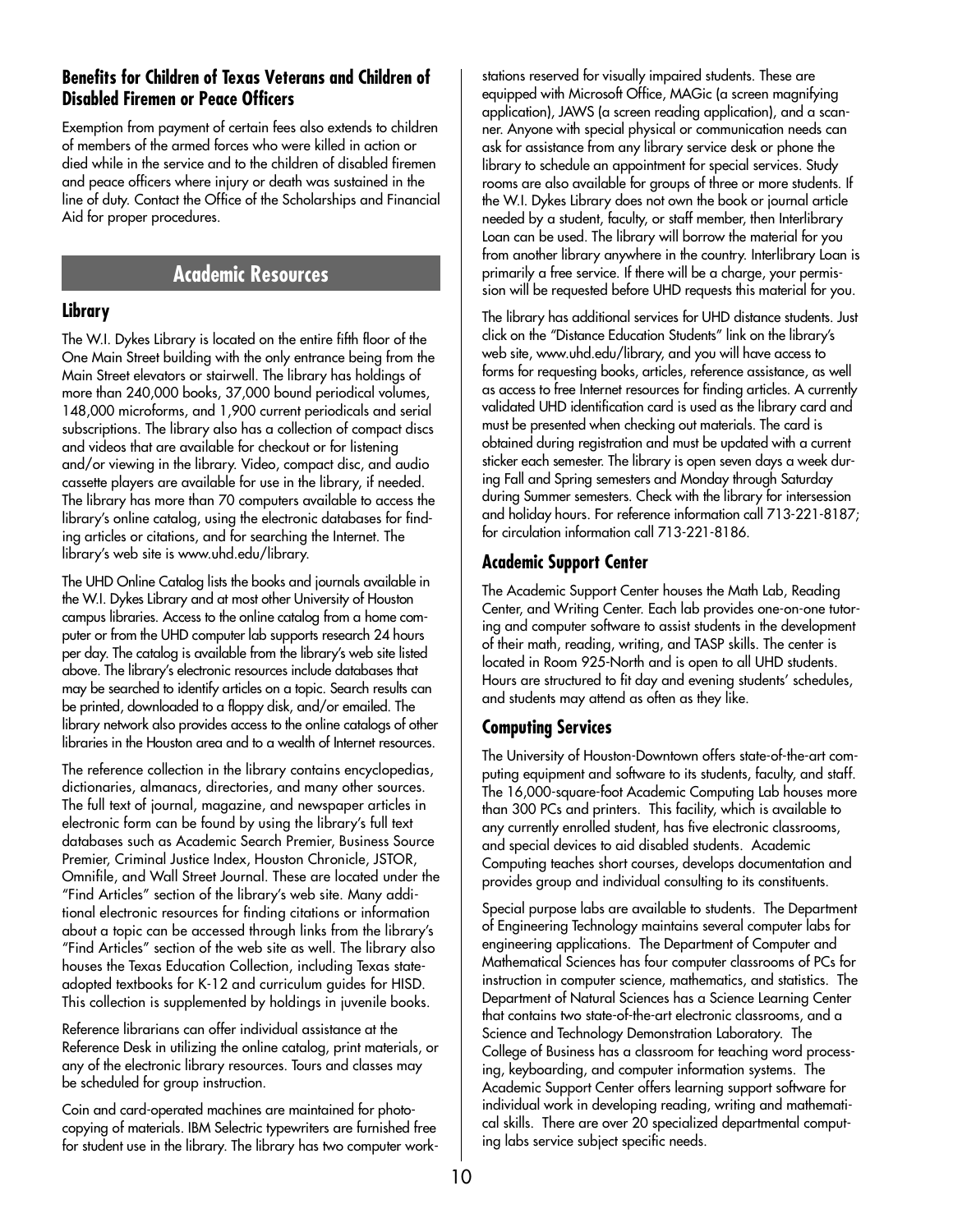### Benefits for Children of Texas Veterans and Children of Disabled Firemen or Peace Officers

Exemption from payment of certain fees also extends to children of members of the armed forces who were killed in action or died while in the service and to the children of disabled firemen and peace officers where injury or death was sustained in the line of duty. Contact the Office of the Scholarships and Financial Aid for proper procedures.

## Academic Resources

### Library

The W.I. Dykes Library is located on the entire fifth floor of the One Main Street building with the only entrance being from the Main Street elevators or stairwell. The library has holdings of more than 240,000 books, 37,000 bound periodical volumes, 148,000 microforms, and 1,900 current periodicals and serial subscriptions. The library also has a collection of compact discs and videos that are available for checkout or for listening and/or viewing in the library. Video, compact disc, and audio cassette players are available for use in the library, if needed. The library has more than 70 computers available to access the library's online catalog, using the electronic databases for finding articles or citations, and for searching the Internet. The library's web site is www.uhd.edu/library.

The UHD Online Catalog lists the books and journals available in the W.I. Dykes Library and at most other University of Houston campus libraries. Access to the online catalog from a home computer or from the UHD computer lab supports research 24 hours per day. The catalog is available from the library's web site listed above. The library's electronic resources include databases that may be searched to identify articles on a topic. Search results can be printed, downloaded to a floppy disk, and/or emailed. The library network also provides access to the online catalogs of other libraries in the Houston area and to a wealth of Internet resources.

The reference collection in the library contains encyclopedias, dictionaries, almanacs, directories, and many other sources. The full text of journal, magazine, and newspaper articles in electronic form can be found by using the library's full text databases such as Academic Search Premier, Business Source Premier, Criminal Justice Index, Houston Chronicle, JSTOR, Omnifile, and Wall Street Journal. These are located under the "Find Articles" section of the library's web site. Many additional electronic resources for finding citations or information about a topic can be accessed through links from the library's "Find Articles" section of the web site as well. The library also houses the Texas Education Collection, including Texas state-adopted textbooks for K-12 and curriculum guides for HISD. This collection is supplemented by holdings in juvenile books.

Reference librarians can offer individual assistance at the Reference Desk in utilizing the online catalog, print materials, or any of the electronic library resources. Tours and classes may be scheduled for group instruction.

Coin and card-operated machines are maintained for photocopying of materials. IBM Selectric typewriters are furnished free for student use in the library. The library has two computer workstations reserved for visually impaired students. These are equipped with Microsoft Office, MAGic (a screen magnifying application), JAWS (a screen reading application), and a scanner. Anyone with special physical or communication needs can ask for assistance from any library service desk or phone the library to schedule an appointment for special services. Study rooms are also available for groups of three or more students. If the W.I. Dykes Library does not own the book or journal article needed by a student, faculty, or staff member, then Interlibrary Loan can be used. The library will borrow the material for you from another library anywhere in the country. Interlibrary Loan is primarily a free service. If there will be a charge, your permission will be requested before UHD requests this material for you.

The library has additional services for UHD distance students. Just click on the "Distance Education Students" link on the library's web site, www.uhd.edu/library, and you will have access to forms for requesting books, articles, reference assistance, as well as access to free Internet resources for finding articles. A currently validated UHD identification card is used as the library card and must be presented when checking out materials. The card is obtained during registration and must be updated with a current sticker each semester. The library is open seven days a week during Fall and Spring semesters and Monday through Saturday during Summer semesters. Check with the library for intersession and holiday hours. For reference information call 713-221-8187; for circulation information call 713-221-8186.

### Academic Support Center

The Academic Support Center houses the Math Lab, Reading Center, and Writing Center. Each lab provides one-on-one tutoring and computer software to assist students in the development of their math, reading, writing, and TASP skills. The center is located in Room 925-North and is open to all UHD students. Hours are structured to fit day and evening students' schedules, and students may attend as often as they like.

### Computing Services

The University of Houston-Downtown offers state-of-the-art computing equipment and software to its students, faculty, and staff. The 16,000-square-foot Academic Computing Lab houses more than 300 PCs and printers. This facility, which is available to any currently enrolled student, has five electronic classrooms, and special devices to aid disabled students. Academic Computing teaches short courses, develops documentation and provides group and individual consulting to its constituents.

Special purpose labs are available to students. The Department of Engineering Technology maintains several computer labs for engineering applications. The Department of Computer and Mathematical Sciences has four computer classrooms of PCs for instruction in computer science, mathematics, and statistics. The Department of Natural Sciences has a Science Learning Center that contains two state-of-the-art electronic classrooms, and a Science and Technology Demonstration Laboratory. The College of Business has a classroom for teaching word processing, keyboarding, and computer information systems. The Academic Support Center offers learning support software for individual work in developing reading, writing and mathematical skills. There are over 20 specialized departmental computing labs service subject specific needs.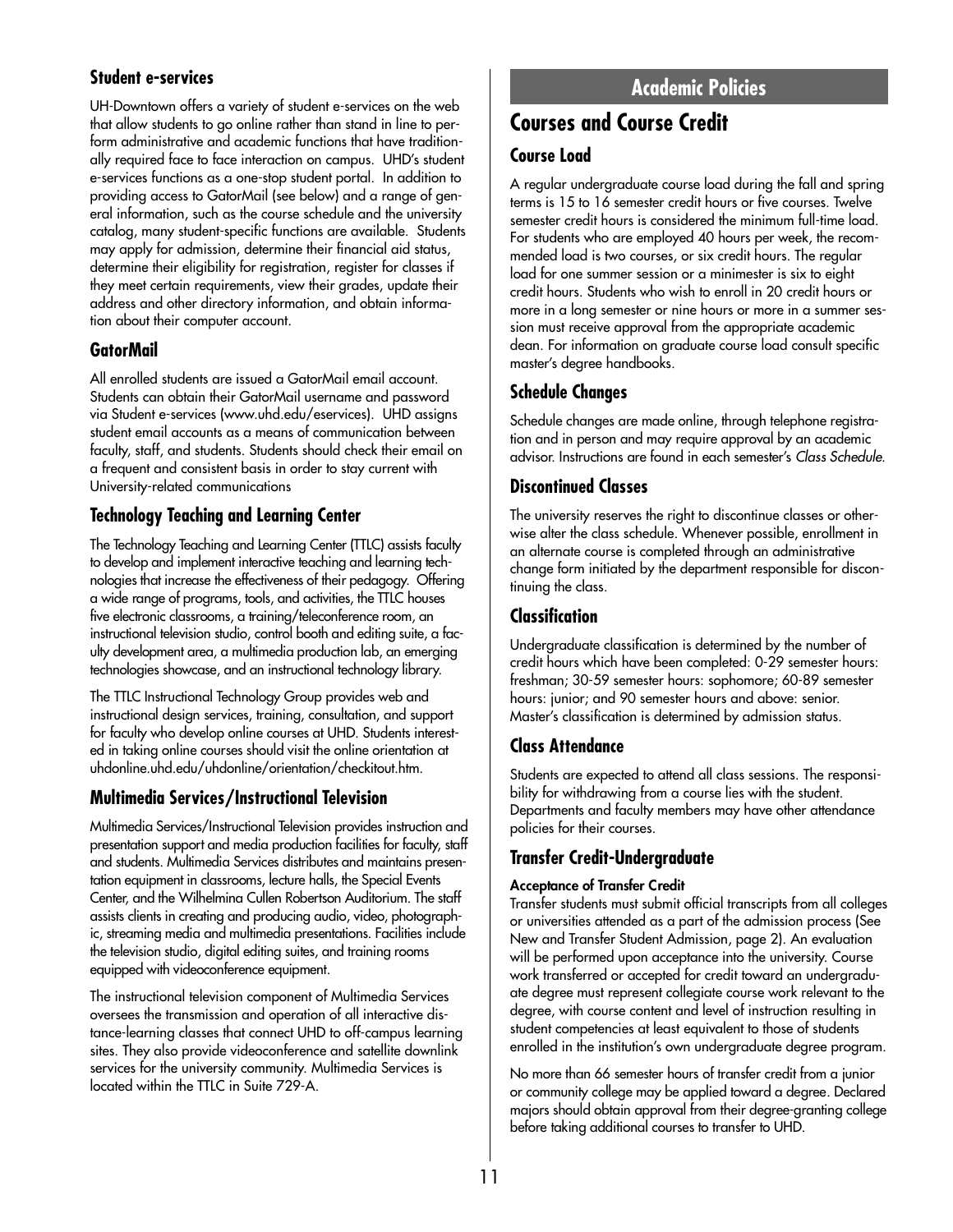### Student e-services

UH-Downtown offers a variety of student e-services on the web that allow students to go online rather than stand in line to perform administrative and academic functions that have traditionally required face to face interaction on campus. UHD's student e-services functions as a one-stop student portal. In addition to providing access to GatorMail (see below) and a range of general information, such as the course schedule and the university catalog, many student-specific functions are available. Students may apply for admission, determine their financial aid status, determine their eligibility for registration, register for classes if they meet certain requirements, view their grades, update their address and other directory information, and obtain information about their computer account.

### GatorMail

All enrolled students are issued a GatorMail email account. Students can obtain their GatorMail username and password via Student e-services (www.uhd.edu/eservices). UHD assigns student email accounts as a means of communication between faculty, staff, and students. Students should check their email on a frequent and consistent basis in order to stay current with University-related communications

### Technology Teaching and Learning Center

The Technology Teaching and Learning Center (TTLC) assists faculty to develop and implement interactive teaching and learning technologies that increase the effectiveness of their pedagogy. Offering a wide range of programs, tools, and activities, the TTLC houses five electronic classrooms, a training/teleconference room, an instructional television studio, control booth and editing suite, a faculty development area, a multimedia production lab, an emerging technologies showcase, and an instructional technology library.

The TTLC Instructional Technology Group provides web and instructional design services, training, consultation, and support for faculty who develop online courses at UHD. Students interested in taking online courses should visit the online orientation at uhdonline.uhd.edu/uhdonline/orientation/checkitout.htm.

### Multimedia Services/Instructional Television

Multimedia Services/Instructional Television provides instruction and presentation support and media production facilities for faculty, staff and students. Multimedia Services distributes and maintains presentation equipment in classrooms, lecture halls, the Special Events Center, and the Wilhelmina Cullen Robertson Auditorium. The staff assists clients in creating and producing audio, video, photographic, streaming media and multimedia presentations. Facilities include the television studio, digital editing suites, and training rooms equipped with videoconference equipment.

The instructional television component of Multimedia Services oversees the transmission and operation of all interactive distance-learning classes that connect UHD to off-campus learning sites. They also provide videoconference and satellite downlink services for the university community. Multimedia Services is located within the TTLC in Suite 729-A.

# Academic Policies

## Courses and Course Credit

### Course Load

A regular undergraduate course load during the fall and spring terms is 15 to 16 semester credit hours or five courses. Twelve semester credit hours is considered the minimum full-time load. For students who are employed 40 hours per week, the recommended load is two courses, or six credit hours. The regular load for one summer session or a minimester is six to eight credit hours. Students who wish to enroll in 20 credit hours or more in a long semester or nine hours or more in a summer session must receive approval from the appropriate academic dean. For information on graduate course load consult specific master's degree handbooks.

### Schedule Changes

Schedule changes are made online, through telephone registration and in person and may require approval by an academic advisor. Instructions are found in each semester's *Class Schedule*.

### Discontinued Classes

The university reserves the right to discontinue classes or otherwise alter the class schedule. Whenever possible, enrollment in an alternate course is completed through an administrative change form initiated by the department responsible for discontinuing the class.

### Classification

Undergraduate classification is determined by the number of credit hours which have been completed: 0-29 semester hours: freshman; 30-59 semester hours: sophomore; 60-89 semester hours: junior; and 90 semester hours and above: senior. Master's classification is determined by admission status.

### Class Attendance

Students are expected to attend all class sessions. The responsibility for withdrawing from a course lies with the student. Departments and faculty members may have other attendance policies for their courses.

### Transfer Credit-Undergraduate

**Acceptance of Transfer Credit**

Transfer students must submit official transcripts from all colleges or universities attended as a part of the admission process (See New and Transfer Student Admission, page 2). An evaluation will be performed upon acceptance into the university. Course work transferred or accepted for credit toward an undergraduate degree must represent collegiate course work relevant to the degree, with course content and level of instruction resulting in student competencies at least equivalent to those of students enrolled in the institution's own undergraduate degree program.

No more than 66 semester hours of transfer credit from a junior or community college may be applied toward a degree. Declared majors should obtain approval from their degree-granting college before taking additional courses to transfer to UHD.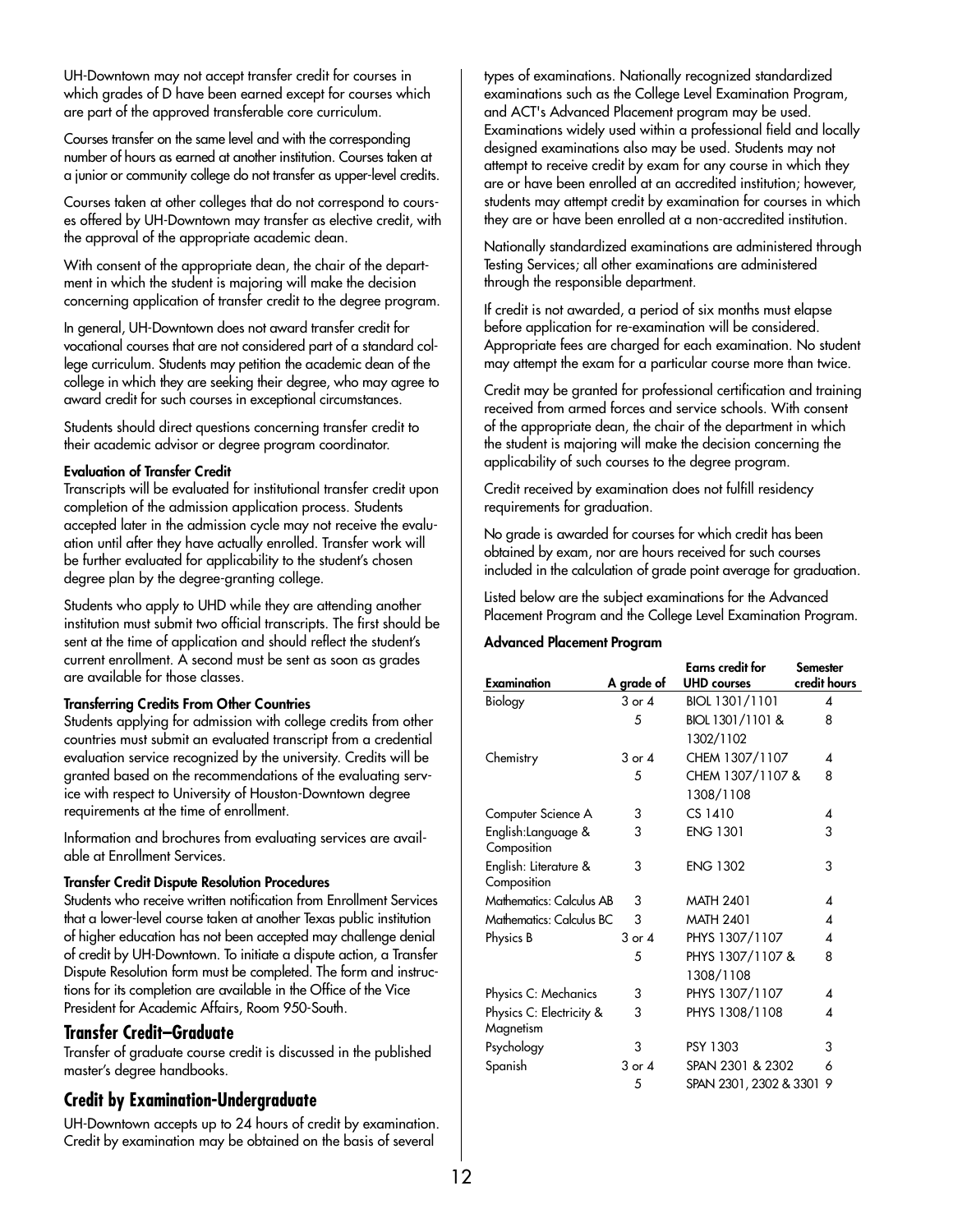UH-Downtown may not accept transfer credit for courses in which grades of D have been earned except for courses which are part of the approved transferable core curriculum.

Courses transfer on the same level and with the corresponding number of hours as earned at another institution. Courses taken at a junior or community college do not transfer as upper-level credits.

Courses taken at other colleges that do not correspond to courses offered by UH-Downtown may transfer as elective credit, with the approval of the appropriate academic dean.

With consent of the appropriate dean, the chair of the department in which the student is majoring will make the decision concerning application of transfer credit to the degree program.

In general, UH-Downtown does not award transfer credit for vocational courses that are not considered part of a standard college curriculum. Students may petition the academic dean of the college in which they are seeking their degree, who may agree to award credit for such courses in exceptional circumstances.

Students should direct questions concerning transfer credit to their academic advisor or degree program coordinator.

**Evaluation of Transfer Credit**
Transcripts will be evaluated for institutional transfer credit upon completion of the admission application process. Students accepted later in the admission cycle may not receive the evaluation until after they have actually enrolled. Transfer work will be further evaluated for applicability to the student's chosen degree plan by the degree-granting college.

Students who apply to UHD while they are attending another institution must submit two official transcripts. The first should be sent at the time of application and should reflect the student's current enrollment. A second must be sent as soon as grades are available for those classes.

**Transferring Credits From Other Countries**
Students applying for admission with college credits from other countries must submit an evaluated transcript from a credential evaluation service recognized by the university. Credits will be granted based on the recommendations of the evaluating service with respect to University of Houston-Downtown degree requirements at the time of enrollment.

Information and brochures from evaluating services are available at Enrollment Services.

**Transfer Credit Dispute Resolution Procedures**
Students who receive written notification from Enrollment Services that a lower-level course taken at another Texas public institution of higher education has not been accepted may challenge denial of credit by UH-Downtown. To initiate a dispute action, a Transfer Dispute Resolution form must be completed. The form and instructions for its completion are available in the Office of the Vice President for Academic Affairs, Room 950-South.

## Transfer Credit–Graduate

Transfer of graduate course credit is discussed in the published master's degree handbooks.

## Credit by Examination-Undergraduate

UH-Downtown accepts up to 24 hours of credit by examination. Credit by examination may be obtained on the basis of several types of examinations. Nationally recognized standardized examinations such as the College Level Examination Program, and ACT's Advanced Placement program may be used. Examinations widely used within a professional field and locally designed examinations also may be used. Students may not attempt to receive credit by exam for any course in which they are or have been enrolled at an accredited institution; however, students may attempt credit by examination for courses in which they are or have been enrolled at a non-accredited institution.

Nationally standardized examinations are administered through Testing Services; all other examinations are administered through the responsible department.

If credit is not awarded, a period of six months must elapse before application for re-examination will be considered. Appropriate fees are charged for each examination. No student may attempt the exam for a particular course more than twice.

Credit may be granted for professional certification and training received from armed forces and service schools. With consent of the appropriate dean, the chair of the department in which the student is majoring will make the decision concerning the applicability of such courses to the degree program.

Credit received by examination does not fulfill residency requirements for graduation.

No grade is awarded for courses for which credit has been obtained by exam, nor are hours received for such courses included in the calculation of grade point average for graduation.

Listed below are the subject examinations for the Advanced Placement Program and the College Level Examination Program.

**Advanced Placement Program**

| Examination | A grade of | Earns credit for UHD courses | Semester credit hours |
|---|---|---|---|
| Biology | 3 or 4 | BIOL 1301/1101 | 4 |
| | 5 | BIOL 1301/1101 & 1302/1102 | 8 |
| Chemistry | 3 or 4 | CHEM 1307/1107 | 4 |
| | 5 | CHEM 1307/1107 & 1308/1108 | 8 |
| Computer Science A | 3 | CS 1410 | 4 |
| English:Language & Composition | 3 | ENG 1301 | 3 |
| English: Literature & Composition | 3 | ENG 1302 | 3 |
| Mathematics: Calculus AB | 3 | MATH 2401 | 4 |
| Mathematics: Calculus BC | 3 | MATH 2401 | 4 |
| Physics B | 3 or 4 | PHYS 1307/1107 | 4 |
| | 5 | PHYS 1307/1107 & 1308/1108 | 8 |
| Physics C: Mechanics | 3 | PHYS 1307/1107 | 4 |
| Physics C: Electricity & Magnetism | 3 | PHYS 1308/1108 | 4 |
| Psychology | 3 | PSY 1303 | 3 |
| Spanish | 3 or 4 | SPAN 2301 & 2302 | 6 |
| | 5 | SPAN 2301, 2302 & 3301 | 9 |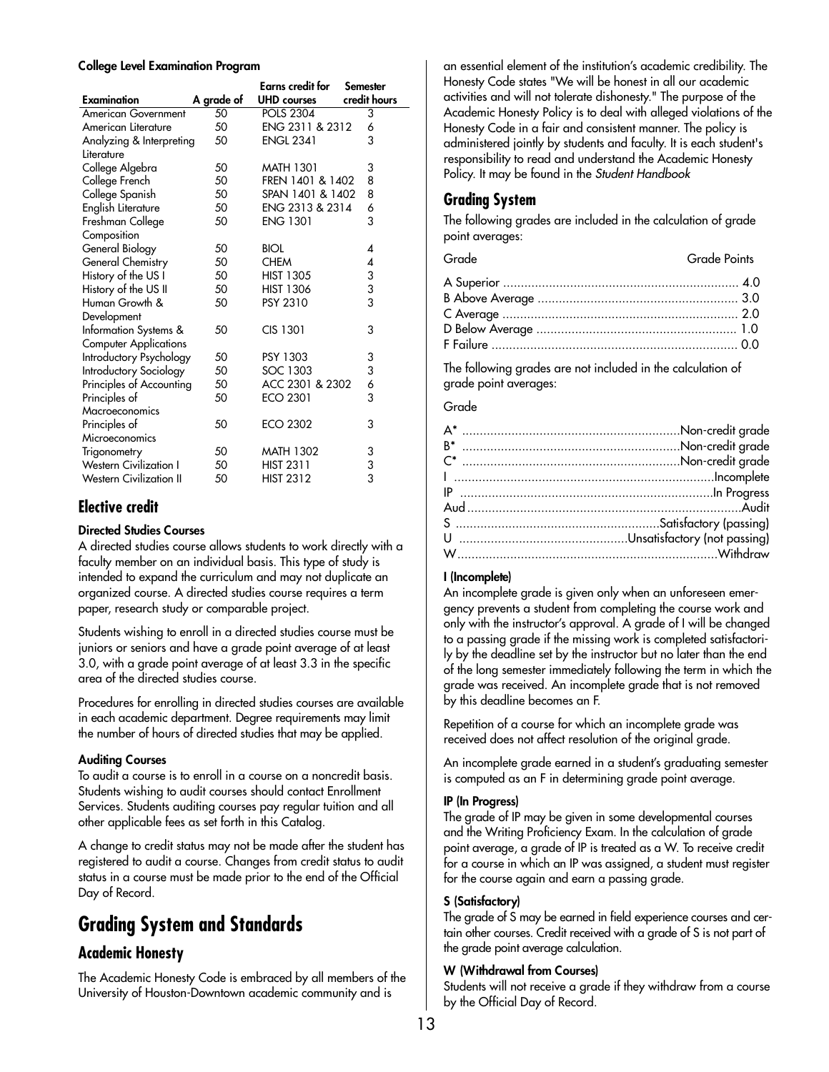**College Level Examination Program**

| Examination | A grade of | Earns credit for UHD courses | Semester credit hours |
|---|---|---|---|
| American Government | 50 | POLS 2304 | 3 |
| American Literature | 50 | ENG 2311 & 2312 | 6 |
| Analyzing & Interpreting Literature | 50 | ENGL 2341 | 3 |
| College Algebra | 50 | MATH 1301 | 3 |
| College French | 50 | FREN 1401 & 1402 | 8 |
| College Spanish | 50 | SPAN 1401 & 1402 | 8 |
| English Literature | 50 | ENG 2313 & 2314 | 6 |
| Freshman College Composition | 50 | ENG 1301 | 3 |
| General Biology | 50 | BIOL | 4 |
| General Chemistry | 50 | CHEM | 4 |
| History of the US I | 50 | HIST 1305 | 3 |
| History of the US II | 50 | HIST 1306 | 3 |
| Human Growth & Development | 50 | PSY 2310 | 3 |
| Information Systems & Computer Applications | 50 | CIS 1301 | 3 |
| Introductory Psychology | 50 | PSY 1303 | 3 |
| Introductory Sociology | 50 | SOC 1303 | 3 |
| Principles of Accounting | 50 | ACC 2301 & 2302 | 6 |
| Principles of Macroeconomics | 50 | ECO 2301 | 3 |
| Principles of Microeconomics | 50 | ECO 2302 | 3 |
| Trigonometry | 50 | MATH 1302 | 3 |
| Western Civilization I | 50 | HIST 2311 | 3 |
| Western Civilization II | 50 | HIST 2312 | 3 |

## Elective credit

**Directed Studies Courses**

A directed studies course allows students to work directly with a faculty member on an individual basis. This type of study is intended to expand the curriculum and may not duplicate an organized course. A directed studies course requires a term paper, research study or comparable project.

Students wishing to enroll in a directed studies course must be juniors or seniors and have a grade point average of at least 3.0, with a grade point average of at least 3.3 in the specific area of the directed studies course.

Procedures for enrolling in directed studies courses are available in each academic department. Degree requirements may limit the number of hours of directed studies that may be applied.

**Auditing Courses**

To audit a course is to enroll in a course on a noncredit basis. Students wishing to audit courses should contact Enrollment Services. Students auditing courses pay regular tuition and all other applicable fees as set forth in this Catalog.

A change to credit status may not be made after the student has registered to audit a course. Changes from credit status to audit status in a course must be made prior to the end of the Official Day of Record.

# Grading System and Standards

## Academic Honesty

The Academic Honesty Code is embraced by all members of the University of Houston-Downtown academic community and is an essential element of the institution's academic credibility. The Honesty Code states "We will be honest in all our academic activities and will not tolerate dishonesty." The purpose of the Academic Honesty Policy is to deal with alleged violations of the Honesty Code in a fair and consistent manner. The policy is administered jointly by students and faculty. It is each student's responsibility to read and understand the Academic Honesty Policy. It may be found in the *Student Handbook*

## Grading System

The following grades are included in the calculation of grade point averages:

| Grade | Grade Points |
|---|---|
| A Superior | 4.0 |
| B Above Average | 3.0 |
| C Average | 2.0 |
| D Below Average | 1.0 |
| F Failure | 0.0 |

The following grades are not included in the calculation of grade point averages:

| Grade | |
|---|---|
| A* | Non-credit grade |
| B* | Non-credit grade |
| C* | Non-credit grade |
| I | Incomplete |
| IP | In Progress |
| Aud | Audit |
| S | Satisfactory (passing) |
| U | Unsatisfactory (not passing) |
| W | Withdraw |

**I (Incomplete)**

An incomplete grade is given only when an unforeseen emergency prevents a student from completing the course work and only with the instructor's approval. A grade of I will be changed to a passing grade if the missing work is completed satisfactorily by the deadline set by the instructor but no later than the end of the long semester immediately following the term in which the grade was received. An incomplete grade that is not removed by this deadline becomes an F.

Repetition of a course for which an incomplete grade was received does not affect resolution of the original grade.

An incomplete grade earned in a student's graduating semester is computed as an F in determining grade point average.

**IP (In Progress)**

The grade of IP may be given in some developmental courses and the Writing Proficiency Exam. In the calculation of grade point average, a grade of IP is treated as a W. To receive credit for a course in which an IP was assigned, a student must register for the course again and earn a passing grade.

**S (Satisfactory)**

The grade of S may be earned in field experience courses and certain other courses. Credit received with a grade of S is not part of the grade point average calculation.

**W (Withdrawal from Courses)**

Students will not receive a grade if they withdraw from a course by the Official Day of Record.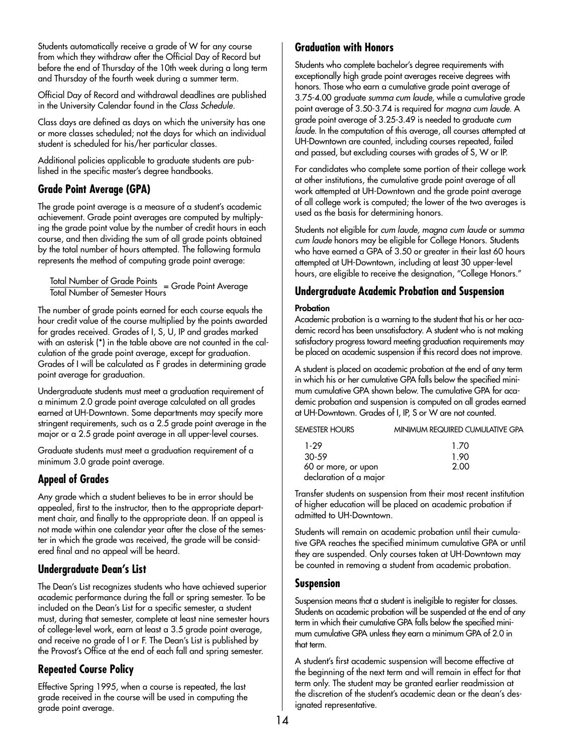Students automatically receive a grade of W for any course from which they withdraw after the Official Day of Record but before the end of Thursday of the 10th week during a long term and Thursday of the fourth week during a summer term.

Official Day of Record and withdrawal deadlines are published in the University Calendar found in the *Class Schedule*.

Class days are defined as days on which the university has one or more classes scheduled; not the days for which an individual student is scheduled for his/her particular classes.

Additional policies applicable to graduate students are published in the specific master's degree handbooks.

## Grade Point Average (GPA)

The grade point average is a measure of a student's academic achievement. Grade point averages are computed by multiplying the grade point value by the number of credit hours in each course, and then dividing the sum of all grade points obtained by the total number of hours attempted. The following formula represents the method of computing grade point average:

$$\frac{\text{Total Number of Grade Points}}{\text{Total Number of Semester Hours}} = \text{Grade Point Average}$$

The number of grade points earned for each course equals the hour credit value of the course multiplied by the points awarded for grades received. Grades of I, S, U, IP and grades marked with an asterisk (*) in the table above are not counted in the calculation of the grade point average, except for graduation. Grades of I will be calculated as F grades in determining grade point average for graduation.

Undergraduate students must meet a graduation requirement of a minimum 2.0 grade point average calculated on all grades earned at UH-Downtown. Some departments may specify more stringent requirements, such as a 2.5 grade point average in the major or a 2.5 grade point average in all upper-level courses.

Graduate students must meet a graduation requirement of a minimum 3.0 grade point average.

## Appeal of Grades

Any grade which a student believes to be in error should be appealed, first to the instructor, then to the appropriate department chair, and finally to the appropriate dean. If an appeal is not made within one calendar year after the close of the semester in which the grade was received, the grade will be considered final and no appeal will be heard.

## Undergraduate Dean's List

The Dean's List recognizes students who have achieved superior academic performance during the fall or spring semester. To be included on the Dean's List for a specific semester, a student must, during that semester, complete at least nine semester hours of college-level work, earn at least a 3.5 grade point average, and receive no grade of I or F. The Dean's List is published by the Provost's Office at the end of each fall and spring semester.

## Repeated Course Policy

Effective Spring 1995, when a course is repeated, the last grade received in the course will be used in computing the grade point average.

## Graduation with Honors

Students who complete bachelor's degree requirements with exceptionally high grade point averages receive degrees with honors. Those who earn a cumulative grade point average of 3.75-4.00 graduate *summa cum laude*, while a cumulative grade point average of 3.50-3.74 is required for *magna cum laude*. A grade point average of 3.25-3.49 is needed to graduate *cum laude*. In the computation of this average, all courses attempted at UH-Downtown are counted, including courses repeated, failed and passed, but excluding courses with grades of S, W or IP.

For candidates who complete some portion of their college work at other institutions, the cumulative grade point average of all work attempted at UH-Downtown and the grade point average of all college work is computed; the lower of the two averages is used as the basis for determining honors.

Students not eligible for *cum laude, magna cum laude* or *summa cum laude* honors may be eligible for College Honors. Students who have earned a GPA of 3.50 or greater in their last 60 hours attempted at UH-Downtown, including at least 30 upper-level hours, are eligible to receive the designation, "College Honors."

## Undergraduate Academic Probation and Suspension

### Probation

Academic probation is a warning to the student that his or her academic record has been unsatisfactory. A student who is not making satisfactory progress toward meeting graduation requirements may be placed on academic suspension if this record does not improve.

A student is placed on academic probation at the end of any term in which his or her cumulative GPA falls below the specified minimum cumulative GPA shown below. The cumulative GPA for academic probation and suspension is computed on all grades earned at UH-Downtown. Grades of I, IP, S or W are not counted.

| SEMESTER HOURS | MINIMUM REQUIRED CUMULATIVE GPA |
|---|---|
| 1-29 | 1.70 |
| 30-59 | 1.90 |
| 60 or more, or upon declaration of a major | 2.00 |

Transfer students on suspension from their most recent institution of higher education will be placed on academic probation if admitted to UH-Downtown.

Students will remain on academic probation until their cumulative GPA reaches the specified minimum cumulative GPA or until they are suspended. Only courses taken at UH-Downtown may be counted in removing a student from academic probation.

## Suspension

Suspension means that a student is ineligible to register for classes. Students on academic probation will be suspended at the end of any term in which their cumulative GPA falls below the specified minimum cumulative GPA unless they earn a minimum GPA of 2.0 in that term.

A student's first academic suspension will become effective at the beginning of the next term and will remain in effect for that term only. The student may be granted earlier readmission at the discretion of the student's academic dean or the dean's designated representative.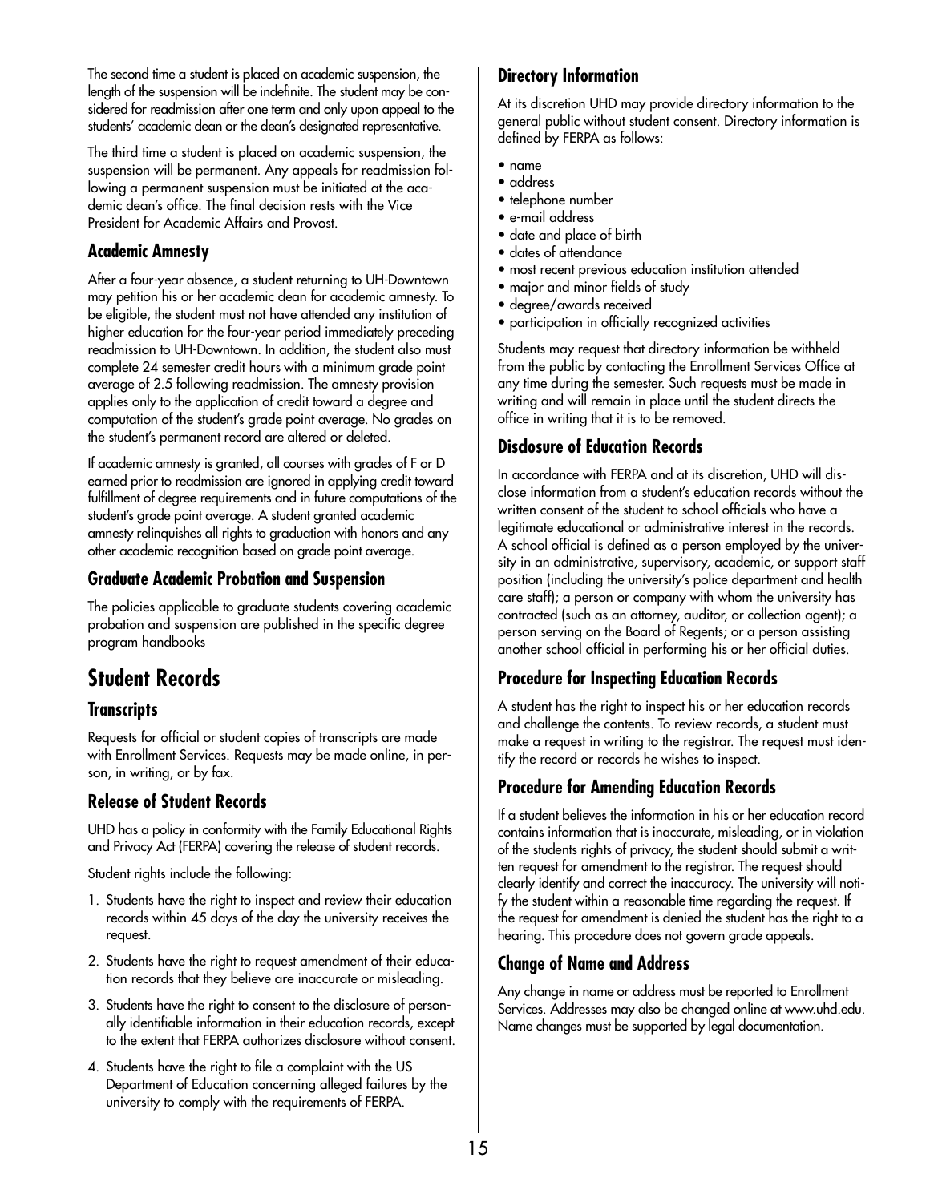The second time a student is placed on academic suspension, the length of the suspension will be indefinite. The student may be considered for readmission after one term and only upon appeal to the students' academic dean or the dean's designated representative.

The third time a student is placed on academic suspension, the suspension will be permanent. Any appeals for readmission following a permanent suspension must be initiated at the academic dean's office. The final decision rests with the Vice President for Academic Affairs and Provost.

### Academic Amnesty

After a four-year absence, a student returning to UH-Downtown may petition his or her academic dean for academic amnesty. To be eligible, the student must not have attended any institution of higher education for the four-year period immediately preceding readmission to UH-Downtown. In addition, the student also must complete 24 semester credit hours with a minimum grade point average of 2.5 following readmission. The amnesty provision applies only to the application of credit toward a degree and computation of the student's grade point average. No grades on the student's permanent record are altered or deleted.

If academic amnesty is granted, all courses with grades of F or D earned prior to readmission are ignored in applying credit toward fulfillment of degree requirements and in future computations of the student's grade point average. A student granted academic amnesty relinquishes all rights to graduation with honors and any other academic recognition based on grade point average.

### Graduate Academic Probation and Suspension

The policies applicable to graduate students covering academic probation and suspension are published in the specific degree program handbooks

## Student Records

### Transcripts

Requests for official or student copies of transcripts are made with Enrollment Services. Requests may be made online, in person, in writing, or by fax.

### Release of Student Records

UHD has a policy in conformity with the Family Educational Rights and Privacy Act (FERPA) covering the release of student records.

Student rights include the following:

1. Students have the right to inspect and review their education records within 45 days of the day the university receives the request.
2. Students have the right to request amendment of their education records that they believe are inaccurate or misleading.
3. Students have the right to consent to the disclosure of personally identifiable information in their education records, except to the extent that FERPA authorizes disclosure without consent.
4. Students have the right to file a complaint with the US Department of Education concerning alleged failures by the university to comply with the requirements of FERPA.

### Directory Information

At its discretion UHD may provide directory information to the general public without student consent. Directory information is defined by FERPA as follows:

- name
- address
- telephone number
- e-mail address
- date and place of birth
- dates of attendance
- most recent previous education institution attended
- major and minor fields of study
- degree/awards received
- participation in officially recognized activities

Students may request that directory information be withheld from the public by contacting the Enrollment Services Office at any time during the semester. Such requests must be made in writing and will remain in place until the student directs the office in writing that it is to be removed.

### Disclosure of Education Records

In accordance with FERPA and at its discretion, UHD will disclose information from a student's education records without the written consent of the student to school officials who have a legitimate educational or administrative interest in the records. A school official is defined as a person employed by the university in an administrative, supervisory, academic, or support staff position (including the university's police department and health care staff); a person or company with whom the university has contracted (such as an attorney, auditor, or collection agent); a person serving on the Board of Regents; or a person assisting another school official in performing his or her official duties.

### Procedure for Inspecting Education Records

A student has the right to inspect his or her education records and challenge the contents. To review records, a student must make a request in writing to the registrar. The request must identify the record or records he wishes to inspect.

### Procedure for Amending Education Records

If a student believes the information in his or her education record contains information that is inaccurate, misleading, or in violation of the students rights of privacy, the student should submit a written request for amendment to the registrar. The request should clearly identify and correct the inaccuracy. The university will notify the student within a reasonable time regarding the request. If the request for amendment is denied the student has the right to a hearing. This procedure does not govern grade appeals.

### Change of Name and Address

Any change in name or address must be reported to Enrollment Services. Addresses may also be changed online at www.uhd.edu. Name changes must be supported by legal documentation.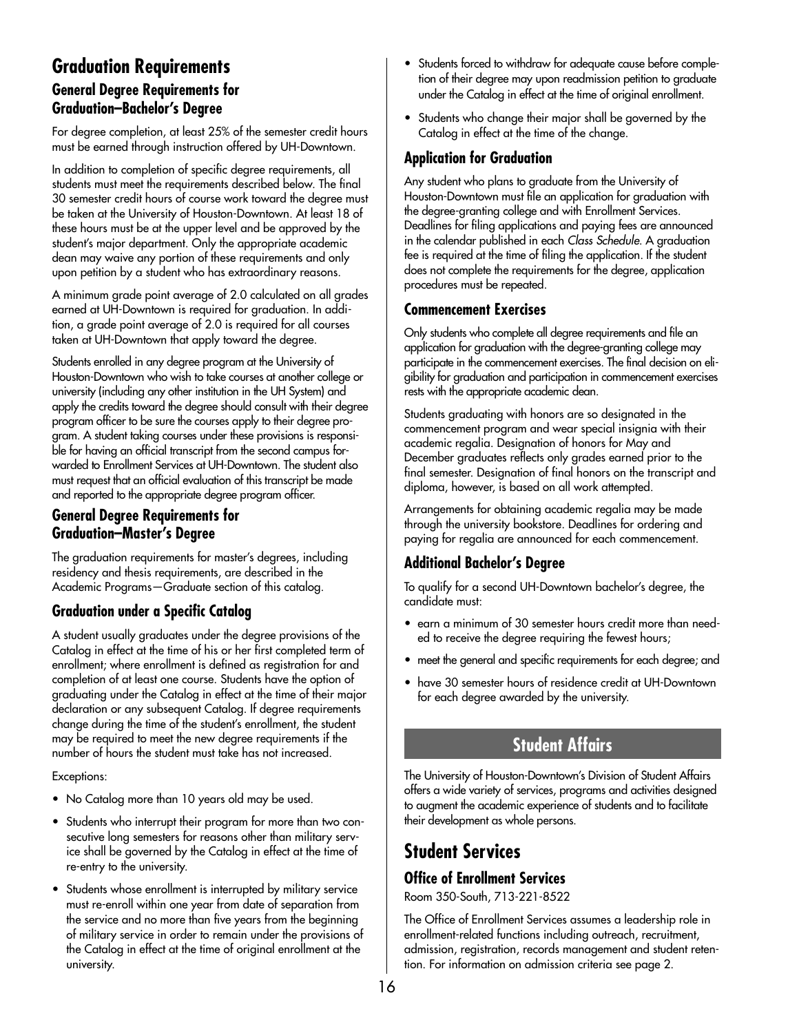# Graduation Requirements

## General Degree Requirements for Graduation–Bachelor's Degree

For degree completion, at least 25% of the semester credit hours must be earned through instruction offered by UH-Downtown.

In addition to completion of specific degree requirements, all students must meet the requirements described below. The final 30 semester credit hours of course work toward the degree must be taken at the University of Houston-Downtown. At least 18 of these hours must be at the upper level and be approved by the student's major department. Only the appropriate academic dean may waive any portion of these requirements and only upon petition by a student who has extraordinary reasons.

A minimum grade point average of 2.0 calculated on all grades earned at UH-Downtown is required for graduation. In addition, a grade point average of 2.0 is required for all courses taken at UH-Downtown that apply toward the degree.

Students enrolled in any degree program at the University of Houston-Downtown who wish to take courses at another college or university (including any other institution in the UH System) and apply the credits toward the degree should consult with their degree program officer to be sure the courses apply to their degree program. A student taking courses under these provisions is responsible for having an official transcript from the second campus forwarded to Enrollment Services at UH-Downtown. The student also must request that an official evaluation of this transcript be made and reported to the appropriate degree program officer.

## General Degree Requirements for Graduation–Master's Degree

The graduation requirements for master's degrees, including residency and thesis requirements, are described in the Academic Programs—Graduate section of this catalog.

## Graduation under a Specific Catalog

A student usually graduates under the degree provisions of the Catalog in effect at the time of his or her first completed term of enrollment; where enrollment is defined as registration for and completion of at least one course. Students have the option of graduating under the Catalog in effect at the time of their major declaration or any subsequent Catalog. If degree requirements change during the time of the student's enrollment, the student may be required to meet the new degree requirements if the number of hours the student must take has not increased.

Exceptions:

- No Catalog more than 10 years old may be used.
- Students who interrupt their program for more than two consecutive long semesters for reasons other than military service shall be governed by the Catalog in effect at the time of re-entry to the university.
- Students whose enrollment is interrupted by military service must re-enroll within one year from date of separation from the service and no more than five years from the beginning of military service in order to remain under the provisions of the Catalog in effect at the time of original enrollment at the university.
- Students forced to withdraw for adequate cause before completion of their degree may upon readmission petition to graduate under the Catalog in effect at the time of original enrollment.
- Students who change their major shall be governed by the Catalog in effect at the time of the change.

## Application for Graduation

Any student who plans to graduate from the University of Houston-Downtown must file an application for graduation with the degree-granting college and with Enrollment Services. Deadlines for filing applications and paying fees are announced in the calendar published in each *Class Schedule*. A graduation fee is required at the time of filing the application. If the student does not complete the requirements for the degree, application procedures must be repeated.

## Commencement Exercises

Only students who complete all degree requirements and file an application for graduation with the degree-granting college may participate in the commencement exercises. The final decision on eligibility for graduation and participation in commencement exercises rests with the appropriate academic dean.

Students graduating with honors are so designated in the commencement program and wear special insignia with their academic regalia. Designation of honors for May and December graduates reflects only grades earned prior to the final semester. Designation of final honors on the transcript and diploma, however, is based on all work attempted.

Arrangements for obtaining academic regalia may be made through the university bookstore. Deadlines for ordering and paying for regalia are announced for each commencement.

## Additional Bachelor's Degree

To qualify for a second UH-Downtown bachelor's degree, the candidate must:

- earn a minimum of 30 semester hours credit more than needed to receive the degree requiring the fewest hours;
- meet the general and specific requirements for each degree; and
- have 30 semester hours of residence credit at UH-Downtown for each degree awarded by the university.

# Student Affairs

The University of Houston-Downtown's Division of Student Affairs offers a wide variety of services, programs and activities designed to augment the academic experience of students and to facilitate their development as whole persons.

# Student Services

## Office of Enrollment Services

Room 350-South, 713-221-8522

The Office of Enrollment Services assumes a leadership role in enrollment-related functions including outreach, recruitment, admission, registration, records management and student retention. For information on admission criteria see page 2.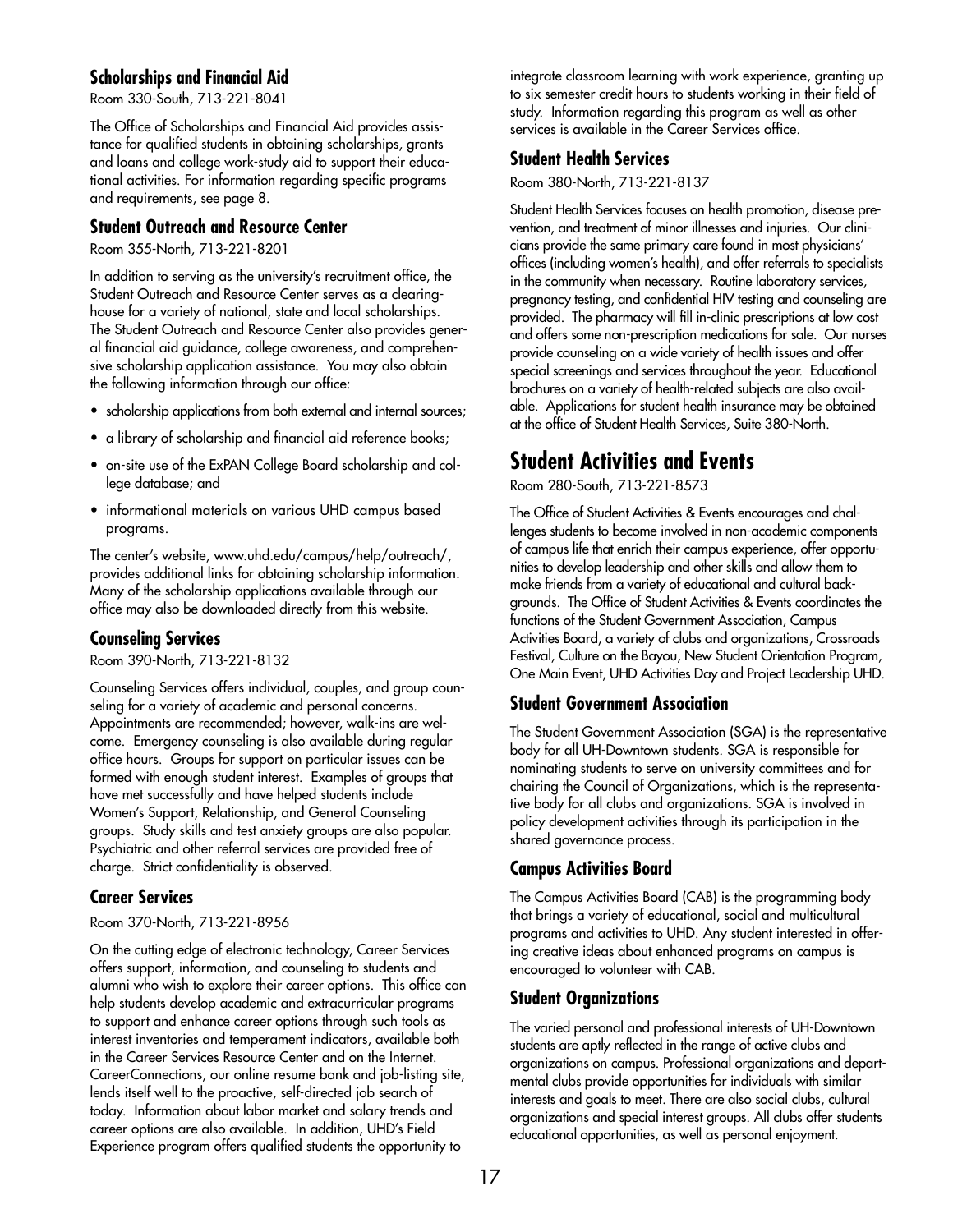### Scholarships and Financial Aid

Room 330-South, 713-221-8041

The Office of Scholarships and Financial Aid provides assistance for qualified students in obtaining scholarships, grants and loans and college work-study aid to support their educational activities. For information regarding specific programs and requirements, see page 8.

### Student Outreach and Resource Center

Room 355-North, 713-221-8201

In addition to serving as the university's recruitment office, the Student Outreach and Resource Center serves as a clearinghouse for a variety of national, state and local scholarships. The Student Outreach and Resource Center also provides general financial aid guidance, college awareness, and comprehensive scholarship application assistance. You may also obtain the following information through our office:

- scholarship applications from both external and internal sources;
- a library of scholarship and financial aid reference books;
- on-site use of the ExPAN College Board scholarship and college database; and
- informational materials on various UHD campus based programs.

The center's website, www.uhd.edu/campus/help/outreach/, provides additional links for obtaining scholarship information. Many of the scholarship applications available through our office may also be downloaded directly from this website.

### Counseling Services

Room 390-North, 713-221-8132

Counseling Services offers individual, couples, and group counseling for a variety of academic and personal concerns. Appointments are recommended; however, walk-ins are welcome. Emergency counseling is also available during regular office hours. Groups for support on particular issues can be formed with enough student interest. Examples of groups that have met successfully and have helped students include Women's Support, Relationship, and General Counseling groups. Study skills and test anxiety groups are also popular. Psychiatric and other referral services are provided free of charge. Strict confidentiality is observed.

### Career Services

Room 370-North, 713-221-8956

On the cutting edge of electronic technology, Career Services offers support, information, and counseling to students and alumni who wish to explore their career options. This office can help students develop academic and extracurricular programs to support and enhance career options through such tools as interest inventories and temperament indicators, available both in the Career Services Resource Center and on the Internet. CareerConnections, our online resume bank and job-listing site, lends itself well to the proactive, self-directed job search of today. Information about labor market and salary trends and career options are also available. In addition, UHD's Field Experience program offers qualified students the opportunity to integrate classroom learning with work experience, granting up to six semester credit hours to students working in their field of study. Information regarding this program as well as other services is available in the Career Services office.

### Student Health Services

Room 380-North, 713-221-8137

Student Health Services focuses on health promotion, disease prevention, and treatment of minor illnesses and injuries. Our clinicians provide the same primary care found in most physicians' offices (including women's health), and offer referrals to specialists in the community when necessary. Routine laboratory services, pregnancy testing, and confidential HIV testing and counseling are provided. The pharmacy will fill in-clinic prescriptions at low cost and offers some non-prescription medications for sale. Our nurses provide counseling on a wide variety of health issues and offer special screenings and services throughout the year. Educational brochures on a variety of health-related subjects are also available. Applications for student health insurance may be obtained at the office of Student Health Services, Suite 380-North.

## Student Activities and Events

Room 280-South, 713-221-8573

The Office of Student Activities & Events encourages and challenges students to become involved in non-academic components of campus life that enrich their campus experience, offer opportunities to develop leadership and other skills and allow them to make friends from a variety of educational and cultural backgrounds. The Office of Student Activities & Events coordinates the functions of the Student Government Association, Campus Activities Board, a variety of clubs and organizations, Crossroads Festival, Culture on the Bayou, New Student Orientation Program, One Main Event, UHD Activities Day and Project Leadership UHD.

### Student Government Association

The Student Government Association (SGA) is the representative body for all UH-Downtown students. SGA is responsible for nominating students to serve on university committees and for chairing the Council of Organizations, which is the representative body for all clubs and organizations. SGA is involved in policy development activities through its participation in the shared governance process.

### Campus Activities Board

The Campus Activities Board (CAB) is the programming body that brings a variety of educational, social and multicultural programs and activities to UHD. Any student interested in offering creative ideas about enhanced programs on campus is encouraged to volunteer with CAB.

### Student Organizations

The varied personal and professional interests of UH-Downtown students are aptly reflected in the range of active clubs and organizations on campus. Professional organizations and departmental clubs provide opportunities for individuals with similar interests and goals to meet. There are also social clubs, cultural organizations and special interest groups. All clubs offer students educational opportunities, as well as personal enjoyment.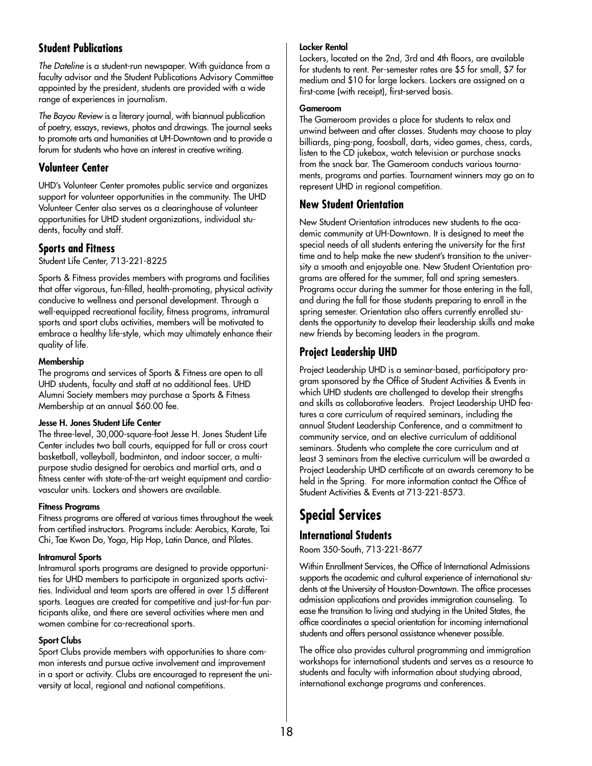## Student Publications

*The Dateline* is a student-run newspaper. With guidance from a faculty advisor and the Student Publications Advisory Committee appointed by the president, students are provided with a wide range of experiences in journalism.

*The Bayou Review* is a literary journal, with biannual publication of poetry, essays, reviews, photos and drawings. The journal seeks to promote arts and humanities at UH-Downtown and to provide a forum for students who have an interest in creative writing.

## Volunteer Center

UHD's Volunteer Center promotes public service and organizes support for volunteer opportunities in the community. The UHD Volunteer Center also serves as a clearinghouse of volunteer opportunities for UHD student organizations, individual students, faculty and staff.

## Sports and Fitness

Student Life Center, 713-221-8225

Sports & Fitness provides members with programs and facilities that offer vigorous, fun-filled, health-promoting, physical activity conducive to wellness and personal development. Through a well-equipped recreational facility, fitness programs, intramural sports and sport clubs activities, members will be motivated to embrace a healthy life-style, which may ultimately enhance their quality of life.

#### Membership

The programs and services of Sports & Fitness are open to all UHD students, faculty and staff at no additional fees. UHD Alumni Society members may purchase a Sports & Fitness Membership at an annual $60.00 fee.

#### Jesse H. Jones Student Life Center

The three-level, 30,000-square-foot Jesse H. Jones Student Life Center includes two ball courts, equipped for full or cross court basketball, volleyball, badminton, and indoor soccer, a multipurpose studio designed for aerobics and martial arts, and a fitness center with state-of-the-art weight equipment and cardiovascular units. Lockers and showers are available.

#### Fitness Programs

Fitness programs are offered at various times throughout the week from certified instructors. Programs include: Aerobics, Karate, Tai Chi, Tae Kwon Do, Yoga, Hip Hop, Latin Dance, and Pilates.

#### Intramural Sports

Intramural sports programs are designed to provide opportunities for UHD members to participate in organized sports activities. Individual and team sports are offered in over 15 different sports. Leagues are created for competitive and just-for-fun participants alike, and there are several activities where men and women combine for co-recreational sports.

#### Sport Clubs

Sport Clubs provide members with opportunities to share common interests and pursue active involvement and improvement in a sport or activity. Clubs are encouraged to represent the university at local, regional and national competitions.

#### Locker Rental

Lockers, located on the 2nd, 3rd and 4th floors, are available for students to rent. Per-semester rates are $5 for small, $7 for medium and $10 for large lockers. Lockers are assigned on a first-come (with receipt), first-served basis.

#### Gameroom

The Gameroom provides a place for students to relax and unwind between and after classes. Students may choose to play billiards, ping-pong, foosball, darts, video games, chess, cards, listen to the CD jukebox, watch television or purchase snacks from the snack bar. The Gameroom conducts various tournaments, programs and parties. Tournament winners may go on to represent UHD in regional competition.

## New Student Orientation

New Student Orientation introduces new students to the academic community at UH-Downtown. It is designed to meet the special needs of all students entering the university for the first time and to help make the new student's transition to the university a smooth and enjoyable one. New Student Orientation programs are offered for the summer, fall and spring semesters. Programs occur during the summer for those entering in the fall, and during the fall for those students preparing to enroll in the spring semester. Orientation also offers currently enrolled students the opportunity to develop their leadership skills and make new friends by becoming leaders in the program.

## Project Leadership UHD

Project Leadership UHD is a seminar-based, participatory program sponsored by the Office of Student Activities & Events in which UHD students are challenged to develop their strengths and skills as collaborative leaders. Project Leadership UHD features a core curriculum of required seminars, including the annual Student Leadership Conference, and a commitment to community service, and an elective curriculum of additional seminars. Students who complete the core curriculum and at least 3 seminars from the elective curriculum will be awarded a Project Leadership UHD certificate at an awards ceremony to be held in the Spring. For more information contact the Office of Student Activities & Events at 713-221-8573.

# Special Services

## International Students

Room 350-South, 713-221-8677

Within Enrollment Services, the Office of International Admissions supports the academic and cultural experience of international students at the University of Houston-Downtown. The office processes admission applications and provides immigration counseling. To ease the transition to living and studying in the United States, the office coordinates a special orientation for incoming international students and offers personal assistance whenever possible.

The office also provides cultural programming and immigration workshops for international students and serves as a resource to students and faculty with information about studying abroad, international exchange programs and conferences.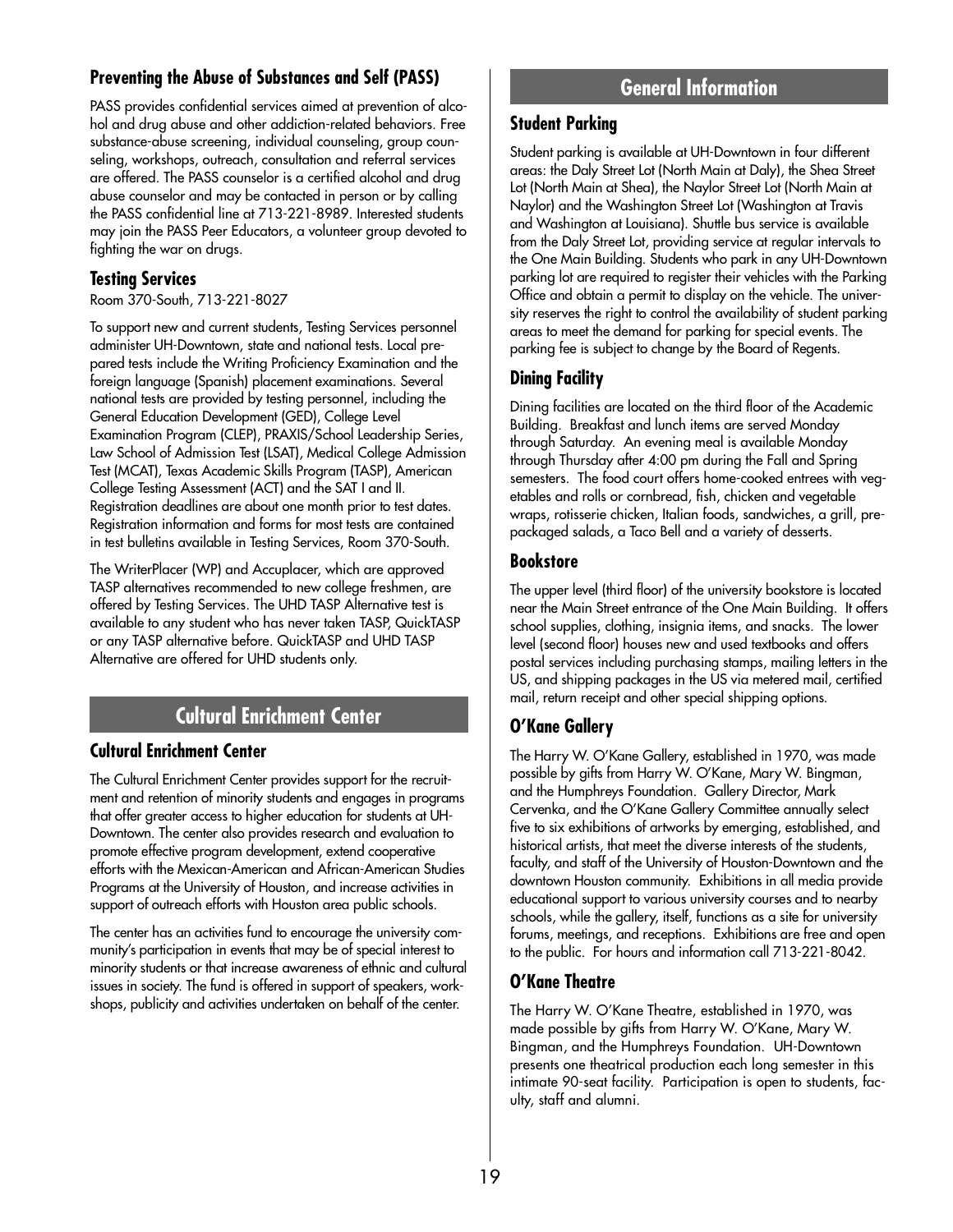### Preventing the Abuse of Substances and Self (PASS)

PASS provides confidential services aimed at prevention of alcohol and drug abuse and other addiction-related behaviors. Free substance-abuse screening, individual counseling, group counseling, workshops, outreach, consultation and referral services are offered. The PASS counselor is a certified alcohol and drug abuse counselor and may be contacted in person or by calling the PASS confidential line at 713-221-8989. Interested students may join the PASS Peer Educators, a volunteer group devoted to fighting the war on drugs.

### Testing Services

Room 370-South, 713-221-8027

To support new and current students, Testing Services personnel administer UH-Downtown, state and national tests. Local prepared tests include the Writing Proficiency Examination and the foreign language (Spanish) placement examinations. Several national tests are provided by testing personnel, including the General Education Development (GED), College Level Examination Program (CLEP), PRAXIS/School Leadership Series, Law School of Admission Test (LSAT), Medical College Admission Test (MCAT), Texas Academic Skills Program (TASP), American College Testing Assessment (ACT) and the SAT I and II. Registration deadlines are about one month prior to test dates. Registration information and forms for most tests are contained in test bulletins available in Testing Services, Room 370-South.

The WriterPlacer (WP) and Accuplacer, which are approved TASP alternatives recommended to new college freshmen, are offered by Testing Services. The UHD TASP Alternative test is available to any student who has never taken TASP, QuickTASP or any TASP alternative before. QuickTASP and UHD TASP Alternative are offered for UHD students only.

## Cultural Enrichment Center

### Cultural Enrichment Center

The Cultural Enrichment Center provides support for the recruitment and retention of minority students and engages in programs that offer greater access to higher education for students at UH-Downtown. The center also provides research and evaluation to promote effective program development, extend cooperative efforts with the Mexican-American and African-American Studies Programs at the University of Houston, and increase activities in support of outreach efforts with Houston area public schools.

The center has an activities fund to encourage the university community's participation in events that may be of special interest to minority students or that increase awareness of ethnic and cultural issues in society. The fund is offered in support of speakers, workshops, publicity and activities undertaken on behalf of the center.

## General Information

### Student Parking

Student parking is available at UH-Downtown in four different areas: the Daly Street Lot (North Main at Daly), the Shea Street Lot (North Main at Shea), the Naylor Street Lot (North Main at Naylor) and the Washington Street Lot (Washington at Travis and Washington at Louisiana). Shuttle bus service is available from the Daly Street Lot, providing service at regular intervals to the One Main Building. Students who park in any UH-Downtown parking lot are required to register their vehicles with the Parking Office and obtain a permit to display on the vehicle. The university reserves the right to control the availability of student parking areas to meet the demand for parking for special events. The parking fee is subject to change by the Board of Regents.

### Dining Facility

Dining facilities are located on the third floor of the Academic Building. Breakfast and lunch items are served Monday through Saturday. An evening meal is available Monday through Thursday after 4:00 pm during the Fall and Spring semesters. The food court offers home-cooked entrees with vegetables and rolls or cornbread, fish, chicken and vegetable wraps, rotisserie chicken, Italian foods, sandwiches, a grill, prepackaged salads, a Taco Bell and a variety of desserts.

### Bookstore

The upper level (third floor) of the university bookstore is located near the Main Street entrance of the One Main Building. It offers school supplies, clothing, insignia items, and snacks. The lower level (second floor) houses new and used textbooks and offers postal services including purchasing stamps, mailing letters in the US, and shipping packages in the US via metered mail, certified mail, return receipt and other special shipping options.

### O'Kane Gallery

The Harry W. O'Kane Gallery, established in 1970, was made possible by gifts from Harry W. O'Kane, Mary W. Bingman, and the Humphreys Foundation. Gallery Director, Mark Cervenka, and the O'Kane Gallery Committee annually select five to six exhibitions of artworks by emerging, established, and historical artists, that meet the diverse interests of the students, faculty, and staff of the University of Houston-Downtown and the downtown Houston community. Exhibitions in all media provide educational support to various university courses and to nearby schools, while the gallery, itself, functions as a site for university forums, meetings, and receptions. Exhibitions are free and open to the public. For hours and information call 713-221-8042.

### O'Kane Theatre

The Harry W. O'Kane Theatre, established in 1970, was made possible by gifts from Harry W. O'Kane, Mary W. Bingman, and the Humphreys Foundation. UH-Downtown presents one theatrical production each long semester in this intimate 90-seat facility. Participation is open to students, faculty, staff and alumni.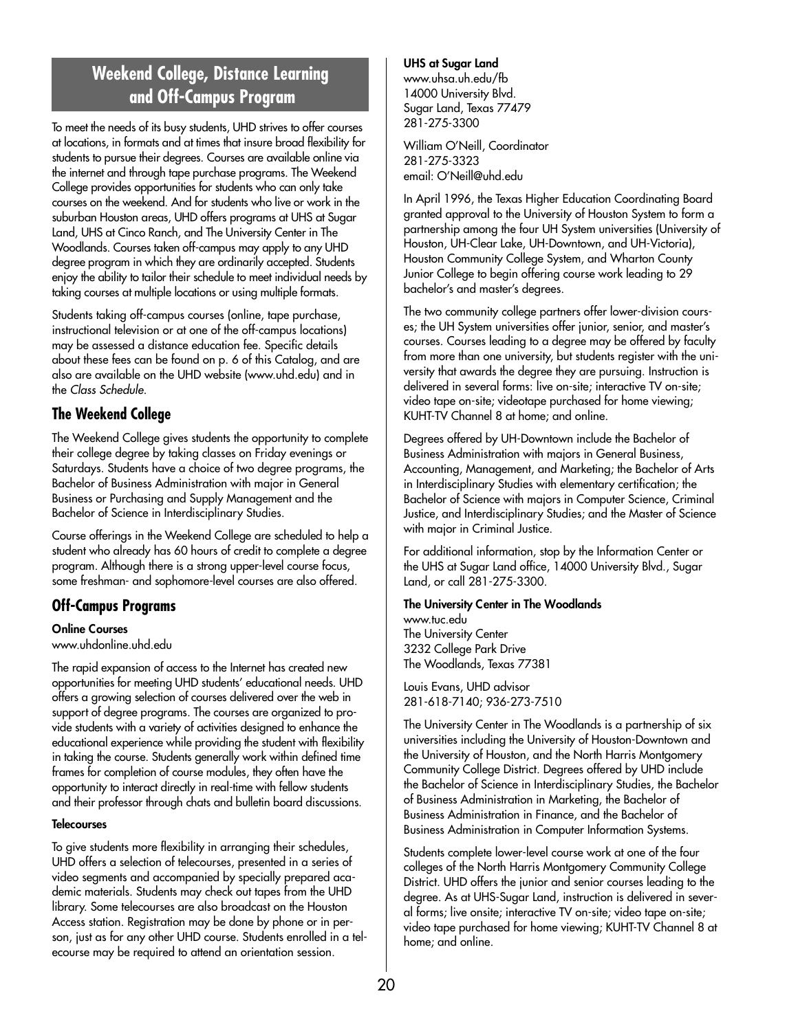## Weekend College, Distance Learning and Off-Campus Program

To meet the needs of its busy students, UHD strives to offer courses at locations, in formats and at times that insure broad flexibility for students to pursue their degrees. Courses are available online via the internet and through tape purchase programs. The Weekend College provides opportunities for students who can only take courses on the weekend. And for students who live or work in the suburban Houston areas, UHD offers programs at UHS at Sugar Land, UHS at Cinco Ranch, and The University Center in The Woodlands. Courses taken off-campus may apply to any UHD degree program in which they are ordinarily accepted. Students enjoy the ability to tailor their schedule to meet individual needs by taking courses at multiple locations or using multiple formats.

Students taking off-campus courses (online, tape purchase, instructional television or at one of the off-campus locations) may be assessed a distance education fee. Specific details about these fees can be found on p. 6 of this Catalog, and are also are available on the UHD website (www.uhd.edu) and in the *Class Schedule*.

### The Weekend College

The Weekend College gives students the opportunity to complete their college degree by taking classes on Friday evenings or Saturdays. Students have a choice of two degree programs, the Bachelor of Business Administration with major in General Business or Purchasing and Supply Management and the Bachelor of Science in Interdisciplinary Studies.

Course offerings in the Weekend College are scheduled to help a student who already has 60 hours of credit to complete a degree program. Although there is a strong upper-level course focus, some freshman- and sophomore-level courses are also offered.

### Off-Campus Programs

**Online Courses**
www.uhdonline.uhd.edu

The rapid expansion of access to the Internet has created new opportunities for meeting UHD students' educational needs. UHD offers a growing selection of courses delivered over the web in support of degree programs. The courses are organized to provide students with a variety of activities designed to enhance the educational experience while providing the student with flexibility in taking the course. Students generally work within defined time frames for completion of course modules, they often have the opportunity to interact directly in real-time with fellow students and their professor through chats and bulletin board discussions.

**Telecourses**

To give students more flexibility in arranging their schedules, UHD offers a selection of telecourses, presented in a series of video segments and accompanied by specially prepared academic materials. Students may check out tapes from the UHD library. Some telecourses are also broadcast on the Houston Access station. Registration may be done by phone or in person, just as for any other UHD course. Students enrolled in a telecourse may be required to attend an orientation session.

**UHS at Sugar Land**
www.uhsa.uh.edu/fb
14000 University Blvd.
Sugar Land, Texas 77479
281-275-3300

William O'Neill, Coordinator
281-275-3323
email: O'Neill@uhd.edu

In April 1996, the Texas Higher Education Coordinating Board granted approval to the University of Houston System to form a partnership among the four UH System universities (University of Houston, UH-Clear Lake, UH-Downtown, and UH-Victoria), Houston Community College System, and Wharton County Junior College to begin offering course work leading to 29 bachelor's and master's degrees.

The two community college partners offer lower-division courses; the UH System universities offer junior, senior, and master's courses. Courses leading to a degree may be offered by faculty from more than one university, but students register with the university that awards the degree they are pursuing. Instruction is delivered in several forms: live on-site; interactive TV on-site; video tape on-site; videotape purchased for home viewing; KUHT-TV Channel 8 at home; and online.

Degrees offered by UH-Downtown include the Bachelor of Business Administration with majors in General Business, Accounting, Management, and Marketing; the Bachelor of Arts in Interdisciplinary Studies with elementary certification; the Bachelor of Science with majors in Computer Science, Criminal Justice, and Interdisciplinary Studies; and the Master of Science with major in Criminal Justice.

For additional information, stop by the Information Center or the UHS at Sugar Land office, 14000 University Blvd., Sugar Land, or call 281-275-3300.

**The University Center in The Woodlands**
www.tuc.edu
The University Center
3232 College Park Drive
The Woodlands, Texas 77381

Louis Evans, UHD advisor
281-618-7140; 936-273-7510

The University Center in The Woodlands is a partnership of six universities including the University of Houston-Downtown and the University of Houston, and the North Harris Montgomery Community College District. Degrees offered by UHD include the Bachelor of Science in Interdisciplinary Studies, the Bachelor of Business Administration in Marketing, the Bachelor of Business Administration in Finance, and the Bachelor of Business Administration in Computer Information Systems.

Students complete lower-level course work at one of the four colleges of the North Harris Montgomery Community College District. UHD offers the junior and senior courses leading to the degree. As at UHS-Sugar Land, instruction is delivered in several forms; live onsite; interactive TV on-site; video tape on-site; video tape purchased for home viewing; KUHT-TV Channel 8 at home; and online.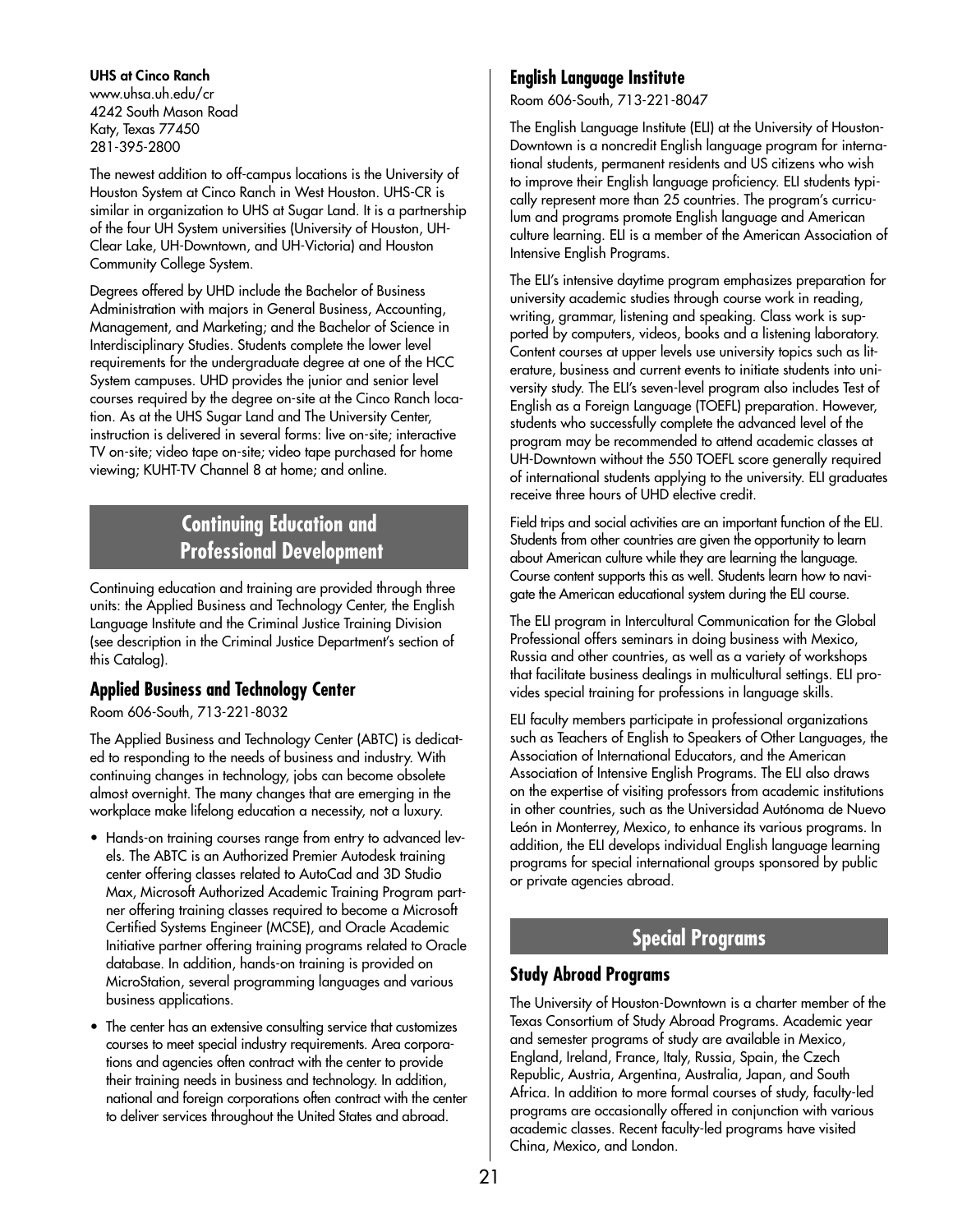**UHS at Cinco Ranch**
www.uhsa.uh.edu/cr
4242 South Mason Road
Katy, Texas 77450
281-395-2800

The newest addition to off-campus locations is the University of Houston System at Cinco Ranch in West Houston. UHS-CR is similar in organization to UHS at Sugar Land. It is a partnership of the four UH System universities (University of Houston, UH-Clear Lake, UH-Downtown, and UH-Victoria) and Houston Community College System.

Degrees offered by UHD include the Bachelor of Business Administration with majors in General Business, Accounting, Management, and Marketing; and the Bachelor of Science in Interdisciplinary Studies. Students complete the lower level requirements for the undergraduate degree at one of the HCC System campuses. UHD provides the junior and senior level courses required by the degree on-site at the Cinco Ranch location. As at the UHS Sugar Land and The University Center, instruction is delivered in several forms: live on-site; interactive TV on-site; video tape on-site; video tape purchased for home viewing; KUHT-TV Channel 8 at home; and online.

## Continuing Education and Professional Development

Continuing education and training are provided through three units: the Applied Business and Technology Center, the English Language Institute and the Criminal Justice Training Division (see description in the Criminal Justice Department's section of this Catalog).

### Applied Business and Technology Center

Room 606-South, 713-221-8032

The Applied Business and Technology Center (ABTC) is dedicated to responding to the needs of business and industry. With continuing changes in technology, jobs can become obsolete almost overnight. The many changes that are emerging in the workplace make lifelong education a necessity, not a luxury.

- Hands-on training courses range from entry to advanced levels. The ABTC is an Authorized Premier Autodesk training center offering classes related to AutoCad and 3D Studio Max, Microsoft Authorized Academic Training Program partner offering training classes required to become a Microsoft Certified Systems Engineer (MCSE), and Oracle Academic Initiative partner offering training programs related to Oracle database. In addition, hands-on training is provided on MicroStation, several programming languages and various business applications.
- The center has an extensive consulting service that customizes courses to meet special industry requirements. Area corporations and agencies often contract with the center to provide their training needs in business and technology. In addition, national and foreign corporations often contract with the center to deliver services throughout the United States and abroad.

### English Language Institute

Room 606-South, 713-221-8047

The English Language Institute (ELI) at the University of Houston-Downtown is a noncredit English language program for international students, permanent residents and US citizens who wish to improve their English language proficiency. ELI students typically represent more than 25 countries. The program's curriculum and programs promote English language and American culture learning. ELI is a member of the American Association of Intensive English Programs.

The ELI's intensive daytime program emphasizes preparation for university academic studies through course work in reading, writing, grammar, listening and speaking. Class work is supported by computers, videos, books and a listening laboratory. Content courses at upper levels use university topics such as literature, business and current events to initiate students into university study. The ELI's seven-level program also includes Test of English as a Foreign Language (TOEFL) preparation. However, students who successfully complete the advanced level of the program may be recommended to attend academic classes at UH-Downtown without the 550 TOEFL score generally required of international students applying to the university. ELI graduates receive three hours of UHD elective credit.

Field trips and social activities are an important function of the ELI. Students from other countries are given the opportunity to learn about American culture while they are learning the language. Course content supports this as well. Students learn how to navigate the American educational system during the ELI course.

The ELI program in Intercultural Communication for the Global Professional offers seminars in doing business with Mexico, Russia and other countries, as well as a variety of workshops that facilitate business dealings in multicultural settings. ELI provides special training for professions in language skills.

ELI faculty members participate in professional organizations such as Teachers of English to Speakers of Other Languages, the Association of International Educators, and the American Association of Intensive English Programs. The ELI also draws on the expertise of visiting professors from academic institutions in other countries, such as the Universidad Autónoma de Nuevo León in Monterrey, Mexico, to enhance its various programs. In addition, the ELI develops individual English language learning programs for special international groups sponsored by public or private agencies abroad.

## Special Programs

### Study Abroad Programs

The University of Houston-Downtown is a charter member of the Texas Consortium of Study Abroad Programs. Academic year and semester programs of study are available in Mexico, England, Ireland, France, Italy, Russia, Spain, the Czech Republic, Austria, Argentina, Australia, Japan, and South Africa. In addition to more formal courses of study, faculty-led programs are occasionally offered in conjunction with various academic classes. Recent faculty-led programs have visited China, Mexico, and London.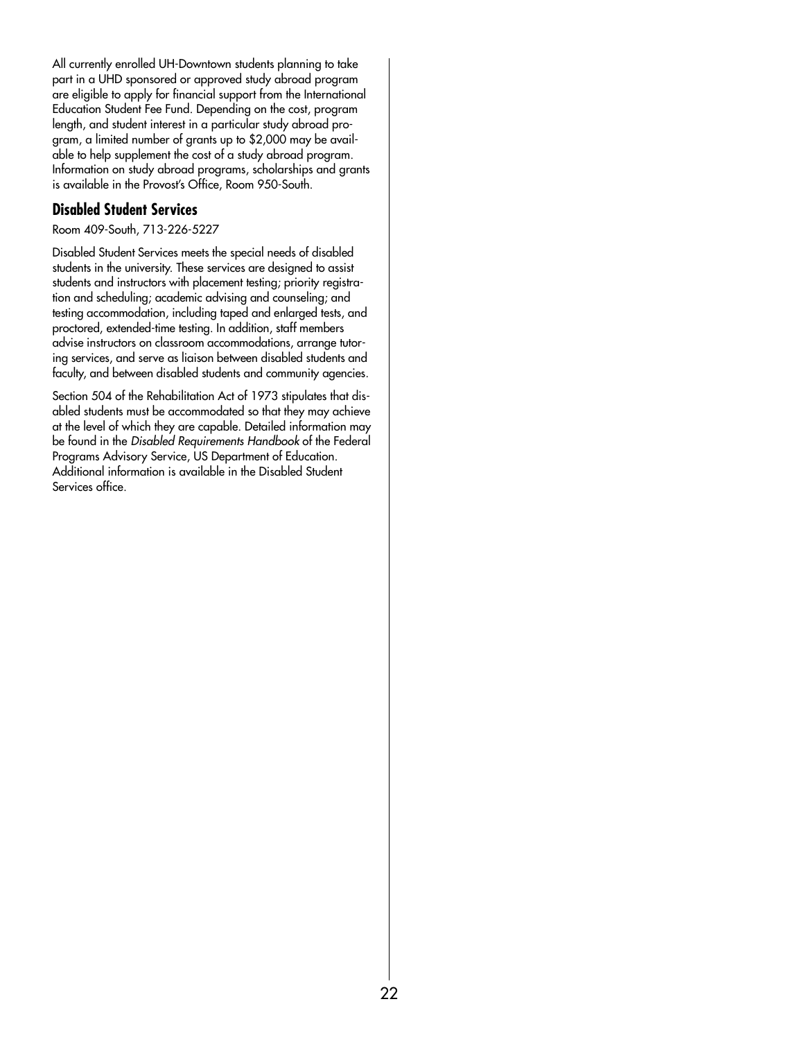All currently enrolled UH-Downtown students planning to take part in a UHD sponsored or approved study abroad program are eligible to apply for financial support from the International Education Student Fee Fund. Depending on the cost, program length, and student interest in a particular study abroad program, a limited number of grants up to $2,000 may be available to help supplement the cost of a study abroad program. Information on study abroad programs, scholarships and grants is available in the Provost's Office, Room 950-South.

### Disabled Student Services

Room 409-South, 713-226-5227

Disabled Student Services meets the special needs of disabled students in the university. These services are designed to assist students and instructors with placement testing; priority registration and scheduling; academic advising and counseling; and testing accommodation, including taped and enlarged tests, and proctored, extended-time testing. In addition, staff members advise instructors on classroom accommodations, arrange tutoring services, and serve as liaison between disabled students and faculty, and between disabled students and community agencies.

Section 504 of the Rehabilitation Act of 1973 stipulates that disabled students must be accommodated so that they may achieve at the level of which they are capable. Detailed information may be found in the *Disabled Requirements Handbook* of the Federal Programs Advisory Service, US Department of Education. Additional information is available in the Disabled Student Services office.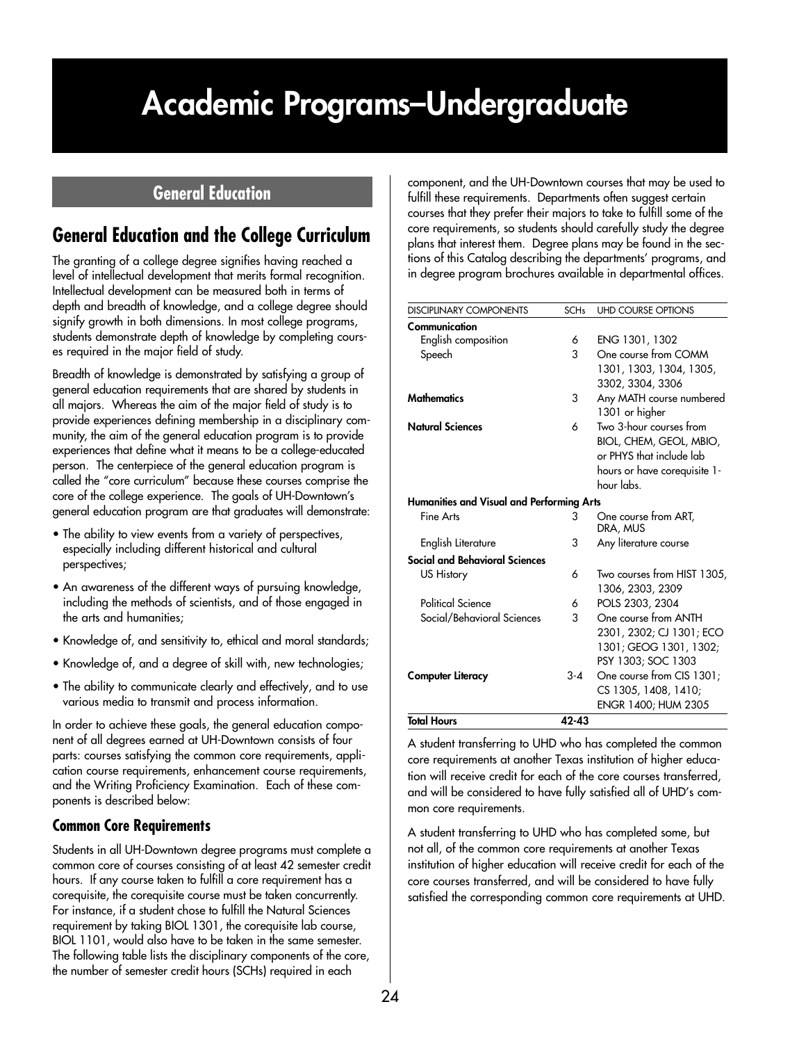# Academic Programs–Undergraduate

## General Education

## General Education and the College Curriculum

The granting of a college degree signifies having reached a level of intellectual development that merits formal recognition. Intellectual development can be measured both in terms of depth and breadth of knowledge, and a college degree should signify growth in both dimensions. In most college programs, students demonstrate depth of knowledge by completing courses required in the major field of study.

Breadth of knowledge is demonstrated by satisfying a group of general education requirements that are shared by students in all majors. Whereas the aim of the major field of study is to provide experiences defining membership in a disciplinary community, the aim of the general education program is to provide experiences that define what it means to be a college-educated person. The centerpiece of the general education program is called the "core curriculum" because these courses comprise the core of the college experience. The goals of UH-Downtown's general education program are that graduates will demonstrate:

- The ability to view events from a variety of perspectives, especially including different historical and cultural perspectives;
- An awareness of the different ways of pursuing knowledge, including the methods of scientists, and of those engaged in the arts and humanities;
- Knowledge of, and sensitivity to, ethical and moral standards;
- Knowledge of, and a degree of skill with, new technologies;
- The ability to communicate clearly and effectively, and to use various media to transmit and process information.

In order to achieve these goals, the general education component of all degrees earned at UH-Downtown consists of four parts: courses satisfying the common core requirements, application course requirements, enhancement course requirements, and the Writing Proficiency Examination. Each of these components is described below:

### Common Core Requirements

Students in all UH-Downtown degree programs must complete a common core of courses consisting of at least 42 semester credit hours. If any course taken to fulfill a core requirement has a corequisite, the corequisite course must be taken concurrently. For instance, if a student chose to fulfill the Natural Sciences requirement by taking BIOL 1301, the corequisite lab course, BIOL 1101, would also have to be taken in the same semester. The following table lists the disciplinary components of the core, the number of semester credit hours (SCHs) required in each component, and the UH-Downtown courses that may be used to fulfill these requirements. Departments often suggest certain courses that they prefer their majors to take to fulfill some of the core requirements, so students should carefully study the degree plans that interest them. Degree plans may be found in the sections of this Catalog describing the departments' programs, and in degree program brochures available in departmental offices.

| DISCIPLINARY COMPONENTS | SCHs | UHD COURSE OPTIONS |
|---|---|---|
| **Communication** | | |
| English composition | 6 | ENG 1301, 1302 |
| Speech | 3 | One course from COMM 1301, 1303, 1304, 1305, 3302, 3304, 3306 |
| **Mathematics** | 3 | Any MATH course numbered 1301 or higher |
| **Natural Sciences** | 6 | Two 3-hour courses from BIOL, CHEM, GEOL, MBIO, or PHYS that include lab hours or have corequisite 1-hour labs. |
| **Humanities and Visual and Performing Arts** | | |
| Fine Arts | 3 | One course from ART, DRA, MUS |
| English Literature | 3 | Any literature course |
| **Social and Behavioral Sciences** | | |
| US History | 6 | Two courses from HIST 1305, 1306, 2303, 2309 |
| Political Science | 6 | POLS 2303, 2304 |
| Social/Behavioral Sciences | 3 | One course from ANTH 2301, 2302; CJ 1301; ECO 1301; GEOG 1301, 1302; PSY 1303; SOC 1303 |
| **Computer Literacy** | 3-4 | One course from CIS 1301; CS 1305, 1408, 1410; ENGR 1400; HUM 2305 |
| **Total Hours** | **42-43** | |

A student transferring to UHD who has completed the common core requirements at another Texas institution of higher education will receive credit for each of the core courses transferred, and will be considered to have fully satisfied all of UHD's common core requirements.

A student transferring to UHD who has completed some, but not all, of the common core requirements at another Texas institution of higher education will receive credit for each of the core courses transferred, and will be considered to have fully satisfied the corresponding common core requirements at UHD.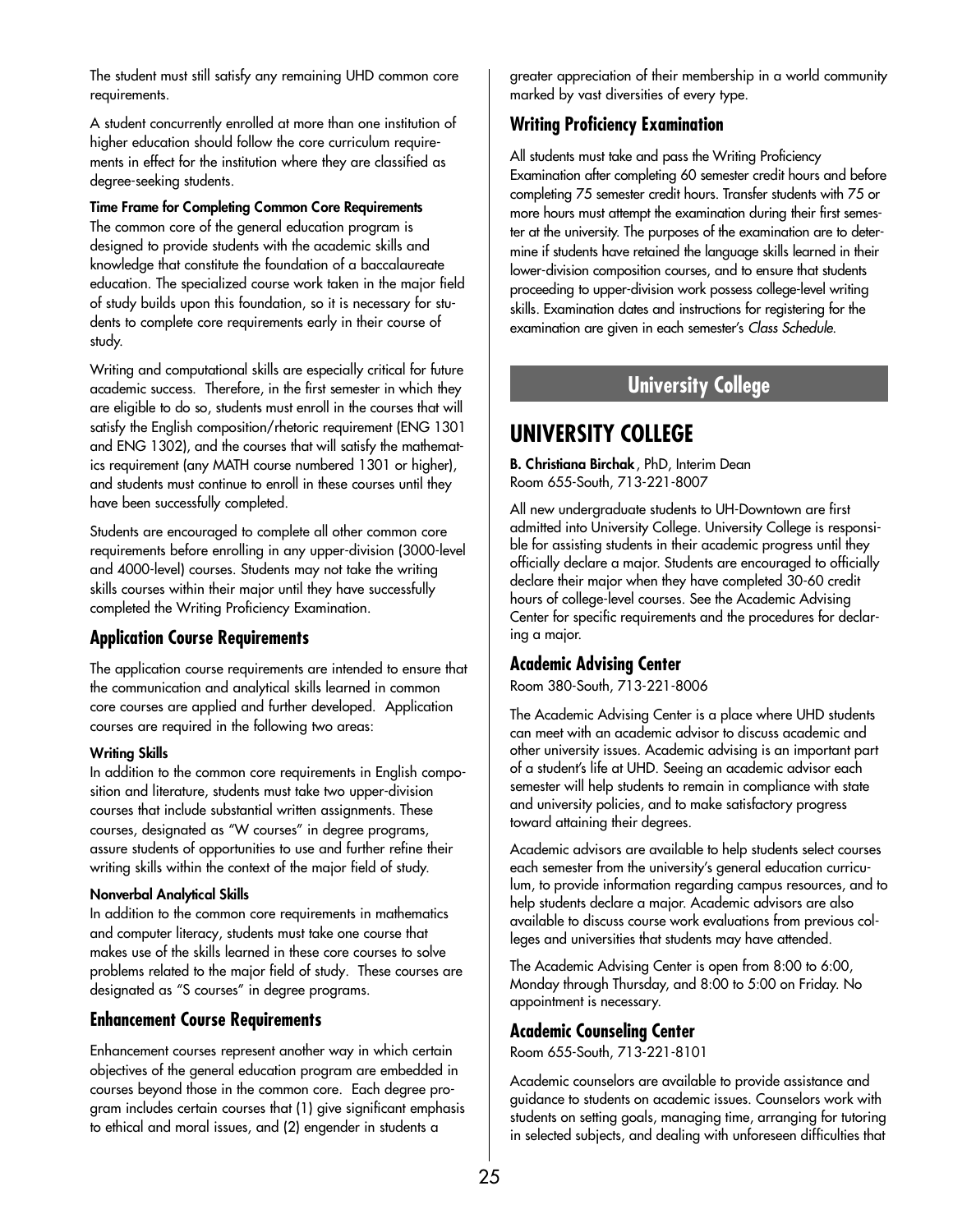The student must still satisfy any remaining UHD common core requirements.

A student concurrently enrolled at more than one institution of higher education should follow the core curriculum requirements in effect for the institution where they are classified as degree-seeking students.

**Time Frame for Completing Common Core Requirements**

The common core of the general education program is designed to provide students with the academic skills and knowledge that constitute the foundation of a baccalaureate education. The specialized course work taken in the major field of study builds upon this foundation, so it is necessary for students to complete core requirements early in their course of study.

Writing and computational skills are especially critical for future academic success. Therefore, in the first semester in which they are eligible to do so, students must enroll in the courses that will satisfy the English composition/rhetoric requirement (ENG 1301 and ENG 1302), and the courses that will satisfy the mathematics requirement (any MATH course numbered 1301 or higher), and students must continue to enroll in these courses until they have been successfully completed.

Students are encouraged to complete all other common core requirements before enrolling in any upper-division (3000-level and 4000-level) courses. Students may not take the writing skills courses within their major until they have successfully completed the Writing Proficiency Examination.

### Application Course Requirements

The application course requirements are intended to ensure that the communication and analytical skills learned in common core courses are applied and further developed. Application courses are required in the following two areas:

**Writing Skills**

In addition to the common core requirements in English composition and literature, students must take two upper-division courses that include substantial written assignments. These courses, designated as "W courses" in degree programs, assure students of opportunities to use and further refine their writing skills within the context of the major field of study.

**Nonverbal Analytical Skills**

In addition to the common core requirements in mathematics and computer literacy, students must take one course that makes use of the skills learned in these core courses to solve problems related to the major field of study. These courses are designated as "S courses" in degree programs.

### Enhancement Course Requirements

Enhancement courses represent another way in which certain objectives of the general education program are embedded in courses beyond those in the common core. Each degree program includes certain courses that (1) give significant emphasis to ethical and moral issues, and (2) engender in students a greater appreciation of their membership in a world community marked by vast diversities of every type.

### Writing Proficiency Examination

All students must take and pass the Writing Proficiency Examination after completing 60 semester credit hours and before completing 75 semester credit hours. Transfer students with 75 or more hours must attempt the examination during their first semester at the university. The purposes of the examination are to determine if students have retained the language skills learned in their lower-division composition courses, and to ensure that students proceeding to upper-division work possess college-level writing skills. Examination dates and instructions for registering for the examination are given in each semester's *Class Schedule*.

# University College

## UNIVERSITY COLLEGE

**B. Christiana Birchak**, PhD, Interim Dean
Room 655-South, 713-221-8007

All new undergraduate students to UH-Downtown are first admitted into University College. University College is responsible for assisting students in their academic progress until they officially declare a major. Students are encouraged to officially declare their major when they have completed 30-60 credit hours of college-level courses. See the Academic Advising Center for specific requirements and the procedures for declaring a major.

### Academic Advising Center

Room 380-South, 713-221-8006

The Academic Advising Center is a place where UHD students can meet with an academic advisor to discuss academic and other university issues. Academic advising is an important part of a student's life at UHD. Seeing an academic advisor each semester will help students to remain in compliance with state and university policies, and to make satisfactory progress toward attaining their degrees.

Academic advisors are available to help students select courses each semester from the university's general education curriculum, to provide information regarding campus resources, and to help students declare a major. Academic advisors are also available to discuss course work evaluations from previous colleges and universities that students may have attended.

The Academic Advising Center is open from 8:00 to 6:00, Monday through Thursday, and 8:00 to 5:00 on Friday. No appointment is necessary.

### Academic Counseling Center

Room 655-South, 713-221-8101

Academic counselors are available to provide assistance and guidance to students on academic issues. Counselors work with students on setting goals, managing time, arranging for tutoring in selected subjects, and dealing with unforeseen difficulties that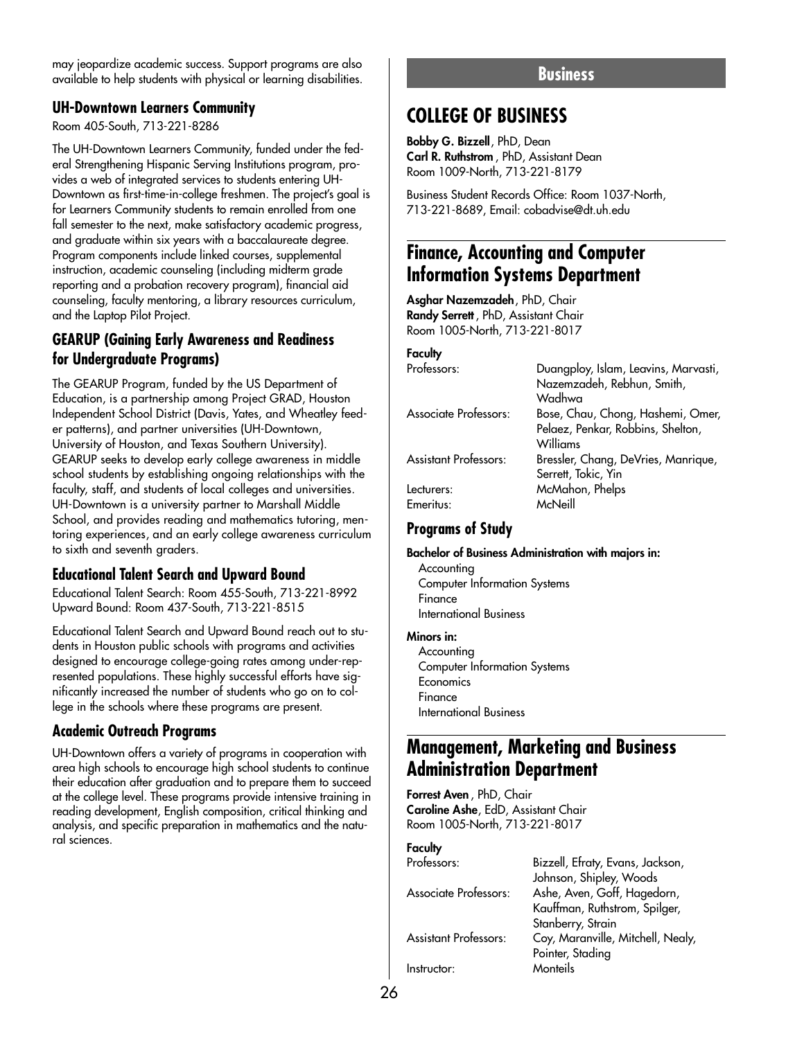may jeopardize academic success. Support programs are also available to help students with physical or learning disabilities.

### UH-Downtown Learners Community

Room 405-South, 713-221-8286

The UH-Downtown Learners Community, funded under the federal Strengthening Hispanic Serving Institutions program, provides a web of integrated services to students entering UH-Downtown as first-time-in-college freshmen. The project's goal is for Learners Community students to remain enrolled from one fall semester to the next, make satisfactory academic progress, and graduate within six years with a baccalaureate degree. Program components include linked courses, supplemental instruction, academic counseling (including midterm grade reporting and a probation recovery program), financial aid counseling, faculty mentoring, a library resources curriculum, and the Laptop Pilot Project.

### GEARUP (Gaining Early Awareness and Readiness for Undergraduate Programs)

The GEARUP Program, funded by the US Department of Education, is a partnership among Project GRAD, Houston Independent School District (Davis, Yates, and Wheatley feeder patterns), and partner universities (UH-Downtown, University of Houston, and Texas Southern University). GEARUP seeks to develop early college awareness in middle school students by establishing ongoing relationships with the faculty, staff, and students of local colleges and universities. UH-Downtown is a university partner to Marshall Middle School, and provides reading and mathematics tutoring, mentoring experiences, and an early college awareness curriculum to sixth and seventh graders.

### Educational Talent Search and Upward Bound

Educational Talent Search: Room 455-South, 713-221-8992
Upward Bound: Room 437-South, 713-221-8515

Educational Talent Search and Upward Bound reach out to students in Houston public schools with programs and activities designed to encourage college-going rates among under-represented populations. These highly successful efforts have significantly increased the number of students who go on to college in the schools where these programs are present.

### Academic Outreach Programs

UH-Downtown offers a variety of programs in cooperation with area high schools to encourage high school students to continue their education after graduation and to prepare them to succeed at the college level. These programs provide intensive training in reading development, English composition, critical thinking and analysis, and specific preparation in mathematics and the natural sciences.

# Business

# COLLEGE OF BUSINESS

**Bobby G. Bizzell**, PhD, Dean
**Carl R. Ruthstrom**, PhD, Assistant Dean
Room 1009-North, 713-221-8179

Business Student Records Office: Room 1037-North, 713-221-8689, Email: cobadvise@dt.uh.edu

## Finance, Accounting and Computer Information Systems Department

**Asghar Nazemzadeh**, PhD, Chair
**Randy Serrett**, PhD, Assistant Chair
Room 1005-North, 713-221-8017

**Faculty**

| | |
|---|---|
| Professors: | Duangploy, Islam, Leavins, Marvasti, Nazemzadeh, Rebhun, Smith, Wadhwa |
| Associate Professors: | Bose, Chau, Chong, Hashemi, Omer, Pelaez, Penkar, Robbins, Shelton, Williams |
| Assistant Professors: | Bressler, Chang, DeVries, Manrique, Serrett, Tokic, Yin |
| Lecturers: | McMahon, Phelps |
| Emeritus: | McNeill |

### Programs of Study

**Bachelor of Business Administration with majors in:**

- Accounting
- Computer Information Systems
- Finance
- International Business

**Minors in:**

- Accounting
- Computer Information Systems
- Economics
- Finance
- International Business

## Management, Marketing and Business Administration Department

**Forrest Aven**, PhD, Chair
**Caroline Ashe**, EdD, Assistant Chair
Room 1005-North, 713-221-8017

**Faculty**

| | |
|---|---|
| Professors: | Bizzell, Efraty, Evans, Jackson, Johnson, Shipley, Woods |
| Associate Professors: | Ashe, Aven, Goff, Hagedorn, Kauffman, Ruthstrom, Spilger, Stanberry, Strain |
| Assistant Professors: | Coy, Maranville, Mitchell, Nealy, Pointer, Stading |
| Instructor: | Monteils |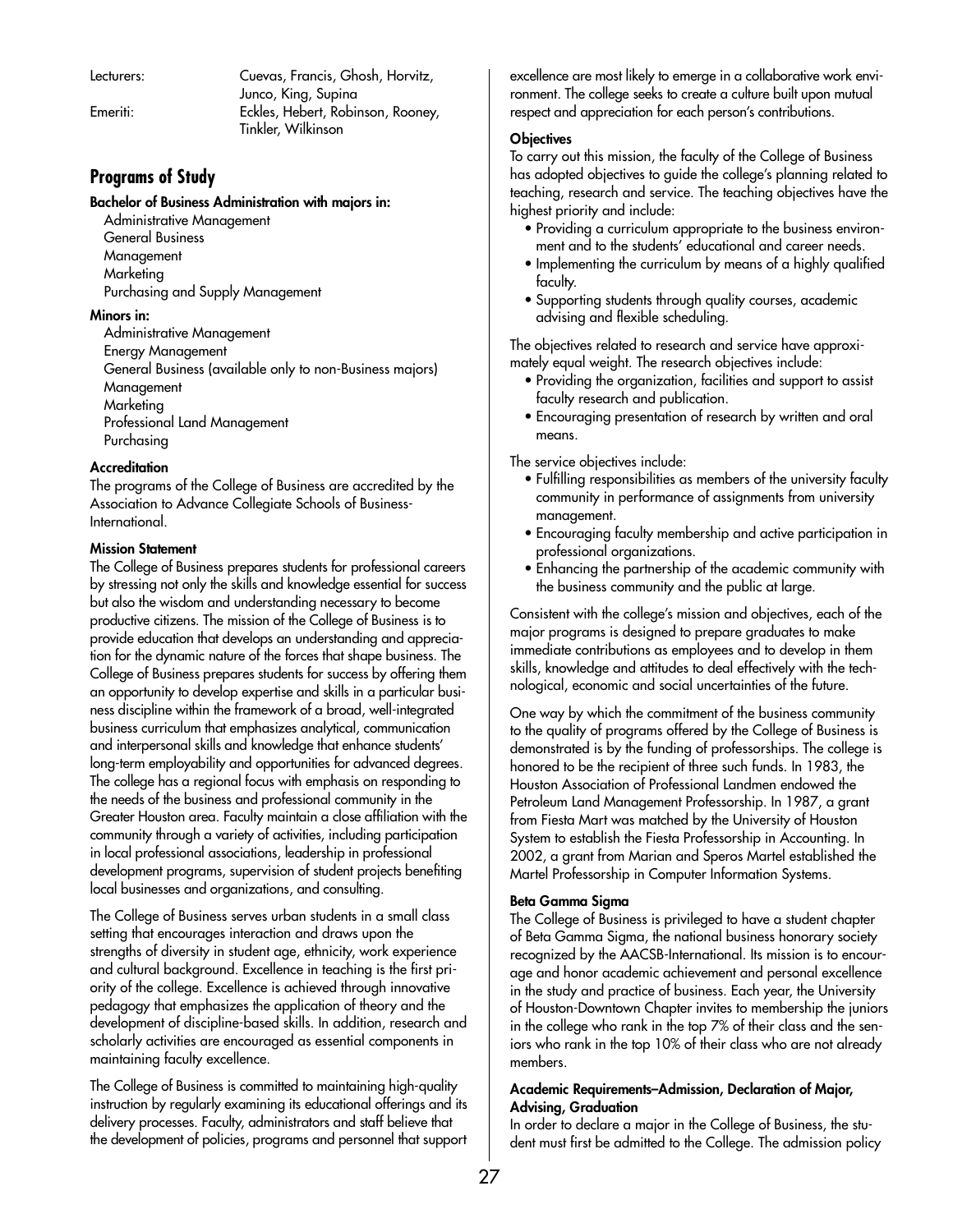| | |
|---|---|
| Lecturers: | Cuevas, Francis, Ghosh, Horvitz, Junco, King, Supina |
| Emeriti: | Eckles, Hebert, Robinson, Rooney, Tinkler, Wilkinson |

## Programs of Study

**Bachelor of Business Administration with majors in:**

Administrative Management
General Business
Management
Marketing
Purchasing and Supply Management

**Minors in:**

Administrative Management
Energy Management
General Business (available only to non-Business majors)
Management
Marketing
Professional Land Management
Purchasing

**Accreditation**

The programs of the College of Business are accredited by the Association to Advance Collegiate Schools of Business-International.

**Mission Statement**

The College of Business prepares students for professional careers by stressing not only the skills and knowledge essential for success but also the wisdom and understanding necessary to become productive citizens. The mission of the College of Business is to provide education that develops an understanding and appreciation for the dynamic nature of the forces that shape business. The College of Business prepares students for success by offering them an opportunity to develop expertise and skills in a particular business discipline within the framework of a broad, well-integrated business curriculum that emphasizes analytical, communication and interpersonal skills and knowledge that enhance students' long-term employability and opportunities for advanced degrees. The college has a regional focus with emphasis on responding to the needs of the business and professional community in the Greater Houston area. Faculty maintain a close affiliation with the community through a variety of activities, including participation in local professional associations, leadership in professional development programs, supervision of student projects benefiting local businesses and organizations, and consulting.

The College of Business serves urban students in a small class setting that encourages interaction and draws upon the strengths of diversity in student age, ethnicity, work experience and cultural background. Excellence in teaching is the first priority of the college. Excellence is achieved through innovative pedagogy that emphasizes the application of theory and the development of discipline-based skills. In addition, research and scholarly activities are encouraged as essential components in maintaining faculty excellence.

The College of Business is committed to maintaining high-quality instruction by regularly examining its educational offerings and its delivery processes. Faculty, administrators and staff believe that the development of policies, programs and personnel that support excellence are most likely to emerge in a collaborative work environment. The college seeks to create a culture built upon mutual respect and appreciation for each person's contributions.

**Objectives**

To carry out this mission, the faculty of the College of Business has adopted objectives to guide the college's planning related to teaching, research and service. The teaching objectives have the highest priority and include:

- Providing a curriculum appropriate to the business environment and to the students' educational and career needs.
- Implementing the curriculum by means of a highly qualified faculty.
- Supporting students through quality courses, academic advising and flexible scheduling.

The objectives related to research and service have approximately equal weight. The research objectives include:

- Providing the organization, facilities and support to assist faculty research and publication.
- Encouraging presentation of research by written and oral means.

The service objectives include:

- Fulfilling responsibilities as members of the university faculty community in performance of assignments from university management.
- Encouraging faculty membership and active participation in professional organizations.
- Enhancing the partnership of the academic community with the business community and the public at large.

Consistent with the college's mission and objectives, each of the major programs is designed to prepare graduates to make immediate contributions as employees and to develop in them skills, knowledge and attitudes to deal effectively with the technological, economic and social uncertainties of the future.

One way by which the commitment of the business community to the quality of programs offered by the College of Business is demonstrated is by the funding of professorships. The college is honored to be the recipient of three such funds. In 1983, the Houston Association of Professional Landmen endowed the Petroleum Land Management Professorship. In 1987, a grant from Fiesta Mart was matched by the University of Houston System to establish the Fiesta Professorship in Accounting. In 2002, a grant from Marian and Speros Martel established the Martel Professorship in Computer Information Systems.

**Beta Gamma Sigma**

The College of Business is privileged to have a student chapter of Beta Gamma Sigma, the national business honorary society recognized by the AACSB-International. Its mission is to encourage and honor academic achievement and personal excellence in the study and practice of business. Each year, the University of Houston-Downtown Chapter invites to membership the juniors in the college who rank in the top 7% of their class and the seniors who rank in the top 10% of their class who are not already members.

**Academic Requirements–Admission, Declaration of Major, Advising, Graduation**

In order to declare a major in the College of Business, the student must first be admitted to the College. The admission policy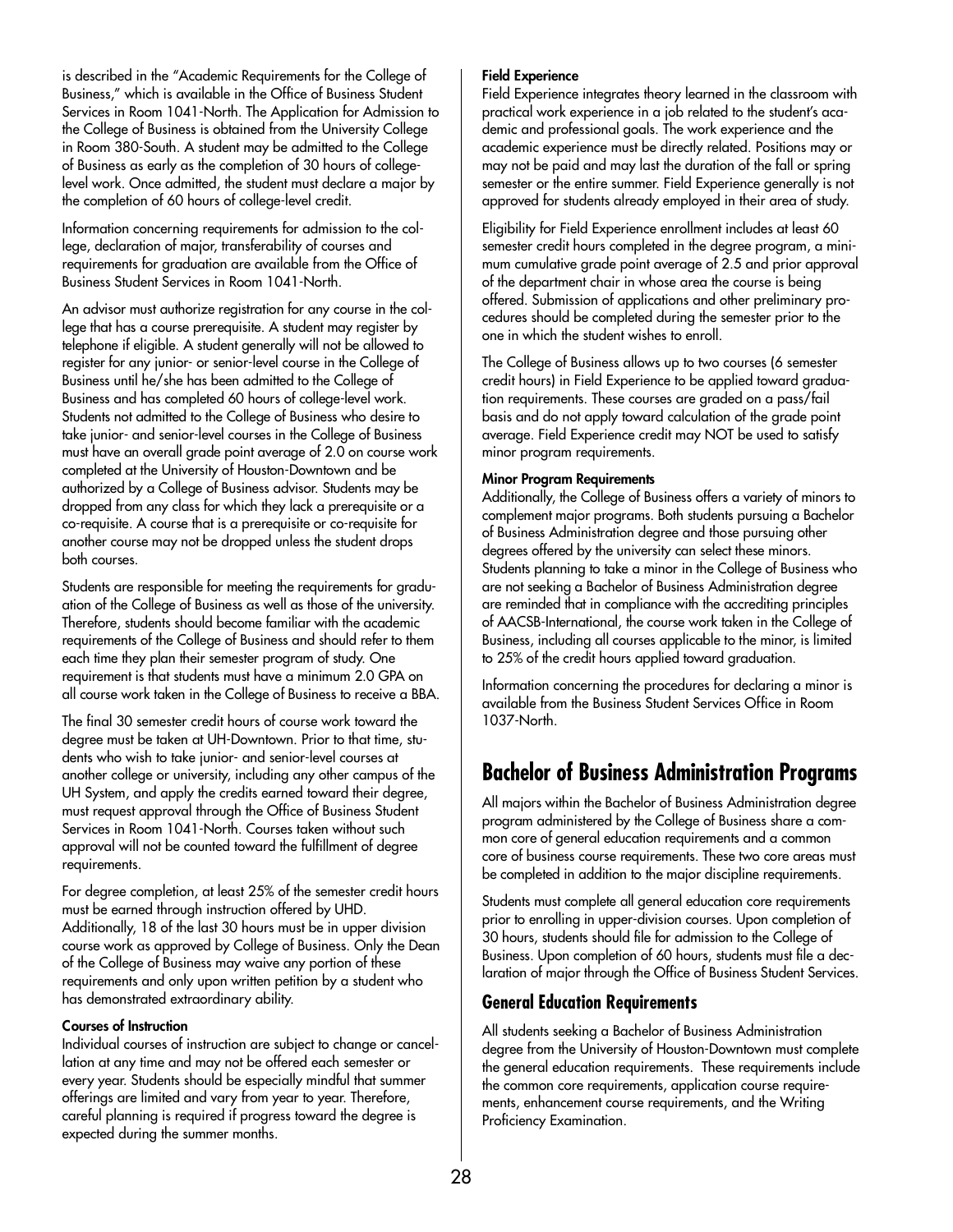is described in the "Academic Requirements for the College of Business," which is available in the Office of Business Student Services in Room 1041-North. The Application for Admission to the College of Business is obtained from the University College in Room 380-South. A student may be admitted to the College of Business as early as the completion of 30 hours of college-level work. Once admitted, the student must declare a major by the completion of 60 hours of college-level credit.

Information concerning requirements for admission to the college, declaration of major, transferability of courses and requirements for graduation are available from the Office of Business Student Services in Room 1041-North.

An advisor must authorize registration for any course in the college that has a course prerequisite. A student may register by telephone if eligible. A student generally will not be allowed to register for any junior- or senior-level course in the College of Business until he/she has been admitted to the College of Business and has completed 60 hours of college-level work. Students not admitted to the College of Business who desire to take junior- and senior-level courses in the College of Business must have an overall grade point average of 2.0 on course work completed at the University of Houston-Downtown and be authorized by a College of Business advisor. Students may be dropped from any class for which they lack a prerequisite or a co-requisite. A course that is a prerequisite or co-requisite for another course may not be dropped unless the student drops both courses.

Students are responsible for meeting the requirements for graduation of the College of Business as well as those of the university. Therefore, students should become familiar with the academic requirements of the College of Business and should refer to them each time they plan their semester program of study. One requirement is that students must have a minimum 2.0 GPA on all course work taken in the College of Business to receive a BBA.

The final 30 semester credit hours of course work toward the degree must be taken at UH-Downtown. Prior to that time, students who wish to take junior- and senior-level courses at another college or university, including any other campus of the UH System, and apply the credits earned toward their degree, must request approval through the Office of Business Student Services in Room 1041-North. Courses taken without such approval will not be counted toward the fulfillment of degree requirements.

For degree completion, at least 25% of the semester credit hours must be earned through instruction offered by UHD. Additionally, 18 of the last 30 hours must be in upper division course work as approved by College of Business. Only the Dean of the College of Business may waive any portion of these requirements and only upon written petition by a student who has demonstrated extraordinary ability.

#### Courses of Instruction

Individual courses of instruction are subject to change or cancellation at any time and may not be offered each semester or every year. Students should be especially mindful that summer offerings are limited and vary from year to year. Therefore, careful planning is required if progress toward the degree is expected during the summer months.

#### Field Experience

Field Experience integrates theory learned in the classroom with practical work experience in a job related to the student's academic and professional goals. The work experience and the academic experience must be directly related. Positions may or may not be paid and may last the duration of the fall or spring semester or the entire summer. Field Experience generally is not approved for students already employed in their area of study.

Eligibility for Field Experience enrollment includes at least 60 semester credit hours completed in the degree program, a minimum cumulative grade point average of 2.5 and prior approval of the department chair in whose area the course is being offered. Submission of applications and other preliminary procedures should be completed during the semester prior to the one in which the student wishes to enroll.

The College of Business allows up to two courses (6 semester credit hours) in Field Experience to be applied toward graduation requirements. These courses are graded on a pass/fail basis and do not apply toward calculation of the grade point average. Field Experience credit may NOT be used to satisfy minor program requirements.

#### Minor Program Requirements

Additionally, the College of Business offers a variety of minors to complement major programs. Both students pursuing a Bachelor of Business Administration degree and those pursuing other degrees offered by the university can select these minors. Students planning to take a minor in the College of Business who are not seeking a Bachelor of Business Administration degree are reminded that in compliance with the accrediting principles of AACSB-International, the course work taken in the College of Business, including all courses applicable to the minor, is limited to 25% of the credit hours applied toward graduation.

Information concerning the procedures for declaring a minor is available from the Business Student Services Office in Room 1037-North.

## Bachelor of Business Administration Programs

All majors within the Bachelor of Business Administration degree program administered by the College of Business share a common core of general education requirements and a common core of business course requirements. These two core areas must be completed in addition to the major discipline requirements.

Students must complete all general education core requirements prior to enrolling in upper-division courses. Upon completion of 30 hours, students should file for admission to the College of Business. Upon completion of 60 hours, students must file a declaration of major through the Office of Business Student Services.

### General Education Requirements

All students seeking a Bachelor of Business Administration degree from the University of Houston-Downtown must complete the general education requirements. These requirements include the common core requirements, application course requirements, enhancement course requirements, and the Writing Proficiency Examination.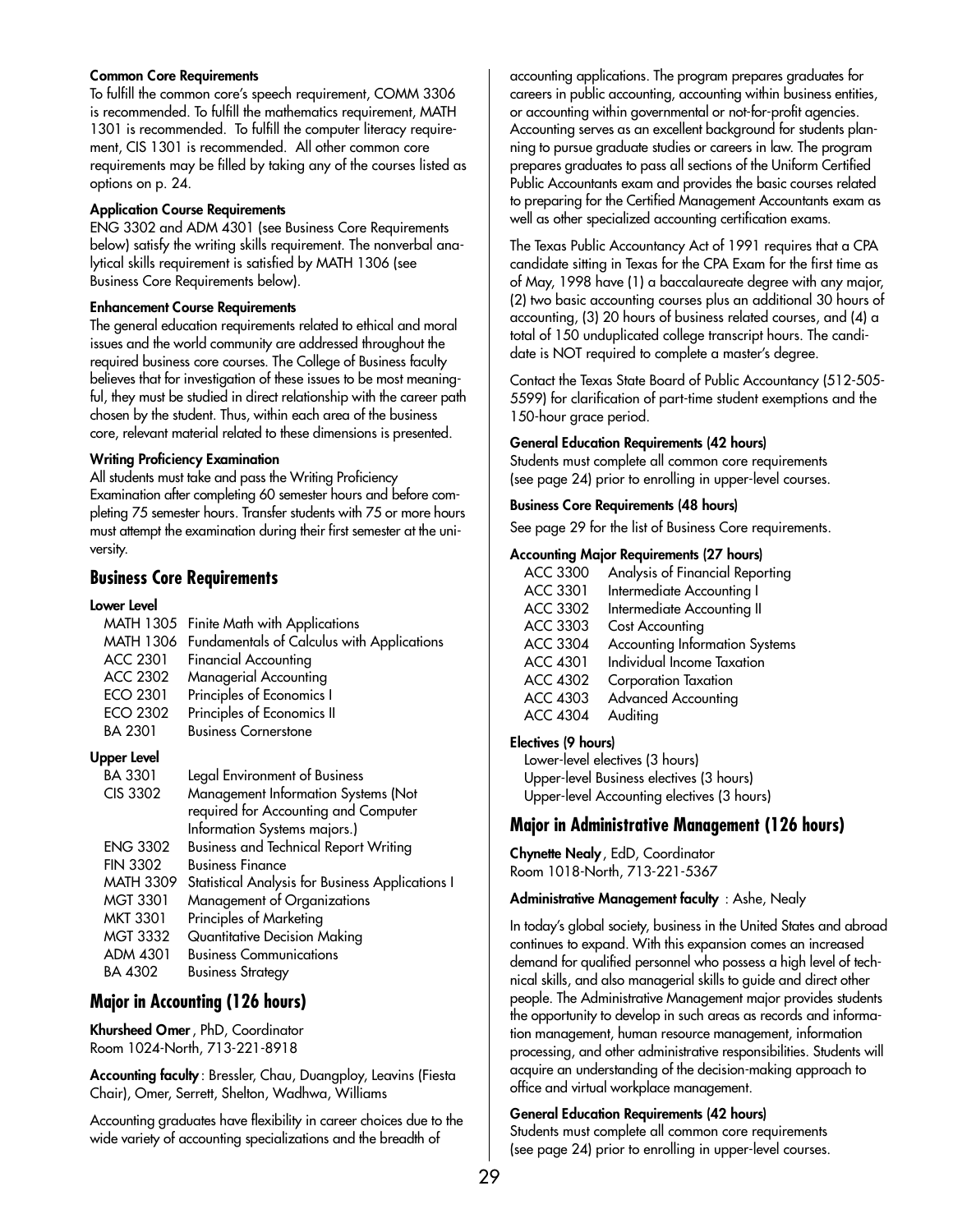**Common Core Requirements**

To fulfill the common core's speech requirement, COMM 3306 is recommended. To fulfill the mathematics requirement, MATH 1301 is recommended. To fulfill the computer literacy requirement, CIS 1301 is recommended. All other common core requirements may be filled by taking any of the courses listed as options on p. 24.

**Application Course Requirements**

ENG 3302 and ADM 4301 (see Business Core Requirements below) satisfy the writing skills requirement. The nonverbal analytical skills requirement is satisfied by MATH 1306 (see Business Core Requirements below).

**Enhancement Course Requirements**

The general education requirements related to ethical and moral issues and the world community are addressed throughout the required business core courses. The College of Business faculty believes that for investigation of these issues to be most meaningful, they must be studied in direct relationship with the career path chosen by the student. Thus, within each area of the business core, relevant material related to these dimensions is presented.

**Writing Proficiency Examination**

All students must take and pass the Writing Proficiency Examination after completing 60 semester hours and before completing 75 semester hours. Transfer students with 75 or more hours must attempt the examination during their first semester at the university.

## Business Core Requirements

**Lower Level**

| | |
|---|---|
| MATH 1305 | Finite Math with Applications |
| MATH 1306 | Fundamentals of Calculus with Applications |
| ACC 2301 | Financial Accounting |
| ACC 2302 | Managerial Accounting |
| ECO 2301 | Principles of Economics I |
| ECO 2302 | Principles of Economics II |
| BA 2301 | Business Cornerstone |

**Upper Level**

| | |
|---|---|
| BA 3301 | Legal Environment of Business |
| CIS 3302 | Management Information Systems (Not required for Accounting and Computer Information Systems majors.) |
| ENG 3302 | Business and Technical Report Writing |
| FIN 3302 | Business Finance |
| MATH 3309 | Statistical Analysis for Business Applications I |
| MGT 3301 | Management of Organizations |
| MKT 3301 | Principles of Marketing |
| MGT 3332 | Quantitative Decision Making |
| ADM 4301 | Business Communications |
| BA 4302 | Business Strategy |

## Major in Accounting (126 hours)

**Khursheed Omer**, PhD, Coordinator
Room 1024-North, 713-221-8918

**Accounting faculty**: Bressler, Chau, Duangploy, Leavins (Fiesta Chair), Omer, Serrett, Shelton, Wadhwa, Williams

Accounting graduates have flexibility in career choices due to the wide variety of accounting specializations and the breadth of accounting applications. The program prepares graduates for careers in public accounting, accounting within business entities, or accounting within governmental or not-for-profit agencies. Accounting serves as an excellent background for students planning to pursue graduate studies or careers in law. The program prepares graduates to pass all sections of the Uniform Certified Public Accountants exam and provides the basic courses related to preparing for the Certified Management Accountants exam as well as other specialized accounting certification exams.

The Texas Public Accountancy Act of 1991 requires that a CPA candidate sitting in Texas for the CPA Exam for the first time as of May, 1998 have (1) a baccalaureate degree with any major, (2) two basic accounting courses plus an additional 30 hours of accounting, (3) 20 hours of business related courses, and (4) a total of 150 unduplicated college transcript hours. The candidate is NOT required to complete a master's degree.

Contact the Texas State Board of Public Accountancy (512-505-5599) for clarification of part-time student exemptions and the 150-hour grace period.

**General Education Requirements (42 hours)**

Students must complete all common core requirements (see page 24) prior to enrolling in upper-level courses.

**Business Core Requirements (48 hours)**

See page 29 for the list of Business Core requirements.

**Accounting Major Requirements (27 hours)**

| | |
|---|---|
| ACC 3300 | Analysis of Financial Reporting |
| ACC 3301 | Intermediate Accounting I |
| ACC 3302 | Intermediate Accounting II |
| ACC 3303 | Cost Accounting |
| ACC 3304 | Accounting Information Systems |
| ACC 4301 | Individual Income Taxation |
| ACC 4302 | Corporation Taxation |
| ACC 4303 | Advanced Accounting |
| ACC 4304 | Auditing |

**Electives (9 hours)**

Lower-level electives (3 hours)
Upper-level Business electives (3 hours)
Upper-level Accounting electives (3 hours)

## Major in Administrative Management (126 hours)

**Chynette Nealy**, EdD, Coordinator
Room 1018-North, 713-221-5367

**Administrative Management faculty**: Ashe, Nealy

In today's global society, business in the United States and abroad continues to expand. With this expansion comes an increased demand for qualified personnel who possess a high level of technical skills, and also managerial skills to guide and direct other people. The Administrative Management major provides students the opportunity to develop in such areas as records and information management, human resource management, information processing, and other administrative responsibilities. Students will acquire an understanding of the decision-making approach to office and virtual workplace management.

**General Education Requirements (42 hours)**

Students must complete all common core requirements (see page 24) prior to enrolling in upper-level courses.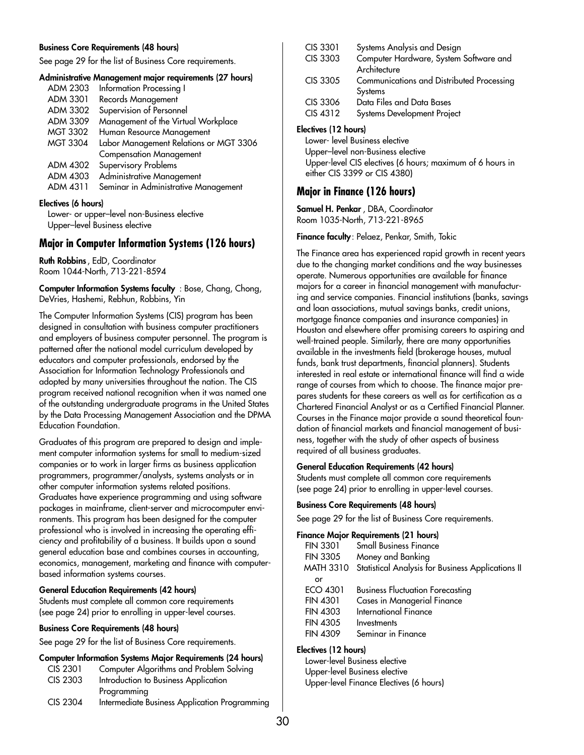**Business Core Requirements (48 hours)**

See page 29 for the list of Business Core requirements.

**Administrative Management major requirements (27 hours)**

| | |
|---|---|
| ADM 2303 | Information Processing I |
| ADM 3301 | Records Management |
| ADM 3302 | Supervision of Personnel |
| ADM 3309 | Management of the Virtual Workplace |
| MGT 3302 | Human Resource Management |
| MGT 3304 | Labor Management Relations or MGT 3306 Compensation Management |
| ADM 4302 | Supervisory Problems |
| ADM 4303 | Administrative Management |
| ADM 4311 | Seminar in Administrative Management |

**Electives (6 hours)**

Lower- or upper–level non-Business elective
Upper–level Business elective

## Major in Computer Information Systems (126 hours)

**Ruth Robbins**, EdD, Coordinator
Room 1044-North, 713-221-8594

**Computer Information Systems faculty** : Bose, Chang, Chong, DeVries, Hashemi, Rebhun, Robbins, Yin

The Computer Information Systems (CIS) program has been designed in consultation with business computer practitioners and employers of business computer personnel. The program is patterned after the national model curriculum developed by educators and computer professionals, endorsed by the Association for Information Technology Professionals and adopted by many universities throughout the nation. The CIS program received national recognition when it was named one of the outstanding undergraduate programs in the United States by the Data Processing Management Association and the DPMA Education Foundation.

Graduates of this program are prepared to design and implement computer information systems for small to medium-sized companies or to work in larger firms as business application programmers, programmer/analysts, systems analysts or in other computer information systems related positions. Graduates have experience programming and using software packages in mainframe, client-server and microcomputer environments. This program has been designed for the computer professional who is involved in increasing the operating efficiency and profitability of a business. It builds upon a sound general education base and combines courses in accounting, economics, management, marketing and finance with computer-based information systems courses.

**General Education Requirements (42 hours)**

Students must complete all common core requirements (see page 24) prior to enrolling in upper-level courses.

**Business Core Requirements (48 hours)**

See page 29 for the list of Business Core requirements.

**Computer Information Systems Major Requirements (24 hours)**

| | |
|---|---|
| CIS 2301 | Computer Algorithms and Problem Solving |
| CIS 2303 | Introduction to Business Application Programming |
| CIS 2304 | Intermediate Business Application Programming |
| CIS 3301 | Systems Analysis and Design |
| CIS 3303 | Computer Hardware, System Software and Architecture |
| CIS 3305 | Communications and Distributed Processing Systems |
| CIS 3306 | Data Files and Data Bases |
| CIS 4312 | Systems Development Project |

**Electives (12 hours)**

Lower- level Business elective
Upper–level non-Business elective
Upper-level CIS electives (6 hours; maximum of 6 hours in either CIS 3399 or CIS 4380)

## Major in Finance (126 hours)

**Samuel H. Penkar** , DBA, Coordinator
Room 1035-North, 713-221-8965

**Finance faculty**: Pelaez, Penkar, Smith, Tokic

The Finance area has experienced rapid growth in recent years due to the changing market conditions and the way businesses operate. Numerous opportunities are available for finance majors for a career in financial management with manufacturing and service companies. Financial institutions (banks, savings and loan associations, mutual savings banks, credit unions, mortgage finance companies and insurance companies) in Houston and elsewhere offer promising careers to aspiring and well-trained people. Similarly, there are many opportunities available in the investments field (brokerage houses, mutual funds, bank trust departments, financial planners). Students interested in real estate or international finance will find a wide range of courses from which to choose. The finance major prepares students for these careers as well as for certification as a Chartered Financial Analyst or as a Certified Financial Planner. Courses in the Finance major provide a sound theoretical foundation of financial markets and financial management of business, together with the study of other aspects of business required of all business graduates.

**General Education Requirements (42 hours)**

Students must complete all common core requirements (see page 24) prior to enrolling in upper-level courses.

**Business Core Requirements (48 hours)**

See page 29 for the list of Business Core requirements.

**Finance Major Requirements (21 hours)**

| | |
|---|---|
| FIN 3301 | Small Business Finance |
| FIN 3305 | Money and Banking |
| MATH 3310 | Statistical Analysis for Business Applications II |
| or | |
| ECO 4301 | Business Fluctuation Forecasting |
| FIN 4301 | Cases in Managerial Finance |
| FIN 4303 | International Finance |
| FIN 4305 | Investments |
| FIN 4309 | Seminar in Finance |

**Electives (12 hours)**

Lower-level Business elective
Upper-level Business elective
Upper-level Finance Electives (6 hours)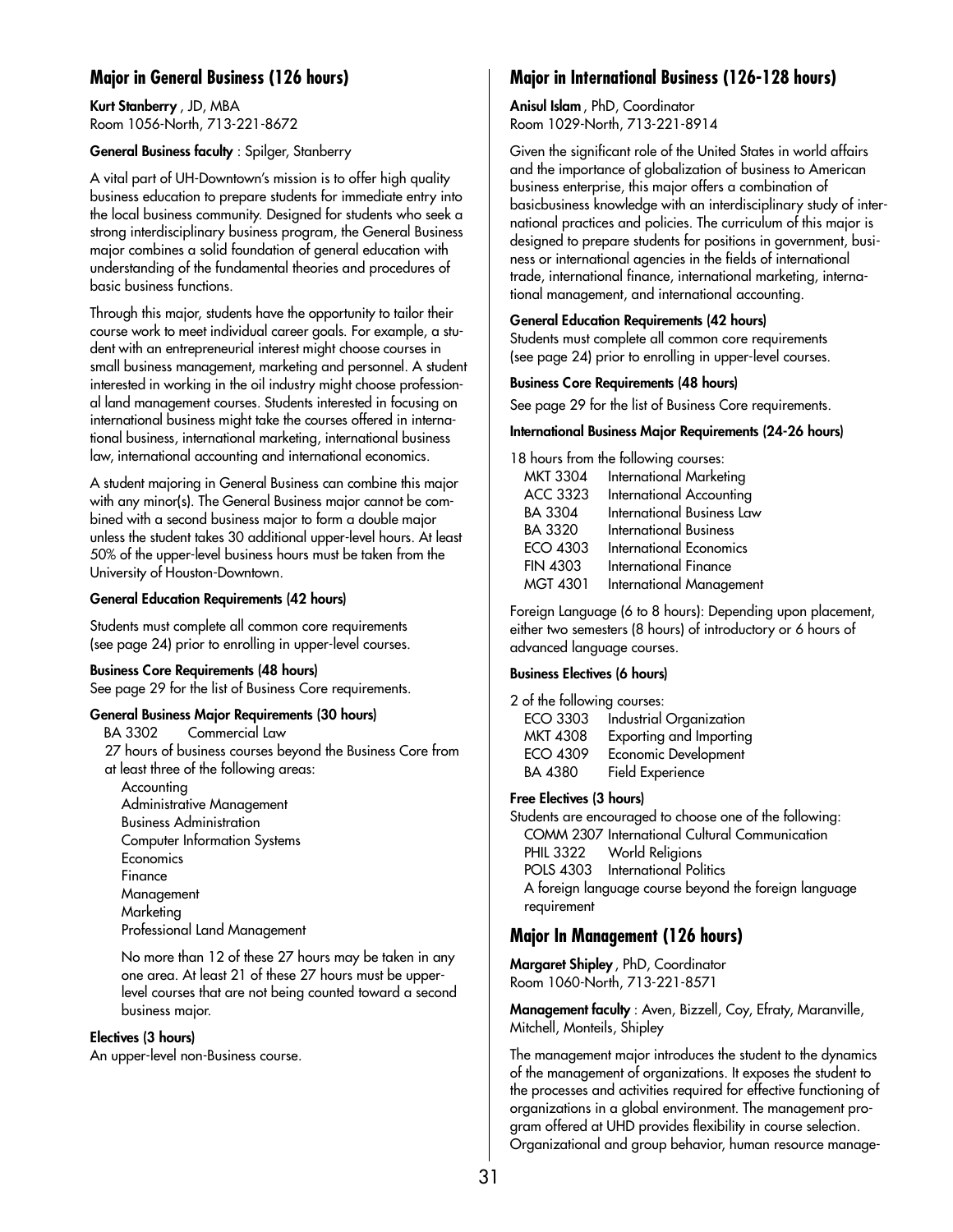## Major in General Business (126 hours)

**Kurt Stanberry** , JD, MBA
Room 1056-North, 713-221-8672

**General Business faculty** : Spilger, Stanberry

A vital part of UH-Downtown's mission is to offer high quality business education to prepare students for immediate entry into the local business community. Designed for students who seek a strong interdisciplinary business program, the General Business major combines a solid foundation of general education with understanding of the fundamental theories and procedures of basic business functions.

Through this major, students have the opportunity to tailor their course work to meet individual career goals. For example, a student with an entrepreneurial interest might choose courses in small business management, marketing and personnel. A student interested in working in the oil industry might choose professional land management courses. Students interested in focusing on international business might take the courses offered in international business, international marketing, international business law, international accounting and international economics.

A student majoring in General Business can combine this major with any minor(s). The General Business major cannot be combined with a second business major to form a double major unless the student takes 30 additional upper-level hours. At least 50% of the upper-level business hours must be taken from the University of Houston-Downtown.

**General Education Requirements (42 hours)**

Students must complete all common core requirements (see page 24) prior to enrolling in upper-level courses.

**Business Core Requirements (48 hours)**

See page 29 for the list of Business Core requirements.

**General Business Major Requirements (30 hours)**

BA 3302 Commercial Law

27 hours of business courses beyond the Business Core from at least three of the following areas:

- Accounting
- Administrative Management
- Business Administration
- Computer Information Systems
- Economics
- Finance
- Management
- Marketing
- Professional Land Management

No more than 12 of these 27 hours may be taken in any one area. At least 21 of these 27 hours must be upper-level courses that are not being counted toward a second business major.

**Electives (3 hours)**

An upper-level non-Business course.

## Major in International Business (126-128 hours)

**Anisul Islam** , PhD, Coordinator
Room 1029-North, 713-221-8914

Given the significant role of the United States in world affairs and the importance of globalization of business to American business enterprise, this major offers a combination of basicbusiness knowledge with an interdisciplinary study of international practices and policies. The curriculum of this major is designed to prepare students for positions in government, business or international agencies in the fields of international trade, international finance, international marketing, international management, and international accounting.

**General Education Requirements (42 hours)**

Students must complete all common core requirements (see page 24) prior to enrolling in upper-level courses.

**Business Core Requirements (48 hours)**

See page 29 for the list of Business Core requirements.

**International Business Major Requirements (24-26 hours)**

18 hours from the following courses:

- MKT 3304 International Marketing
- ACC 3323 International Accounting
- BA 3304 International Business Law
- BA 3320 International Business
- ECO 4303 International Economics
- FIN 4303 International Finance
- MGT 4301 International Management

Foreign Language (6 to 8 hours): Depending upon placement, either two semesters (8 hours) of introductory or 6 hours of advanced language courses.

**Business Electives (6 hours)**

2 of the following courses:

- ECO 3303 Industrial Organization
- MKT 4308 Exporting and Importing
- ECO 4309 Economic Development
- BA 4380 Field Experience

**Free Electives (3 hours)**

Students are encouraged to choose one of the following:

- COMM 2307 International Cultural Communication
- PHIL 3322 World Religions
- POLS 4303 International Politics
- A foreign language course beyond the foreign language requirement

## Major In Management (126 hours)

**Margaret Shipley** , PhD, Coordinator
Room 1060-North, 713-221-8571

**Management faculty** : Aven, Bizzell, Coy, Efraty, Maranville, Mitchell, Monteils, Shipley

The management major introduces the student to the dynamics of the management of organizations. It exposes the student to the processes and activities required for effective functioning of organizations in a global environment. The management program offered at UHD provides flexibility in course selection. Organizational and group behavior, human resource manage-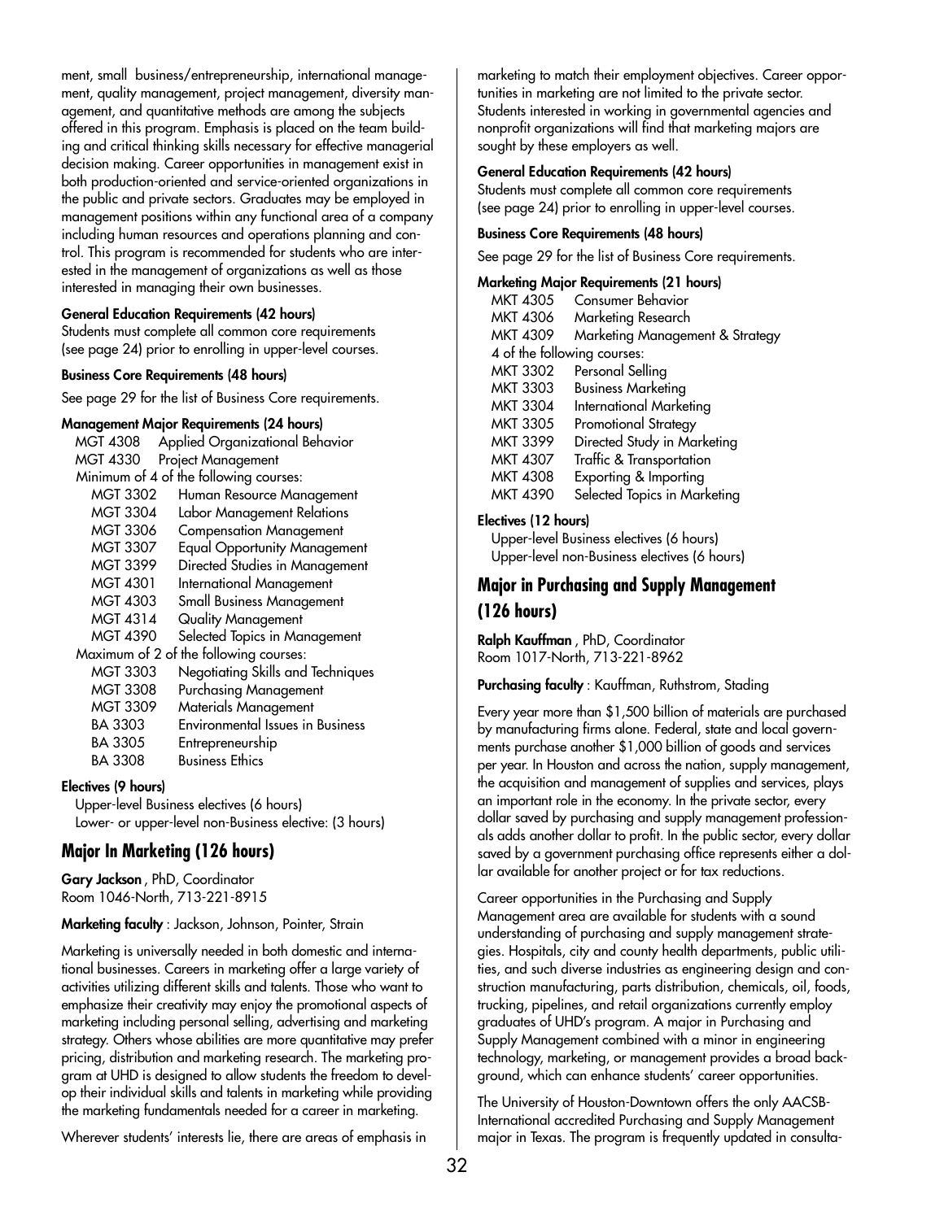ment, small business/entrepreneurship, international management, quality management, project management, diversity management, and quantitative methods are among the subjects offered in this program. Emphasis is placed on the team building and critical thinking skills necessary for effective managerial decision making. Career opportunities in management exist in both production-oriented and service-oriented organizations in the public and private sectors. Graduates may be employed in management positions within any functional area of a company including human resources and operations planning and control. This program is recommended for students who are interested in the management of organizations as well as those interested in managing their own businesses.

**General Education Requirements (42 hours)**

Students must complete all common core requirements (see page 24) prior to enrolling in upper-level courses.

**Business Core Requirements (48 hours)**

See page 29 for the list of Business Core requirements.

**Management Major Requirements (24 hours)**

MGT 4308 Applied Organizational Behavior
MGT 4330 Project Management

Minimum of 4 of the following courses:

- MGT 3302 Human Resource Management
- MGT 3304 Labor Management Relations
- MGT 3306 Compensation Management
- MGT 3307 Equal Opportunity Management
- MGT 3399 Directed Studies in Management
- MGT 4301 International Management
- MGT 4303 Small Business Management
- MGT 4314 Quality Management
- MGT 4390 Selected Topics in Management

Maximum of 2 of the following courses:

- MGT 3303 Negotiating Skills and Techniques
- MGT 3308 Purchasing Management
- MGT 3309 Materials Management
- BA 3303 Environmental Issues in Business
- BA 3305 Entrepreneurship
- BA 3308 Business Ethics

**Electives (9 hours)**

Upper-level Business electives (6 hours)
Lower- or upper-level non-Business elective: (3 hours)

## Major In Marketing (126 hours)

**Gary Jackson**, PhD, Coordinator
Room 1046-North, 713-221-8915

**Marketing faculty**: Jackson, Johnson, Pointer, Strain

Marketing is universally needed in both domestic and international businesses. Careers in marketing offer a large variety of activities utilizing different skills and talents. Those who want to emphasize their creativity may enjoy the promotional aspects of marketing including personal selling, advertising and marketing strategy. Others whose abilities are more quantitative may prefer pricing, distribution and marketing research. The marketing program at UHD is designed to allow students the freedom to develop their individual skills and talents in marketing while providing the marketing fundamentals needed for a career in marketing.

Wherever students' interests lie, there are areas of emphasis in marketing to match their employment objectives. Career opportunities in marketing are not limited to the private sector. Students interested in working in governmental agencies and nonprofit organizations will find that marketing majors are sought by these employers as well.

**General Education Requirements (42 hours)**

Students must complete all common core requirements (see page 24) prior to enrolling in upper-level courses.

**Business Core Requirements (48 hours)**

See page 29 for the list of Business Core requirements.

**Marketing Major Requirements (21 hours)**

MKT 4305 Consumer Behavior
MKT 4306 Marketing Research
MKT 4309 Marketing Management & Strategy

4 of the following courses:

- MKT 3302 Personal Selling
- MKT 3303 Business Marketing
- MKT 3304 International Marketing
- MKT 3305 Promotional Strategy
- MKT 3399 Directed Study in Marketing
- MKT 4307 Traffic & Transportation
- MKT 4308 Exporting & Importing
- MKT 4390 Selected Topics in Marketing

**Electives (12 hours)**

Upper-level Business electives (6 hours)
Upper-level non-Business electives (6 hours)

## Major in Purchasing and Supply Management (126 hours)

**Ralph Kauffman**, PhD, Coordinator
Room 1017-North, 713-221-8962

**Purchasing faculty**: Kauffman, Ruthstrom, Stading

Every year more than $1,500 billion of materials are purchased by manufacturing firms alone. Federal, state and local governments purchase another $1,000 billion of goods and services per year. In Houston and across the nation, supply management, the acquisition and management of supplies and services, plays an important role in the economy. In the private sector, every dollar saved by purchasing and supply management professionals adds another dollar to profit. In the public sector, every dollar saved by a government purchasing office represents either a dollar available for another project or for tax reductions.

Career opportunities in the Purchasing and Supply Management area are available for students with a sound understanding of purchasing and supply management strategies. Hospitals, city and county health departments, public utilities, and such diverse industries as engineering design and construction manufacturing, parts distribution, chemicals, oil, foods, trucking, pipelines, and retail organizations currently employ graduates of UHD's program. A major in Purchasing and Supply Management combined with a minor in engineering technology, marketing, or management provides a broad background, which can enhance students' career opportunities.

The University of Houston-Downtown offers the only AACSB-International accredited Purchasing and Supply Management major in Texas. The program is frequently updated in consulta-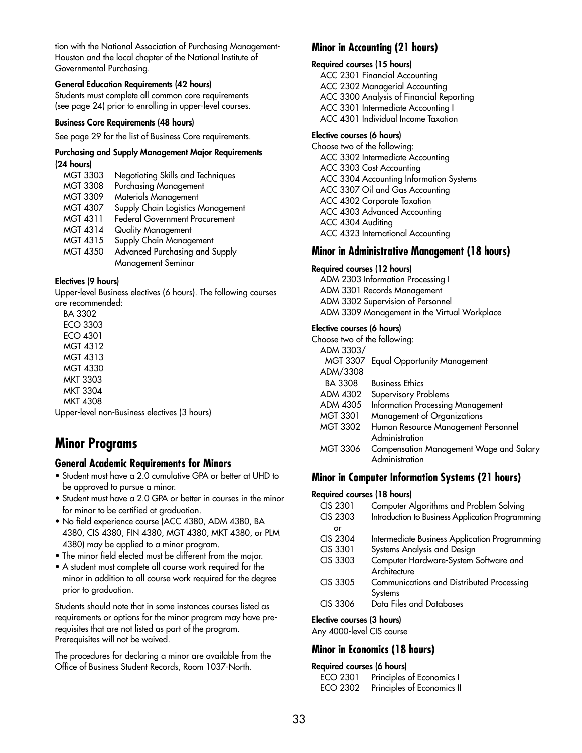tion with the National Association of Purchasing Management-Houston and the local chapter of the National Institute of Governmental Purchasing.

**General Education Requirements (42 hours)**

Students must complete all common core requirements (see page 24) prior to enrolling in upper-level courses.

**Business Core Requirements (48 hours)**

See page 29 for the list of Business Core requirements.

**Purchasing and Supply Management Major Requirements (24 hours)**

| | |
|---|---|
| MGT 3303 | Negotiating Skills and Techniques |
| MGT 3308 | Purchasing Management |
| MGT 3309 | Materials Management |
| MGT 4307 | Supply Chain Logistics Management |
| MGT 4311 | Federal Government Procurement |
| MGT 4314 | Quality Management |
| MGT 4315 | Supply Chain Management |
| MGT 4350 | Advanced Purchasing and Supply Management Seminar |

**Electives (9 hours)**

Upper-level Business electives (6 hours). The following courses are recommended:

BA 3302
ECO 3303
ECO 4301
MGT 4312
MGT 4313
MGT 4330
MKT 3303
MKT 3304
MKT 4308

Upper-level non-Business electives (3 hours)

# Minor Programs

## General Academic Requirements for Minors

- Student must have a 2.0 cumulative GPA or better at UHD to be approved to pursue a minor.
- Student must have a 2.0 GPA or better in courses in the minor for minor to be certified at graduation.
- No field experience course (ACC 4380, ADM 4380, BA 4380, CIS 4380, FIN 4380, MGT 4380, MKT 4380, or PLM 4380) may be applied to a minor program.
- The minor field elected must be different from the major.
- A student must complete all course work required for the minor in addition to all course work required for the degree prior to graduation.

Students should note that in some instances courses listed as requirements or options for the minor program may have pre-requisites that are not listed as part of the program. Prerequisites will not be waived.

The procedures for declaring a minor are available from the Office of Business Student Records, Room 1037-North.

## Minor in Accounting (21 hours)

**Required courses (15 hours)**

ACC 2301 Financial Accounting
ACC 2302 Managerial Accounting
ACC 3300 Analysis of Financial Reporting
ACC 3301 Intermediate Accounting I
ACC 4301 Individual Income Taxation

**Elective courses (6 hours)**

Choose two of the following:

ACC 3302 Intermediate Accounting
ACC 3303 Cost Accounting
ACC 3304 Accounting Information Systems
ACC 3307 Oil and Gas Accounting
ACC 4302 Corporate Taxation
ACC 4303 Advanced Accounting
ACC 4304 Auditing
ACC 4323 International Accounting

## Minor in Administrative Management (18 hours)

**Required courses (12 hours)**

ADM 2303 Information Processing I
ADM 3301 Records Management
ADM 3302 Supervision of Personnel
ADM 3309 Management in the Virtual Workplace

**Elective courses (6 hours)**

Choose two of the following:

| | |
|---|---|
| ADM 3303/ MGT 3307 | Equal Opportunity Management |
| ADM/3308 BA 3308 | Business Ethics |
| ADM 4302 | Supervisory Problems |
| ADM 4305 | Information Processing Management |
| MGT 3301 | Management of Organizations |
| MGT 3302 | Human Resource Management Personnel Administration |
| MGT 3306 | Compensation Management Wage and Salary Administration |

## Minor in Computer Information Systems (21 hours)

**Required courses (18 hours)**

| | |
|---|---|
| CIS 2301 | Computer Algorithms and Problem Solving |
| CIS 2303 | Introduction to Business Application Programming |
| or | |
| CIS 2304 | Intermediate Business Application Programming |
| CIS 3301 | Systems Analysis and Design |
| CIS 3303 | Computer Hardware-System Software and Architecture |
| CIS 3305 | Communications and Distributed Processing Systems |
| CIS 3306 | Data Files and Databases |

**Elective courses (3 hours)**

Any 4000-level CIS course

## Minor in Economics (18 hours)

**Required courses (6 hours)**

ECO 2301 Principles of Economics I
ECO 2302 Principles of Economics II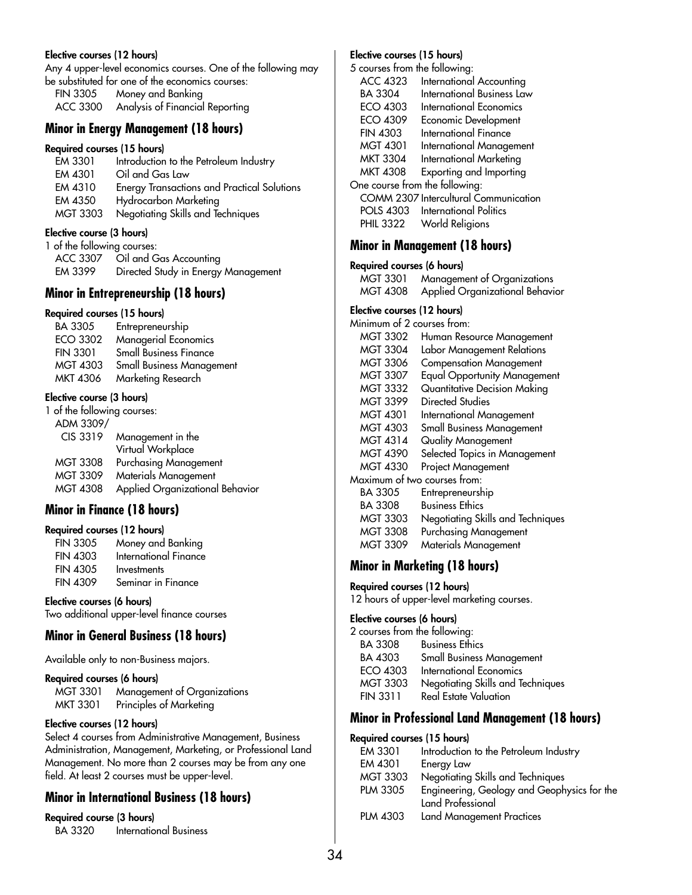**Elective courses (12 hours)**

Any 4 upper-level economics courses. One of the following may be substituted for one of the economics courses:

| | |
|---|---|
| FIN 3305 | Money and Banking |
| ACC 3300 | Analysis of Financial Reporting |

## Minor in Energy Management (18 hours)

**Required courses (15 hours)**

| | |
|---|---|
| EM 3301 | Introduction to the Petroleum Industry |
| EM 4301 | Oil and Gas Law |
| EM 4310 | Energy Transactions and Practical Solutions |
| EM 4350 | Hydrocarbon Marketing |
| MGT 3303 | Negotiating Skills and Techniques |

**Elective course (3 hours)**

1 of the following courses:

| | |
|---|---|
| ACC 3307 | Oil and Gas Accounting |
| EM 3399 | Directed Study in Energy Management |

## Minor in Entrepreneurship (18 hours)

**Required courses (15 hours)**

| | |
|---|---|
| BA 3305 | Entrepreneurship |
| ECO 3302 | Managerial Economics |
| FIN 3301 | Small Business Finance |
| MGT 4303 | Small Business Management |
| MKT 4306 | Marketing Research |

**Elective course (3 hours)**

1 of the following courses:

| | |
|---|---|
| ADM 3309/ CIS 3319 | Management in the Virtual Workplace |
| MGT 3308 | Purchasing Management |
| MGT 3309 | Materials Management |
| MGT 4308 | Applied Organizational Behavior |

## Minor in Finance (18 hours)

**Required courses (12 hours)**

| | |
|---|---|
| FIN 3305 | Money and Banking |
| FIN 4303 | International Finance |
| FIN 4305 | Investments |
| FIN 4309 | Seminar in Finance |

**Elective courses (6 hours)**

Two additional upper-level finance courses

## Minor in General Business (18 hours)

Available only to non-Business majors.

**Required courses (6 hours)**

| | |
|---|---|
| MGT 3301 | Management of Organizations |
| MKT 3301 | Principles of Marketing |

**Elective courses (12 hours)**

Select 4 courses from Administrative Management, Business Administration, Management, Marketing, or Professional Land Management. No more than 2 courses may be from any one field. At least 2 courses must be upper-level.

## Minor in International Business (18 hours)

**Required course (3 hours)**

| | |
|---|---|
| BA 3320 | International Business |

**Elective courses (15 hours)**

5 courses from the following:

| | |
|---|---|
| ACC 4323 | International Accounting |
| BA 3304 | International Business Law |
| ECO 4303 | International Economics |
| ECO 4309 | Economic Development |
| FIN 4303 | International Finance |
| MGT 4301 | International Management |
| MKT 3304 | International Marketing |
| MKT 4308 | Exporting and Importing |

One course from the following:

| | |
|---|---|
| COMM 2307 | Intercultural Communication |
| POLS 4303 | International Politics |
| PHIL 3322 | World Religions |

## Minor in Management (18 hours)

**Required courses (6 hours)**

| | |
|---|---|
| MGT 3301 | Management of Organizations |
| MGT 4308 | Applied Organizational Behavior |

**Elective courses (12 hours)**

Minimum of 2 courses from:

| | |
|---|---|
| MGT 3302 | Human Resource Management |
| MGT 3304 | Labor Management Relations |
| MGT 3306 | Compensation Management |
| MGT 3307 | Equal Opportunity Management |
| MGT 3332 | Quantitative Decision Making |
| MGT 3399 | Directed Studies |
| MGT 4301 | International Management |
| MGT 4303 | Small Business Management |
| MGT 4314 | Quality Management |
| MGT 4390 | Selected Topics in Management |
| MGT 4330 | Project Management |

Maximum of two courses from:

| | |
|---|---|
| BA 3305 | Entrepreneurship |
| BA 3308 | Business Ethics |
| MGT 3303 | Negotiating Skills and Techniques |
| MGT 3308 | Purchasing Management |
| MGT 3309 | Materials Management |

## Minor in Marketing (18 hours)

**Required courses (12 hours)**

12 hours of upper-level marketing courses.

**Elective courses (6 hours)**

2 courses from the following:

| | |
|---|---|
| BA 3308 | Business Ethics |
| BA 4303 | Small Business Management |
| ECO 4303 | International Economics |
| MGT 3303 | Negotiating Skills and Techniques |
| FIN 3311 | Real Estate Valuation |

## Minor in Professional Land Management (18 hours)

**Required courses (15 hours)**

| | |
|---|---|
| EM 3301 | Introduction to the Petroleum Industry |
| EM 4301 | Energy Law |
| MGT 3303 | Negotiating Skills and Techniques |
| PLM 3305 | Engineering, Geology and Geophysics for the Land Professional |
| PLM 4303 | Land Management Practices |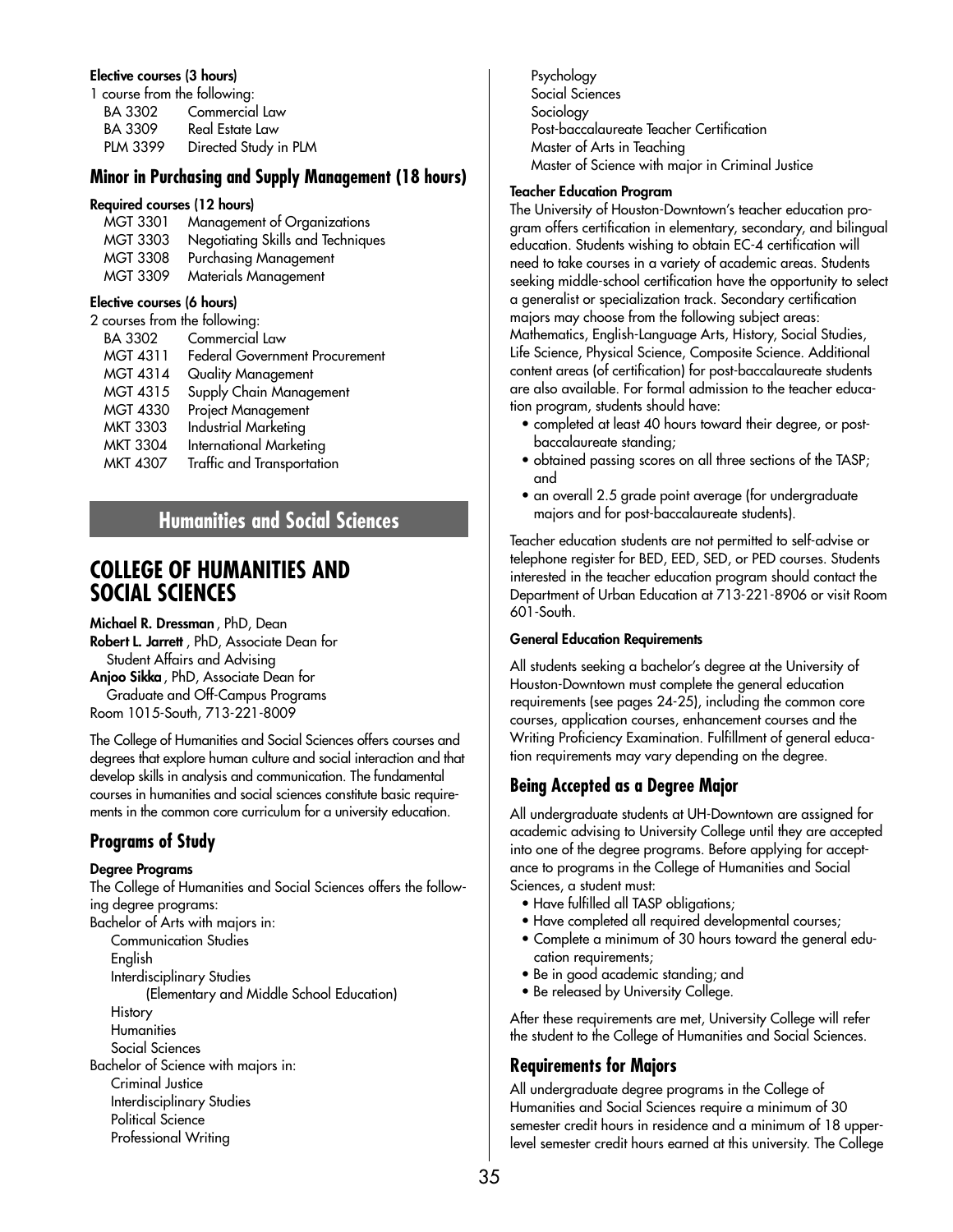**Elective courses (3 hours)**

1 course from the following:

| | |
|---|---|
| BA 3302 | Commercial Law |
| BA 3309 | Real Estate Law |
| PLM 3399 | Directed Study in PLM |

### Minor in Purchasing and Supply Management (18 hours)

**Required courses (12 hours)**

| | |
|---|---|
| MGT 3301 | Management of Organizations |
| MGT 3303 | Negotiating Skills and Techniques |
| MGT 3308 | Purchasing Management |
| MGT 3309 | Materials Management |

**Elective courses (6 hours)**

2 courses from the following:

| | |
|---|---|
| BA 3302 | Commercial Law |
| MGT 4311 | Federal Government Procurement |
| MGT 4314 | Quality Management |
| MGT 4315 | Supply Chain Management |
| MGT 4330 | Project Management |
| MKT 3303 | Industrial Marketing |
| MKT 3304 | International Marketing |
| MKT 4307 | Traffic and Transportation |

## Humanities and Social Sciences

# COLLEGE OF HUMANITIES AND SOCIAL SCIENCES

**Michael R. Dressman**, PhD, Dean
**Robert L. Jarrett**, PhD, Associate Dean for Student Affairs and Advising
**Anjoo Sikka**, PhD, Associate Dean for Graduate and Off-Campus Programs
Room 1015-South, 713-221-8009

The College of Humanities and Social Sciences offers courses and degrees that explore human culture and social interaction and that develop skills in analysis and communication. The fundamental courses in humanities and social sciences constitute basic requirements in the common core curriculum for a university education.

### Programs of Study

**Degree Programs**

The College of Humanities and Social Sciences offers the following degree programs:

Bachelor of Arts with majors in:
- Communication Studies
- English
- Interdisciplinary Studies
  - (Elementary and Middle School Education)
- History
- Humanities
- Social Sciences

Bachelor of Science with majors in:
- Criminal Justice
- Interdisciplinary Studies
- Political Science
- Professional Writing
- Psychology
- Social Sciences
- Sociology

Post-baccalaureate Teacher Certification
Master of Arts in Teaching
Master of Science with major in Criminal Justice

**Teacher Education Program**

The University of Houston-Downtown's teacher education program offers certification in elementary, secondary, and bilingual education. Students wishing to obtain EC-4 certification will need to take courses in a variety of academic areas. Students seeking middle-school certification have the opportunity to select a generalist or specialization track. Secondary certification majors may choose from the following subject areas: Mathematics, English-Language Arts, History, Social Studies, Life Science, Physical Science, Composite Science. Additional content areas (of certification) for post-baccalaureate students are also available. For formal admission to the teacher education program, students should have:

- completed at least 40 hours toward their degree, or post-baccalaureate standing;
- obtained passing scores on all three sections of the TASP; and
- an overall 2.5 grade point average (for undergraduate majors and for post-baccalaureate students).

Teacher education students are not permitted to self-advise or telephone register for BED, EED, SED, or PED courses. Students interested in the teacher education program should contact the Department of Urban Education at 713-221-8906 or visit Room 601-South.

**General Education Requirements**

All students seeking a bachelor's degree at the University of Houston-Downtown must complete the general education requirements (see pages 24-25), including the common core courses, application courses, enhancement courses and the Writing Proficiency Examination. Fulfillment of general education requirements may vary depending on the degree.

### Being Accepted as a Degree Major

All undergraduate students at UH-Downtown are assigned for academic advising to University College until they are accepted into one of the degree programs. Before applying for acceptance to programs in the College of Humanities and Social Sciences, a student must:

- Have fulfilled all TASP obligations;
- Have completed all required developmental courses;
- Complete a minimum of 30 hours toward the general education requirements;
- Be in good academic standing; and
- Be released by University College.

After these requirements are met, University College will refer the student to the College of Humanities and Social Sciences.

### Requirements for Majors

All undergraduate degree programs in the College of Humanities and Social Sciences require a minimum of 30 semester credit hours in residence and a minimum of 18 upper-level semester credit hours earned at this university. The College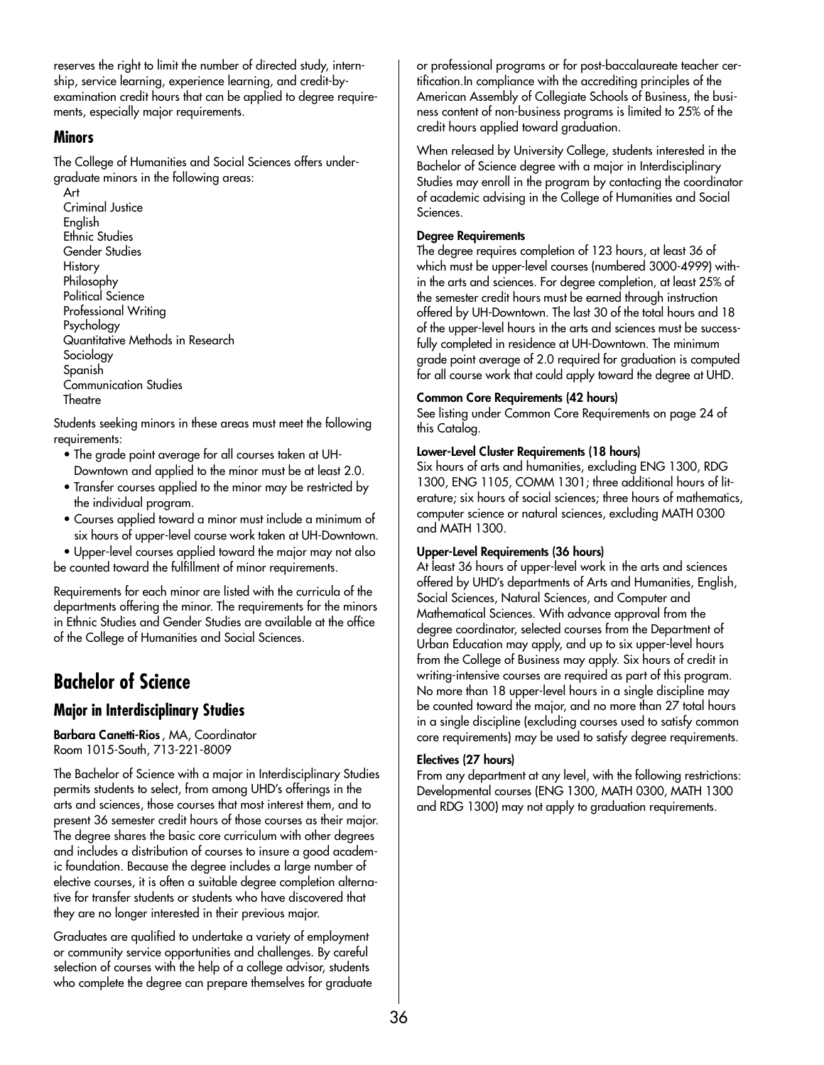reserves the right to limit the number of directed study, internship, service learning, experience learning, and credit-by-examination credit hours that can be applied to degree requirements, especially major requirements.

### Minors

The College of Humanities and Social Sciences offers undergraduate minors in the following areas:

Art
Criminal Justice
English
Ethnic Studies
Gender Studies
History
Philosophy
Political Science
Professional Writing
Psychology
Quantitative Methods in Research
Sociology
Spanish
Communication Studies
Theatre

Students seeking minors in these areas must meet the following requirements:

- The grade point average for all courses taken at UH-Downtown and applied to the minor must be at least 2.0.
- Transfer courses applied to the minor may be restricted by the individual program.
- Courses applied toward a minor must include a minimum of six hours of upper-level course work taken at UH-Downtown.
- Upper-level courses applied toward the major may not also be counted toward the fulfillment of minor requirements.

Requirements for each minor are listed with the curricula of the departments offering the minor. The requirements for the minors in Ethnic Studies and Gender Studies are available at the office of the College of Humanities and Social Sciences.

## Bachelor of Science

### Major in Interdisciplinary Studies

**Barbara Canetti-Rios**, MA, Coordinator
Room 1015-South, 713-221-8009

The Bachelor of Science with a major in Interdisciplinary Studies permits students to select, from among UHD's offerings in the arts and sciences, those courses that most interest them, and to present 36 semester credit hours of those courses as their major. The degree shares the basic core curriculum with other degrees and includes a distribution of courses to insure a good academic foundation. Because the degree includes a large number of elective courses, it is often a suitable degree completion alternative for transfer students or students who have discovered that they are no longer interested in their previous major.

Graduates are qualified to undertake a variety of employment or community service opportunities and challenges. By careful selection of courses with the help of a college advisor, students who complete the degree can prepare themselves for graduate or professional programs or for post-baccalaureate teacher certification.In compliance with the accrediting principles of the American Assembly of Collegiate Schools of Business, the business content of non-business programs is limited to 25% of the credit hours applied toward graduation.

When released by University College, students interested in the Bachelor of Science degree with a major in Interdisciplinary Studies may enroll in the program by contacting the coordinator of academic advising in the College of Humanities and Social Sciences.

#### Degree Requirements

The degree requires completion of 123 hours, at least 36 of which must be upper-level courses (numbered 3000-4999) within the arts and sciences. For degree completion, at least 25% of the semester credit hours must be earned through instruction offered by UH-Downtown. The last 30 of the total hours and 18 of the upper-level hours in the arts and sciences must be successfully completed in residence at UH-Downtown. The minimum grade point average of 2.0 required for graduation is computed for all course work that could apply toward the degree at UHD.

#### Common Core Requirements (42 hours)

See listing under Common Core Requirements on page 24 of this Catalog.

#### Lower-Level Cluster Requirements (18 hours)

Six hours of arts and humanities, excluding ENG 1300, RDG 1300, ENG 1105, COMM 1301; three additional hours of literature; six hours of social sciences; three hours of mathematics, computer science or natural sciences, excluding MATH 0300 and MATH 1300.

#### Upper-Level Requirements (36 hours)

At least 36 hours of upper-level work in the arts and sciences offered by UHD's departments of Arts and Humanities, English, Social Sciences, Natural Sciences, and Computer and Mathematical Sciences. With advance approval from the degree coordinator, selected courses from the Department of Urban Education may apply, and up to six upper-level hours from the College of Business may apply. Six hours of credit in writing-intensive courses are required as part of this program. No more than 18 upper-level hours in a single discipline may be counted toward the major, and no more than 27 total hours in a single discipline (excluding courses used to satisfy common core requirements) may be used to satisfy degree requirements.

#### Electives (27 hours)

From any department at any level, with the following restrictions: Developmental courses (ENG 1300, MATH 0300, MATH 1300 and RDG 1300) may not apply to graduation requirements.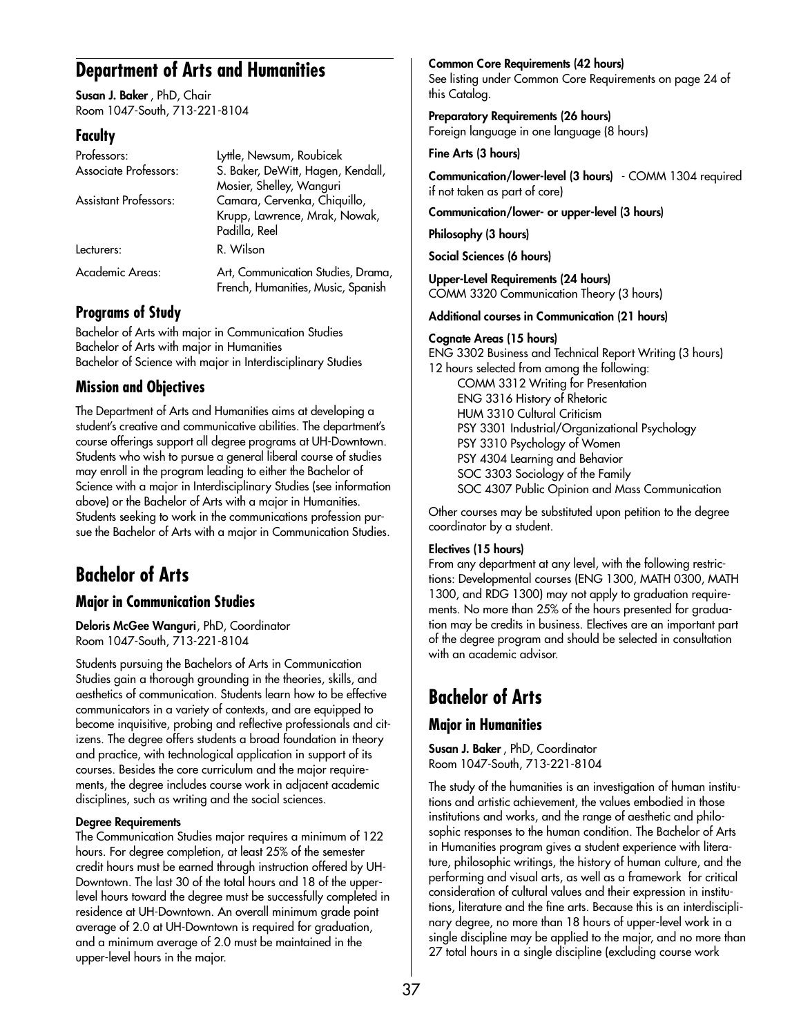# Department of Arts and Humanities

**Susan J. Baker**, PhD, Chair
Room 1047-South, 713-221-8104

## Faculty

| | |
|---|---|
| Professors: | Lyttle, Newsum, Roubicek |
| Associate Professors: | S. Baker, DeWitt, Hagen, Kendall, Mosier, Shelley, Wanguri |
| Assistant Professors: | Camara, Cervenka, Chiquillo, Krupp, Lawrence, Mrak, Nowak, Padilla, Reel |
| Lecturers: | R. Wilson |
| Academic Areas: | Art, Communication Studies, Drama, French, Humanities, Music, Spanish |

## Programs of Study

Bachelor of Arts with major in Communication Studies
Bachelor of Arts with major in Humanities
Bachelor of Science with major in Interdisciplinary Studies

## Mission and Objectives

The Department of Arts and Humanities aims at developing a student's creative and communicative abilities. The department's course offerings support all degree programs at UH-Downtown. Students who wish to pursue a general liberal course of studies may enroll in the program leading to either the Bachelor of Science with a major in Interdisciplinary Studies (see information above) or the Bachelor of Arts with a major in Humanities. Students seeking to work in the communications profession pursue the Bachelor of Arts with a major in Communication Studies.

# Bachelor of Arts

## Major in Communication Studies

**Deloris McGee Wanguri**, PhD, Coordinator
Room 1047-South, 713-221-8104

Students pursuing the Bachelors of Arts in Communication Studies gain a thorough grounding in the theories, skills, and aesthetics of communication. Students learn how to be effective communicators in a variety of contexts, and are equipped to become inquisitive, probing and reflective professionals and citizens. The degree offers students a broad foundation in theory and practice, with technological application in support of its courses. Besides the core curriculum and the major requirements, the degree includes course work in adjacent academic disciplines, such as writing and the social sciences.

#### Degree Requirements

The Communication Studies major requires a minimum of 122 hours. For degree completion, at least 25% of the semester credit hours must be earned through instruction offered by UH-Downtown. The last 30 of the total hours and 18 of the upper-level hours toward the degree must be successfully completed in residence at UH-Downtown. An overall minimum grade point average of 2.0 at UH-Downtown is required for graduation, and a minimum average of 2.0 must be maintained in the upper-level hours in the major.

**Common Core Requirements (42 hours)**
See listing under Common Core Requirements on page 24 of this Catalog.

**Preparatory Requirements (26 hours)**
Foreign language in one language (8 hours)

**Fine Arts (3 hours)**

**Communication/lower-level (3 hours)** - COMM 1304 required if not taken as part of core)

**Communication/lower- or upper-level (3 hours)**

**Philosophy (3 hours)**

**Social Sciences (6 hours)**

**Upper-Level Requirements (24 hours)**
COMM 3320 Communication Theory (3 hours)

**Additional courses in Communication (21 hours)**

**Cognate Areas (15 hours)**
ENG 3302 Business and Technical Report Writing (3 hours)
12 hours selected from among the following:

- COMM 3312 Writing for Presentation
- ENG 3316 History of Rhetoric
- HUM 3310 Cultural Criticism
- PSY 3301 Industrial/Organizational Psychology
- PSY 3310 Psychology of Women
- PSY 4304 Learning and Behavior
- SOC 3303 Sociology of the Family
- SOC 4307 Public Opinion and Mass Communication

Other courses may be substituted upon petition to the degree coordinator by a student.

**Electives (15 hours)**
From any department at any level, with the following restrictions: Developmental courses (ENG 1300, MATH 0300, MATH 1300, and RDG 1300) may not apply to graduation requirements. No more than 25% of the hours presented for graduation may be credits in business. Electives are an important part of the degree program and should be selected in consultation with an academic advisor.

# Bachelor of Arts

## Major in Humanities

**Susan J. Baker**, PhD, Coordinator
Room 1047-South, 713-221-8104

The study of the humanities is an investigation of human institutions and artistic achievement, the values embodied in those institutions and works, and the range of aesthetic and philosophic responses to the human condition. The Bachelor of Arts in Humanities program gives a student experience with literature, philosophic writings, the history of human culture, and the performing and visual arts, as well as a framework for critical consideration of cultural values and their expression in institutions, literature and the fine arts. Because this is an interdisciplinary degree, no more than 18 hours of upper-level work in a single discipline may be applied to the major, and no more than 27 total hours in a single discipline (excluding course work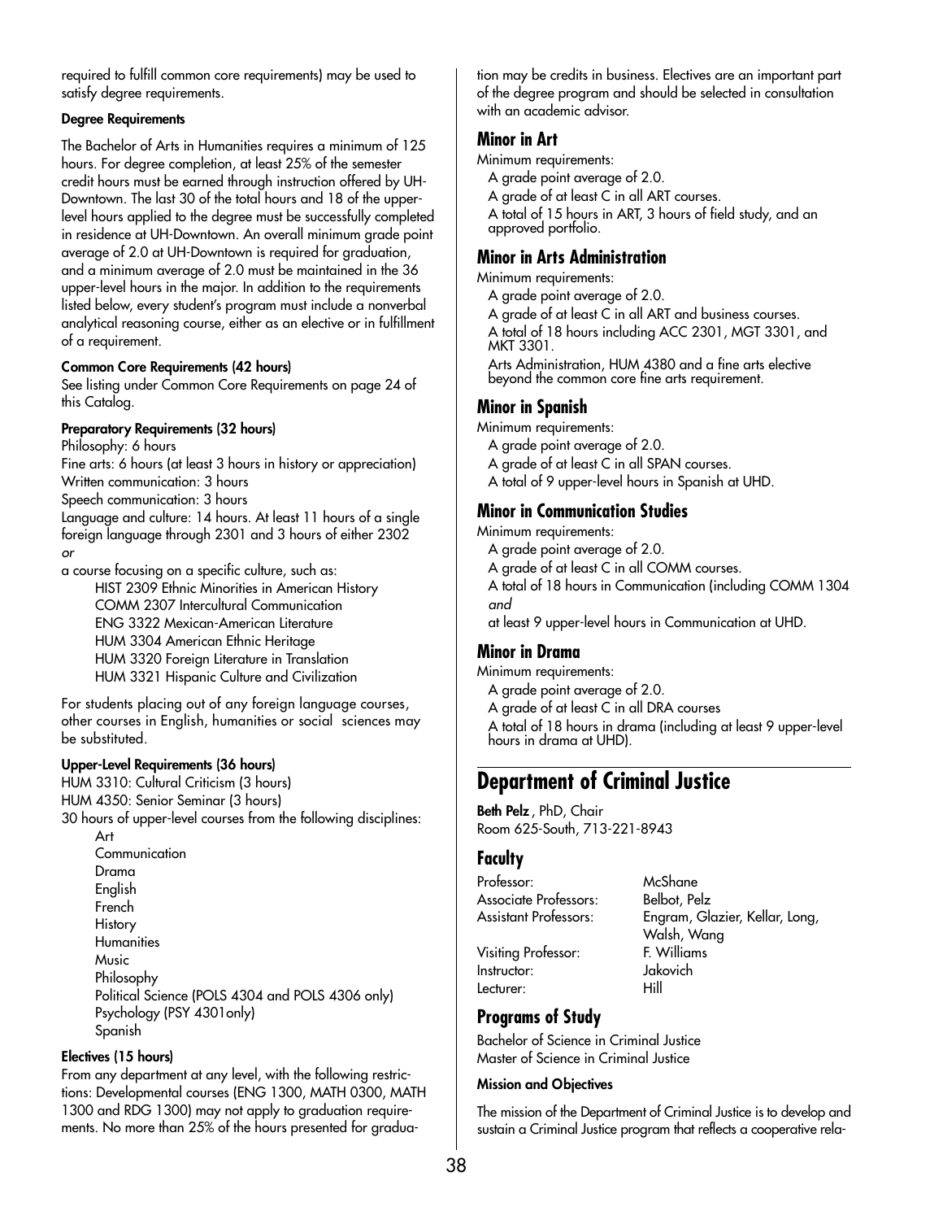required to fulfill common core requirements) may be used to satisfy degree requirements.

#### Degree Requirements

The Bachelor of Arts in Humanities requires a minimum of 125 hours. For degree completion, at least 25% of the semester credit hours must be earned through instruction offered by UH-Downtown. The last 30 of the total hours and 18 of the upper-level hours applied to the degree must be successfully completed in residence at UH-Downtown. An overall minimum grade point average of 2.0 at UH-Downtown is required for graduation, and a minimum average of 2.0 must be maintained in the 36 upper-level hours in the major. In addition to the requirements listed below, every student's program must include a nonverbal analytical reasoning course, either as an elective or in fulfillment of a requirement.

#### Common Core Requirements (42 hours)

See listing under Common Core Requirements on page 24 of this Catalog.

#### Preparatory Requirements (32 hours)

Philosophy: 6 hours
Fine arts: 6 hours (at least 3 hours in history or appreciation)
Written communication: 3 hours
Speech communication: 3 hours
Language and culture: 14 hours. At least 11 hours of a single foreign language through 2301 and 3 hours of either 2302
*or*
a course focusing on a specific culture, such as:

- HIST 2309 Ethnic Minorities in American History
- COMM 2307 Intercultural Communication
- ENG 3322 Mexican-American Literature
- HUM 3304 American Ethnic Heritage
- HUM 3320 Foreign Literature in Translation
- HUM 3321 Hispanic Culture and Civilization

For students placing out of any foreign language courses, other courses in English, humanities or social sciences may be substituted.

#### Upper-Level Requirements (36 hours)

HUM 3310: Cultural Criticism (3 hours)
HUM 4350: Senior Seminar (3 hours)
30 hours of upper-level courses from the following disciplines:

- Art
- Communication
- Drama
- English
- French
- History
- Humanities
- Music
- Philosophy
- Political Science (POLS 4304 and POLS 4306 only)
- Psychology (PSY 4301only)
- Spanish

#### Electives (15 hours)

From any department at any level, with the following restrictions: Developmental courses (ENG 1300, MATH 0300, MATH 1300 and RDG 1300) may not apply to graduation requirements. No more than 25% of the hours presented for graduation may be credits in business. Electives are an important part of the degree program and should be selected in consultation with an academic advisor.

### Minor in Art

Minimum requirements:

- A grade point average of 2.0.
- A grade of at least C in all ART courses.
- A total of 15 hours in ART, 3 hours of field study, and an approved portfolio.

### Minor in Arts Administration

Minimum requirements:

- A grade point average of 2.0.
- A grade of at least C in all ART and business courses.
- A total of 18 hours including ACC 2301, MGT 3301, and MKT 3301.
- Arts Administration, HUM 4380 and a fine arts elective beyond the common core fine arts requirement.

### Minor in Spanish

Minimum requirements:

- A grade point average of 2.0.
- A grade of at least C in all SPAN courses.
- A total of 9 upper-level hours in Spanish at UHD.

### Minor in Communication Studies

Minimum requirements:

- A grade point average of 2.0.
- A grade of at least C in all COMM courses.
- A total of 18 hours in Communication (including COMM 1304 *and* at least 9 upper-level hours in Communication at UHD.

### Minor in Drama

Minimum requirements:

- A grade point average of 2.0.
- A grade of at least C in all DRA courses
- A total of 18 hours in drama (including at least 9 upper-level hours in drama at UHD).

## Department of Criminal Justice

**Beth Pelz**, PhD, Chair
Room 625-South, 713-221-8943

### Faculty

| | |
|---|---|
| Professor: | McShane |
| Associate Professors: | Belbot, Pelz |
| Assistant Professors: | Engram, Glazier, Kellar, Long, Walsh, Wang |
| Visiting Professor: | F. Williams |
| Instructor: | Jakovich |
| Lecturer: | Hill |

### Programs of Study

Bachelor of Science in Criminal Justice
Master of Science in Criminal Justice

#### Mission and Objectives

The mission of the Department of Criminal Justice is to develop and sustain a Criminal Justice program that reflects a cooperative rela-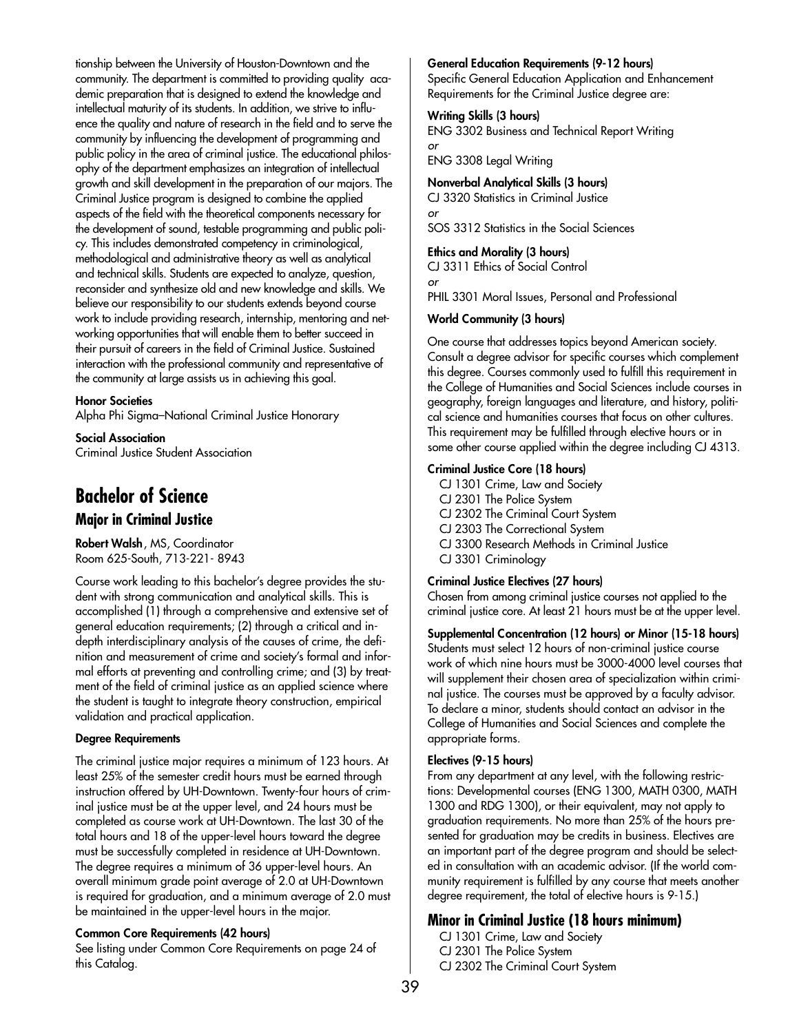tionship between the University of Houston-Downtown and the community. The department is committed to providing quality academic preparation that is designed to extend the knowledge and intellectual maturity of its students. In addition, we strive to influence the quality and nature of research in the field and to serve the community by influencing the development of programming and public policy in the area of criminal justice. The educational philosophy of the department emphasizes an integration of intellectual growth and skill development in the preparation of our majors. The Criminal Justice program is designed to combine the applied aspects of the field with the theoretical components necessary for the development of sound, testable programming and public policy. This includes demonstrated competency in criminological, methodological and administrative theory as well as analytical and technical skills. Students are expected to analyze, question, reconsider and synthesize old and new knowledge and skills. We believe our responsibility to our students extends beyond course work to include providing research, internship, mentoring and networking opportunities that will enable them to better succeed in their pursuit of careers in the field of Criminal Justice. Sustained interaction with the professional community and representative of the community at large assists us in achieving this goal.

**Honor Societies**
Alpha Phi Sigma–National Criminal Justice Honorary

**Social Association**
Criminal Justice Student Association

# Bachelor of Science

## Major in Criminal Justice

**Robert Walsh**, MS, Coordinator
Room 625-South, 713-221- 8943

Course work leading to this bachelor's degree provides the student with strong communication and analytical skills. This is accomplished (1) through a comprehensive and extensive set of general education requirements; (2) through a critical and in-depth interdisciplinary analysis of the causes of crime, the definition and measurement of crime and society's formal and informal efforts at preventing and controlling crime; and (3) by treatment of the field of criminal justice as an applied science where the student is taught to integrate theory construction, empirical validation and practical application.

#### Degree Requirements

The criminal justice major requires a minimum of 123 hours. At least 25% of the semester credit hours must be earned through instruction offered by UH-Downtown. Twenty-four hours of criminal justice must be at the upper level, and 24 hours must be completed as course work at UH-Downtown. The last 30 of the total hours and 18 of the upper-level hours toward the degree must be successfully completed in residence at UH-Downtown. The degree requires a minimum of 36 upper-level hours. An overall minimum grade point average of 2.0 at UH-Downtown is required for graduation, and a minimum average of 2.0 must be maintained in the upper-level hours in the major.

#### Common Core Requirements (42 hours)

See listing under Common Core Requirements on page 24 of this Catalog.

#### General Education Requirements (9-12 hours)

Specific General Education Application and Enhancement Requirements for the Criminal Justice degree are:

**Writing Skills (3 hours)**
ENG 3302 Business and Technical Report Writing
*or*
ENG 3308 Legal Writing

**Nonverbal Analytical Skills (3 hours)**
CJ 3320 Statistics in Criminal Justice
*or*
SOS 3312 Statistics in the Social Sciences

**Ethics and Morality (3 hours)**
CJ 3311 Ethics of Social Control
*or*
PHIL 3301 Moral Issues, Personal and Professional

**World Community (3 hours)**

One course that addresses topics beyond American society. Consult a degree advisor for specific courses which complement this degree. Courses commonly used to fulfill this requirement in the College of Humanities and Social Sciences include courses in geography, foreign languages and literature, and history, political science and humanities courses that focus on other cultures. This requirement may be fulfilled through elective hours or in some other course applied within the degree including CJ 4313.

#### Criminal Justice Core (18 hours)

- CJ 1301 Crime, Law and Society
- CJ 2301 The Police System
- CJ 2302 The Criminal Court System
- CJ 2303 The Correctional System
- CJ 3300 Research Methods in Criminal Justice
- CJ 3301 Criminology

#### Criminal Justice Electives (27 hours)

Chosen from among criminal justice courses not applied to the criminal justice core. At least 21 hours must be at the upper level.

#### Supplemental Concentration (12 hours) or Minor (15-18 hours)

Students must select 12 hours of non-criminal justice course work of which nine hours must be 3000-4000 level courses that will supplement their chosen area of specialization within criminal justice. The courses must be approved by a faculty advisor. To declare a minor, students should contact an advisor in the College of Humanities and Social Sciences and complete the appropriate forms.

#### Electives (9-15 hours)

From any department at any level, with the following restrictions: Developmental courses (ENG 1300, MATH 0300, MATH 1300 and RDG 1300), or their equivalent, may not apply to graduation requirements. No more than 25% of the hours presented for graduation may be credits in business. Electives are an important part of the degree program and should be selected in consultation with an academic advisor. (If the world community requirement is fulfilled by any course that meets another degree requirement, the total of elective hours is 9-15.)

## Minor in Criminal Justice (18 hours minimum)

- CJ 1301 Crime, Law and Society
- CJ 2301 The Police System
- CJ 2302 The Criminal Court System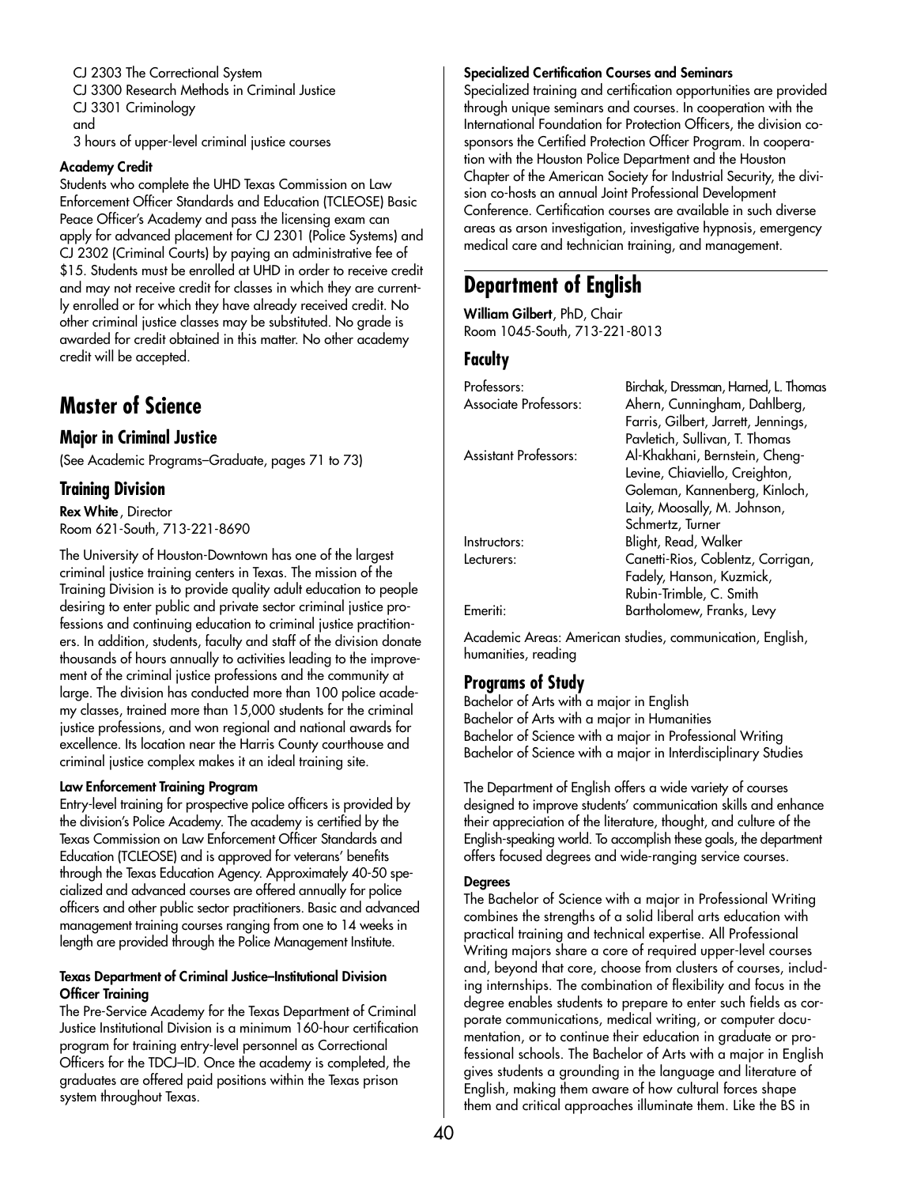CJ 2303 The Correctional System
CJ 3300 Research Methods in Criminal Justice
CJ 3301 Criminology
and
3 hours of upper-level criminal justice courses

#### Academy Credit

Students who complete the UHD Texas Commission on Law Enforcement Officer Standards and Education (TCLEOSE) Basic Peace Officer's Academy and pass the licensing exam can apply for advanced placement for CJ 2301 (Police Systems) and CJ 2302 (Criminal Courts) by paying an administrative fee of $15. Students must be enrolled at UHD in order to receive credit and may not receive credit for classes in which they are currently enrolled or for which they have already received credit. No other criminal justice classes may be substituted. No grade is awarded for credit obtained in this matter. No other academy credit will be accepted.

## Master of Science

### Major in Criminal Justice

(See Academic Programs–Graduate, pages 71 to 73)

### Training Division

**Rex White**, Director
Room 621-South, 713-221-8690

The University of Houston-Downtown has one of the largest criminal justice training centers in Texas. The mission of the Training Division is to provide quality adult education to people desiring to enter public and private sector criminal justice professions and continuing education to criminal justice practitioners. In addition, students, faculty and staff of the division donate thousands of hours annually to activities leading to the improvement of the criminal justice professions and the community at large. The division has conducted more than 100 police academy classes, trained more than 15,000 students for the criminal justice professions, and won regional and national awards for excellence. Its location near the Harris County courthouse and criminal justice complex makes it an ideal training site.

#### Law Enforcement Training Program

Entry-level training for prospective police officers is provided by the division's Police Academy. The academy is certified by the Texas Commission on Law Enforcement Officer Standards and Education (TCLEOSE) and is approved for veterans' benefits through the Texas Education Agency. Approximately 40-50 specialized and advanced courses are offered annually for police officers and other public sector practitioners. Basic and advanced management training courses ranging from one to 14 weeks in length are provided through the Police Management Institute.

#### Texas Department of Criminal Justice–Institutional Division Officer Training

The Pre-Service Academy for the Texas Department of Criminal Justice Institutional Division is a minimum 160-hour certification program for training entry-level personnel as Correctional Officers for the TDCJ–ID. Once the academy is completed, the graduates are offered paid positions within the Texas prison system throughout Texas.

#### Specialized Certification Courses and Seminars

Specialized training and certification opportunities are provided through unique seminars and courses. In cooperation with the International Foundation for Protection Officers, the division co-sponsors the Certified Protection Officer Program. In cooperation with the Houston Police Department and the Houston Chapter of the American Society for Industrial Security, the division co-hosts an annual Joint Professional Development Conference. Certification courses are available in such diverse areas as arson investigation, investigative hypnosis, emergency medical care and technician training, and management.

## Department of English

**William Gilbert**, PhD, Chair
Room 1045-South, 713-221-8013

### Faculty

| | |
|---|---|
| Professors: | Birchak, Dressman, Harned, L. Thomas |
| Associate Professors: | Ahern, Cunningham, Dahlberg, Farris, Gilbert, Jarrett, Jennings, Pavletich, Sullivan, T. Thomas |
| Assistant Professors: | Al-Khakhani, Bernstein, Cheng-Levine, Chiaviello, Creighton, Goleman, Kannenberg, Kinloch, Laity, Moosally, M. Johnson, Schmertz, Turner |
| Instructors: | Blight, Read, Walker |
| Lecturers: | Canetti-Rios, Coblentz, Corrigan, Fadely, Hanson, Kuzmick, Rubin-Trimble, C. Smith |
| Emeriti: | Bartholomew, Franks, Levy |

Academic Areas: American studies, communication, English, humanities, reading

### Programs of Study

Bachelor of Arts with a major in English
Bachelor of Arts with a major in Humanities
Bachelor of Science with a major in Professional Writing
Bachelor of Science with a major in Interdisciplinary Studies

The Department of English offers a wide variety of courses designed to improve students' communication skills and enhance their appreciation of the literature, thought, and culture of the English-speaking world. To accomplish these goals, the department offers focused degrees and wide-ranging service courses.

#### Degrees

The Bachelor of Science with a major in Professional Writing combines the strengths of a solid liberal arts education with practical training and technical expertise. All Professional Writing majors share a core of required upper-level courses and, beyond that core, choose from clusters of courses, including internships. The combination of flexibility and focus in the degree enables students to prepare to enter such fields as corporate communications, medical writing, or computer documentation, or to continue their education in graduate or professional schools. The Bachelor of Arts with a major in English gives students a grounding in the language and literature of English, making them aware of how cultural forces shape them and critical approaches illuminate them. Like the BS in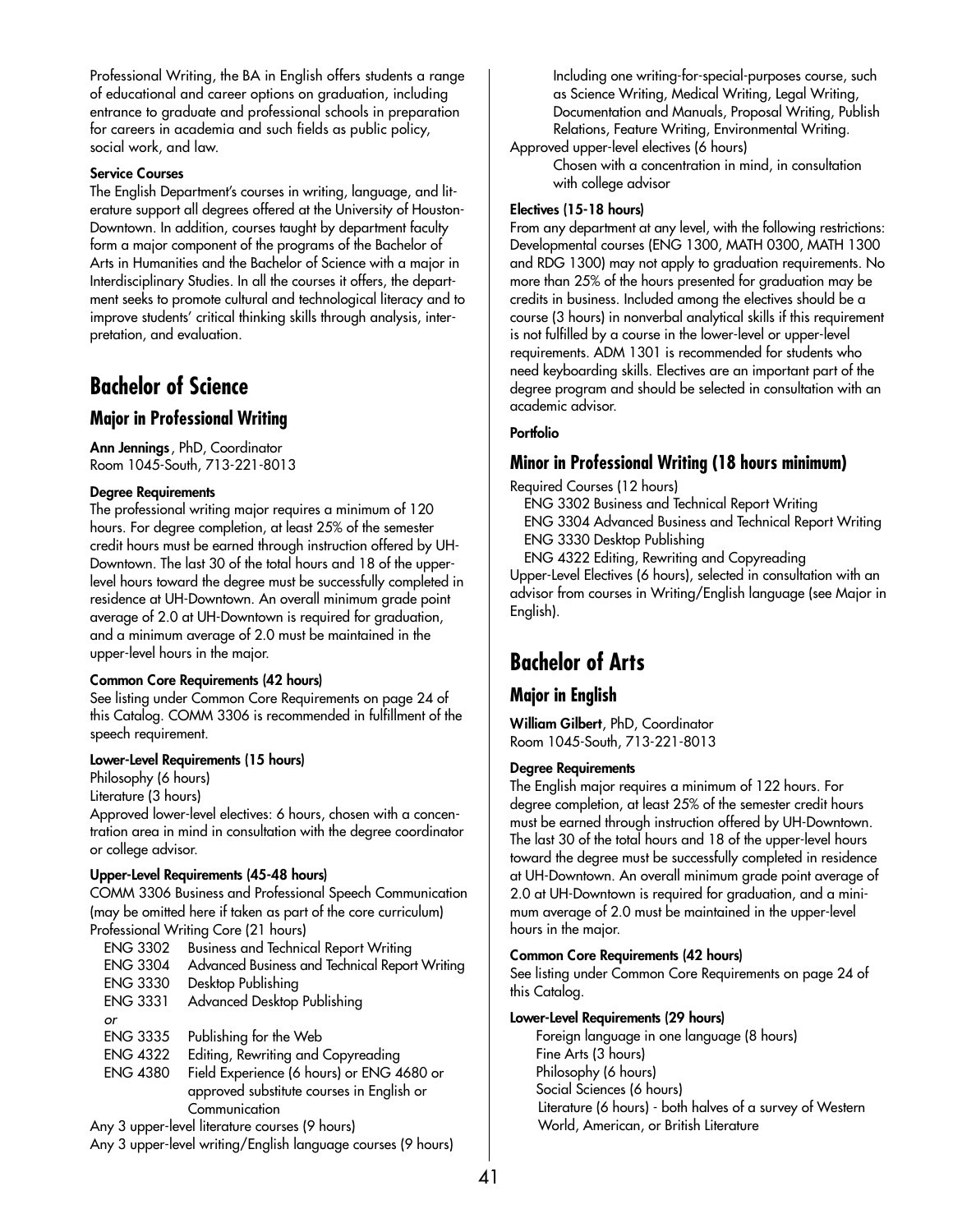Professional Writing, the BA in English offers students a range of educational and career options on graduation, including entrance to graduate and professional schools in preparation for careers in academia and such fields as public policy, social work, and law.

**Service Courses**

The English Department's courses in writing, language, and literature support all degrees offered at the University of Houston-Downtown. In addition, courses taught by department faculty form a major component of the programs of the Bachelor of Arts in Humanities and the Bachelor of Science with a major in Interdisciplinary Studies. In all the courses it offers, the department seeks to promote cultural and technological literacy and to improve students' critical thinking skills through analysis, interpretation, and evaluation.

# Bachelor of Science

## Major in Professional Writing

**Ann Jennings**, PhD, Coordinator
Room 1045-South, 713-221-8013

**Degree Requirements**

The professional writing major requires a minimum of 120 hours. For degree completion, at least 25% of the semester credit hours must be earned through instruction offered by UH-Downtown. The last 30 of the total hours and 18 of the upper-level hours toward the degree must be successfully completed in residence at UH-Downtown. An overall minimum grade point average of 2.0 at UH-Downtown is required for graduation, and a minimum average of 2.0 must be maintained in the upper-level hours in the major.

**Common Core Requirements (42 hours)**

See listing under Common Core Requirements on page 24 of this Catalog. COMM 3306 is recommended in fulfillment of the speech requirement.

**Lower-Level Requirements (15 hours)**

Philosophy (6 hours)
Literature (3 hours)
Approved lower-level electives: 6 hours, chosen with a concentration area in mind in consultation with the degree coordinator or college advisor.

**Upper-Level Requirements (45-48 hours)**

COMM 3306 Business and Professional Speech Communication (may be omitted here if taken as part of the core curriculum)
Professional Writing Core (21 hours)

- ENG 3302 Business and Technical Report Writing
- ENG 3304 Advanced Business and Technical Report Writing
- ENG 3330 Desktop Publishing
- ENG 3331 Advanced Desktop Publishing
  *or*
- ENG 3335 Publishing for the Web
- ENG 4322 Editing, Rewriting and Copyreading
- ENG 4380 Field Experience (6 hours) or ENG 4680 or approved substitute courses in English or Communication

Any 3 upper-level literature courses (9 hours)
Any 3 upper-level writing/English language courses (9 hours)
Including one writing-for-special-purposes course, such as Science Writing, Medical Writing, Legal Writing, Documentation and Manuals, Proposal Writing, Publish Relations, Feature Writing, Environmental Writing.
Approved upper-level electives (6 hours)
Chosen with a concentration in mind, in consultation with college advisor

**Electives (15-18 hours)**

From any department at any level, with the following restrictions: Developmental courses (ENG 1300, MATH 0300, MATH 1300 and RDG 1300) may not apply to graduation requirements. No more than 25% of the hours presented for graduation may be credits in business. Included among the electives should be a course (3 hours) in nonverbal analytical skills if this requirement is not fulfilled by a course in the lower-level or upper-level requirements. ADM 1301 is recommended for students who need keyboarding skills. Electives are an important part of the degree program and should be selected in consultation with an academic advisor.

**Portfolio**

## Minor in Professional Writing (18 hours minimum)

Required Courses (12 hours)

- ENG 3302 Business and Technical Report Writing
- ENG 3304 Advanced Business and Technical Report Writing
- ENG 3330 Desktop Publishing
- ENG 4322 Editing, Rewriting and Copyreading

Upper-Level Electives (6 hours), selected in consultation with an advisor from courses in Writing/English language (see Major in English).

# Bachelor of Arts

## Major in English

**William Gilbert**, PhD, Coordinator
Room 1045-South, 713-221-8013

**Degree Requirements**

The English major requires a minimum of 122 hours. For degree completion, at least 25% of the semester credit hours must be earned through instruction offered by UH-Downtown. The last 30 of the total hours and 18 of the upper-level hours toward the degree must be successfully completed in residence at UH-Downtown. An overall minimum grade point average of 2.0 at UH-Downtown is required for graduation, and a minimum average of 2.0 must be maintained in the upper-level hours in the major.

**Common Core Requirements (42 hours)**

See listing under Common Core Requirements on page 24 of this Catalog.

**Lower-Level Requirements (29 hours)**

- Foreign language in one language (8 hours)
- Fine Arts (3 hours)
- Philosophy (6 hours)
- Social Sciences (6 hours)
- Literature (6 hours) - both halves of a survey of Western World, American, or British Literature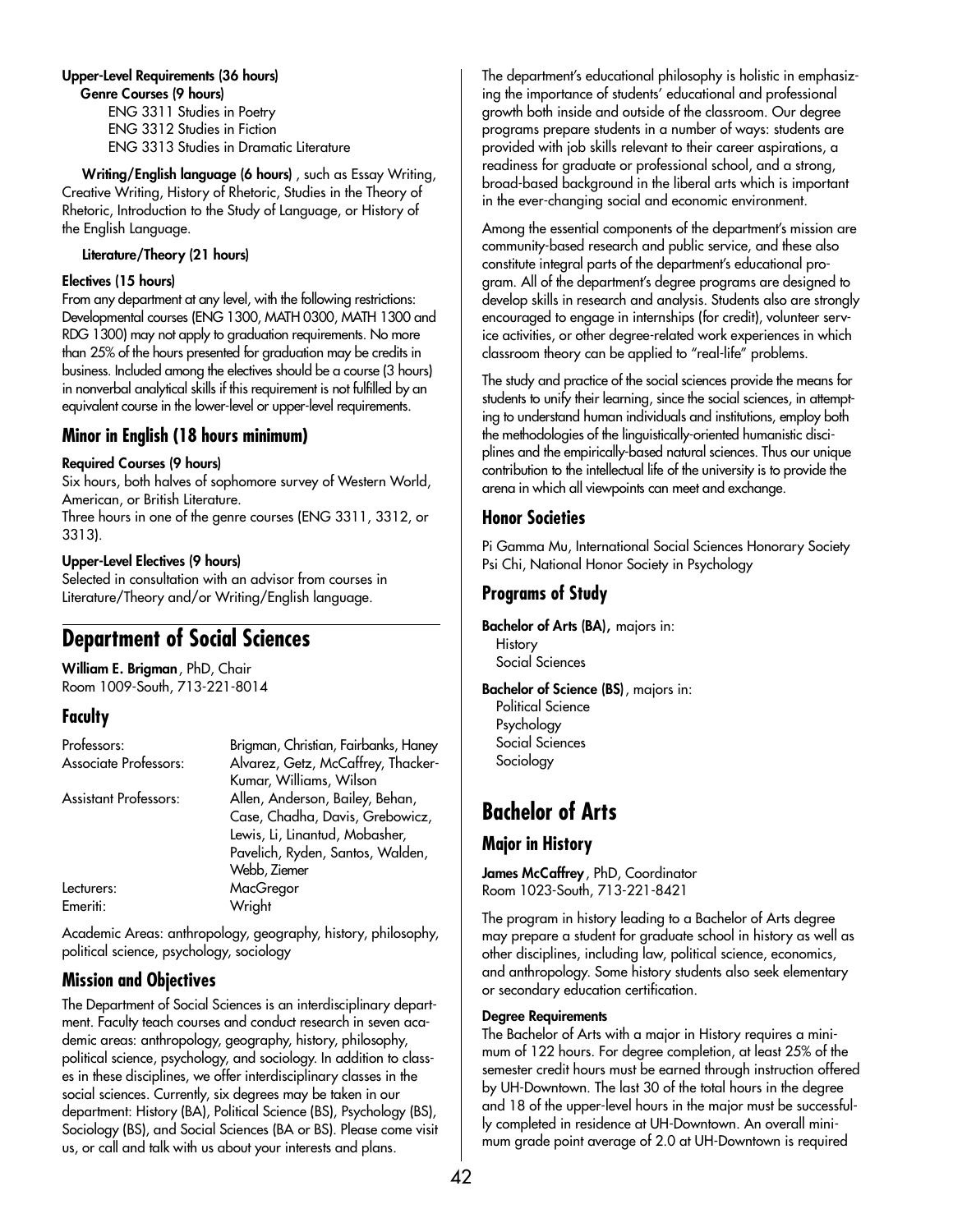**Upper-Level Requirements (36 hours)**

**Genre Courses (9 hours)**

ENG 3311 Studies in Poetry
ENG 3312 Studies in Fiction
ENG 3313 Studies in Dramatic Literature

**Writing/English language (6 hours)** , such as Essay Writing, Creative Writing, History of Rhetoric, Studies in the Theory of Rhetoric, Introduction to the Study of Language, or History of the English Language.

**Literature/Theory (21 hours)**

**Electives (15 hours)**
From any department at any level, with the following restrictions: Developmental courses (ENG 1300, MATH 0300, MATH 1300 and RDG 1300) may not apply to graduation requirements. No more than 25% of the hours presented for graduation may be credits in business. Included among the electives should be a course (3 hours) in nonverbal analytical skills if this requirement is not fulfilled by an equivalent course in the lower-level or upper-level requirements.

## Minor in English (18 hours minimum)

**Required Courses (9 hours)**
Six hours, both halves of sophomore survey of Western World, American, or British Literature.
Three hours in one of the genre courses (ENG 3311, 3312, or 3313).

**Upper-Level Electives (9 hours)**
Selected in consultation with an advisor from courses in Literature/Theory and/or Writing/English language.

# Department of Social Sciences

**William E. Brigman**, PhD, Chair
Room 1009-South, 713-221-8014

## Faculty

| | |
|---|---|
| Professors: | Brigman, Christian, Fairbanks, Haney |
| Associate Professors: | Alvarez, Getz, McCaffrey, Thacker-Kumar, Williams, Wilson |
| Assistant Professors: | Allen, Anderson, Bailey, Behan, Case, Chadha, Davis, Grebowicz, Lewis, Li, Linantud, Mobasher, Pavelich, Ryden, Santos, Walden, Webb, Ziemer |
| Lecturers: | MacGregor |
| Emeriti: | Wright |

Academic Areas: anthropology, geography, history, philosophy, political science, psychology, sociology

## Mission and Objectives

The Department of Social Sciences is an interdisciplinary department. Faculty teach courses and conduct research in seven academic areas: anthropology, geography, history, philosophy, political science, psychology, and sociology. In addition to classes in these disciplines, we offer interdisciplinary classes in the social sciences. Currently, six degrees may be taken in our department: History (BA), Political Science (BS), Psychology (BS), Sociology (BS), and Social Sciences (BA or BS). Please come visit us, or call and talk with us about your interests and plans.

The department's educational philosophy is holistic in emphasizing the importance of students' educational and professional growth both inside and outside of the classroom. Our degree programs prepare students in a number of ways: students are provided with job skills relevant to their career aspirations, a readiness for graduate or professional school, and a strong, broad-based background in the liberal arts which is important in the ever-changing social and economic environment.

Among the essential components of the department's mission are community-based research and public service, and these also constitute integral parts of the department's educational program. All of the department's degree programs are designed to develop skills in research and analysis. Students also are strongly encouraged to engage in internships (for credit), volunteer service activities, or other degree-related work experiences in which classroom theory can be applied to "real-life" problems.

The study and practice of the social sciences provide the means for students to unify their learning, since the social sciences, in attempting to understand human individuals and institutions, employ both the methodologies of the linguistically-oriented humanistic disciplines and the empirically-based natural sciences. Thus our unique contribution to the intellectual life of the university is to provide the arena in which all viewpoints can meet and exchange.

## Honor Societies

Pi Gamma Mu, International Social Sciences Honorary Society
Psi Chi, National Honor Society in Psychology

## Programs of Study

**Bachelor of Arts (BA),** majors in:
History
Social Sciences

**Bachelor of Science (BS)**, majors in:
Political Science
Psychology
Social Sciences
Sociology

# Bachelor of Arts

## Major in History

**James McCaffrey**, PhD, Coordinator
Room 1023-South, 713-221-8421

The program in history leading to a Bachelor of Arts degree may prepare a student for graduate school in history as well as other disciplines, including law, political science, economics, and anthropology. Some history students also seek elementary or secondary education certification.

**Degree Requirements**
The Bachelor of Arts with a major in History requires a minimum of 122 hours. For degree completion, at least 25% of the semester credit hours must be earned through instruction offered by UH-Downtown. The last 30 of the total hours in the degree and 18 of the upper-level hours in the major must be successfully completed in residence at UH-Downtown. An overall minimum grade point average of 2.0 at UH-Downtown is required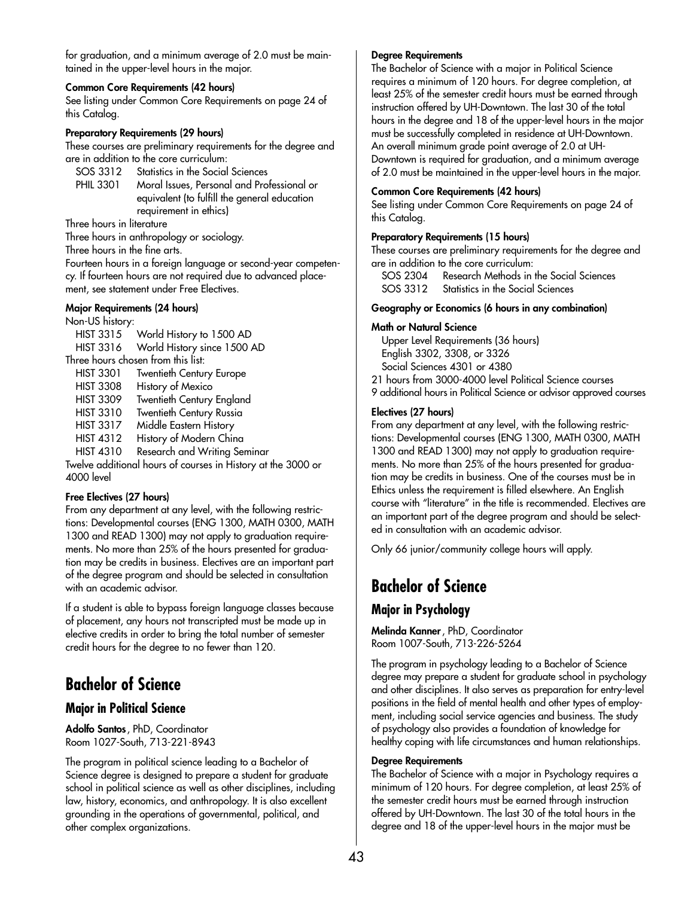for graduation, and a minimum average of 2.0 must be maintained in the upper-level hours in the major.

**Common Core Requirements (42 hours)**

See listing under Common Core Requirements on page 24 of this Catalog.

**Preparatory Requirements (29 hours)**

These courses are preliminary requirements for the degree and are in addition to the core curriculum:

SOS 3312 Statistics in the Social Sciences
PHIL 3301 Moral Issues, Personal and Professional or equivalent (to fulfill the general education requirement in ethics)

Three hours in literature
Three hours in anthropology or sociology.
Three hours in the fine arts.
Fourteen hours in a foreign language or second-year competency. If fourteen hours are not required due to advanced placement, see statement under Free Electives.

**Major Requirements (24 hours)**

Non-US history:
HIST 3315 World History to 1500 AD
HIST 3316 World History since 1500 AD

Three hours chosen from this list:
HIST 3301 Twentieth Century Europe
HIST 3308 History of Mexico
HIST 3309 Twentieth Century England
HIST 3310 Twentieth Century Russia
HIST 3317 Middle Eastern History
HIST 4312 History of Modern China
HIST 4310 Research and Writing Seminar

Twelve additional hours of courses in History at the 3000 or 4000 level

**Free Electives (27 hours)**

From any department at any level, with the following restrictions: Developmental courses (ENG 1300, MATH 0300, MATH 1300 and READ 1300) may not apply to graduation requirements. No more than 25% of the hours presented for graduation may be credits in business. Electives are an important part of the degree program and should be selected in consultation with an academic advisor.

If a student is able to bypass foreign language classes because of placement, any hours not transcripted must be made up in elective credits in order to bring the total number of semester credit hours for the degree to no fewer than 120.

# Bachelor of Science

## Major in Political Science

**Adolfo Santos**, PhD, Coordinator
Room 1027-South, 713-221-8943

The program in political science leading to a Bachelor of Science degree is designed to prepare a student for graduate school in political science as well as other disciplines, including law, history, economics, and anthropology. It is also excellent grounding in the operations of governmental, political, and other complex organizations.

**Degree Requirements**

The Bachelor of Science with a major in Political Science requires a minimum of 120 hours. For degree completion, at least 25% of the semester credit hours must be earned through instruction offered by UH-Downtown. The last 30 of the total hours in the degree and 18 of the upper-level hours in the major must be successfully completed in residence at UH-Downtown. An overall minimum grade point average of 2.0 at UH-Downtown is required for graduation, and a minimum average of 2.0 must be maintained in the upper-level hours in the major.

**Common Core Requirements (42 hours)**

See listing under Common Core Requirements on page 24 of this Catalog.

**Preparatory Requirements (15 hours)**

These courses are preliminary requirements for the degree and are in addition to the core curriculum:

SOS 2304 Research Methods in the Social Sciences
SOS 3312 Statistics in the Social Sciences

**Geography or Economics (6 hours in any combination)**

**Math or Natural Science**

Upper Level Requirements (36 hours)
English 3302, 3308, or 3326
Social Sciences 4301 or 4380

21 hours from 3000-4000 level Political Science courses
9 additional hours in Political Science or advisor approved courses

**Electives (27 hours)**

From any department at any level, with the following restrictions: Developmental courses (ENG 1300, MATH 0300, MATH 1300 and READ 1300) may not apply to graduation requirements. No more than 25% of the hours presented for graduation may be credits in business. One of the courses must be in Ethics unless the requirement is filled elsewhere. An English course with "literature" in the title is recommended. Electives are an important part of the degree program and should be selected in consultation with an academic advisor.

Only 66 junior/community college hours will apply.

# Bachelor of Science

## Major in Psychology

**Melinda Kanner**, PhD, Coordinator
Room 1007-South, 713-226-5264

The program in psychology leading to a Bachelor of Science degree may prepare a student for graduate school in psychology and other disciplines. It also serves as preparation for entry-level positions in the field of mental health and other types of employment, including social service agencies and business. The study of psychology also provides a foundation of knowledge for healthy coping with life circumstances and human relationships.

**Degree Requirements**

The Bachelor of Science with a major in Psychology requires a minimum of 120 hours. For degree completion, at least 25% of the semester credit hours must be earned through instruction offered by UH-Downtown. The last 30 of the total hours in the degree and 18 of the upper-level hours in the major must be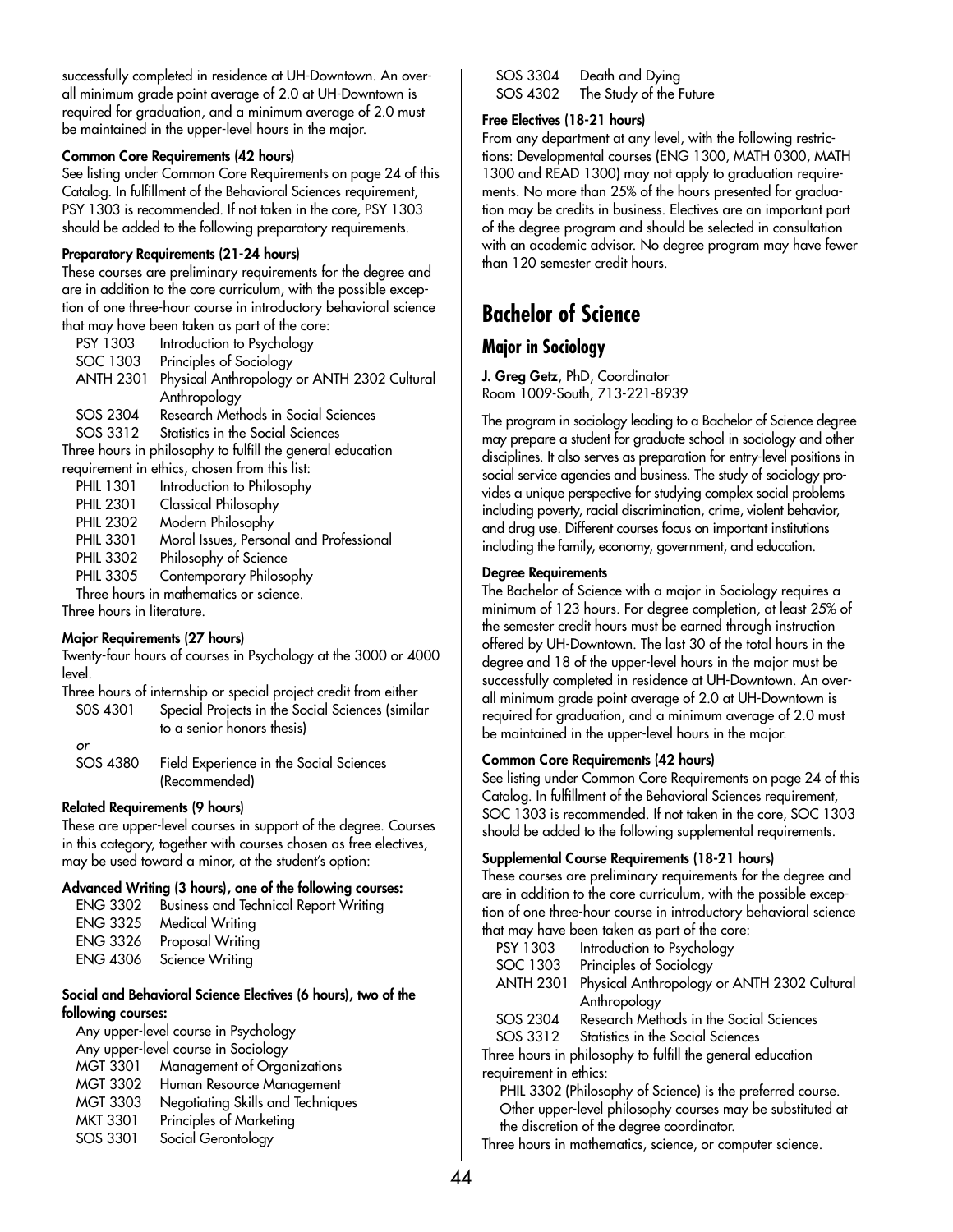successfully completed in residence at UH-Downtown. An overall minimum grade point average of 2.0 at UH-Downtown is required for graduation, and a minimum average of 2.0 must be maintained in the upper-level hours in the major.

**Common Core Requirements (42 hours)**

See listing under Common Core Requirements on page 24 of this Catalog. In fulfillment of the Behavioral Sciences requirement, PSY 1303 is recommended. If not taken in the core, PSY 1303 should be added to the following preparatory requirements.

**Preparatory Requirements (21-24 hours)**

These courses are preliminary requirements for the degree and are in addition to the core curriculum, with the possible exception of one three-hour course in introductory behavioral science that may have been taken as part of the core:

- PSY 1303 Introduction to Psychology
- SOC 1303 Principles of Sociology
- ANTH 2301 Physical Anthropology or ANTH 2302 Cultural Anthropology
- SOS 2304 Research Methods in Social Sciences
- SOS 3312 Statistics in the Social Sciences

Three hours in philosophy to fulfill the general education requirement in ethics, chosen from this list:

- PHIL 1301 Introduction to Philosophy
- PHIL 2301 Classical Philosophy
- PHIL 2302 Modern Philosophy
- PHIL 3301 Moral Issues, Personal and Professional
- PHIL 3302 Philosophy of Science
- PHIL 3305 Contemporary Philosophy

Three hours in mathematics or science.

Three hours in literature.

**Major Requirements (27 hours)**

Twenty-four hours of courses in Psychology at the 3000 or 4000 level.

Three hours of internship or special project credit from either

- S0S 4301 Special Projects in the Social Sciences (similar to a senior honors thesis)

*or*

- SOS 4380 Field Experience in the Social Sciences (Recommended)

**Related Requirements (9 hours)**

These are upper-level courses in support of the degree. Courses in this category, together with courses chosen as free electives, may be used toward a minor, at the student's option:

**Advanced Writing (3 hours), one of the following courses:**

- ENG 3302 Business and Technical Report Writing
- ENG 3325 Medical Writing
- ENG 3326 Proposal Writing
- ENG 4306 Science Writing

**Social and Behavioral Science Electives (6 hours), two of the following courses:**

- Any upper-level course in Psychology
- Any upper-level course in Sociology
- MGT 3301 Management of Organizations
- MGT 3302 Human Resource Management
- MGT 3303 Negotiating Skills and Techniques
- MKT 3301 Principles of Marketing
- SOS 3301 Social Gerontology
- SOS 3304 Death and Dying
- SOS 4302 The Study of the Future

**Free Electives (18-21 hours)**

From any department at any level, with the following restrictions: Developmental courses (ENG 1300, MATH 0300, MATH 1300 and READ 1300) may not apply to graduation requirements. No more than 25% of the hours presented for graduation may be credits in business. Electives are an important part of the degree program and should be selected in consultation with an academic advisor. No degree program may have fewer than 120 semester credit hours.

# Bachelor of Science

## Major in Sociology

**J. Greg Getz**, PhD, Coordinator
Room 1009-South, 713-221-8939

The program in sociology leading to a Bachelor of Science degree may prepare a student for graduate school in sociology and other disciplines. It also serves as preparation for entry-level positions in social service agencies and business. The study of sociology provides a unique perspective for studying complex social problems including poverty, racial discrimination, crime, violent behavior, and drug use. Different courses focus on important institutions including the family, economy, government, and education.

**Degree Requirements**

The Bachelor of Science with a major in Sociology requires a minimum of 123 hours. For degree completion, at least 25% of the semester credit hours must be earned through instruction offered by UH-Downtown. The last 30 of the total hours in the degree and 18 of the upper-level hours in the major must be successfully completed in residence at UH-Downtown. An overall minimum grade point average of 2.0 at UH-Downtown is required for graduation, and a minimum average of 2.0 must be maintained in the upper-level hours in the major.

**Common Core Requirements (42 hours)**

See listing under Common Core Requirements on page 24 of this Catalog. In fulfillment of the Behavioral Sciences requirement, SOC 1303 is recommended. If not taken in the core, SOC 1303 should be added to the following supplemental requirements.

**Supplemental Course Requirements (18-21 hours)**

These courses are preliminary requirements for the degree and are in addition to the core curriculum, with the possible exception of one three-hour course in introductory behavioral science that may have been taken as part of the core:

- PSY 1303 Introduction to Psychology
- SOC 1303 Principles of Sociology
- ANTH 2301 Physical Anthropology or ANTH 2302 Cultural Anthropology
- SOS 2304 Research Methods in the Social Sciences
- SOS 3312 Statistics in the Social Sciences

Three hours in philosophy to fulfill the general education requirement in ethics:

PHIL 3302 (Philosophy of Science) is the preferred course. Other upper-level philosophy courses may be substituted at the discretion of the degree coordinator.

Three hours in mathematics, science, or computer science.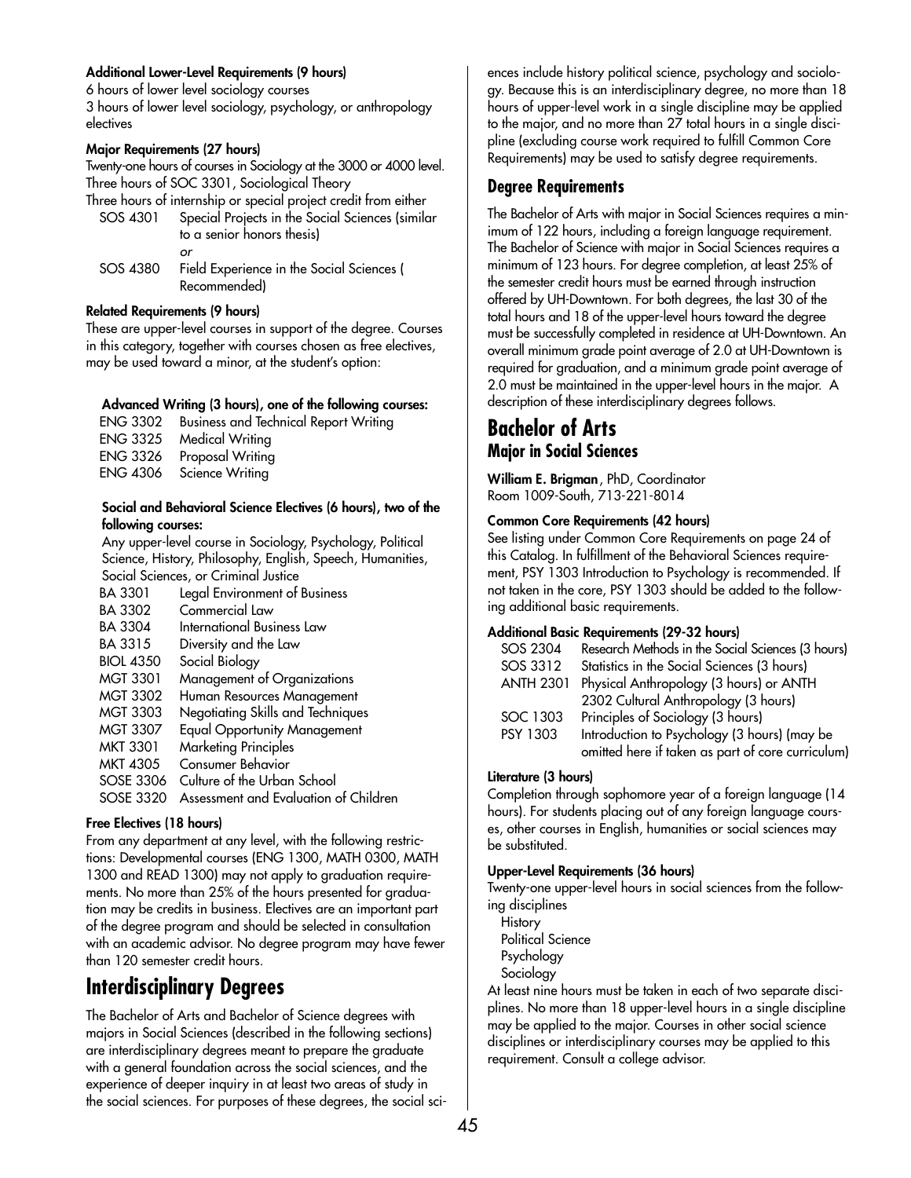#### Additional Lower-Level Requirements (9 hours)

6 hours of lower level sociology courses
3 hours of lower level sociology, psychology, or anthropology electives

#### Major Requirements (27 hours)

Twenty-one hours of courses in Sociology at the 3000 or 4000 level.
Three hours of SOC 3301, Sociological Theory
Three hours of internship or special project credit from either

| | |
|---|---|
| SOS 4301 | Special Projects in the Social Sciences (similar to a senior honors thesis) |
| | *or* |
| SOS 4380 | Field Experience in the Social Sciences ( Recommended) |

#### Related Requirements (9 hours)

These are upper-level courses in support of the degree. Courses in this category, together with courses chosen as free electives, may be used toward a minor, at the student's option:

**Advanced Writing (3 hours), one of the following courses:**

| | |
|---|---|
| ENG 3302 | Business and Technical Report Writing |
| ENG 3325 | Medical Writing |
| ENG 3326 | Proposal Writing |
| ENG 4306 | Science Writing |

**Social and Behavioral Science Electives (6 hours), two of the following courses:**

Any upper-level course in Sociology, Psychology, Political Science, History, Philosophy, English, Speech, Humanities, Social Sciences, or Criminal Justice

| | |
|---|---|
| BA 3301 | Legal Environment of Business |
| BA 3302 | Commercial Law |
| BA 3304 | International Business Law |
| BA 3315 | Diversity and the Law |
| BIOL 4350 | Social Biology |
| MGT 3301 | Management of Organizations |
| MGT 3302 | Human Resources Management |
| MGT 3303 | Negotiating Skills and Techniques |
| MGT 3307 | Equal Opportunity Management |
| MKT 3301 | Marketing Principles |
| MKT 4305 | Consumer Behavior |
| SOSE 3306 | Culture of the Urban School |
| SOSE 3320 | Assessment and Evaluation of Children |

#### Free Electives (18 hours)

From any department at any level, with the following restrictions: Developmental courses (ENG 1300, MATH 0300, MATH 1300 and READ 1300) may not apply to graduation requirements. No more than 25% of the hours presented for graduation may be credits in business. Electives are an important part of the degree program and should be selected in consultation with an academic advisor. No degree program may have fewer than 120 semester credit hours.

# Interdisciplinary Degrees

The Bachelor of Arts and Bachelor of Science degrees with majors in Social Sciences (described in the following sections) are interdisciplinary degrees meant to prepare the graduate with a general foundation across the social sciences, and the experience of deeper inquiry in at least two areas of study in the social sciences. For purposes of these degrees, the social sciences include history political science, psychology and sociology. Because this is an interdisciplinary degree, no more than 18 hours of upper-level work in a single discipline may be applied to the major, and no more than 27 total hours in a single discipline (excluding course work required to fulfill Common Core Requirements) may be used to satisfy degree requirements.

## Degree Requirements

The Bachelor of Arts with major in Social Sciences requires a minimum of 122 hours, including a foreign language requirement. The Bachelor of Science with major in Social Sciences requires a minimum of 123 hours. For degree completion, at least 25% of the semester credit hours must be earned through instruction offered by UH-Downtown. For both degrees, the last 30 of the total hours and 18 of the upper-level hours toward the degree must be successfully completed in residence at UH-Downtown. An overall minimum grade point average of 2.0 at UH-Downtown is required for graduation, and a minimum grade point average of 2.0 must be maintained in the upper-level hours in the major. A description of these interdisciplinary degrees follows.

# Bachelor of Arts

## Major in Social Sciences

**William E. Brigman**, PhD, Coordinator
Room 1009-South, 713-221-8014

#### Common Core Requirements (42 hours)

See listing under Common Core Requirements on page 24 of this Catalog. In fulfillment of the Behavioral Sciences requirement, PSY 1303 Introduction to Psychology is recommended. If not taken in the core, PSY 1303 should be added to the following additional basic requirements.

#### Additional Basic Requirements (29-32 hours)

| | |
|---|---|
| SOS 2304 | Research Methods in the Social Sciences (3 hours) |
| SOS 3312 | Statistics in the Social Sciences (3 hours) |
| ANTH 2301 | Physical Anthropology (3 hours) or ANTH 2302 Cultural Anthropology (3 hours) |
| SOC 1303 | Principles of Sociology (3 hours) |
| PSY 1303 | Introduction to Psychology (3 hours) (may be omitted here if taken as part of core curriculum) |

#### Literature (3 hours)

Completion through sophomore year of a foreign language (14 hours). For students placing out of any foreign language courses, other courses in English, humanities or social sciences may be substituted.

#### Upper-Level Requirements (36 hours)

Twenty-one upper-level hours in social sciences from the following disciplines

- History
- Political Science
- Psychology
- Sociology

At least nine hours must be taken in each of two separate disciplines. No more than 18 upper-level hours in a single discipline may be applied to the major. Courses in other social science disciplines or interdisciplinary courses may be applied to this requirement. Consult a college advisor.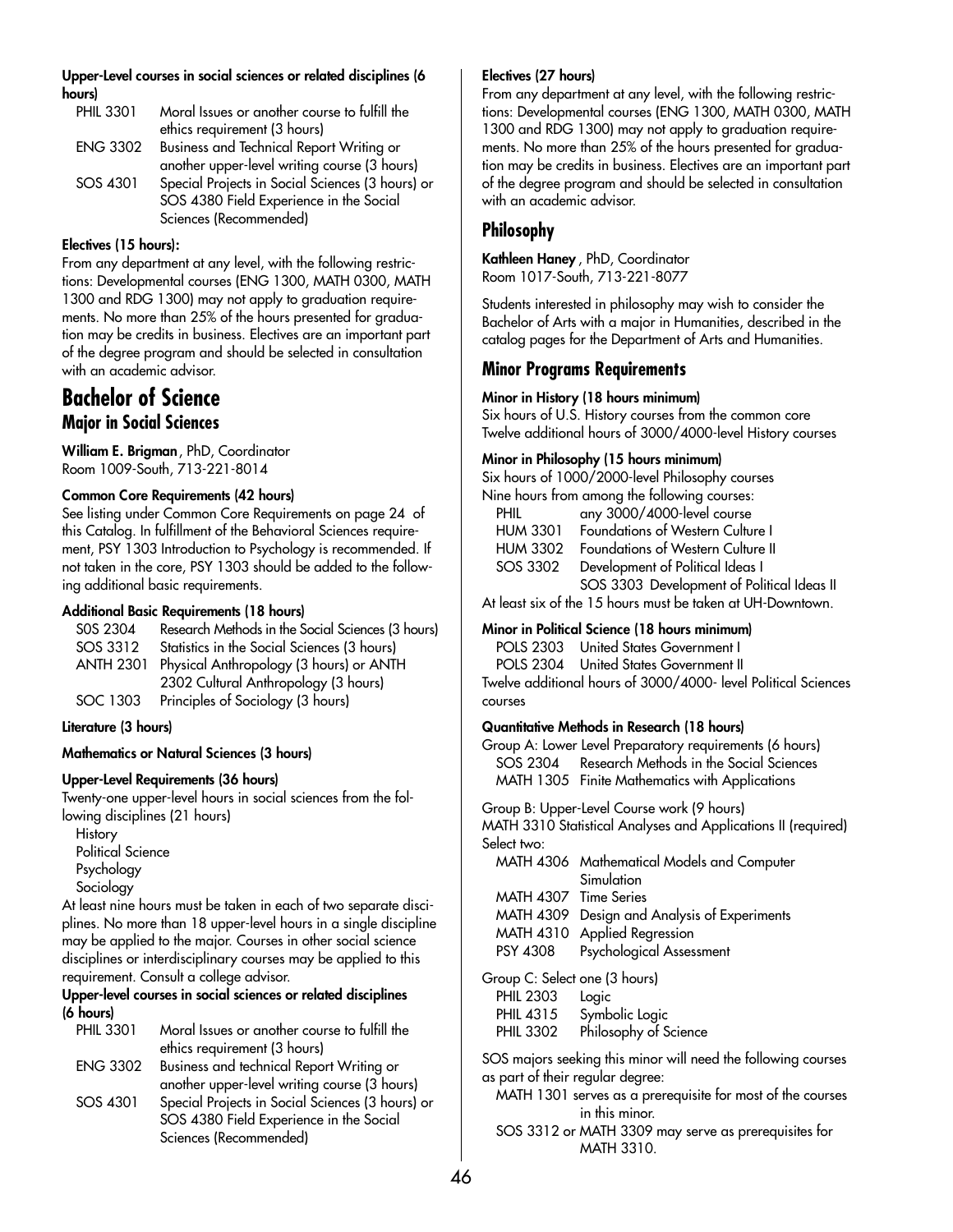#### Upper-Level courses in social sciences or related disciplines (6 hours)

| | |
|---|---|
| PHIL 3301 | Moral Issues or another course to fulfill the ethics requirement (3 hours) |
| ENG 3302 | Business and Technical Report Writing or another upper-level writing course (3 hours) |
| SOS 4301 | Special Projects in Social Sciences (3 hours) or SOS 4380 Field Experience in the Social Sciences (Recommended) |

#### Electives (15 hours):

From any department at any level, with the following restrictions: Developmental courses (ENG 1300, MATH 0300, MATH 1300 and RDG 1300) may not apply to graduation requirements. No more than 25% of the hours presented for graduation may be credits in business. Electives are an important part of the degree program and should be selected in consultation with an academic advisor.

# Bachelor of Science

## Major in Social Sciences

**William E. Brigman**, PhD, Coordinator
Room 1009-South, 713-221-8014

#### Common Core Requirements (42 hours)

See listing under Common Core Requirements on page 24 of this Catalog. In fulfillment of the Behavioral Sciences requirement, PSY 1303 Introduction to Psychology is recommended. If not taken in the core, PSY 1303 should be added to the following additional basic requirements.

#### Additional Basic Requirements (18 hours)

| | |
|---|---|
| S0S 2304 | Research Methods in the Social Sciences (3 hours) |
| SOS 3312 | Statistics in the Social Sciences (3 hours) |
| ANTH 2301 | Physical Anthropology (3 hours) or ANTH 2302 Cultural Anthropology (3 hours) |
| SOC 1303 | Principles of Sociology (3 hours) |

#### Literature (3 hours)

#### Mathematics or Natural Sciences (3 hours)

#### Upper-Level Requirements (36 hours)

Twenty-one upper-level hours in social sciences from the following disciplines (21 hours)

- History
- Political Science
- Psychology
- Sociology

At least nine hours must be taken in each of two separate disciplines. No more than 18 upper-level hours in a single discipline may be applied to the major. Courses in other social science disciplines or interdisciplinary courses may be applied to this requirement. Consult a college advisor.

#### Upper-level courses in social sciences or related disciplines (6 hours)

| | |
|---|---|
| PHIL 3301 | Moral Issues or another course to fulfill the ethics requirement (3 hours) |
| ENG 3302 | Business and technical Report Writing or another upper-level writing course (3 hours) |
| SOS 4301 | Special Projects in Social Sciences (3 hours) or SOS 4380 Field Experience in the Social Sciences (Recommended) |

#### Electives (27 hours)

From any department at any level, with the following restrictions: Developmental courses (ENG 1300, MATH 0300, MATH 1300 and RDG 1300) may not apply to graduation requirements. No more than 25% of the hours presented for graduation may be credits in business. Electives are an important part of the degree program and should be selected in consultation with an academic advisor.

## Philosophy

**Kathleen Haney**, PhD, Coordinator
Room 1017-South, 713-221-8077

Students interested in philosophy may wish to consider the Bachelor of Arts with a major in Humanities, described in the catalog pages for the Department of Arts and Humanities.

## Minor Programs Requirements

#### Minor in History (18 hours minimum)

Six hours of U.S. History courses from the common core
Twelve additional hours of 3000/4000-level History courses

#### Minor in Philosophy (15 hours minimum)

Six hours of 1000/2000-level Philosophy courses
Nine hours from among the following courses:

| | |
|---|---|
| PHIL | any 3000/4000-level course |
| HUM 3301 | Foundations of Western Culture I |
| HUM 3302 | Foundations of Western Culture II |
| SOS 3302 | Development of Political Ideas I |
| | SOS 3303 Development of Political Ideas II |

At least six of the 15 hours must be taken at UH-Downtown.

#### Minor in Political Science (18 hours minimum)

| | |
|---|---|
| POLS 2303 | United States Government I |
| POLS 2304 | United States Government II |

Twelve additional hours of 3000/4000- level Political Sciences courses

#### Quantitative Methods in Research (18 hours)

Group A: Lower Level Preparatory requirements (6 hours)

| | |
|---|---|
| SOS 2304 | Research Methods in the Social Sciences |
| MATH 1305 | Finite Mathematics with Applications |

Group B: Upper-Level Course work (9 hours)
MATH 3310 Statistical Analyses and Applications II (required)
Select two:

| | |
|---|---|
| MATH 4306 | Mathematical Models and Computer Simulation |
| MATH 4307 | Time Series |
| MATH 4309 | Design and Analysis of Experiments |
| MATH 4310 | Applied Regression |
| PSY 4308 | Psychological Assessment |

Group C: Select one (3 hours)

| | |
|---|---|
| PHIL 2303 | Logic |
| PHIL 4315 | Symbolic Logic |
| PHIL 3302 | Philosophy of Science |

SOS majors seeking this minor will need the following courses as part of their regular degree:

- MATH 1301 serves as a prerequisite for most of the courses in this minor.
- SOS 3312 or MATH 3309 may serve as prerequisites for MATH 3310.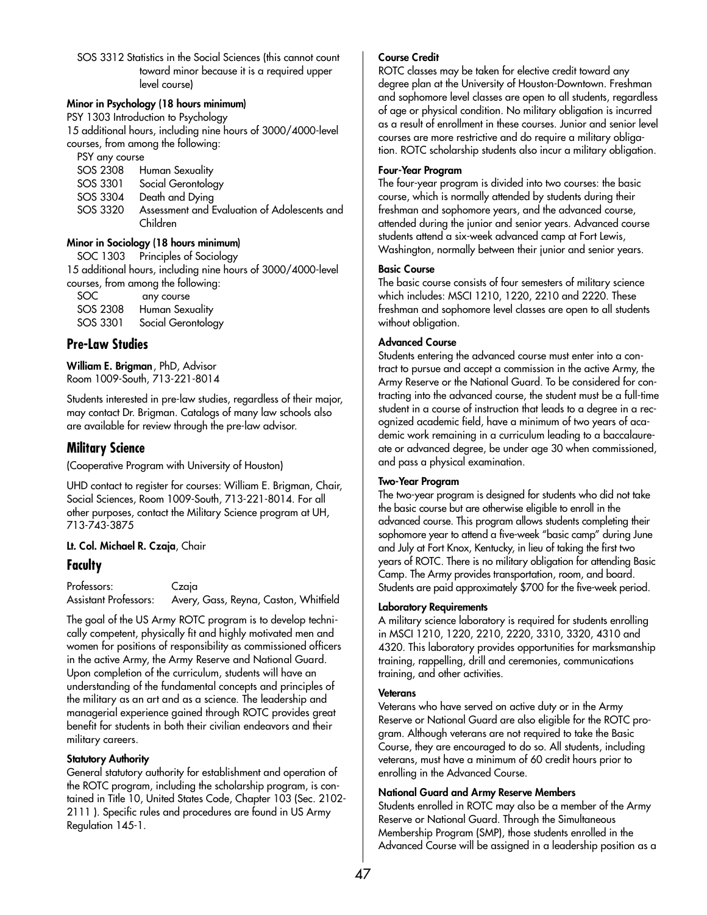SOS 3312 Statistics in the Social Sciences (this cannot count toward minor because it is a required upper level course)

**Minor in Psychology (18 hours minimum)**

PSY 1303 Introduction to Psychology

15 additional hours, including nine hours of 3000/4000-level courses, from among the following:

PSY any course
SOS 2308 Human Sexuality
SOS 3301 Social Gerontology
SOS 3304 Death and Dying
SOS 3320 Assessment and Evaluation of Adolescents and Children

**Minor in Sociology (18 hours minimum)**

SOC 1303 Principles of Sociology

15 additional hours, including nine hours of 3000/4000-level courses, from among the following:

SOC any course
SOS 2308 Human Sexuality
SOS 3301 Social Gerontology

## Pre-Law Studies

**William E. Brigman**, PhD, Advisor
Room 1009-South, 713-221-8014

Students interested in pre-law studies, regardless of their major, may contact Dr. Brigman. Catalogs of many law schools also are available for review through the pre-law advisor.

## Military Science

(Cooperative Program with University of Houston)

UHD contact to register for courses: William E. Brigman, Chair, Social Sciences, Room 1009-South, 713-221-8014. For all other purposes, contact the Military Science program at UH, 713-743-3875

**Lt. Col. Michael R. Czaja**, Chair

## Faculty

Professors: Czaja
Assistant Professors: Avery, Gass, Reyna, Caston, Whitfield

The goal of the US Army ROTC program is to develop technically competent, physically fit and highly motivated men and women for positions of responsibility as commissioned officers in the active Army, the Army Reserve and National Guard. Upon completion of the curriculum, students will have an understanding of the fundamental concepts and principles of the military as an art and as a science. The leadership and managerial experience gained through ROTC provides great benefit for students in both their civilian endeavors and their military careers.

**Statutory Authority**

General statutory authority for establishment and operation of the ROTC program, including the scholarship program, is contained in Title 10, United States Code, Chapter 103 (Sec. 2102-2111 ). Specific rules and procedures are found in US Army Regulation 145-1.

**Course Credit**

ROTC classes may be taken for elective credit toward any degree plan at the University of Houston-Downtown. Freshman and sophomore level classes are open to all students, regardless of age or physical condition. No military obligation is incurred as a result of enrollment in these courses. Junior and senior level courses are more restrictive and do require a military obligation. ROTC scholarship students also incur a military obligation.

**Four-Year Program**

The four-year program is divided into two courses: the basic course, which is normally attended by students during their freshman and sophomore years, and the advanced course, attended during the junior and senior years. Advanced course students attend a six-week advanced camp at Fort Lewis, Washington, normally between their junior and senior years.

**Basic Course**

The basic course consists of four semesters of military science which includes: MSCI 1210, 1220, 2210 and 2220. These freshman and sophomore level classes are open to all students without obligation.

**Advanced Course**

Students entering the advanced course must enter into a contract to pursue and accept a commission in the active Army, the Army Reserve or the National Guard. To be considered for contracting into the advanced course, the student must be a full-time student in a course of instruction that leads to a degree in a recognized academic field, have a minimum of two years of academic work remaining in a curriculum leading to a baccalaureate or advanced degree, be under age 30 when commissioned, and pass a physical examination.

**Two-Year Program**

The two-year program is designed for students who did not take the basic course but are otherwise eligible to enroll in the advanced course. This program allows students completing their sophomore year to attend a five-week "basic camp" during June and July at Fort Knox, Kentucky, in lieu of taking the first two years of ROTC. There is no military obligation for attending Basic Camp. The Army provides transportation, room, and board. Students are paid approximately $700 for the five-week period.

**Laboratory Requirements**

A military science laboratory is required for students enrolling in MSCI 1210, 1220, 2210, 2220, 3310, 3320, 4310 and 4320. This laboratory provides opportunities for marksmanship training, rappelling, drill and ceremonies, communications training, and other activities.

**Veterans**

Veterans who have served on active duty or in the Army Reserve or National Guard are also eligible for the ROTC program. Although veterans are not required to take the Basic Course, they are encouraged to do so. All students, including veterans, must have a minimum of 60 credit hours prior to enrolling in the Advanced Course.

**National Guard and Army Reserve Members**

Students enrolled in ROTC may also be a member of the Army Reserve or National Guard. Through the Simultaneous Membership Program (SMP), those students enrolled in the Advanced Course will be assigned in a leadership position as a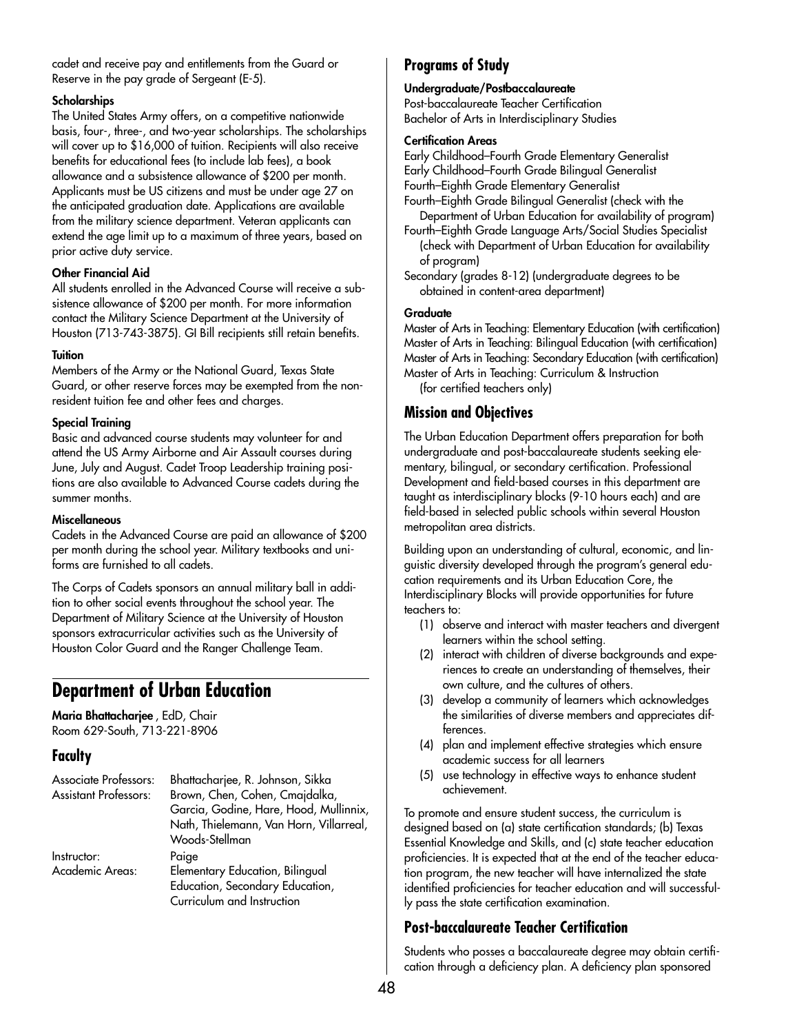cadet and receive pay and entitlements from the Guard or Reserve in the pay grade of Sergeant (E-5).

**Scholarships**

The United States Army offers, on a competitive nationwide basis, four-, three-, and two-year scholarships. The scholarships will cover up to $16,000 of tuition. Recipients will also receive benefits for educational fees (to include lab fees), a book allowance and a subsistence allowance of $200 per month. Applicants must be US citizens and must be under age 27 on the anticipated graduation date. Applications are available from the military science department. Veteran applicants can extend the age limit up to a maximum of three years, based on prior active duty service.

**Other Financial Aid**

All students enrolled in the Advanced Course will receive a subsistence allowance of $200 per month. For more information contact the Military Science Department at the University of Houston (713-743-3875). GI Bill recipients still retain benefits.

**Tuition**

Members of the Army or the National Guard, Texas State Guard, or other reserve forces may be exempted from the nonresident tuition fee and other fees and charges.

**Special Training**

Basic and advanced course students may volunteer for and attend the US Army Airborne and Air Assault courses during June, July and August. Cadet Troop Leadership training positions are also available to Advanced Course cadets during the summer months.

**Miscellaneous**

Cadets in the Advanced Course are paid an allowance of $200 per month during the school year. Military textbooks and uniforms are furnished to all cadets.

The Corps of Cadets sponsors an annual military ball in addition to other social events throughout the school year. The Department of Military Science at the University of Houston sponsors extracurricular activities such as the University of Houston Color Guard and the Ranger Challenge Team.

# Department of Urban Education

**Maria Bhattacharjee** , EdD, Chair
Room 629-South, 713-221-8906

## Faculty

| | |
|---|---|
| Associate Professors: | Bhattacharjee, R. Johnson, Sikka |
| Assistant Professors: | Brown, Chen, Cohen, Cmajdalka, Garcia, Godine, Hare, Hood, Mullinnix, Nath, Thielemann, Van Horn, Villarreal, Woods-Stellman |
| Instructor: | Paige |
| Academic Areas: | Elementary Education, Bilingual Education, Secondary Education, Curriculum and Instruction |

## Programs of Study

**Undergraduate/Postbaccalaureate**

Post-baccalaureate Teacher Certification
Bachelor of Arts in Interdisciplinary Studies

**Certification Areas**

Early Childhood–Fourth Grade Elementary Generalist
Early Childhood–Fourth Grade Bilingual Generalist
Fourth–Eighth Grade Elementary Generalist
Fourth–Eighth Grade Bilingual Generalist (check with the Department of Urban Education for availability of program)
Fourth–Eighth Grade Language Arts/Social Studies Specialist (check with Department of Urban Education for availability of program)
Secondary (grades 8-12) (undergraduate degrees to be obtained in content-area department)

**Graduate**

Master of Arts in Teaching: Elementary Education (with certification)
Master of Arts in Teaching: Bilingual Education (with certification)
Master of Arts in Teaching: Secondary Education (with certification)
Master of Arts in Teaching: Curriculum & Instruction (for certified teachers only)

## Mission and Objectives

The Urban Education Department offers preparation for both undergraduate and post-baccalaureate students seeking elementary, bilingual, or secondary certification. Professional Development and field-based courses in this department are taught as interdisciplinary blocks (9-10 hours each) and are field-based in selected public schools within several Houston metropolitan area districts.

Building upon an understanding of cultural, economic, and linguistic diversity developed through the program's general education requirements and its Urban Education Core, the Interdisciplinary Blocks will provide opportunities for future teachers to:

(1) observe and interact with master teachers and divergent learners within the school setting.
(2) interact with children of diverse backgrounds and experiences to create an understanding of themselves, their own culture, and the cultures of others.
(3) develop a community of learners which acknowledges the similarities of diverse members and appreciates differences.
(4) plan and implement effective strategies which ensure academic success for all learners
(5) use technology in effective ways to enhance student achievement.

To promote and ensure student success, the curriculum is designed based on (a) state certification standards; (b) Texas Essential Knowledge and Skills, and (c) state teacher education proficiencies. It is expected that at the end of the teacher education program, the new teacher will have internalized the state identified proficiencies for teacher education and will successfully pass the state certification examination.

## Post-baccalaureate Teacher Certification

Students who posses a baccalaureate degree may obtain certification through a deficiency plan. A deficiency plan sponsored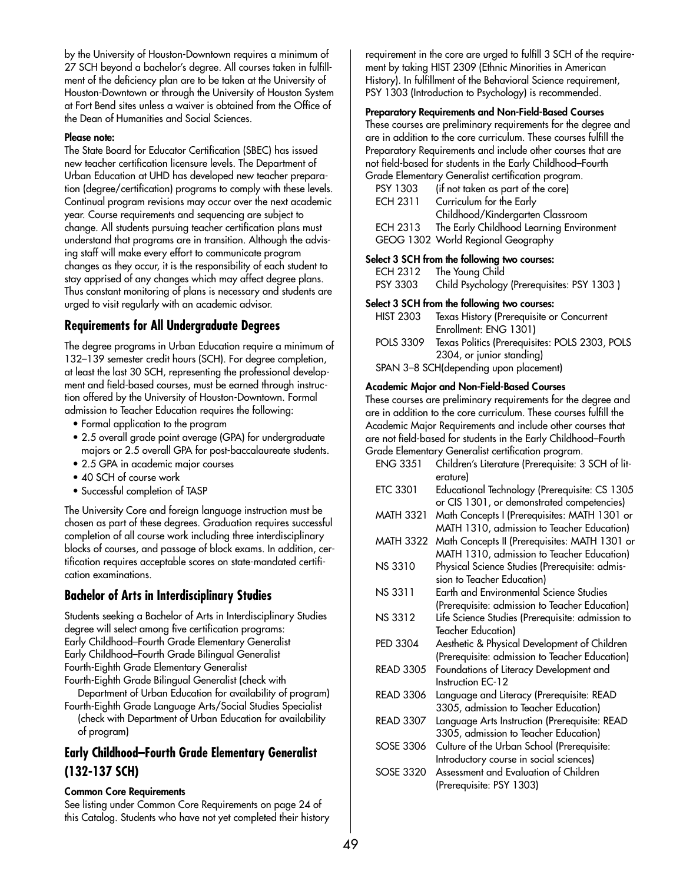by the University of Houston-Downtown requires a minimum of 27 SCH beyond a bachelor's degree. All courses taken in fulfillment of the deficiency plan are to be taken at the University of Houston-Downtown or through the University of Houston System at Fort Bend sites unless a waiver is obtained from the Office of the Dean of Humanities and Social Sciences.

**Please note:**

The State Board for Educator Certification (SBEC) has issued new teacher certification licensure levels. The Department of Urban Education at UHD has developed new teacher preparation (degree/certification) programs to comply with these levels. Continual program revisions may occur over the next academic year. Course requirements and sequencing are subject to change. All students pursuing teacher certification plans must understand that programs are in transition. Although the advising staff will make every effort to communicate program changes as they occur, it is the responsibility of each student to stay apprised of any changes which may affect degree plans. Thus constant monitoring of plans is necessary and students are urged to visit regularly with an academic advisor.

## Requirements for All Undergraduate Degrees

The degree programs in Urban Education require a minimum of 132–139 semester credit hours (SCH). For degree completion, at least the last 30 SCH, representing the professional development and field-based courses, must be earned through instruction offered by the University of Houston-Downtown. Formal admission to Teacher Education requires the following:

- Formal application to the program
- 2.5 overall grade point average (GPA) for undergraduate majors or 2.5 overall GPA for post-baccalaureate students.
- 2.5 GPA in academic major courses
- 40 SCH of course work
- Successful completion of TASP

The University Core and foreign language instruction must be chosen as part of these degrees. Graduation requires successful completion of all course work including three interdisciplinary blocks of courses, and passage of block exams. In addition, certification requires acceptable scores on state-mandated certification examinations.

## Bachelor of Arts in Interdisciplinary Studies

Students seeking a Bachelor of Arts in Interdisciplinary Studies degree will select among five certification programs:

Early Childhood–Fourth Grade Elementary Generalist
Early Childhood–Fourth Grade Bilingual Generalist
Fourth-Eighth Grade Elementary Generalist
Fourth-Eighth Grade Bilingual Generalist (check with Department of Urban Education for availability of program)
Fourth-Eighth Grade Language Arts/Social Studies Specialist (check with Department of Urban Education for availability of program)

## Early Childhood–Fourth Grade Elementary Generalist (132-137 SCH)

**Common Core Requirements**

See listing under Common Core Requirements on page 24 of this Catalog. Students who have not yet completed their history requirement in the core are urged to fulfill 3 SCH of the requirement by taking HIST 2309 (Ethnic Minorities in American History). In fulfillment of the Behavioral Science requirement, PSY 1303 (Introduction to Psychology) is recommended.

**Preparatory Requirements and Non-Field-Based Courses**

These courses are preliminary requirements for the degree and are in addition to the core curriculum. These courses fulfill the Preparatory Requirements and include other courses that are not field-based for students in the Early Childhood–Fourth Grade Elementary Generalist certification program.

| | |
|---|---|
| PSY 1303 | (if not taken as part of the core) |
| ECH 2311 | Curriculum for the Early Childhood/Kindergarten Classroom |
| ECH 2313 | The Early Childhood Learning Environment |
| GEOG 1302 | World Regional Geography |

**Select 3 SCH from the following two courses:**

| | |
|---|---|
| ECH 2312 | The Young Child |
| PSY 3303 | Child Psychology (Prerequisites: PSY 1303 ) |

**Select 3 SCH from the following two courses:**

| | |
|---|---|
| HIST 2303 | Texas History (Prerequisite or Concurrent Enrollment: ENG 1301) |
| POLS 3309 | Texas Politics (Prerequisites: POLS 2303, POLS 2304, or junior standing) |

SPAN 3–8 SCH(depending upon placement)

**Academic Major and Non-Field-Based Courses**

These courses are preliminary requirements for the degree and are in addition to the core curriculum. These courses fulfill the Academic Major Requirements and include other courses that are not field-based for students in the Early Childhood–Fourth Grade Elementary Generalist certification program.

| | |
|---|---|
| ENG 3351 | Children's Literature (Prerequisite: 3 SCH of literature) |
| ETC 3301 | Educational Technology (Prerequisite: CS 1305 or CIS 1301, or demonstrated competencies) |
| MATH 3321 | Math Concepts I (Prerequisites: MATH 1301 or MATH 1310, admission to Teacher Education) |
| MATH 3322 | Math Concepts II (Prerequisites: MATH 1301 or MATH 1310, admission to Teacher Education) |
| NS 3310 | Physical Science Studies (Prerequisite: admission to Teacher Education) |
| NS 3311 | Earth and Environmental Science Studies (Prerequisite: admission to Teacher Education) |
| NS 3312 | Life Science Studies (Prerequisite: admission to Teacher Education) |
| PED 3304 | Aesthetic & Physical Development of Children (Prerequisite: admission to Teacher Education) |
| READ 3305 | Foundations of Literacy Development and Instruction EC-12 |
| READ 3306 | Language and Literacy (Prerequisite: READ 3305, admission to Teacher Education) |
| READ 3307 | Language Arts Instruction (Prerequisite: READ 3305, admission to Teacher Education) |
| SOSE 3306 | Culture of the Urban School (Prerequisite: Introductory course in social sciences) |
| SOSE 3320 | Assessment and Evaluation of Children (Prerequisite: PSY 1303) |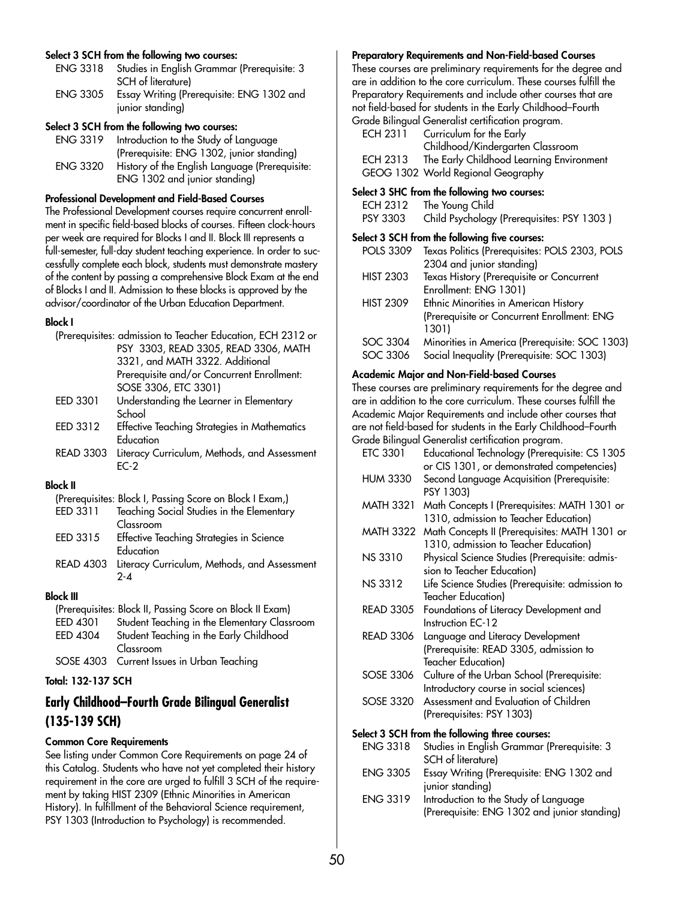**Select 3 SCH from the following two courses:**

| | |
|---|---|
| ENG 3318 | Studies in English Grammar (Prerequisite: 3 SCH of literature) |
| ENG 3305 | Essay Writing (Prerequisite: ENG 1302 and junior standing) |

**Select 3 SCH from the following two courses:**

| | |
|---|---|
| ENG 3319 | Introduction to the Study of Language (Prerequisite: ENG 1302, junior standing) |
| ENG 3320 | History of the English Language (Prerequisite: ENG 1302 and junior standing) |

**Professional Development and Field-Based Courses**

The Professional Development courses require concurrent enrollment in specific field-based blocks of courses. Fifteen clock-hours per week are required for Blocks I and II. Block III represents a full-semester, full-day student teaching experience. In order to successfully complete each block, students must demonstrate mastery of the content by passing a comprehensive Block Exam at the end of Blocks I and II. Admission to these blocks is approved by the advisor/coordinator of the Urban Education Department.

**Block I**

(Prerequisites: admission to Teacher Education, ECH 2312 or PSY 3303, READ 3305, READ 3306, MATH 3321, and MATH 3322. Additional Prerequisite and/or Concurrent Enrollment: SOSE 3306, ETC 3301)

| | |
|---|---|
| EED 3301 | Understanding the Learner in Elementary School |
| EED 3312 | Effective Teaching Strategies in Mathematics Education |
| READ 3303 | Literacy Curriculum, Methods, and Assessment EC-2 |

**Block II**

(Prerequisites: Block I, Passing Score on Block I Exam,)

| | |
|---|---|
| EED 3311 | Teaching Social Studies in the Elementary Classroom |
| EED 3315 | Effective Teaching Strategies in Science Education |
| READ 4303 | Literacy Curriculum, Methods, and Assessment 2-4 |

**Block III**

(Prerequisites: Block II, Passing Score on Block II Exam)

| | |
|---|---|
| EED 4301 | Student Teaching in the Elementary Classroom |
| EED 4304 | Student Teaching in the Early Childhood Classroom |
| SOSE 4303 | Current Issues in Urban Teaching |

**Total: 132-137 SCH**

## Early Childhood–Fourth Grade Bilingual Generalist (135-139 SCH)

**Common Core Requirements**

See listing under Common Core Requirements on page 24 of this Catalog. Students who have not yet completed their history requirement in the core are urged to fulfill 3 SCH of the requirement by taking HIST 2309 (Ethnic Minorities in American History). In fulfillment of the Behavioral Science requirement, PSY 1303 (Introduction to Psychology) is recommended.

**Preparatory Requirements and Non-Field-based Courses**

These courses are preliminary requirements for the degree and are in addition to the core curriculum. These courses fulfill the Preparatory Requirements and include other courses that are not field-based for students in the Early Childhood–Fourth Grade Bilingual Generalist certification program.

| | |
|---|---|
| ECH 2311 | Curriculum for the Early Childhood/Kindergarten Classroom |
| ECH 2313 | The Early Childhood Learning Environment |
| GEOG 1302 | World Regional Geography |

**Select 3 SHC from the following two courses:**

| | |
|---|---|
| ECH 2312 | The Young Child |
| PSY 3303 | Child Psychology (Prerequisites: PSY 1303 ) |

**Select 3 SCH from the following five courses:**

| | |
|---|---|
| POLS 3309 | Texas Politics (Prerequisites: POLS 2303, POLS 2304 and junior standing) |
| HIST 2303 | Texas History (Prerequisite or Concurrent Enrollment: ENG 1301) |
| HIST 2309 | Ethnic Minorities in American History (Prerequisite or Concurrent Enrollment: ENG 1301) |
| SOC 3304 | Minorities in America (Prerequisite: SOC 1303) |
| SOC 3306 | Social Inequality (Prerequisite: SOC 1303) |

**Academic Major and Non-Field-based Courses**

These courses are preliminary requirements for the degree and are in addition to the core curriculum. These courses fulfill the Academic Major Requirements and include other courses that are not field-based for students in the Early Childhood–Fourth Grade Bilingual Generalist certification program.

| | |
|---|---|
| ETC 3301 | Educational Technology (Prerequisite: CS 1305 or CIS 1301, or demonstrated competencies) |
| HUM 3330 | Second Language Acquisition (Prerequisite: PSY 1303) |
| MATH 3321 | Math Concepts I (Prerequisites: MATH 1301 or 1310, admission to Teacher Education) |
| MATH 3322 | Math Concepts II (Prerequisites: MATH 1301 or 1310, admission to Teacher Education) |
| NS 3310 | Physical Science Studies (Prerequisite: admission to Teacher Education) |
| NS 3312 | Life Science Studies (Prerequisite: admission to Teacher Education) |
| READ 3305 | Foundations of Literacy Development and Instruction EC-12 |
| READ 3306 | Language and Literacy Development (Prerequisite: READ 3305, admission to Teacher Education) |
| SOSE 3306 | Culture of the Urban School (Prerequisite: Introductory course in social sciences) |
| SOSE 3320 | Assessment and Evaluation of Children (Prerequisites: PSY 1303) |

**Select 3 SCH from the following three courses:**

| | |
|---|---|
| ENG 3318 | Studies in English Grammar (Prerequisite: 3 SCH of literature) |
| ENG 3305 | Essay Writing (Prerequisite: ENG 1302 and junior standing) |
| ENG 3319 | Introduction to the Study of Language (Prerequisite: ENG 1302 and junior standing) |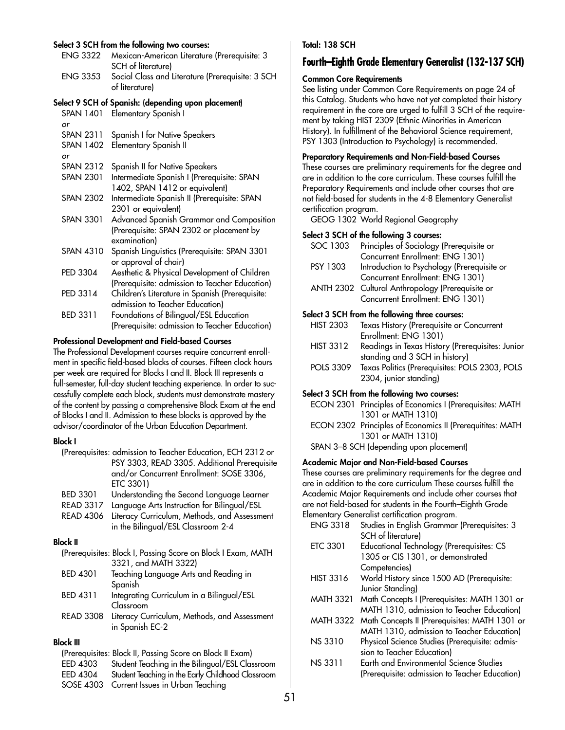**Select 3 SCH from the following two courses:**

| | |
|---|---|
| ENG 3322 | Mexican-American Literature (Prerequisite: 3 SCH of literature) |
| ENG 3353 | Social Class and Literature (Prerequisite: 3 SCH of literature) |

**Select 9 SCH of Spanish: (depending upon placement)**

| | |
|---|---|
| SPAN 1401 | Elementary Spanish I |
| *or* | |
| SPAN 2311 | Spanish I for Native Speakers |
| SPAN 1402 | Elementary Spanish II |
| *or* | |
| SPAN 2312 | Spanish II for Native Speakers |
| SPAN 2301 | Intermediate Spanish I (Prerequisite: SPAN 1402, SPAN 1412 or equivalent) |
| SPAN 2302 | Intermediate Spanish II (Prerequisite: SPAN 2301 or equivalent) |
| SPAN 3301 | Advanced Spanish Grammar and Composition (Prerequisite: SPAN 2302 or placement by examination) |
| SPAN 4310 | Spanish Linguistics (Prerequisite: SPAN 3301 or approval of chair) |
| PED 3304 | Aesthetic & Physical Development of Children (Prerequisite: admission to Teacher Education) |
| PED 3314 | Children's Literature in Spanish (Prerequisite: admission to Teacher Education) |
| BED 3311 | Foundations of Bilingual/ESL Education (Prerequisite: admission to Teacher Education) |

**Professional Development and Field-based Courses**

The Professional Development courses require concurrent enrollment in specific field-based blocks of courses. Fifteen clock hours per week are required for Blocks I and II. Block III represents a full-semester, full-day student teaching experience. In order to successfully complete each block, students must demonstrate mastery of the content by passing a comprehensive Block Exam at the end of Blocks I and II. Admission to these blocks is approved by the advisor/coordinator of the Urban Education Department.

**Block I**

(Prerequisites: admission to Teacher Education, ECH 2312 or PSY 3303, READ 3305. Additional Prerequisite and/or Concurrent Enrollment: SOSE 3306, ETC 3301)

| | |
|---|---|
| BED 3301 | Understanding the Second Language Learner |
| READ 3317 | Language Arts Instruction for Bilingual/ESL |
| READ 4306 | Literacy Curriculum, Methods, and Assessment in the Bilingual/ESL Classroom 2-4 |

**Block II**

(Prerequisites: Block I, Passing Score on Block I Exam, MATH 3321, and MATH 3322)

| | |
|---|---|
| BED 4301 | Teaching Language Arts and Reading in Spanish |
| BED 4311 | Integrating Curriculum in a Bilingual/ESL Classroom |
| READ 3308 | Literacy Curriculum, Methods, and Assessment in Spanish EC-2 |

**Block III**

(Prerequisites: Block II, Passing Score on Block II Exam)

| | |
|---|---|
| EED 4303 | Student Teaching in the Bilingual/ESL Classroom |
| EED 4304 | Student Teaching in the Early Childhood Classroom |
| SOSE 4303 | Current Issues in Urban Teaching |

**Total: 138 SCH**

## Fourth–Eighth Grade Elementary Generalist (132-137 SCH)

**Common Core Requirements**

See listing under Common Core Requirements on page 24 of this Catalog. Students who have not yet completed their history requirement in the core are urged to fulfill 3 SCH of the requirement by taking HIST 2309 (Ethnic Minorities in American History). In fulfillment of the Behavioral Science requirement, PSY 1303 (Introduction to Psychology) is recommended.

**Preparatory Requirements and Non-Field-based Courses**

These courses are preliminary requirements for the degree and are in addition to the core curriculum. These courses fulfill the Preparatory Requirements and include other courses that are not field-based for students in the 4-8 Elementary Generalist certification program.

GEOG 1302 World Regional Geography

**Select 3 SCH of the following 3 courses:**

| | |
|---|---|
| SOC 1303 | Principles of Sociology (Prerequisite or Concurrent Enrollment: ENG 1301) |
| PSY 1303 | Introduction to Psychology (Prerequisite or Concurrent Enrollment: ENG 1301) |
| ANTH 2302 | Cultural Anthropology (Prerequisite or Concurrent Enrollment: ENG 1301) |

**Select 3 SCH from the following three courses:**

| | |
|---|---|
| HIST 2303 | Texas History (Prerequisite or Concurrent Enrollment: ENG 1301) |
| HIST 3312 | Readings in Texas History (Prerequisites: Junior standing and 3 SCH in history) |
| POLS 3309 | Texas Politics (Prerequisites: POLS 2303, POLS 2304, junior standing) |

**Select 3 SCH from the following two courses:**

| | |
|---|---|
| ECON 2301 | Principles of Economics I (Prerequisites: MATH 1301 or MATH 1310) |
| ECON 2302 | Principles of Economics II (Prerequitites: MATH 1301 or MATH 1310) |

SPAN 3–8 SCH (depending upon placement)

**Academic Major and Non-Field-based Courses**

These courses are preliminary requirements for the degree and are in addition to the core curriculum These courses fulfill the Academic Major Requirements and include other courses that are not field-based for students in the Fourth–Eighth Grade Elementary Generalist certification program.

| | |
|---|---|
| ENG 3318 | Studies in English Grammar (Prerequisites: 3 SCH of literature) |
| ETC 3301 | Educational Technology (Prerequisites: CS 1305 or CIS 1301, or demonstrated Competencies) |
| HIST 3316 | World History since 1500 AD (Prerequisite: Junior Standing) |
| MATH 3321 | Math Concepts I (Prerequisites: MATH 1301 or MATH 1310, admission to Teacher Education) |
| MATH 3322 | Math Concepts II (Prerequisites: MATH 1301 or MATH 1310, admission to Teacher Education) |
| NS 3310 | Physical Science Studies (Prerequisite: admission to Teacher Education) |
| NS 3311 | Earth and Environmental Science Studies (Prerequisite: admission to Teacher Education) |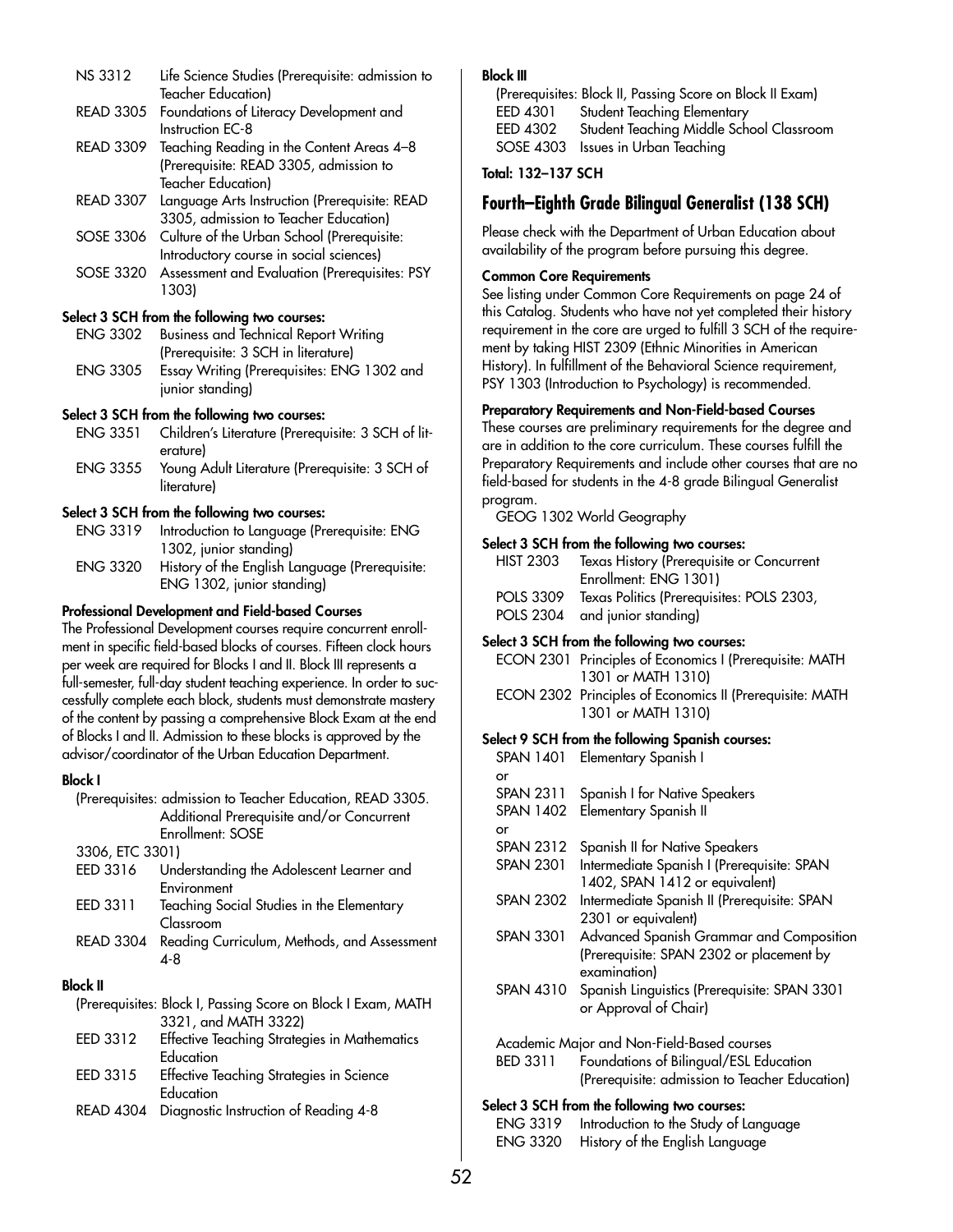| | |
|---|---|
| NS 3312 | Life Science Studies (Prerequisite: admission to Teacher Education) |
| READ 3305 | Foundations of Literacy Development and Instruction EC-8 |
| READ 3309 | Teaching Reading in the Content Areas 4–8 (Prerequisite: READ 3305, admission to Teacher Education) |
| READ 3307 | Language Arts Instruction (Prerequisite: READ 3305, admission to Teacher Education) |
| SOSE 3306 | Culture of the Urban School (Prerequisite: Introductory course in social sciences) |
| SOSE 3320 | Assessment and Evaluation (Prerequisites: PSY 1303) |

**Select 3 SCH from the following two courses:**

| | |
|---|---|
| ENG 3302 | Business and Technical Report Writing (Prerequisite: 3 SCH in literature) |
| ENG 3305 | Essay Writing (Prerequisites: ENG 1302 and junior standing) |

**Select 3 SCH from the following two courses:**

| | |
|---|---|
| ENG 3351 | Children's Literature (Prerequisite: 3 SCH of literature) |
| ENG 3355 | Young Adult Literature (Prerequisite: 3 SCH of literature) |

**Select 3 SCH from the following two courses:**

| | |
|---|---|
| ENG 3319 | Introduction to Language (Prerequisite: ENG 1302, junior standing) |
| ENG 3320 | History of the English Language (Prerequisite: ENG 1302, junior standing) |

**Professional Development and Field-based Courses**

The Professional Development courses require concurrent enrollment in specific field-based blocks of courses. Fifteen clock hours per week are required for Blocks I and II. Block III represents a full-semester, full-day student teaching experience. In order to successfully complete each block, students must demonstrate mastery of the content by passing a comprehensive Block Exam at the end of Blocks I and II. Admission to these blocks is approved by the advisor/coordinator of the Urban Education Department.

**Block I**

(Prerequisites: admission to Teacher Education, READ 3305. Additional Prerequisite and/or Concurrent Enrollment: SOSE 3306, ETC 3301)

| | |
|---|---|
| EED 3316 | Understanding the Adolescent Learner and Environment |
| EED 3311 | Teaching Social Studies in the Elementary Classroom |
| READ 3304 | Reading Curriculum, Methods, and Assessment 4-8 |

**Block II**

(Prerequisites: Block I, Passing Score on Block I Exam, MATH 3321, and MATH 3322)

| | |
|---|---|
| EED 3312 | Effective Teaching Strategies in Mathematics Education |
| EED 3315 | Effective Teaching Strategies in Science Education |
| READ 4304 | Diagnostic Instruction of Reading 4-8 |

**Block III**

(Prerequisites: Block II, Passing Score on Block II Exam)

| | |
|---|---|
| EED 4301 | Student Teaching Elementary |
| EED 4302 | Student Teaching Middle School Classroom |
| SOSE 4303 | Issues in Urban Teaching |

**Total: 132–137 SCH**

## Fourth–Eighth Grade Bilingual Generalist (138 SCH)

Please check with the Department of Urban Education about availability of the program before pursuing this degree.

**Common Core Requirements**

See listing under Common Core Requirements on page 24 of this Catalog. Students who have not yet completed their history requirement in the core are urged to fulfill 3 SCH of the requirement by taking HIST 2309 (Ethnic Minorities in American History). In fulfillment of the Behavioral Science requirement, PSY 1303 (Introduction to Psychology) is recommended.

**Preparatory Requirements and Non-Field-based Courses**

These courses are preliminary requirements for the degree and are in addition to the core curriculum. These courses fulfill the Preparatory Requirements and include other courses that are no field-based for students in the 4-8 grade Bilingual Generalist program.

GEOG 1302 World Geography

**Select 3 SCH from the following two courses:**

| | |
|---|---|
| HIST 2303 | Texas History (Prerequisite or Concurrent Enrollment: ENG 1301) |
| POLS 3309 | Texas Politics (Prerequisites: POLS 2303, |
| POLS 2304 | and junior standing) |

**Select 3 SCH from the following two courses:**

| | |
|---|---|
| ECON 2301 | Principles of Economics I (Prerequisite: MATH 1301 or MATH 1310) |
| ECON 2302 | Principles of Economics II (Prerequisite: MATH 1301 or MATH 1310) |

**Select 9 SCH from the following Spanish courses:**

| | |
|---|---|
| SPAN 1401 | Elementary Spanish I |
| or | |
| SPAN 2311 | Spanish I for Native Speakers |
| SPAN 1402 | Elementary Spanish II |
| or | |
| SPAN 2312 | Spanish II for Native Speakers |
| SPAN 2301 | Intermediate Spanish I (Prerequisite: SPAN 1402, SPAN 1412 or equivalent) |
| SPAN 2302 | Intermediate Spanish II (Prerequisite: SPAN 2301 or equivalent) |
| SPAN 3301 | Advanced Spanish Grammar and Composition (Prerequisite: SPAN 2302 or placement by examination) |
| SPAN 4310 | Spanish Linguistics (Prerequisite: SPAN 3301 or Approval of Chair) |

Academic Major and Non-Field-Based courses

| | |
|---|---|
| BED 3311 | Foundations of Bilingual/ESL Education (Prerequisite: admission to Teacher Education) |

**Select 3 SCH from the following two courses:**

| | |
|---|---|
| ENG 3319 | Introduction to the Study of Language |
| ENG 3320 | History of the English Language |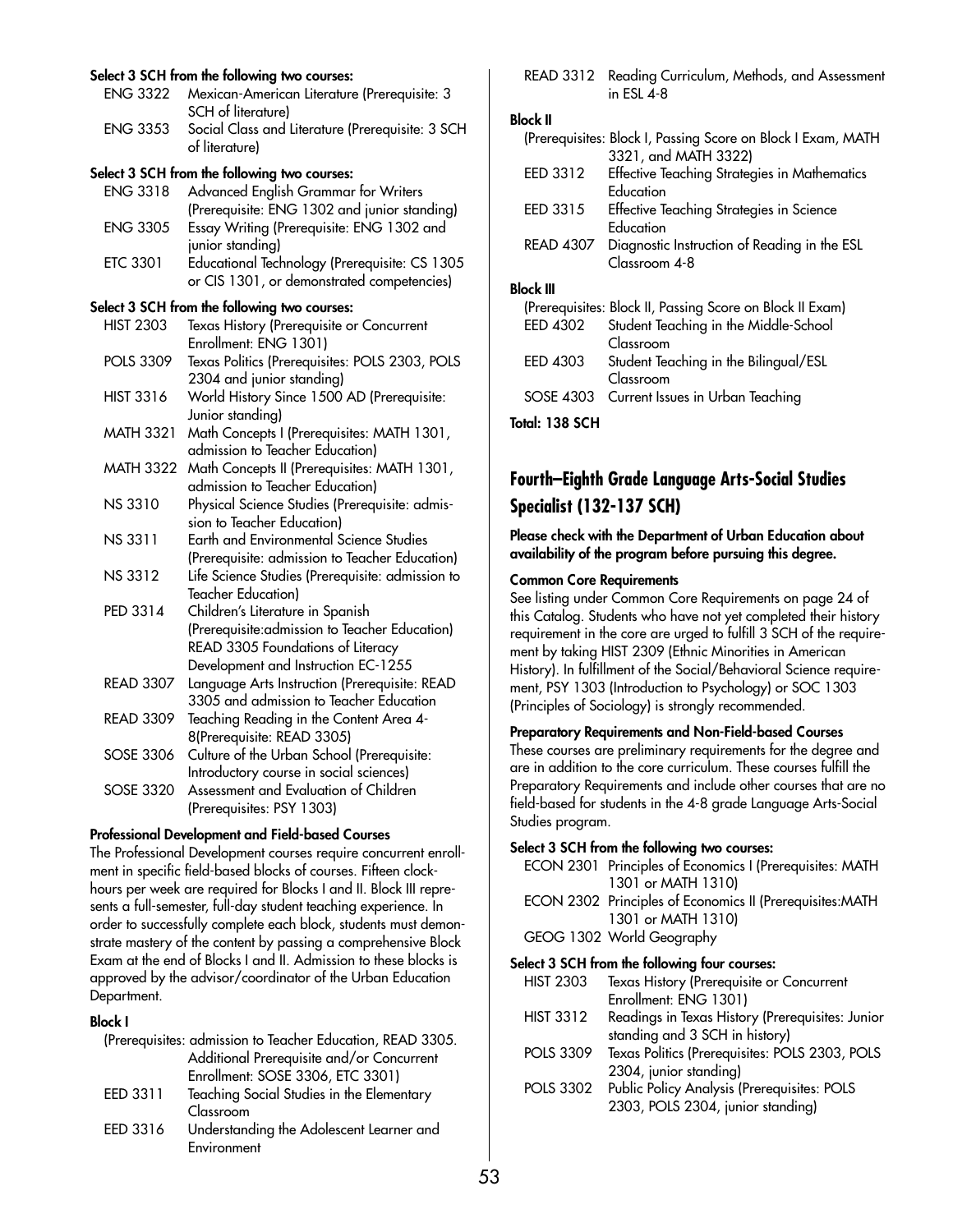**Select 3 SCH from the following two courses:**

- ENG 3322 Mexican-American Literature (Prerequisite: 3 SCH of literature)
- ENG 3353 Social Class and Literature (Prerequisite: 3 SCH of literature)

**Select 3 SCH from the following two courses:**

- ENG 3318 Advanced English Grammar for Writers (Prerequisite: ENG 1302 and junior standing)
- ENG 3305 Essay Writing (Prerequisite: ENG 1302 and junior standing)
- ETC 3301 Educational Technology (Prerequisite: CS 1305 or CIS 1301, or demonstrated competencies)

**Select 3 SCH from the following two courses:**

- HIST 2303 Texas History (Prerequisite or Concurrent Enrollment: ENG 1301)
- POLS 3309 Texas Politics (Prerequisites: POLS 2303, POLS 2304 and junior standing)
- HIST 3316 World History Since 1500 AD (Prerequisite: Junior standing)
- MATH 3321 Math Concepts I (Prerequisites: MATH 1301, admission to Teacher Education)
- MATH 3322 Math Concepts II (Prerequisites: MATH 1301, admission to Teacher Education)
- NS 3310 Physical Science Studies (Prerequisite: admission to Teacher Education)
- NS 3311 Earth and Environmental Science Studies (Prerequisite: admission to Teacher Education)
- NS 3312 Life Science Studies (Prerequisite: admission to Teacher Education)
- PED 3314 Children's Literature in Spanish (Prerequisite:admission to Teacher Education) READ 3305 Foundations of Literacy Development and Instruction EC-1255
- READ 3307 Language Arts Instruction (Prerequisite: READ 3305 and admission to Teacher Education
- READ 3309 Teaching Reading in the Content Area 4-8(Prerequisite: READ 3305)
- SOSE 3306 Culture of the Urban School (Prerequisite: Introductory course in social sciences)
- SOSE 3320 Assessment and Evaluation of Children (Prerequisites: PSY 1303)

**Professional Development and Field-based Courses**

The Professional Development courses require concurrent enrollment in specific field-based blocks of courses. Fifteen clock-hours per week are required for Blocks I and II. Block III represents a full-semester, full-day student teaching experience. In order to successfully complete each block, students must demonstrate mastery of the content by passing a comprehensive Block Exam at the end of Blocks I and II. Admission to these blocks is approved by the advisor/coordinator of the Urban Education Department.

**Block I**

(Prerequisites: admission to Teacher Education, READ 3305. Additional Prerequisite and/or Concurrent Enrollment: SOSE 3306, ETC 3301)

- EED 3311 Teaching Social Studies in the Elementary Classroom
- EED 3316 Understanding the Adolescent Learner and Environment
- READ 3312 Reading Curriculum, Methods, and Assessment in ESL 4-8

**Block II**

(Prerequisites: Block I, Passing Score on Block I Exam, MATH 3321, and MATH 3322)

- EED 3312 Effective Teaching Strategies in Mathematics Education
- EED 3315 Effective Teaching Strategies in Science Education
- READ 4307 Diagnostic Instruction of Reading in the ESL Classroom 4-8

**Block III**

(Prerequisites: Block II, Passing Score on Block II Exam)

- EED 4302 Student Teaching in the Middle-School Classroom
- EED 4303 Student Teaching in the Bilingual/ESL Classroom
- SOSE 4303 Current Issues in Urban Teaching

**Total: 138 SCH**

## Fourth–Eighth Grade Language Arts-Social Studies Specialist (132-137 SCH)

**Please check with the Department of Urban Education about availability of the program before pursuing this degree.**

**Common Core Requirements**

See listing under Common Core Requirements on page 24 of this Catalog. Students who have not yet completed their history requirement in the core are urged to fulfill 3 SCH of the requirement by taking HIST 2309 (Ethnic Minorities in American History). In fulfillment of the Social/Behavioral Science requirement, PSY 1303 (Introduction to Psychology) or SOC 1303 (Principles of Sociology) is strongly recommended.

**Preparatory Requirements and Non-Field-based Courses**

These courses are preliminary requirements for the degree and are in addition to the core curriculum. These courses fulfill the Preparatory Requirements and include other courses that are no field-based for students in the 4-8 grade Language Arts-Social Studies program.

**Select 3 SCH from the following two courses:**

- ECON 2301 Principles of Economics I (Prerequisites: MATH 1301 or MATH 1310)
- ECON 2302 Principles of Economics II (Prerequisites:MATH 1301 or MATH 1310)
- GEOG 1302 World Geography

**Select 3 SCH from the following four courses:**

- HIST 2303 Texas History (Prerequisite or Concurrent Enrollment: ENG 1301)
- HIST 3312 Readings in Texas History (Prerequisites: Junior standing and 3 SCH in history)
- POLS 3309 Texas Politics (Prerequisites: POLS 2303, POLS 2304, junior standing)
- POLS 3302 Public Policy Analysis (Prerequisites: POLS 2303, POLS 2304, junior standing)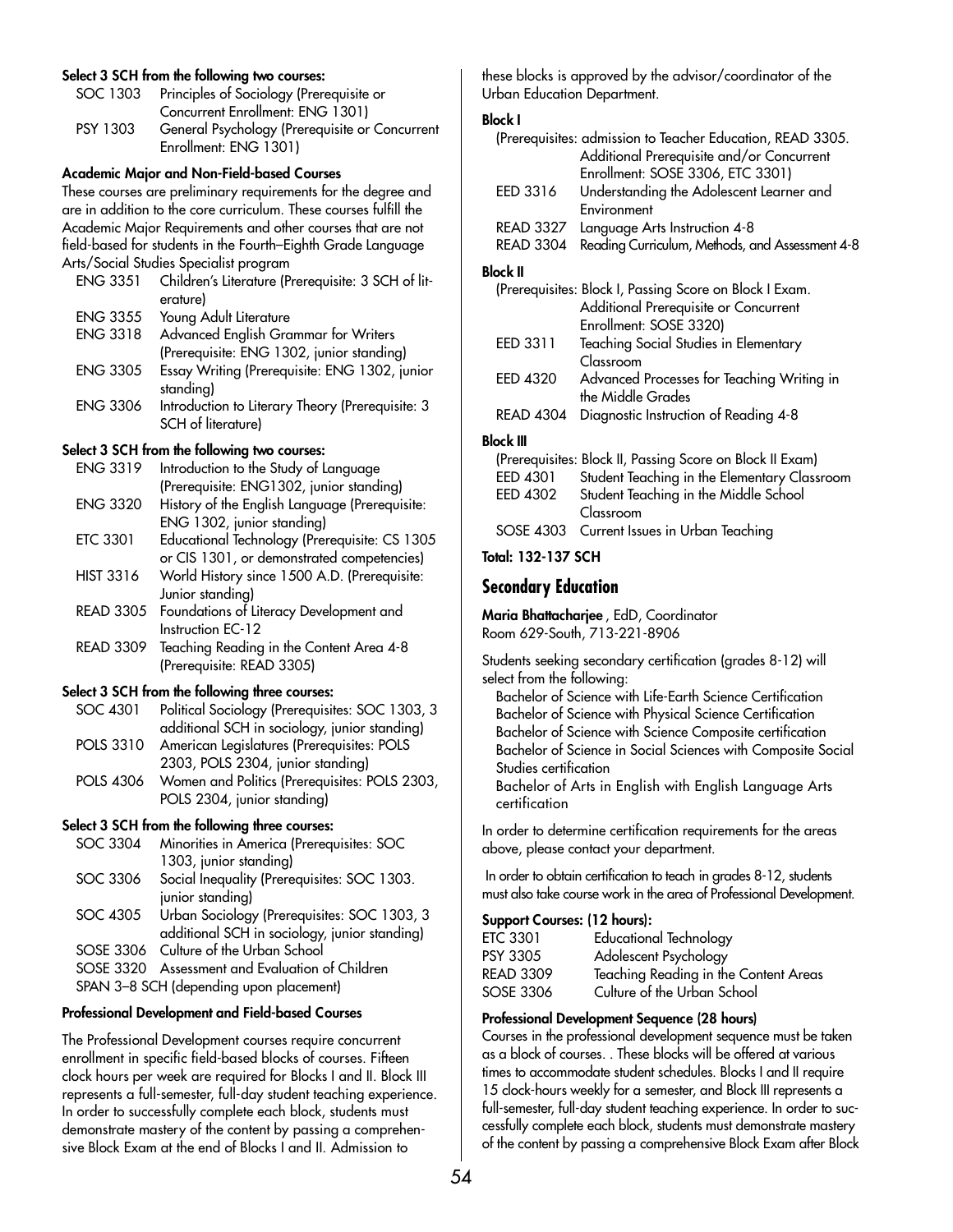**Select 3 SCH from the following two courses:**

| | |
|---|---|
| SOC 1303 | Principles of Sociology (Prerequisite or Concurrent Enrollment: ENG 1301) |
| PSY 1303 | General Psychology (Prerequisite or Concurrent Enrollment: ENG 1301) |

**Academic Major and Non-Field-based Courses**

These courses are preliminary requirements for the degree and are in addition to the core curriculum. These courses fulfill the Academic Major Requirements and other courses that are not field-based for students in the Fourth–Eighth Grade Language Arts/Social Studies Specialist program

| | |
|---|---|
| ENG 3351 | Children's Literature (Prerequisite: 3 SCH of literature) |
| ENG 3355 | Young Adult Literature |
| ENG 3318 | Advanced English Grammar for Writers (Prerequisite: ENG 1302, junior standing) |
| ENG 3305 | Essay Writing (Prerequisite: ENG 1302, junior standing) |
| ENG 3306 | Introduction to Literary Theory (Prerequisite: 3 SCH of literature) |

**Select 3 SCH from the following two courses:**

| | |
|---|---|
| ENG 3319 | Introduction to the Study of Language (Prerequisite: ENG1302, junior standing) |
| ENG 3320 | History of the English Language (Prerequisite: ENG 1302, junior standing) |
| ETC 3301 | Educational Technology (Prerequisite: CS 1305 or CIS 1301, or demonstrated competencies) |
| HIST 3316 | World History since 1500 A.D. (Prerequisite: Junior standing) |
| READ 3305 | Foundations of Literacy Development and Instruction EC-12 |
| READ 3309 | Teaching Reading in the Content Area 4-8 (Prerequisite: READ 3305) |

**Select 3 SCH from the following three courses:**

| | |
|---|---|
| SOC 4301 | Political Sociology (Prerequisites: SOC 1303, 3 additional SCH in sociology, junior standing) |
| POLS 3310 | American Legislatures (Prerequisites: POLS 2303, POLS 2304, junior standing) |
| POLS 4306 | Women and Politics (Prerequisites: POLS 2303, POLS 2304, junior standing) |

**Select 3 SCH from the following three courses:**

| | |
|---|---|
| SOC 3304 | Minorities in America (Prerequisites: SOC 1303, junior standing) |
| SOC 3306 | Social Inequality (Prerequisites: SOC 1303. junior standing) |
| SOC 4305 | Urban Sociology (Prerequisites: SOC 1303, 3 additional SCH in sociology, junior standing) |
| SOSE 3306 | Culture of the Urban School |
| SOSE 3320 | Assessment and Evaluation of Children |

SPAN 3–8 SCH (depending upon placement)

**Professional Development and Field-based Courses**

The Professional Development courses require concurrent enrollment in specific field-based blocks of courses. Fifteen clock hours per week are required for Blocks I and II. Block III represents a full-semester, full-day student teaching experience. In order to successfully complete each block, students must demonstrate mastery of the content by passing a comprehensive Block Exam at the end of Blocks I and II. Admission to these blocks is approved by the advisor/coordinator of the Urban Education Department.

**Block I**

(Prerequisites: admission to Teacher Education, READ 3305. Additional Prerequisite and/or Concurrent Enrollment: SOSE 3306, ETC 3301)

| | |
|---|---|
| EED 3316 | Understanding the Adolescent Learner and Environment |
| READ 3327 | Language Arts Instruction 4-8 |
| READ 3304 | Reading Curriculum, Methods, and Assessment 4-8 |

**Block II**

(Prerequisites: Block I, Passing Score on Block I Exam. Additional Prerequisite or Concurrent Enrollment: SOSE 3320)

| | |
|---|---|
| EED 3311 | Teaching Social Studies in Elementary Classroom |
| EED 4320 | Advanced Processes for Teaching Writing in the Middle Grades |
| READ 4304 | Diagnostic Instruction of Reading 4-8 |

**Block III**

(Prerequisites: Block II, Passing Score on Block II Exam)

| | |
|---|---|
| EED 4301 | Student Teaching in the Elementary Classroom |
| EED 4302 | Student Teaching in the Middle School Classroom |
| SOSE 4303 | Current Issues in Urban Teaching |

**Total: 132-137 SCH**

## Secondary Education

**Maria Bhattacharjee**, EdD, Coordinator
Room 629-South, 713-221-8906

Students seeking secondary certification (grades 8-12) will select from the following:

- Bachelor of Science with Life-Earth Science Certification
- Bachelor of Science with Physical Science Certification
- Bachelor of Science with Science Composite certification
- Bachelor of Science in Social Sciences with Composite Social Studies certification
- Bachelor of Arts in English with English Language Arts certification

In order to determine certification requirements for the areas above, please contact your department.

In order to obtain certification to teach in grades 8-12, students must also take course work in the area of Professional Development.

**Support Courses: (12 hours):**

| | |
|---|---|
| ETC 3301 | Educational Technology |
| PSY 3305 | Adolescent Psychology |
| READ 3309 | Teaching Reading in the Content Areas |
| SOSE 3306 | Culture of the Urban School |

**Professional Development Sequence (28 hours)**

Courses in the professional development sequence must be taken as a block of courses. . These blocks will be offered at various times to accommodate student schedules. Blocks I and II require 15 clock-hours weekly for a semester, and Block III represents a full-semester, full-day student teaching experience. In order to successfully complete each block, students must demonstrate mastery of the content by passing a comprehensive Block Exam after Block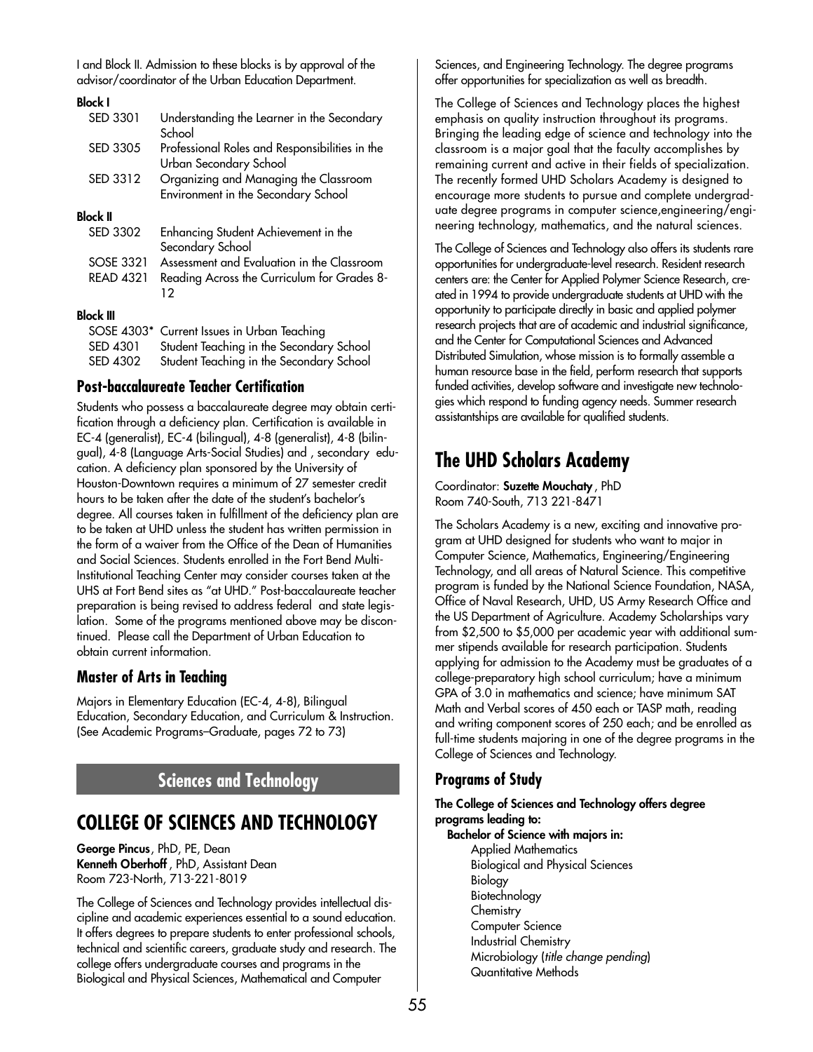I and Block II. Admission to these blocks is by approval of the advisor/coordinator of the Urban Education Department.

**Block I**

| | |
|---|---|
| SED 3301 | Understanding the Learner in the Secondary School |
| SED 3305 | Professional Roles and Responsibilities in the Urban Secondary School |
| SED 3312 | Organizing and Managing the Classroom Environment in the Secondary School |

**Block II**

| | |
|---|---|
| SED 3302 | Enhancing Student Achievement in the Secondary School |
| SOSE 3321 | Assessment and Evaluation in the Classroom |
| READ 4321 | Reading Across the Curriculum for Grades 8-12 |

**Block III**

| | |
|---|---|
| SOSE 4303* | Current Issues in Urban Teaching |
| SED 4301 | Student Teaching in the Secondary School |
| SED 4302 | Student Teaching in the Secondary School |

### Post-baccalaureate Teacher Certification

Students who possess a baccalaureate degree may obtain certification through a deficiency plan. Certification is available in EC-4 (generalist), EC-4 (bilingual), 4-8 (generalist), 4-8 (bilingual), 4-8 (Language Arts-Social Studies) and , secondary education. A deficiency plan sponsored by the University of Houston-Downtown requires a minimum of 27 semester credit hours to be taken after the date of the student's bachelor's degree. All courses taken in fulfillment of the deficiency plan are to be taken at UHD unless the student has written permission in the form of a waiver from the Office of the Dean of Humanities and Social Sciences. Students enrolled in the Fort Bend Multi-Institutional Teaching Center may consider courses taken at the UHS at Fort Bend sites as "at UHD." Post-baccalaureate teacher preparation is being revised to address federal and state legislation. Some of the programs mentioned above may be discontinued. Please call the Department of Urban Education to obtain current information.

### Master of Arts in Teaching

Majors in Elementary Education (EC-4, 4-8), Bilingual Education, Secondary Education, and Curriculum & Instruction. (See Academic Programs–Graduate, pages 72 to 73)

## Sciences and Technology

# COLLEGE OF SCIENCES AND TECHNOLOGY

**George Pincus**, PhD, PE, Dean
**Kenneth Oberhoff** , PhD, Assistant Dean
Room 723-North, 713-221-8019

The College of Sciences and Technology provides intellectual discipline and academic experiences essential to a sound education. It offers degrees to prepare students to enter professional schools, technical and scientific careers, graduate study and research. The college offers undergraduate courses and programs in the Biological and Physical Sciences, Mathematical and Computer Sciences, and Engineering Technology. The degree programs offer opportunities for specialization as well as breadth.

The College of Sciences and Technology places the highest emphasis on quality instruction throughout its programs. Bringing the leading edge of science and technology into the classroom is a major goal that the faculty accomplishes by remaining current and active in their fields of specialization. The recently formed UHD Scholars Academy is designed to encourage more students to pursue and complete undergraduate degree programs in computer science,engineering/engineering technology, mathematics, and the natural sciences.

The College of Sciences and Technology also offers its students rare opportunities for undergraduate-level research. Resident research centers are: the Center for Applied Polymer Science Research, created in 1994 to provide undergraduate students at UHD with the opportunity to participate directly in basic and applied polymer research projects that are of academic and industrial significance, and the Center for Computational Sciences and Advanced Distributed Simulation, whose mission is to formally assemble a human resource base in the field, perform research that supports funded activities, develop software and investigate new technologies which respond to funding agency needs. Summer research assistantships are available for qualified students.

## The UHD Scholars Academy

Coordinator: **Suzette Mouchaty** , PhD
Room 740-South, 713 221-8471

The Scholars Academy is a new, exciting and innovative program at UHD designed for students who want to major in Computer Science, Mathematics, Engineering/Engineering Technology, and all areas of Natural Science. This competitive program is funded by the National Science Foundation, NASA, Office of Naval Research, UHD, US Army Research Office and the US Department of Agriculture. Academy Scholarships vary from $2,500 to $5,000 per academic year with additional summer stipends available for research participation. Students applying for admission to the Academy must be graduates of a college-preparatory high school curriculum; have a minimum GPA of 3.0 in mathematics and science; have minimum SAT Math and Verbal scores of 450 each or TASP math, reading and writing component scores of 250 each; and be enrolled as full-time students majoring in one of the degree programs in the College of Sciences and Technology.

### Programs of Study

**The College of Sciences and Technology offers degree programs leading to:**

**Bachelor of Science with majors in:**

- Applied Mathematics
- Biological and Physical Sciences
- Biology
- Biotechnology
- Chemistry
- Computer Science
- Industrial Chemistry
- Microbiology (*title change pending*)
- Quantitative Methods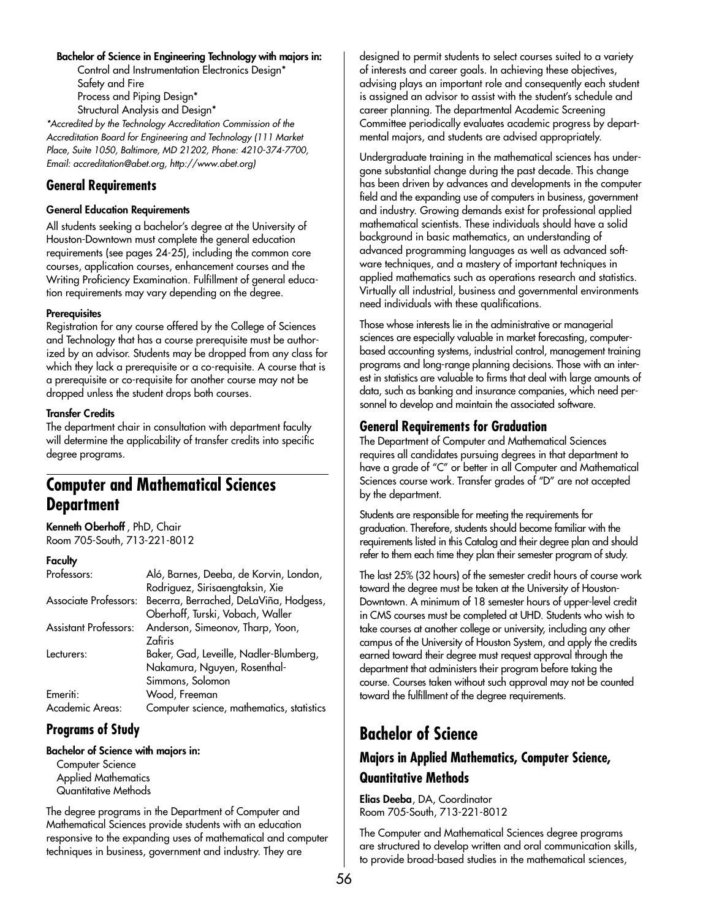**Bachelor of Science in Engineering Technology with majors in:**

Control and Instrumentation Electronics Design*
Safety and Fire
Process and Piping Design*
Structural Analysis and Design*

*\*Accredited by the Technology Accreditation Commission of the Accreditation Board for Engineering and Technology (111 Market Place, Suite 1050, Baltimore, MD 21202, Phone: 4210-374-7700, Email: accreditation@abet.org, http://www.abet.org)*

## General Requirements

#### General Education Requirements

All students seeking a bachelor's degree at the University of Houston-Downtown must complete the general education requirements (see pages 24-25), including the common core courses, application courses, enhancement courses and the Writing Proficiency Examination. Fulfillment of general education requirements may vary depending on the degree.

#### Prerequisites

Registration for any course offered by the College of Sciences and Technology that has a course prerequisite must be authorized by an advisor. Students may be dropped from any class for which they lack a prerequisite or a co-requisite. A course that is a prerequisite or co-requisite for another course may not be dropped unless the student drops both courses.

#### Transfer Credits

The department chair in consultation with department faculty will determine the applicability of transfer credits into specific degree programs.

# Computer and Mathematical Sciences Department

**Kenneth Oberhoff**, PhD, Chair
Room 705-South, 713-221-8012

#### Faculty

| | |
|---|---|
| Professors: | Aló, Barnes, Deeba, de Korvin, London, Rodriguez, Sirisaengtaksin, Xie |
| Associate Professors: | Becerra, Berrached, DeLaViña, Hodgess, Oberhoff, Turski, Vobach, Waller |
| Assistant Professors: | Anderson, Simeonov, Tharp, Yoon, Zafiris |
| Lecturers: | Baker, Gad, Leveille, Nadler-Blumberg, Nakamura, Nguyen, Rosenthal-Simmons, Solomon |
| Emeriti: | Wood, Freeman |
| Academic Areas: | Computer science, mathematics, statistics |

## Programs of Study

**Bachelor of Science with majors in:**

Computer Science
Applied Mathematics
Quantitative Methods

The degree programs in the Department of Computer and Mathematical Sciences provide students with an education responsive to the expanding uses of mathematical and computer techniques in business, government and industry. They are designed to permit students to select courses suited to a variety of interests and career goals. In achieving these objectives, advising plays an important role and consequently each student is assigned an advisor to assist with the student's schedule and career planning. The departmental Academic Screening Committee periodically evaluates academic progress by departmental majors, and students are advised appropriately.

Undergraduate training in the mathematical sciences has undergone substantial change during the past decade. This change has been driven by advances and developments in the computer field and the expanding use of computers in business, government and industry. Growing demands exist for professional applied mathematical scientists. These individuals should have a solid background in basic mathematics, an understanding of advanced programming languages as well as advanced software techniques, and a mastery of important techniques in applied mathematics such as operations research and statistics. Virtually all industrial, business and governmental environments need individuals with these qualifications.

Those whose interests lie in the administrative or managerial sciences are especially valuable in market forecasting, computer-based accounting systems, industrial control, management training programs and long-range planning decisions. Those with an interest in statistics are valuable to firms that deal with large amounts of data, such as banking and insurance companies, which need personnel to develop and maintain the associated software.

## General Requirements for Graduation

The Department of Computer and Mathematical Sciences requires all candidates pursuing degrees in that department to have a grade of "C" or better in all Computer and Mathematical Sciences course work. Transfer grades of "D" are not accepted by the department.

Students are responsible for meeting the requirements for graduation. Therefore, students should become familiar with the requirements listed in this Catalog and their degree plan and should refer to them each time they plan their semester program of study.

The last 25% (32 hours) of the semester credit hours of course work toward the degree must be taken at the University of Houston-Downtown. A minimum of 18 semester hours of upper-level credit in CMS courses must be completed at UHD. Students who wish to take courses at another college or university, including any other campus of the University of Houston System, and apply the credits earned toward their degree must request approval through the department that administers their program before taking the course. Courses taken without such approval may not be counted toward the fulfillment of the degree requirements.

# Bachelor of Science

## Majors in Applied Mathematics, Computer Science, Quantitative Methods

**Elias Deeba**, DA, Coordinator
Room 705-South, 713-221-8012

The Computer and Mathematical Sciences degree programs are structured to develop written and oral communication skills, to provide broad-based studies in the mathematical sciences,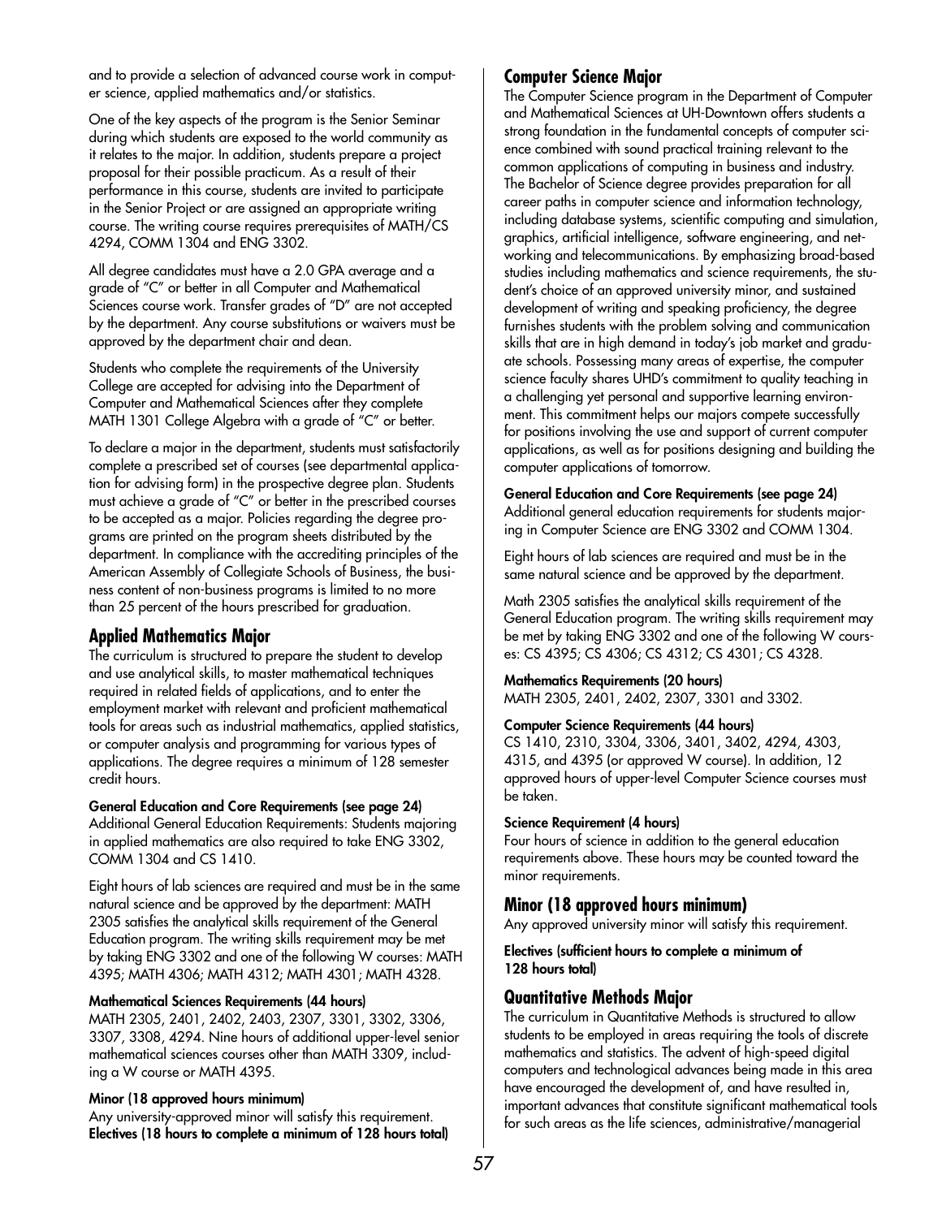and to provide a selection of advanced course work in computer science, applied mathematics and/or statistics.

One of the key aspects of the program is the Senior Seminar during which students are exposed to the world community as it relates to the major. In addition, students prepare a project proposal for their possible practicum. As a result of their performance in this course, students are invited to participate in the Senior Project or are assigned an appropriate writing course. The writing course requires prerequisites of MATH/CS 4294, COMM 1304 and ENG 3302.

All degree candidates must have a 2.0 GPA average and a grade of "C" or better in all Computer and Mathematical Sciences course work. Transfer grades of "D" are not accepted by the department. Any course substitutions or waivers must be approved by the department chair and dean.

Students who complete the requirements of the University College are accepted for advising into the Department of Computer and Mathematical Sciences after they complete MATH 1301 College Algebra with a grade of "C" or better.

To declare a major in the department, students must satisfactorily complete a prescribed set of courses (see departmental application for advising form) in the prospective degree plan. Students must achieve a grade of "C" or better in the prescribed courses to be accepted as a major. Policies regarding the degree programs are printed on the program sheets distributed by the department. In compliance with the accrediting principles of the American Assembly of Collegiate Schools of Business, the business content of non-business programs is limited to no more than 25 percent of the hours prescribed for graduation.

## Applied Mathematics Major

The curriculum is structured to prepare the student to develop and use analytical skills, to master mathematical techniques required in related fields of applications, and to enter the employment market with relevant and proficient mathematical tools for areas such as industrial mathematics, applied statistics, or computer analysis and programming for various types of applications. The degree requires a minimum of 128 semester credit hours.

**General Education and Core Requirements (see page 24)**
Additional General Education Requirements: Students majoring in applied mathematics are also required to take ENG 3302, COMM 1304 and CS 1410.

Eight hours of lab sciences are required and must be in the same natural science and be approved by the department: MATH 2305 satisfies the analytical skills requirement of the General Education program. The writing skills requirement may be met by taking ENG 3302 and one of the following W courses: MATH 4395; MATH 4306; MATH 4312; MATH 4301; MATH 4328.

**Mathematical Sciences Requirements (44 hours)**
MATH 2305, 2401, 2402, 2403, 2307, 3301, 3302, 3306, 3307, 3308, 4294. Nine hours of additional upper-level senior mathematical sciences courses other than MATH 3309, including a W course or MATH 4395.

**Minor (18 approved hours minimum)**
Any university-approved minor will satisfy this requirement.
**Electives (18 hours to complete a minimum of 128 hours total)**

## Computer Science Major

The Computer Science program in the Department of Computer and Mathematical Sciences at UH-Downtown offers students a strong foundation in the fundamental concepts of computer science combined with sound practical training relevant to the common applications of computing in business and industry. The Bachelor of Science degree provides preparation for all career paths in computer science and information technology, including database systems, scientific computing and simulation, graphics, artificial intelligence, software engineering, and networking and telecommunications. By emphasizing broad-based studies including mathematics and science requirements, the student's choice of an approved university minor, and sustained development of writing and speaking proficiency, the degree furnishes students with the problem solving and communication skills that are in high demand in today's job market and graduate schools. Possessing many areas of expertise, the computer science faculty shares UHD's commitment to quality teaching in a challenging yet personal and supportive learning environment. This commitment helps our majors compete successfully for positions involving the use and support of current computer applications, as well as for positions designing and building the computer applications of tomorrow.

**General Education and Core Requirements (see page 24)**
Additional general education requirements for students majoring in Computer Science are ENG 3302 and COMM 1304.

Eight hours of lab sciences are required and must be in the same natural science and be approved by the department.

Math 2305 satisfies the analytical skills requirement of the General Education program. The writing skills requirement may be met by taking ENG 3302 and one of the following W courses: CS 4395; CS 4306; CS 4312; CS 4301; CS 4328.

**Mathematics Requirements (20 hours)**
MATH 2305, 2401, 2402, 2307, 3301 and 3302.

**Computer Science Requirements (44 hours)**
CS 1410, 2310, 3304, 3306, 3401, 3402, 4294, 4303, 4315, and 4395 (or approved W course). In addition, 12 approved hours of upper-level Computer Science courses must be taken.

**Science Requirement (4 hours)**
Four hours of science in addition to the general education requirements above. These hours may be counted toward the minor requirements.

## Minor (18 approved hours minimum)

Any approved university minor will satisfy this requirement.

**Electives (sufficient hours to complete a minimum of 128 hours total)**

## Quantitative Methods Major

The curriculum in Quantitative Methods is structured to allow students to be employed in areas requiring the tools of discrete mathematics and statistics. The advent of high-speed digital computers and technological advances being made in this area have encouraged the development of, and have resulted in, important advances that constitute significant mathematical tools for such areas as the life sciences, administrative/managerial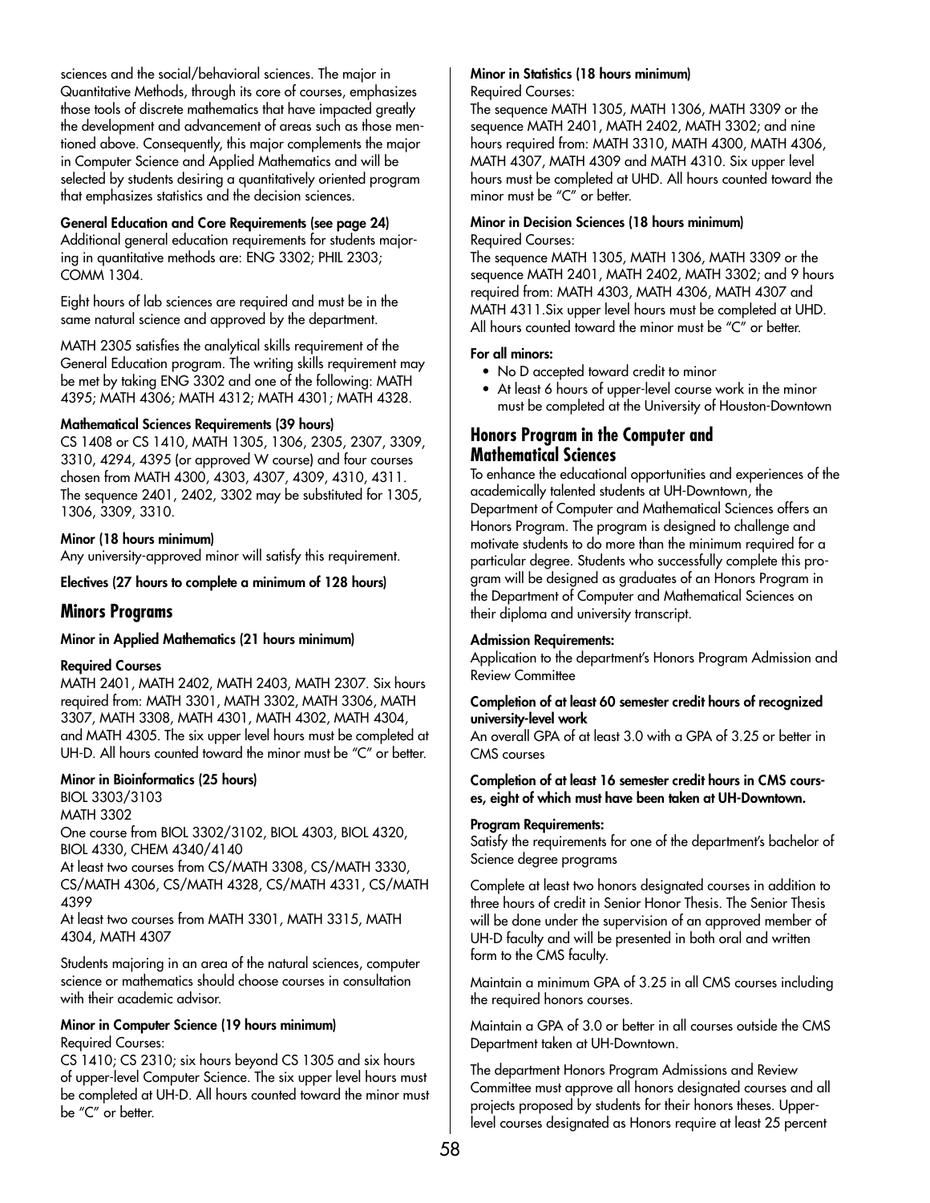sciences and the social/behavioral sciences. The major in Quantitative Methods, through its core of courses, emphasizes those tools of discrete mathematics that have impacted greatly the development and advancement of areas such as those mentioned above. Consequently, this major complements the major in Computer Science and Applied Mathematics and will be selected by students desiring a quantitatively oriented program that emphasizes statistics and the decision sciences.

**General Education and Core Requirements (see page 24)**
Additional general education requirements for students majoring in quantitative methods are: ENG 3302; PHIL 2303; COMM 1304.

Eight hours of lab sciences are required and must be in the same natural science and approved by the department.

MATH 2305 satisfies the analytical skills requirement of the General Education program. The writing skills requirement may be met by taking ENG 3302 and one of the following: MATH 4395; MATH 4306; MATH 4312; MATH 4301; MATH 4328.

**Mathematical Sciences Requirements (39 hours)**
CS 1408 or CS 1410, MATH 1305, 1306, 2305, 2307, 3309, 3310, 4294, 4395 (or approved W course) and four courses chosen from MATH 4300, 4303, 4307, 4309, 4310, 4311. The sequence 2401, 2402, 3302 may be substituted for 1305, 1306, 3309, 3310.

**Minor (18 hours minimum)**
Any university-approved minor will satisfy this requirement.

**Electives (27 hours to complete a minimum of 128 hours)**

## Minors Programs

**Minor in Applied Mathematics (21 hours minimum)**

**Required Courses**
MATH 2401, MATH 2402, MATH 2403, MATH 2307. Six hours required from: MATH 3301, MATH 3302, MATH 3306, MATH 3307, MATH 3308, MATH 4301, MATH 4302, MATH 4304, and MATH 4305. The six upper level hours must be completed at UH-D. All hours counted toward the minor must be "C" or better.

**Minor in Bioinformatics (25 hours)**
BIOL 3303/3103
MATH 3302
One course from BIOL 3302/3102, BIOL 4303, BIOL 4320, BIOL 4330, CHEM 4340/4140
At least two courses from CS/MATH 3308, CS/MATH 3330, CS/MATH 4306, CS/MATH 4328, CS/MATH 4331, CS/MATH 4399
At least two courses from MATH 3301, MATH 3315, MATH 4304, MATH 4307

Students majoring in an area of the natural sciences, computer science or mathematics should choose courses in consultation with their academic advisor.

**Minor in Computer Science (19 hours minimum)**
Required Courses:
CS 1410; CS 2310; six hours beyond CS 1305 and six hours of upper-level Computer Science. The six upper level hours must be completed at UH-D. All hours counted toward the minor must be "C" or better.

**Minor in Statistics (18 hours minimum)**
Required Courses:
The sequence MATH 1305, MATH 1306, MATH 3309 or the sequence MATH 2401, MATH 2402, MATH 3302; and nine hours required from: MATH 3310, MATH 4300, MATH 4306, MATH 4307, MATH 4309 and MATH 4310. Six upper level hours must be completed at UHD. All hours counted toward the minor must be "C" or better.

**Minor in Decision Sciences (18 hours minimum)**
Required Courses:
The sequence MATH 1305, MATH 1306, MATH 3309 or the sequence MATH 2401, MATH 2402, MATH 3302; and 9 hours required from: MATH 4303, MATH 4306, MATH 4307 and MATH 4311.Six upper level hours must be completed at UHD. All hours counted toward the minor must be "C" or better.

**For all minors:**
- No D accepted toward credit to minor
- At least 6 hours of upper-level course work in the minor must be completed at the University of Houston-Downtown

## Honors Program in the Computer and Mathematical Sciences

To enhance the educational opportunities and experiences of the academically talented students at UH-Downtown, the Department of Computer and Mathematical Sciences offers an Honors Program. The program is designed to challenge and motivate students to do more than the minimum required for a particular degree. Students who successfully complete this program will be designed as graduates of an Honors Program in the Department of Computer and Mathematical Sciences on their diploma and university transcript.

**Admission Requirements:**
Application to the department's Honors Program Admission and Review Committee

**Completion of at least 60 semester credit hours of recognized university-level work**
An overall GPA of at least 3.0 with a GPA of 3.25 or better in CMS courses

**Completion of at least 16 semester credit hours in CMS courses, eight of which must have been taken at UH-Downtown.**

**Program Requirements:**
Satisfy the requirements for one of the department's bachelor of Science degree programs

Complete at least two honors designated courses in addition to three hours of credit in Senior Honor Thesis. The Senior Thesis will be done under the supervision of an approved member of UH-D faculty and will be presented in both oral and written form to the CMS faculty.

Maintain a minimum GPA of 3.25 in all CMS courses including the required honors courses.

Maintain a GPA of 3.0 or better in all courses outside the CMS Department taken at UH-Downtown.

The department Honors Program Admissions and Review Committee must approve all honors designated courses and all projects proposed by students for their honors theses. Upper-level courses designated as Honors require at least 25 percent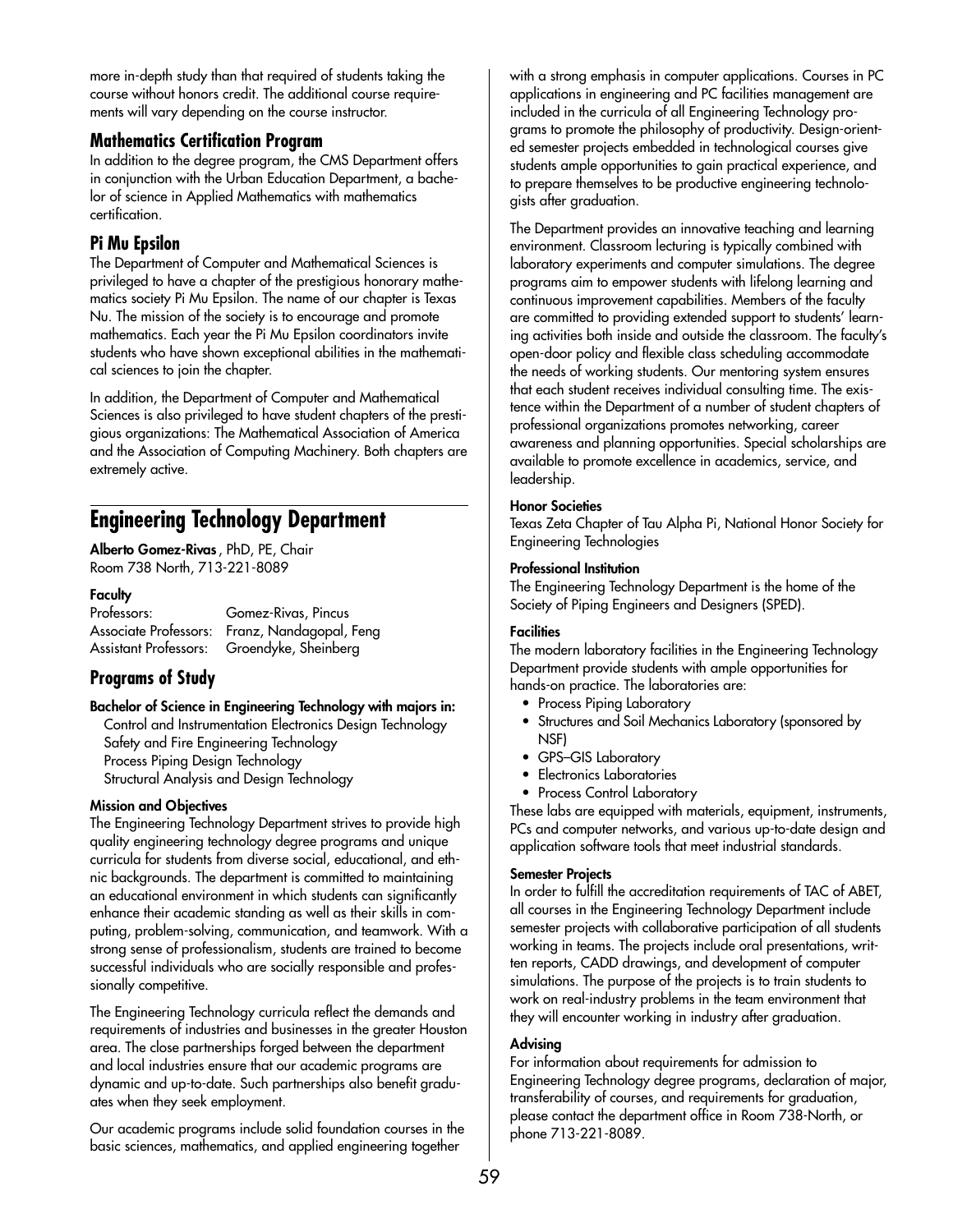more in-depth study than that required of students taking the course without honors credit. The additional course requirements will vary depending on the course instructor.

### Mathematics Certification Program

In addition to the degree program, the CMS Department offers in conjunction with the Urban Education Department, a bachelor of science in Applied Mathematics with mathematics certification.

### Pi Mu Epsilon

The Department of Computer and Mathematical Sciences is privileged to have a chapter of the prestigious honorary mathematics society Pi Mu Epsilon. The name of our chapter is Texas Nu. The mission of the society is to encourage and promote mathematics. Each year the Pi Mu Epsilon coordinators invite students who have shown exceptional abilities in the mathematical sciences to join the chapter.

In addition, the Department of Computer and Mathematical Sciences is also privileged to have student chapters of the prestigious organizations: The Mathematical Association of America and the Association of Computing Machinery. Both chapters are extremely active.

## Engineering Technology Department

**Alberto Gomez-Rivas**, PhD, PE, Chair
Room 738 North, 713-221-8089

**Faculty**

| | |
|---|---|
| Professors: | Gomez-Rivas, Pincus |
| Associate Professors: | Franz, Nandagopal, Feng |
| Assistant Professors: | Groendyke, Sheinberg |

### Programs of Study

**Bachelor of Science in Engineering Technology with majors in:**

Control and Instrumentation Electronics Design Technology
Safety and Fire Engineering Technology
Process Piping Design Technology
Structural Analysis and Design Technology

**Mission and Objectives**

The Engineering Technology Department strives to provide high quality engineering technology degree programs and unique curricula for students from diverse social, educational, and ethnic backgrounds. The department is committed to maintaining an educational environment in which students can significantly enhance their academic standing as well as their skills in computing, problem-solving, communication, and teamwork. With a strong sense of professionalism, students are trained to become successful individuals who are socially responsible and professionally competitive.

The Engineering Technology curricula reflect the demands and requirements of industries and businesses in the greater Houston area. The close partnerships forged between the department and local industries ensure that our academic programs are dynamic and up-to-date. Such partnerships also benefit graduates when they seek employment.

Our academic programs include solid foundation courses in the basic sciences, mathematics, and applied engineering together with a strong emphasis in computer applications. Courses in PC applications in engineering and PC facilities management are included in the curricula of all Engineering Technology programs to promote the philosophy of productivity. Design-oriented semester projects embedded in technological courses give students ample opportunities to gain practical experience, and to prepare themselves to be productive engineering technologists after graduation.

The Department provides an innovative teaching and learning environment. Classroom lecturing is typically combined with laboratory experiments and computer simulations. The degree programs aim to empower students with lifelong learning and continuous improvement capabilities. Members of the faculty are committed to providing extended support to students' learning activities both inside and outside the classroom. The faculty's open-door policy and flexible class scheduling accommodate the needs of working students. Our mentoring system ensures that each student receives individual consulting time. The existence within the Department of a number of student chapters of professional organizations promotes networking, career awareness and planning opportunities. Special scholarships are available to promote excellence in academics, service, and leadership.

**Honor Societies**

Texas Zeta Chapter of Tau Alpha Pi, National Honor Society for Engineering Technologies

**Professional Institution**

The Engineering Technology Department is the home of the Society of Piping Engineers and Designers (SPED).

**Facilities**

The modern laboratory facilities in the Engineering Technology Department provide students with ample opportunities for hands-on practice. The laboratories are:

- Process Piping Laboratory
- Structures and Soil Mechanics Laboratory (sponsored by NSF)
- GPS–GIS Laboratory
- Electronics Laboratories
- Process Control Laboratory

These labs are equipped with materials, equipment, instruments, PCs and computer networks, and various up-to-date design and application software tools that meet industrial standards.

**Semester Projects**

In order to fulfill the accreditation requirements of TAC of ABET, all courses in the Engineering Technology Department include semester projects with collaborative participation of all students working in teams. The projects include oral presentations, written reports, CADD drawings, and development of computer simulations. The purpose of the projects is to train students to work on real-industry problems in the team environment that they will encounter working in industry after graduation.

**Advising**

For information about requirements for admission to Engineering Technology degree programs, declaration of major, transferability of courses, and requirements for graduation, please contact the department office in Room 738-North, or phone 713-221-8089.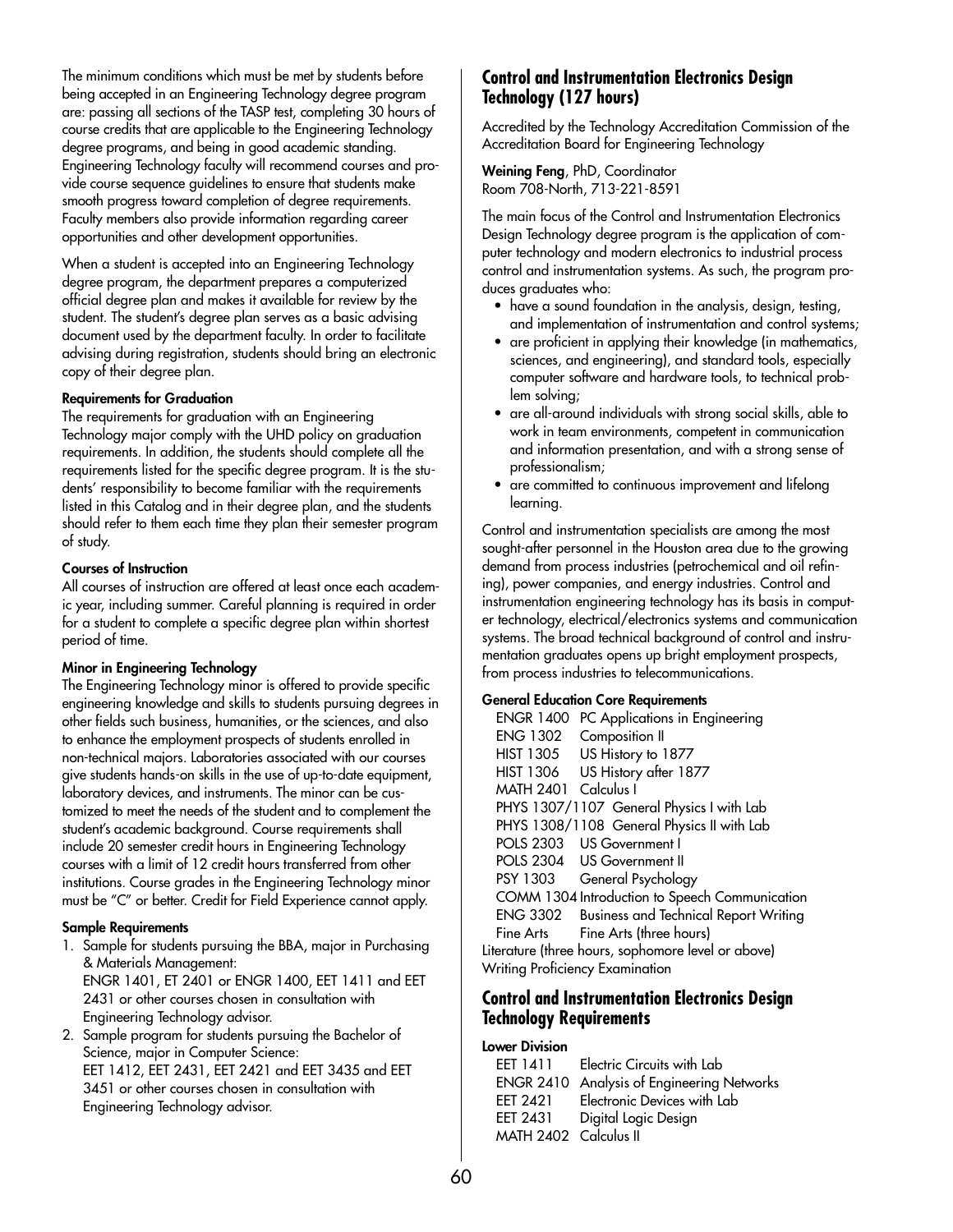The minimum conditions which must be met by students before being accepted in an Engineering Technology degree program are: passing all sections of the TASP test, completing 30 hours of course credits that are applicable to the Engineering Technology degree programs, and being in good academic standing. Engineering Technology faculty will recommend courses and provide course sequence guidelines to ensure that students make smooth progress toward completion of degree requirements. Faculty members also provide information regarding career opportunities and other development opportunities.

When a student is accepted into an Engineering Technology degree program, the department prepares a computerized official degree plan and makes it available for review by the student. The student's degree plan serves as a basic advising document used by the department faculty. In order to facilitate advising during registration, students should bring an electronic copy of their degree plan.

**Requirements for Graduation**

The requirements for graduation with an Engineering Technology major comply with the UHD policy on graduation requirements. In addition, the students should complete all the requirements listed for the specific degree program. It is the students' responsibility to become familiar with the requirements listed in this Catalog and in their degree plan, and the students should refer to them each time they plan their semester program of study.

**Courses of Instruction**

All courses of instruction are offered at least once each academic year, including summer. Careful planning is required in order for a student to complete a specific degree plan within shortest period of time.

**Minor in Engineering Technology**

The Engineering Technology minor is offered to provide specific engineering knowledge and skills to students pursuing degrees in other fields such business, humanities, or the sciences, and also to enhance the employment prospects of students enrolled in non-technical majors. Laboratories associated with our courses give students hands-on skills in the use of up-to-date equipment, laboratory devices, and instruments. The minor can be customized to meet the needs of the student and to complement the student's academic background. Course requirements shall include 20 semester credit hours in Engineering Technology courses with a limit of 12 credit hours transferred from other institutions. Course grades in the Engineering Technology minor must be "C" or better. Credit for Field Experience cannot apply.

**Sample Requirements**

1. Sample for students pursuing the BBA, major in Purchasing & Materials Management:
   ENGR 1401, ET 2401 or ENGR 1400, EET 1411 and EET 2431 or other courses chosen in consultation with Engineering Technology advisor.
2. Sample program for students pursuing the Bachelor of Science, major in Computer Science:
   EET 1412, EET 2431, EET 2421 and EET 3435 and EET 3451 or other courses chosen in consultation with Engineering Technology advisor.

## Control and Instrumentation Electronics Design Technology (127 hours)

Accredited by the Technology Accreditation Commission of the Accreditation Board for Engineering Technology

**Weining Feng**, PhD, Coordinator
Room 708-North, 713-221-8591

The main focus of the Control and Instrumentation Electronics Design Technology degree program is the application of computer technology and modern electronics to industrial process control and instrumentation systems. As such, the program produces graduates who:

- have a sound foundation in the analysis, design, testing, and implementation of instrumentation and control systems;
- are proficient in applying their knowledge (in mathematics, sciences, and engineering), and standard tools, especially computer software and hardware tools, to technical problem solving;
- are all-around individuals with strong social skills, able to work in team environments, competent in communication and information presentation, and with a strong sense of professionalism;
- are committed to continuous improvement and lifelong learning.

Control and instrumentation specialists are among the most sought-after personnel in the Houston area due to the growing demand from process industries (petrochemical and oil refining), power companies, and energy industries. Control and instrumentation engineering technology has its basis in computer technology, electrical/electronics systems and communication systems. The broad technical background of control and instrumentation graduates opens up bright employment prospects, from process industries to telecommunications.

**General Education Core Requirements**

ENGR 1400 PC Applications in Engineering
ENG 1302 Composition II
HIST 1305 US History to 1877
HIST 1306 US History after 1877
MATH 2401 Calculus I
PHYS 1307/1107 General Physics I with Lab
PHYS 1308/1108 General Physics II with Lab
POLS 2303 US Government I
POLS 2304 US Government II
PSY 1303 General Psychology
COMM 1304 Introduction to Speech Communication
ENG 3302 Business and Technical Report Writing
Fine Arts Fine Arts (three hours)
Literature (three hours, sophomore level or above)
Writing Proficiency Examination

## Control and Instrumentation Electronics Design Technology Requirements

**Lower Division**

EET 1411 Electric Circuits with Lab
ENGR 2410 Analysis of Engineering Networks
EET 2421 Electronic Devices with Lab
EET 2431 Digital Logic Design
MATH 2402 Calculus II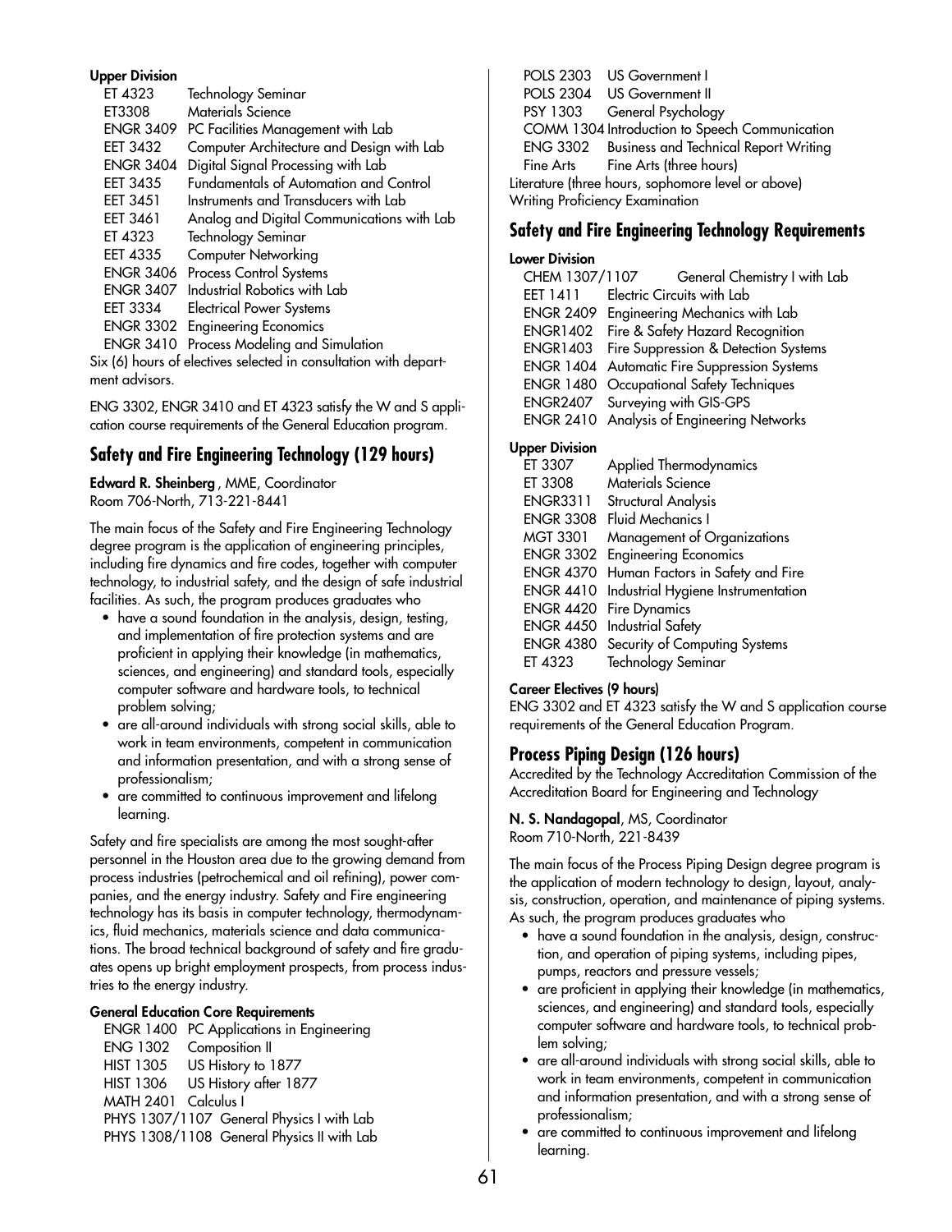**Upper Division**

| | |
|---|---|
| ET 4323 | Technology Seminar |
| ET3308 | Materials Science |
| ENGR 3409 | PC Facilities Management with Lab |
| EET 3432 | Computer Architecture and Design with Lab |
| ENGR 3404 | Digital Signal Processing with Lab |
| EET 3435 | Fundamentals of Automation and Control |
| EET 3451 | Instruments and Transducers with Lab |
| EET 3461 | Analog and Digital Communications with Lab |
| ET 4323 | Technology Seminar |
| EET 4335 | Computer Networking |
| ENGR 3406 | Process Control Systems |
| ENGR 3407 | Industrial Robotics with Lab |
| EET 3334 | Electrical Power Systems |
| ENGR 3302 | Engineering Economics |
| ENGR 3410 | Process Modeling and Simulation |

Six (6) hours of electives selected in consultation with department advisors.

ENG 3302, ENGR 3410 and ET 4323 satisfy the W and S application course requirements of the General Education program.

## Safety and Fire Engineering Technology (129 hours)

**Edward R. Sheinberg**, MME, Coordinator
Room 706-North, 713-221-8441

The main focus of the Safety and Fire Engineering Technology degree program is the application of engineering principles, including fire dynamics and fire codes, together with computer technology, to industrial safety, and the design of safe industrial facilities. As such, the program produces graduates who

- have a sound foundation in the analysis, design, testing, and implementation of fire protection systems and are proficient in applying their knowledge (in mathematics, sciences, and engineering) and standard tools, especially computer software and hardware tools, to technical problem solving;
- are all-around individuals with strong social skills, able to work in team environments, competent in communication and information presentation, and with a strong sense of professionalism;
- are committed to continuous improvement and lifelong learning.

Safety and fire specialists are among the most sought-after personnel in the Houston area due to the growing demand from process industries (petrochemical and oil refining), power companies, and the energy industry. Safety and Fire engineering technology has its basis in computer technology, thermodynamics, fluid mechanics, materials science and data communications. The broad technical background of safety and fire graduates opens up bright employment prospects, from process industries to the energy industry.

**General Education Core Requirements**

| | |
|---|---|
| ENGR 1400 | PC Applications in Engineering |
| ENG 1302 | Composition II |
| HIST 1305 | US History to 1877 |
| HIST 1306 | US History after 1877 |
| MATH 2401 | Calculus I |
| PHYS 1307/1107 | General Physics I with Lab |
| PHYS 1308/1108 | General Physics II with Lab |
| POLS 2303 | US Government I |
| POLS 2304 | US Government II |
| PSY 1303 | General Psychology |
| COMM 1304 | Introduction to Speech Communication |
| ENG 3302 | Business and Technical Report Writing |
| Fine Arts | Fine Arts (three hours) |

Literature (three hours, sophomore level or above)
Writing Proficiency Examination

## Safety and Fire Engineering Technology Requirements

**Lower Division**

| | |
|---|---|
| CHEM 1307/1107 | General Chemistry I with Lab |
| EET 1411 | Electric Circuits with Lab |
| ENGR 2409 | Engineering Mechanics with Lab |
| ENGR1402 | Fire & Safety Hazard Recognition |
| ENGR1403 | Fire Suppression & Detection Systems |
| ENGR 1404 | Automatic Fire Suppression Systems |
| ENGR 1480 | Occupational Safety Techniques |
| ENGR2407 | Surveying with GIS-GPS |
| ENGR 2410 | Analysis of Engineering Networks |

**Upper Division**

| | |
|---|---|
| ET 3307 | Applied Thermodynamics |
| ET 3308 | Materials Science |
| ENGR3311 | Structural Analysis |
| ENGR 3308 | Fluid Mechanics I |
| MGT 3301 | Management of Organizations |
| ENGR 3302 | Engineering Economics |
| ENGR 4370 | Human Factors in Safety and Fire |
| ENGR 4410 | Industrial Hygiene Instrumentation |
| ENGR 4420 | Fire Dynamics |
| ENGR 4450 | Industrial Safety |
| ENGR 4380 | Security of Computing Systems |
| ET 4323 | Technology Seminar |

**Career Electives (9 hours)**

ENG 3302 and ET 4323 satisfy the W and S application course requirements of the General Education Program.

## Process Piping Design (126 hours)

Accredited by the Technology Accreditation Commission of the Accreditation Board for Engineering and Technology

**N. S. Nandagopal**, MS, Coordinator
Room 710-North, 221-8439

The main focus of the Process Piping Design degree program is the application of modern technology to design, layout, analysis, construction, operation, and maintenance of piping systems. As such, the program produces graduates who

- have a sound foundation in the analysis, design, construction, and operation of piping systems, including pipes, pumps, reactors and pressure vessels;
- are proficient in applying their knowledge (in mathematics, sciences, and engineering) and standard tools, especially computer software and hardware tools, to technical problem solving;
- are all-around individuals with strong social skills, able to work in team environments, competent in communication and information presentation, and with a strong sense of professionalism;
- are committed to continuous improvement and lifelong learning.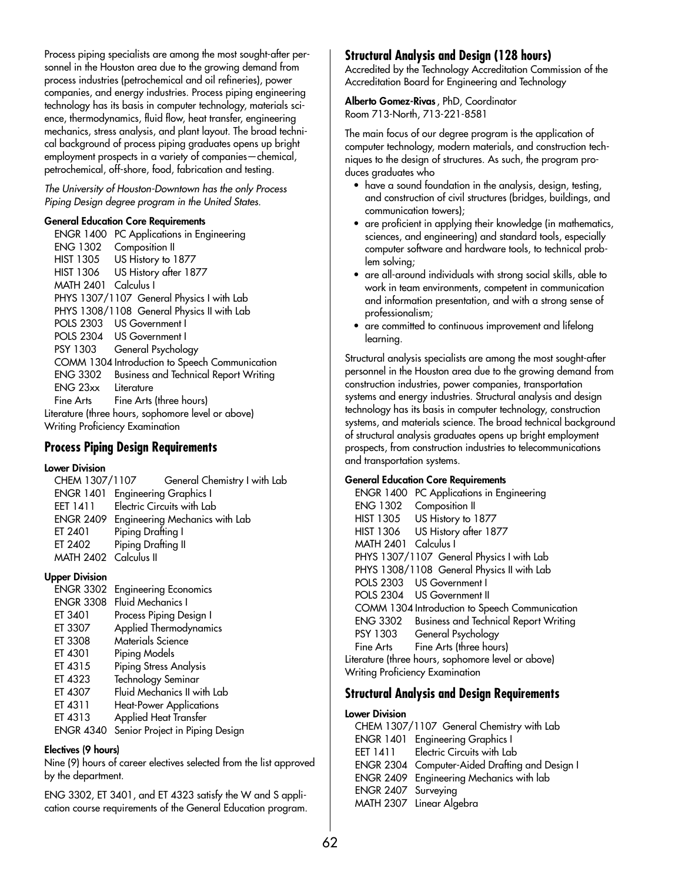Process piping specialists are among the most sought-after personnel in the Houston area due to the growing demand from process industries (petrochemical and oil refineries), power companies, and energy industries. Process piping engineering technology has its basis in computer technology, materials science, thermodynamics, fluid flow, heat transfer, engineering mechanics, stress analysis, and plant layout. The broad technical background of process piping graduates opens up bright employment prospects in a variety of companies—chemical, petrochemical, off-shore, food, fabrication and testing.

*The University of Houston-Downtown has the only Process Piping Design degree program in the United States.*

#### General Education Core Requirements

ENGR 1400 PC Applications in Engineering
ENG 1302 Composition II
HIST 1305 US History to 1877
HIST 1306 US History after 1877
MATH 2401 Calculus I
PHYS 1307/1107 General Physics I with Lab
PHYS 1308/1108 General Physics II with Lab
POLS 2303 US Government I
POLS 2304 US Government I
PSY 1303 General Psychology
COMM 1304 Introduction to Speech Communication
ENG 3302 Business and Technical Report Writing
ENG 23xx Literature
Fine Arts Fine Arts (three hours)
Literature (three hours, sophomore level or above)
Writing Proficiency Examination

## Process Piping Design Requirements

#### Lower Division

CHEM 1307/1107 General Chemistry I with Lab
ENGR 1401 Engineering Graphics I
EET 1411 Electric Circuits with Lab
ENGR 2409 Engineering Mechanics with Lab
ET 2401 Piping Drafting I
ET 2402 Piping Drafting II
MATH 2402 Calculus II

#### Upper Division

ENGR 3302 Engineering Economics
ENGR 3308 Fluid Mechanics I
ET 3401 Process Piping Design I
ET 3307 Applied Thermodynamics
ET 3308 Materials Science
ET 4301 Piping Models
ET 4315 Piping Stress Analysis
ET 4323 Technology Seminar
ET 4307 Fluid Mechanics II with Lab
ET 4311 Heat-Power Applications
ET 4313 Applied Heat Transfer
ENGR 4340 Senior Project in Piping Design

#### Electives (9 hours)

Nine (9) hours of career electives selected from the list approved by the department.

ENG 3302, ET 3401, and ET 4323 satisfy the W and S application course requirements of the General Education program.

## Structural Analysis and Design (128 hours)

Accredited by the Technology Accreditation Commission of the Accreditation Board for Engineering and Technology

**Alberto Gomez-Rivas**, PhD, Coordinator
Room 713-North, 713-221-8581

The main focus of our degree program is the application of computer technology, modern materials, and construction techniques to the design of structures. As such, the program produces graduates who

- have a sound foundation in the analysis, design, testing, and construction of civil structures (bridges, buildings, and communication towers);
- are proficient in applying their knowledge (in mathematics, sciences, and engineering) and standard tools, especially computer software and hardware tools, to technical problem solving;
- are all-around individuals with strong social skills, able to work in team environments, competent in communication and information presentation, and with a strong sense of professionalism;
- are committed to continuous improvement and lifelong learning.

Structural analysis specialists are among the most sought-after personnel in the Houston area due to the growing demand from construction industries, power companies, transportation systems and energy industries. Structural analysis and design technology has its basis in computer technology, construction systems, and materials science. The broad technical background of structural analysis graduates opens up bright employment prospects, from construction industries to telecommunications and transportation systems.

#### General Education Core Requirements

ENGR 1400 PC Applications in Engineering
ENG 1302 Composition II
HIST 1305 US History to 1877
HIST 1306 US History after 1877
MATH 2401 Calculus I
PHYS 1307/1107 General Physics I with Lab
PHYS 1308/1108 General Physics II with Lab
POLS 2303 US Government I
POLS 2304 US Government II
COMM 1304 Introduction to Speech Communication
ENG 3302 Business and Technical Report Writing
PSY 1303 General Psychology
Fine Arts Fine Arts (three hours)
Literature (three hours, sophomore level or above)
Writing Proficiency Examination

## Structural Analysis and Design Requirements

#### Lower Division

CHEM 1307/1107 General Chemistry with Lab
ENGR 1401 Engineering Graphics I
EET 1411 Electric Circuits with Lab
ENGR 2304 Computer-Aided Drafting and Design I
ENGR 2409 Engineering Mechanics with lab
ENGR 2407 Surveying
MATH 2307 Linear Algebra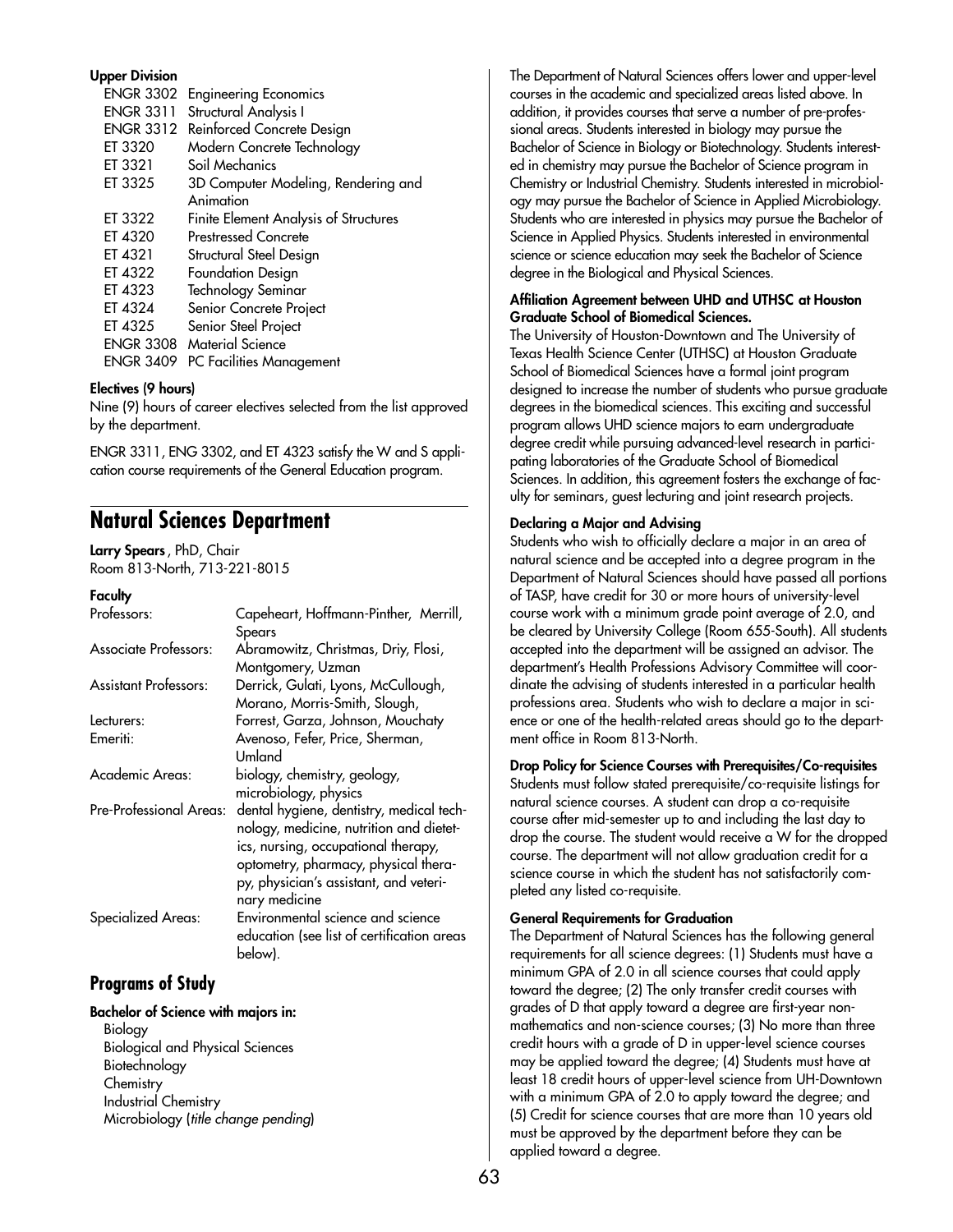**Upper Division**

| | |
|---|---|
| ENGR 3302 | Engineering Economics |
| ENGR 3311 | Structural Analysis I |
| ENGR 3312 | Reinforced Concrete Design |
| ET 3320 | Modern Concrete Technology |
| ET 3321 | Soil Mechanics |
| ET 3325 | 3D Computer Modeling, Rendering and Animation |
| ET 3322 | Finite Element Analysis of Structures |
| ET 4320 | Prestressed Concrete |
| ET 4321 | Structural Steel Design |
| ET 4322 | Foundation Design |
| ET 4323 | Technology Seminar |
| ET 4324 | Senior Concrete Project |
| ET 4325 | Senior Steel Project |
| ENGR 3308 | Material Science |
| ENGR 3409 | PC Facilities Management |

**Electives (9 hours)**

Nine (9) hours of career electives selected from the list approved by the department.

ENGR 3311, ENG 3302, and ET 4323 satisfy the W and S application course requirements of the General Education program.

## Natural Sciences Department

**Larry Spears**, PhD, Chair
Room 813-North, 713-221-8015

**Faculty**

| | |
|---|---|
| Professors: | Capeheart, Hoffmann-Pinther, Merrill, Spears |
| Associate Professors: | Abramowitz, Christmas, Driy, Flosi, Montgomery, Uzman |
| Assistant Professors: | Derrick, Gulati, Lyons, McCullough, Morano, Morris-Smith, Slough, |
| Lecturers: | Forrest, Garza, Johnson, Mouchaty |
| Emeriti: | Avenoso, Fefer, Price, Sherman, Umland |
| Academic Areas: | biology, chemistry, geology, microbiology, physics |
| Pre-Professional Areas: | dental hygiene, dentistry, medical technology, medicine, nutrition and dietetics, nursing, occupational therapy, optometry, pharmacy, physical therapy, physician's assistant, and veterinary medicine |
| Specialized Areas: | Environmental science and science education (see list of certification areas below). |

### Programs of Study

**Bachelor of Science with majors in:**

- Biology
- Biological and Physical Sciences
- Biotechnology
- Chemistry
- Industrial Chemistry
- Microbiology (*title change pending*)

The Department of Natural Sciences offers lower and upper-level courses in the academic and specialized areas listed above. In addition, it provides courses that serve a number of pre-professional areas. Students interested in biology may pursue the Bachelor of Science in Biology or Biotechnology. Students interested in chemistry may pursue the Bachelor of Science program in Chemistry or Industrial Chemistry. Students interested in microbiology may pursue the Bachelor of Science in Applied Microbiology. Students who are interested in physics may pursue the Bachelor of Science in Applied Physics. Students interested in environmental science or science education may seek the Bachelor of Science degree in the Biological and Physical Sciences.

**Affiliation Agreement between UHD and UTHSC at Houston Graduate School of Biomedical Sciences.**

The University of Houston-Downtown and The University of Texas Health Science Center (UTHSC) at Houston Graduate School of Biomedical Sciences have a formal joint program designed to increase the number of students who pursue graduate degrees in the biomedical sciences. This exciting and successful program allows UHD science majors to earn undergraduate degree credit while pursuing advanced-level research in participating laboratories of the Graduate School of Biomedical Sciences. In addition, this agreement fosters the exchange of faculty for seminars, guest lecturing and joint research projects.

**Declaring a Major and Advising**

Students who wish to officially declare a major in an area of natural science and be accepted into a degree program in the Department of Natural Sciences should have passed all portions of TASP, have credit for 30 or more hours of university-level course work with a minimum grade point average of 2.0, and be cleared by University College (Room 655-South). All students accepted into the department will be assigned an advisor. The department's Health Professions Advisory Committee will coordinate the advising of students interested in a particular health professions area. Students who wish to declare a major in science or one of the health-related areas should go to the department office in Room 813-North.

**Drop Policy for Science Courses with Prerequisites/Co-requisites**

Students must follow stated prerequisite/co-requisite listings for natural science courses. A student can drop a co-requisite course after mid-semester up to and including the last day to drop the course. The student would receive a W for the dropped course. The department will not allow graduation credit for a science course in which the student has not satisfactorily completed any listed co-requisite.

**General Requirements for Graduation**

The Department of Natural Sciences has the following general requirements for all science degrees: (1) Students must have a minimum GPA of 2.0 in all science courses that could apply toward the degree; (2) The only transfer credit courses with grades of D that apply toward a degree are first-year non-mathematics and non-science courses; (3) No more than three credit hours with a grade of D in upper-level science courses may be applied toward the degree; (4) Students must have at least 18 credit hours of upper-level science from UH-Downtown with a minimum GPA of 2.0 to apply toward the degree; and (5) Credit for science courses that are more than 10 years old must be approved by the department before they can be applied toward a degree.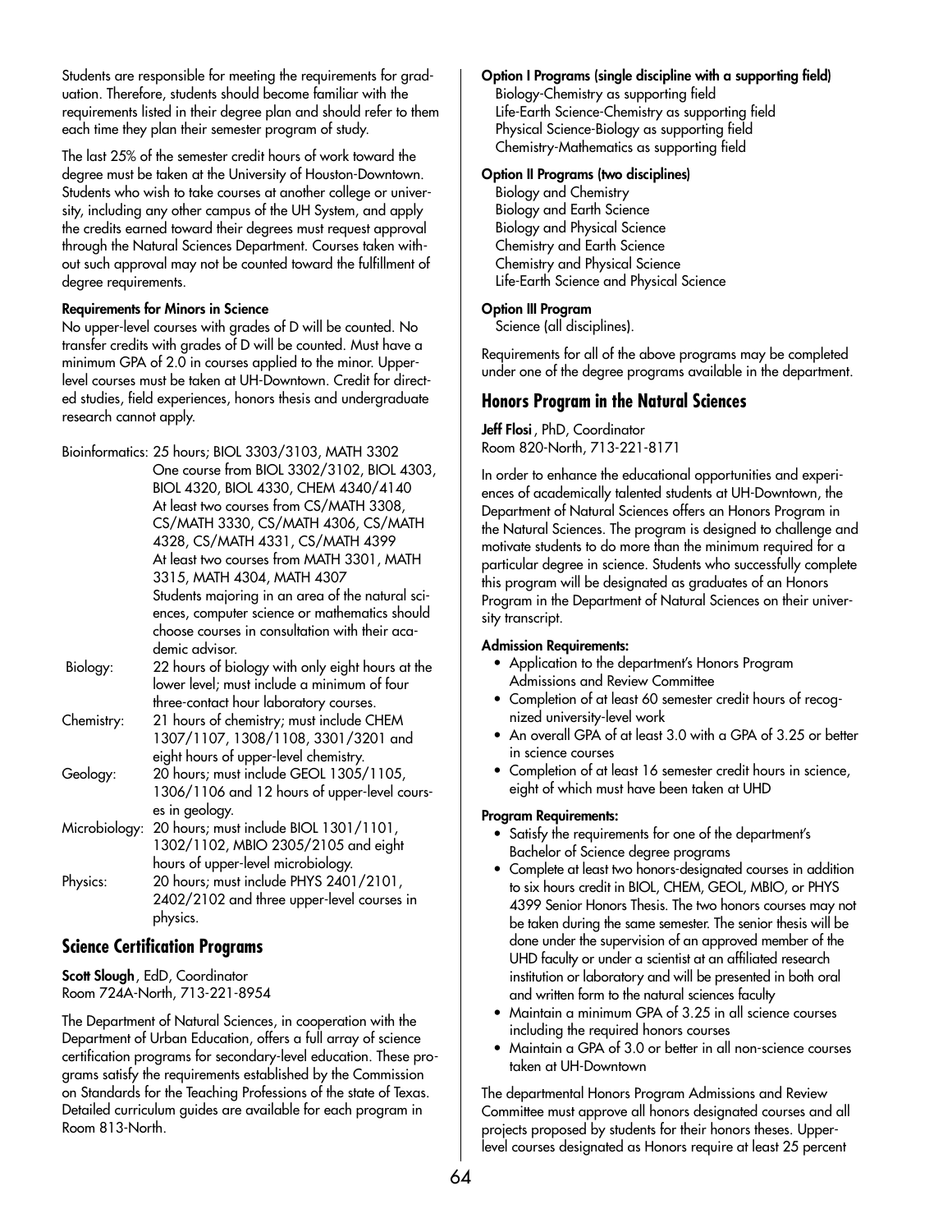Students are responsible for meeting the requirements for graduation. Therefore, students should become familiar with the requirements listed in their degree plan and should refer to them each time they plan their semester program of study.

The last 25% of the semester credit hours of work toward the degree must be taken at the University of Houston-Downtown. Students who wish to take courses at another college or university, including any other campus of the UH System, and apply the credits earned toward their degrees must request approval through the Natural Sciences Department. Courses taken without such approval may not be counted toward the fulfillment of degree requirements.

**Requirements for Minors in Science**

No upper-level courses with grades of D will be counted. No transfer credits with grades of D will be counted. Must have a minimum GPA of 2.0 in courses applied to the minor. Upper-level courses must be taken at UH-Downtown. Credit for directed studies, field experiences, honors thesis and undergraduate research cannot apply.

| | |
|---|---|
| Bioinformatics: | 25 hours; BIOL 3303/3103, MATH 3302<br>One course from BIOL 3302/3102, BIOL 4303, BIOL 4320, BIOL 4330, CHEM 4340/4140<br>At least two courses from CS/MATH 3308, CS/MATH 3330, CS/MATH 4306, CS/MATH 4328, CS/MATH 4331, CS/MATH 4399<br>At least two courses from MATH 3301, MATH 3315, MATH 4304, MATH 4307<br>Students majoring in an area of the natural sciences, computer science or mathematics should choose courses in consultation with their academic advisor. |
| Biology: | 22 hours of biology with only eight hours at the lower level; must include a minimum of four three-contact hour laboratory courses. |
| Chemistry: | 21 hours of chemistry; must include CHEM 1307/1107, 1308/1108, 3301/3201 and eight hours of upper-level chemistry. |
| Geology: | 20 hours; must include GEOL 1305/1105, 1306/1106 and 12 hours of upper-level courses in geology. |
| Microbiology: | 20 hours; must include BIOL 1301/1101, 1302/1102, MBIO 2305/2105 and eight hours of upper-level microbiology. |
| Physics: | 20 hours; must include PHYS 2401/2101, 2402/2102 and three upper-level courses in physics. |

## Science Certification Programs

**Scott Slough**, EdD, Coordinator
Room 724A-North, 713-221-8954

The Department of Natural Sciences, in cooperation with the Department of Urban Education, offers a full array of science certification programs for secondary-level education. These programs satisfy the requirements established by the Commission on Standards for the Teaching Professions of the state of Texas. Detailed curriculum guides are available for each program in Room 813-North.

**Option I Programs (single discipline with a supporting field)**

Biology-Chemistry as supporting field
Life-Earth Science-Chemistry as supporting field
Physical Science-Biology as supporting field
Chemistry-Mathematics as supporting field

**Option II Programs (two disciplines)**

Biology and Chemistry
Biology and Earth Science
Biology and Physical Science
Chemistry and Earth Science
Chemistry and Physical Science
Life-Earth Science and Physical Science

**Option III Program**

Science (all disciplines).

Requirements for all of the above programs may be completed under one of the degree programs available in the department.

## Honors Program in the Natural Sciences

**Jeff Flosi**, PhD, Coordinator
Room 820-North, 713-221-8171

In order to enhance the educational opportunities and experiences of academically talented students at UH-Downtown, the Department of Natural Sciences offers an Honors Program in the Natural Sciences. The program is designed to challenge and motivate students to do more than the minimum required for a particular degree in science. Students who successfully complete this program will be designated as graduates of an Honors Program in the Department of Natural Sciences on their university transcript.

**Admission Requirements:**

- Application to the department's Honors Program Admissions and Review Committee
- Completion of at least 60 semester credit hours of recognized university-level work
- An overall GPA of at least 3.0 with a GPA of 3.25 or better in science courses
- Completion of at least 16 semester credit hours in science, eight of which must have been taken at UHD

**Program Requirements:**

- Satisfy the requirements for one of the department's Bachelor of Science degree programs
- Complete at least two honors-designated courses in addition to six hours credit in BIOL, CHEM, GEOL, MBIO, or PHYS 4399 Senior Honors Thesis. The two honors courses may not be taken during the same semester. The senior thesis will be done under the supervision of an approved member of the UHD faculty or under a scientist at an affiliated research institution or laboratory and will be presented in both oral and written form to the natural sciences faculty
- Maintain a minimum GPA of 3.25 in all science courses including the required honors courses
- Maintain a GPA of 3.0 or better in all non-science courses taken at UH-Downtown

The departmental Honors Program Admissions and Review Committee must approve all honors designated courses and all projects proposed by students for their honors theses. Upper-level courses designated as Honors require at least 25 percent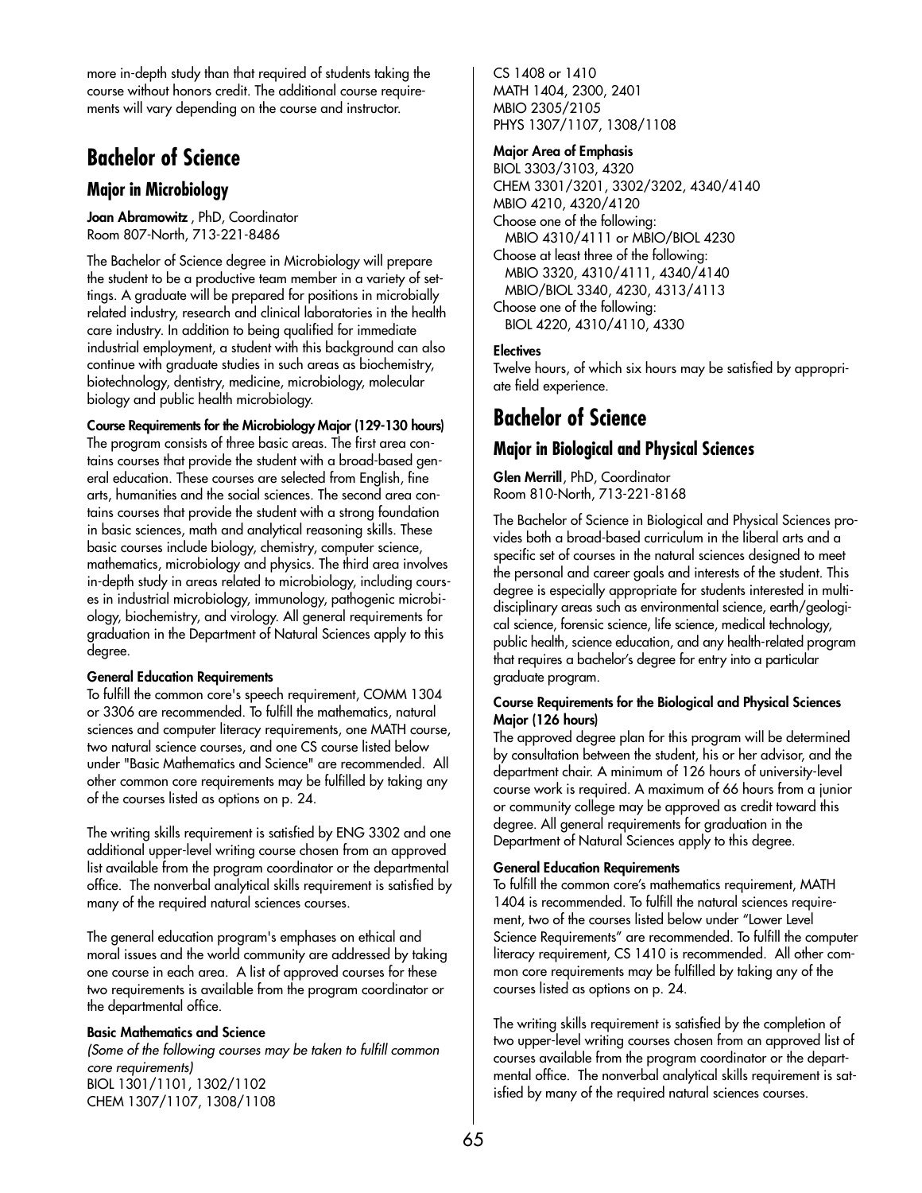more in-depth study than that required of students taking the course without honors credit. The additional course requirements will vary depending on the course and instructor.

# Bachelor of Science

## Major in Microbiology

**Joan Abramowitz** , PhD, Coordinator
Room 807-North, 713-221-8486

The Bachelor of Science degree in Microbiology will prepare the student to be a productive team member in a variety of settings. A graduate will be prepared for positions in microbially related industry, research and clinical laboratories in the health care industry. In addition to being qualified for immediate industrial employment, a student with this background can also continue with graduate studies in such areas as biochemistry, biotechnology, dentistry, medicine, microbiology, molecular biology and public health microbiology.

**Course Requirements for the Microbiology Major (129-130 hours)**
The program consists of three basic areas. The first area contains courses that provide the student with a broad-based general education. These courses are selected from English, fine arts, humanities and the social sciences. The second area contains courses that provide the student with a strong foundation in basic sciences, math and analytical reasoning skills. These basic courses include biology, chemistry, computer science, mathematics, microbiology and physics. The third area involves in-depth study in areas related to microbiology, including courses in industrial microbiology, immunology, pathogenic microbiology, biochemistry, and virology. All general requirements for graduation in the Department of Natural Sciences apply to this degree.

**General Education Requirements**
To fulfill the common core's speech requirement, COMM 1304 or 3306 are recommended. To fulfill the mathematics, natural sciences and computer literacy requirements, one MATH course, two natural science courses, and one CS course listed below under "Basic Mathematics and Science" are recommended. All other common core requirements may be fulfilled by taking any of the courses listed as options on p. 24.

The writing skills requirement is satisfied by ENG 3302 and one additional upper-level writing course chosen from an approved list available from the program coordinator or the departmental office. The nonverbal analytical skills requirement is satisfied by many of the required natural sciences courses.

The general education program's emphases on ethical and moral issues and the world community are addressed by taking one course in each area. A list of approved courses for these two requirements is available from the program coordinator or the departmental office.

**Basic Mathematics and Science**
*(Some of the following courses may be taken to fulfill common core requirements)*
BIOL 1301/1101, 1302/1102
CHEM 1307/1107, 1308/1108
CS 1408 or 1410
MATH 1404, 2300, 2401
MBIO 2305/2105
PHYS 1307/1107, 1308/1108

**Major Area of Emphasis**
BIOL 3303/3103, 4320
CHEM 3301/3201, 3302/3202, 4340/4140
MBIO 4210, 4320/4120
Choose one of the following:
  MBIO 4310/4111 or MBIO/BIOL 4230
Choose at least three of the following:
  MBIO 3320, 4310/4111, 4340/4140
  MBIO/BIOL 3340, 4230, 4313/4113
Choose one of the following:
  BIOL 4220, 4310/4110, 4330

**Electives**
Twelve hours, of which six hours may be satisfied by appropriate field experience.

# Bachelor of Science

## Major in Biological and Physical Sciences

**Glen Merrill**, PhD, Coordinator
Room 810-North, 713-221-8168

The Bachelor of Science in Biological and Physical Sciences provides both a broad-based curriculum in the liberal arts and a specific set of courses in the natural sciences designed to meet the personal and career goals and interests of the student. This degree is especially appropriate for students interested in multidisciplinary areas such as environmental science, earth/geological science, forensic science, life science, medical technology, public health, science education, and any health-related program that requires a bachelor's degree for entry into a particular graduate program.

**Course Requirements for the Biological and Physical Sciences Major (126 hours)**
The approved degree plan for this program will be determined by consultation between the student, his or her advisor, and the department chair. A minimum of 126 hours of university-level course work is required. A maximum of 66 hours from a junior or community college may be approved as credit toward this degree. All general requirements for graduation in the Department of Natural Sciences apply to this degree.

**General Education Requirements**
To fulfill the common core's mathematics requirement, MATH 1404 is recommended. To fulfill the natural sciences requirement, two of the courses listed below under "Lower Level Science Requirements" are recommended. To fulfill the computer literacy requirement, CS 1410 is recommended. All other common core requirements may be fulfilled by taking any of the courses listed as options on p. 24.

The writing skills requirement is satisfied by the completion of two upper-level writing courses chosen from an approved list of courses available from the program coordinator or the departmental office. The nonverbal analytical skills requirement is satisfied by many of the required natural sciences courses.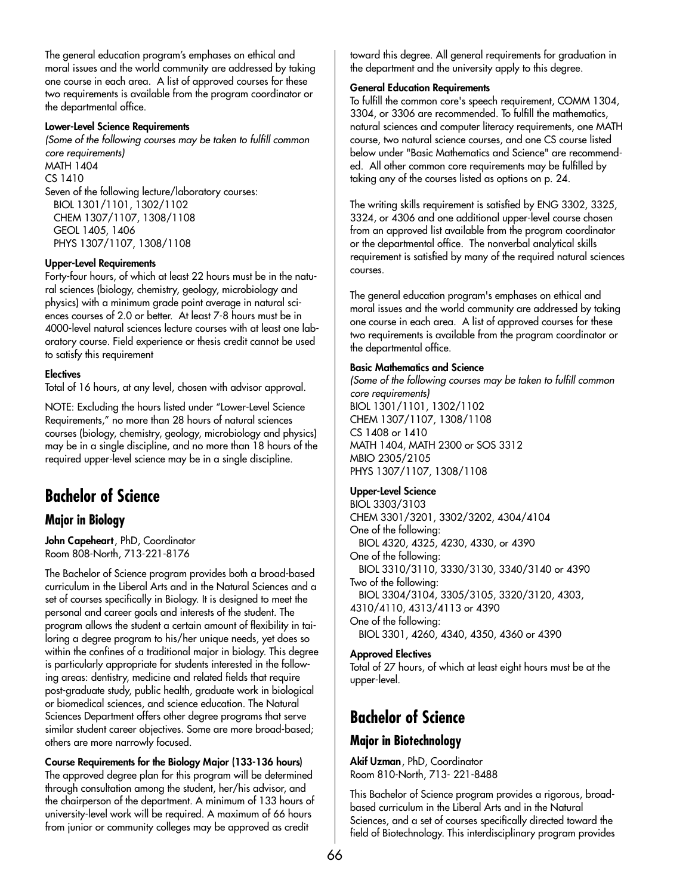The general education program's emphases on ethical and moral issues and the world community are addressed by taking one course in each area. A list of approved courses for these two requirements is available from the program coordinator or the departmental office.

**Lower-Level Science Requirements**

*(Some of the following courses may be taken to fulfill common core requirements)*

MATH 1404
CS 1410
Seven of the following lecture/laboratory courses:
  BIOL 1301/1101, 1302/1102
  CHEM 1307/1107, 1308/1108
  GEOL 1405, 1406
  PHYS 1307/1107, 1308/1108

**Upper-Level Requirements**

Forty-four hours, of which at least 22 hours must be in the natural sciences (biology, chemistry, geology, microbiology and physics) with a minimum grade point average in natural sciences courses of 2.0 or better. At least 7-8 hours must be in 4000-level natural sciences lecture courses with at least one laboratory course. Field experience or thesis credit cannot be used to satisfy this requirement

**Electives**

Total of 16 hours, at any level, chosen with advisor approval.

NOTE: Excluding the hours listed under "Lower-Level Science Requirements," no more than 28 hours of natural sciences courses (biology, chemistry, geology, microbiology and physics) may be in a single discipline, and no more than 18 hours of the required upper-level science may be in a single discipline.

# Bachelor of Science

## Major in Biology

**John Capeheart**, PhD, Coordinator
Room 808-North, 713-221-8176

The Bachelor of Science program provides both a broad-based curriculum in the Liberal Arts and in the Natural Sciences and a set of courses specifically in Biology. It is designed to meet the personal and career goals and interests of the student. The program allows the student a certain amount of flexibility in tailoring a degree program to his/her unique needs, yet does so within the confines of a traditional major in biology. This degree is particularly appropriate for students interested in the following areas: dentistry, medicine and related fields that require post-graduate study, public health, graduate work in biological or biomedical sciences, and science education. The Natural Sciences Department offers other degree programs that serve similar student career objectives. Some are more broad-based; others are more narrowly focused.

**Course Requirements for the Biology Major (133-136 hours)**

The approved degree plan for this program will be determined through consultation among the student, her/his advisor, and the chairperson of the department. A minimum of 133 hours of university-level work will be required. A maximum of 66 hours from junior or community colleges may be approved as credit toward this degree. All general requirements for graduation in the department and the university apply to this degree.

**General Education Requirements**

To fulfill the common core's speech requirement, COMM 1304, 3304, or 3306 are recommended. To fulfill the mathematics, natural sciences and computer literacy requirements, one MATH course, two natural science courses, and one CS course listed below under "Basic Mathematics and Science" are recommended. All other common core requirements may be fulfilled by taking any of the courses listed as options on p. 24.

The writing skills requirement is satisfied by ENG 3302, 3325, 3324, or 4306 and one additional upper-level course chosen from an approved list available from the program coordinator or the departmental office. The nonverbal analytical skills requirement is satisfied by many of the required natural sciences courses.

The general education program's emphases on ethical and moral issues and the world community are addressed by taking one course in each area. A list of approved courses for these two requirements is available from the program coordinator or the departmental office.

**Basic Mathematics and Science**

*(Some of the following courses may be taken to fulfill common core requirements)*

BIOL 1301/1101, 1302/1102
CHEM 1307/1107, 1308/1108
CS 1408 or 1410
MATH 1404, MATH 2300 or SOS 3312
MBIO 2305/2105
PHYS 1307/1107, 1308/1108

**Upper-Level Science**

BIOL 3303/3103
CHEM 3301/3201, 3302/3202, 4304/4104
One of the following:
  BIOL 4320, 4325, 4230, 4330, or 4390
One of the following:
  BIOL 3310/3110, 3330/3130, 3340/3140 or 4390
Two of the following:
  BIOL 3304/3104, 3305/3105, 3320/3120, 4303, 4310/4110, 4313/4113 or 4390
One of the following:
  BIOL 3301, 4260, 4340, 4350, 4360 or 4390

**Approved Electives**

Total of 27 hours, of which at least eight hours must be at the upper-level.

# Bachelor of Science

## Major in Biotechnology

**Akif Uzman**, PhD, Coordinator
Room 810-North, 713- 221-8488

This Bachelor of Science program provides a rigorous, broad-based curriculum in the Liberal Arts and in the Natural Sciences, and a set of courses specifically directed toward the field of Biotechnology. This interdisciplinary program provides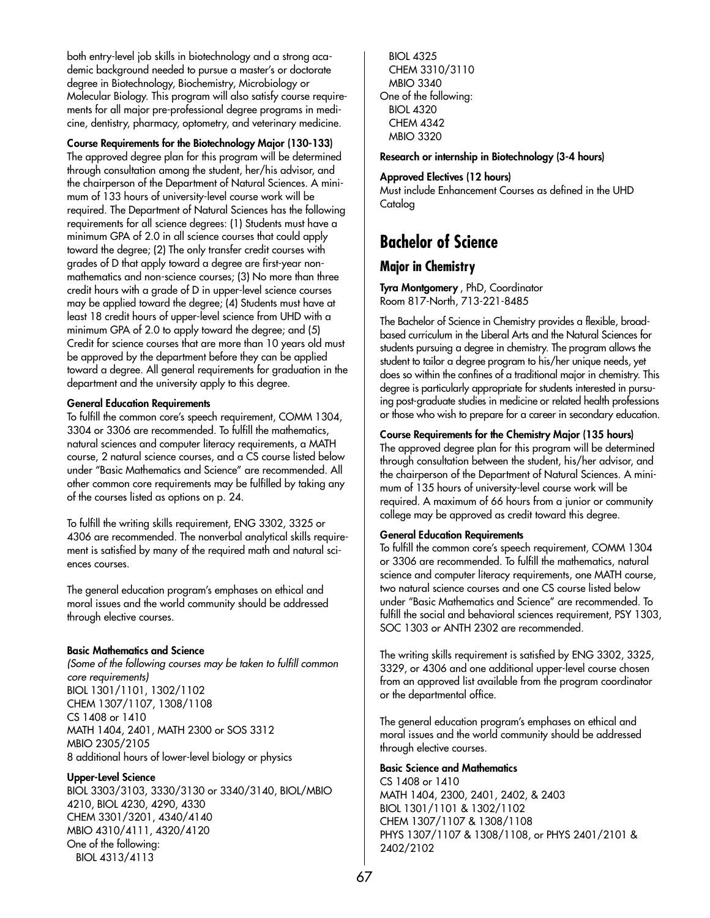both entry-level job skills in biotechnology and a strong academic background needed to pursue a master's or doctorate degree in Biotechnology, Biochemistry, Microbiology or Molecular Biology. This program will also satisfy course requirements for all major pre-professional degree programs in medicine, dentistry, pharmacy, optometry, and veterinary medicine.

**Course Requirements for the Biotechnology Major (130-133)**
The approved degree plan for this program will be determined through consultation among the student, her/his advisor, and the chairperson of the Department of Natural Sciences. A minimum of 133 hours of university-level course work will be required. The Department of Natural Sciences has the following requirements for all science degrees: (1) Students must have a minimum GPA of 2.0 in all science courses that could apply toward the degree; (2) The only transfer credit courses with grades of D that apply toward a degree are first-year non-mathematics and non-science courses; (3) No more than three credit hours with a grade of D in upper-level science courses may be applied toward the degree; (4) Students must have at least 18 credit hours of upper-level science from UHD with a minimum GPA of 2.0 to apply toward the degree; and (5) Credit for science courses that are more than 10 years old must be approved by the department before they can be applied toward a degree. All general requirements for graduation in the department and the university apply to this degree.

**General Education Requirements**
To fulfill the common core's speech requirement, COMM 1304, 3304 or 3306 are recommended. To fulfill the mathematics, natural sciences and computer literacy requirements, a MATH course, 2 natural science courses, and a CS course listed below under "Basic Mathematics and Science" are recommended. All other common core requirements may be fulfilled by taking any of the courses listed as options on p. 24.

To fulfill the writing skills requirement, ENG 3302, 3325 or 4306 are recommended. The nonverbal analytical skills requirement is satisfied by many of the required math and natural sciences courses.

The general education program's emphases on ethical and moral issues and the world community should be addressed through elective courses.

**Basic Mathematics and Science**
*(Some of the following courses may be taken to fulfill common core requirements)*
BIOL 1301/1101, 1302/1102
CHEM 1307/1107, 1308/1108
CS 1408 or 1410
MATH 1404, 2401, MATH 2300 or SOS 3312
MBIO 2305/2105
8 additional hours of lower-level biology or physics

**Upper-Level Science**
BIOL 3303/3103, 3330/3130 or 3340/3140, BIOL/MBIO 4210, BIOL 4230, 4290, 4330
CHEM 3301/3201, 4340/4140
MBIO 4310/4111, 4320/4120
One of the following:
BIOL 4313/4113
BIOL 4325
CHEM 3310/3110
MBIO 3340
One of the following:
BIOL 4320
CHEM 4342
MBIO 3320

**Research or internship in Biotechnology (3-4 hours)**

**Approved Electives (12 hours)**
Must include Enhancement Courses as defined in the UHD Catalog

# Bachelor of Science

## Major in Chemistry

**Tyra Montgomery** , PhD, Coordinator
Room 817-North, 713-221-8485

The Bachelor of Science in Chemistry provides a flexible, broad-based curriculum in the Liberal Arts and the Natural Sciences for students pursuing a degree in chemistry. The program allows the student to tailor a degree program to his/her unique needs, yet does so within the confines of a traditional major in chemistry. This degree is particularly appropriate for students interested in pursuing post-graduate studies in medicine or related health professions or those who wish to prepare for a career in secondary education.

**Course Requirements for the Chemistry Major (135 hours)**
The approved degree plan for this program will be determined through consultation between the student, his/her advisor, and the chairperson of the Department of Natural Sciences. A minimum of 135 hours of university-level course work will be required. A maximum of 66 hours from a junior or community college may be approved as credit toward this degree.

**General Education Requirements**
To fulfill the common core's speech requirement, COMM 1304 or 3306 are recommended. To fulfill the mathematics, natural science and computer literacy requirements, one MATH course, two natural science courses and one CS course listed below under "Basic Mathematics and Science" are recommended. To fulfill the social and behavioral sciences requirement, PSY 1303, SOC 1303 or ANTH 2302 are recommended.

The writing skills requirement is satisfied by ENG 3302, 3325, 3329, or 4306 and one additional upper-level course chosen from an approved list available from the program coordinator or the departmental office.

The general education program's emphases on ethical and moral issues and the world community should be addressed through elective courses.

**Basic Science and Mathematics**
CS 1408 or 1410
MATH 1404, 2300, 2401, 2402, & 2403
BIOL 1301/1101 & 1302/1102
CHEM 1307/1107 & 1308/1108
PHYS 1307/1107 & 1308/1108, or PHYS 2401/2101 & 2402/2102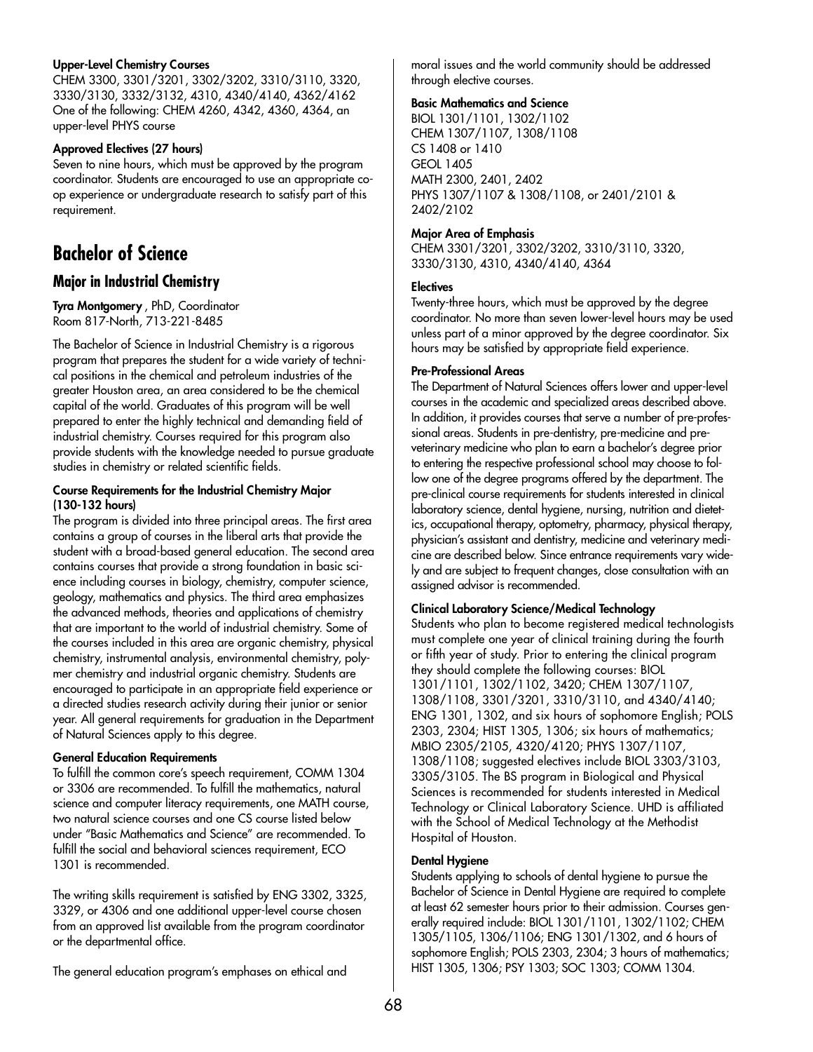**Upper-Level Chemistry Courses**

CHEM 3300, 3301/3201, 3302/3202, 3310/3110, 3320, 3330/3130, 3332/3132, 4310, 4340/4140, 4362/4162
One of the following: CHEM 4260, 4342, 4360, 4364, an upper-level PHYS course

**Approved Electives (27 hours)**

Seven to nine hours, which must be approved by the program coordinator. Students are encouraged to use an appropriate co-op experience or undergraduate research to satisfy part of this requirement.

# Bachelor of Science

## Major in Industrial Chemistry

**Tyra Montgomery** , PhD, Coordinator
Room 817-North, 713-221-8485

The Bachelor of Science in Industrial Chemistry is a rigorous program that prepares the student for a wide variety of technical positions in the chemical and petroleum industries of the greater Houston area, an area considered to be the chemical capital of the world. Graduates of this program will be well prepared to enter the highly technical and demanding field of industrial chemistry. Courses required for this program also provide students with the knowledge needed to pursue graduate studies in chemistry or related scientific fields.

**Course Requirements for the Industrial Chemistry Major (130-132 hours)**

The program is divided into three principal areas. The first area contains a group of courses in the liberal arts that provide the student with a broad-based general education. The second area contains courses that provide a strong foundation in basic science including courses in biology, chemistry, computer science, geology, mathematics and physics. The third area emphasizes the advanced methods, theories and applications of chemistry that are important to the world of industrial chemistry. Some of the courses included in this area are organic chemistry, physical chemistry, instrumental analysis, environmental chemistry, polymer chemistry and industrial organic chemistry. Students are encouraged to participate in an appropriate field experience or a directed studies research activity during their junior or senior year. All general requirements for graduation in the Department of Natural Sciences apply to this degree.

**General Education Requirements**

To fulfill the common core's speech requirement, COMM 1304 or 3306 are recommended. To fulfill the mathematics, natural science and computer literacy requirements, one MATH course, two natural science courses and one CS course listed below under "Basic Mathematics and Science" are recommended. To fulfill the social and behavioral sciences requirement, ECO 1301 is recommended.

The writing skills requirement is satisfied by ENG 3302, 3325, 3329, or 4306 and one additional upper-level course chosen from an approved list available from the program coordinator or the departmental office.

The general education program's emphases on ethical and moral issues and the world community should be addressed through elective courses.

**Basic Mathematics and Science**

BIOL 1301/1101, 1302/1102
CHEM 1307/1107, 1308/1108
CS 1408 or 1410
GEOL 1405
MATH 2300, 2401, 2402
PHYS 1307/1107 & 1308/1108, or 2401/2101 & 2402/2102

**Major Area of Emphasis**

CHEM 3301/3201, 3302/3202, 3310/3110, 3320, 3330/3130, 4310, 4340/4140, 4364

**Electives**

Twenty-three hours, which must be approved by the degree coordinator. No more than seven lower-level hours may be used unless part of a minor approved by the degree coordinator. Six hours may be satisfied by appropriate field experience.

**Pre-Professional Areas**

The Department of Natural Sciences offers lower and upper-level courses in the academic and specialized areas described above. In addition, it provides courses that serve a number of pre-professional areas. Students in pre-dentistry, pre-medicine and pre-veterinary medicine who plan to earn a bachelor's degree prior to entering the respective professional school may choose to follow one of the degree programs offered by the department. The pre-clinical course requirements for students interested in clinical laboratory science, dental hygiene, nursing, nutrition and dietetics, occupational therapy, optometry, pharmacy, physical therapy, physician's assistant and dentistry, medicine and veterinary medicine are described below. Since entrance requirements vary widely and are subject to frequent changes, close consultation with an assigned advisor is recommended.

**Clinical Laboratory Science/Medical Technology**

Students who plan to become registered medical technologists must complete one year of clinical training during the fourth or fifth year of study. Prior to entering the clinical program they should complete the following courses: BIOL 1301/1101, 1302/1102, 3420; CHEM 1307/1107, 1308/1108, 3301/3201, 3310/3110, and 4340/4140; ENG 1301, 1302, and six hours of sophomore English; POLS 2303, 2304; HIST 1305, 1306; six hours of mathematics; MBIO 2305/2105, 4320/4120; PHYS 1307/1107, 1308/1108; suggested electives include BIOL 3303/3103, 3305/3105. The BS program in Biological and Physical Sciences is recommended for students interested in Medical Technology or Clinical Laboratory Science. UHD is affiliated with the School of Medical Technology at the Methodist Hospital of Houston.

**Dental Hygiene**

Students applying to schools of dental hygiene to pursue the Bachelor of Science in Dental Hygiene are required to complete at least 62 semester hours prior to their admission. Courses generally required include: BIOL 1301/1101, 1302/1102; CHEM 1305/1105, 1306/1106; ENG 1301/1302, and 6 hours of sophomore English; POLS 2303, 2304; 3 hours of mathematics; HIST 1305, 1306; PSY 1303; SOC 1303; COMM 1304.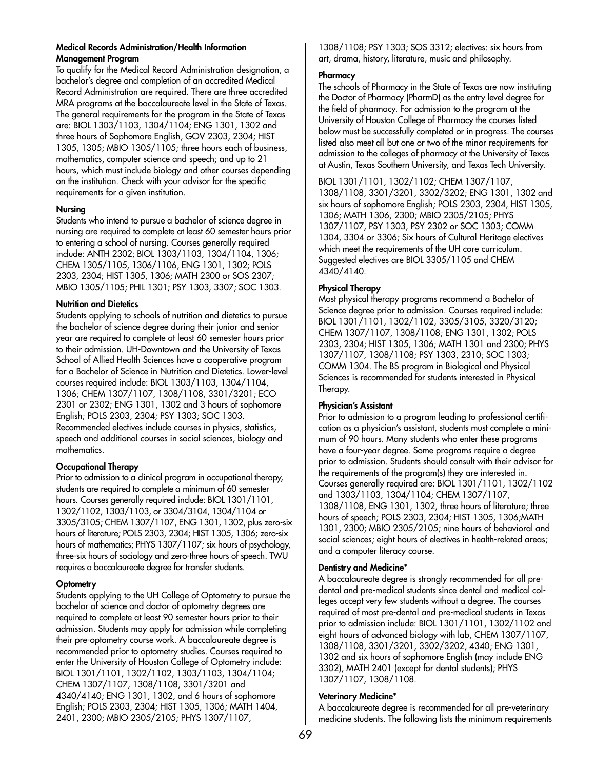#### Medical Records Administration/Health Information Management Program

To qualify for the Medical Record Administration designation, a bachelor's degree and completion of an accredited Medical Record Administration are required. There are three accredited MRA programs at the baccalaureate level in the State of Texas. The general requirements for the program in the State of Texas are: BIOL 1303/1103, 1304/1104; ENG 1301, 1302 and three hours of Sophomore English, GOV 2303, 2304; HIST 1305, 1305; MBIO 1305/1105; three hours each of business, mathematics, computer science and speech; and up to 21 hours, which must include biology and other courses depending on the institution. Check with your advisor for the specific requirements for a given institution.

#### Nursing

Students who intend to pursue a bachelor of science degree in nursing are required to complete at least 60 semester hours prior to entering a school of nursing. Courses generally required include: ANTH 2302; BIOL 1303/1103, 1304/1104, 1306; CHEM 1305/1105, 1306/1106, ENG 1301, 1302; POLS 2303, 2304; HIST 1305, 1306; MATH 2300 or SOS 2307; MBIO 1305/1105; PHIL 1301; PSY 1303, 3307; SOC 1303.

#### Nutrition and Dietetics

Students applying to schools of nutrition and dietetics to pursue the bachelor of science degree during their junior and senior year are required to complete at least 60 semester hours prior to their admission. UH-Downtown and the University of Texas School of Allied Health Sciences have a cooperative program for a Bachelor of Science in Nutrition and Dietetics. Lower-level courses required include: BIOL 1303/1103, 1304/1104, 1306; CHEM 1307/1107, 1308/1108, 3301/3201; ECO 2301 or 2302; ENG 1301, 1302 and 3 hours of sophomore English; POLS 2303, 2304; PSY 1303; SOC 1303. Recommended electives include courses in physics, statistics, speech and additional courses in social sciences, biology and mathematics.

#### Occupational Therapy

Prior to admission to a clinical program in occupational therapy, students are required to complete a minimum of 60 semester hours. Courses generally required include: BIOL 1301/1101, 1302/1102, 1303/1103, or 3304/3104, 1304/1104 or 3305/3105; CHEM 1307/1107, ENG 1301, 1302, plus zero-six hours of literature; POLS 2303, 2304; HIST 1305, 1306; zero-six hours of mathematics; PHYS 1307/1107; six hours of psychology, three-six hours of sociology and zero-three hours of speech. TWU requires a baccalaureate degree for transfer students.

#### Optometry

Students applying to the UH College of Optometry to pursue the bachelor of science and doctor of optometry degrees are required to complete at least 90 semester hours prior to their admission. Students may apply for admission while completing their pre-optometry course work. A baccalaureate degree is recommended prior to optometry studies. Courses required to enter the University of Houston College of Optometry include: BIOL 1301/1101, 1302/1102, 1303/1103, 1304/1104; CHEM 1307/1107, 1308/1108, 3301/3201 and 4340/4140; ENG 1301, 1302, and 6 hours of sophomore English; POLS 2303, 2304; HIST 1305, 1306; MATH 1404, 2401, 2300; MBIO 2305/2105; PHYS 1307/1107, 1308/1108; PSY 1303; SOS 3312; electives: six hours from art, drama, history, literature, music and philosophy.

#### Pharmacy

The schools of Pharmacy in the State of Texas are now instituting the Doctor of Pharmacy (PharmD) as the entry level degree for the field of pharmacy. For admission to the program at the University of Houston College of Pharmacy the courses listed below must be successfully completed or in progress. The courses listed also meet all but one or two of the minor requirements for admission to the colleges of pharmacy at the University of Texas at Austin, Texas Southern University, and Texas Tech University.

BIOL 1301/1101, 1302/1102; CHEM 1307/1107, 1308/1108, 3301/3201, 3302/3202; ENG 1301, 1302 and six hours of sophomore English; POLS 2303, 2304, HIST 1305, 1306; MATH 1306, 2300; MBIO 2305/2105; PHYS 1307/1107, PSY 1303, PSY 2302 or SOC 1303; COMM 1304, 3304 or 3306; Six hours of Cultural Heritage electives which meet the requirements of the UH core curriculum. Suggested electives are BIOL 3305/1105 and CHEM 4340/4140.

#### Physical Therapy

Most physical therapy programs recommend a Bachelor of Science degree prior to admission. Courses required include: BIOL 1301/1101, 1302/1102, 3305/3105, 3320/3120; CHEM 1307/1107, 1308/1108; ENG 1301, 1302; POLS 2303, 2304; HIST 1305, 1306; MATH 1301 and 2300; PHYS 1307/1107, 1308/1108; PSY 1303, 2310; SOC 1303; COMM 1304. The BS program in Biological and Physical Sciences is recommended for students interested in Physical Therapy.

#### Physician's Assistant

Prior to admission to a program leading to professional certification as a physician's assistant, students must complete a minimum of 90 hours. Many students who enter these programs have a four-year degree. Some programs require a degree prior to admission. Students should consult with their advisor for the requirements of the program(s) they are interested in. Courses generally required are: BIOL 1301/1101, 1302/1102 and 1303/1103, 1304/1104; CHEM 1307/1107, 1308/1108, ENG 1301, 1302, three hours of literature; three hours of speech; POLS 2303, 2304; HIST 1305, 1306;MATH 1301, 2300; MBIO 2305/2105; nine hours of behavioral and social sciences; eight hours of electives in health-related areas; and a computer literacy course.

#### Dentistry and Medicine*

A baccalaureate degree is strongly recommended for all pre-dental and pre-medical students since dental and medical colleges accept very few students without a degree. The courses required of most pre-dental and pre-medical students in Texas prior to admission include: BIOL 1301/1101, 1302/1102 and eight hours of advanced biology with lab, CHEM 1307/1107, 1308/1108, 3301/3201, 3302/3202, 4340; ENG 1301, 1302 and six hours of sophomore English (may include ENG 3302), MATH 2401 (except for dental students); PHYS 1307/1107, 1308/1108.

#### Veterinary Medicine*

A baccalaureate degree is recommended for all pre-veterinary medicine students. The following lists the minimum requirements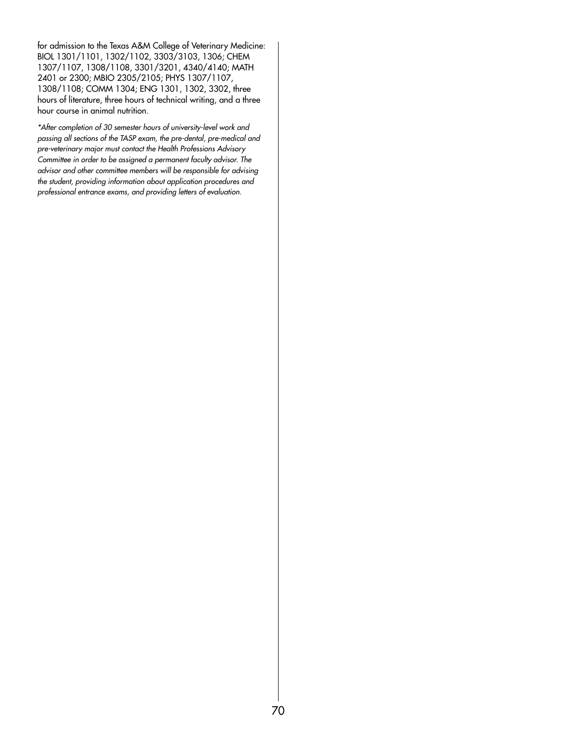for admission to the Texas A&M College of Veterinary Medicine: BIOL 1301/1101, 1302/1102, 3303/3103, 1306; CHEM 1307/1107, 1308/1108, 3301/3201, 4340/4140; MATH 2401 or 2300; MBIO 2305/2105; PHYS 1307/1107, 1308/1108; COMM 1304; ENG 1301, 1302, 3302, three hours of literature, three hours of technical writing, and a three hour course in animal nutrition.

*\*After completion of 30 semester hours of university-level work and passing all sections of the TASP exam, the pre-dental, pre-medical and pre-veterinary major must contact the Health Professions Advisory Committee in order to be assigned a permanent faculty advisor. The advisor and other committee members will be responsible for advising the student, providing information about application procedures and professional entrance exams, and providing letters of evaluation.*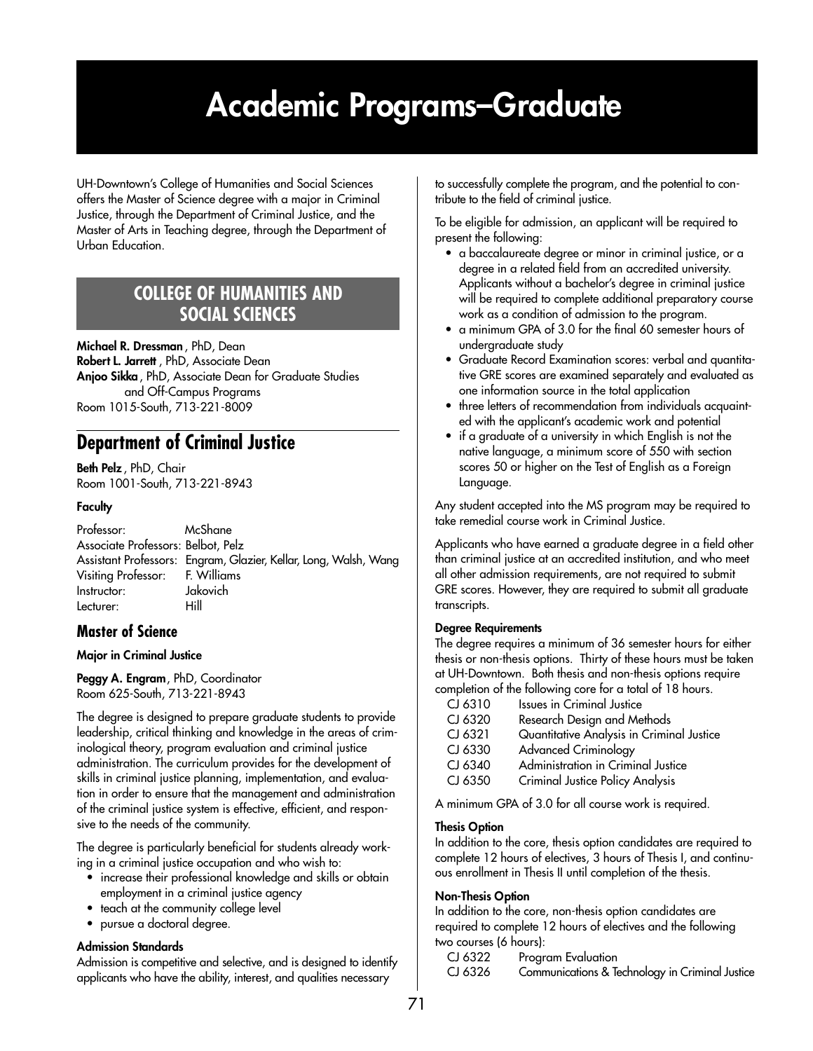# Academic Programs–Graduate

UH-Downtown's College of Humanities and Social Sciences offers the Master of Science degree with a major in Criminal Justice, through the Department of Criminal Justice, and the Master of Arts in Teaching degree, through the Department of Urban Education.

## COLLEGE OF HUMANITIES AND SOCIAL SCIENCES

**Michael R. Dressman**, PhD, Dean
**Robert L. Jarrett**, PhD, Associate Dean
**Anjoo Sikka**, PhD, Associate Dean for Graduate Studies and Off-Campus Programs
Room 1015-South, 713-221-8009

## Department of Criminal Justice

**Beth Pelz**, PhD, Chair
Room 1001-South, 713-221-8943

#### Faculty

| | |
|---|---|
| Professor: | McShane |
| Associate Professors: | Belbot, Pelz |
| Assistant Professors: | Engram, Glazier, Kellar, Long, Walsh, Wang |
| Visiting Professor: | F. Williams |
| Instructor: | Jakovich |
| Lecturer: | Hill |

### Master of Science

#### Major in Criminal Justice

**Peggy A. Engram**, PhD, Coordinator
Room 625-South, 713-221-8943

The degree is designed to prepare graduate students to provide leadership, critical thinking and knowledge in the areas of criminological theory, program evaluation and criminal justice administration. The curriculum provides for the development of skills in criminal justice planning, implementation, and evaluation in order to ensure that the management and administration of the criminal justice system is effective, efficient, and responsive to the needs of the community.

The degree is particularly beneficial for students already working in a criminal justice occupation and who wish to:

- increase their professional knowledge and skills or obtain employment in a criminal justice agency
- teach at the community college level
- pursue a doctoral degree.

#### Admission Standards

Admission is competitive and selective, and is designed to identify applicants who have the ability, interest, and qualities necessary to successfully complete the program, and the potential to contribute to the field of criminal justice.

To be eligible for admission, an applicant will be required to present the following:

- a baccalaureate degree or minor in criminal justice, or a degree in a related field from an accredited university. Applicants without a bachelor's degree in criminal justice will be required to complete additional preparatory course work as a condition of admission to the program.
- a minimum GPA of 3.0 for the final 60 semester hours of undergraduate study
- Graduate Record Examination scores: verbal and quantitative GRE scores are examined separately and evaluated as one information source in the total application
- three letters of recommendation from individuals acquainted with the applicant's academic work and potential
- if a graduate of a university in which English is not the native language, a minimum score of 550 with section scores 50 or higher on the Test of English as a Foreign Language.

Any student accepted into the MS program may be required to take remedial course work in Criminal Justice.

Applicants who have earned a graduate degree in a field other than criminal justice at an accredited institution, and who meet all other admission requirements, are not required to submit GRE scores. However, they are required to submit all graduate transcripts.

#### Degree Requirements

The degree requires a minimum of 36 semester hours for either thesis or non-thesis options. Thirty of these hours must be taken at UH-Downtown. Both thesis and non-thesis options require completion of the following core for a total of 18 hours.

| | |
|---|---|
| CJ 6310 | Issues in Criminal Justice |
| CJ 6320 | Research Design and Methods |
| CJ 6321 | Quantitative Analysis in Criminal Justice |
| CJ 6330 | Advanced Criminology |
| CJ 6340 | Administration in Criminal Justice |
| CJ 6350 | Criminal Justice Policy Analysis |

A minimum GPA of 3.0 for all course work is required.

#### Thesis Option

In addition to the core, thesis option candidates are required to complete 12 hours of electives, 3 hours of Thesis I, and continuous enrollment in Thesis II until completion of the thesis.

#### Non-Thesis Option

In addition to the core, non-thesis option candidates are required to complete 12 hours of electives and the following two courses (6 hours):

| | |
|---|---|
| CJ 6322 | Program Evaluation |
| CJ 6326 | Communications & Technology in Criminal Justice |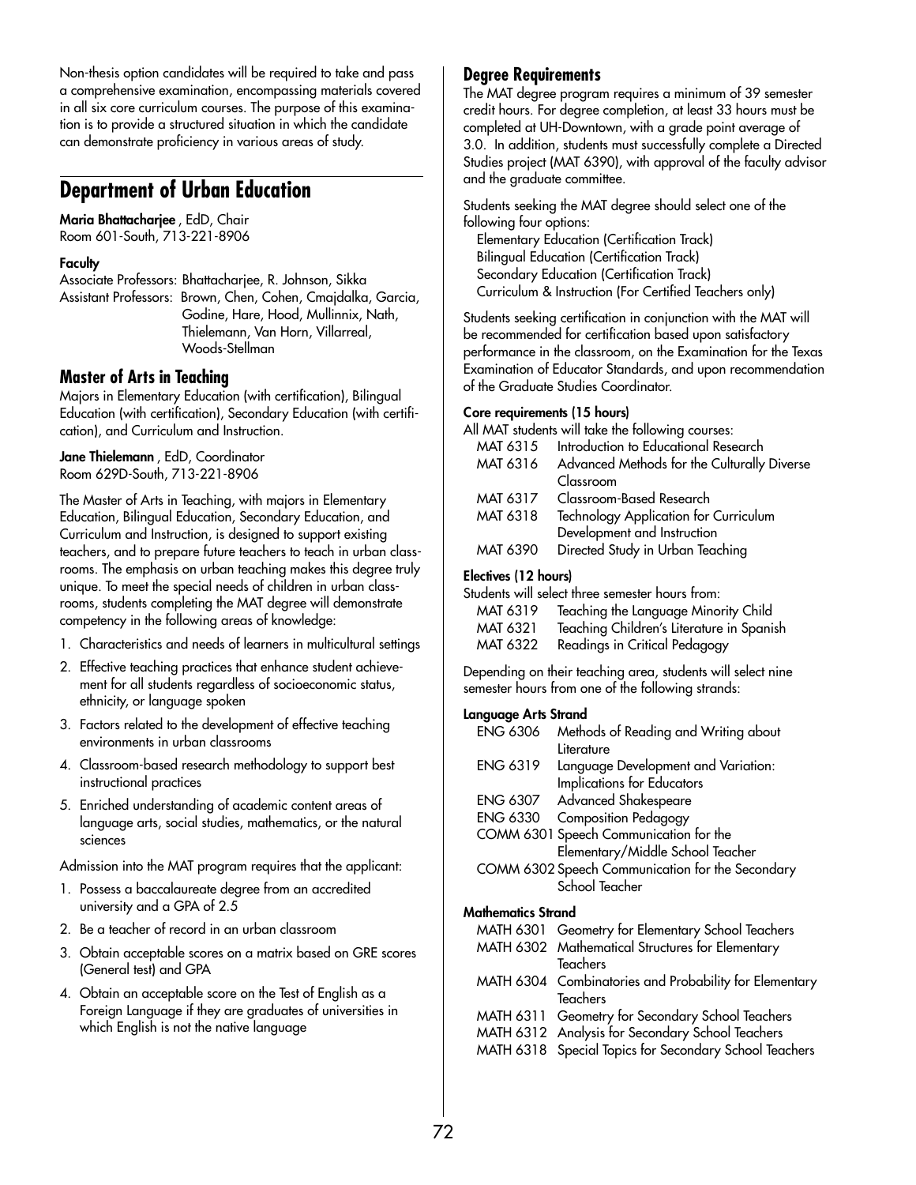Non-thesis option candidates will be required to take and pass a comprehensive examination, encompassing materials covered in all six core curriculum courses. The purpose of this examination is to provide a structured situation in which the candidate can demonstrate proficiency in various areas of study.

## Department of Urban Education

**Maria Bhattacharjee** , EdD, Chair
Room 601-South, 713-221-8906

**Faculty**

Associate Professors: Bhattacharjee, R. Johnson, Sikka
Assistant Professors: Brown, Chen, Cohen, Cmajdalka, Garcia, Godine, Hare, Hood, Mullinnix, Nath, Thielemann, Van Horn, Villarreal, Woods-Stellman

### Master of Arts in Teaching

Majors in Elementary Education (with certification), Bilingual Education (with certification), Secondary Education (with certification), and Curriculum and Instruction.

**Jane Thielemann** , EdD, Coordinator
Room 629D-South, 713-221-8906

The Master of Arts in Teaching, with majors in Elementary Education, Bilingual Education, Secondary Education, and Curriculum and Instruction, is designed to support existing teachers, and to prepare future teachers to teach in urban classrooms. The emphasis on urban teaching makes this degree truly unique. To meet the special needs of children in urban classrooms, students completing the MAT degree will demonstrate competency in the following areas of knowledge:

1. Characteristics and needs of learners in multicultural settings
2. Effective teaching practices that enhance student achievement for all students regardless of socioeconomic status, ethnicity, or language spoken
3. Factors related to the development of effective teaching environments in urban classrooms
4. Classroom-based research methodology to support best instructional practices
5. Enriched understanding of academic content areas of language arts, social studies, mathematics, or the natural sciences

Admission into the MAT program requires that the applicant:

1. Possess a baccalaureate degree from an accredited university and a GPA of 2.5
2. Be a teacher of record in an urban classroom
3. Obtain acceptable scores on a matrix based on GRE scores (General test) and GPA
4. Obtain an acceptable score on the Test of English as a Foreign Language if they are graduates of universities in which English is not the native language

### Degree Requirements

The MAT degree program requires a minimum of 39 semester credit hours. For degree completion, at least 33 hours must be completed at UH-Downtown, with a grade point average of 3.0. In addition, students must successfully complete a Directed Studies project (MAT 6390), with approval of the faculty advisor and the graduate committee.

Students seeking the MAT degree should select one of the following four options:

Elementary Education (Certification Track)
Bilingual Education (Certification Track)
Secondary Education (Certification Track)
Curriculum & Instruction (For Certified Teachers only)

Students seeking certification in conjunction with the MAT will be recommended for certification based upon satisfactory performance in the classroom, on the Examination for the Texas Examination of Educator Standards, and upon recommendation of the Graduate Studies Coordinator.

**Core requirements (15 hours)**

All MAT students will take the following courses:

| | |
|---|---|
| MAT 6315 | Introduction to Educational Research |
| MAT 6316 | Advanced Methods for the Culturally Diverse Classroom |
| MAT 6317 | Classroom-Based Research |
| MAT 6318 | Technology Application for Curriculum Development and Instruction |
| MAT 6390 | Directed Study in Urban Teaching |

**Electives (12 hours)**

Students will select three semester hours from:

| | |
|---|---|
| MAT 6319 | Teaching the Language Minority Child |
| MAT 6321 | Teaching Children's Literature in Spanish |
| MAT 6322 | Readings in Critical Pedagogy |

Depending on their teaching area, students will select nine semester hours from one of the following strands:

**Language Arts Strand**

| | |
|---|---|
| ENG 6306 | Methods of Reading and Writing about Literature |
| ENG 6319 | Language Development and Variation: Implications for Educators |
| ENG 6307 | Advanced Shakespeare |
| ENG 6330 | Composition Pedagogy |
| COMM 6301 | Speech Communication for the Elementary/Middle School Teacher |
| COMM 6302 | Speech Communication for the Secondary School Teacher |

**Mathematics Strand**

| | |
|---|---|
| MATH 6301 | Geometry for Elementary School Teachers |
| MATH 6302 | Mathematical Structures for Elementary Teachers |
| MATH 6304 | Combinatories and Probability for Elementary Teachers |
| MATH 6311 | Geometry for Secondary School Teachers |
| MATH 6312 | Analysis for Secondary School Teachers |
| MATH 6318 | Special Topics for Secondary School Teachers |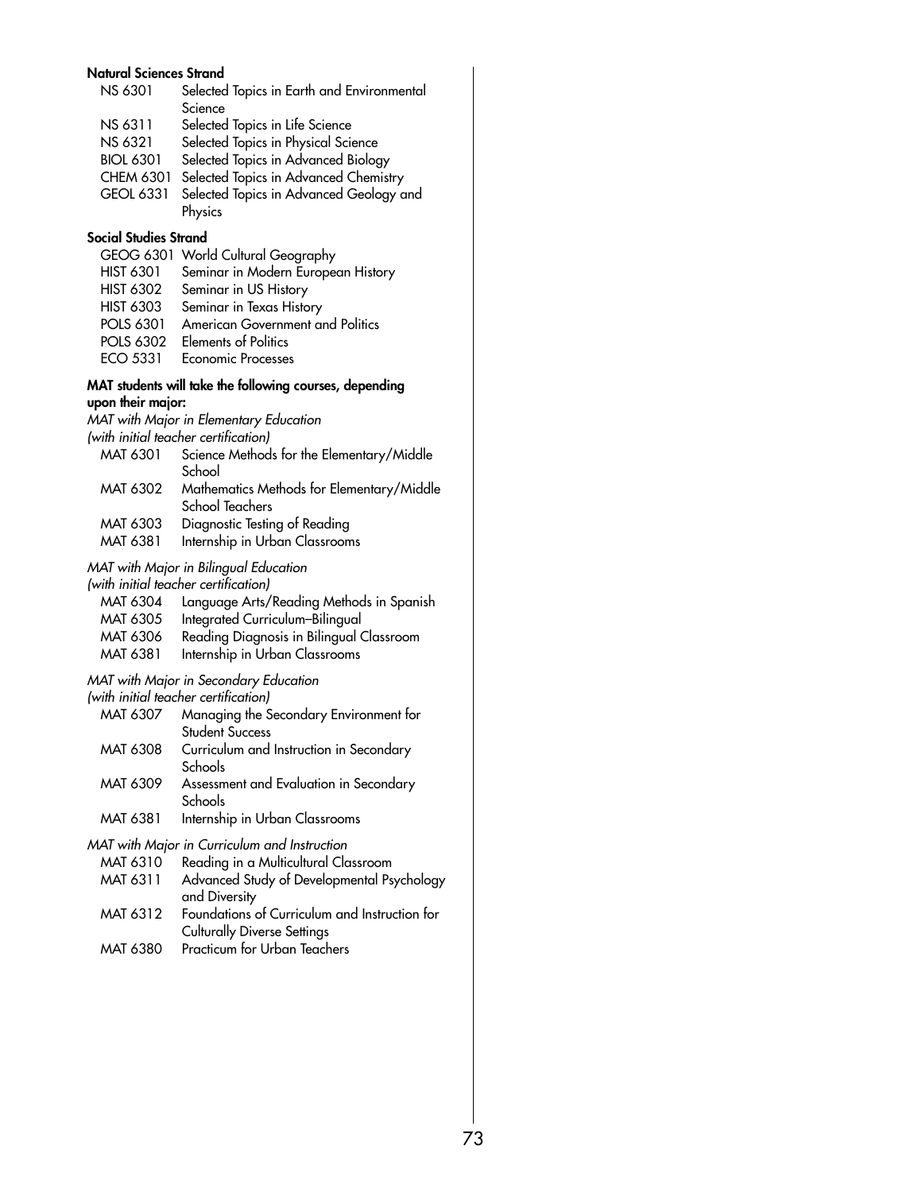**Natural Sciences Strand**

NS 6301 Selected Topics in Earth and Environmental Science
NS 6311 Selected Topics in Life Science
NS 6321 Selected Topics in Physical Science
BIOL 6301 Selected Topics in Advanced Biology
CHEM 6301 Selected Topics in Advanced Chemistry
GEOL 6331 Selected Topics in Advanced Geology and Physics

**Social Studies Strand**

GEOG 6301 World Cultural Geography
HIST 6301 Seminar in Modern European History
HIST 6302 Seminar in US History
HIST 6303 Seminar in Texas History
POLS 6301 American Government and Politics
POLS 6302 Elements of Politics
ECO 5331 Economic Processes

**MAT students will take the following courses, depending upon their major:**

*MAT with Major in Elementary Education*
*(with initial teacher certification)*

MAT 6301 Science Methods for the Elementary/Middle School
MAT 6302 Mathematics Methods for Elementary/Middle School Teachers
MAT 6303 Diagnostic Testing of Reading
MAT 6381 Internship in Urban Classrooms

*MAT with Major in Bilingual Education*
*(with initial teacher certification)*

MAT 6304 Language Arts/Reading Methods in Spanish
MAT 6305 Integrated Curriculum–Bilingual
MAT 6306 Reading Diagnosis in Bilingual Classroom
MAT 6381 Internship in Urban Classrooms

*MAT with Major in Secondary Education*
*(with initial teacher certification)*

MAT 6307 Managing the Secondary Environment for Student Success
MAT 6308 Curriculum and Instruction in Secondary Schools
MAT 6309 Assessment and Evaluation in Secondary Schools
MAT 6381 Internship in Urban Classrooms

*MAT with Major in Curriculum and Instruction*

MAT 6310 Reading in a Multicultural Classroom
MAT 6311 Advanced Study of Developmental Psychology and Diversity
MAT 6312 Foundations of Curriculum and Instruction for Culturally Diverse Settings
MAT 6380 Practicum for Urban Teachers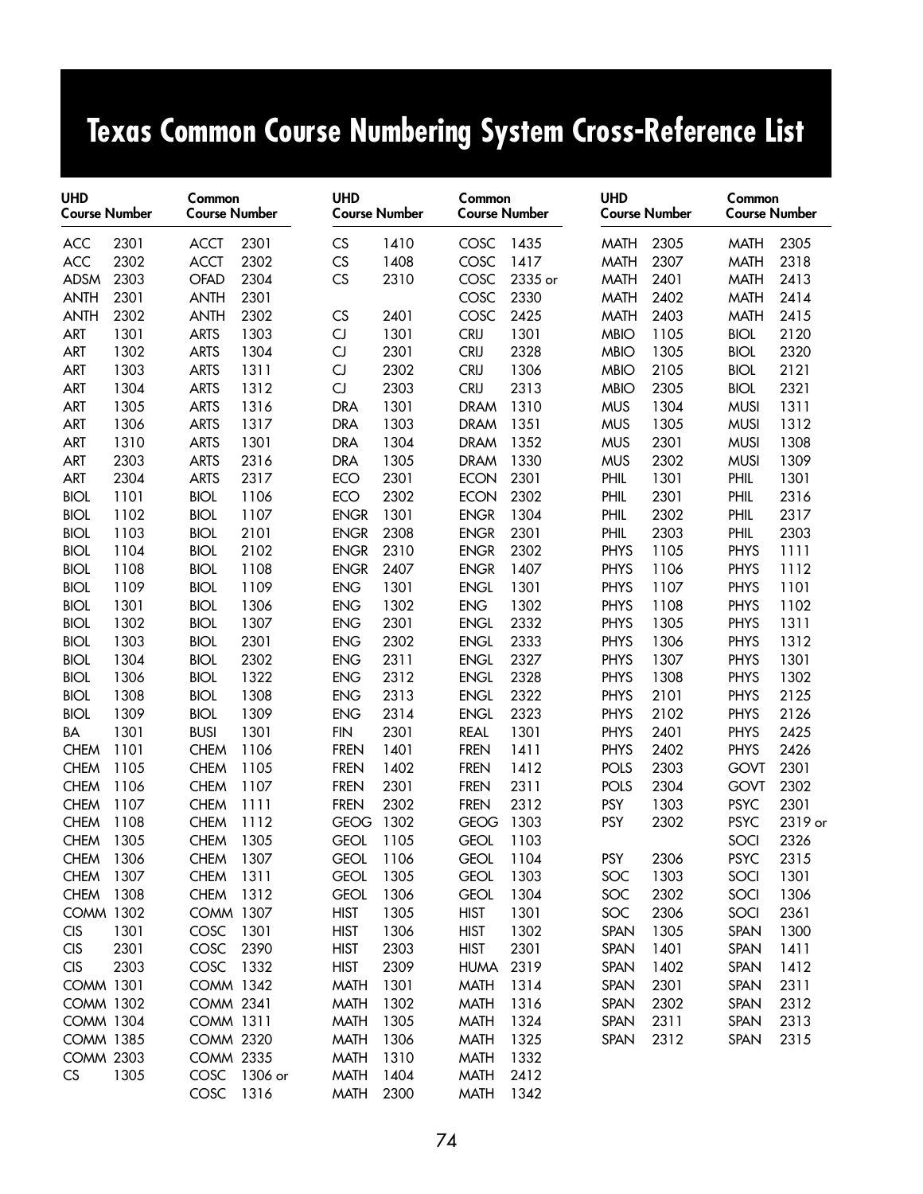# Texas Common Course Numbering System Cross-Reference List

| UHD Course Number | Common Course Number |
|---|---|
| ACC 2301 | ACCT 2301 |
| ACC 2302 | ACCT 2302 |
| ADSM 2303 | OFAD 2304 |
| ANTH 2301 | ANTH 2301 |
| ANTH 2302 | ANTH 2302 |
| ART 1301 | ARTS 1303 |
| ART 1302 | ARTS 1304 |
| ART 1303 | ARTS 1311 |
| ART 1304 | ARTS 1312 |
| ART 1305 | ARTS 1316 |
| ART 1306 | ARTS 1317 |
| ART 1310 | ARTS 1301 |
| ART 2303 | ARTS 2316 |
| ART 2304 | ARTS 2317 |
| BIOL 1101 | BIOL 1106 |
| BIOL 1102 | BIOL 1107 |
| BIOL 1103 | BIOL 2101 |
| BIOL 1104 | BIOL 2102 |
| BIOL 1108 | BIOL 1108 |
| BIOL 1109 | BIOL 1109 |
| BIOL 1301 | BIOL 1306 |
| BIOL 1302 | BIOL 1307 |
| BIOL 1303 | BIOL 2301 |
| BIOL 1304 | BIOL 2302 |
| BIOL 1306 | BIOL 1322 |
| BIOL 1308 | BIOL 1308 |
| BIOL 1309 | BIOL 1309 |
| BA 1301 | BUSI 1301 |
| CHEM 1101 | CHEM 1106 |
| CHEM 1105 | CHEM 1105 |
| CHEM 1106 | CHEM 1107 |
| CHEM 1107 | CHEM 1111 |
| CHEM 1108 | CHEM 1112 |
| CHEM 1305 | CHEM 1305 |
| CHEM 1306 | CHEM 1307 |
| CHEM 1307 | CHEM 1311 |
| CHEM 1308 | CHEM 1312 |
| COMM 1302 | COMM 1307 |
| CIS 1301 | COSC 1301 |
| CIS 2301 | COSC 2390 |
| CIS 2303 | COSC 1332 |
| COMM 1301 | COMM 1342 |
| COMM 1302 | COMM 2341 |
| COMM 1304 | COMM 1311 |
| COMM 1385 | COMM 2320 |
| COMM 2303 | COMM 2335 |
| CS 1305 | COSC 1306 or COSC 1316 |
| CS 1410 | COSC 1435 |
| CS 1408 | COSC 1417 |
| CS 2310 | COSC 2335 or COSC 2330 |
| CS 2401 | COSC 2425 |
| CJ 1301 | CRIJ 1301 |
| CJ 2301 | CRIJ 2328 |
| CJ 2302 | CRIJ 1306 |
| CJ 2303 | CRIJ 2313 |
| DRA 1301 | DRAM 1310 |
| DRA 1303 | DRAM 1351 |
| DRA 1304 | DRAM 1352 |
| DRA 1305 | DRAM 1330 |
| ECO 2301 | ECON 2301 |
| ECO 2302 | ECON 2302 |
| ENGR 1301 | ENGR 1304 |
| ENGR 2308 | ENGR 2301 |
| ENGR 2310 | ENGR 2302 |
| ENGR 2407 | ENGR 1407 |
| ENG 1301 | ENGL 1301 |
| ENG 1302 | ENG 1302 |
| ENG 2301 | ENGL 2332 |
| ENG 2302 | ENGL 2333 |
| ENG 2311 | ENGL 2327 |
| ENG 2312 | ENGL 2328 |
| ENG 2313 | ENGL 2322 |
| ENG 2314 | ENGL 2323 |
| FIN 2301 | REAL 1301 |
| FREN 1401 | FREN 1411 |
| FREN 1402 | FREN 1412 |
| FREN 2301 | FREN 2311 |
| FREN 2302 | FREN 2312 |
| GEOG 1302 | GEOG 1303 |
| GEOL 1105 | GEOL 1103 |
| GEOL 1106 | GEOL 1104 |
| GEOL 1305 | GEOL 1303 |
| GEOL 1306 | GEOL 1304 |
| HIST 1305 | HIST 1301 |
| HIST 1306 | HIST 1302 |
| HIST 2303 | HIST 2301 |
| HIST 2309 | HUMA 2319 |
| MATH 1301 | MATH 1314 |
| MATH 1302 | MATH 1316 |
| MATH 1305 | MATH 1324 |
| MATH 1306 | MATH 1325 |
| MATH 1310 | MATH 1332 |
| MATH 1404 | MATH 2412 |
| MATH 2300 | MATH 1342 |
| MATH 2305 | MATH 2305 |
| MATH 2307 | MATH 2318 |
| MATH 2401 | MATH 2413 |
| MATH 2402 | MATH 2414 |
| MATH 2403 | MATH 2415 |
| MBIO 1105 | BIOL 2120 |
| MBIO 1305 | BIOL 2320 |
| MBIO 2105 | BIOL 2121 |
| MBIO 2305 | BIOL 2321 |
| MUS 1304 | MUSI 1311 |
| MUS 1305 | MUSI 1312 |
| MUS 2301 | MUSI 1308 |
| MUS 2302 | MUSI 1309 |
| PHIL 1301 | PHIL 1301 |
| PHIL 2301 | PHIL 2316 |
| PHIL 2302 | PHIL 2317 |
| PHIL 2303 | PHIL 2303 |
| PHYS 1105 | PHYS 1111 |
| PHYS 1106 | PHYS 1112 |
| PHYS 1107 | PHYS 1101 |
| PHYS 1108 | PHYS 1102 |
| PHYS 1305 | PHYS 1311 |
| PHYS 1306 | PHYS 1312 |
| PHYS 1307 | PHYS 1301 |
| PHYS 1308 | PHYS 1302 |
| PHYS 2101 | PHYS 2125 |
| PHYS 2102 | PHYS 2126 |
| PHYS 2401 | PHYS 2425 |
| PHYS 2402 | PHYS 2426 |
| POLS 2303 | GOVT 2301 |
| POLS 2304 | GOVT 2302 |
| PSY 1303 | PSYC 2301 |
| PSY 2302 | PSYC 2319 or SOCI 2326 |
| PSY 2306 | PSYC 2315 |
| SOC 1303 | SOCI 1301 |
| SOC 2302 | SOCI 1306 |
| SOC 2306 | SOCI 2361 |
| SPAN 1305 | SPAN 1300 |
| SPAN 1401 | SPAN 1411 |
| SPAN 1402 | SPAN 1412 |
| SPAN 2301 | SPAN 2311 |
| SPAN 2302 | SPAN 2312 |
| SPAN 2311 | SPAN 2313 |
| SPAN 2312 | SPAN 2315 |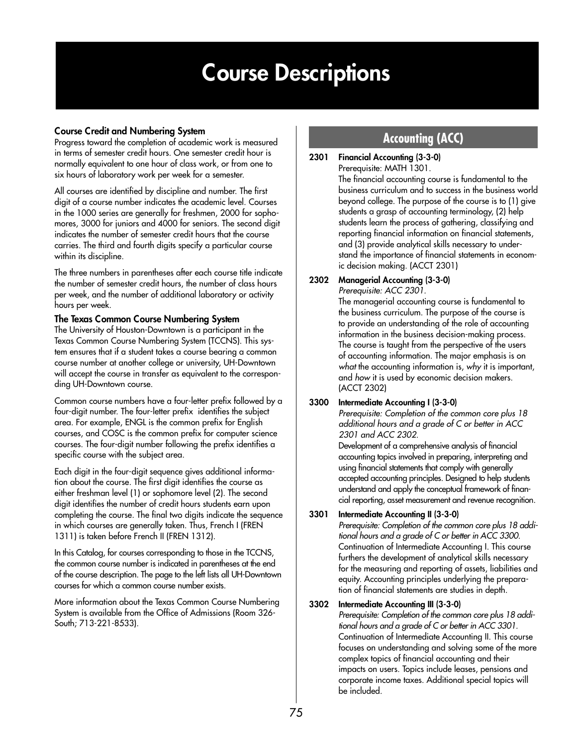# Course Descriptions

### Course Credit and Numbering System

Progress toward the completion of academic work is measured in terms of semester credit hours. One semester credit hour is normally equivalent to one hour of class work, or from one to six hours of laboratory work per week for a semester.

All courses are identified by discipline and number. The first digit of a course number indicates the academic level. Courses in the 1000 series are generally for freshmen, 2000 for sophomores, 3000 for juniors and 4000 for seniors. The second digit indicates the number of semester credit hours that the course carries. The third and fourth digits specify a particular course within its discipline.

The three numbers in parentheses after each course title indicate the number of semester credit hours, the number of class hours per week, and the number of additional laboratory or activity hours per week.

### The Texas Common Course Numbering System

The University of Houston-Downtown is a participant in the Texas Common Course Numbering System (TCCNS). This system ensures that if a student takes a course bearing a common course number at another college or university, UH-Downtown will accept the course in transfer as equivalent to the corresponding UH-Downtown course.

Common course numbers have a four-letter prefix followed by a four-digit number. The four-letter prefix identifies the subject area. For example, ENGL is the common prefix for English courses, and COSC is the common prefix for computer science courses. The four-digit number following the prefix identifies a specific course with the subject area.

Each digit in the four-digit sequence gives additional information about the course. The first digit identifies the course as either freshman level (1) or sophomore level (2). The second digit identifies the number of credit hours students earn upon completing the course. The final two digits indicate the sequence in which courses are generally taken. Thus, French I (FREN 1311) is taken before French II (FREN 1312).

In this Catalog, for courses corresponding to those in the TCCNS, the common course number is indicated in parentheses at the end of the course description. The page to the left lists all UH-Downtown courses for which a common course number exists.

More information about the Texas Common Course Numbering System is available from the Office of Admissions (Room 326-South; 713-221-8533).

## Accounting (ACC)

**2301 Financial Accounting (3-3-0)**
Prerequisite: MATH 1301.
The financial accounting course is fundamental to the business curriculum and to success in the business world beyond college. The purpose of the course is to (1) give students a grasp of accounting terminology, (2) help students learn the process of gathering, classifying and reporting financial information on financial statements, and (3) provide analytical skills necessary to understand the importance of financial statements in economic decision making. (ACCT 2301)

**2302 Managerial Accounting (3-3-0)**
*Prerequisite: ACC 2301.*
The managerial accounting course is fundamental to the business curriculum. The purpose of the course is to provide an understanding of the role of accounting information in the business decision-making process. The course is taught from the perspective of the users of accounting information. The major emphasis is on *what* the accounting information is, *why* it is important, and *how* it is used by economic decision makers. (ACCT 2302)

**3300 Intermediate Accounting I (3-3-0)**
*Prerequisite: Completion of the common core plus 18 additional hours and a grade of C or better in ACC 2301 and ACC 2302.*
Development of a comprehensive analysis of financial accounting topics involved in preparing, interpreting and using financial statements that comply with generally accepted accounting principles. Designed to help students understand and apply the conceptual framework of financial reporting, asset measurement and revenue recognition.

**3301 Intermediate Accounting II (3-3-0)**
*Prerequisite: Completion of the common core plus 18 additional hours and a grade of C or better in ACC 3300.*
Continuation of Intermediate Accounting I. This course furthers the development of analytical skills necessary for the measuring and reporting of assets, liabilities and equity. Accounting principles underlying the preparation of financial statements are studies in depth.

**3302 Intermediate Accounting III (3-3-0)**
*Prerequisite: Completion of the common core plus 18 additional hours and a grade of C or better in ACC 3301.*
Continuation of Intermediate Accounting II. This course focuses on understanding and solving some of the more complex topics of financial accounting and their impacts on users. Topics include leases, pensions and corporate income taxes. Additional special topics will be included.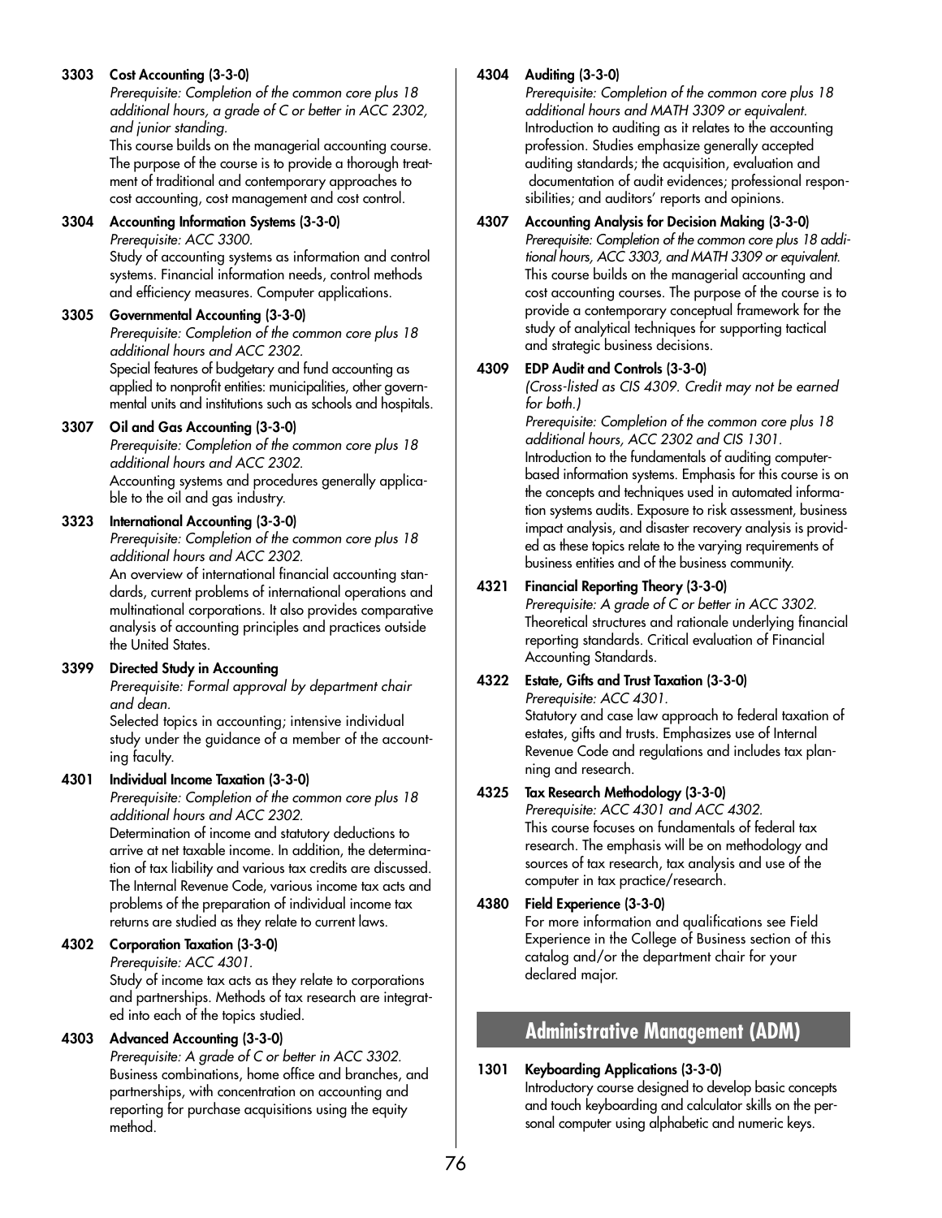**3303 Cost Accounting (3-3-0)**
*Prerequisite: Completion of the common core plus 18 additional hours, a grade of C or better in ACC 2302, and junior standing.*
This course builds on the managerial accounting course. The purpose of the course is to provide a thorough treatment of traditional and contemporary approaches to cost accounting, cost management and cost control.

**3304 Accounting Information Systems (3-3-0)**
*Prerequisite: ACC 3300.*
Study of accounting systems as information and control systems. Financial information needs, control methods and efficiency measures. Computer applications.

**3305 Governmental Accounting (3-3-0)**
*Prerequisite: Completion of the common core plus 18 additional hours and ACC 2302.*
Special features of budgetary and fund accounting as applied to nonprofit entities: municipalities, other governmental units and institutions such as schools and hospitals.

**3307 Oil and Gas Accounting (3-3-0)**
*Prerequisite: Completion of the common core plus 18 additional hours and ACC 2302.*
Accounting systems and procedures generally applicable to the oil and gas industry.

**3323 International Accounting (3-3-0)**
*Prerequisite: Completion of the common core plus 18 additional hours and ACC 2302.*
An overview of international financial accounting standards, current problems of international operations and multinational corporations. It also provides comparative analysis of accounting principles and practices outside the United States.

**3399 Directed Study in Accounting**
*Prerequisite: Formal approval by department chair and dean.*
Selected topics in accounting; intensive individual study under the guidance of a member of the accounting faculty.

**4301 Individual Income Taxation (3-3-0)**
*Prerequisite: Completion of the common core plus 18 additional hours and ACC 2302.*
Determination of income and statutory deductions to arrive at net taxable income. In addition, the determination of tax liability and various tax credits are discussed. The Internal Revenue Code, various income tax acts and problems of the preparation of individual income tax returns are studied as they relate to current laws.

**4302 Corporation Taxation (3-3-0)**
*Prerequisite: ACC 4301.*
Study of income tax acts as they relate to corporations and partnerships. Methods of tax research are integrated into each of the topics studied.

**4303 Advanced Accounting (3-3-0)**
*Prerequisite: A grade of C or better in ACC 3302.*
Business combinations, home office and branches, and partnerships, with concentration on accounting and reporting for purchase acquisitions using the equity method.

**4304 Auditing (3-3-0)**
*Prerequisite: Completion of the common core plus 18 additional hours and MATH 3309 or equivalent.*
Introduction to auditing as it relates to the accounting profession. Studies emphasize generally accepted auditing standards; the acquisition, evaluation and documentation of audit evidences; professional responsibilities; and auditors' reports and opinions.

**4307 Accounting Analysis for Decision Making (3-3-0)**
*Prerequisite: Completion of the common core plus 18 additional hours, ACC 3303, and MATH 3309 or equivalent.*
This course builds on the managerial accounting and cost accounting courses. The purpose of the course is to provide a contemporary conceptual framework for the study of analytical techniques for supporting tactical and strategic business decisions.

**4309 EDP Audit and Controls (3-3-0)**
*(Cross-listed as CIS 4309. Credit may not be earned for both.)*
*Prerequisite: Completion of the common core plus 18 additional hours, ACC 2302 and CIS 1301.*
Introduction to the fundamentals of auditing computer-based information systems. Emphasis for this course is on the concepts and techniques used in automated information systems audits. Exposure to risk assessment, business impact analysis, and disaster recovery analysis is provided as these topics relate to the varying requirements of business entities and of the business community.

**4321 Financial Reporting Theory (3-3-0)**
*Prerequisite: A grade of C or better in ACC 3302.*
Theoretical structures and rationale underlying financial reporting standards. Critical evaluation of Financial Accounting Standards.

**4322 Estate, Gifts and Trust Taxation (3-3-0)**
*Prerequisite: ACC 4301.*
Statutory and case law approach to federal taxation of estates, gifts and trusts. Emphasizes use of Internal Revenue Code and regulations and includes tax planning and research.

**4325 Tax Research Methodology (3-3-0)**
*Prerequisite: ACC 4301 and ACC 4302.*
This course focuses on fundamentals of federal tax research. The emphasis will be on methodology and sources of tax research, tax analysis and use of the computer in tax practice/research.

**4380 Field Experience (3-3-0)**
For more information and qualifications see Field Experience in the College of Business section of this catalog and/or the department chair for your declared major.

## Administrative Management (ADM)

**1301 Keyboarding Applications (3-3-0)**
Introductory course designed to develop basic concepts and touch keyboarding and calculator skills on the personal computer using alphabetic and numeric keys.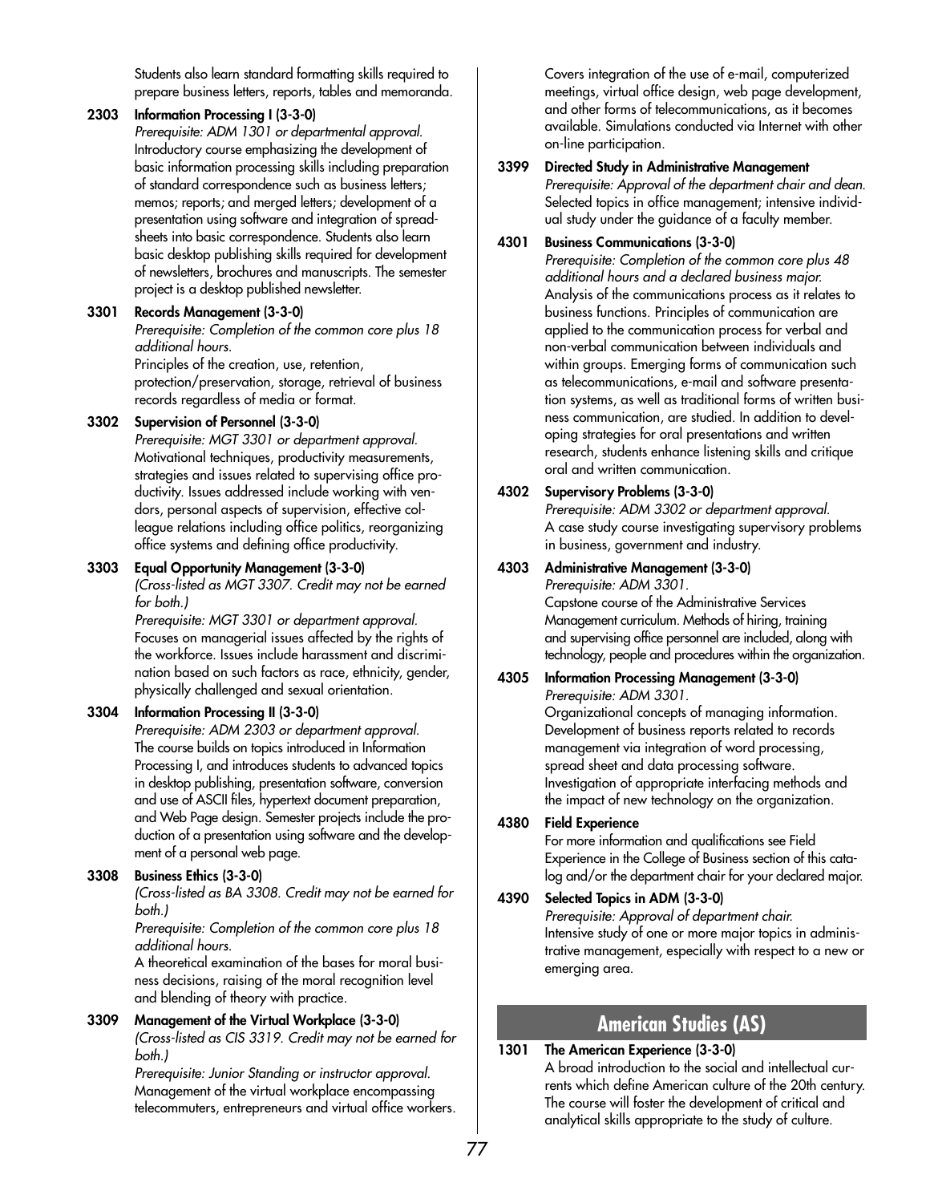Students also learn standard formatting skills required to prepare business letters, reports, tables and memoranda.

**2303 Information Processing I (3-3-0)**
*Prerequisite: ADM 1301 or departmental approval.*
Introductory course emphasizing the development of basic information processing skills including preparation of standard correspondence such as business letters; memos; reports; and merged letters; development of a presentation using software and integration of spreadsheets into basic correspondence. Students also learn basic desktop publishing skills required for development of newsletters, brochures and manuscripts. The semester project is a desktop published newsletter.

**3301 Records Management (3-3-0)**
*Prerequisite: Completion of the common core plus 18 additional hours.*
Principles of the creation, use, retention, protection/preservation, storage, retrieval of business records regardless of media or format.

**3302 Supervision of Personnel (3-3-0)**
*Prerequisite: MGT 3301 or department approval.*
Motivational techniques, productivity measurements, strategies and issues related to supervising office productivity. Issues addressed include working with vendors, personal aspects of supervision, effective colleague relations including office politics, reorganizing office systems and defining office productivity.

**3303 Equal Opportunity Management (3-3-0)**
*(Cross-listed as MGT 3307. Credit may not be earned for both.)*
*Prerequisite: MGT 3301 or department approval.*
Focuses on managerial issues affected by the rights of the workforce. Issues include harassment and discrimination based on such factors as race, ethnicity, gender, physically challenged and sexual orientation.

**3304 Information Processing II (3-3-0)**
*Prerequisite: ADM 2303 or department approval.*
The course builds on topics introduced in Information Processing I, and introduces students to advanced topics in desktop publishing, presentation software, conversion and use of ASCII files, hypertext document preparation, and Web Page design. Semester projects include the production of a presentation using software and the development of a personal web page.

**3308 Business Ethics (3-3-0)**
*(Cross-listed as BA 3308. Credit may not be earned for both.)*
*Prerequisite: Completion of the common core plus 18 additional hours.*
A theoretical examination of the bases for moral business decisions, raising of the moral recognition level and blending of theory with practice.

**3309 Management of the Virtual Workplace (3-3-0)**
*(Cross-listed as CIS 3319. Credit may not be earned for both.)*
*Prerequisite: Junior Standing or instructor approval.*
Management of the virtual workplace encompassing telecommuters, entrepreneurs and virtual office workers. Covers integration of the use of e-mail, computerized meetings, virtual office design, web page development, and other forms of telecommunications, as it becomes available. Simulations conducted via Internet with other on-line participation.

**3399 Directed Study in Administrative Management**
*Prerequisite: Approval of the department chair and dean.*
Selected topics in office management; intensive individual study under the guidance of a faculty member.

**4301 Business Communications (3-3-0)**
*Prerequisite: Completion of the common core plus 48 additional hours and a declared business major.*
Analysis of the communications process as it relates to business functions. Principles of communication are applied to the communication process for verbal and non-verbal communication between individuals and within groups. Emerging forms of communication such as telecommunications, e-mail and software presentation systems, as well as traditional forms of written business communication, are studied. In addition to developing strategies for oral presentations and written research, students enhance listening skills and critique oral and written communication.

**4302 Supervisory Problems (3-3-0)**
*Prerequisite: ADM 3302 or department approval.*
A case study course investigating supervisory problems in business, government and industry.

**4303 Administrative Management (3-3-0)**
*Prerequisite: ADM 3301.*
Capstone course of the Administrative Services Management curriculum. Methods of hiring, training and supervising office personnel are included, along with technology, people and procedures within the organization.

**4305 Information Processing Management (3-3-0)**
*Prerequisite: ADM 3301.*
Organizational concepts of managing information. Development of business reports related to records management via integration of word processing, spread sheet and data processing software. Investigation of appropriate interfacing methods and the impact of new technology on the organization.

**4380 Field Experience**
For more information and qualifications see Field Experience in the College of Business section of this catalog and/or the department chair for your declared major.

**4390 Selected Topics in ADM (3-3-0)**
*Prerequisite: Approval of department chair.*
Intensive study of one or more major topics in administrative management, especially with respect to a new or emerging area.

## American Studies (AS)

**1301 The American Experience (3-3-0)**
A broad introduction to the social and intellectual currents which define American culture of the 20th century. The course will foster the development of critical and analytical skills appropriate to the study of culture.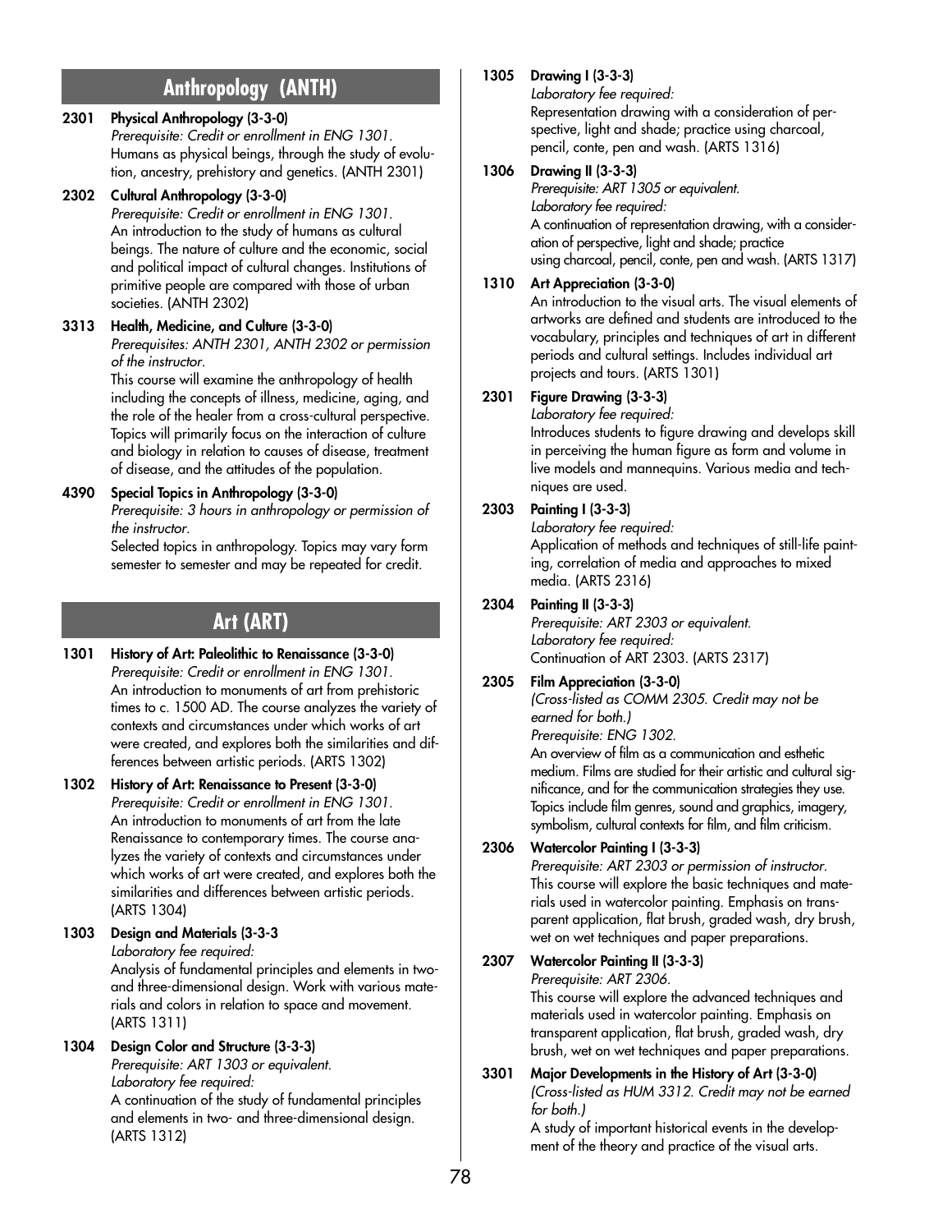## Anthropology (ANTH)

**2301 Physical Anthropology (3-3-0)**
*Prerequisite: Credit or enrollment in ENG 1301.*
Humans as physical beings, through the study of evolution, ancestry, prehistory and genetics. (ANTH 2301)

**2302 Cultural Anthropology (3-3-0)**
*Prerequisite: Credit or enrollment in ENG 1301.*
An introduction to the study of humans as cultural beings. The nature of culture and the economic, social and political impact of cultural changes. Institutions of primitive people are compared with those of urban societies. (ANTH 2302)

**3313 Health, Medicine, and Culture (3-3-0)**
*Prerequisites: ANTH 2301, ANTH 2302 or permission of the instructor.*
This course will examine the anthropology of health including the concepts of illness, medicine, aging, and the role of the healer from a cross-cultural perspective. Topics will primarily focus on the interaction of culture and biology in relation to causes of disease, treatment of disease, and the attitudes of the population.

**4390 Special Topics in Anthropology (3-3-0)**
*Prerequisite: 3 hours in anthropology or permission of the instructor.*
Selected topics in anthropology. Topics may vary form semester to semester and may be repeated for credit.

## Art (ART)

**1301 History of Art: Paleolithic to Renaissance (3-3-0)**
*Prerequisite: Credit or enrollment in ENG 1301.*
An introduction to monuments of art from prehistoric times to c. 1500 AD. The course analyzes the variety of contexts and circumstances under which works of art were created, and explores both the similarities and differences between artistic periods. (ARTS 1302)

**1302 History of Art: Renaissance to Present (3-3-0)**
*Prerequisite: Credit or enrollment in ENG 1301.*
An introduction to monuments of art from the late Renaissance to contemporary times. The course analyzes the variety of contexts and circumstances under which works of art were created, and explores both the similarities and differences between artistic periods. (ARTS 1304)

**1303 Design and Materials (3-3-3**
*Laboratory fee required:*
Analysis of fundamental principles and elements in two- and three-dimensional design. Work with various materials and colors in relation to space and movement. (ARTS 1311)

**1304 Design Color and Structure (3-3-3)**
*Prerequisite: ART 1303 or equivalent.*
*Laboratory fee required:*
A continuation of the study of fundamental principles and elements in two- and three-dimensional design. (ARTS 1312)

**1305 Drawing I (3-3-3)**
*Laboratory fee required:*
Representation drawing with a consideration of perspective, light and shade; practice using charcoal, pencil, conte, pen and wash. (ARTS 1316)

**1306 Drawing II (3-3-3)**
*Prerequisite: ART 1305 or equivalent.*
*Laboratory fee required:*
A continuation of representation drawing, with a consideration of perspective, light and shade; practice using charcoal, pencil, conte, pen and wash. (ARTS 1317)

**1310 Art Appreciation (3-3-0)**
An introduction to the visual arts. The visual elements of artworks are defined and students are introduced to the vocabulary, principles and techniques of art in different periods and cultural settings. Includes individual art projects and tours. (ARTS 1301)

**2301 Figure Drawing (3-3-3)**
*Laboratory fee required:*
Introduces students to figure drawing and develops skill in perceiving the human figure as form and volume in live models and mannequins. Various media and techniques are used.

**2303 Painting I (3-3-3)**
*Laboratory fee required:*
Application of methods and techniques of still-life painting, correlation of media and approaches to mixed media. (ARTS 2316)

**2304 Painting II (3-3-3)**
*Prerequisite: ART 2303 or equivalent.*
*Laboratory fee required:*
Continuation of ART 2303. (ARTS 2317)

**2305 Film Appreciation (3-3-0)**
*(Cross-listed as COMM 2305. Credit may not be earned for both.)*
*Prerequisite: ENG 1302.*
An overview of film as a communication and esthetic medium. Films are studied for their artistic and cultural significance, and for the communication strategies they use. Topics include film genres, sound and graphics, imagery, symbolism, cultural contexts for film, and film criticism.

**2306 Watercolor Painting I (3-3-3)**
*Prerequisite: ART 2303 or permission of instructor.*
This course will explore the basic techniques and materials used in watercolor painting. Emphasis on transparent application, flat brush, graded wash, dry brush, wet on wet techniques and paper preparations.

**2307 Watercolor Painting II (3-3-3)**
*Prerequisite: ART 2306.*
This course will explore the advanced techniques and materials used in watercolor painting. Emphasis on transparent application, flat brush, graded wash, dry brush, wet on wet techniques and paper preparations.

**3301 Major Developments in the History of Art (3-3-0)**
*(Cross-listed as HUM 3312. Credit may not be earned for both.)*
A study of important historical events in the development of the theory and practice of the visual arts.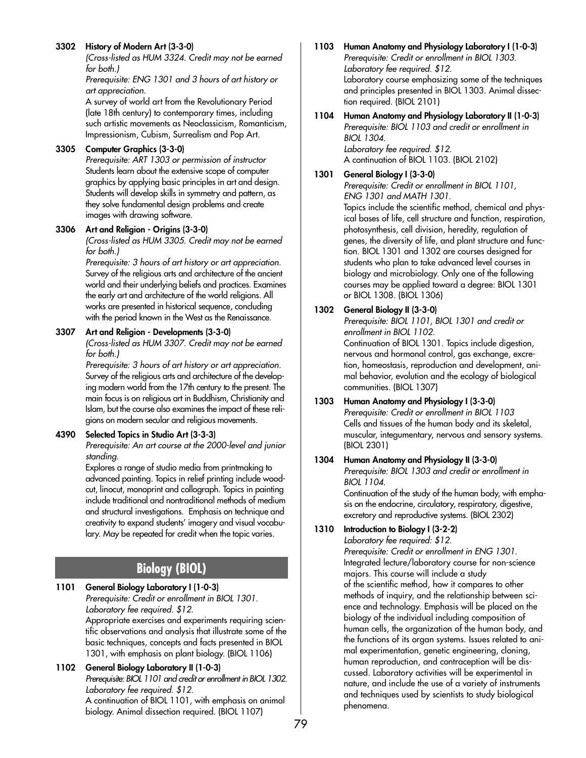**3302 History of Modern Art (3-3-0)**
*(Cross-listed as HUM 3324. Credit may not be earned for both.)*
*Prerequisite: ENG 1301 and 3 hours of art history or art appreciation.*
A survey of world art from the Revolutionary Period (late 18th century) to contemporary times, including such artistic movements as Neoclassicism, Romanticism, Impressionism, Cubism, Surrealism and Pop Art.

**3305 Computer Graphics (3-3-0)**
*Prerequisite: ART 1303 or permission of instructor*
Students learn about the extensive scope of computer graphics by applying basic principles in art and design. Students will develop skills in symmetry and pattern, as they solve fundamental design problems and create images with drawing software.

**3306 Art and Religion - Origins (3-3-0)**
*(Cross-listed as HUM 3305. Credit may not be earned for both.)*
*Prerequisite: 3 hours of art history or art appreciation.*
Survey of the religious arts and architecture of the ancient world and their underlying beliefs and practices. Examines the early art and architecture of the world religions. All works are presented in historical sequence, concluding with the period known in the West as the Renaissance.

**3307 Art and Religion - Developments (3-3-0)**
*(Cross-listed as HUM 3307. Credit may not be earned for both.)*
*Prerequisite: 3 hours of art history or art appreciation.*
Survey of the religious arts and architecture of the developing modern world from the 17th century to the present. The main focus is on religious art in Buddhism, Christianity and Islam, but the course also examines the impact of these religions on modern secular and religious movements.

**4390 Selected Topics in Studio Art (3-3-3)**
*Prerequisite: An art course at the 2000-level and junior standing.*
Explores a range of studio media from printmaking to advanced painting. Topics in relief printing include woodcut, linocut, monoprint and collograph. Topics in painting include traditional and nontraditional methods of medium and structural investigations. Emphasis on technique and creativity to expand students' imagery and visual vocabulary. May be repeated for credit when the topic varies.

## Biology (BIOL)

**1101 General Biology Laboratory I (1-0-3)**
*Prerequisite: Credit or enrollment in BIOL 1301.*
*Laboratory fee required. $12.*
Appropriate exercises and experiments requiring scientific observations and analysis that illustrate some of the basic techniques, concepts and facts presented in BIOL 1301, with emphasis on plant biology. (BIOL 1106)

**1102 General Biology Laboratory II (1-0-3)**
*Prerequisite: BIOL 1101 and credit or enrollment in BIOL 1302.*
*Laboratory fee required. $12.*
A continuation of BIOL 1101, with emphasis on animal biology. Animal dissection required. (BIOL 1107)

**1103 Human Anatomy and Physiology Laboratory I (1-0-3)**
*Prerequisite: Credit or enrollment in BIOL 1303.*
*Laboratory fee required. $12.*
Laboratory course emphasizing some of the techniques and principles presented in BIOL 1303. Animal dissection required. (BIOL 2101)

**1104 Human Anatomy and Physiology Laboratory II (1-0-3)**
*Prerequisite: BIOL 1103 and credit or enrollment in BIOL 1304.*
*Laboratory fee required. $12.*
A continuation of BIOL 1103. (BIOL 2102)

**1301 General Biology I (3-3-0)**
*Prerequisite: Credit or enrollment in BIOL 1101, ENG 1301 and MATH 1301.*
Topics include the scientific method, chemical and physical bases of life, cell structure and function, respiration, photosynthesis, cell division, heredity, regulation of genes, the diversity of life, and plant structure and function. BIOL 1301 and 1302 are courses designed for students who plan to take advanced level courses in biology and microbiology. Only one of the following courses may be applied toward a degree: BIOL 1301 or BIOL 1308. (BIOL 1306)

**1302 General Biology II (3-3-0)**
*Prerequisite: BIOL 1101, BIOL 1301 and credit or enrollment in BIOL 1102.*
Continuation of BIOL 1301. Topics include digestion, nervous and hormonal control, gas exchange, excretion, homeostasis, reproduction and development, animal behavior, evolution and the ecology of biological communities. (BIOL 1307)

**1303 Human Anatomy and Physiology I (3-3-0)**
*Prerequisite: Credit or enrollment in BIOL 1103*
Cells and tissues of the human body and its skeletal, muscular, integumentary, nervous and sensory systems. (BIOL 2301)

**1304 Human Anatomy and Physiology II (3-3-0)**
*Prerequisite: BIOL 1303 and credit or enrollment in BIOL 1104.*
Continuation of the study of the human body, with emphasis on the endocrine, circulatory, respiratory, digestive, excretory and reproductive systems. (BIOL 2302)

**1310 Introduction to Biology I (3-2-2)**
*Laboratory fee required: $12.*
*Prerequisite: Credit or enrollment in ENG 1301.*
Integrated lecture/laboratory course for non-science majors. This course will include a study of the scientific method, how it compares to other methods of inquiry, and the relationship between science and technology. Emphasis will be placed on the biology of the individual including composition of human cells, the organization of the human body, and the functions of its organ systems. Issues related to animal experimentation, genetic engineering, cloning, human reproduction, and contraception will be discussed. Laboratory activities will be experimental in nature, and include the use of a variety of instruments and techniques used by scientists to study biological phenomena.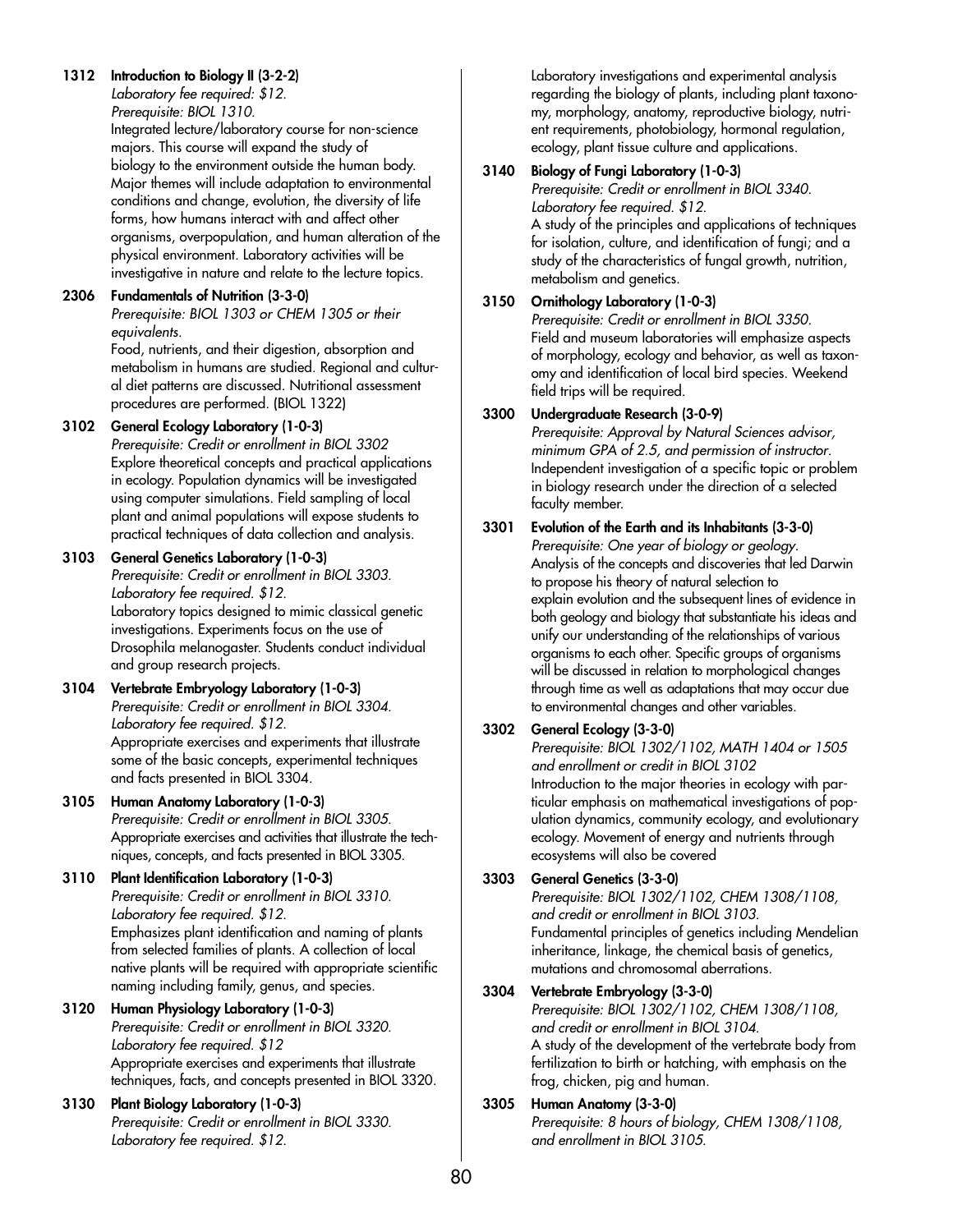**1312 Introduction to Biology II (3-2-2)**
*Laboratory fee required: $12.*
*Prerequisite: BIOL 1310.*
Integrated lecture/laboratory course for non-science majors. This course will expand the study of biology to the environment outside the human body. Major themes will include adaptation to environmental conditions and change, evolution, the diversity of life forms, how humans interact with and affect other organisms, overpopulation, and human alteration of the physical environment. Laboratory activities will be investigative in nature and relate to the lecture topics.

**2306 Fundamentals of Nutrition (3-3-0)**
*Prerequisite: BIOL 1303 or CHEM 1305 or their equivalents.*
Food, nutrients, and their digestion, absorption and metabolism in humans are studied. Regional and cultural diet patterns are discussed. Nutritional assessment procedures are performed. (BIOL 1322)

**3102 General Ecology Laboratory (1-0-3)**
*Prerequisite: Credit or enrollment in BIOL 3302*
Explore theoretical concepts and practical applications in ecology. Population dynamics will be investigated using computer simulations. Field sampling of local plant and animal populations will expose students to practical techniques of data collection and analysis.

**3103 General Genetics Laboratory (1-0-3)**
*Prerequisite: Credit or enrollment in BIOL 3303.*
*Laboratory fee required. $12.*
Laboratory topics designed to mimic classical genetic investigations. Experiments focus on the use of Drosophila melanogaster. Students conduct individual and group research projects.

**3104 Vertebrate Embryology Laboratory (1-0-3)**
*Prerequisite: Credit or enrollment in BIOL 3304.*
*Laboratory fee required. $12.*
Appropriate exercises and experiments that illustrate some of the basic concepts, experimental techniques and facts presented in BIOL 3304.

**3105 Human Anatomy Laboratory (1-0-3)**
*Prerequisite: Credit or enrollment in BIOL 3305.*
Appropriate exercises and activities that illustrate the techniques, concepts, and facts presented in BIOL 3305.

**3110 Plant Identification Laboratory (1-0-3)**
*Prerequisite: Credit or enrollment in BIOL 3310.*
*Laboratory fee required. $12.*
Emphasizes plant identification and naming of plants from selected families of plants. A collection of local native plants will be required with appropriate scientific naming including family, genus, and species.

**3120 Human Physiology Laboratory (1-0-3)**
*Prerequisite: Credit or enrollment in BIOL 3320.*
*Laboratory fee required. $12*
Appropriate exercises and experiments that illustrate techniques, facts, and concepts presented in BIOL 3320.

**3130 Plant Biology Laboratory (1-0-3)**
*Prerequisite: Credit or enrollment in BIOL 3330.*
*Laboratory fee required. $12.*
Laboratory investigations and experimental analysis regarding the biology of plants, including plant taxonomy, morphology, anatomy, reproductive biology, nutrient requirements, photobiology, hormonal regulation, ecology, plant tissue culture and applications.

**3140 Biology of Fungi Laboratory (1-0-3)**
*Prerequisite: Credit or enrollment in BIOL 3340.*
*Laboratory fee required. $12.*
A study of the principles and applications of techniques for isolation, culture, and identification of fungi; and a study of the characteristics of fungal growth, nutrition, metabolism and genetics.

**3150 Ornithology Laboratory (1-0-3)**
*Prerequisite: Credit or enrollment in BIOL 3350.*
Field and museum laboratories will emphasize aspects of morphology, ecology and behavior, as well as taxonomy and identification of local bird species. Weekend field trips will be required.

**3300 Undergraduate Research (3-0-9)**
*Prerequisite: Approval by Natural Sciences advisor, minimum GPA of 2.5, and permission of instructor.*
Independent investigation of a specific topic or problem in biology research under the direction of a selected faculty member.

**3301 Evolution of the Earth and its Inhabitants (3-3-0)**
*Prerequisite: One year of biology or geology.*
Analysis of the concepts and discoveries that led Darwin to propose his theory of natural selection to explain evolution and the subsequent lines of evidence in both geology and biology that substantiate his ideas and unify our understanding of the relationships of various organisms to each other. Specific groups of organisms will be discussed in relation to morphological changes through time as well as adaptations that may occur due to environmental changes and other variables.

**3302 General Ecology (3-3-0)**
*Prerequisite: BIOL 1302/1102, MATH 1404 or 1505 and enrollment or credit in BIOL 3102*
Introduction to the major theories in ecology with particular emphasis on mathematical investigations of population dynamics, community ecology, and evolutionary ecology. Movement of energy and nutrients through ecosystems will also be covered

**3303 General Genetics (3-3-0)**
*Prerequisite: BIOL 1302/1102, CHEM 1308/1108, and credit or enrollment in BIOL 3103.*
Fundamental principles of genetics including Mendelian inheritance, linkage, the chemical basis of genetics, mutations and chromosomal aberrations.

**3304 Vertebrate Embryology (3-3-0)**
*Prerequisite: BIOL 1302/1102, CHEM 1308/1108, and credit or enrollment in BIOL 3104.*
A study of the development of the vertebrate body from fertilization to birth or hatching, with emphasis on the frog, chicken, pig and human.

**3305 Human Anatomy (3-3-0)**
*Prerequisite: 8 hours of biology, CHEM 1308/1108, and enrollment in BIOL 3105.*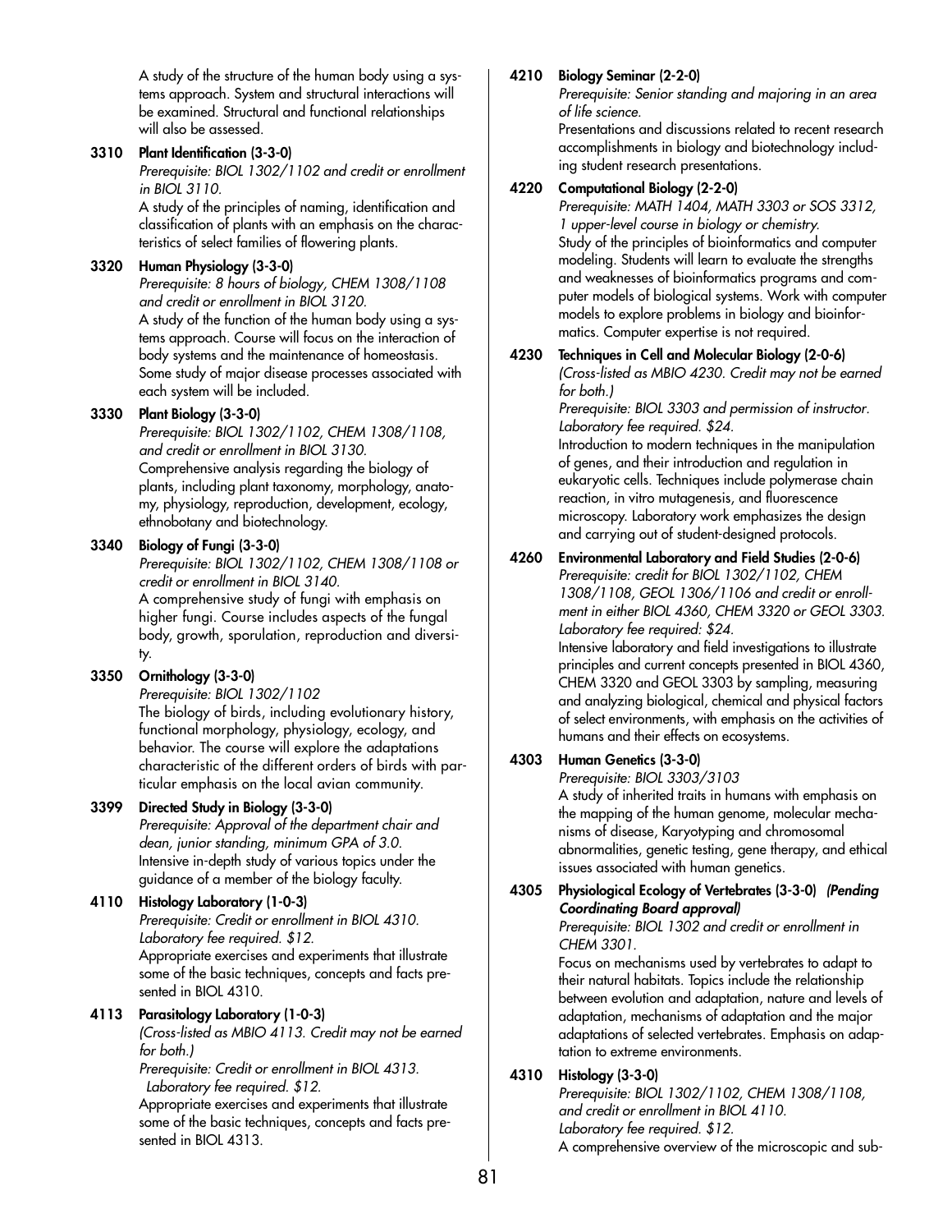A study of the structure of the human body using a systems approach. System and structural interactions will be examined. Structural and functional relationships will also be assessed.

**3310 Plant Identification (3-3-0)**
*Prerequisite: BIOL 1302/1102 and credit or enrollment in BIOL 3110.*
A study of the principles of naming, identification and classification of plants with an emphasis on the characteristics of select families of flowering plants.

**3320 Human Physiology (3-3-0)**
*Prerequisite: 8 hours of biology, CHEM 1308/1108 and credit or enrollment in BIOL 3120.*
A study of the function of the human body using a systems approach. Course will focus on the interaction of body systems and the maintenance of homeostasis. Some study of major disease processes associated with each system will be included.

**3330 Plant Biology (3-3-0)**
*Prerequisite: BIOL 1302/1102, CHEM 1308/1108, and credit or enrollment in BIOL 3130.*
Comprehensive analysis regarding the biology of plants, including plant taxonomy, morphology, anatomy, physiology, reproduction, development, ecology, ethnobotany and biotechnology.

**3340 Biology of Fungi (3-3-0)**
*Prerequisite: BIOL 1302/1102, CHEM 1308/1108 or credit or enrollment in BIOL 3140.*
A comprehensive study of fungi with emphasis on higher fungi. Course includes aspects of the fungal body, growth, sporulation, reproduction and diversity.

**3350 Ornithology (3-3-0)**
*Prerequisite: BIOL 1302/1102*
The biology of birds, including evolutionary history, functional morphology, physiology, ecology, and behavior. The course will explore the adaptations characteristic of the different orders of birds with particular emphasis on the local avian community.

**3399 Directed Study in Biology (3-3-0)**
*Prerequisite: Approval of the department chair and dean, junior standing, minimum GPA of 3.0.*
Intensive in-depth study of various topics under the guidance of a member of the biology faculty.

**4110 Histology Laboratory (1-0-3)**
*Prerequisite: Credit or enrollment in BIOL 4310. Laboratory fee required. $12.*
Appropriate exercises and experiments that illustrate some of the basic techniques, concepts and facts presented in BIOL 4310.

**4113 Parasitology Laboratory (1-0-3)**
*(Cross-listed as MBIO 4113. Credit may not be earned for both.)*
*Prerequisite: Credit or enrollment in BIOL 4313. Laboratory fee required. $12.*
Appropriate exercises and experiments that illustrate some of the basic techniques, concepts and facts presented in BIOL 4313.

**4210 Biology Seminar (2-2-0)**
*Prerequisite: Senior standing and majoring in an area of life science.*
Presentations and discussions related to recent research accomplishments in biology and biotechnology including student research presentations.

**4220 Computational Biology (2-2-0)**
*Prerequisite: MATH 1404, MATH 3303 or SOS 3312, 1 upper-level course in biology or chemistry.*
Study of the principles of bioinformatics and computer modeling. Students will learn to evaluate the strengths and weaknesses of bioinformatics programs and computer models of biological systems. Work with computer models to explore problems in biology and bioinformatics. Computer expertise is not required.

**4230 Techniques in Cell and Molecular Biology (2-0-6)**
*(Cross-listed as MBIO 4230. Credit may not be earned for both.)*
*Prerequisite: BIOL 3303 and permission of instructor. Laboratory fee required. $24.*
Introduction to modern techniques in the manipulation of genes, and their introduction and regulation in eukaryotic cells. Techniques include polymerase chain reaction, in vitro mutagenesis, and fluorescence microscopy. Laboratory work emphasizes the design and carrying out of student-designed protocols.

**4260 Environmental Laboratory and Field Studies (2-0-6)**
*Prerequisite: credit for BIOL 1302/1102, CHEM 1308/1108, GEOL 1306/1106 and credit or enrollment in either BIOL 4360, CHEM 3320 or GEOL 3303. Laboratory fee required: $24.*
Intensive laboratory and field investigations to illustrate principles and current concepts presented in BIOL 4360, CHEM 3320 and GEOL 3303 by sampling, measuring and analyzing biological, chemical and physical factors of select environments, with emphasis on the activities of humans and their effects on ecosystems.

**4303 Human Genetics (3-3-0)**
*Prerequisite: BIOL 3303/3103*
A study of inherited traits in humans with emphasis on the mapping of the human genome, molecular mechanisms of disease, Karyotyping and chromosomal abnormalities, genetic testing, gene therapy, and ethical issues associated with human genetics.

**4305 Physiological Ecology of Vertebrates (3-3-0)** ***(Pending Coordinating Board approval)***
*Prerequisite: BIOL 1302 and credit or enrollment in CHEM 3301.*
Focus on mechanisms used by vertebrates to adapt to their natural habitats. Topics include the relationship between evolution and adaptation, nature and levels of adaptation, mechanisms of adaptation and the major adaptations of selected vertebrates. Emphasis on adaptation to extreme environments.

**4310 Histology (3-3-0)**
*Prerequisite: BIOL 1302/1102, CHEM 1308/1108, and credit or enrollment in BIOL 4110. Laboratory fee required. $12.*
A comprehensive overview of the microscopic and sub-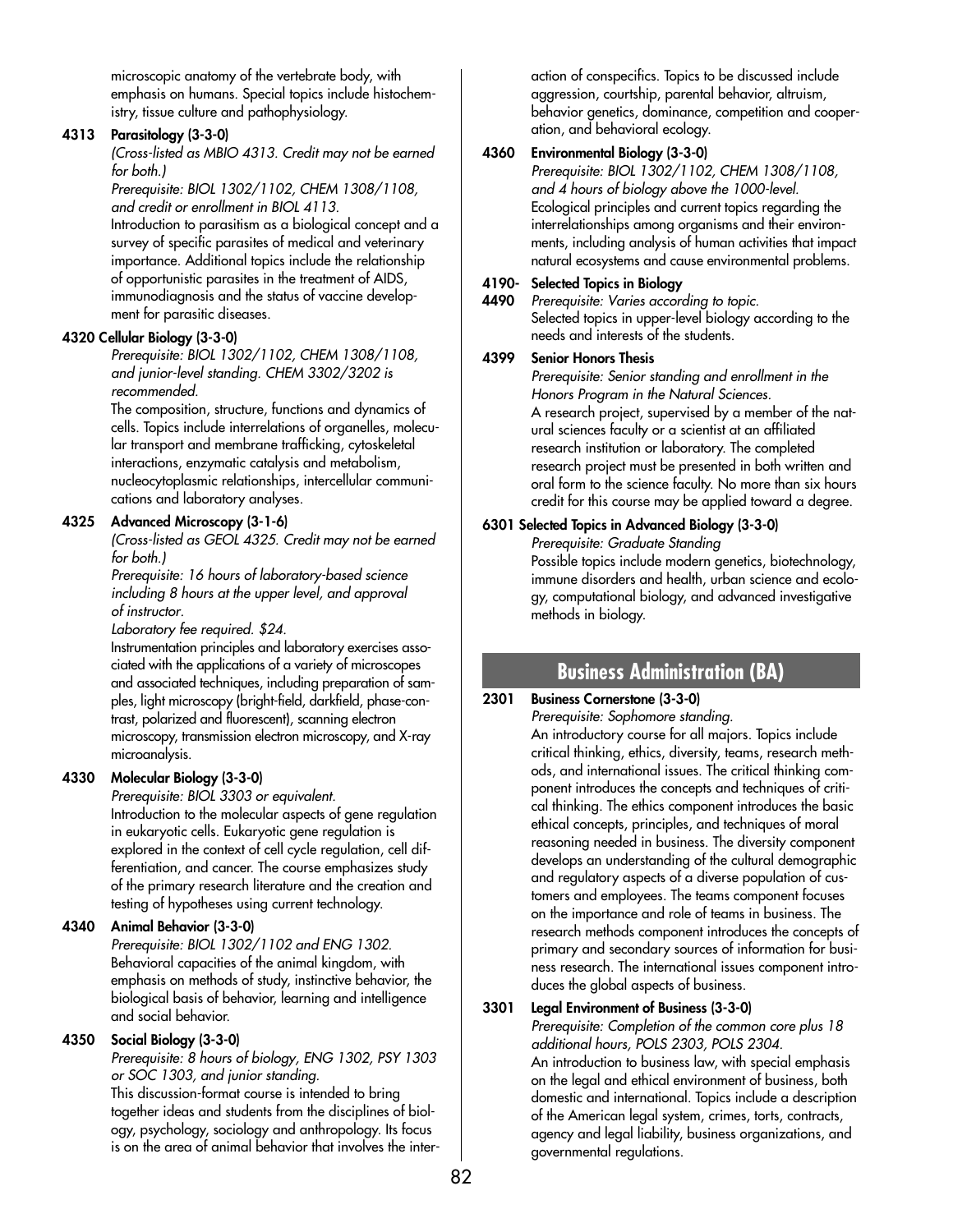microscopic anatomy of the vertebrate body, with emphasis on humans. Special topics include histochemistry, tissue culture and pathophysiology.

**4313 Parasitology (3-3-0)**

*(Cross-listed as MBIO 4313. Credit may not be earned for both.)*

*Prerequisite: BIOL 1302/1102, CHEM 1308/1108, and credit or enrollment in BIOL 4113.*

Introduction to parasitism as a biological concept and a survey of specific parasites of medical and veterinary importance. Additional topics include the relationship of opportunistic parasites in the treatment of AIDS, immunodiagnosis and the status of vaccine development for parasitic diseases.

**4320 Cellular Biology (3-3-0)**

*Prerequisite: BIOL 1302/1102, CHEM 1308/1108, and junior-level standing. CHEM 3302/3202 is recommended.*

The composition, structure, functions and dynamics of cells. Topics include interrelations of organelles, molecular transport and membrane trafficking, cytoskeletal interactions, enzymatic catalysis and metabolism, nucleocytoplasmic relationships, intercellular communications and laboratory analyses.

**4325 Advanced Microscopy (3-1-6)**

*(Cross-listed as GEOL 4325. Credit may not be earned for both.)*

*Prerequisite: 16 hours of laboratory-based science including 8 hours at the upper level, and approval of instructor.*

*Laboratory fee required. $24.*

Instrumentation principles and laboratory exercises associated with the applications of a variety of microscopes and associated techniques, including preparation of samples, light microscopy (bright-field, darkfield, phase-contrast, polarized and fluorescent), scanning electron microscopy, transmission electron microscopy, and X-ray microanalysis.

**4330 Molecular Biology (3-3-0)**

*Prerequisite: BIOL 3303 or equivalent.*

Introduction to the molecular aspects of gene regulation in eukaryotic cells. Eukaryotic gene regulation is explored in the context of cell cycle regulation, cell differentiation, and cancer. The course emphasizes study of the primary research literature and the creation and testing of hypotheses using current technology.

**4340 Animal Behavior (3-3-0)**

*Prerequisite: BIOL 1302/1102 and ENG 1302.*

Behavioral capacities of the animal kingdom, with emphasis on methods of study, instinctive behavior, the biological basis of behavior, learning and intelligence and social behavior.

**4350 Social Biology (3-3-0)**

*Prerequisite: 8 hours of biology, ENG 1302, PSY 1303 or SOC 1303, and junior standing.*

This discussion-format course is intended to bring together ideas and students from the disciplines of biology, psychology, sociology and anthropology. Its focus is on the area of animal behavior that involves the interaction of conspecifics. Topics to be discussed include aggression, courtship, parental behavior, altruism, behavior genetics, dominance, competition and cooperation, and behavioral ecology.

**4360 Environmental Biology (3-3-0)**

*Prerequisite: BIOL 1302/1102, CHEM 1308/1108, and 4 hours of biology above the 1000-level.*

Ecological principles and current topics regarding the interrelationships among organisms and their environments, including analysis of human activities that impact natural ecosystems and cause environmental problems.

**4190-4490 Selected Topics in Biology**

*Prerequisite: Varies according to topic.*

Selected topics in upper-level biology according to the needs and interests of the students.

**4399 Senior Honors Thesis**

*Prerequisite: Senior standing and enrollment in the Honors Program in the Natural Sciences.*

A research project, supervised by a member of the natural sciences faculty or a scientist at an affiliated research institution or laboratory. The completed research project must be presented in both written and oral form to the science faculty. No more than six hours credit for this course may be applied toward a degree.

**6301 Selected Topics in Advanced Biology (3-3-0)**

*Prerequisite: Graduate Standing*

Possible topics include modern genetics, biotechnology, immune disorders and health, urban science and ecology, computational biology, and advanced investigative methods in biology.

## Business Administration (BA)

**2301 Business Cornerstone (3-3-0)**

*Prerequisite: Sophomore standing.*

An introductory course for all majors. Topics include critical thinking, ethics, diversity, teams, research methods, and international issues. The critical thinking component introduces the concepts and techniques of critical thinking. The ethics component introduces the basic ethical concepts, principles, and techniques of moral reasoning needed in business. The diversity component develops an understanding of the cultural demographic and regulatory aspects of a diverse population of customers and employees. The teams component focuses on the importance and role of teams in business. The research methods component introduces the concepts of primary and secondary sources of information for business research. The international issues component introduces the global aspects of business.

**3301 Legal Environment of Business (3-3-0)**

*Prerequisite: Completion of the common core plus 18 additional hours, POLS 2303, POLS 2304.*

An introduction to business law, with special emphasis on the legal and ethical environment of business, both domestic and international. Topics include a description of the American legal system, crimes, torts, contracts, agency and legal liability, business organizations, and governmental regulations.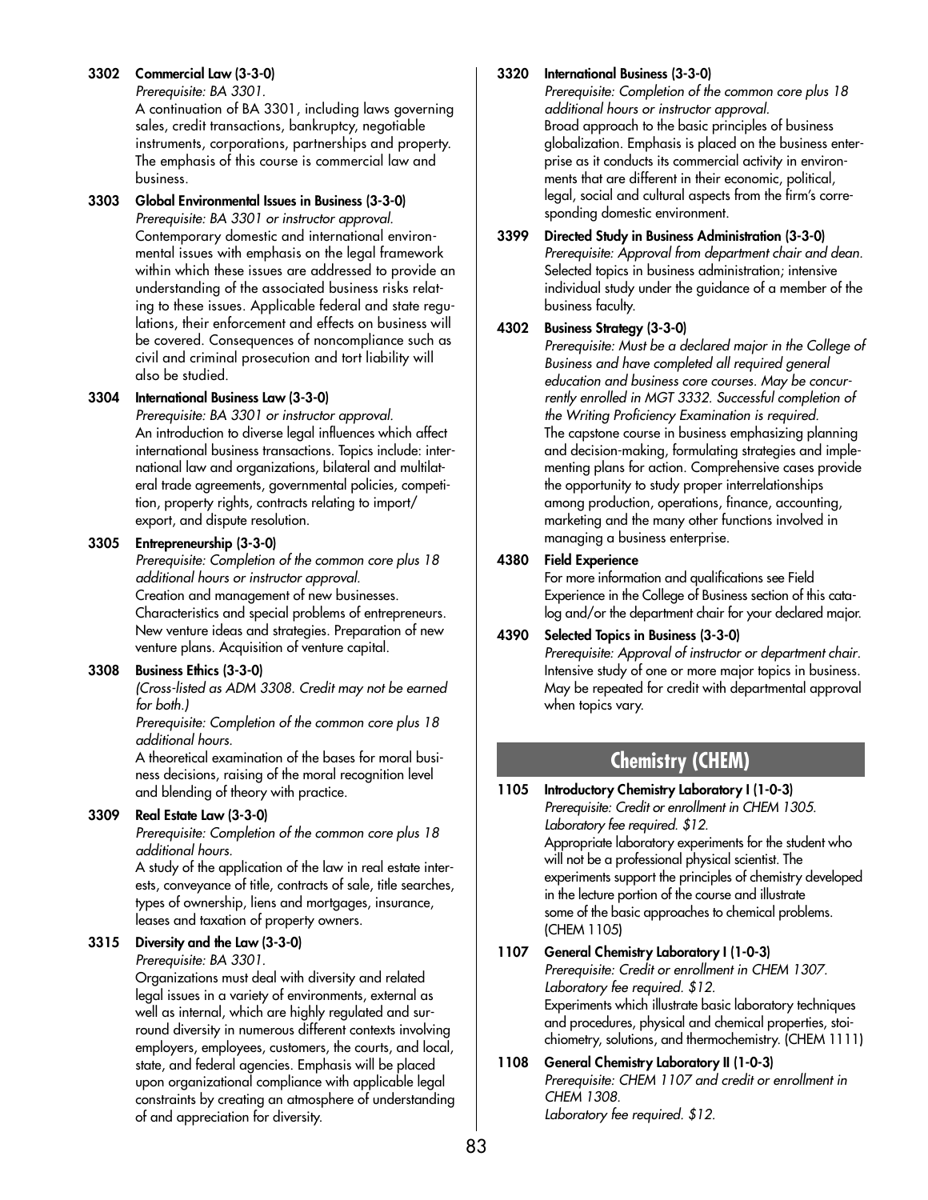**3302 Commercial Law (3-3-0)**
*Prerequisite: BA 3301.*
A continuation of BA 3301, including laws governing sales, credit transactions, bankruptcy, negotiable instruments, corporations, partnerships and property. The emphasis of this course is commercial law and business.

**3303 Global Environmental Issues in Business (3-3-0)**
*Prerequisite: BA 3301 or instructor approval.*
Contemporary domestic and international environmental issues with emphasis on the legal framework within which these issues are addressed to provide an understanding of the associated business risks relating to these issues. Applicable federal and state regulations, their enforcement and effects on business will be covered. Consequences of noncompliance such as civil and criminal prosecution and tort liability will also be studied.

**3304 International Business Law (3-3-0)**
*Prerequisite: BA 3301 or instructor approval.*
An introduction to diverse legal influences which affect international business transactions. Topics include: international law and organizations, bilateral and multilateral trade agreements, governmental policies, competition, property rights, contracts relating to import/export, and dispute resolution.

**3305 Entrepreneurship (3-3-0)**
*Prerequisite: Completion of the common core plus 18 additional hours or instructor approval.*
Creation and management of new businesses. Characteristics and special problems of entrepreneurs. New venture ideas and strategies. Preparation of new venture plans. Acquisition of venture capital.

**3308 Business Ethics (3-3-0)**
*(Cross-listed as ADM 3308. Credit may not be earned for both.)*
*Prerequisite: Completion of the common core plus 18 additional hours.*
A theoretical examination of the bases for moral business decisions, raising of the moral recognition level and blending of theory with practice.

**3309 Real Estate Law (3-3-0)**
*Prerequisite: Completion of the common core plus 18 additional hours.*
A study of the application of the law in real estate interests, conveyance of title, contracts of sale, title searches, types of ownership, liens and mortgages, insurance, leases and taxation of property owners.

**3315 Diversity and the Law (3-3-0)**
*Prerequisite: BA 3301.*
Organizations must deal with diversity and related legal issues in a variety of environments, external as well as internal, which are highly regulated and surround diversity in numerous different contexts involving employers, employees, customers, the courts, and local, state, and federal agencies. Emphasis will be placed upon organizational compliance with applicable legal constraints by creating an atmosphere of understanding of and appreciation for diversity.

**3320 International Business (3-3-0)**
*Prerequisite: Completion of the common core plus 18 additional hours or instructor approval.*
Broad approach to the basic principles of business globalization. Emphasis is placed on the business enterprise as it conducts its commercial activity in environments that are different in their economic, political, legal, social and cultural aspects from the firm's corresponding domestic environment.

**3399 Directed Study in Business Administration (3-3-0)**
*Prerequisite: Approval from department chair and dean.*
Selected topics in business administration; intensive individual study under the guidance of a member of the business faculty.

**4302 Business Strategy (3-3-0)**
*Prerequisite: Must be a declared major in the College of Business and have completed all required general education and business core courses. May be concurrently enrolled in MGT 3332. Successful completion of the Writing Proficiency Examination is required.*
The capstone course in business emphasizing planning and decision-making, formulating strategies and implementing plans for action. Comprehensive cases provide the opportunity to study proper interrelationships among production, operations, finance, accounting, marketing and the many other functions involved in managing a business enterprise.

**4380 Field Experience**
For more information and qualifications see Field Experience in the College of Business section of this catalog and/or the department chair for your declared major.

**4390 Selected Topics in Business (3-3-0)**
*Prerequisite: Approval of instructor or department chair.*
Intensive study of one or more major topics in business. May be repeated for credit with departmental approval when topics vary.

## Chemistry (CHEM)

**1105 Introductory Chemistry Laboratory I (1-0-3)**
*Prerequisite: Credit or enrollment in CHEM 1305. Laboratory fee required. $12.*
Appropriate laboratory experiments for the student who will not be a professional physical scientist. The experiments support the principles of chemistry developed in the lecture portion of the course and illustrate some of the basic approaches to chemical problems. (CHEM 1105)

**1107 General Chemistry Laboratory I (1-0-3)**
*Prerequisite: Credit or enrollment in CHEM 1307. Laboratory fee required. $12.*
Experiments which illustrate basic laboratory techniques and procedures, physical and chemical properties, stoichiometry, solutions, and thermochemistry. (CHEM 1111)

**1108 General Chemistry Laboratory II (1-0-3)**
*Prerequisite: CHEM 1107 and credit or enrollment in CHEM 1308. Laboratory fee required. $12.*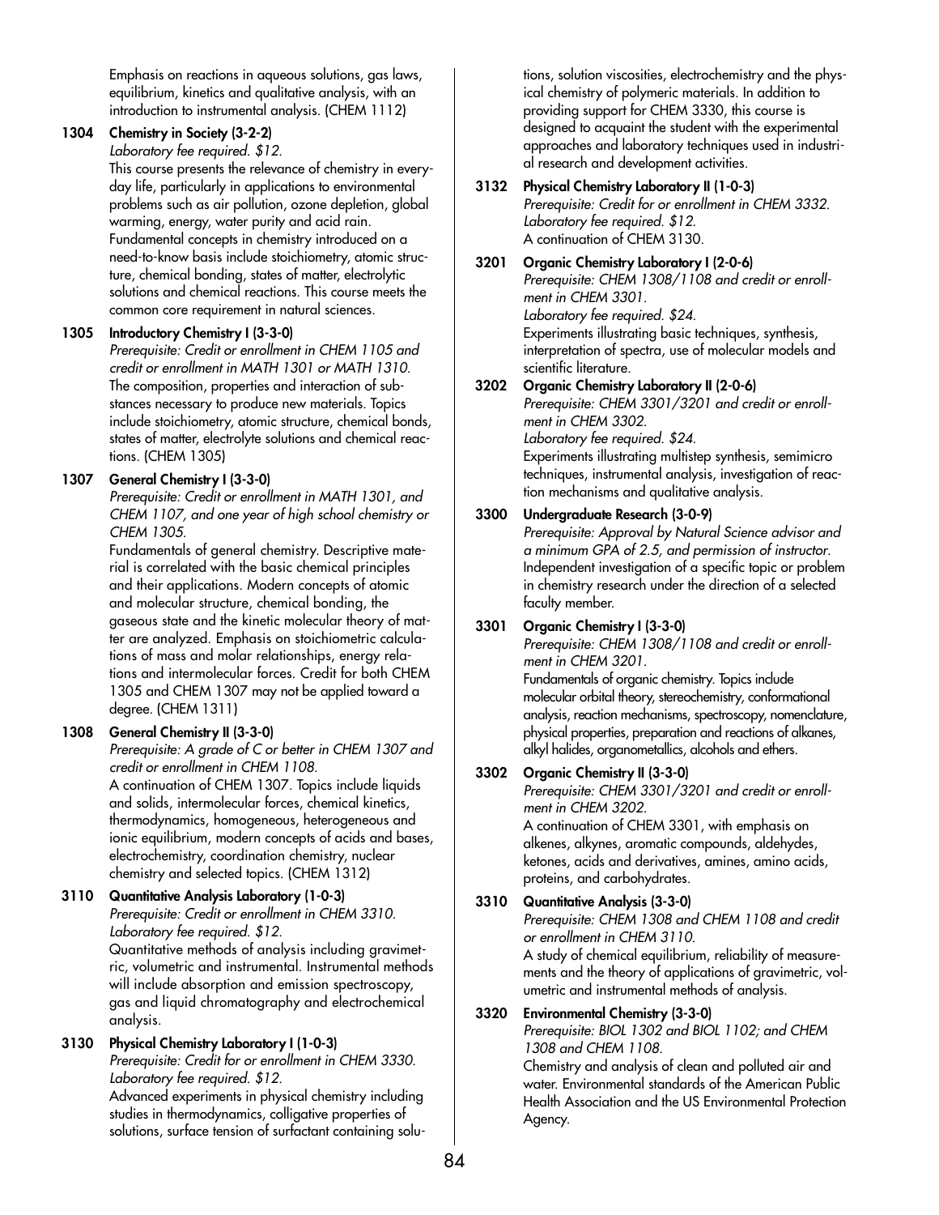Emphasis on reactions in aqueous solutions, gas laws, equilibrium, kinetics and qualitative analysis, with an introduction to instrumental analysis. (CHEM 1112)

**1304 Chemistry in Society (3-2-2)**
*Laboratory fee required. $12.*
This course presents the relevance of chemistry in everyday life, particularly in applications to environmental problems such as air pollution, ozone depletion, global warming, energy, water purity and acid rain. Fundamental concepts in chemistry introduced on a need-to-know basis include stoichiometry, atomic structure, chemical bonding, states of matter, electrolytic solutions and chemical reactions. This course meets the common core requirement in natural sciences.

**1305 Introductory Chemistry I (3-3-0)**
*Prerequisite: Credit or enrollment in CHEM 1105 and credit or enrollment in MATH 1301 or MATH 1310.*
The composition, properties and interaction of substances necessary to produce new materials. Topics include stoichiometry, atomic structure, chemical bonds, states of matter, electrolyte solutions and chemical reactions. (CHEM 1305)

**1307 General Chemistry I (3-3-0)**
*Prerequisite: Credit or enrollment in MATH 1301, and CHEM 1107, and one year of high school chemistry or CHEM 1305.*
Fundamentals of general chemistry. Descriptive material is correlated with the basic chemical principles and their applications. Modern concepts of atomic and molecular structure, chemical bonding, the gaseous state and the kinetic molecular theory of matter are analyzed. Emphasis on stoichiometric calculations of mass and molar relationships, energy relations and intermolecular forces. Credit for both CHEM 1305 and CHEM 1307 may not be applied toward a degree. (CHEM 1311)

**1308 General Chemistry II (3-3-0)**
*Prerequisite: A grade of C or better in CHEM 1307 and credit or enrollment in CHEM 1108.*
A continuation of CHEM 1307. Topics include liquids and solids, intermolecular forces, chemical kinetics, thermodynamics, homogeneous, heterogeneous and ionic equilibrium, modern concepts of acids and bases, electrochemistry, coordination chemistry, nuclear chemistry and selected topics. (CHEM 1312)

**3110 Quantitative Analysis Laboratory (1-0-3)**
*Prerequisite: Credit or enrollment in CHEM 3310.*
*Laboratory fee required. $12.*
Quantitative methods of analysis including gravimetric, volumetric and instrumental. Instrumental methods will include absorption and emission spectroscopy, gas and liquid chromatography and electrochemical analysis.

**3130 Physical Chemistry Laboratory I (1-0-3)**
*Prerequisite: Credit for or enrollment in CHEM 3330.*
*Laboratory fee required. $12.*
Advanced experiments in physical chemistry including studies in thermodynamics, colligative properties of solutions, surface tension of surfactant containing solutions, solution viscosities, electrochemistry and the physical chemistry of polymeric materials. In addition to providing support for CHEM 3330, this course is designed to acquaint the student with the experimental approaches and laboratory techniques used in industrial research and development activities.

**3132 Physical Chemistry Laboratory II (1-0-3)**
*Prerequisite: Credit for or enrollment in CHEM 3332.*
*Laboratory fee required. $12.*
A continuation of CHEM 3130.

**3201 Organic Chemistry Laboratory I (2-0-6)**
*Prerequisite: CHEM 1308/1108 and credit or enrollment in CHEM 3301.*
*Laboratory fee required. $24.*
Experiments illustrating basic techniques, synthesis, interpretation of spectra, use of molecular models and scientific literature.

**3202 Organic Chemistry Laboratory II (2-0-6)**
*Prerequisite: CHEM 3301/3201 and credit or enrollment in CHEM 3302.*
*Laboratory fee required. $24.*
Experiments illustrating multistep synthesis, semimicro techniques, instrumental analysis, investigation of reaction mechanisms and qualitative analysis.

**3300 Undergraduate Research (3-0-9)**
*Prerequisite: Approval by Natural Science advisor and a minimum GPA of 2.5, and permission of instructor.*
Independent investigation of a specific topic or problem in chemistry research under the direction of a selected faculty member.

**3301 Organic Chemistry I (3-3-0)**
*Prerequisite: CHEM 1308/1108 and credit or enrollment in CHEM 3201.*
Fundamentals of organic chemistry. Topics include molecular orbital theory, stereochemistry, conformational analysis, reaction mechanisms, spectroscopy, nomenclature, physical properties, preparation and reactions of alkanes, alkyl halides, organometallics, alcohols and ethers.

**3302 Organic Chemistry II (3-3-0)**
*Prerequisite: CHEM 3301/3201 and credit or enrollment in CHEM 3202.*
A continuation of CHEM 3301, with emphasis on alkenes, alkynes, aromatic compounds, aldehydes, ketones, acids and derivatives, amines, amino acids, proteins, and carbohydrates.

**3310 Quantitative Analysis (3-3-0)**
*Prerequisite: CHEM 1308 and CHEM 1108 and credit or enrollment in CHEM 3110.*
A study of chemical equilibrium, reliability of measurements and the theory of applications of gravimetric, volumetric and instrumental methods of analysis.

**3320 Environmental Chemistry (3-3-0)**
*Prerequisite: BIOL 1302 and BIOL 1102; and CHEM 1308 and CHEM 1108.*
Chemistry and analysis of clean and polluted air and water. Environmental standards of the American Public Health Association and the US Environmental Protection Agency.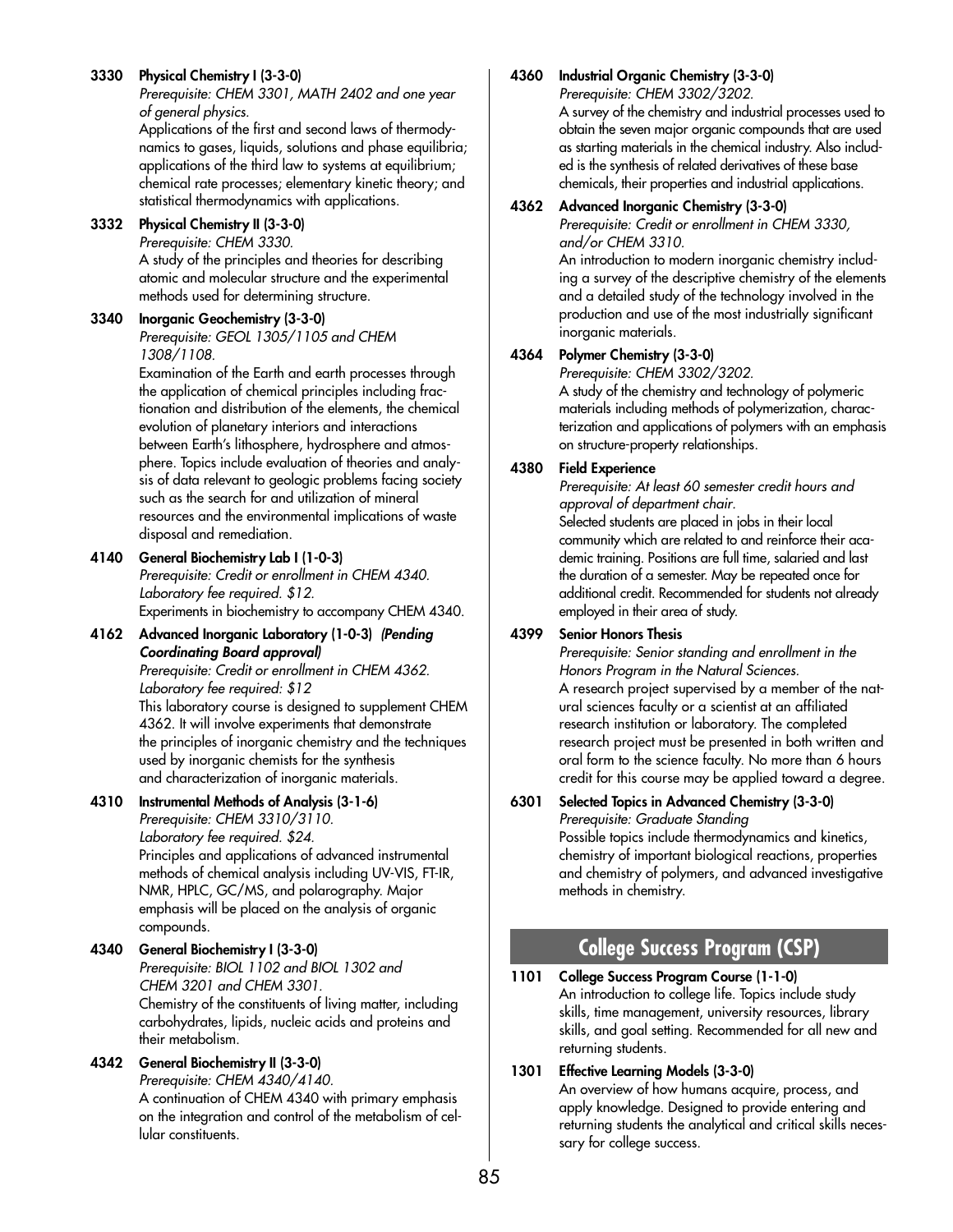**3330 Physical Chemistry I (3-3-0)**
*Prerequisite: CHEM 3301, MATH 2402 and one year of general physics.*
Applications of the first and second laws of thermodynamics to gases, liquids, solutions and phase equilibria; applications of the third law to systems at equilibrium; chemical rate processes; elementary kinetic theory; and statistical thermodynamics with applications.

**3332 Physical Chemistry II (3-3-0)**
*Prerequisite: CHEM 3330.*
A study of the principles and theories for describing atomic and molecular structure and the experimental methods used for determining structure.

**3340 Inorganic Geochemistry (3-3-0)**
*Prerequisite: GEOL 1305/1105 and CHEM 1308/1108.*
Examination of the Earth and earth processes through the application of chemical principles including fractionation and distribution of the elements, the chemical evolution of planetary interiors and interactions between Earth's lithosphere, hydrosphere and atmosphere. Topics include evaluation of theories and analysis of data relevant to geologic problems facing society such as the search for and utilization of mineral resources and the environmental implications of waste disposal and remediation.

**4140 General Biochemistry Lab I (1-0-3)**
*Prerequisite: Credit or enrollment in CHEM 4340. Laboratory fee required. $12.*
Experiments in biochemistry to accompany CHEM 4340.

**4162 Advanced Inorganic Laboratory (1-0-3)** ***(Pending Coordinating Board approval)***
*Prerequisite: Credit or enrollment in CHEM 4362. Laboratory fee required: $12*
This laboratory course is designed to supplement CHEM 4362. It will involve experiments that demonstrate the principles of inorganic chemistry and the techniques used by inorganic chemists for the synthesis and characterization of inorganic materials.

**4310 Instrumental Methods of Analysis (3-1-6)**
*Prerequisite: CHEM 3310/3110. Laboratory fee required. $24.*
Principles and applications of advanced instrumental methods of chemical analysis including UV-VIS, FT-IR, NMR, HPLC, GC/MS, and polarography. Major emphasis will be placed on the analysis of organic compounds.

**4340 General Biochemistry I (3-3-0)**
*Prerequisite: BIOL 1102 and BIOL 1302 and CHEM 3201 and CHEM 3301.*
Chemistry of the constituents of living matter, including carbohydrates, lipids, nucleic acids and proteins and their metabolism.

**4342 General Biochemistry II (3-3-0)**
*Prerequisite: CHEM 4340/4140.*
A continuation of CHEM 4340 with primary emphasis on the integration and control of the metabolism of cellular constituents.

**4360 Industrial Organic Chemistry (3-3-0)**
*Prerequisite: CHEM 3302/3202.*
A survey of the chemistry and industrial processes used to obtain the seven major organic compounds that are used as starting materials in the chemical industry. Also included is the synthesis of related derivatives of these base chemicals, their properties and industrial applications.

**4362 Advanced Inorganic Chemistry (3-3-0)**
*Prerequisite: Credit or enrollment in CHEM 3330, and/or CHEM 3310.*
An introduction to modern inorganic chemistry including a survey of the descriptive chemistry of the elements and a detailed study of the technology involved in the production and use of the most industrially significant inorganic materials.

**4364 Polymer Chemistry (3-3-0)**
*Prerequisite: CHEM 3302/3202.*
A study of the chemistry and technology of polymeric materials including methods of polymerization, characterization and applications of polymers with an emphasis on structure-property relationships.

**4380 Field Experience**
*Prerequisite: At least 60 semester credit hours and approval of department chair.*
Selected students are placed in jobs in their local community which are related to and reinforce their academic training. Positions are full time, salaried and last the duration of a semester. May be repeated once for additional credit. Recommended for students not already employed in their area of study.

**4399 Senior Honors Thesis**
*Prerequisite: Senior standing and enrollment in the Honors Program in the Natural Sciences.*
A research project supervised by a member of the natural sciences faculty or a scientist at an affiliated research institution or laboratory. The completed research project must be presented in both written and oral form to the science faculty. No more than 6 hours credit for this course may be applied toward a degree.

**6301 Selected Topics in Advanced Chemistry (3-3-0)**
*Prerequisite: Graduate Standing*
Possible topics include thermodynamics and kinetics, chemistry of important biological reactions, properties and chemistry of polymers, and advanced investigative methods in chemistry.

## College Success Program (CSP)

**1101 College Success Program Course (1-1-0)**
An introduction to college life. Topics include study skills, time management, university resources, library skills, and goal setting. Recommended for all new and returning students.

**1301 Effective Learning Models (3-3-0)**
An overview of how humans acquire, process, and apply knowledge. Designed to provide entering and returning students the analytical and critical skills necessary for college success.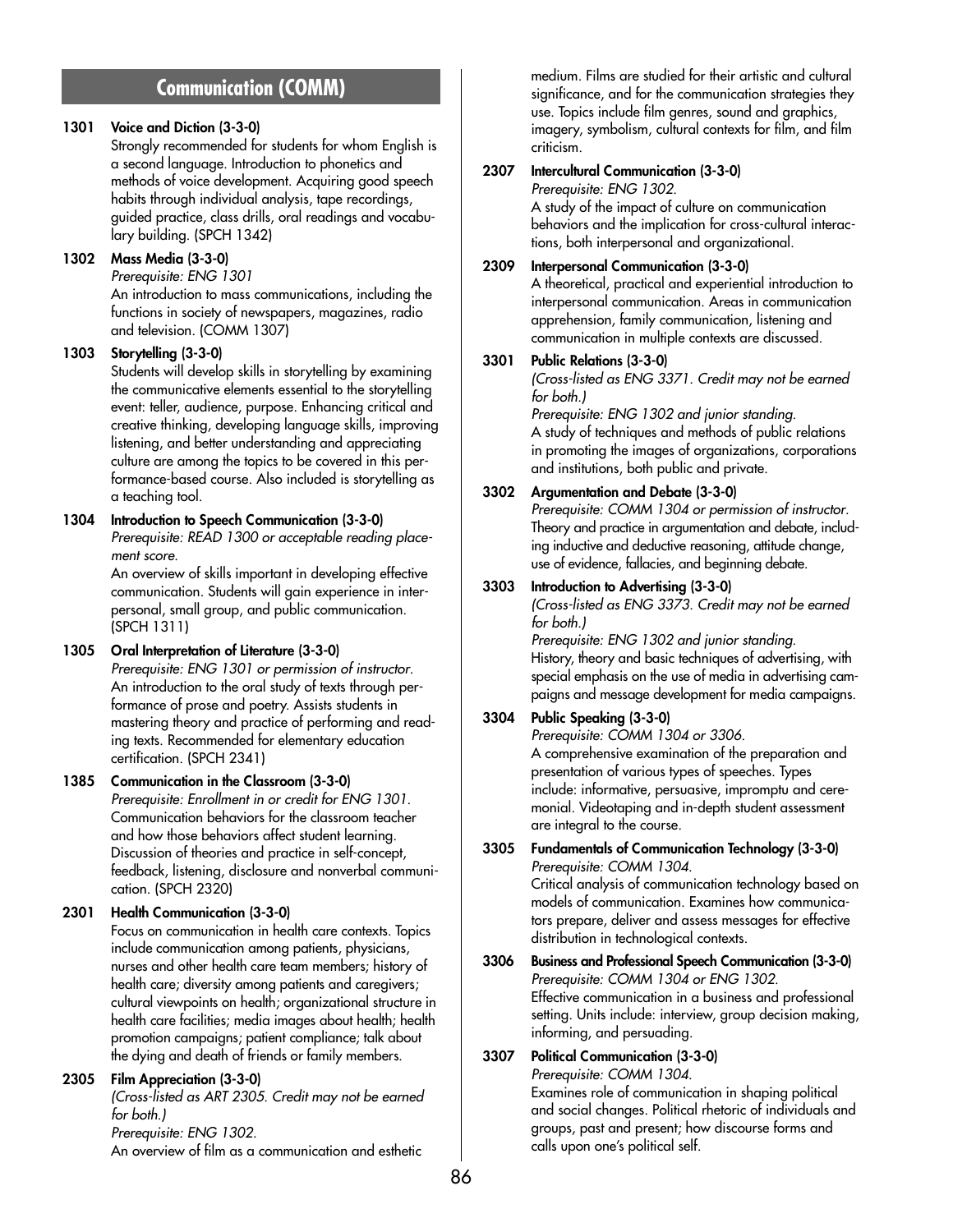## Communication (COMM)

**1301 Voice and Diction (3-3-0)**
Strongly recommended for students for whom English is a second language. Introduction to phonetics and methods of voice development. Acquiring good speech habits through individual analysis, tape recordings, guided practice, class drills, oral readings and vocabulary building. (SPCH 1342)

**1302 Mass Media (3-3-0)**
*Prerequisite: ENG 1301*
An introduction to mass communications, including the functions in society of newspapers, magazines, radio and television. (COMM 1307)

**1303 Storytelling (3-3-0)**
Students will develop skills in storytelling by examining the communicative elements essential to the storytelling event: teller, audience, purpose. Enhancing critical and creative thinking, developing language skills, improving listening, and better understanding and appreciating culture are among the topics to be covered in this performance-based course. Also included is storytelling as a teaching tool.

**1304 Introduction to Speech Communication (3-3-0)**
*Prerequisite: READ 1300 or acceptable reading placement score.*
An overview of skills important in developing effective communication. Students will gain experience in interpersonal, small group, and public communication. (SPCH 1311)

**1305 Oral Interpretation of Literature (3-3-0)**
*Prerequisite: ENG 1301 or permission of instructor.*
An introduction to the oral study of texts through performance of prose and poetry. Assists students in mastering theory and practice of performing and reading texts. Recommended for elementary education certification. (SPCH 2341)

**1385 Communication in the Classroom (3-3-0)**
*Prerequisite: Enrollment in or credit for ENG 1301.*
Communication behaviors for the classroom teacher and how those behaviors affect student learning. Discussion of theories and practice in self-concept, feedback, listening, disclosure and nonverbal communication. (SPCH 2320)

**2301 Health Communication (3-3-0)**
Focus on communication in health care contexts. Topics include communication among patients, physicians, nurses and other health care team members; history of health care; diversity among patients and caregivers; cultural viewpoints on health; organizational structure in health care facilities; media images about health; health promotion campaigns; patient compliance; talk about the dying and death of friends or family members.

**2305 Film Appreciation (3-3-0)**
*(Cross-listed as ART 2305. Credit may not be earned for both.)*
*Prerequisite: ENG 1302.*
An overview of film as a communication and esthetic medium. Films are studied for their artistic and cultural significance, and for the communication strategies they use. Topics include film genres, sound and graphics, imagery, symbolism, cultural contexts for film, and film criticism.

**2307 Intercultural Communication (3-3-0)**
*Prerequisite: ENG 1302.*
A study of the impact of culture on communication behaviors and the implication for cross-cultural interactions, both interpersonal and organizational.

**2309 Interpersonal Communication (3-3-0)**
A theoretical, practical and experiential introduction to interpersonal communication. Areas in communication apprehension, family communication, listening and communication in multiple contexts are discussed.

**3301 Public Relations (3-3-0)**
*(Cross-listed as ENG 3371. Credit may not be earned for both.)*
*Prerequisite: ENG 1302 and junior standing.*
A study of techniques and methods of public relations in promoting the images of organizations, corporations and institutions, both public and private.

**3302 Argumentation and Debate (3-3-0)**
*Prerequisite: COMM 1304 or permission of instructor.*
Theory and practice in argumentation and debate, including inductive and deductive reasoning, attitude change, use of evidence, fallacies, and beginning debate.

**3303 Introduction to Advertising (3-3-0)**
*(Cross-listed as ENG 3373. Credit may not be earned for both.)*
*Prerequisite: ENG 1302 and junior standing.*
History, theory and basic techniques of advertising, with special emphasis on the use of media in advertising campaigns and message development for media campaigns.

**3304 Public Speaking (3-3-0)**
*Prerequisite: COMM 1304 or 3306.*
A comprehensive examination of the preparation and presentation of various types of speeches. Types include: informative, persuasive, impromptu and ceremonial. Videotaping and in-depth student assessment are integral to the course.

**3305 Fundamentals of Communication Technology (3-3-0)**
*Prerequisite: COMM 1304.*
Critical analysis of communication technology based on models of communication. Examines how communicators prepare, deliver and assess messages for effective distribution in technological contexts.

**3306 Business and Professional Speech Communication (3-3-0)**
*Prerequisite: COMM 1304 or ENG 1302.*
Effective communication in a business and professional setting. Units include: interview, group decision making, informing, and persuading.

**3307 Political Communication (3-3-0)**
*Prerequisite: COMM 1304.*
Examines role of communication in shaping political and social changes. Political rhetoric of individuals and groups, past and present; how discourse forms and calls upon one's political self.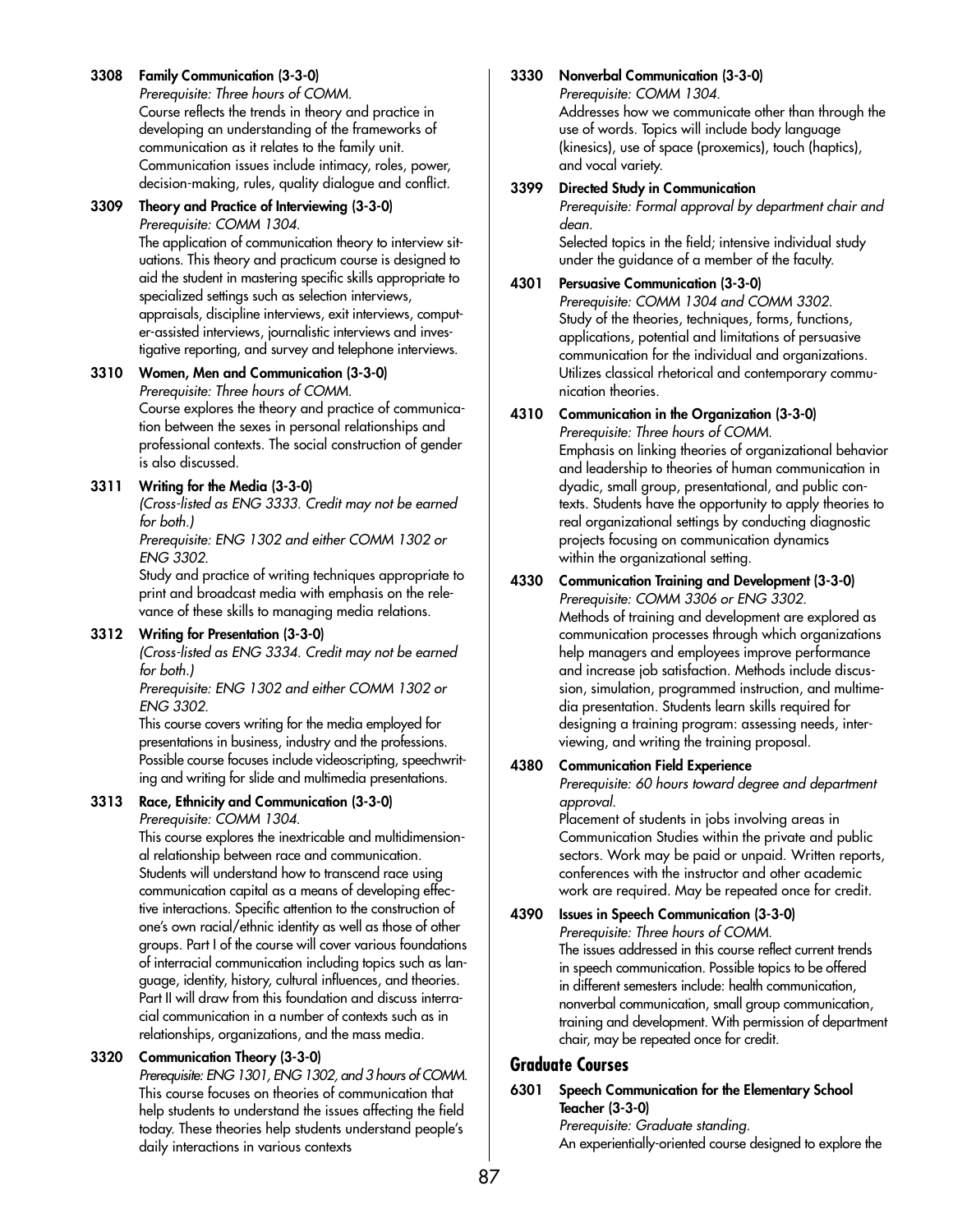**3308 Family Communication (3-3-0)**
*Prerequisite: Three hours of COMM.*
Course reflects the trends in theory and practice in developing an understanding of the frameworks of communication as it relates to the family unit. Communication issues include intimacy, roles, power, decision-making, rules, quality dialogue and conflict.

**3309 Theory and Practice of Interviewing (3-3-0)**
*Prerequisite: COMM 1304.*
The application of communication theory to interview situations. This theory and practicum course is designed to aid the student in mastering specific skills appropriate to specialized settings such as selection interviews, appraisals, discipline interviews, exit interviews, computer-assisted interviews, journalistic interviews and investigative reporting, and survey and telephone interviews.

**3310 Women, Men and Communication (3-3-0)**
*Prerequisite: Three hours of COMM.*
Course explores the theory and practice of communication between the sexes in personal relationships and professional contexts. The social construction of gender is also discussed.

**3311 Writing for the Media (3-3-0)**
*(Cross-listed as ENG 3333. Credit may not be earned for both.)*
*Prerequisite: ENG 1302 and either COMM 1302 or ENG 3302.*
Study and practice of writing techniques appropriate to print and broadcast media with emphasis on the relevance of these skills to managing media relations.

**3312 Writing for Presentation (3-3-0)**
*(Cross-listed as ENG 3334. Credit may not be earned for both.)*
*Prerequisite: ENG 1302 and either COMM 1302 or ENG 3302.*
This course covers writing for the media employed for presentations in business, industry and the professions. Possible course focuses include videoscripting, speechwriting and writing for slide and multimedia presentations.

**3313 Race, Ethnicity and Communication (3-3-0)**
*Prerequisite: COMM 1304.*
This course explores the inextricable and multidimensional relationship between race and communication. Students will understand how to transcend race using communication capital as a means of developing effective interactions. Specific attention to the construction of one's own racial/ethnic identity as well as those of other groups. Part I of the course will cover various foundations of interracial communication including topics such as language, identity, history, cultural influences, and theories. Part II will draw from this foundation and discuss interracial communication in a number of contexts such as in relationships, organizations, and the mass media.

**3320 Communication Theory (3-3-0)**
*Prerequisite: ENG 1301, ENG 1302, and 3 hours of COMM.*
This course focuses on theories of communication that help students to understand the issues affecting the field today. These theories help students understand people's daily interactions in various contexts

**3330 Nonverbal Communication (3-3-0)**
*Prerequisite: COMM 1304.*
Addresses how we communicate other than through the use of words. Topics will include body language (kinesics), use of space (proxemics), touch (haptics), and vocal variety.

**3399 Directed Study in Communication**
*Prerequisite: Formal approval by department chair and dean.*
Selected topics in the field; intensive individual study under the guidance of a member of the faculty.

**4301 Persuasive Communication (3-3-0)**
*Prerequisite: COMM 1304 and COMM 3302.*
Study of the theories, techniques, forms, functions, applications, potential and limitations of persuasive communication for the individual and organizations. Utilizes classical rhetorical and contemporary communication theories.

**4310 Communication in the Organization (3-3-0)**
*Prerequisite: Three hours of COMM.*
Emphasis on linking theories of organizational behavior and leadership to theories of human communication in dyadic, small group, presentational, and public contexts. Students have the opportunity to apply theories to real organizational settings by conducting diagnostic projects focusing on communication dynamics within the organizational setting.

**4330 Communication Training and Development (3-3-0)**
*Prerequisite: COMM 3306 or ENG 3302.*
Methods of training and development are explored as communication processes through which organizations help managers and employees improve performance and increase job satisfaction. Methods include discussion, simulation, programmed instruction, and multimedia presentation. Students learn skills required for designing a training program: assessing needs, interviewing, and writing the training proposal.

**4380 Communication Field Experience**
*Prerequisite: 60 hours toward degree and department approval.*
Placement of students in jobs involving areas in Communication Studies within the private and public sectors. Work may be paid or unpaid. Written reports, conferences with the instructor and other academic work are required. May be repeated once for credit.

**4390 Issues in Speech Communication (3-3-0)**
*Prerequisite: Three hours of COMM.*
The issues addressed in this course reflect current trends in speech communication. Possible topics to be offered in different semesters include: health communication, nonverbal communication, small group communication, training and development. With permission of department chair, may be repeated once for credit.

## Graduate Courses

**6301 Speech Communication for the Elementary School Teacher (3-3-0)**
*Prerequisite: Graduate standing.*
An experientially-oriented course designed to explore the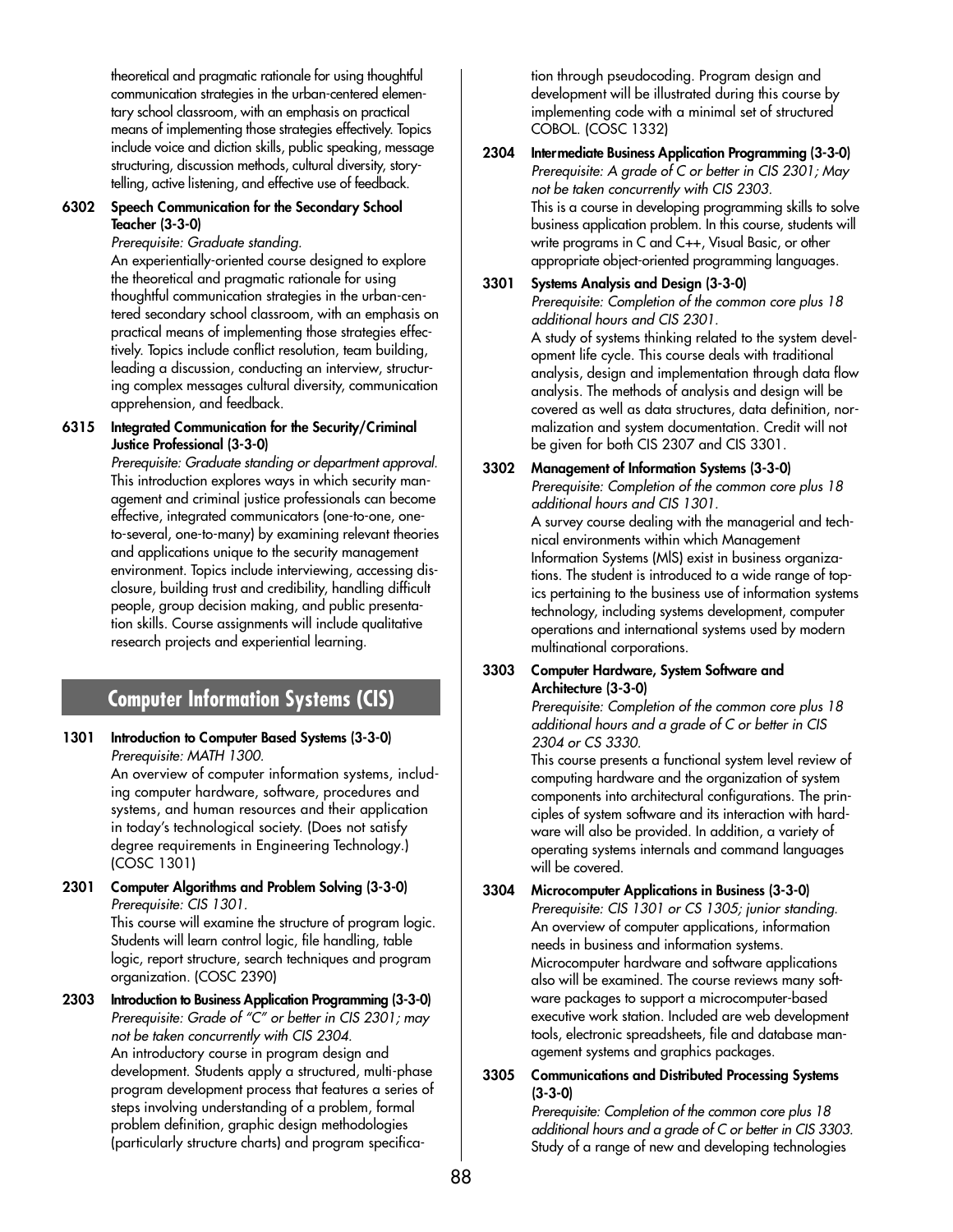theoretical and pragmatic rationale for using thoughtful communication strategies in the urban-centered elementary school classroom, with an emphasis on practical means of implementing those strategies effectively. Topics include voice and diction skills, public speaking, message structuring, discussion methods, cultural diversity, storytelling, active listening, and effective use of feedback.

**6302 Speech Communication for the Secondary School Teacher (3-3-0)**
*Prerequisite: Graduate standing.*
An experientially-oriented course designed to explore the theoretical and pragmatic rationale for using thoughtful communication strategies in the urban-centered secondary school classroom, with an emphasis on practical means of implementing those strategies effectively. Topics include conflict resolution, team building, leading a discussion, conducting an interview, structuring complex messages cultural diversity, communication apprehension, and feedback.

**6315 Integrated Communication for the Security/Criminal Justice Professional (3-3-0)**
*Prerequisite: Graduate standing or department approval.*
This introduction explores ways in which security management and criminal justice professionals can become effective, integrated communicators (one-to-one, one-to-several, one-to-many) by examining relevant theories and applications unique to the security management environment. Topics include interviewing, accessing disclosure, building trust and credibility, handling difficult people, group decision making, and public presentation skills. Course assignments will include qualitative research projects and experiential learning.

## Computer Information Systems (CIS)

**1301 Introduction to Computer Based Systems (3-3-0)**
*Prerequisite: MATH 1300.*
An overview of computer information systems, including computer hardware, software, procedures and systems, and human resources and their application in today's technological society. (Does not satisfy degree requirements in Engineering Technology.) (COSC 1301)

**2301 Computer Algorithms and Problem Solving (3-3-0)**
*Prerequisite: CIS 1301.*
This course will examine the structure of program logic. Students will learn control logic, file handling, table logic, report structure, search techniques and program organization. (COSC 2390)

**2303 Introduction to Business Application Programming (3-3-0)**
*Prerequisite: Grade of "C" or better in CIS 2301; may not be taken concurrently with CIS 2304.*
An introductory course in program design and development. Students apply a structured, multi-phase program development process that features a series of steps involving understanding of a problem, formal problem definition, graphic design methodologies (particularly structure charts) and program specification through pseudocoding. Program design and development will be illustrated during this course by implementing code with a minimal set of structured COBOL. (COSC 1332)

**2304 Intermediate Business Application Programming (3-3-0)**
*Prerequisite: A grade of C or better in CIS 2301; May not be taken concurrently with CIS 2303.*
This is a course in developing programming skills to solve business application problem. In this course, students will write programs in C and C++, Visual Basic, or other appropriate object-oriented programming languages.

**3301 Systems Analysis and Design (3-3-0)**
*Prerequisite: Completion of the common core plus 18 additional hours and CIS 2301.*
A study of systems thinking related to the system development life cycle. This course deals with traditional analysis, design and implementation through data flow analysis. The methods of analysis and design will be covered as well as data structures, data definition, normalization and system documentation. Credit will not be given for both CIS 2307 and CIS 3301.

**3302 Management of Information Systems (3-3-0)**
*Prerequisite: Completion of the common core plus 18 additional hours and CIS 1301.*
A survey course dealing with the managerial and technical environments within which Management Information Systems (MIS) exist in business organizations. The student is introduced to a wide range of topics pertaining to the business use of information systems technology, including systems development, computer operations and international systems used by modern multinational corporations.

**3303 Computer Hardware, System Software and Architecture (3-3-0)**
*Prerequisite: Completion of the common core plus 18 additional hours and a grade of C or better in CIS 2304 or CS 3330.*
This course presents a functional system level review of computing hardware and the organization of system components into architectural configurations. The principles of system software and its interaction with hardware will also be provided. In addition, a variety of operating systems internals and command languages will be covered.

**3304 Microcomputer Applications in Business (3-3-0)**
*Prerequisite: CIS 1301 or CS 1305; junior standing.*
An overview of computer applications, information needs in business and information systems. Microcomputer hardware and software applications also will be examined. The course reviews many software packages to support a microcomputer-based executive work station. Included are web development tools, electronic spreadsheets, file and database management systems and graphics packages.

**3305 Communications and Distributed Processing Systems (3-3-0)**
*Prerequisite: Completion of the common core plus 18 additional hours and a grade of C or better in CIS 3303.*
Study of a range of new and developing technologies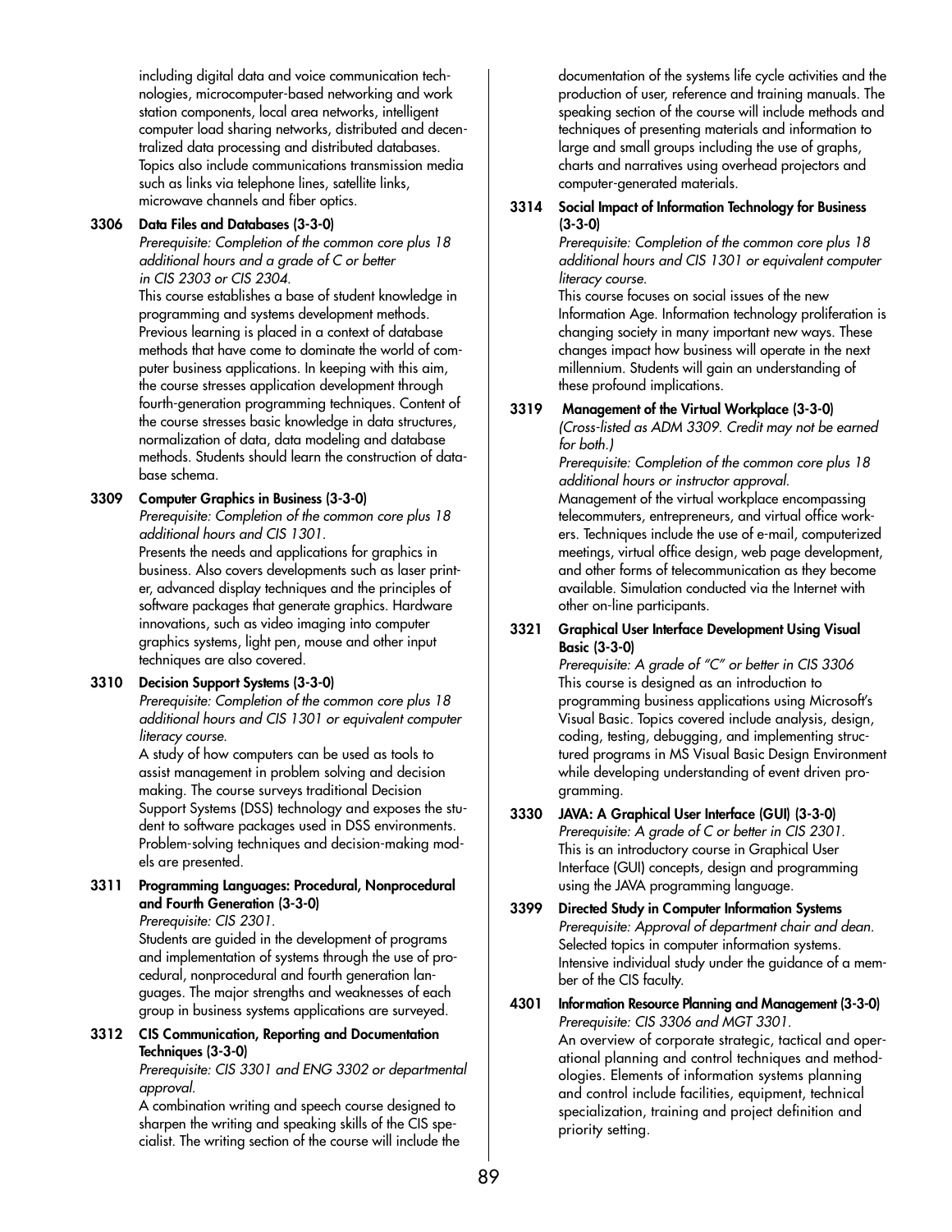including digital data and voice communication technologies, microcomputer-based networking and work station components, local area networks, intelligent computer load sharing networks, distributed and decentralized data processing and distributed databases. Topics also include communications transmission media such as links via telephone lines, satellite links, microwave channels and fiber optics.

**3306 Data Files and Databases (3-3-0)**
*Prerequisite: Completion of the common core plus 18 additional hours and a grade of C or better in CIS 2303 or CIS 2304.*
This course establishes a base of student knowledge in programming and systems development methods. Previous learning is placed in a context of database methods that have come to dominate the world of computer business applications. In keeping with this aim, the course stresses application development through fourth-generation programming techniques. Content of the course stresses basic knowledge in data structures, normalization of data, data modeling and database methods. Students should learn the construction of database schema.

**3309 Computer Graphics in Business (3-3-0)**
*Prerequisite: Completion of the common core plus 18 additional hours and CIS 1301.*
Presents the needs and applications for graphics in business. Also covers developments such as laser printer, advanced display techniques and the principles of software packages that generate graphics. Hardware innovations, such as video imaging into computer graphics systems, light pen, mouse and other input techniques are also covered.

**3310 Decision Support Systems (3-3-0)**
*Prerequisite: Completion of the common core plus 18 additional hours and CIS 1301 or equivalent computer literacy course.*
A study of how computers can be used as tools to assist management in problem solving and decision making. The course surveys traditional Decision Support Systems (DSS) technology and exposes the student to software packages used in DSS environments. Problem-solving techniques and decision-making models are presented.

**3311 Programming Languages: Procedural, Nonprocedural and Fourth Generation (3-3-0)**
*Prerequisite: CIS 2301.*
Students are guided in the development of programs and implementation of systems through the use of procedural, nonprocedural and fourth generation languages. The major strengths and weaknesses of each group in business systems applications are surveyed.

**3312 CIS Communication, Reporting and Documentation Techniques (3-3-0)**
*Prerequisite: CIS 3301 and ENG 3302 or departmental approval.*
A combination writing and speech course designed to sharpen the writing and speaking skills of the CIS specialist. The writing section of the course will include the documentation of the systems life cycle activities and the production of user, reference and training manuals. The speaking section of the course will include methods and techniques of presenting materials and information to large and small groups including the use of graphs, charts and narratives using overhead projectors and computer-generated materials.

**3314 Social Impact of Information Technology for Business (3-3-0)**
*Prerequisite: Completion of the common core plus 18 additional hours and CIS 1301 or equivalent computer literacy course.*
This course focuses on social issues of the new Information Age. Information technology proliferation is changing society in many important new ways. These changes impact how business will operate in the next millennium. Students will gain an understanding of these profound implications.

**3319 Management of the Virtual Workplace (3-3-0)**
*(Cross-listed as ADM 3309. Credit may not be earned for both.)*
*Prerequisite: Completion of the common core plus 18 additional hours or instructor approval.*
Management of the virtual workplace encompassing telecommuters, entrepreneurs, and virtual office workers. Techniques include the use of e-mail, computerized meetings, virtual office design, web page development, and other forms of telecommunication as they become available. Simulation conducted via the Internet with other on-line participants.

**3321 Graphical User Interface Development Using Visual Basic (3-3-0)**
*Prerequisite: A grade of "C" or better in CIS 3306*
This course is designed as an introduction to programming business applications using Microsoft's Visual Basic. Topics covered include analysis, design, coding, testing, debugging, and implementing structured programs in MS Visual Basic Design Environment while developing understanding of event driven programming.

**3330 JAVA: A Graphical User Interface (GUI) (3-3-0)**
*Prerequisite: A grade of C or better in CIS 2301.*
This is an introductory course in Graphical User Interface (GUI) concepts, design and programming using the JAVA programming language.

**3399 Directed Study in Computer Information Systems**
*Prerequisite: Approval of department chair and dean.*
Selected topics in computer information systems. Intensive individual study under the guidance of a member of the CIS faculty.

**4301 Information Resource Planning and Management (3-3-0)**
*Prerequisite: CIS 3306 and MGT 3301.*
An overview of corporate strategic, tactical and operational planning and control techniques and methodologies. Elements of information systems planning and control include facilities, equipment, technical specialization, training and project definition and priority setting.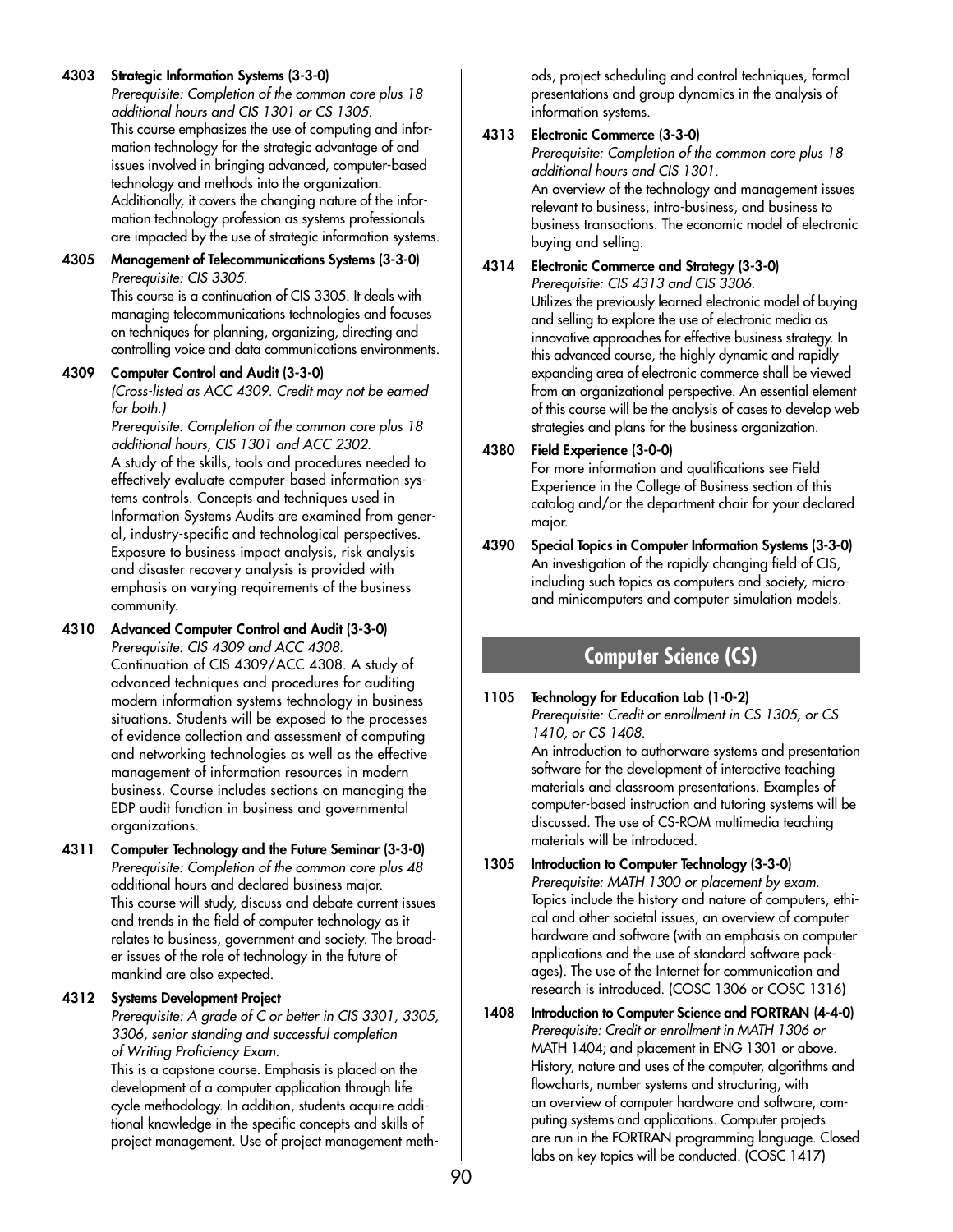**4303 Strategic Information Systems (3-3-0)**
*Prerequisite: Completion of the common core plus 18 additional hours and CIS 1301 or CS 1305.*
This course emphasizes the use of computing and information technology for the strategic advantage of and issues involved in bringing advanced, computer-based technology and methods into the organization. Additionally, it covers the changing nature of the information technology profession as systems professionals are impacted by the use of strategic information systems.

**4305 Management of Telecommunications Systems (3-3-0)**
*Prerequisite: CIS 3305.*
This course is a continuation of CIS 3305. It deals with managing telecommunications technologies and focuses on techniques for planning, organizing, directing and controlling voice and data communications environments.

**4309 Computer Control and Audit (3-3-0)**
*(Cross-listed as ACC 4309. Credit may not be earned for both.)*
*Prerequisite: Completion of the common core plus 18 additional hours, CIS 1301 and ACC 2302.*
A study of the skills, tools and procedures needed to effectively evaluate computer-based information systems controls. Concepts and techniques used in Information Systems Audits are examined from general, industry-specific and technological perspectives. Exposure to business impact analysis, risk analysis and disaster recovery analysis is provided with emphasis on varying requirements of the business community.

**4310 Advanced Computer Control and Audit (3-3-0)**
*Prerequisite: CIS 4309 and ACC 4308.*
Continuation of CIS 4309/ACC 4308. A study of advanced techniques and procedures for auditing modern information systems technology in business situations. Students will be exposed to the processes of evidence collection and assessment of computing and networking technologies as well as the effective management of information resources in modern business. Course includes sections on managing the EDP audit function in business and governmental organizations.

**4311 Computer Technology and the Future Seminar (3-3-0)**
*Prerequisite: Completion of the common core plus 48* additional hours and declared business major.
This course will study, discuss and debate current issues and trends in the field of computer technology as it relates to business, government and society. The broader issues of the role of technology in the future of mankind are also expected.

**4312 Systems Development Project**
*Prerequisite: A grade of C or better in CIS 3301, 3305, 3306, senior standing and successful completion of Writing Proficiency Exam.*
This is a capstone course. Emphasis is placed on the development of a computer application through life cycle methodology. In addition, students acquire additional knowledge in the specific concepts and skills of project management. Use of project management methods, project scheduling and control techniques, formal presentations and group dynamics in the analysis of information systems.

**4313 Electronic Commerce (3-3-0)**
*Prerequisite: Completion of the common core plus 18 additional hours and CIS 1301.*
An overview of the technology and management issues relevant to business, intro-business, and business to business transactions. The economic model of electronic buying and selling.

**4314 Electronic Commerce and Strategy (3-3-0)**
*Prerequisite: CIS 4313 and CIS 3306.*
Utilizes the previously learned electronic model of buying and selling to explore the use of electronic media as innovative approaches for effective business strategy. In this advanced course, the highly dynamic and rapidly expanding area of electronic commerce shall be viewed from an organizational perspective. An essential element of this course will be the analysis of cases to develop web strategies and plans for the business organization.

**4380 Field Experience (3-0-0)**
For more information and qualifications see Field Experience in the College of Business section of this catalog and/or the department chair for your declared major.

**4390 Special Topics in Computer Information Systems (3-3-0)**
An investigation of the rapidly changing field of CIS, including such topics as computers and society, micro- and minicomputers and computer simulation models.

## Computer Science (CS)

**1105 Technology for Education Lab (1-0-2)**
*Prerequisite: Credit or enrollment in CS 1305, or CS 1410, or CS 1408.*
An introduction to authorware systems and presentation software for the development of interactive teaching materials and classroom presentations. Examples of computer-based instruction and tutoring systems will be discussed. The use of CS-ROM multimedia teaching materials will be introduced.

**1305 Introduction to Computer Technology (3-3-0)**
*Prerequisite: MATH 1300 or placement by exam.*
Topics include the history and nature of computers, ethical and other societal issues, an overview of computer hardware and software (with an emphasis on computer applications and the use of standard software packages). The use of the Internet for communication and research is introduced. (COSC 1306 or COSC 1316)

**1408 Introduction to Computer Science and FORTRAN (4-4-0)**
*Prerequisite: Credit or enrollment in MATH 1306 or* MATH 1404; and placement in ENG 1301 or above.
History, nature and uses of the computer, algorithms and flowcharts, number systems and structuring, with an overview of computer hardware and software, computing systems and applications. Computer projects are run in the FORTRAN programming language. Closed labs on key topics will be conducted. (COSC 1417)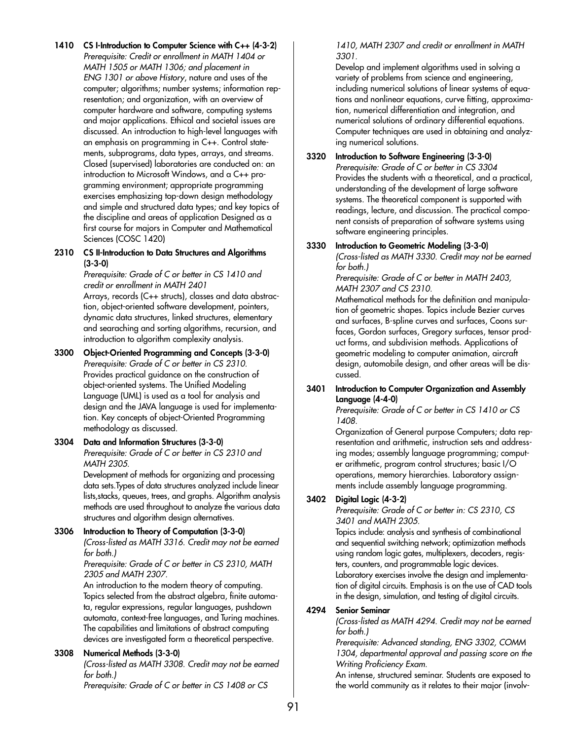**1410 CS I-Introduction to Computer Science with C++ (4-3-2)**
*Prerequisite: Credit or enrollment in MATH 1404 or MATH 1505 or MATH 1306; and placement in ENG 1301 or above History*, nature and uses of the computer; algorithms; number systems; information representation; and organization, with an overview of computer hardware and software, computing systems and major applications. Ethical and societal issues are discussed. An introduction to high-level languages with an emphasis on programming in C++. Control statements, subprograms, data types, arrays, and streams. Closed (supervised) laboratories are conducted on: an introduction to Microsoft Windows, and a C++ programming environment; appropriate programming exercises emphasizing top-down design methodology and simple and structured data types; and key topics of the discipline and areas of application Designed as a first course for majors in Computer and Mathematical Sciences (COSC 1420)

**2310 CS II-Introduction to Data Structures and Algorithms (3-3-0)**
*Prerequisite: Grade of C or better in CS 1410 and credit or enrollment in MATH 2401*
Arrays, records (C++ structs), classes and data abstraction, object-oriented software development, pointers, dynamic data structures, linked structures, elementary and searaching and sorting algorithms, recursion, and introduction to algorithm complexity analysis.

**3300 Object-Oriented Programming and Concepts (3-3-0)**
*Prerequisite: Grade of C or better in CS 2310.*
Provides practical guidance on the construction of object-oriented systems. The Unified Modeling Language (UML) is used as a tool for analysis and design and the JAVA language is used for implementation. Key concepts of object-Oriented Programming methodology as discussed.

**3304 Data and Information Structures (3-3-0)**
*Prerequisite: Grade of C or better in CS 2310 and MATH 2305.*
Development of methods for organizing and processing data sets.Types of data structures analyzed include linear lists,stacks, queues, trees, and graphs. Algorithm analysis methods are used throughout to analyze the various data structures and algorithm design alternatives.

**3306 Introduction to Theory of Computation (3-3-0)**
*(Cross-listed as MATH 3316. Credit may not be earned for both.)*
*Prerequisite: Grade of C or better in CS 2310, MATH 2305 and MATH 2307.*
An introduction to the modern theory of computing. Topics selected from the abstract algebra, finite automata, regular expressions, regular languages, pushdown automata, context-free languages, and Turing machines. The capabilities and limitations of abstract computing devices are investigated form a theoretical perspective.

**3308 Numerical Methods (3-3-0)**
*(Cross-listed as MATH 3308. Credit may not be earned for both.)*
*Prerequisite: Grade of C or better in CS 1408 or CS 1410, MATH 2307 and credit or enrollment in MATH 3301.*
Develop and implement algorithms used in solving a variety of problems from science and engineering, including numerical solutions of linear systems of equations and nonlinear equations, curve fitting, approximation, numerical differentiation and integration, and numerical solutions of ordinary differential equations. Computer techniques are used in obtaining and analyzing numerical solutions.

**3320 Introduction to Software Engineering (3-3-0)**
*Prerequisite: Grade of C or better in CS 3304*
Provides the students with a theoretical, and a practical, understanding of the development of large software systems. The theoretical component is supported with readings, lecture, and discussion. The practical component consists of preparation of software systems using software engineering principles.

**3330 Introduction to Geometric Modeling (3-3-0)**
*(Cross-listed as MATH 3330. Credit may not be earned for both.)*
*Prerequisite: Grade of C or better in MATH 2403, MATH 2307 and CS 2310.*
Mathematical methods for the definition and manipulation of geometric shapes. Topics include Bezier curves and surfaces, B-spline curves and surfaces, Coons surfaces, Gordon surfaces, Gregory surfaces, tensor product forms, and subdivision methods. Applications of geometric modeling to computer animation, aircraft design, automobile design, and other areas will be discussed.

**3401 Introduction to Computer Organization and Assembly Language (4-4-0)**
*Prerequisite: Grade of C or better in CS 1410 or CS 1408.*
Organization of General purpose Computers; data representation and arithmetic, instruction sets and addressing modes; assembly language programming; computer arithmetic, program control structures; basic I/O operations, memory hierarchies. Laboratory assignments include assembly language programming.

**3402 Digital Logic (4-3-2)**
*Prerequisite: Grade of C or better in: CS 2310, CS 3401 and MATH 2305.*
Topics include: analysis and synthesis of combinational and sequential switching network; optimization methods using random logic gates, multiplexers, decoders, registers, counters, and programmable logic devices. Laboratory exercises involve the design and implementation of digital circuits. Emphasis is on the use of CAD tools in the design, simulation, and testing of digital circuits.

**4294 Senior Seminar**
*(Cross-listed as MATH 4294. Credit may not be earned for both.)*
*Prerequisite: Advanced standing, ENG 3302, COMM 1304, departmental approval and passing score on the Writing Proficiency Exam.*
An intense, structured seminar. Students are exposed to the world community as it relates to their major (involv-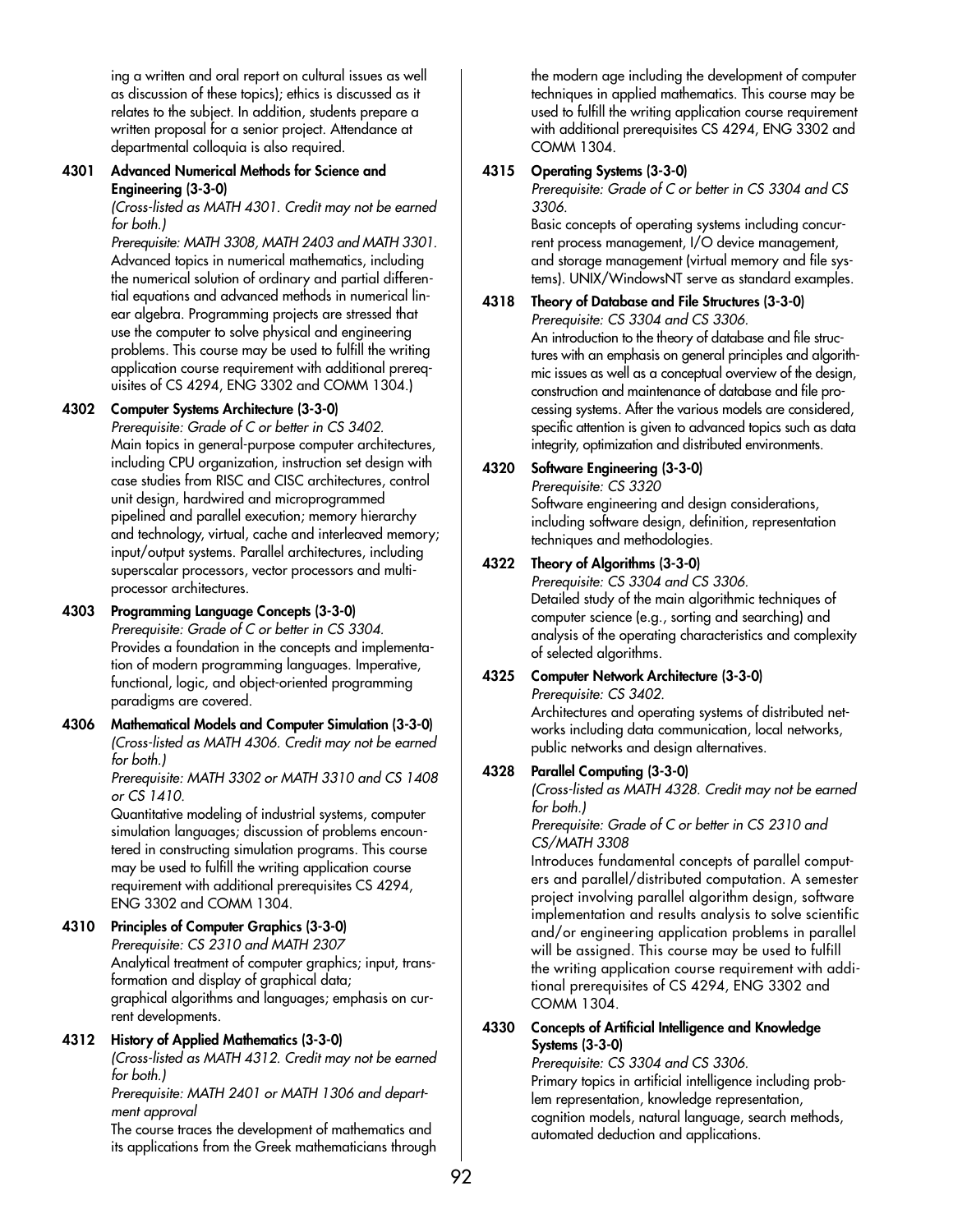ing a written and oral report on cultural issues as well as discussion of these topics); ethics is discussed as it relates to the subject. In addition, students prepare a written proposal for a senior project. Attendance at departmental colloquia is also required.

**4301 Advanced Numerical Methods for Science and Engineering (3-3-0)**
*(Cross-listed as MATH 4301. Credit may not be earned for both.)*
*Prerequisite: MATH 3308, MATH 2403 and MATH 3301.*
Advanced topics in numerical mathematics, including the numerical solution of ordinary and partial differential equations and advanced methods in numerical linear algebra. Programming projects are stressed that use the computer to solve physical and engineering problems. This course may be used to fulfill the writing application course requirement with additional prerequisites of CS 4294, ENG 3302 and COMM 1304.)

**4302 Computer Systems Architecture (3-3-0)**
*Prerequisite: Grade of C or better in CS 3402.*
Main topics in general-purpose computer architectures, including CPU organization, instruction set design with case studies from RISC and CISC architectures, control unit design, hardwired and microprogrammed pipelined and parallel execution; memory hierarchy and technology, virtual, cache and interleaved memory; input/output systems. Parallel architectures, including superscalar processors, vector processors and multiprocessor architectures.

**4303 Programming Language Concepts (3-3-0)**
*Prerequisite: Grade of C or better in CS 3304.*
Provides a foundation in the concepts and implementation of modern programming languages. Imperative, functional, logic, and object-oriented programming paradigms are covered.

**4306 Mathematical Models and Computer Simulation (3-3-0)**
*(Cross-listed as MATH 4306. Credit may not be earned for both.)*
*Prerequisite: MATH 3302 or MATH 3310 and CS 1408 or CS 1410.*
Quantitative modeling of industrial systems, computer simulation languages; discussion of problems encountered in constructing simulation programs. This course may be used to fulfill the writing application course requirement with additional prerequisites CS 4294, ENG 3302 and COMM 1304.

**4310 Principles of Computer Graphics (3-3-0)**
*Prerequisite: CS 2310 and MATH 2307*
Analytical treatment of computer graphics; input, transformation and display of graphical data; graphical algorithms and languages; emphasis on current developments.

**4312 History of Applied Mathematics (3-3-0)**
*(Cross-listed as MATH 4312. Credit may not be earned for both.)*
*Prerequisite: MATH 2401 or MATH 1306 and department approval*
The course traces the development of mathematics and its applications from the Greek mathematicians through the modern age including the development of computer techniques in applied mathematics. This course may be used to fulfill the writing application course requirement with additional prerequisites CS 4294, ENG 3302 and COMM 1304.

**4315 Operating Systems (3-3-0)**
*Prerequisite: Grade of C or better in CS 3304 and CS 3306.*
Basic concepts of operating systems including concurrent process management, I/O device management, and storage management (virtual memory and file systems). UNIX/WindowsNT serve as standard examples.

**4318 Theory of Database and File Structures (3-3-0)**
*Prerequisite: CS 3304 and CS 3306.*
An introduction to the theory of database and file structures with an emphasis on general principles and algorithmic issues as well as a conceptual overview of the design, construction and maintenance of database and file processing systems. After the various models are considered, specific attention is given to advanced topics such as data integrity, optimization and distributed environments.

**4320 Software Engineering (3-3-0)**
*Prerequisite: CS 3320*
Software engineering and design considerations, including software design, definition, representation techniques and methodologies.

**4322 Theory of Algorithms (3-3-0)**
*Prerequisite: CS 3304 and CS 3306.*
Detailed study of the main algorithmic techniques of computer science (e.g., sorting and searching) and analysis of the operating characteristics and complexity of selected algorithms.

**4325 Computer Network Architecture (3-3-0)**
*Prerequisite: CS 3402.*
Architectures and operating systems of distributed networks including data communication, local networks, public networks and design alternatives.

**4328 Parallel Computing (3-3-0)**
*(Cross-listed as MATH 4328. Credit may not be earned for both.)*
*Prerequisite: Grade of C or better in CS 2310 and CS/MATH 3308*
Introduces fundamental concepts of parallel computers and parallel/distributed computation. A semester project involving parallel algorithm design, software implementation and results analysis to solve scientific and/or engineering application problems in parallel will be assigned. This course may be used to fulfill the writing application course requirement with additional prerequisites of CS 4294, ENG 3302 and COMM 1304.

**4330 Concepts of Artificial Intelligence and Knowledge Systems (3-3-0)**
*Prerequisite: CS 3304 and CS 3306.*
Primary topics in artificial intelligence including problem representation, knowledge representation, cognition models, natural language, search methods, automated deduction and applications.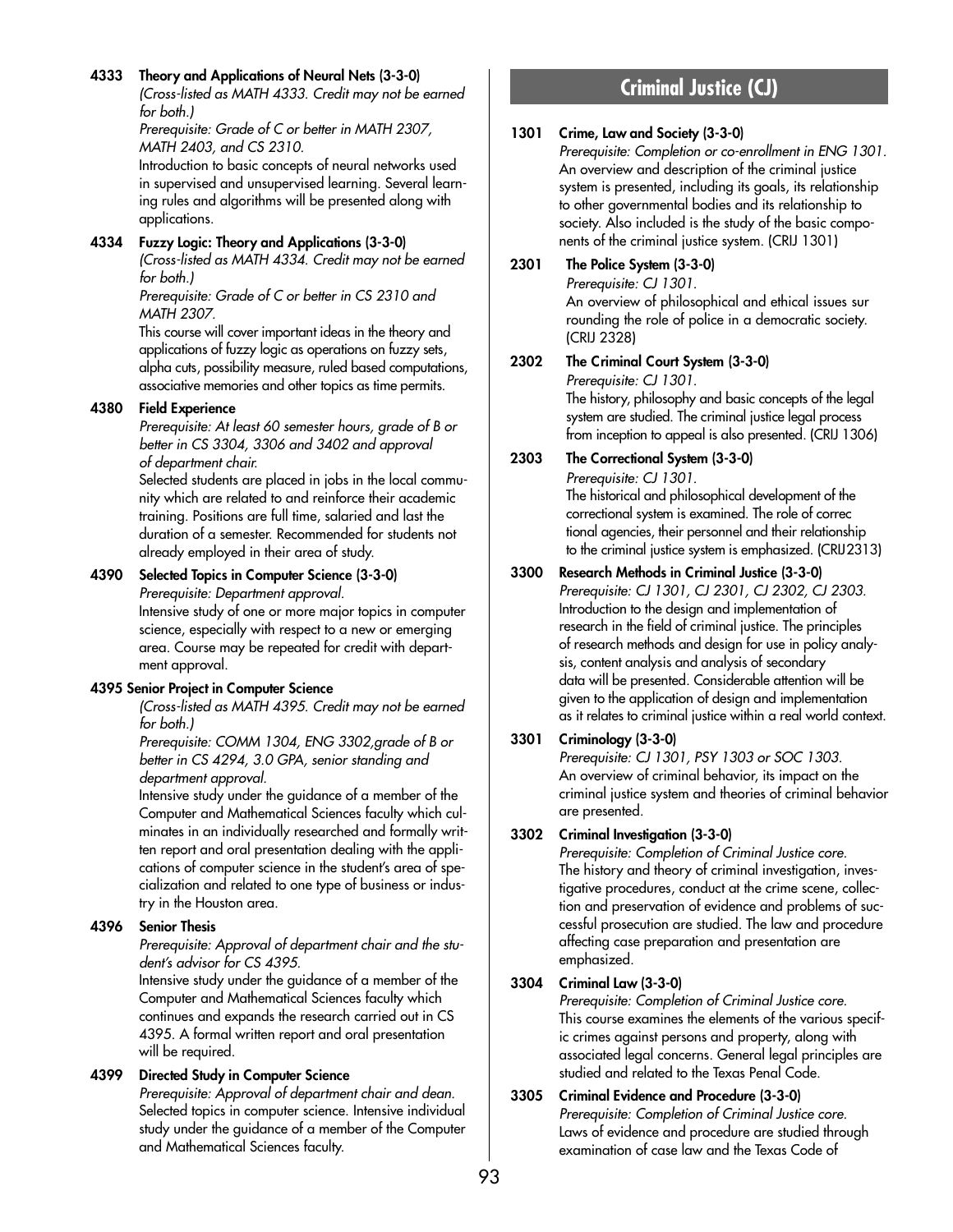**4333 Theory and Applications of Neural Nets (3-3-0)**

*(Cross-listed as MATH 4333. Credit may not be earned for both.)*

*Prerequisite: Grade of C or better in MATH 2307, MATH 2403, and CS 2310.*

Introduction to basic concepts of neural networks used in supervised and unsupervised learning. Several learning rules and algorithms will be presented along with applications.

**4334 Fuzzy Logic: Theory and Applications (3-3-0)**

*(Cross-listed as MATH 4334. Credit may not be earned for both.)*

*Prerequisite: Grade of C or better in CS 2310 and MATH 2307.*

This course will cover important ideas in the theory and applications of fuzzy logic as operations on fuzzy sets, alpha cuts, possibility measure, ruled based computations, associative memories and other topics as time permits.

**4380 Field Experience**

*Prerequisite: At least 60 semester hours, grade of B or better in CS 3304, 3306 and 3402 and approval of department chair.*

Selected students are placed in jobs in the local community which are related to and reinforce their academic training. Positions are full time, salaried and last the duration of a semester. Recommended for students not already employed in their area of study.

**4390 Selected Topics in Computer Science (3-3-0)**

*Prerequisite: Department approval.*

Intensive study of one or more major topics in computer science, especially with respect to a new or emerging area. Course may be repeated for credit with department approval.

**4395 Senior Project in Computer Science**

*(Cross-listed as MATH 4395. Credit may not be earned for both.)*

*Prerequisite: COMM 1304, ENG 3302,grade of B or better in CS 4294, 3.0 GPA, senior standing and department approval.*

Intensive study under the guidance of a member of the Computer and Mathematical Sciences faculty which culminates in an individually researched and formally written report and oral presentation dealing with the applications of computer science in the student's area of specialization and related to one type of business or industry in the Houston area.

**4396 Senior Thesis**

*Prerequisite: Approval of department chair and the student's advisor for CS 4395.*

Intensive study under the guidance of a member of the Computer and Mathematical Sciences faculty which continues and expands the research carried out in CS 4395. A formal written report and oral presentation will be required.

**4399 Directed Study in Computer Science**

*Prerequisite: Approval of department chair and dean.*

Selected topics in computer science. Intensive individual study under the guidance of a member of the Computer and Mathematical Sciences faculty.

## Criminal Justice (CJ)

**1301 Crime, Law and Society (3-3-0)**

*Prerequisite: Completion or co-enrollment in ENG 1301.*

An overview and description of the criminal justice system is presented, including its goals, its relationship to other governmental bodies and its relationship to society. Also included is the study of the basic components of the criminal justice system. (CRIJ 1301)

**2301 The Police System (3-3-0)**

*Prerequisite: CJ 1301.*

An overview of philosophical and ethical issues surrounding the role of police in a democratic society. (CRIJ 2328)

**2302 The Criminal Court System (3-3-0)**

*Prerequisite: CJ 1301.*

The history, philosophy and basic concepts of the legal system are studied. The criminal justice legal process from inception to appeal is also presented. (CRIJ 1306)

**2303 The Correctional System (3-3-0)**

*Prerequisite: CJ 1301.*

The historical and philosophical development of the correctional system is examined. The role of correctional agencies, their personnel and their relationship to the criminal justice system is emphasized. (CRIJ2313)

**3300 Research Methods in Criminal Justice (3-3-0)**

*Prerequisite: CJ 1301, CJ 2301, CJ 2302, CJ 2303.*

Introduction to the design and implementation of research in the field of criminal justice. The principles of research methods and design for use in policy analysis, content analysis and analysis of secondary data will be presented. Considerable attention will be given to the application of design and implementation as it relates to criminal justice within a real world context.

**3301 Criminology (3-3-0)**

*Prerequisite: CJ 1301, PSY 1303 or SOC 1303.*

An overview of criminal behavior, its impact on the criminal justice system and theories of criminal behavior are presented.

**3302 Criminal Investigation (3-3-0)**

*Prerequisite: Completion of Criminal Justice core.*

The history and theory of criminal investigation, investigative procedures, conduct at the crime scene, collection and preservation of evidence and problems of successful prosecution are studied. The law and procedure affecting case preparation and presentation are emphasized.

**3304 Criminal Law (3-3-0)**

*Prerequisite: Completion of Criminal Justice core.*

This course examines the elements of the various specific crimes against persons and property, along with associated legal concerns. General legal principles are studied and related to the Texas Penal Code.

**3305 Criminal Evidence and Procedure (3-3-0)**

*Prerequisite: Completion of Criminal Justice core.*

Laws of evidence and procedure are studied through examination of case law and the Texas Code of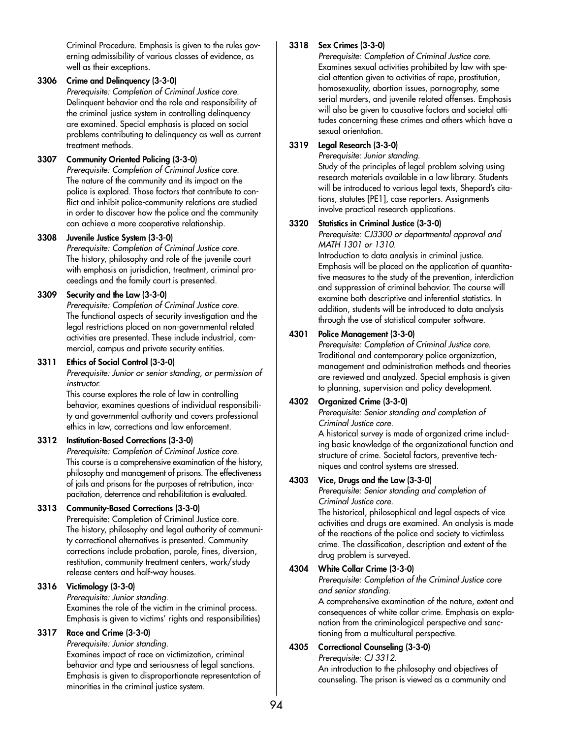Criminal Procedure. Emphasis is given to the rules governing admissibility of various classes of evidence, as well as their exceptions.

**3306 Crime and Delinquency (3-3-0)**
*Prerequisite: Completion of Criminal Justice core.*
Delinquent behavior and the role and responsibility of the criminal justice system in controlling delinquency are examined. Special emphasis is placed on social problems contributing to delinquency as well as current treatment methods.

**3307 Community Oriented Policing (3-3-0)**
*Prerequisite: Completion of Criminal Justice core.*
The nature of the community and its impact on the police is explored. Those factors that contribute to conflict and inhibit police-community relations are studied in order to discover how the police and the community can achieve a more cooperative relationship.

**3308 Juvenile Justice System (3-3-0)**
*Prerequisite: Completion of Criminal Justice core.*
The history, philosophy and role of the juvenile court with emphasis on jurisdiction, treatment, criminal proceedings and the family court is presented.

**3309 Security and the Law (3-3-0)**
*Prerequisite: Completion of Criminal Justice core.*
The functional aspects of security investigation and the legal restrictions placed on non-governmental related activities are presented. These include industrial, commercial, campus and private security entities.

**3311 Ethics of Social Control (3-3-0)**
*Prerequisite: Junior or senior standing, or permission of instructor.*
This course explores the role of law in controlling behavior, examines questions of individual responsibility and governmental authority and covers professional ethics in law, corrections and law enforcement.

**3312 Institution-Based Corrections (3-3-0)**
*Prerequisite: Completion of Criminal Justice core.*
This course is a comprehensive examination of the history, philosophy and management of prisons. The effectiveness of jails and prisons for the purposes of retribution, incapacitation, deterrence and rehabilitation is evaluated.

**3313 Community-Based Corrections (3-3-0)**
Prerequisite: Completion of Criminal Justice core.
The history, philosophy and legal authority of community correctional alternatives is presented. Community corrections include probation, parole, fines, diversion, restitution, community treatment centers, work/study release centers and half-way houses.

**3316 Victimology (3-3-0)**
*Prerequisite: Junior standing.*
Examines the role of the victim in the criminal process. Emphasis is given to victims' rights and responsibilities)

**3317 Race and Crime (3-3-0)**
*Prerequisite: Junior standing.*
Examines impact of race on victimization, criminal behavior and type and seriousness of legal sanctions. Emphasis is given to disproportionate representation of minorities in the criminal justice system.

**3318 Sex Crimes (3-3-0)**
*Prerequisite: Completion of Criminal Justice core.*
Examines sexual activities prohibited by law with special attention given to activities of rape, prostitution, homosexuality, abortion issues, pornography, some serial murders, and juvenile related offenses. Emphasis will also be given to causative factors and societal attitudes concerning these crimes and others which have a sexual orientation.

**3319 Legal Research (3-3-0)**
*Prerequisite: Junior standing.*
Study of the principles of legal problem solving using research materials available in a law library. Students will be introduced to various legal texts, Shepard's citations, statutes [PE1], case reporters. Assignments involve practical research applications.

**3320 Statistics in Criminal Justice (3-3-0)**
*Prerequisite: CJ3300 or departmental approval and MATH 1301 or 1310.*
Introduction to data analysis in criminal justice. Emphasis will be placed on the application of quantitative measures to the study of the prevention, interdiction and suppression of criminal behavior. The course will examine both descriptive and inferential statistics. In addition, students will be introduced to data analysis through the use of statistical computer software.

**4301 Police Management (3-3-0)**
*Prerequisite: Completion of Criminal Justice core.*
Traditional and contemporary police organization, management and administration methods and theories are reviewed and analyzed. Special emphasis is given to planning, supervision and policy development.

**4302 Organized Crime (3-3-0)**
*Prerequisite: Senior standing and completion of Criminal Justice core.*
A historical survey is made of organized crime including basic knowledge of the organizational function and structure of crime. Societal factors, preventive techniques and control systems are stressed.

**4303 Vice, Drugs and the Law (3-3-0)**
*Prerequisite: Senior standing and completion of Criminal Justice core.*
The historical, philosophical and legal aspects of vice activities and drugs are examined. An analysis is made of the reactions of the police and society to victimless crime. The classification, description and extent of the drug problem is surveyed.

**4304 White Collar Crime (3-3-0)**
*Prerequisite: Completion of the Criminal Justice core and senior standing.*
A comprehensive examination of the nature, extent and consequences of white collar crime. Emphasis on explanation from the criminological perspective and sanctioning from a multicultural perspective.

**4305 Correctional Counseling (3-3-0)**
*Prerequisite: CJ 3312.*
An introduction to the philosophy and objectives of counseling. The prison is viewed as a community and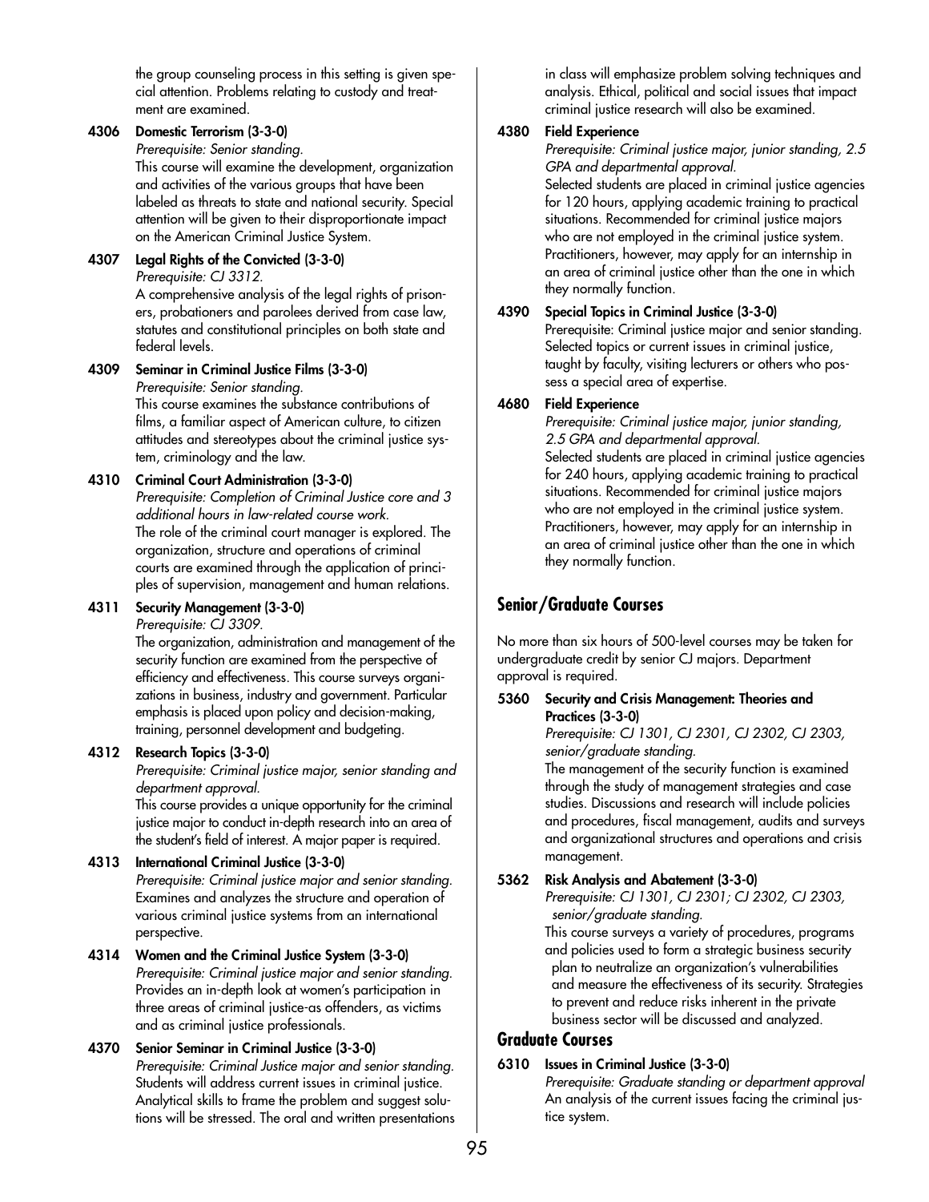the group counseling process in this setting is given special attention. Problems relating to custody and treatment are examined.

**4306 Domestic Terrorism (3-3-0)**
*Prerequisite: Senior standing.*
This course will examine the development, organization and activities of the various groups that have been labeled as threats to state and national security. Special attention will be given to their disproportionate impact on the American Criminal Justice System.

**4307 Legal Rights of the Convicted (3-3-0)**
*Prerequisite: CJ 3312.*
A comprehensive analysis of the legal rights of prisoners, probationers and parolees derived from case law, statutes and constitutional principles on both state and federal levels.

**4309 Seminar in Criminal Justice Films (3-3-0)**
*Prerequisite: Senior standing.*
This course examines the substance contributions of films, a familiar aspect of American culture, to citizen attitudes and stereotypes about the criminal justice system, criminology and the law.

**4310 Criminal Court Administration (3-3-0)**
*Prerequisite: Completion of Criminal Justice core and 3 additional hours in law-related course work.*
The role of the criminal court manager is explored. The organization, structure and operations of criminal courts are examined through the application of principles of supervision, management and human relations.

**4311 Security Management (3-3-0)**
*Prerequisite: CJ 3309.*
The organization, administration and management of the security function are examined from the perspective of efficiency and effectiveness. This course surveys organizations in business, industry and government. Particular emphasis is placed upon policy and decision-making, training, personnel development and budgeting.

**4312 Research Topics (3-3-0)**
*Prerequisite: Criminal justice major, senior standing and department approval.*
This course provides a unique opportunity for the criminal justice major to conduct in-depth research into an area of the student's field of interest. A major paper is required.

**4313 International Criminal Justice (3-3-0)**
*Prerequisite: Criminal justice major and senior standing.*
Examines and analyzes the structure and operation of various criminal justice systems from an international perspective.

**4314 Women and the Criminal Justice System (3-3-0)**
*Prerequisite: Criminal justice major and senior standing.*
Provides an in-depth look at women's participation in three areas of criminal justice-as offenders, as victims and as criminal justice professionals.

**4370 Senior Seminar in Criminal Justice (3-3-0)**
*Prerequisite: Criminal Justice major and senior standing.*
Students will address current issues in criminal justice. Analytical skills to frame the problem and suggest solutions will be stressed. The oral and written presentations in class will emphasize problem solving techniques and analysis. Ethical, political and social issues that impact criminal justice research will also be examined.

**4380 Field Experience**
*Prerequisite: Criminal justice major, junior standing, 2.5 GPA and departmental approval.*
Selected students are placed in criminal justice agencies for 120 hours, applying academic training to practical situations. Recommended for criminal justice majors who are not employed in the criminal justice system. Practitioners, however, may apply for an internship in an area of criminal justice other than the one in which they normally function.

**4390 Special Topics in Criminal Justice (3-3-0)**
Prerequisite: Criminal justice major and senior standing.
Selected topics or current issues in criminal justice, taught by faculty, visiting lecturers or others who possess a special area of expertise.

**4680 Field Experience**
*Prerequisite: Criminal justice major, junior standing, 2.5 GPA and departmental approval.*
Selected students are placed in criminal justice agencies for 240 hours, applying academic training to practical situations. Recommended for criminal justice majors who are not employed in the criminal justice system. Practitioners, however, may apply for an internship in an area of criminal justice other than the one in which they normally function.

## Senior/Graduate Courses

No more than six hours of 500-level courses may be taken for undergraduate credit by senior CJ majors. Department approval is required.

**5360 Security and Crisis Management: Theories and Practices (3-3-0)**
*Prerequisite: CJ 1301, CJ 2301, CJ 2302, CJ 2303, senior/graduate standing.*
The management of the security function is examined through the study of management strategies and case studies. Discussions and research will include policies and procedures, fiscal management, audits and surveys and organizational structures and operations and crisis management.

**5362 Risk Analysis and Abatement (3-3-0)**
*Prerequisite: CJ 1301, CJ 2301; CJ 2302, CJ 2303, senior/graduate standing.*
This course surveys a variety of procedures, programs and policies used to form a strategic business security plan to neutralize an organization's vulnerabilities and measure the effectiveness of its security. Strategies to prevent and reduce risks inherent in the private business sector will be discussed and analyzed.

## Graduate Courses

**6310 Issues in Criminal Justice (3-3-0)**
*Prerequisite: Graduate standing or department approval*
An analysis of the current issues facing the criminal justice system.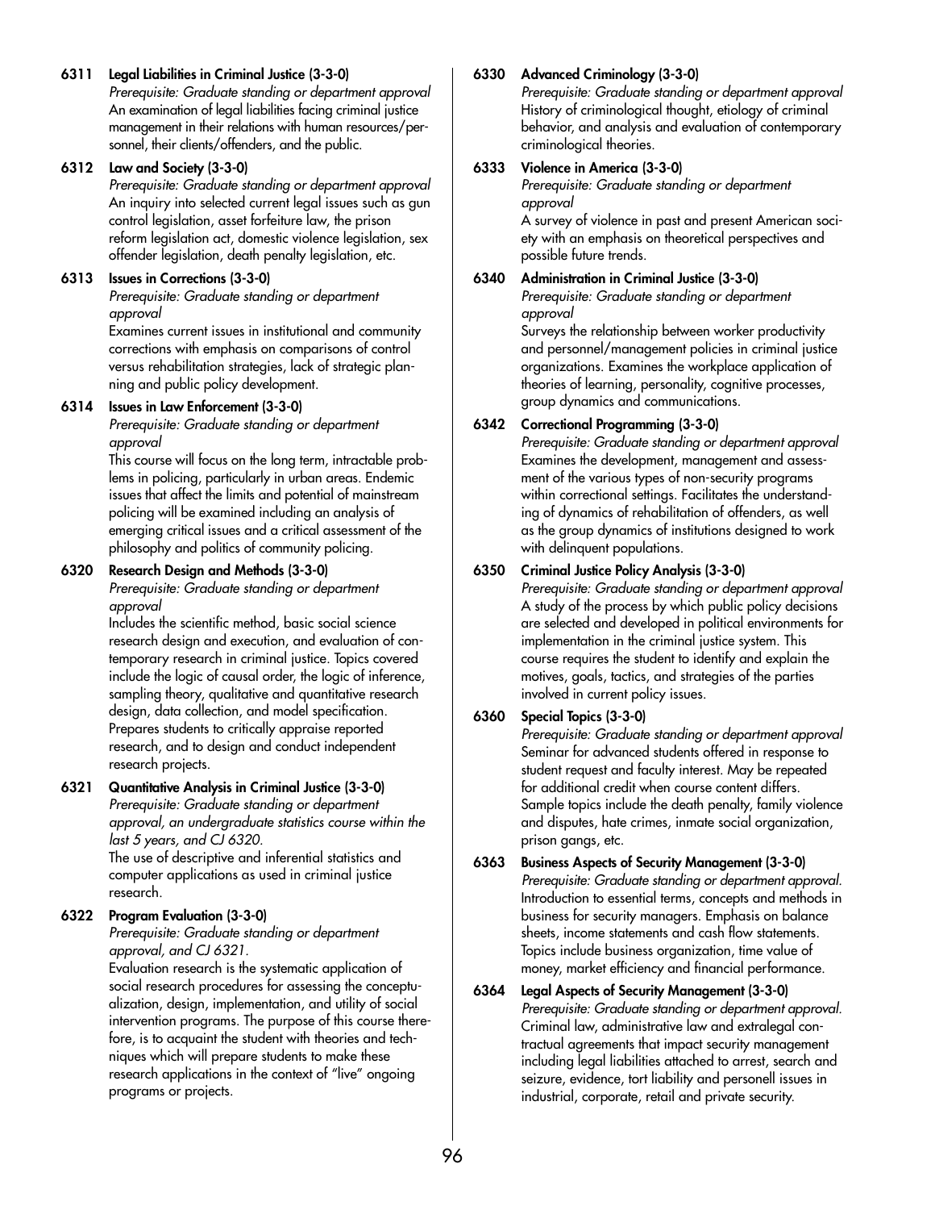**6311 Legal Liabilities in Criminal Justice (3-3-0)**
*Prerequisite: Graduate standing or department approval*
An examination of legal liabilities facing criminal justice management in their relations with human resources/personnel, their clients/offenders, and the public.

**6312 Law and Society (3-3-0)**
*Prerequisite: Graduate standing or department approval*
An inquiry into selected current legal issues such as gun control legislation, asset forfeiture law, the prison reform legislation act, domestic violence legislation, sex offender legislation, death penalty legislation, etc.

**6313 Issues in Corrections (3-3-0)**
*Prerequisite: Graduate standing or department approval*
Examines current issues in institutional and community corrections with emphasis on comparisons of control versus rehabilitation strategies, lack of strategic planning and public policy development.

**6314 Issues in Law Enforcement (3-3-0)**
*Prerequisite: Graduate standing or department approval*
This course will focus on the long term, intractable problems in policing, particularly in urban areas. Endemic issues that affect the limits and potential of mainstream policing will be examined including an analysis of emerging critical issues and a critical assessment of the philosophy and politics of community policing.

**6320 Research Design and Methods (3-3-0)**
*Prerequisite: Graduate standing or department approval*
Includes the scientific method, basic social science research design and execution, and evaluation of contemporary research in criminal justice. Topics covered include the logic of causal order, the logic of inference, sampling theory, qualitative and quantitative research design, data collection, and model specification. Prepares students to critically appraise reported research, and to design and conduct independent research projects.

**6321 Quantitative Analysis in Criminal Justice (3-3-0)**
*Prerequisite: Graduate standing or department approval, an undergraduate statistics course within the last 5 years, and CJ 6320.*
The use of descriptive and inferential statistics and computer applications as used in criminal justice research.

**6322 Program Evaluation (3-3-0)**
*Prerequisite: Graduate standing or department approval, and CJ 6321.*
Evaluation research is the systematic application of social research procedures for assessing the conceptualization, design, implementation, and utility of social intervention programs. The purpose of this course therefore, is to acquaint the student with theories and techniques which will prepare students to make these research applications in the context of "live" ongoing programs or projects.

**6330 Advanced Criminology (3-3-0)**
*Prerequisite: Graduate standing or department approval*
History of criminological thought, etiology of criminal behavior, and analysis and evaluation of contemporary criminological theories.

**6333 Violence in America (3-3-0)**
*Prerequisite: Graduate standing or department approval*
A survey of violence in past and present American society with an emphasis on theoretical perspectives and possible future trends.

**6340 Administration in Criminal Justice (3-3-0)**
*Prerequisite: Graduate standing or department approval*
Surveys the relationship between worker productivity and personnel/management policies in criminal justice organizations. Examines the workplace application of theories of learning, personality, cognitive processes, group dynamics and communications.

**6342 Correctional Programming (3-3-0)**
*Prerequisite: Graduate standing or department approval*
Examines the development, management and assessment of the various types of non-security programs within correctional settings. Facilitates the understanding of dynamics of rehabilitation of offenders, as well as the group dynamics of institutions designed to work with delinquent populations.

**6350 Criminal Justice Policy Analysis (3-3-0)**
*Prerequisite: Graduate standing or department approval*
A study of the process by which public policy decisions are selected and developed in political environments for implementation in the criminal justice system. This course requires the student to identify and explain the motives, goals, tactics, and strategies of the parties involved in current policy issues.

**6360 Special Topics (3-3-0)**
*Prerequisite: Graduate standing or department approval*
Seminar for advanced students offered in response to student request and faculty interest. May be repeated for additional credit when course content differs. Sample topics include the death penalty, family violence and disputes, hate crimes, inmate social organization, prison gangs, etc.

**6363 Business Aspects of Security Management (3-3-0)**
*Prerequisite: Graduate standing or department approval.*
Introduction to essential terms, concepts and methods in business for security managers. Emphasis on balance sheets, income statements and cash flow statements. Topics include business organization, time value of money, market efficiency and financial performance.

**6364 Legal Aspects of Security Management (3-3-0)**
*Prerequisite: Graduate standing or department approval.*
Criminal law, administrative law and extralegal contractual agreements that impact security management including legal liabilities attached to arrest, search and seizure, evidence, tort liability and personell issues in industrial, corporate, retail and private security.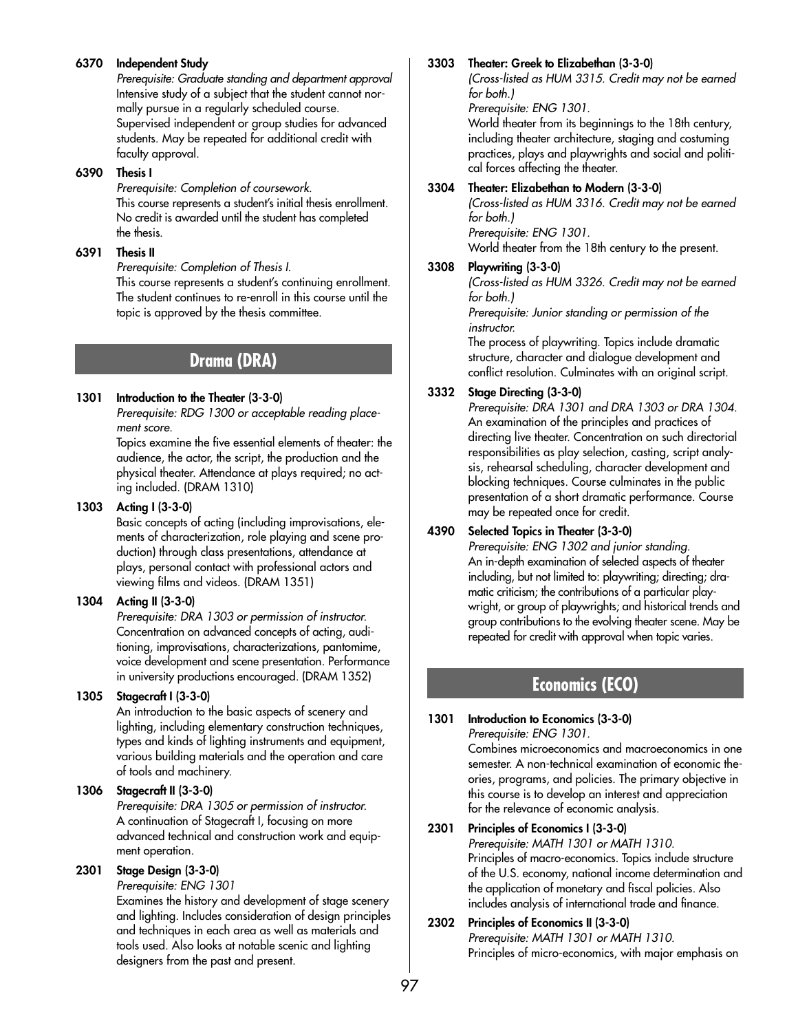**6370 Independent Study**
*Prerequisite: Graduate standing and department approval*
Intensive study of a subject that the student cannot normally pursue in a regularly scheduled course. Supervised independent or group studies for advanced students. May be repeated for additional credit with faculty approval.

**6390 Thesis I**
*Prerequisite: Completion of coursework.*
This course represents a student's initial thesis enrollment. No credit is awarded until the student has completed the thesis.

**6391 Thesis II**
*Prerequisite: Completion of Thesis I.*
This course represents a student's continuing enrollment. The student continues to re-enroll in this course until the topic is approved by the thesis committee.

## Drama (DRA)

**1301 Introduction to the Theater (3-3-0)**
*Prerequisite: RDG 1300 or acceptable reading placement score.*
Topics examine the five essential elements of theater: the audience, the actor, the script, the production and the physical theater. Attendance at plays required; no acting included. (DRAM 1310)

**1303 Acting I (3-3-0)**
Basic concepts of acting (including improvisations, elements of characterization, role playing and scene production) through class presentations, attendance at plays, personal contact with professional actors and viewing films and videos. (DRAM 1351)

**1304 Acting II (3-3-0)**
*Prerequisite: DRA 1303 or permission of instructor.*
Concentration on advanced concepts of acting, auditioning, improvisations, characterizations, pantomime, voice development and scene presentation. Performance in university productions encouraged. (DRAM 1352)

**1305 Stagecraft I (3-3-0)**
An introduction to the basic aspects of scenery and lighting, including elementary construction techniques, types and kinds of lighting instruments and equipment, various building materials and the operation and care of tools and machinery.

**1306 Stagecraft II (3-3-0)**
*Prerequisite: DRA 1305 or permission of instructor.*
A continuation of Stagecraft I, focusing on more advanced technical and construction work and equipment operation.

**2301 Stage Design (3-3-0)**
*Prerequisite: ENG 1301*
Examines the history and development of stage scenery and lighting. Includes consideration of design principles and techniques in each area as well as materials and tools used. Also looks at notable scenic and lighting designers from the past and present.

**3303 Theater: Greek to Elizabethan (3-3-0)**
*(Cross-listed as HUM 3315. Credit may not be earned for both.)*
*Prerequisite: ENG 1301.*
World theater from its beginnings to the 18th century, including theater architecture, staging and costuming practices, plays and playwrights and social and political forces affecting the theater.

**3304 Theater: Elizabethan to Modern (3-3-0)**
*(Cross-listed as HUM 3316. Credit may not be earned for both.)*
*Prerequisite: ENG 1301.*
World theater from the 18th century to the present.

**3308 Playwriting (3-3-0)**
*(Cross-listed as HUM 3326. Credit may not be earned for both.)*
*Prerequisite: Junior standing or permission of the instructor.*
The process of playwriting. Topics include dramatic structure, character and dialogue development and conflict resolution. Culminates with an original script.

**3332 Stage Directing (3-3-0)**
*Prerequisite: DRA 1301 and DRA 1303 or DRA 1304.*
An examination of the principles and practices of directing live theater. Concentration on such directorial responsibilities as play selection, casting, script analysis, rehearsal scheduling, character development and blocking techniques. Course culminates in the public presentation of a short dramatic performance. Course may be repeated once for credit.

**4390 Selected Topics in Theater (3-3-0)**
*Prerequisite: ENG 1302 and junior standing.*
An in-depth examination of selected aspects of theater including, but not limited to: playwriting; directing; dramatic criticism; the contributions of a particular playwright, or group of playwrights; and historical trends and group contributions to the evolving theater scene. May be repeated for credit with approval when topic varies.

## Economics (ECO)

**1301 Introduction to Economics (3-3-0)**
*Prerequisite: ENG 1301.*
Combines microeconomics and macroeconomics in one semester. A non-technical examination of economic theories, programs, and policies. The primary objective in this course is to develop an interest and appreciation for the relevance of economic analysis.

**2301 Principles of Economics I (3-3-0)**
*Prerequisite: MATH 1301 or MATH 1310.*
Principles of macro-economics. Topics include structure of the U.S. economy, national income determination and the application of monetary and fiscal policies. Also includes analysis of international trade and finance.

**2302 Principles of Economics II (3-3-0)**
*Prerequisite: MATH 1301 or MATH 1310.*
Principles of micro-economics, with major emphasis on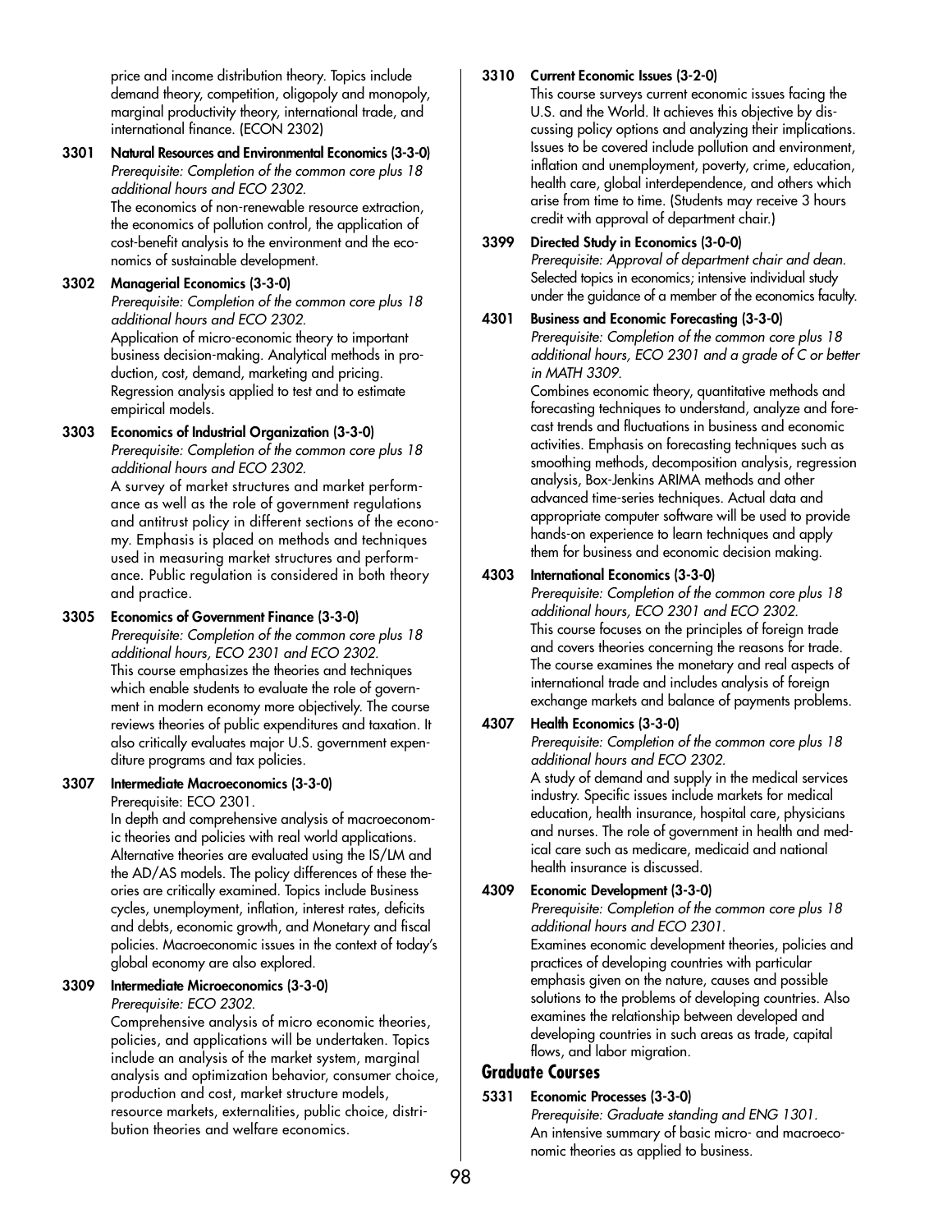price and income distribution theory. Topics include demand theory, competition, oligopoly and monopoly, marginal productivity theory, international trade, and international finance. (ECON 2302)

**3301 Natural Resources and Environmental Economics (3-3-0)**
*Prerequisite: Completion of the common core plus 18 additional hours and ECO 2302.*
The economics of non-renewable resource extraction, the economics of pollution control, the application of cost-benefit analysis to the environment and the economics of sustainable development.

**3302 Managerial Economics (3-3-0)**
*Prerequisite: Completion of the common core plus 18 additional hours and ECO 2302.*
Application of micro-economic theory to important business decision-making. Analytical methods in production, cost, demand, marketing and pricing. Regression analysis applied to test and to estimate empirical models.

**3303 Economics of Industrial Organization (3-3-0)**
*Prerequisite: Completion of the common core plus 18 additional hours and ECO 2302.*
A survey of market structures and market performance as well as the role of government regulations and antitrust policy in different sections of the economy. Emphasis is placed on methods and techniques used in measuring market structures and performance. Public regulation is considered in both theory and practice.

**3305 Economics of Government Finance (3-3-0)**
*Prerequisite: Completion of the common core plus 18 additional hours, ECO 2301 and ECO 2302.*
This course emphasizes the theories and techniques which enable students to evaluate the role of government in modern economy more objectively. The course reviews theories of public expenditures and taxation. It also critically evaluates major U.S. government expenditure programs and tax policies.

**3307 Intermediate Macroeconomics (3-3-0)**
Prerequisite: ECO 2301.
In depth and comprehensive analysis of macroeconomic theories and policies with real world applications. Alternative theories are evaluated using the IS/LM and the AD/AS models. The policy differences of these theories are critically examined. Topics include Business cycles, unemployment, inflation, interest rates, deficits and debts, economic growth, and Monetary and fiscal policies. Macroeconomic issues in the context of today's global economy are also explored.

**3309 Intermediate Microeconomics (3-3-0)**
*Prerequisite: ECO 2302.*
Comprehensive analysis of micro economic theories, policies, and applications will be undertaken. Topics include an analysis of the market system, marginal analysis and optimization behavior, consumer choice, production and cost, market structure models, resource markets, externalities, public choice, distribution theories and welfare economics.

**3310 Current Economic Issues (3-2-0)**
This course surveys current economic issues facing the U.S. and the World. It achieves this objective by discussing policy options and analyzing their implications. Issues to be covered include pollution and environment, inflation and unemployment, poverty, crime, education, health care, global interdependence, and others which arise from time to time. (Students may receive 3 hours credit with approval of department chair.)

**3399 Directed Study in Economics (3-0-0)**
*Prerequisite: Approval of department chair and dean.*
Selected topics in economics; intensive individual study under the guidance of a member of the economics faculty.

**4301 Business and Economic Forecasting (3-3-0)**
*Prerequisite: Completion of the common core plus 18 additional hours, ECO 2301 and a grade of C or better in MATH 3309.*
Combines economic theory, quantitative methods and forecasting techniques to understand, analyze and forecast trends and fluctuations in business and economic activities. Emphasis on forecasting techniques such as smoothing methods, decomposition analysis, regression analysis, Box-Jenkins ARIMA methods and other advanced time-series techniques. Actual data and appropriate computer software will be used to provide hands-on experience to learn techniques and apply them for business and economic decision making.

**4303 International Economics (3-3-0)**
*Prerequisite: Completion of the common core plus 18 additional hours, ECO 2301 and ECO 2302.*
This course focuses on the principles of foreign trade and covers theories concerning the reasons for trade. The course examines the monetary and real aspects of international trade and includes analysis of foreign exchange markets and balance of payments problems.

**4307 Health Economics (3-3-0)**
*Prerequisite: Completion of the common core plus 18 additional hours and ECO 2302.*
A study of demand and supply in the medical services industry. Specific issues include markets for medical education, health insurance, hospital care, physicians and nurses. The role of government in health and medical care such as medicare, medicaid and national health insurance is discussed.

**4309 Economic Development (3-3-0)**
*Prerequisite: Completion of the common core plus 18 additional hours and ECO 2301.*
Examines economic development theories, policies and practices of developing countries with particular emphasis given on the nature, causes and possible solutions to the problems of developing countries. Also examines the relationship between developed and developing countries in such areas as trade, capital flows, and labor migration.

## Graduate Courses

**5331 Economic Processes (3-3-0)**
*Prerequisite: Graduate standing and ENG 1301.*
An intensive summary of basic micro- and macroeconomic theories as applied to business.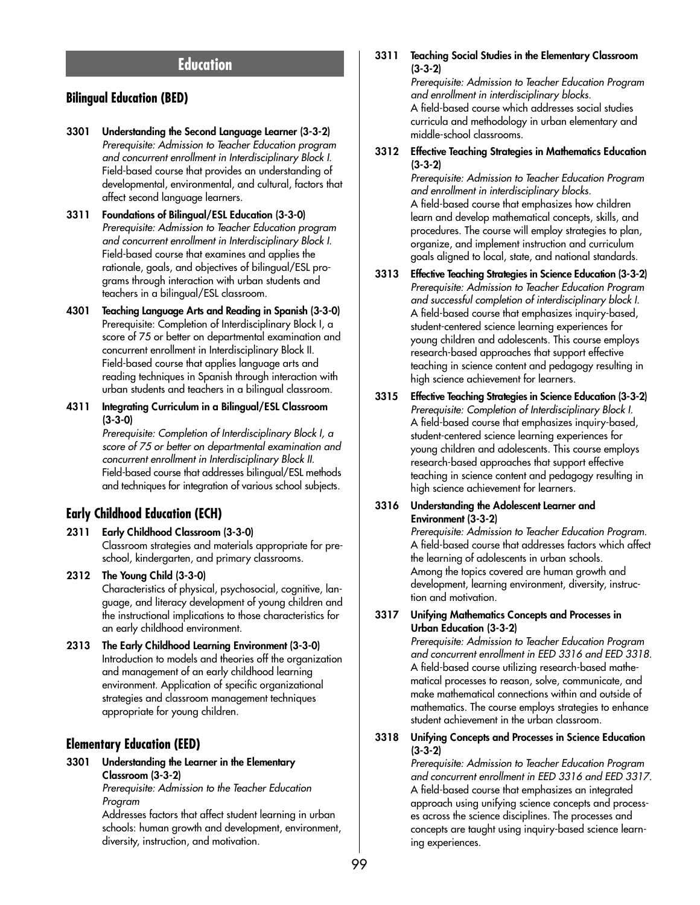# Education

## Bilingual Education (BED)

**3301 Understanding the Second Language Learner (3-3-2)**
*Prerequisite: Admission to Teacher Education program and concurrent enrollment in Interdisciplinary Block I.*
Field-based course that provides an understanding of developmental, environmental, and cultural, factors that affect second language learners.

**3311 Foundations of Bilingual/ESL Education (3-3-0)**
*Prerequisite: Admission to Teacher Education program and concurrent enrollment in Interdisciplinary Block I.*
Field-based course that examines and applies the rationale, goals, and objectives of bilingual/ESL programs through interaction with urban students and teachers in a bilingual/ESL classroom.

**4301 Teaching Language Arts and Reading in Spanish (3-3-0)**
Prerequisite: Completion of Interdisciplinary Block I, a score of 75 or better on departmental examination and concurrent enrollment in Interdisciplinary Block II.
Field-based course that applies language arts and reading techniques in Spanish through interaction with urban students and teachers in a bilingual classroom.

**4311 Integrating Curriculum in a Bilingual/ESL Classroom (3-3-0)**
*Prerequisite: Completion of Interdisciplinary Block I, a score of 75 or better on departmental examination and concurrent enrollment in Interdisciplinary Block II.*
Field-based course that addresses bilingual/ESL methods and techniques for integration of various school subjects.

## Early Childhood Education (ECH)

**2311 Early Childhood Classroom (3-3-0)**
Classroom strategies and materials appropriate for preschool, kindergarten, and primary classrooms.

**2312 The Young Child (3-3-0)**
Characteristics of physical, psychosocial, cognitive, language, and literacy development of young children and the instructional implications to those characteristics for an early childhood environment.

**2313 The Early Childhood Learning Environment (3-3-0)**
Introduction to models and theories off the organization and management of an early childhood learning environment. Application of specific organizational strategies and classroom management techniques appropriate for young children.

## Elementary Education (EED)

**3301 Understanding the Learner in the Elementary Classroom (3-3-2)**
*Prerequisite: Admission to the Teacher Education Program*
Addresses factors that affect student learning in urban schools: human growth and development, environment, diversity, instruction, and motivation.

**3311 Teaching Social Studies in the Elementary Classroom (3-3-2)**
*Prerequisite: Admission to Teacher Education Program and enrollment in interdisciplinary blocks.*
A field-based course which addresses social studies curricula and methodology in urban elementary and middle-school classrooms.

**3312 Effective Teaching Strategies in Mathematics Education (3-3-2)**
*Prerequisite: Admission to Teacher Education Program and enrollment in interdisciplinary blocks.*
A field-based course that emphasizes how children learn and develop mathematical concepts, skills, and procedures. The course will employ strategies to plan, organize, and implement instruction and curriculum goals aligned to local, state, and national standards.

**3313 Effective Teaching Strategies in Science Education (3-3-2)**
*Prerequisite: Admission to Teacher Education Program and successful completion of interdisciplinary block I.*
A field-based course that emphasizes inquiry-based, student-centered science learning experiences for young children and adolescents. This course employs research-based approaches that support effective teaching in science content and pedagogy resulting in high science achievement for learners.

**3315 Effective Teaching Strategies in Science Education (3-3-2)**
*Prerequisite: Completion of Interdisciplinary Block I.*
A field-based course that emphasizes inquiry-based, student-centered science learning experiences for young children and adolescents. This course employs research-based approaches that support effective teaching in science content and pedagogy resulting in high science achievement for learners.

**3316 Understanding the Adolescent Learner and Environment (3-3-2)**
*Prerequisite: Admission to Teacher Education Program.*
A field-based course that addresses factors which affect the learning of adolescents in urban schools. Among the topics covered are human growth and development, learning environment, diversity, instruction and motivation.

**3317 Unifying Mathematics Concepts and Processes in Urban Education (3-3-2)**
*Prerequisite: Admission to Teacher Education Program and concurrent enrollment in EED 3316 and EED 3318.*
A field-based course utilizing research-based mathematical processes to reason, solve, communicate, and make mathematical connections within and outside of mathematics. The course employs strategies to enhance student achievement in the urban classroom.

**3318 Unifying Concepts and Processes in Science Education (3-3-2)**
*Prerequisite: Admission to Teacher Education Program and concurrent enrollment in EED 3316 and EED 3317.*
A field-based course that emphasizes an integrated approach using unifying science concepts and processes across the science disciplines. The processes and concepts are taught using inquiry-based science learning experiences.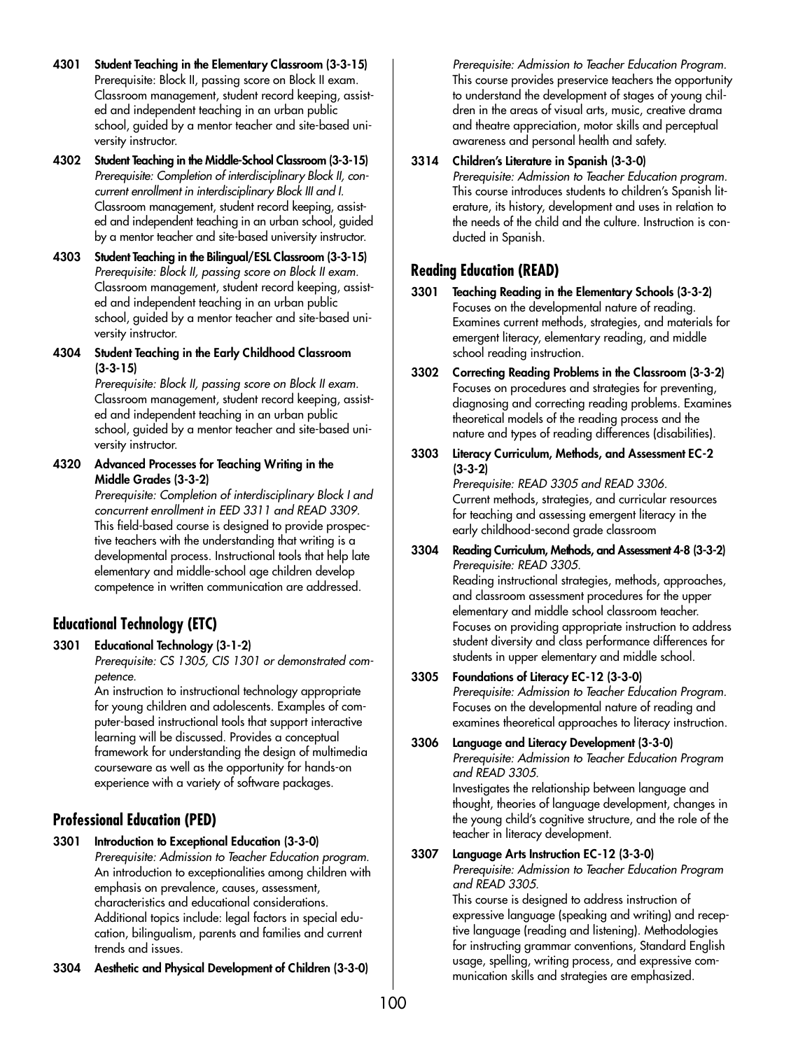**4301 Student Teaching in the Elementary Classroom (3-3-15)**
Prerequisite: Block II, passing score on Block II exam. Classroom management, student record keeping, assisted and independent teaching in an urban public school, guided by a mentor teacher and site-based university instructor.

**4302 Student Teaching in the Middle-School Classroom (3-3-15)**
*Prerequisite: Completion of interdisciplinary Block II, concurrent enrollment in interdisciplinary Block III and I.*
Classroom management, student record keeping, assisted and independent teaching in an urban school, guided by a mentor teacher and site-based university instructor.

**4303 Student Teaching in the Bilingual/ESL Classroom (3-3-15)**
*Prerequisite: Block II, passing score on Block II exam.*
Classroom management, student record keeping, assisted and independent teaching in an urban public school, guided by a mentor teacher and site-based university instructor.

**4304 Student Teaching in the Early Childhood Classroom (3-3-15)**
*Prerequisite: Block II, passing score on Block II exam.*
Classroom management, student record keeping, assisted and independent teaching in an urban public school, guided by a mentor teacher and site-based university instructor.

**4320 Advanced Processes for Teaching Writing in the Middle Grades (3-3-2)**
*Prerequisite: Completion of interdisciplinary Block I and concurrent enrollment in EED 3311 and READ 3309.*
This field-based course is designed to provide prospective teachers with the understanding that writing is a developmental process. Instructional tools that help late elementary and middle-school age children develop competence in written communication are addressed.

## Educational Technology (ETC)

**3301 Educational Technology (3-1-2)**
*Prerequisite: CS 1305, CIS 1301 or demonstrated competence.*
An instruction to instructional technology appropriate for young children and adolescents. Examples of computer-based instructional tools that support interactive learning will be discussed. Provides a conceptual framework for understanding the design of multimedia courseware as well as the opportunity for hands-on experience with a variety of software packages.

## Professional Education (PED)

**3301 Introduction to Exceptional Education (3-3-0)**
*Prerequisite: Admission to Teacher Education program.*
An introduction to exceptionalities among children with emphasis on prevalence, causes, assessment, characteristics and educational considerations. Additional topics include: legal factors in special education, bilingualism, parents and families and current trends and issues.

**3304 Aesthetic and Physical Development of Children (3-3-0)**
*Prerequisite: Admission to Teacher Education Program.*
This course provides preservice teachers the opportunity to understand the development of stages of young children in the areas of visual arts, music, creative drama and theatre appreciation, motor skills and perceptual awareness and personal health and safety.

**3314 Children's Literature in Spanish (3-3-0)**
*Prerequisite: Admission to Teacher Education program.*
This course introduces students to children's Spanish literature, its history, development and uses in relation to the needs of the child and the culture. Instruction is conducted in Spanish.

## Reading Education (READ)

**3301 Teaching Reading in the Elementary Schools (3-3-2)**
Focuses on the developmental nature of reading. Examines current methods, strategies, and materials for emergent literacy, elementary reading, and middle school reading instruction.

**3302 Correcting Reading Problems in the Classroom (3-3-2)**
Focuses on procedures and strategies for preventing, diagnosing and correcting reading problems. Examines theoretical models of the reading process and the nature and types of reading differences (disabilities).

**3303 Literacy Curriculum, Methods, and Assessment EC-2 (3-3-2)**
*Prerequisite: READ 3305 and READ 3306.*
Current methods, strategies, and curricular resources for teaching and assessing emergent literacy in the early childhood-second grade classroom

**3304 Reading Curriculum, Methods, and Assessment 4-8 (3-3-2)**
*Prerequisite: READ 3305.*
Reading instructional strategies, methods, approaches, and classroom assessment procedures for the upper elementary and middle school classroom teacher. Focuses on providing appropriate instruction to address student diversity and class performance differences for students in upper elementary and middle school.

**3305 Foundations of Literacy EC-12 (3-3-0)**
*Prerequisite: Admission to Teacher Education Program.*
Focuses on the developmental nature of reading and examines theoretical approaches to literacy instruction.

**3306 Language and Literacy Development (3-3-0)**
*Prerequisite: Admission to Teacher Education Program and READ 3305.*
Investigates the relationship between language and thought, theories of language development, changes in the young child's cognitive structure, and the role of the teacher in literacy development.

**3307 Language Arts Instruction EC-12 (3-3-0)**
*Prerequisite: Admission to Teacher Education Program and READ 3305.*
This course is designed to address instruction of expressive language (speaking and writing) and receptive language (reading and listening). Methodologies for instructing grammar conventions, Standard English usage, spelling, writing process, and expressive communication skills and strategies are emphasized.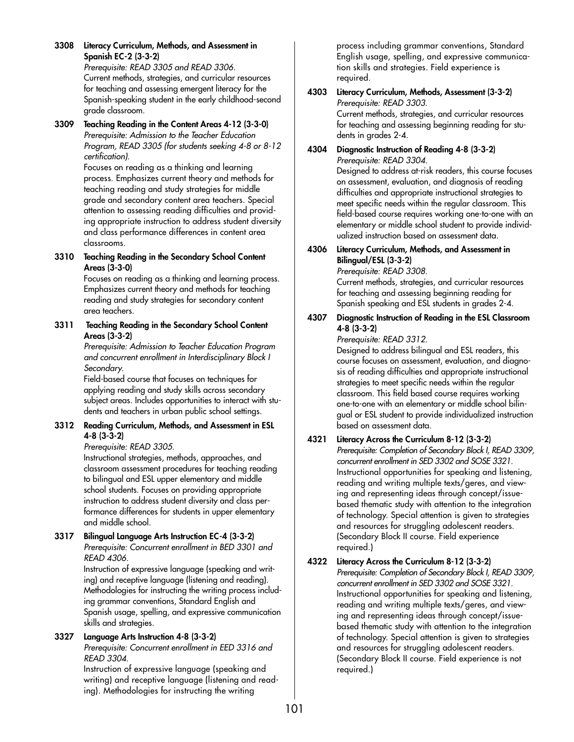**3308 Literacy Curriculum, Methods, and Assessment in Spanish EC-2 (3-3-2)**
*Prerequisite: READ 3305 and READ 3306.*
Current methods, strategies, and curricular resources for teaching and assessing emergent literacy for the Spanish-speaking student in the early childhood-second grade classroom.

**3309 Teaching Reading in the Content Areas 4-12 (3-3-0)**
*Prerequisite: Admission to the Teacher Education Program, READ 3305 (for students seeking 4-8 or 8-12 certification).*
Focuses on reading as a thinking and learning process. Emphasizes current theory and methods for teaching reading and study strategies for middle grade and secondary content area teachers. Special attention to assessing reading difficulties and providing appropriate instruction to address student diversity and class performance differences in content area classrooms.

**3310 Teaching Reading in the Secondary School Content Areas (3-3-0)**
Focuses on reading as a thinking and learning process. Emphasizes current theory and methods for teaching reading and study strategies for secondary content area teachers.

**3311 Teaching Reading in the Secondary School Content Areas (3-3-2)**
*Prerequisite: Admission to Teacher Education Program and concurrent enrollment in Interdisciplinary Block I Secondary.*
Field-based course that focuses on techniques for applying reading and study skills across secondary subject areas. Includes opportunities to interact with students and teachers in urban public school settings.

**3312 Reading Curriculum, Methods, and Assessment in ESL 4-8 (3-3-2)**
*Prerequisite: READ 3305.*
Instructional strategies, methods, approaches, and classroom assessment procedures for teaching reading to bilingual and ESL upper elementary and middle school students. Focuses on providing appropriate instruction to address student diversity and class performance differences for students in upper elementary and middle school.

**3317 Bilingual Language Arts Instruction EC-4 (3-3-2)**
*Prerequisite: Concurrent enrollment in BED 3301 and READ 4306.*
Instruction of expressive language (speaking and writing) and receptive language (listening and reading). Methodologies for instructing the writing process including grammar conventions, Standard English and Spanish usage, spelling, and expressive communication skills and strategies.

**3327 Language Arts Instruction 4-8 (3-3-2)**
*Prerequisite: Concurrent enrollment in EED 3316 and READ 3304.*
Instruction of expressive language (speaking and writing) and receptive language (listening and reading). Methodologies for instructing the writing process including grammar conventions, Standard English usage, spelling, and expressive communication skills and strategies. Field experience is required.

**4303 Literacy Curriculum, Methods, Assessment (3-3-2)**
*Prerequisite: READ 3303.*
Current methods, strategies, and curricular resources for teaching and assessing beginning reading for students in grades 2-4.

**4304 Diagnostic Instruction of Reading 4-8 (3-3-2)**
*Prerequisite: READ 3304.*
Designed to address at-risk readers, this course focuses on assessment, evaluation, and diagnosis of reading difficulties and appropriate instructional strategies to meet specific needs within the regular classroom. This field-based course requires working one-to-one with an elementary or middle school student to provide individualized instruction based on assessment data.

**4306 Literacy Curriculum, Methods, and Assessment in Bilingual/ESL (3-3-2)**
*Prerequisite: READ 3308.*
Current methods, strategies, and curricular resources for teaching and assessing beginning reading for Spanish speaking and ESL students in grades 2-4.

**4307 Diagnostic Instruction of Reading in the ESL Classroom 4-8 (3-3-2)**
*Prerequisite: READ 3312.*
Designed to address bilingual and ESL readers, this course focuses on assessment, evaluation, and diagnosis of reading difficulties and appropriate instructional strategies to meet specific needs within the regular classroom. This field based course requires working one-to-one with an elementary or middle school bilingual or ESL student to provide individualized instruction based on assessment data.

**4321 Literacy Across the Curriculum 8-12 (3-3-2)**
*Prerequisite: Completion of Secondary Block I, READ 3309, concurrent enrollment in SED 3302 and SOSE 3321.*
Instructional opportunities for speaking and listening, reading and writing multiple texts/geres, and viewing and representing ideas through concept/issue-based thematic study with attention to the integration of technology. Special attention is given to strategies and resources for struggling adolescent readers. (Secondary Block II course. Field experience required.)

**4322 Literacy Across the Curriculum 8-12 (3-3-2)**
*Prerequisite: Completion of Secondary Block I, READ 3309, concurrent enrollment in SED 3302 and SOSE 3321.*
Instructional opportunities for speaking and listening, reading and writing multiple texts/geres, and viewing and representing ideas through concept/issue-based thematic study with attention to the integration of technology. Special attention is given to strategies and resources for struggling adolescent readers. (Secondary Block II course. Field experience is not required.)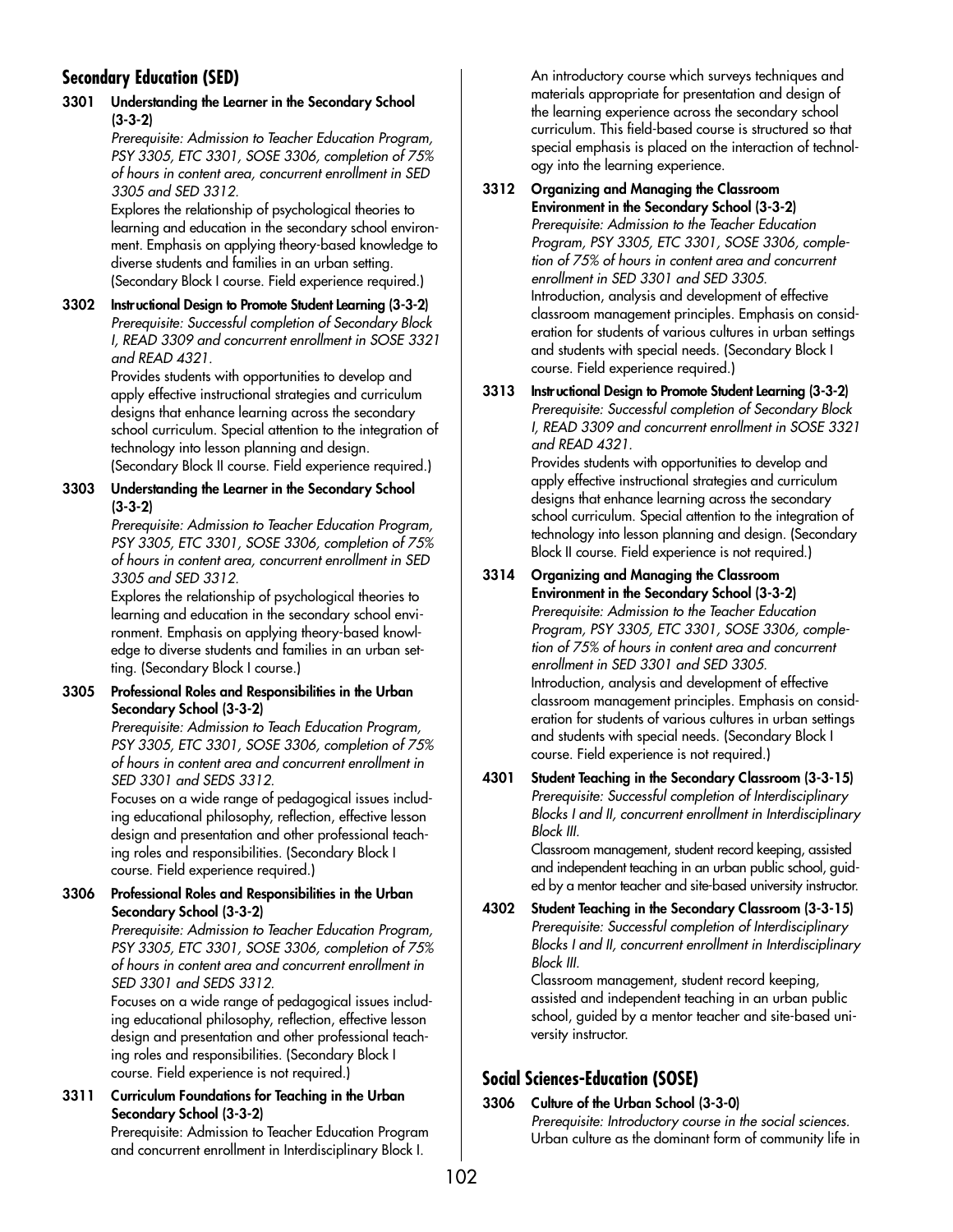## Secondary Education (SED)

**3301 Understanding the Learner in the Secondary School (3-3-2)**
*Prerequisite: Admission to Teacher Education Program, PSY 3305, ETC 3301, SOSE 3306, completion of 75% of hours in content area, concurrent enrollment in SED 3305 and SED 3312.*
Explores the relationship of psychological theories to learning and education in the secondary school environment. Emphasis on applying theory-based knowledge to diverse students and families in an urban setting. (Secondary Block I course. Field experience required.)

**3302 Instructional Design to Promote Student Learning (3-3-2)**
*Prerequisite: Successful completion of Secondary Block I, READ 3309 and concurrent enrollment in SOSE 3321 and READ 4321.*
Provides students with opportunities to develop and apply effective instructional strategies and curriculum designs that enhance learning across the secondary school curriculum. Special attention to the integration of technology into lesson planning and design. (Secondary Block II course. Field experience required.)

**3303 Understanding the Learner in the Secondary School (3-3-2)**
*Prerequisite: Admission to Teacher Education Program, PSY 3305, ETC 3301, SOSE 3306, completion of 75% of hours in content area, concurrent enrollment in SED 3305 and SED 3312.*
Explores the relationship of psychological theories to learning and education in the secondary school environment. Emphasis on applying theory-based knowledge to diverse students and families in an urban setting. (Secondary Block I course.)

**3305 Professional Roles and Responsibilities in the Urban Secondary School (3-3-2)**
*Prerequisite: Admission to Teach Education Program, PSY 3305, ETC 3301, SOSE 3306, completion of 75% of hours in content area and concurrent enrollment in SED 3301 and SEDS 3312.*
Focuses on a wide range of pedagogical issues including educational philosophy, reflection, effective lesson design and presentation and other professional teaching roles and responsibilities. (Secondary Block I course. Field experience required.)

**3306 Professional Roles and Responsibilities in the Urban Secondary School (3-3-2)**
*Prerequisite: Admission to Teacher Education Program, PSY 3305, ETC 3301, SOSE 3306, completion of 75% of hours in content area and concurrent enrollment in SED 3301 and SEDS 3312.*
Focuses on a wide range of pedagogical issues including educational philosophy, reflection, effective lesson design and presentation and other professional teaching roles and responsibilities. (Secondary Block I course. Field experience is not required.)

**3311 Curriculum Foundations for Teaching in the Urban Secondary School (3-3-2)**
Prerequisite: Admission to Teacher Education Program and concurrent enrollment in Interdisciplinary Block I.
An introductory course which surveys techniques and materials appropriate for presentation and design of the learning experience across the secondary school curriculum. This field-based course is structured so that special emphasis is placed on the interaction of technology into the learning experience.

**3312 Organizing and Managing the Classroom Environment in the Secondary School (3-3-2)**
*Prerequisite: Admission to the Teacher Education Program, PSY 3305, ETC 3301, SOSE 3306, completion of 75% of hours in content area and concurrent enrollment in SED 3301 and SED 3305.*
Introduction, analysis and development of effective classroom management principles. Emphasis on consideration for students of various cultures in urban settings and students with special needs. (Secondary Block I course. Field experience required.)

**3313 Instructional Design to Promote Student Learning (3-3-2)**
*Prerequisite: Successful completion of Secondary Block I, READ 3309 and concurrent enrollment in SOSE 3321 and READ 4321.*
Provides students with opportunities to develop and apply effective instructional strategies and curriculum designs that enhance learning across the secondary school curriculum. Special attention to the integration of technology into lesson planning and design. (Secondary Block II course. Field experience is not required.)

**3314 Organizing and Managing the Classroom Environment in the Secondary School (3-3-2)**
*Prerequisite: Admission to the Teacher Education Program, PSY 3305, ETC 3301, SOSE 3306, completion of 75% of hours in content area and concurrent enrollment in SED 3301 and SED 3305.*
Introduction, analysis and development of effective classroom management principles. Emphasis on consideration for students of various cultures in urban settings and students with special needs. (Secondary Block I course. Field experience is not required.)

**4301 Student Teaching in the Secondary Classroom (3-3-15)**
*Prerequisite: Successful completion of Interdisciplinary Blocks I and II, concurrent enrollment in Interdisciplinary Block III.*
Classroom management, student record keeping, assisted and independent teaching in an urban public school, guided by a mentor teacher and site-based university instructor.

**4302 Student Teaching in the Secondary Classroom (3-3-15)**
*Prerequisite: Successful completion of Interdisciplinary Blocks I and II, concurrent enrollment in Interdisciplinary Block III.*
Classroom management, student record keeping, assisted and independent teaching in an urban public school, guided by a mentor teacher and site-based university instructor.

## Social Sciences-Education (SOSE)

**3306 Culture of the Urban School (3-3-0)**
*Prerequisite: Introductory course in the social sciences.*
Urban culture as the dominant form of community life in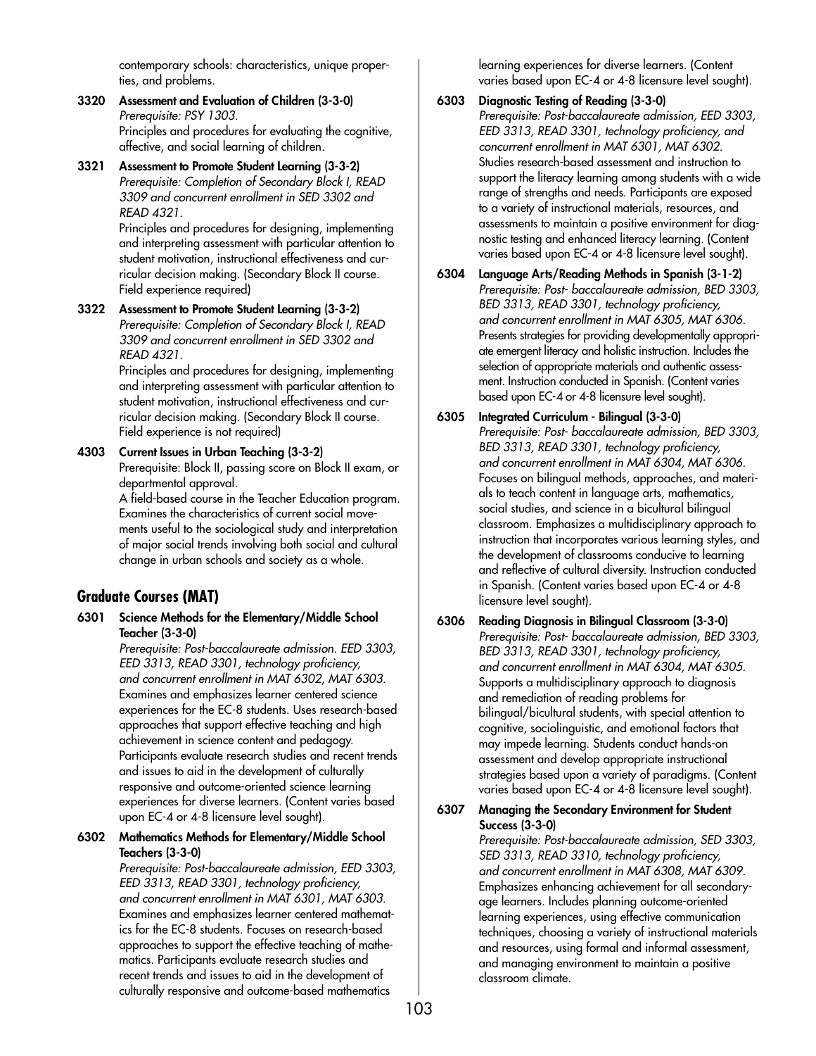contemporary schools: characteristics, unique properties, and problems.

**3320 Assessment and Evaluation of Children (3-3-0)**
*Prerequisite: PSY 1303.*
Principles and procedures for evaluating the cognitive, affective, and social learning of children.

**3321 Assessment to Promote Student Learning (3-3-2)**
*Prerequisite: Completion of Secondary Block I, READ 3309 and concurrent enrollment in SED 3302 and READ 4321.*
Principles and procedures for designing, implementing and interpreting assessment with particular attention to student motivation, instructional effectiveness and curricular decision making. (Secondary Block II course. Field experience required)

**3322 Assessment to Promote Student Learning (3-3-2)**
*Prerequisite: Completion of Secondary Block I, READ 3309 and concurrent enrollment in SED 3302 and READ 4321.*
Principles and procedures for designing, implementing and interpreting assessment with particular attention to student motivation, instructional effectiveness and curricular decision making. (Secondary Block II course. Field experience is not required)

**4303 Current Issues in Urban Teaching (3-3-2)**
Prerequisite: Block II, passing score on Block II exam, or departmental approval.
A field-based course in the Teacher Education program. Examines the characteristics of current social movements useful to the sociological study and interpretation of major social trends involving both social and cultural change in urban schools and society as a whole.

## Graduate Courses (MAT)

**6301 Science Methods for the Elementary/Middle School Teacher (3-3-0)**
*Prerequisite: Post-baccalaureate admission. EED 3303, EED 3313, READ 3301, technology proficiency, and concurrent enrollment in MAT 6302, MAT 6303.*
Examines and emphasizes learner centered science experiences for the EC-8 students. Uses research-based approaches that support effective teaching and high achievement in science content and pedagogy. Participants evaluate research studies and recent trends and issues to aid in the development of culturally responsive and outcome-oriented science learning experiences for diverse learners. (Content varies based upon EC-4 or 4-8 licensure level sought).

**6302 Mathematics Methods for Elementary/Middle School Teachers (3-3-0)**
*Prerequisite: Post-baccalaureate admission, EED 3303, EED 3313, READ 3301, technology proficiency, and concurrent enrollment in MAT 6301, MAT 6303.*
Examines and emphasizes learner centered mathematics for the EC-8 students. Focuses on research-based approaches to support the effective teaching of mathematics. Participants evaluate research studies and recent trends and issues to aid in the development of culturally responsive and outcome-based mathematics learning experiences for diverse learners. (Content varies based upon EC-4 or 4-8 licensure level sought).

**6303 Diagnostic Testing of Reading (3-3-0)**
*Prerequisite: Post-baccalaureate admission, EED 3303, EED 3313, READ 3301, technology proficiency, and concurrent enrollment in MAT 6301, MAT 6302.*
Studies research-based assessment and instruction to support the literacy learning among students with a wide range of strengths and needs. Participants are exposed to a variety of instructional materials, resources, and assessments to maintain a positive environment for diagnostic testing and enhanced literacy learning. (Content varies based upon EC-4 or 4-8 licensure level sought).

**6304 Language Arts/Reading Methods in Spanish (3-1-2)**
*Prerequisite: Post- baccalaureate admission, BED 3303, BED 3313, READ 3301, technology proficiency, and concurrent enrollment in MAT 6305, MAT 6306.*
Presents strategies for providing developmentally appropriate emergent literacy and holistic instruction. Includes the selection of appropriate materials and authentic assessment. Instruction conducted in Spanish. (Content varies based upon EC-4 or 4-8 licensure level sought).

**6305 Integrated Curriculum - Bilingual (3-3-0)**
*Prerequisite: Post- baccalaureate admission, BED 3303, BED 3313, READ 3301, technology proficiency, and concurrent enrollment in MAT 6304, MAT 6306.*
Focuses on bilingual methods, approaches, and materials to teach content in language arts, mathematics, social studies, and science in a bicultural bilingual classroom. Emphasizes a multidisciplinary approach to instruction that incorporates various learning styles, and the development of classrooms conducive to learning and reflective of cultural diversity. Instruction conducted in Spanish. (Content varies based upon EC-4 or 4-8 licensure level sought).

**6306 Reading Diagnosis in Bilingual Classroom (3-3-0)**
*Prerequisite: Post- baccalaureate admission, BED 3303, BED 3313, READ 3301, technology proficiency, and concurrent enrollment in MAT 6304, MAT 6305.*
Supports a multidisciplinary approach to diagnosis and remediation of reading problems for bilingual/bicultural students, with special attention to cognitive, sociolinguistic, and emotional factors that may impede learning. Students conduct hands-on assessment and develop appropriate instructional strategies based upon a variety of paradigms. (Content varies based upon EC-4 or 4-8 licensure level sought).

**6307 Managing the Secondary Environment for Student Success (3-3-0)**
*Prerequisite: Post-baccalaureate admission, SED 3303, SED 3313, READ 3310, technology proficiency, and concurrent enrollment in MAT 6308, MAT 6309.*
Emphasizes enhancing achievement for all secondary-age learners. Includes planning outcome-oriented learning experiences, using effective communication techniques, choosing a variety of instructional materials and resources, using formal and informal assessment, and managing environment to maintain a positive classroom climate.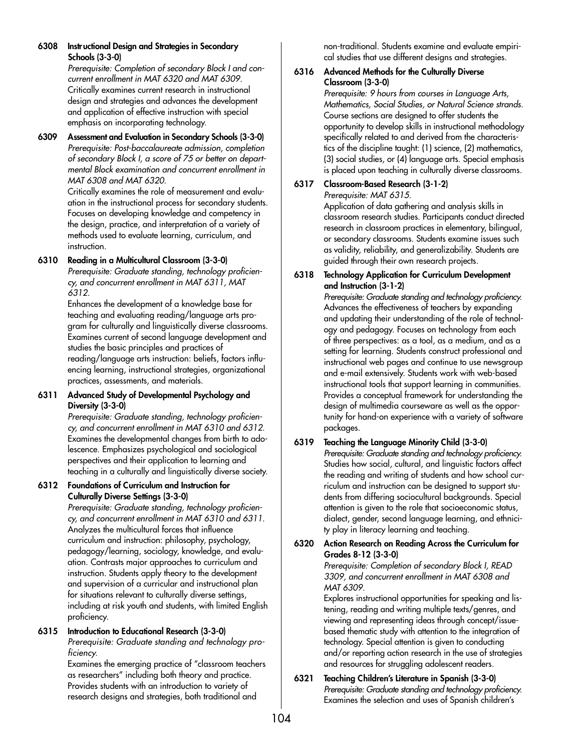**6308 Instructional Design and Strategies in Secondary Schools (3-3-0)**
*Prerequisite: Completion of secondary Block I and concurrent enrollment in MAT 6320 and MAT 6309.*
Critically examines current research in instructional design and strategies and advances the development and application of effective instruction with special emphasis on incorporating technology.

**6309 Assessment and Evaluation in Secondary Schools (3-3-0)**
*Prerequisite: Post-baccalaureate admission, completion of secondary Block I, a score of 75 or better on departmental Block examination and concurrent enrollment in MAT 6308 and MAT 6320.*
Critically examines the role of measurement and evaluation in the instructional process for secondary students. Focuses on developing knowledge and competency in the design, practice, and interpretation of a variety of methods used to evaluate learning, curriculum, and instruction.

**6310 Reading in a Multicultural Classroom (3-3-0)**
*Prerequisite: Graduate standing, technology proficiency, and concurrent enrollment in MAT 6311, MAT 6312.*
Enhances the development of a knowledge base for teaching and evaluating reading/language arts program for culturally and linguistically diverse classrooms. Examines current of second language development and studies the basic principles and practices of reading/language arts instruction: beliefs, factors influencing learning, instructional strategies, organizational practices, assessments, and materials.

**6311 Advanced Study of Developmental Psychology and Diversity (3-3-0)**
*Prerequisite: Graduate standing, technology proficiency, and concurrent enrollment in MAT 6310 and 6312.*
Examines the developmental changes from birth to adolescence. Emphasizes psychological and sociological perspectives and their application to learning and teaching in a culturally and linguistically diverse society.

**6312 Foundations of Curriculum and Instruction for Culturally Diverse Settings (3-3-0)**
*Prerequisite: Graduate standing, technology proficiency, and concurrent enrollment in MAT 6310 and 6311.*
Analyzes the multicultural forces that influence curriculum and instruction: philosophy, psychology, pedagogy/learning, sociology, knowledge, and evaluation. Contrasts major approaches to curriculum and instruction. Students apply theory to the development and supervision of a curricular and instructional plan for situations relevant to culturally diverse settings, including at risk youth and students, with limited English proficiency.

**6315 Introduction to Educational Research (3-3-0)**
*Prerequisite: Graduate standing and technology proficiency.*
Examines the emerging practice of "classroom teachers as researchers" including both theory and practice. Provides students with an introduction to variety of research designs and strategies, both traditional and non-traditional. Students examine and evaluate empirical studies that use different designs and strategies.

**6316 Advanced Methods for the Culturally Diverse Classroom (3-3-0)**
*Prerequisite: 9 hours from courses in Language Arts, Mathematics, Social Studies, or Natural Science strands.*
Course sections are designed to offer students the opportunity to develop skills in instructional methodology specifically related to and derived from the characteristics of the discipline taught: (1) science, (2) mathematics, (3) social studies, or (4) language arts. Special emphasis is placed upon teaching in culturally diverse classrooms.

**6317 Classroom-Based Research (3-1-2)**
*Prerequisite: MAT 6315.*
Application of data gathering and analysis skills in classroom research studies. Participants conduct directed research in classroom practices in elementary, bilingual, or secondary classrooms. Students examine issues such as validity, reliability, and generalizability. Students are guided through their own research projects.

**6318 Technology Application for Curriculum Development and Instruction (3-1-2)**
*Prerequisite: Graduate standing and technology proficiency.*
Advances the effectiveness of teachers by expanding and updating their understanding of the role of technology and pedagogy. Focuses on technology from each of three perspectives: as a tool, as a medium, and as a setting for learning. Students construct professional and instructional web pages and continue to use newsgroup and e-mail extensively. Students work with web-based instructional tools that support learning in communities. Provides a conceptual framework for understanding the design of multimedia courseware as well as the opportunity for hand-on experience with a variety of software packages.

**6319 Teaching the Language Minority Child (3-3-0)**
*Prerequisite: Graduate standing and technology proficiency.*
Studies how social, cultural, and linguistic factors affect the reading and writing of students and how school curriculum and instruction can be designed to support students from differing sociocultural backgrounds. Special attention is given to the role that socioeconomic status, dialect, gender, second language learning, and ethnicity play in literacy learning and teaching.

**6320 Action Research on Reading Across the Curriculum for Grades 8-12 (3-3-0)**
*Prerequisite: Completion of secondary Block I, READ 3309, and concurrent enrollment in MAT 6308 and MAT 6309.*
Explores instructional opportunities for speaking and listening, reading and writing multiple texts/genres, and viewing and representing ideas through concept/issue-based thematic study with attention to the integration of technology. Special attention is given to conducting and/or reporting action research in the use of strategies and resources for struggling adolescent readers.

**6321 Teaching Children's Literature in Spanish (3-3-0)**
*Prerequisite: Graduate standing and technology proficiency.*
Examines the selection and uses of Spanish children's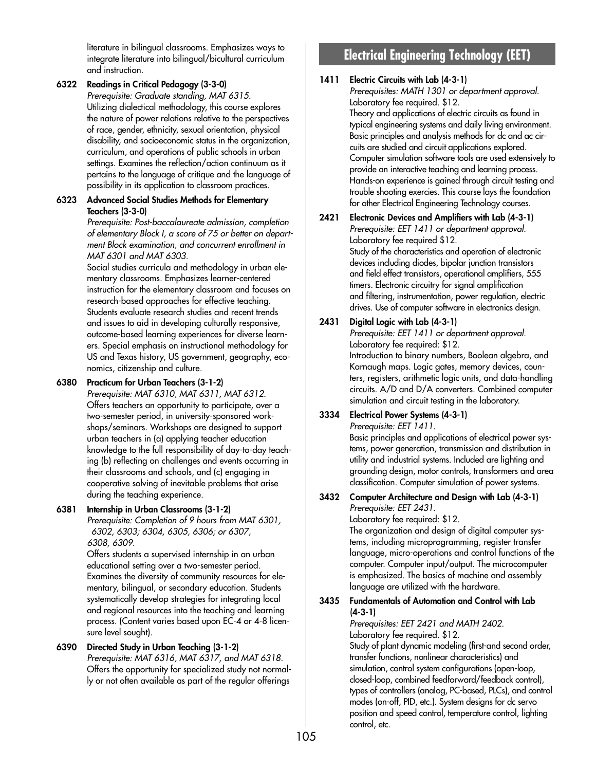literature in bilingual classrooms. Emphasizes ways to integrate literature into bilingual/bicultural curriculum and instruction.

**6322 Readings in Critical Pedagogy (3-3-0)**
*Prerequisite: Graduate standing, MAT 6315.*
Utilizing dialectical methodology, this course explores the nature of power relations relative to the perspectives of race, gender, ethnicity, sexual orientation, physical disability, and socioeconomic status in the organization, curriculum, and operations of public schools in urban settings. Examines the reflection/action continuum as it pertains to the language of critique and the language of possibility in its application to classroom practices.

**6323 Advanced Social Studies Methods for Elementary Teachers (3-3-0)**
*Prerequisite: Post-baccalaureate admission, completion of elementary Block I, a score of 75 or better on department Block examination, and concurrent enrollment in MAT 6301 and MAT 6303.*
Social studies curricula and methodology in urban elementary classrooms. Emphasizes learner-centered instruction for the elementary classroom and focuses on research-based approaches for effective teaching. Students evaluate research studies and recent trends and issues to aid in developing culturally responsive, outcome-based learning experiences for diverse learners. Special emphasis on instructional methodology for US and Texas history, US government, geography, economics, citizenship and culture.

**6380 Practicum for Urban Teachers (3-1-2)**
*Prerequisite: MAT 6310, MAT 6311, MAT 6312.*
Offers teachers an opportunity to participate, over a two-semester period, in university-sponsored workshops/seminars. Workshops are designed to support urban teachers in (a) applying teacher education knowledge to the full responsibility of day-to-day teaching (b) reflecting on challenges and events occurring in their classrooms and schools, and (c) engaging in cooperative solving of inevitable problems that arise during the teaching experience.

**6381 Internship in Urban Classrooms (3-1-2)**
*Prerequisite: Completion of 9 hours from MAT 6301, 6302, 6303; 6304, 6305, 6306; or 6307, 6308, 6309.*
Offers students a supervised internship in an urban educational setting over a two-semester period. Examines the diversity of community resources for elementary, bilingual, or secondary education. Students systematically develop strategies for integrating local and regional resources into the teaching and learning process. (Content varies based upon EC-4 or 4-8 licensure level sought).

**6390 Directed Study in Urban Teaching (3-1-2)**
*Prerequisite: MAT 6316, MAT 6317, and MAT 6318.*
Offers the opportunity for specialized study not normally or not often available as part of the regular offerings

## Electrical Engineering Technology (EET)

**1411 Electric Circuits with Lab (4-3-1)**
*Prerequisites: MATH 1301 or department approval.*
Laboratory fee required. $12.
Theory and applications of electric circuits as found in typical engineering systems and daily living environment. Basic principles and analysis methods for dc and ac circuits are studied and circuit applications explored. Computer simulation software tools are used extensively to provide an interactive teaching and learning process. Hands-on experience is gained through circuit testing and trouble shooting exercies. This course lays the foundation for other Electrical Engineering Technology courses.

**2421 Electronic Devices and Amplifiers with Lab (4-3-1)**
*Prerequisite: EET 1411 or department approval.*
Laboratory fee required $12.
Study of the characteristics and operation of electronic devices including diodes, bipolar junction transistors and field effect transistors, operational amplifiers, 555 timers. Electronic circuitry for signal amplification and filtering, instrumentation, power regulation, electric drives. Use of computer software in electronics design.

**2431 Digital Logic with Lab (4-3-1)**
*Prerequisite: EET 1411 or department approval.*
Laboratory fee required: $12.
Introduction to binary numbers, Boolean algebra, and Karnaugh maps. Logic gates, memory devices, counters, registers, arithmetic logic units, and data-handling circuits. A/D and D/A converters. Combined computer simulation and circuit testing in the laboratory.

**3334 Electrical Power Systems (4-3-1)**
*Prerequisite: EET 1411.*
Basic principles and applications of electrical power systems, power generation, transmission and distribution in utility and industrial systems. Included are lighting and grounding design, motor controls, transformers and area classification. Computer simulation of power systems.

**3432 Computer Architecture and Design with Lab (4-3-1)**
*Prerequisite: EET 2431.*
Laboratory fee required: $12.
The organization and design of digital computer systems, including microprogramming, register transfer language, micro-operations and control functions of the computer. Computer input/output. The microcomputer is emphasized. The basics of machine and assembly language are utilized with the hardware.

**3435 Fundamentals of Automation and Control with Lab (4-3-1)**
*Prerequisites: EET 2421 and MATH 2402.*
Laboratory fee required. $12.
Study of plant dynamic modeling (first-and second order, transfer functions, nonlinear characteristics) and simulation, control system configurations (open-loop, closed-loop, combined feedforward/feedback control), types of controllers (analog, PC-based, PLCs), and control modes (on-off, PID, etc.). System designs for dc servo position and speed control, temperature control, lighting control, etc.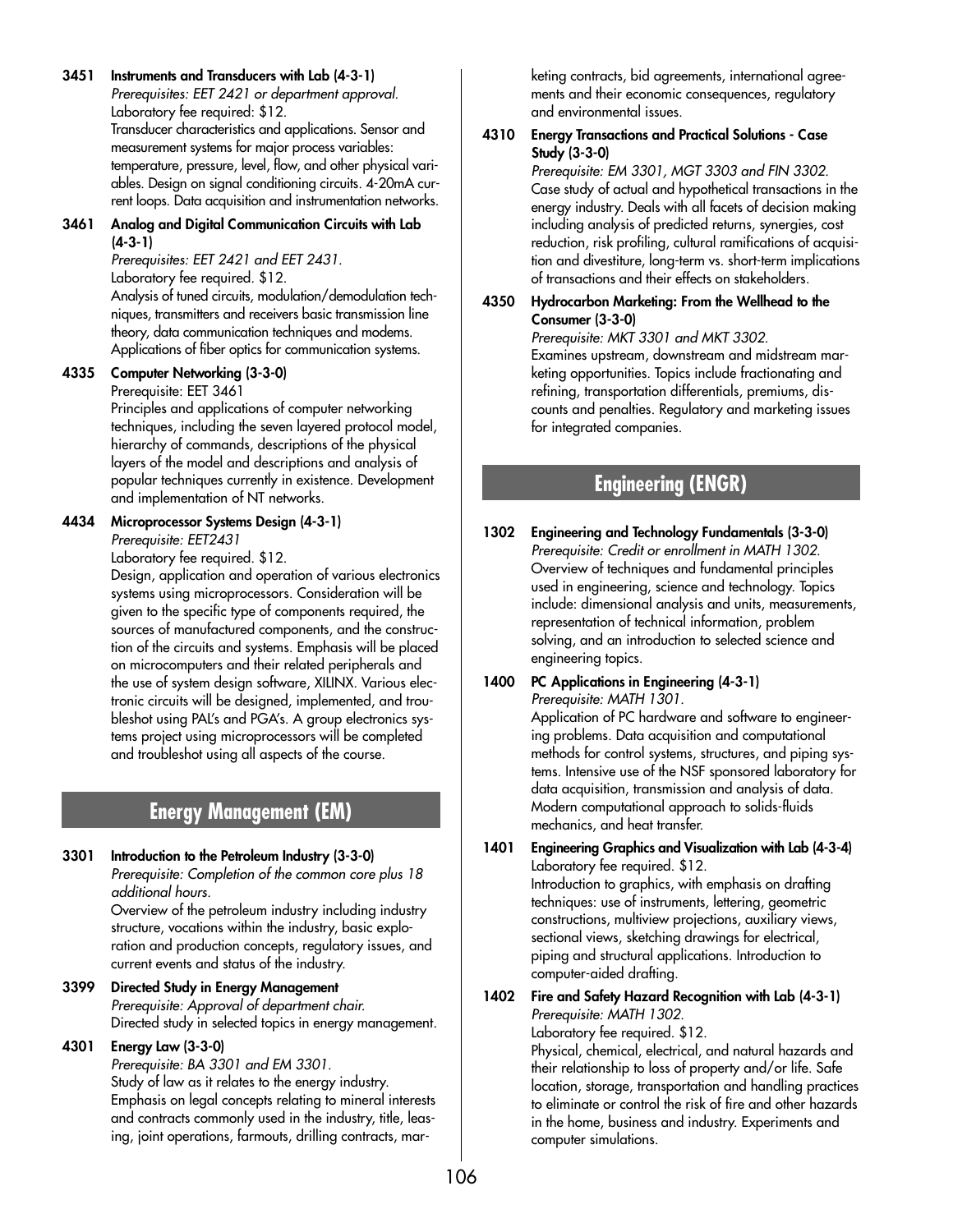**3451 Instruments and Transducers with Lab (4-3-1)**
*Prerequisites: EET 2421 or department approval.*
Laboratory fee required: $12.
Transducer characteristics and applications. Sensor and measurement systems for major process variables: temperature, pressure, level, flow, and other physical variables. Design on signal conditioning circuits. 4-20mA current loops. Data acquisition and instrumentation networks.

**3461 Analog and Digital Communication Circuits with Lab (4-3-1)**
*Prerequisites: EET 2421 and EET 2431.*
Laboratory fee required. $12.
Analysis of tuned circuits, modulation/demodulation techniques, transmitters and receivers basic transmission line theory, data communication techniques and modems. Applications of fiber optics for communication systems.

**4335 Computer Networking (3-3-0)**
Prerequisite: EET 3461
Principles and applications of computer networking techniques, including the seven layered protocol model, hierarchy of commands, descriptions of the physical layers of the model and descriptions and analysis of popular techniques currently in existence. Development and implementation of NT networks.

**4434 Microprocessor Systems Design (4-3-1)**
*Prerequisite: EET2431*
Laboratory fee required. $12.
Design, application and operation of various electronics systems using microprocessors. Consideration will be given to the specific type of components required, the sources of manufactured components, and the construction of the circuits and systems. Emphasis will be placed on microcomputers and their related peripherals and the use of system design software, XILINX. Various electronic circuits will be designed, implemented, and troubleshot using PAL's and PGA's. A group electronics systems project using microprocessors will be completed and troubleshot using all aspects of the course.

## Energy Management (EM)

**3301 Introduction to the Petroleum Industry (3-3-0)**
*Prerequisite: Completion of the common core plus 18 additional hours.*
Overview of the petroleum industry including industry structure, vocations within the industry, basic exploration and production concepts, regulatory issues, and current events and status of the industry.

**3399 Directed Study in Energy Management**
*Prerequisite: Approval of department chair.*
Directed study in selected topics in energy management.

**4301 Energy Law (3-3-0)**
*Prerequisite: BA 3301 and EM 3301.*
Study of law as it relates to the energy industry. Emphasis on legal concepts relating to mineral interests and contracts commonly used in the industry, title, leasing, joint operations, farmouts, drilling contracts, marketing contracts, bid agreements, international agreements and their economic consequences, regulatory and environmental issues.

**4310 Energy Transactions and Practical Solutions - Case Study (3-3-0)**
*Prerequisite: EM 3301, MGT 3303 and FIN 3302.*
Case study of actual and hypothetical transactions in the energy industry. Deals with all facets of decision making including analysis of predicted returns, synergies, cost reduction, risk profiling, cultural ramifications of acquisition and divestiture, long-term vs. short-term implications of transactions and their effects on stakeholders.

**4350 Hydrocarbon Marketing: From the Wellhead to the Consumer (3-3-0)**
*Prerequisite: MKT 3301 and MKT 3302.*
Examines upstream, downstream and midstream marketing opportunities. Topics include fractionating and refining, transportation differentials, premiums, discounts and penalties. Regulatory and marketing issues for integrated companies.

## Engineering (ENGR)

**1302 Engineering and Technology Fundamentals (3-3-0)**
*Prerequisite: Credit or enrollment in MATH 1302.*
Overview of techniques and fundamental principles used in engineering, science and technology. Topics include: dimensional analysis and units, measurements, representation of technical information, problem solving, and an introduction to selected science and engineering topics.

**1400 PC Applications in Engineering (4-3-1)**
*Prerequisite: MATH 1301.*
Application of PC hardware and software to engineering problems. Data acquisition and computational methods for control systems, structures, and piping systems. Intensive use of the NSF sponsored laboratory for data acquisition, transmission and analysis of data. Modern computational approach to solids-fluids mechanics, and heat transfer.

**1401 Engineering Graphics and Visualization with Lab (4-3-4)**
Laboratory fee required. $12.
Introduction to graphics, with emphasis on drafting techniques: use of instruments, lettering, geometric constructions, multiview projections, auxiliary views, sectional views, sketching drawings for electrical, piping and structural applications. Introduction to computer-aided drafting.

**1402 Fire and Safety Hazard Recognition with Lab (4-3-1)**
*Prerequisite: MATH 1302.*
Laboratory fee required. $12.
Physical, chemical, electrical, and natural hazards and their relationship to loss of property and/or life. Safe location, storage, transportation and handling practices to eliminate or control the risk of fire and other hazards in the home, business and industry. Experiments and computer simulations.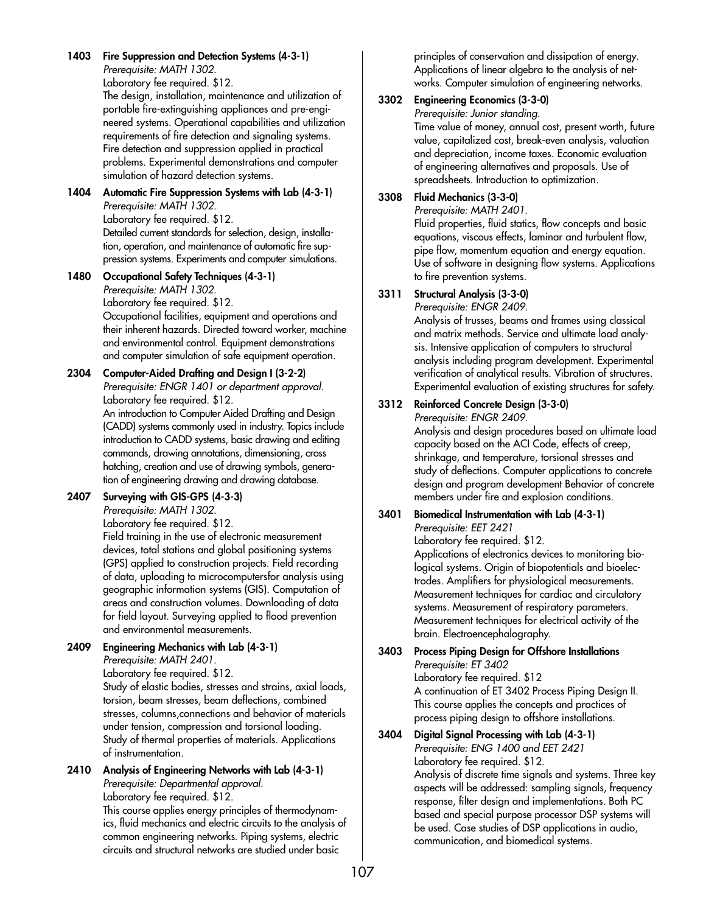**1403 Fire Suppression and Detection Systems (4-3-1)**
*Prerequisite: MATH 1302.*
Laboratory fee required. $12.
The design, installation, maintenance and utilization of portable fire-extinguishing appliances and pre-engineered systems. Operational capabilities and utilization requirements of fire detection and signaling systems. Fire detection and suppression applied in practical problems. Experimental demonstrations and computer simulation of hazard detection systems.

**1404 Automatic Fire Suppression Systems with Lab (4-3-1)**
*Prerequisite: MATH 1302.*
Laboratory fee required. $12.
Detailed current standards for selection, design, installation, operation, and maintenance of automatic fire suppression systems. Experiments and computer simulations.

**1480 Occupational Safety Techniques (4-3-1)**
*Prerequisite: MATH 1302.*
Laboratory fee required. $12.
Occupational facilities, equipment and operations and their inherent hazards. Directed toward worker, machine and environmental control. Equipment demonstrations and computer simulation of safe equipment operation.

**2304 Computer-Aided Drafting and Design I (3-2-2)**
*Prerequisite: ENGR 1401 or department approval.*
Laboratory fee required. $12.
An introduction to Computer Aided Drafting and Design (CADD) systems commonly used in industry. Topics include introduction to CADD systems, basic drawing and editing commands, drawing annotations, dimensioning, cross hatching, creation and use of drawing symbols, generation of engineering drawing and drawing database.

**2407 Surveying with GIS-GPS (4-3-3)**
*Prerequisite: MATH 1302.*
Laboratory fee required. $12.
Field training in the use of electronic measurement devices, total stations and global positioning systems (GPS) applied to construction projects. Field recording of data, uploading to microcomputersfor analysis using geographic information systems (GIS). Computation of areas and construction volumes. Downloading of data for field layout. Surveying applied to flood prevention and environmental measurements.

**2409 Engineering Mechanics with Lab (4-3-1)**
*Prerequisite: MATH 2401.*
Laboratory fee required. $12.
Study of elastic bodies, stresses and strains, axial loads, torsion, beam stresses, beam deflections, combined stresses, columns,connections and behavior of materials under tension, compression and torsional loading. Study of thermal properties of materials. Applications of instrumentation.

**2410 Analysis of Engineering Networks with Lab (4-3-1)**
*Prerequisite: Departmental approval.*
Laboratory fee required. $12.
This course applies energy principles of thermodynamics, fluid mechanics and electric circuits to the analysis of common engineering networks. Piping systems, electric circuits and structural networks are studied under basic principles of conservation and dissipation of energy. Applications of linear algebra to the analysis of networks. Computer simulation of engineering networks.

**3302 Engineering Economics (3-3-0)**
*Prerequisite: Junior standing.*
Time value of money, annual cost, present worth, future value, capitalized cost, break-even analysis, valuation and depreciation, income taxes. Economic evaluation of engineering alternatives and proposals. Use of spreadsheets. Introduction to optimization.

**3308 Fluid Mechanics (3-3-0)**
*Prerequisite: MATH 2401.*
Fluid properties, fluid statics, flow concepts and basic equations, viscous effects, laminar and turbulent flow, pipe flow, momentum equation and energy equation. Use of software in designing flow systems. Applications to fire prevention systems.

**3311 Structural Analysis (3-3-0)**
*Prerequisite: ENGR 2409.*
Analysis of trusses, beams and frames using classical and matrix methods. Service and ultimate load analysis. Intensive application of computers to structural analysis including program development. Experimental verification of analytical results. Vibration of structures. Experimental evaluation of existing structures for safety.

**3312 Reinforced Concrete Design (3-3-0)**
*Prerequisite: ENGR 2409.*
Analysis and design procedures based on ultimate load capacity based on the ACI Code, effects of creep, shrinkage, and temperature, torsional stresses and study of deflections. Computer applications to concrete design and program development Behavior of concrete members under fire and explosion conditions.

**3401 Biomedical Instrumentation with Lab (4-3-1)**
*Prerequisite: EET 2421*
Laboratory fee required. $12.
Applications of electronics devices to monitoring biological systems. Origin of biopotentials and bioelectrodes. Amplifiers for physiological measurements. Measurement techniques for cardiac and circulatory systems. Measurement of respiratory parameters. Measurement techniques for electrical activity of the brain. Electroencephalography.

**3403 Process Piping Design for Offshore Installations**
*Prerequisite: ET 3402*
Laboratory fee required. $12
A continuation of ET 3402 Process Piping Design II. This course applies the concepts and practices of process piping design to offshore installations.

**3404 Digital Signal Processing with Lab (4-3-1)**
*Prerequisite: ENG 1400 and EET 2421*
Laboratory fee required. $12.
Analysis of discrete time signals and systems. Three key aspects will be addressed: sampling signals, frequency response, filter design and implementations. Both PC based and special purpose processor DSP systems will be used. Case studies of DSP applications in audio, communication, and biomedical systems.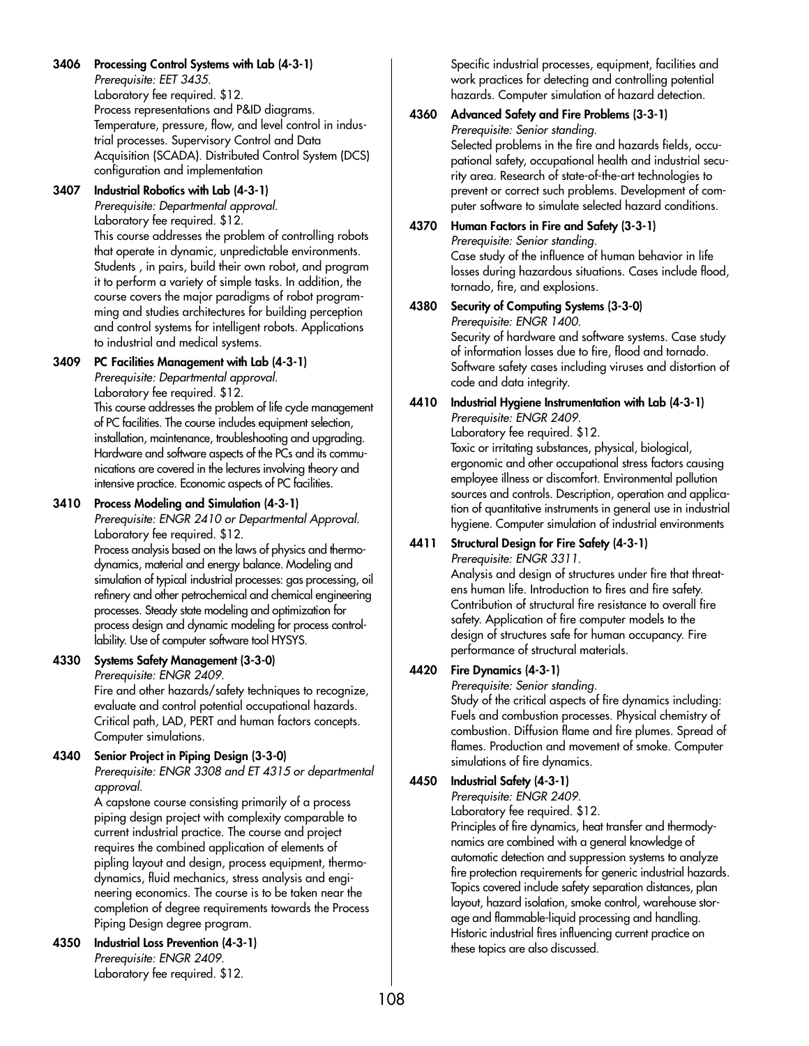**3406 Processing Control Systems with Lab (4-3-1)**
*Prerequisite: EET 3435.*
Laboratory fee required. $12.
Process representations and P&ID diagrams. Temperature, pressure, flow, and level control in industrial processes. Supervisory Control and Data Acquisition (SCADA). Distributed Control System (DCS) configuration and implementation

**3407 Industrial Robotics with Lab (4-3-1)**
*Prerequisite: Departmental approval.*
Laboratory fee required. $12.
This course addresses the problem of controlling robots that operate in dynamic, unpredictable environments. Students , in pairs, build their own robot, and program it to perform a variety of simple tasks. In addition, the course covers the major paradigms of robot programming and studies architectures for building perception and control systems for intelligent robots. Applications to industrial and medical systems.

**3409 PC Facilities Management with Lab (4-3-1)**
*Prerequisite: Departmental approval.*
Laboratory fee required. $12.
This course addresses the problem of life cycle management of PC facilities. The course includes equipment selection, installation, maintenance, troubleshooting and upgrading. Hardware and software aspects of the PCs and its communications are covered in the lectures involving theory and intensive practice. Economic aspects of PC facilities.

**3410 Process Modeling and Simulation (4-3-1)**
*Prerequisite: ENGR 2410 or Departmental Approval.*
Laboratory fee required. $12.
Process analysis based on the laws of physics and thermodynamics, material and energy balance. Modeling and simulation of typical industrial processes: gas processing, oil refinery and other petrochemical and chemical engineering processes. Steady state modeling and optimization for process design and dynamic modeling for process controllability. Use of computer software tool HYSYS.

**4330 Systems Safety Management (3-3-0)**
*Prerequisite: ENGR 2409.*
Fire and other hazards/safety techniques to recognize, evaluate and control potential occupational hazards. Critical path, LAD, PERT and human factors concepts. Computer simulations.

**4340 Senior Project in Piping Design (3-3-0)**
*Prerequisite: ENGR 3308 and ET 4315 or departmental approval.*
A capstone course consisting primarily of a process piping design project with complexity comparable to current industrial practice. The course and project requires the combined application of elements of pipling layout and design, process equipment, thermodynamics, fluid mechanics, stress analysis and engineering economics. The course is to be taken near the completion of degree requirements towards the Process Piping Design degree program.

**4350 Industrial Loss Prevention (4-3-1)**
*Prerequisite: ENGR 2409.*
Laboratory fee required. $12.
Specific industrial processes, equipment, facilities and work practices for detecting and controlling potential hazards. Computer simulation of hazard detection.

**4360 Advanced Safety and Fire Problems (3-3-1)**
*Prerequisite: Senior standing.*
Selected problems in the fire and hazards fields, occupational safety, occupational health and industrial security area. Research of state-of-the-art technologies to prevent or correct such problems. Development of computer software to simulate selected hazard conditions.

**4370 Human Factors in Fire and Safety (3-3-1)**
*Prerequisite: Senior standing.*
Case study of the influence of human behavior in life losses during hazardous situations. Cases include flood, tornado, fire, and explosions.

**4380 Security of Computing Systems (3-3-0)**
*Prerequisite: ENGR 1400.*
Security of hardware and software systems. Case study of information losses due to fire, flood and tornado. Software safety cases including viruses and distortion of code and data integrity.

**4410 Industrial Hygiene Instrumentation with Lab (4-3-1)**
*Prerequisite: ENGR 2409.*
Laboratory fee required. $12.
Toxic or irritating substances, physical, biological, ergonomic and other occupational stress factors causing employee illness or discomfort. Environmental pollution sources and controls. Description, operation and application of quantitative instruments in general use in industrial hygiene. Computer simulation of industrial environments

**4411 Structural Design for Fire Safety (4-3-1)**
*Prerequisite: ENGR 3311.*
Analysis and design of structures under fire that threatens human life. Introduction to fires and fire safety. Contribution of structural fire resistance to overall fire safety. Application of fire computer models to the design of structures safe for human occupancy. Fire performance of structural materials.

**4420 Fire Dynamics (4-3-1)**
*Prerequisite: Senior standing.*
Study of the critical aspects of fire dynamics including: Fuels and combustion processes. Physical chemistry of combustion. Diffusion flame and fire plumes. Spread of flames. Production and movement of smoke. Computer simulations of fire dynamics.

**4450 Industrial Safety (4-3-1)**
*Prerequisite: ENGR 2409.*
Laboratory fee required. $12.
Principles of fire dynamics, heat transfer and thermodynamics are combined with a general knowledge of automatic detection and suppression systems to analyze fire protection requirements for generic industrial hazards. Topics covered include safety separation distances, plan layout, hazard isolation, smoke control, warehouse storage and flammable-liquid processing and handling. Historic industrial fires influencing current practice on these topics are also discussed.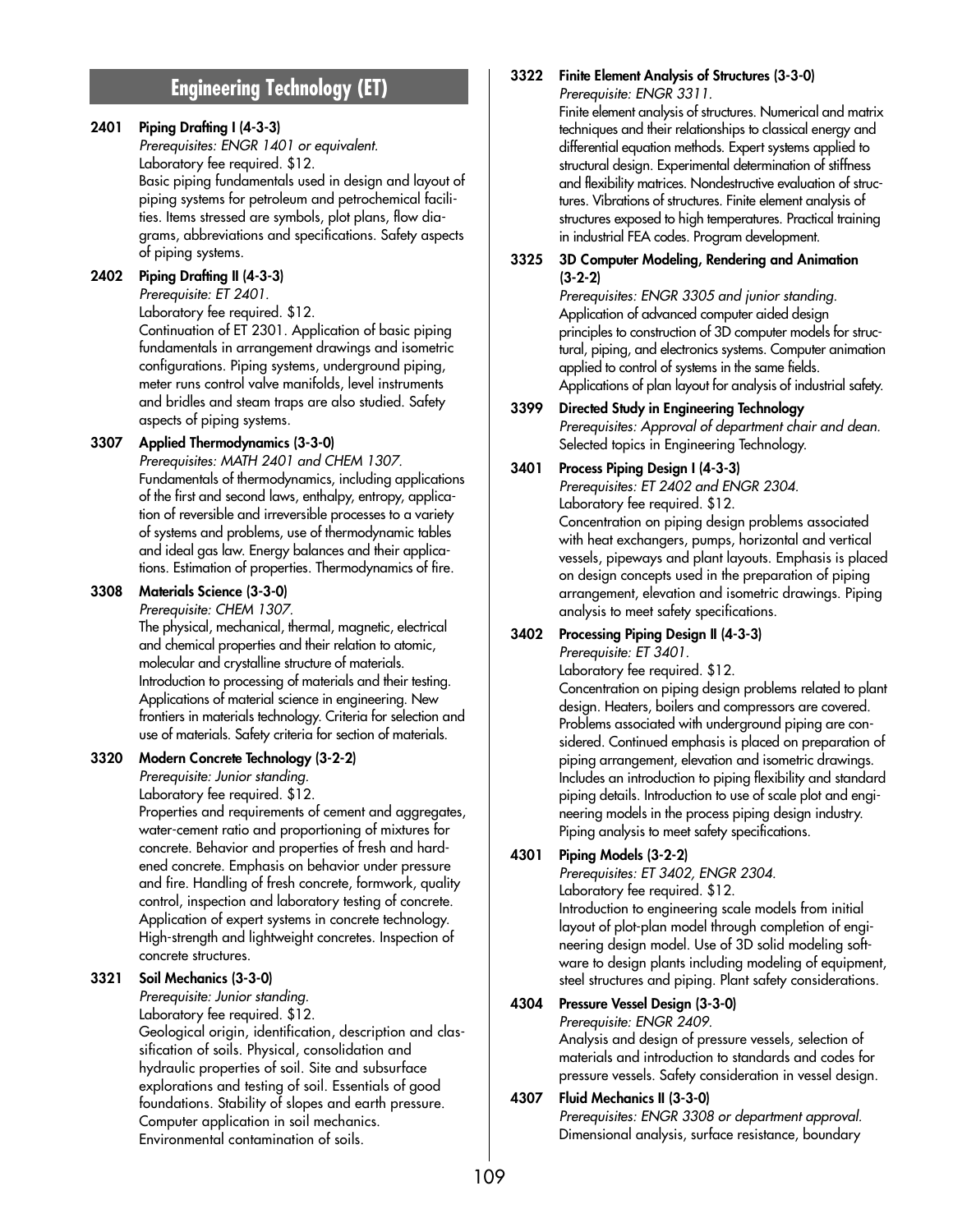## Engineering Technology (ET)

**2401 Piping Drafting I (4-3-3)**
*Prerequisites: ENGR 1401 or equivalent.*
Laboratory fee required. $12.
Basic piping fundamentals used in design and layout of piping systems for petroleum and petrochemical facilities. Items stressed are symbols, plot plans, flow diagrams, abbreviations and specifications. Safety aspects of piping systems.

**2402 Piping Drafting II (4-3-3)**
*Prerequisite: ET 2401.*
Laboratory fee required. $12.
Continuation of ET 2301. Application of basic piping fundamentals in arrangement drawings and isometric configurations. Piping systems, underground piping, meter runs control valve manifolds, level instruments and bridles and steam traps are also studied. Safety aspects of piping systems.

**3307 Applied Thermodynamics (3-3-0)**
*Prerequisites: MATH 2401 and CHEM 1307.*
Fundamentals of thermodynamics, including applications of the first and second laws, enthalpy, entropy, application of reversible and irreversible processes to a variety of systems and problems, use of thermodynamic tables and ideal gas law. Energy balances and their applications. Estimation of properties. Thermodynamics of fire.

**3308 Materials Science (3-3-0)**
*Prerequisite: CHEM 1307.*
The physical, mechanical, thermal, magnetic, electrical and chemical properties and their relation to atomic, molecular and crystalline structure of materials. Introduction to processing of materials and their testing. Applications of material science in engineering. New frontiers in materials technology. Criteria for selection and use of materials. Safety criteria for section of materials.

**3320 Modern Concrete Technology (3-2-2)**
*Prerequisite: Junior standing.*
Laboratory fee required. $12.
Properties and requirements of cement and aggregates, water-cement ratio and proportioning of mixtures for concrete. Behavior and properties of fresh and hardened concrete. Emphasis on behavior under pressure and fire. Handling of fresh concrete, formwork, quality control, inspection and laboratory testing of concrete. Application of expert systems in concrete technology. High-strength and lightweight concretes. Inspection of concrete structures.

**3321 Soil Mechanics (3-3-0)**
*Prerequisite: Junior standing.*
Laboratory fee required. $12.
Geological origin, identification, description and classification of soils. Physical, consolidation and hydraulic properties of soil. Site and subsurface explorations and testing of soil. Essentials of good foundations. Stability of slopes and earth pressure. Computer application in soil mechanics. Environmental contamination of soils.

**3322 Finite Element Analysis of Structures (3-3-0)**
*Prerequisite: ENGR 3311.*
Finite element analysis of structures. Numerical and matrix techniques and their relationships to classical energy and differential equation methods. Expert systems applied to structural design. Experimental determination of stiffness and flexibility matrices. Nondestructive evaluation of structures. Vibrations of structures. Finite element analysis of structures exposed to high temperatures. Practical training in industrial FEA codes. Program development.

**3325 3D Computer Modeling, Rendering and Animation (3-2-2)**
*Prerequisites: ENGR 3305 and junior standing.*
Application of advanced computer aided design principles to construction of 3D computer models for structural, piping, and electronics systems. Computer animation applied to control of systems in the same fields. Applications of plan layout for analysis of industrial safety.

**3399 Directed Study in Engineering Technology**
*Prerequisites: Approval of department chair and dean.*
Selected topics in Engineering Technology.

**3401 Process Piping Design I (4-3-3)**
*Prerequisites: ET 2402 and ENGR 2304.*
Laboratory fee required. $12.
Concentration on piping design problems associated with heat exchangers, pumps, horizontal and vertical vessels, pipeways and plant layouts. Emphasis is placed on design concepts used in the preparation of piping arrangement, elevation and isometric drawings. Piping analysis to meet safety specifications.

**3402 Processing Piping Design II (4-3-3)**
*Prerequisite: ET 3401.*
Laboratory fee required. $12.
Concentration on piping design problems related to plant design. Heaters, boilers and compressors are covered. Problems associated with underground piping are considered. Continued emphasis is placed on preparation of piping arrangement, elevation and isometric drawings. Includes an introduction to piping flexibility and standard piping details. Introduction to use of scale plot and engineering models in the process piping design industry. Piping analysis to meet safety specifications.

**4301 Piping Models (3-2-2)**
*Prerequisites: ET 3402, ENGR 2304.*
Laboratory fee required. $12.
Introduction to engineering scale models from initial layout of plot-plan model through completion of engineering design model. Use of 3D solid modeling software to design plants including modeling of equipment, steel structures and piping. Plant safety considerations.

**4304 Pressure Vessel Design (3-3-0)**
*Prerequisite: ENGR 2409.*
Analysis and design of pressure vessels, selection of materials and introduction to standards and codes for pressure vessels. Safety consideration in vessel design.

**4307 Fluid Mechanics II (3-3-0)**
*Prerequisites: ENGR 3308 or department approval.*
Dimensional analysis, surface resistance, boundary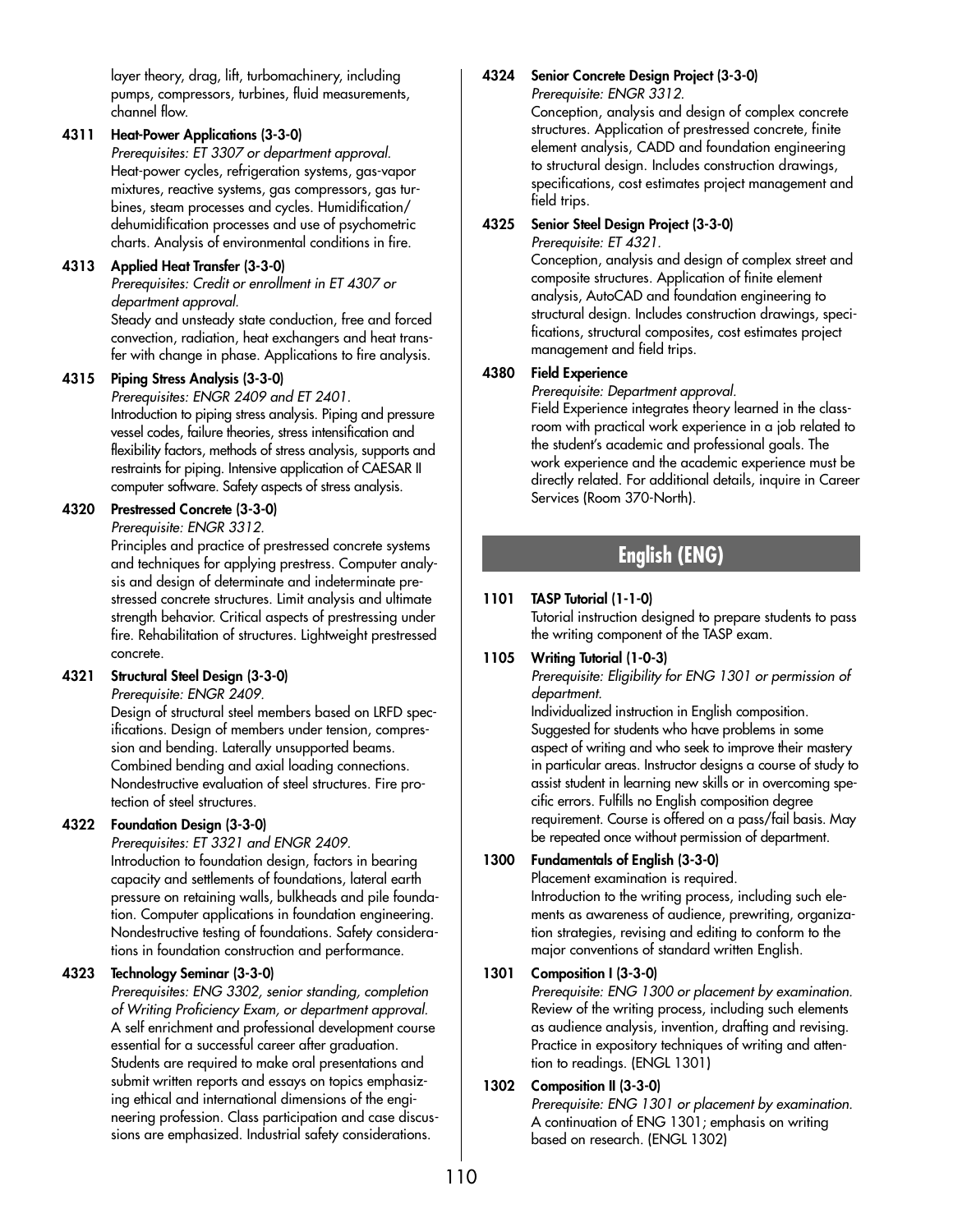layer theory, drag, lift, turbomachinery, including pumps, compressors, turbines, fluid measurements, channel flow.

**4311 Heat-Power Applications (3-3-0)**
*Prerequisites: ET 3307 or department approval.*
Heat-power cycles, refrigeration systems, gas-vapor mixtures, reactive systems, gas compressors, gas turbines, steam processes and cycles. Humidification/ dehumidification processes and use of psychometric charts. Analysis of environmental conditions in fire.

**4313 Applied Heat Transfer (3-3-0)**
*Prerequisites: Credit or enrollment in ET 4307 or department approval.*
Steady and unsteady state conduction, free and forced convection, radiation, heat exchangers and heat transfer with change in phase. Applications to fire analysis.

**4315 Piping Stress Analysis (3-3-0)**
*Prerequisites: ENGR 2409 and ET 2401.*
Introduction to piping stress analysis. Piping and pressure vessel codes, failure theories, stress intensification and flexibility factors, methods of stress analysis, supports and restraints for piping. Intensive application of CAESAR II computer software. Safety aspects of stress analysis.

**4320 Prestressed Concrete (3-3-0)**
*Prerequisite: ENGR 3312.*
Principles and practice of prestressed concrete systems and techniques for applying prestress. Computer analysis and design of determinate and indeterminate prestressed concrete structures. Limit analysis and ultimate strength behavior. Critical aspects of prestressing under fire. Rehabilitation of structures. Lightweight prestressed concrete.

**4321 Structural Steel Design (3-3-0)**
*Prerequisite: ENGR 2409.*
Design of structural steel members based on LRFD specifications. Design of members under tension, compression and bending. Laterally unsupported beams. Combined bending and axial loading connections. Nondestructive evaluation of steel structures. Fire protection of steel structures.

**4322 Foundation Design (3-3-0)**
*Prerequisites: ET 3321 and ENGR 2409.*
Introduction to foundation design, factors in bearing capacity and settlements of foundations, lateral earth pressure on retaining walls, bulkheads and pile foundation. Computer applications in foundation engineering. Nondestructive testing of foundations. Safety considerations in foundation construction and performance.

**4323 Technology Seminar (3-3-0)**
*Prerequisites: ENG 3302, senior standing, completion of Writing Proficiency Exam, or department approval.*
A self enrichment and professional development course essential for a successful career after graduation. Students are required to make oral presentations and submit written reports and essays on topics emphasizing ethical and international dimensions of the engineering profession. Class participation and case discussions are emphasized. Industrial safety considerations.

**4324 Senior Concrete Design Project (3-3-0)**
*Prerequisite: ENGR 3312.*
Conception, analysis and design of complex concrete structures. Application of prestressed concrete, finite element analysis, CADD and foundation engineering to structural design. Includes construction drawings, specifications, cost estimates project management and field trips.

**4325 Senior Steel Design Project (3-3-0)**
*Prerequisite: ET 4321.*
Conception, analysis and design of complex street and composite structures. Application of finite element analysis, AutoCAD and foundation engineering to structural design. Includes construction drawings, specifications, structural composites, cost estimates project management and field trips.

**4380 Field Experience**
*Prerequisite: Department approval.*
Field Experience integrates theory learned in the classroom with practical work experience in a job related to the student's academic and professional goals. The work experience and the academic experience must be directly related. For additional details, inquire in Career Services (Room 370-North).

## English (ENG)

**1101 TASP Tutorial (1-1-0)**
Tutorial instruction designed to prepare students to pass the writing component of the TASP exam.

**1105 Writing Tutorial (1-0-3)**
*Prerequisite: Eligibility for ENG 1301 or permission of department.*
Individualized instruction in English composition. Suggested for students who have problems in some aspect of writing and who seek to improve their mastery in particular areas. Instructor designs a course of study to assist student in learning new skills or in overcoming specific errors. Fulfills no English composition degree requirement. Course is offered on a pass/fail basis. May be repeated once without permission of department.

**1300 Fundamentals of English (3-3-0)**
Placement examination is required.
Introduction to the writing process, including such elements as awareness of audience, prewriting, organization strategies, revising and editing to conform to the major conventions of standard written English.

**1301 Composition I (3-3-0)**
*Prerequisite: ENG 1300 or placement by examination.*
Review of the writing process, including such elements as audience analysis, invention, drafting and revising. Practice in expository techniques of writing and attention to readings. (ENGL 1301)

**1302 Composition II (3-3-0)**
*Prerequisite: ENG 1301 or placement by examination.*
A continuation of ENG 1301; emphasis on writing based on research. (ENGL 1302)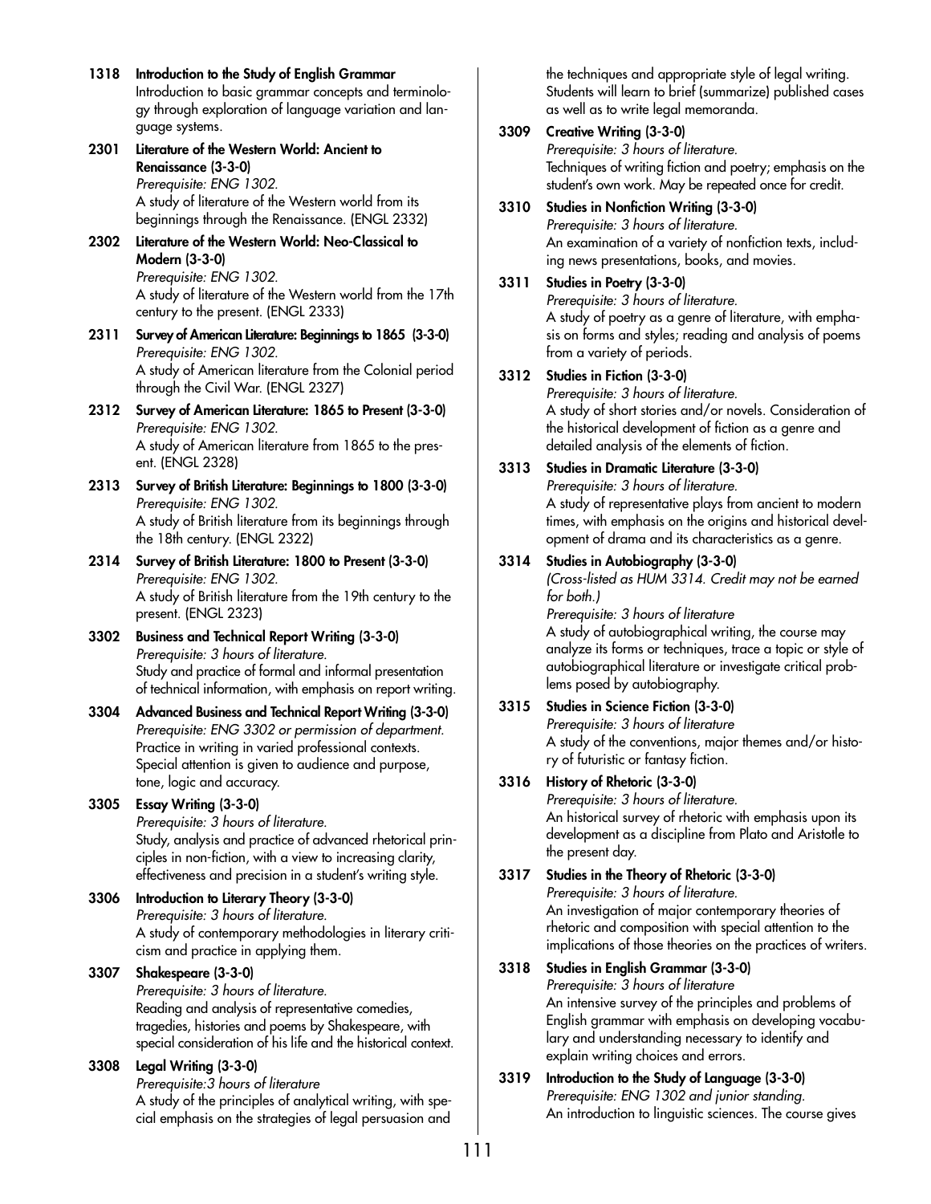**1318 Introduction to the Study of English Grammar**
Introduction to basic grammar concepts and terminology through exploration of language variation and language systems.

**2301 Literature of the Western World: Ancient to Renaissance (3-3-0)**
*Prerequisite: ENG 1302.*
A study of literature of the Western world from its beginnings through the Renaissance. (ENGL 2332)

**2302 Literature of the Western World: Neo-Classical to Modern (3-3-0)**
*Prerequisite: ENG 1302.*
A study of literature of the Western world from the 17th century to the present. (ENGL 2333)

**2311 Survey of American Literature: Beginnings to 1865 (3-3-0)**
*Prerequisite: ENG 1302.*
A study of American literature from the Colonial period through the Civil War. (ENGL 2327)

**2312 Survey of American Literature: 1865 to Present (3-3-0)**
*Prerequisite: ENG 1302.*
A study of American literature from 1865 to the present. (ENGL 2328)

**2313 Survey of British Literature: Beginnings to 1800 (3-3-0)**
*Prerequisite: ENG 1302.*
A study of British literature from its beginnings through the 18th century. (ENGL 2322)

**2314 Survey of British Literature: 1800 to Present (3-3-0)**
*Prerequisite: ENG 1302.*
A study of British literature from the 19th century to the present. (ENGL 2323)

**3302 Business and Technical Report Writing (3-3-0)**
*Prerequisite: 3 hours of literature.*
Study and practice of formal and informal presentation of technical information, with emphasis on report writing.

**3304 Advanced Business and Technical Report Writing (3-3-0)**
*Prerequisite: ENG 3302 or permission of department.*
Practice in writing in varied professional contexts. Special attention is given to audience and purpose, tone, logic and accuracy.

**3305 Essay Writing (3-3-0)**
*Prerequisite: 3 hours of literature.*
Study, analysis and practice of advanced rhetorical principles in non-fiction, with a view to increasing clarity, effectiveness and precision in a student's writing style.

**3306 Introduction to Literary Theory (3-3-0)**
*Prerequisite: 3 hours of literature.*
A study of contemporary methodologies in literary criticism and practice in applying them.

**3307 Shakespeare (3-3-0)**
*Prerequisite: 3 hours of literature.*
Reading and analysis of representative comedies, tragedies, histories and poems by Shakespeare, with special consideration of his life and the historical context.

**3308 Legal Writing (3-3-0)**
*Prerequisite:3 hours of literature*
A study of the principles of analytical writing, with special emphasis on the strategies of legal persuasion and the techniques and appropriate style of legal writing. Students will learn to brief (summarize) published cases as well as to write legal memoranda.

**3309 Creative Writing (3-3-0)**
*Prerequisite: 3 hours of literature.*
Techniques of writing fiction and poetry; emphasis on the student's own work. May be repeated once for credit.

**3310 Studies in Nonfiction Writing (3-3-0)**
*Prerequisite: 3 hours of literature.*
An examination of a variety of nonfiction texts, including news presentations, books, and movies.

**3311 Studies in Poetry (3-3-0)**
*Prerequisite: 3 hours of literature.*
A study of poetry as a genre of literature, with emphasis on forms and styles; reading and analysis of poems from a variety of periods.

**3312 Studies in Fiction (3-3-0)**
*Prerequisite: 3 hours of literature.*
A study of short stories and/or novels. Consideration of the historical development of fiction as a genre and detailed analysis of the elements of fiction.

**3313 Studies in Dramatic Literature (3-3-0)**
*Prerequisite: 3 hours of literature.*
A study of representative plays from ancient to modern times, with emphasis on the origins and historical development of drama and its characteristics as a genre.

**3314 Studies in Autobiography (3-3-0)**
*(Cross-listed as HUM 3314. Credit may not be earned for both.)*
*Prerequisite: 3 hours of literature*
A study of autobiographical writing, the course may analyze its forms or techniques, trace a topic or style of autobiographical literature or investigate critical problems posed by autobiography.

**3315 Studies in Science Fiction (3-3-0)**
*Prerequisite: 3 hours of literature*
A study of the conventions, major themes and/or history of futuristic or fantasy fiction.

**3316 History of Rhetoric (3-3-0)**
*Prerequisite: 3 hours of literature.*
An historical survey of rhetoric with emphasis upon its development as a discipline from Plato and Aristotle to the present day.

**3317 Studies in the Theory of Rhetoric (3-3-0)**
*Prerequisite: 3 hours of literature.*
An investigation of major contemporary theories of rhetoric and composition with special attention to the implications of those theories on the practices of writers.

**3318 Studies in English Grammar (3-3-0)**
*Prerequisite: 3 hours of literature*
An intensive survey of the principles and problems of English grammar with emphasis on developing vocabulary and understanding necessary to identify and explain writing choices and errors.

**3319 Introduction to the Study of Language (3-3-0)**
*Prerequisite: ENG 1302 and junior standing.*
An introduction to linguistic sciences. The course gives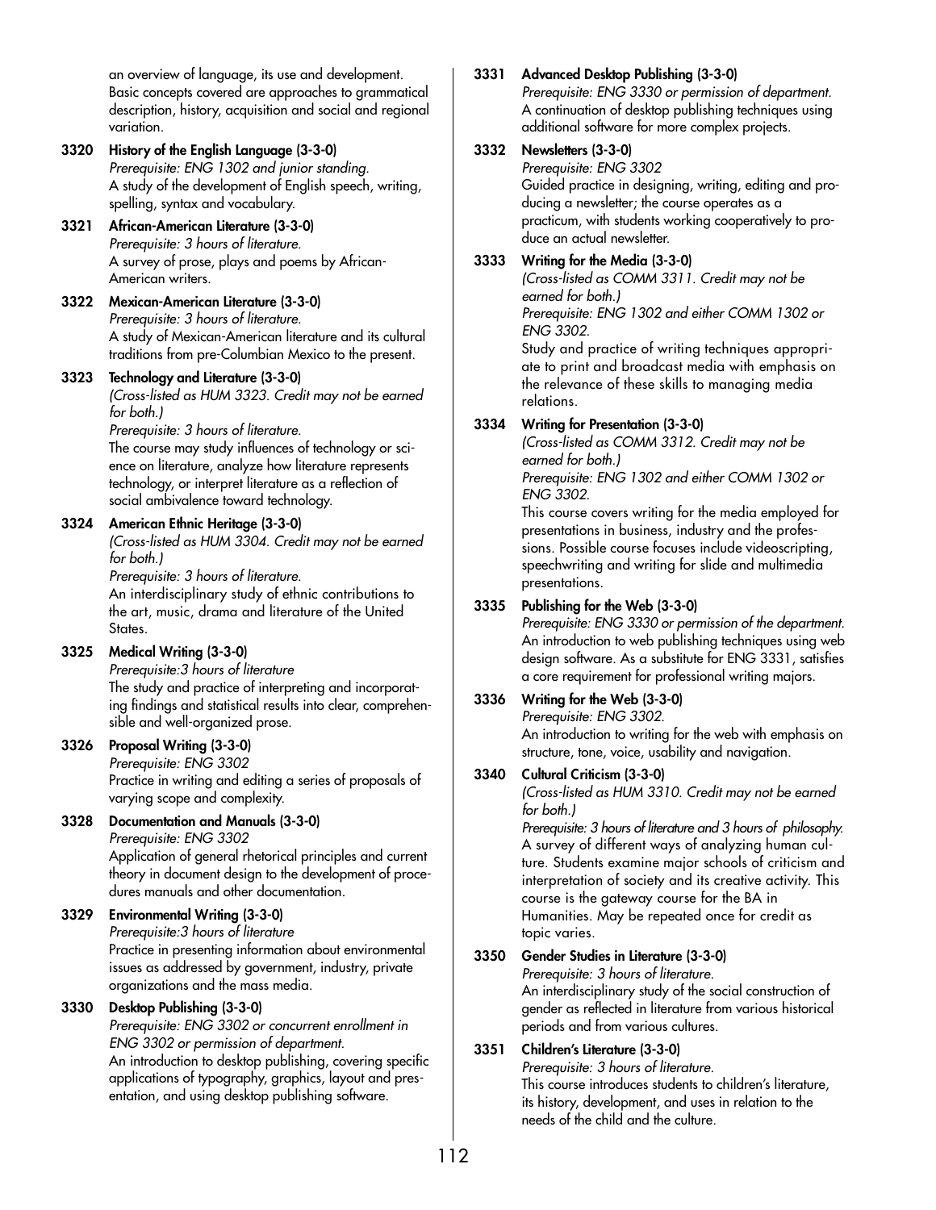an overview of language, its use and development. Basic concepts covered are approaches to grammatical description, history, acquisition and social and regional variation.

**3320 History of the English Language (3-3-0)**
*Prerequisite: ENG 1302 and junior standing.*
A study of the development of English speech, writing, spelling, syntax and vocabulary.

**3321 African-American Literature (3-3-0)**
*Prerequisite: 3 hours of literature.*
A survey of prose, plays and poems by African-American writers.

**3322 Mexican-American Literature (3-3-0)**
*Prerequisite: 3 hours of literature.*
A study of Mexican-American literature and its cultural traditions from pre-Columbian Mexico to the present.

**3323 Technology and Literature (3-3-0)**
*(Cross-listed as HUM 3323. Credit may not be earned for both.)*
*Prerequisite: 3 hours of literature.*
The course may study influences of technology or science on literature, analyze how literature represents technology, or interpret literature as a reflection of social ambivalence toward technology.

**3324 American Ethnic Heritage (3-3-0)**
*(Cross-listed as HUM 3304. Credit may not be earned for both.)*
*Prerequisite: 3 hours of literature.*
An interdisciplinary study of ethnic contributions to the art, music, drama and literature of the United States.

**3325 Medical Writing (3-3-0)**
*Prerequisite:3 hours of literature*
The study and practice of interpreting and incorporating findings and statistical results into clear, comprehensible and well-organized prose.

**3326 Proposal Writing (3-3-0)**
*Prerequisite: ENG 3302*
Practice in writing and editing a series of proposals of varying scope and complexity.

**3328 Documentation and Manuals (3-3-0)**
*Prerequisite: ENG 3302*
Application of general rhetorical principles and current theory in document design to the development of procedures manuals and other documentation.

**3329 Environmental Writing (3-3-0)**
*Prerequisite:3 hours of literature*
Practice in presenting information about environmental issues as addressed by government, industry, private organizations and the mass media.

**3330 Desktop Publishing (3-3-0)**
*Prerequisite: ENG 3302 or concurrent enrollment in ENG 3302 or permission of department.*
An introduction to desktop publishing, covering specific applications of typography, graphics, layout and presentation, and using desktop publishing software.

**3331 Advanced Desktop Publishing (3-3-0)**
*Prerequisite: ENG 3330 or permission of department.*
A continuation of desktop publishing techniques using additional software for more complex projects.

**3332 Newsletters (3-3-0)**
*Prerequisite: ENG 3302*
Guided practice in designing, writing, editing and producing a newsletter; the course operates as a practicum, with students working cooperatively to produce an actual newsletter.

**3333 Writing for the Media (3-3-0)**
*(Cross-listed as COMM 3311. Credit may not be earned for both.)*
*Prerequisite: ENG 1302 and either COMM 1302 or ENG 3302.*
Study and practice of writing techniques appropriate to print and broadcast media with emphasis on the relevance of these skills to managing media relations.

**3334 Writing for Presentation (3-3-0)**
*(Cross-listed as COMM 3312. Credit may not be earned for both.)*
*Prerequisite: ENG 1302 and either COMM 1302 or ENG 3302.*
This course covers writing for the media employed for presentations in business, industry and the professions. Possible course focuses include videoscripting, speechwriting and writing for slide and multimedia presentations.

**3335 Publishing for the Web (3-3-0)**
*Prerequisite: ENG 3330 or permission of the department.*
An introduction to web publishing techniques using web design software. As a substitute for ENG 3331, satisfies a core requirement for professional writing majors.

**3336 Writing for the Web (3-3-0)**
*Prerequisite: ENG 3302.*
An introduction to writing for the web with emphasis on structure, tone, voice, usability and navigation.

**3340 Cultural Criticism (3-3-0)**
*(Cross-listed as HUM 3310. Credit may not be earned for both.)*
*Prerequisite: 3 hours of literature and 3 hours of philosophy.*
A survey of different ways of analyzing human culture. Students examine major schools of criticism and interpretation of society and its creative activity. This course is the gateway course for the BA in Humanities. May be repeated once for credit as topic varies.

**3350 Gender Studies in Literature (3-3-0)**
*Prerequisite: 3 hours of literature.*
An interdisciplinary study of the social construction of gender as reflected in literature from various historical periods and from various cultures.

**3351 Children's Literature (3-3-0)**
*Prerequisite: 3 hours of literature.*
This course introduces students to children's literature, its history, development, and uses in relation to the needs of the child and the culture.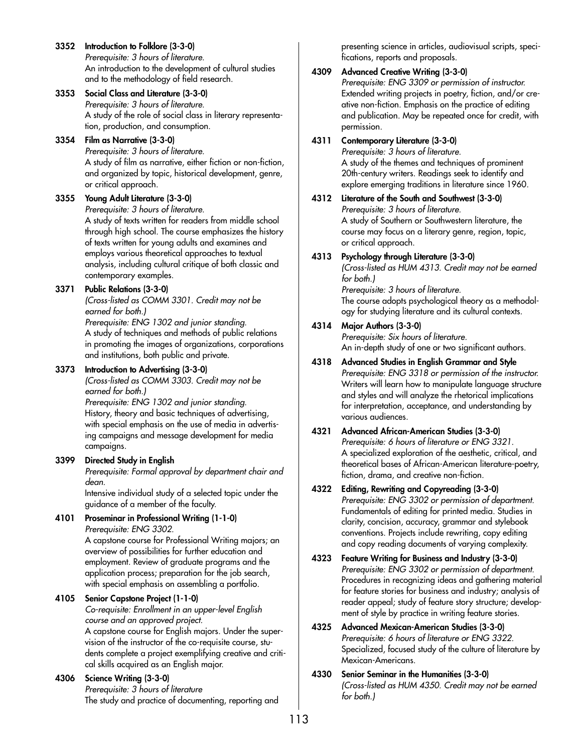**3352 Introduction to Folklore (3-3-0)**
*Prerequisite: 3 hours of literature.*
An introduction to the development of cultural studies and to the methodology of field research.

**3353 Social Class and Literature (3-3-0)**
*Prerequisite: 3 hours of literature.*
A study of the role of social class in literary representation, production, and consumption.

**3354 Film as Narrative (3-3-0)**
*Prerequisite: 3 hours of literature.*
A study of film as narrative, either fiction or non-fiction, and organized by topic, historical development, genre, or critical approach.

**3355 Young Adult Literature (3-3-0)**
*Prerequisite: 3 hours of literature.*
A study of texts written for readers from middle school through high school. The course emphasizes the history of texts written for young adults and examines and employs various theoretical approaches to textual analysis, including cultural critique of both classic and contemporary examples.

**3371 Public Relations (3-3-0)**
*(Cross-listed as COMM 3301. Credit may not be earned for both.)*
*Prerequisite: ENG 1302 and junior standing.*
A study of techniques and methods of public relations in promoting the images of organizations, corporations and institutions, both public and private.

**3373 Introduction to Advertising (3-3-0)**
*(Cross-listed as COMM 3303. Credit may not be earned for both.)*
*Prerequisite: ENG 1302 and junior standing.*
History, theory and basic techniques of advertising, with special emphasis on the use of media in advertising campaigns and message development for media campaigns.

**3399 Directed Study in English**
*Prerequisite: Formal approval by department chair and dean.*
Intensive individual study of a selected topic under the guidance of a member of the faculty.

**4101 Proseminar in Professional Writing (1-1-0)**
*Prerequisite: ENG 3302.*
A capstone course for Professional Writing majors; an overview of possibilities for further education and employment. Review of graduate programs and the application process; preparation for the job search, with special emphasis on assembling a portfolio.

**4105 Senior Capstone Project (1-1-0)**
*Co-requisite: Enrollment in an upper-level English course and an approved project.*
A capstone course for English majors. Under the supervision of the instructor of the co-requisite course, students complete a project exemplifying creative and critical skills acquired as an English major.

**4306 Science Writing (3-3-0)**
*Prerequisite: 3 hours of literature*
The study and practice of documenting, reporting and presenting science in articles, audiovisual scripts, specifications, reports and proposals.

**4309 Advanced Creative Writing (3-3-0)**
*Prerequisite: ENG 3309 or permission of instructor.*
Extended writing projects in poetry, fiction, and/or creative non-fiction. Emphasis on the practice of editing and publication. May be repeated once for credit, with permission.

**4311 Contemporary Literature (3-3-0)**
*Prerequisite: 3 hours of literature.*
A study of the themes and techniques of prominent 20th-century writers. Readings seek to identify and explore emerging traditions in literature since 1960.

**4312 Literature of the South and Southwest (3-3-0)**
*Prerequisite: 3 hours of literature.*
A study of Southern or Southwestern literature, the course may focus on a literary genre, region, topic, or critical approach.

**4313 Psychology through Literature (3-3-0)**
*(Cross-listed as HUM 4313. Credit may not be earned for both.)*
*Prerequisite: 3 hours of literature.*
The course adopts psychological theory as a methodology for studying literature and its cultural contexts.

**4314 Major Authors (3-3-0)**
*Prerequisite: Six hours of literature.*
An in-depth study of one or two significant authors.

**4318 Advanced Studies in English Grammar and Style**
*Prerequisite: ENG 3318 or permission of the instructor.*
Writers will learn how to manipulate language structure and styles and will analyze the rhetorical implications for interpretation, acceptance, and understanding by various audiences.

**4321 Advanced African-American Studies (3-3-0)**
*Prerequisite: 6 hours of literature or ENG 3321.*
A specialized exploration of the aesthetic, critical, and theoretical bases of African-American literature-poetry, fiction, drama, and creative non-fiction.

**4322 Editing, Rewriting and Copyreading (3-3-0)**
*Prerequisite: ENG 3302 or permission of department.*
Fundamentals of editing for printed media. Studies in clarity, concision, accuracy, grammar and stylebook conventions. Projects include rewriting, copy editing and copy reading documents of varying complexity.

**4323 Feature Writing for Business and Industry (3-3-0)**
*Prerequisite: ENG 3302 or permission of department.*
Procedures in recognizing ideas and gathering material for feature stories for business and industry; analysis of reader appeal; study of feature story structure; development of style by practice in writing feature stories.

**4325 Advanced Mexican-American Studies (3-3-0)**
*Prerequisite: 6 hours of literature or ENG 3322.*
Specialized, focused study of the culture of literature by Mexican-Americans.

**4330 Senior Seminar in the Humanities (3-3-0)**
*(Cross-listed as HUM 4350. Credit may not be earned for both.)*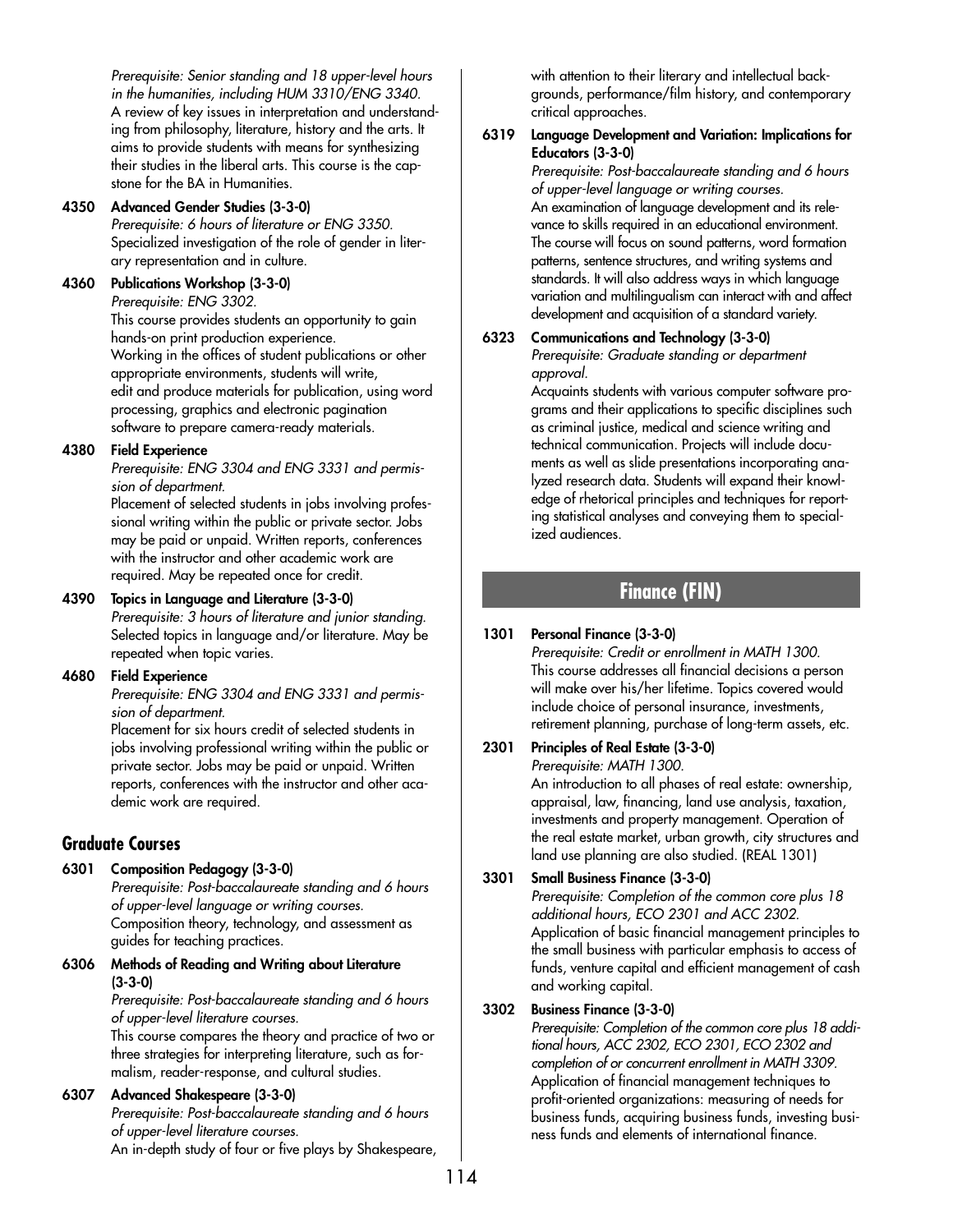*Prerequisite: Senior standing and 18 upper-level hours in the humanities, including HUM 3310/ENG 3340.*
A review of key issues in interpretation and understanding from philosophy, literature, history and the arts. It aims to provide students with means for synthesizing their studies in the liberal arts. This course is the capstone for the BA in Humanities.

**4350 Advanced Gender Studies (3-3-0)**
*Prerequisite: 6 hours of literature or ENG 3350.*
Specialized investigation of the role of gender in literary representation and in culture.

**4360 Publications Workshop (3-3-0)**
*Prerequisite: ENG 3302.*
This course provides students an opportunity to gain hands-on print production experience.
Working in the offices of student publications or other appropriate environments, students will write, edit and produce materials for publication, using word processing, graphics and electronic pagination software to prepare camera-ready materials.

**4380 Field Experience**
*Prerequisite: ENG 3304 and ENG 3331 and permission of department.*
Placement of selected students in jobs involving professional writing within the public or private sector. Jobs may be paid or unpaid. Written reports, conferences with the instructor and other academic work are required. May be repeated once for credit.

**4390 Topics in Language and Literature (3-3-0)**
*Prerequisite: 3 hours of literature and junior standing.*
Selected topics in language and/or literature. May be repeated when topic varies.

**4680 Field Experience**
*Prerequisite: ENG 3304 and ENG 3331 and permission of department.*
Placement for six hours credit of selected students in jobs involving professional writing within the public or private sector. Jobs may be paid or unpaid. Written reports, conferences with the instructor and other academic work are required.

## Graduate Courses

**6301 Composition Pedagogy (3-3-0)**
*Prerequisite: Post-baccalaureate standing and 6 hours of upper-level language or writing courses.*
Composition theory, technology, and assessment as guides for teaching practices.

**6306 Methods of Reading and Writing about Literature (3-3-0)**
*Prerequisite: Post-baccalaureate standing and 6 hours of upper-level literature courses.*
This course compares the theory and practice of two or three strategies for interpreting literature, such as formalism, reader-response, and cultural studies.

**6307 Advanced Shakespeare (3-3-0)**
*Prerequisite: Post-baccalaureate standing and 6 hours of upper-level literature courses.*
An in-depth study of four or five plays by Shakespeare, with attention to their literary and intellectual backgrounds, performance/film history, and contemporary critical approaches.

**6319 Language Development and Variation: Implications for Educators (3-3-0)**
*Prerequisite: Post-baccalaureate standing and 6 hours of upper-level language or writing courses.*
An examination of language development and its relevance to skills required in an educational environment. The course will focus on sound patterns, word formation patterns, sentence structures, and writing systems and standards. It will also address ways in which language variation and multilingualism can interact with and affect development and acquisition of a standard variety.

**6323 Communications and Technology (3-3-0)**
*Prerequisite: Graduate standing or department approval.*
Acquaints students with various computer software programs and their applications to specific disciplines such as criminal justice, medical and science writing and technical communication. Projects will include documents as well as slide presentations incorporating analyzed research data. Students will expand their knowledge of rhetorical principles and techniques for reporting statistical analyses and conveying them to specialized audiences.

# Finance (FIN)

**1301 Personal Finance (3-3-0)**
*Prerequisite: Credit or enrollment in MATH 1300.*
This course addresses all financial decisions a person will make over his/her lifetime. Topics covered would include choice of personal insurance, investments, retirement planning, purchase of long-term assets, etc.

**2301 Principles of Real Estate (3-3-0)**
*Prerequisite: MATH 1300.*
An introduction to all phases of real estate: ownership, appraisal, law, financing, land use analysis, taxation, investments and property management. Operation of the real estate market, urban growth, city structures and land use planning are also studied. (REAL 1301)

**3301 Small Business Finance (3-3-0)**
*Prerequisite: Completion of the common core plus 18 additional hours, ECO 2301 and ACC 2302.*
Application of basic financial management principles to the small business with particular emphasis to access of funds, venture capital and efficient management of cash and working capital.

**3302 Business Finance (3-3-0)**
*Prerequisite: Completion of the common core plus 18 additional hours, ACC 2302, ECO 2301, ECO 2302 and completion of or concurrent enrollment in MATH 3309.*
Application of financial management techniques to profit-oriented organizations: measuring of needs for business funds, acquiring business funds, investing business funds and elements of international finance.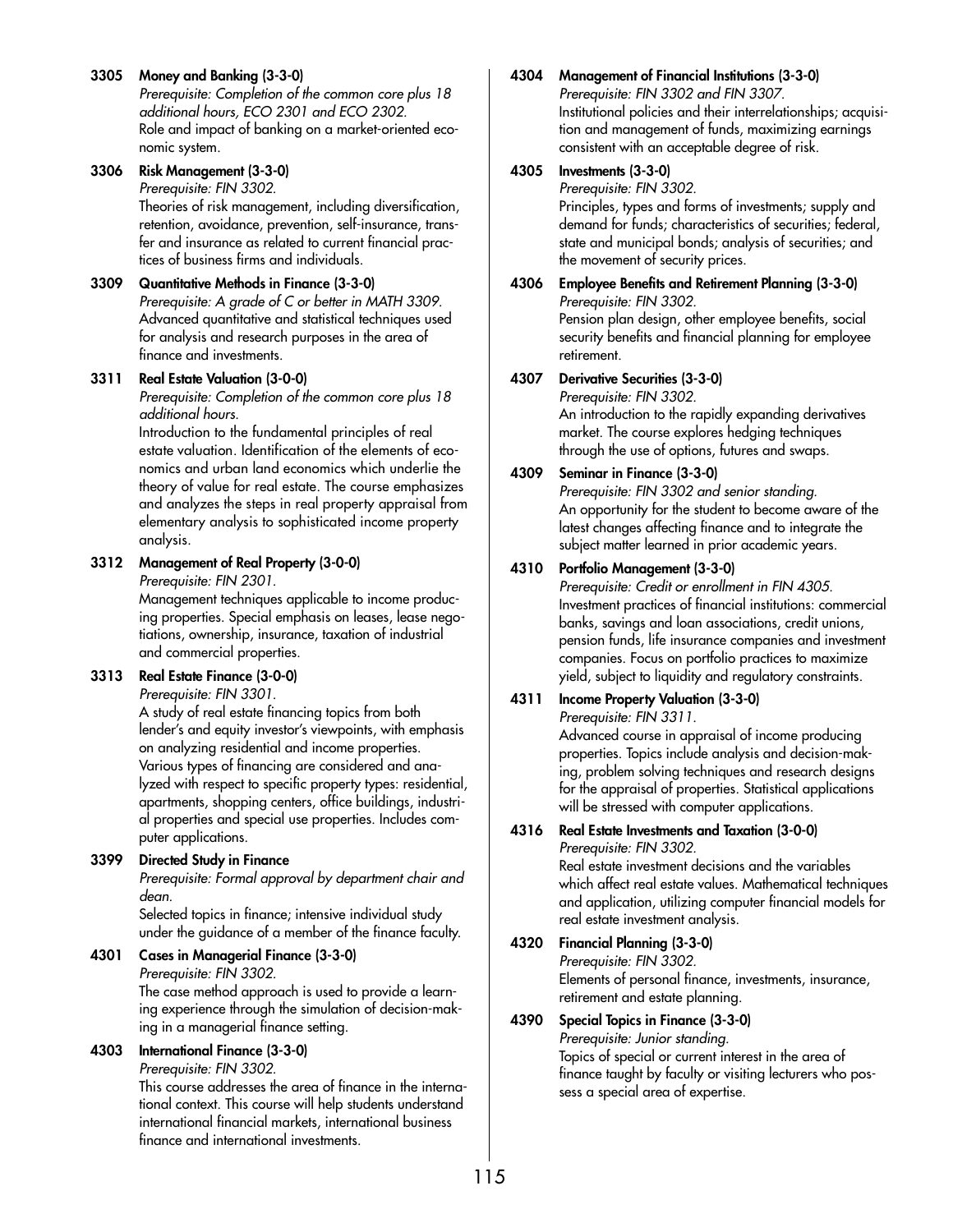**3305 Money and Banking (3-3-0)**
*Prerequisite: Completion of the common core plus 18 additional hours, ECO 2301 and ECO 2302.*
Role and impact of banking on a market-oriented economic system.

**3306 Risk Management (3-3-0)**
*Prerequisite: FIN 3302.*
Theories of risk management, including diversification, retention, avoidance, prevention, self-insurance, transfer and insurance as related to current financial practices of business firms and individuals.

**3309 Quantitative Methods in Finance (3-3-0)**
*Prerequisite: A grade of C or better in MATH 3309.*
Advanced quantitative and statistical techniques used for analysis and research purposes in the area of finance and investments.

**3311 Real Estate Valuation (3-0-0)**
*Prerequisite: Completion of the common core plus 18 additional hours.*
Introduction to the fundamental principles of real estate valuation. Identification of the elements of economics and urban land economics which underlie the theory of value for real estate. The course emphasizes and analyzes the steps in real property appraisal from elementary analysis to sophisticated income property analysis.

**3312 Management of Real Property (3-0-0)**
*Prerequisite: FIN 2301.*
Management techniques applicable to income producing properties. Special emphasis on leases, lease negotiations, ownership, insurance, taxation of industrial and commercial properties.

**3313 Real Estate Finance (3-0-0)**
*Prerequisite: FIN 3301.*
A study of real estate financing topics from both lender's and equity investor's viewpoints, with emphasis on analyzing residential and income properties. Various types of financing are considered and analyzed with respect to specific property types: residential, apartments, shopping centers, office buildings, industrial properties and special use properties. Includes computer applications.

**3399 Directed Study in Finance**
*Prerequisite: Formal approval by department chair and dean.*
Selected topics in finance; intensive individual study under the guidance of a member of the finance faculty.

**4301 Cases in Managerial Finance (3-3-0)**
*Prerequisite: FIN 3302.*
The case method approach is used to provide a learning experience through the simulation of decision-making in a managerial finance setting.

**4303 International Finance (3-3-0)**
*Prerequisite: FIN 3302.*
This course addresses the area of finance in the international context. This course will help students understand international financial markets, international business finance and international investments.

**4304 Management of Financial Institutions (3-3-0)**
*Prerequisite: FIN 3302 and FIN 3307.*
Institutional policies and their interrelationships; acquisition and management of funds, maximizing earnings consistent with an acceptable degree of risk.

**4305 Investments (3-3-0)**
*Prerequisite: FIN 3302.*
Principles, types and forms of investments; supply and demand for funds; characteristics of securities; federal, state and municipal bonds; analysis of securities; and the movement of security prices.

**4306 Employee Benefits and Retirement Planning (3-3-0)**
*Prerequisite: FIN 3302.*
Pension plan design, other employee benefits, social security benefits and financial planning for employee retirement.

**4307 Derivative Securities (3-3-0)**
*Prerequisite: FIN 3302.*
An introduction to the rapidly expanding derivatives market. The course explores hedging techniques through the use of options, futures and swaps.

**4309 Seminar in Finance (3-3-0)**
*Prerequisite: FIN 3302 and senior standing.*
An opportunity for the student to become aware of the latest changes affecting finance and to integrate the subject matter learned in prior academic years.

**4310 Portfolio Management (3-3-0)**
*Prerequisite: Credit or enrollment in FIN 4305.*
Investment practices of financial institutions: commercial banks, savings and loan associations, credit unions, pension funds, life insurance companies and investment companies. Focus on portfolio practices to maximize yield, subject to liquidity and regulatory constraints.

**4311 Income Property Valuation (3-3-0)**
*Prerequisite: FIN 3311.*
Advanced course in appraisal of income producing properties. Topics include analysis and decision-making, problem solving techniques and research designs for the appraisal of properties. Statistical applications will be stressed with computer applications.

**4316 Real Estate Investments and Taxation (3-0-0)**
*Prerequisite: FIN 3302.*
Real estate investment decisions and the variables which affect real estate values. Mathematical techniques and application, utilizing computer financial models for real estate investment analysis.

**4320 Financial Planning (3-3-0)**
*Prerequisite: FIN 3302.*
Elements of personal finance, investments, insurance, retirement and estate planning.

**4390 Special Topics in Finance (3-3-0)**
*Prerequisite: Junior standing.*
Topics of special or current interest in the area of finance taught by faculty or visiting lecturers who possess a special area of expertise.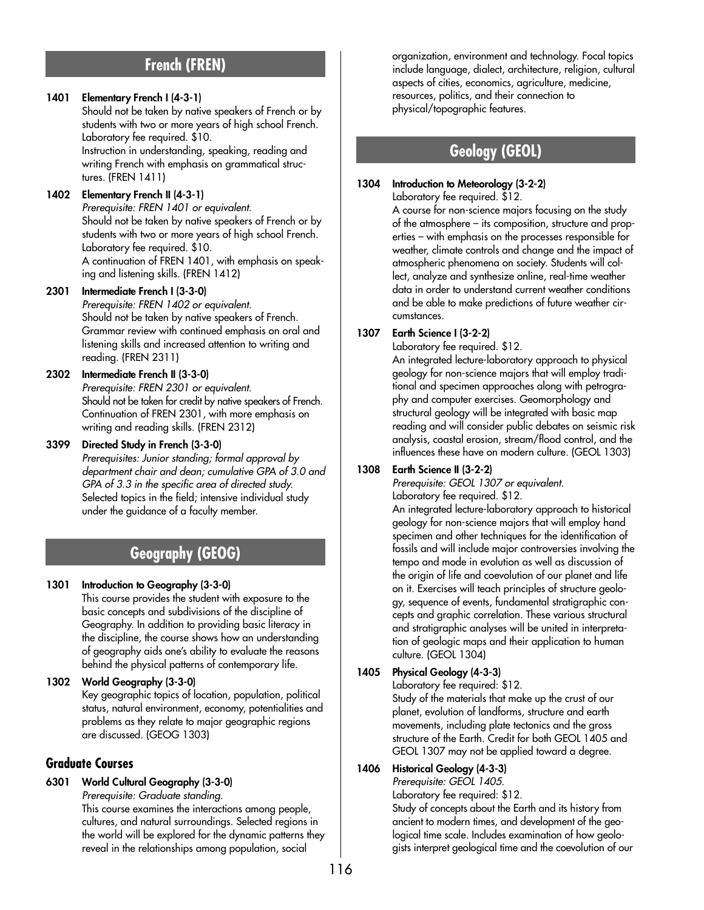## French (FREN)

**1401 Elementary French I (4-3-1)**
Should not be taken by native speakers of French or by students with two or more years of high school French. Laboratory fee required. $10.
Instruction in understanding, speaking, reading and writing French with emphasis on grammatical structures. (FREN 1411)

**1402 Elementary French II (4-3-1)**
*Prerequisite: FREN 1401 or equivalent.*
Should not be taken by native speakers of French or by students with two or more years of high school French. Laboratory fee required. $10.
A continuation of FREN 1401, with emphasis on speaking and listening skills. (FREN 1412)

**2301 Intermediate French I (3-3-0)**
*Prerequisite: FREN 1402 or equivalent.*
Should not be taken by native speakers of French. Grammar review with continued emphasis on oral and listening skills and increased attention to writing and reading. (FREN 2311)

**2302 Intermediate French II (3-3-0)**
*Prerequisite: FREN 2301 or equivalent.*
Should not be taken for credit by native speakers of French. Continuation of FREN 2301, with more emphasis on writing and reading skills. (FREN 2312)

**3399 Directed Study in French (3-3-0)**
*Prerequisites: Junior standing; formal approval by department chair and dean; cumulative GPA of 3.0 and GPA of 3.3 in the specific area of directed study.*
Selected topics in the field; intensive individual study under the guidance of a faculty member.

## Geography (GEOG)

**1301 Introduction to Geography (3-3-0)**
This course provides the student with exposure to the basic concepts and subdivisions of the discipline of Geography. In addition to providing basic literacy in the discipline, the course shows how an understanding of geography aids one's ability to evaluate the reasons behind the physical patterns of contemporary life.

**1302 World Geography (3-3-0)**
Key geographic topics of location, population, political status, natural environment, economy, potentialities and problems as they relate to major geographic regions are discussed. (GEOG 1303)

### Graduate Courses

**6301 World Cultural Geography (3-3-0)**
*Prerequisite: Graduate standing.*
This course examines the interactions among people, cultures, and natural surroundings. Selected regions in the world will be explored for the dynamic patterns they reveal in the relationships among population, social organization, environment and technology. Focal topics include language, dialect, architecture, religion, cultural aspects of cities, economics, agriculture, medicine, resources, politics, and their connection to physical/topographic features.

## Geology (GEOL)

**1304 Introduction to Meteorology (3-2-2)**
Laboratory fee required. $12.
A course for non-science majors focusing on the study of the atmosphere – its composition, structure and properties – with emphasis on the processes responsible for weather, climate controls and change and the impact of atmospheric phenomena on society. Students will collect, analyze and synthesize online, real-time weather data in order to understand current weather conditions and be able to make predictions of future weather circumstances.

**1307 Earth Science I (3-2-2)**
Laboratory fee required. $12.
An integrated lecture-laboratory approach to physical geology for non-science majors that will employ traditional and specimen approaches along with petrography and computer exercises. Geomorphology and structural geology will be integrated with basic map reading and will consider public debates on seismic risk analysis, coastal erosion, stream/flood control, and the influences these have on modern culture. (GEOL 1303)

**1308 Earth Science II (3-2-2)**
*Prerequisite: GEOL 1307 or equivalent.*
Laboratory fee required. $12.
An integrated lecture-laboratory approach to historical geology for non-science majors that will employ hand specimen and other techniques for the identification of fossils and will include major controversies involving the tempo and mode in evolution as well as discussion of the origin of life and coevolution of our planet and life on it. Exercises will teach principles of structure geology, sequence of events, fundamental stratigraphic concepts and graphic correlation. These various structural and stratigraphic analyses will be united in interpretation of geologic maps and their application to human culture. (GEOL 1304)

**1405 Physical Geology (4-3-3)**
Laboratory fee required: $12.
Study of the materials that make up the crust of our planet, evolution of landforms, structure and earth movements, including plate tectonics and the gross structure of the Earth. Credit for both GEOL 1405 and GEOL 1307 may not be applied toward a degree.

**1406 Historical Geology (4-3-3)**
*Prerequisite: GEOL 1405.*
Laboratory fee required: $12.
Study of concepts about the Earth and its history from ancient to modern times, and development of the geological time scale. Includes examination of how geologists interpret geological time and the coevolution of our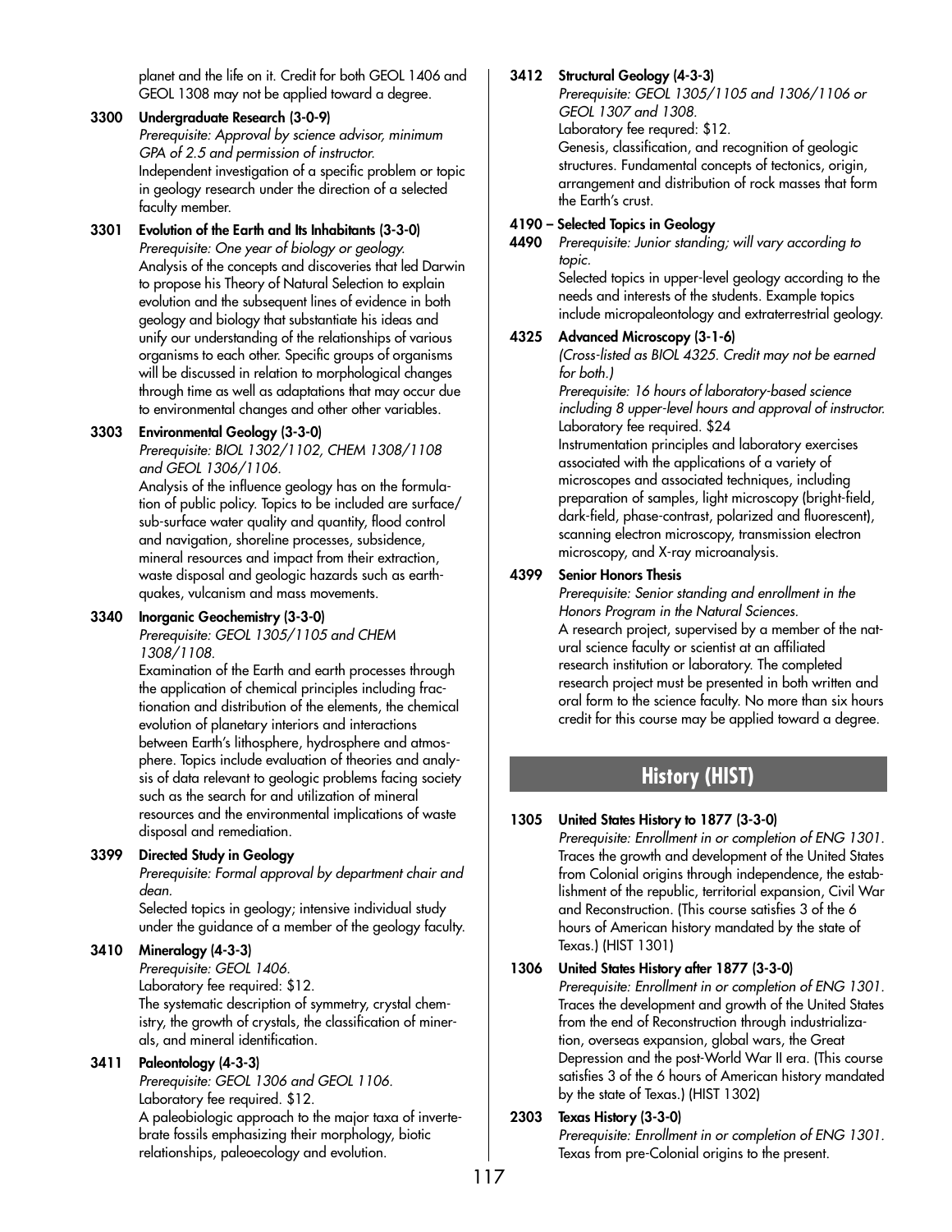planet and the life on it. Credit for both GEOL 1406 and GEOL 1308 may not be applied toward a degree.

**3300 Undergraduate Research (3-0-9)**
*Prerequisite: Approval by science advisor, minimum GPA of 2.5 and permission of instructor.*
Independent investigation of a specific problem or topic in geology research under the direction of a selected faculty member.

**3301 Evolution of the Earth and Its Inhabitants (3-3-0)**
*Prerequisite: One year of biology or geology.*
Analysis of the concepts and discoveries that led Darwin to propose his Theory of Natural Selection to explain evolution and the subsequent lines of evidence in both geology and biology that substantiate his ideas and unify our understanding of the relationships of various organisms to each other. Specific groups of organisms will be discussed in relation to morphological changes through time as well as adaptations that may occur due to environmental changes and other other variables.

**3303 Environmental Geology (3-3-0)**
*Prerequisite: BIOL 1302/1102, CHEM 1308/1108 and GEOL 1306/1106.*
Analysis of the influence geology has on the formulation of public policy. Topics to be included are surface/sub-surface water quality and quantity, flood control and navigation, shoreline processes, subsidence, mineral resources and impact from their extraction, waste disposal and geologic hazards such as earthquakes, vulcanism and mass movements.

**3340 Inorganic Geochemistry (3-3-0)**
*Prerequisite: GEOL 1305/1105 and CHEM 1308/1108.*
Examination of the Earth and earth processes through the application of chemical principles including fractionation and distribution of the elements, the chemical evolution of planetary interiors and interactions between Earth's lithosphere, hydrosphere and atmosphere. Topics include evaluation of theories and analysis of data relevant to geologic problems facing society such as the search for and utilization of mineral resources and the environmental implications of waste disposal and remediation.

**3399 Directed Study in Geology**
*Prerequisite: Formal approval by department chair and dean.*
Selected topics in geology; intensive individual study under the guidance of a member of the geology faculty.

**3410 Mineralogy (4-3-3)**
*Prerequisite: GEOL 1406.*
Laboratory fee required: $12.
The systematic description of symmetry, crystal chemistry, the growth of crystals, the classification of minerals, and mineral identification.

**3411 Paleontology (4-3-3)**
*Prerequisite: GEOL 1306 and GEOL 1106.*
Laboratory fee required. $12.
A paleobiologic approach to the major taxa of invertebrate fossils emphasizing their morphology, biotic relationships, paleoecology and evolution.

**3412 Structural Geology (4-3-3)**
*Prerequisite: GEOL 1305/1105 and 1306/1106 or GEOL 1307 and 1308.*
Laboratory fee requred: $12.
Genesis, classification, and recognition of geologic structures. Fundamental concepts of tectonics, origin, arrangement and distribution of rock masses that form the Earth's crust.

**4190 – Selected Topics in Geology**
**4490** *Prerequisite: Junior standing; will vary according to topic.*
Selected topics in upper-level geology according to the needs and interests of the students. Example topics include micropaleontology and extraterrestrial geology.

**4325 Advanced Microscopy (3-1-6)**
*(Cross-listed as BIOL 4325. Credit may not be earned for both.)*
*Prerequisite: 16 hours of laboratory-based science including 8 upper-level hours and approval of instructor.*
Laboratory fee required. $24
Instrumentation principles and laboratory exercises associated with the applications of a variety of microscopes and associated techniques, including preparation of samples, light microscopy (bright-field, dark-field, phase-contrast, polarized and fluorescent), scanning electron microscopy, transmission electron microscopy, and X-ray microanalysis.

**4399 Senior Honors Thesis**
*Prerequisite: Senior standing and enrollment in the Honors Program in the Natural Sciences.*
A research project, supervised by a member of the natural science faculty or scientist at an affiliated research institution or laboratory. The completed research project must be presented in both written and oral form to the science faculty. No more than six hours credit for this course may be applied toward a degree.

## History (HIST)

**1305 United States History to 1877 (3-3-0)**
*Prerequisite: Enrollment in or completion of ENG 1301.*
Traces the growth and development of the United States from Colonial origins through independence, the establishment of the republic, territorial expansion, Civil War and Reconstruction. (This course satisfies 3 of the 6 hours of American history mandated by the state of Texas.) (HIST 1301)

**1306 United States History after 1877 (3-3-0)**
*Prerequisite: Enrollment in or completion of ENG 1301.*
Traces the development and growth of the United States from the end of Reconstruction through industrialization, overseas expansion, global wars, the Great Depression and the post-World War II era. (This course satisfies 3 of the 6 hours of American history mandated by the state of Texas.) (HIST 1302)

**2303 Texas History (3-3-0)**
*Prerequisite: Enrollment in or completion of ENG 1301.*
Texas from pre-Colonial origins to the present.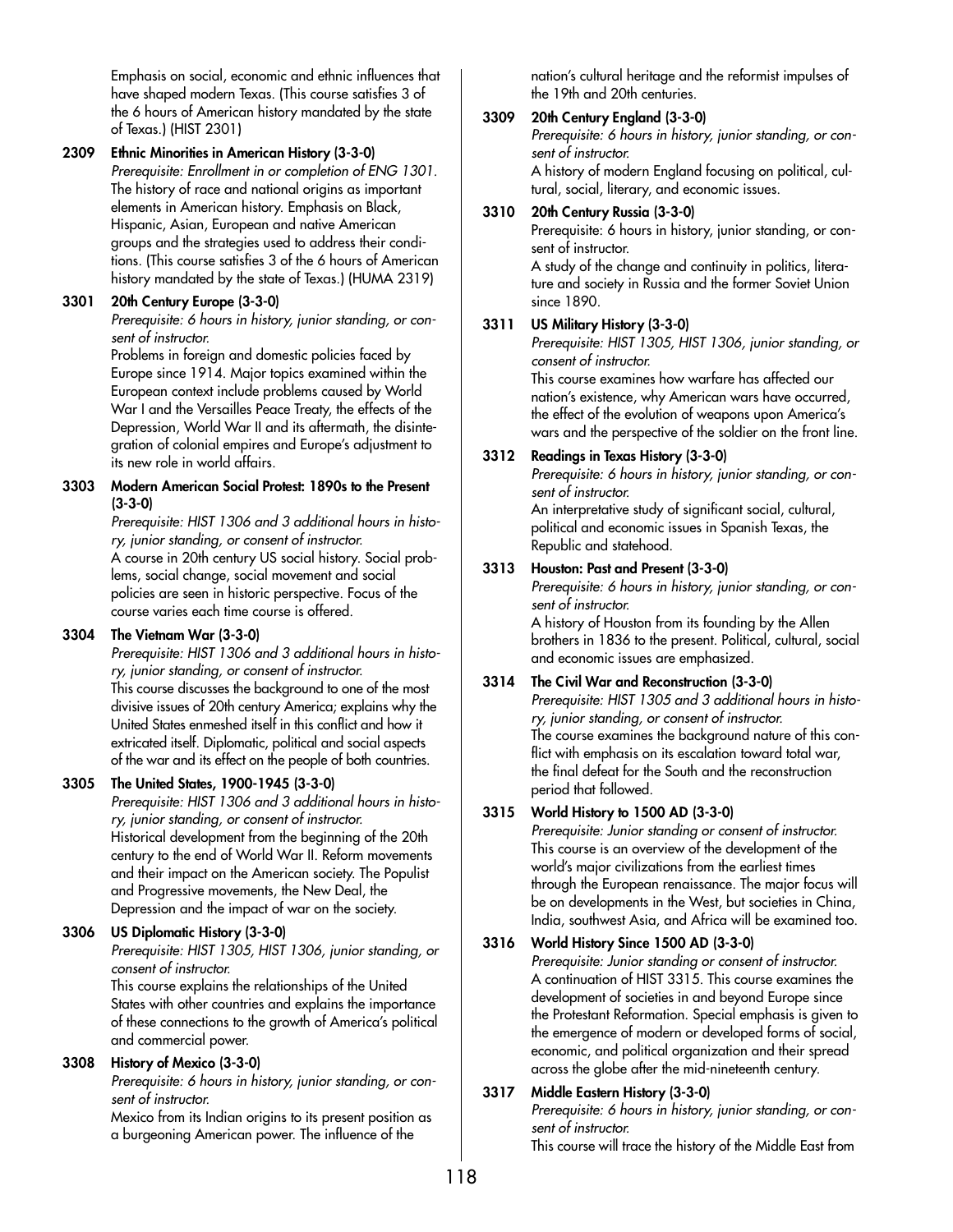Emphasis on social, economic and ethnic influences that have shaped modern Texas. (This course satisfies 3 of the 6 hours of American history mandated by the state of Texas.) (HIST 2301)

**2309 Ethnic Minorities in American History (3-3-0)**
*Prerequisite: Enrollment in or completion of ENG 1301.*
The history of race and national origins as important elements in American history. Emphasis on Black, Hispanic, Asian, European and native American groups and the strategies used to address their conditions. (This course satisfies 3 of the 6 hours of American history mandated by the state of Texas.) (HUMA 2319)

**3301 20th Century Europe (3-3-0)**
*Prerequisite: 6 hours in history, junior standing, or consent of instructor.*
Problems in foreign and domestic policies faced by Europe since 1914. Major topics examined within the European context include problems caused by World War I and the Versailles Peace Treaty, the effects of the Depression, World War II and its aftermath, the disintegration of colonial empires and Europe's adjustment to its new role in world affairs.

**3303 Modern American Social Protest: 1890s to the Present (3-3-0)**
*Prerequisite: HIST 1306 and 3 additional hours in history, junior standing, or consent of instructor.*
A course in 20th century US social history. Social problems, social change, social movement and social policies are seen in historic perspective. Focus of the course varies each time course is offered.

**3304 The Vietnam War (3-3-0)**
*Prerequisite: HIST 1306 and 3 additional hours in history, junior standing, or consent of instructor.*
This course discusses the background to one of the most divisive issues of 20th century America; explains why the United States enmeshed itself in this conflict and how it extricated itself. Diplomatic, political and social aspects of the war and its effect on the people of both countries.

**3305 The United States, 1900-1945 (3-3-0)**
*Prerequisite: HIST 1306 and 3 additional hours in history, junior standing, or consent of instructor.*
Historical development from the beginning of the 20th century to the end of World War II. Reform movements and their impact on the American society. The Populist and Progressive movements, the New Deal, the Depression and the impact of war on the society.

**3306 US Diplomatic History (3-3-0)**
*Prerequisite: HIST 1305, HIST 1306, junior standing, or consent of instructor.*
This course explains the relationships of the United States with other countries and explains the importance of these connections to the growth of America's political and commercial power.

**3308 History of Mexico (3-3-0)**
*Prerequisite: 6 hours in history, junior standing, or consent of instructor.*
Mexico from its Indian origins to its present position as a burgeoning American power. The influence of the nation's cultural heritage and the reformist impulses of the 19th and 20th centuries.

**3309 20th Century England (3-3-0)**
*Prerequisite: 6 hours in history, junior standing, or consent of instructor.*
A history of modern England focusing on political, cultural, social, literary, and economic issues.

**3310 20th Century Russia (3-3-0)**
Prerequisite: 6 hours in history, junior standing, or consent of instructor.
A study of the change and continuity in politics, literature and society in Russia and the former Soviet Union since 1890.

**3311 US Military History (3-3-0)**
*Prerequisite: HIST 1305, HIST 1306, junior standing, or consent of instructor.*
This course examines how warfare has affected our nation's existence, why American wars have occurred, the effect of the evolution of weapons upon America's wars and the perspective of the soldier on the front line.

**3312 Readings in Texas History (3-3-0)**
*Prerequisite: 6 hours in history, junior standing, or consent of instructor.*
An interpretative study of significant social, cultural, political and economic issues in Spanish Texas, the Republic and statehood.

**3313 Houston: Past and Present (3-3-0)**
*Prerequisite: 6 hours in history, junior standing, or consent of instructor.*
A history of Houston from its founding by the Allen brothers in 1836 to the present. Political, cultural, social and economic issues are emphasized.

**3314 The Civil War and Reconstruction (3-3-0)**
*Prerequisite: HIST 1305 and 3 additional hours in history, junior standing, or consent of instructor.*
The course examines the background nature of this conflict with emphasis on its escalation toward total war, the final defeat for the South and the reconstruction period that followed.

**3315 World History to 1500 AD (3-3-0)**
*Prerequisite: Junior standing or consent of instructor.*
This course is an overview of the development of the world's major civilizations from the earliest times through the European renaissance. The major focus will be on developments in the West, but societies in China, India, southwest Asia, and Africa will be examined too.

**3316 World History Since 1500 AD (3-3-0)**
*Prerequisite: Junior standing or consent of instructor.*
A continuation of HIST 3315. This course examines the development of societies in and beyond Europe since the Protestant Reformation. Special emphasis is given to the emergence of modern or developed forms of social, economic, and political organization and their spread across the globe after the mid-nineteenth century.

**3317 Middle Eastern History (3-3-0)**
*Prerequisite: 6 hours in history, junior standing, or consent of instructor.*
This course will trace the history of the Middle East from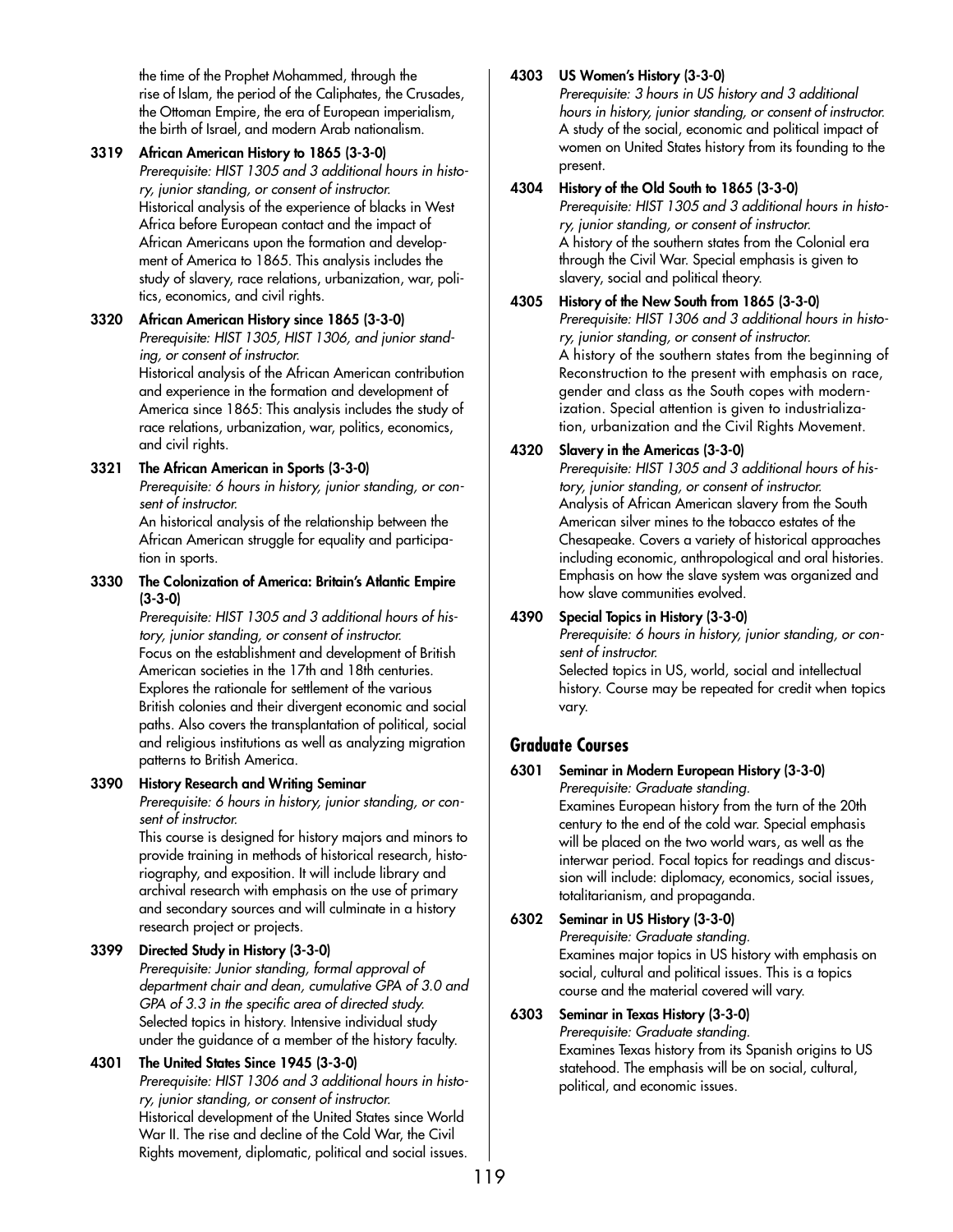the time of the Prophet Mohammed, through the rise of Islam, the period of the Caliphates, the Crusades, the Ottoman Empire, the era of European imperialism, the birth of Israel, and modern Arab nationalism.

**3319 African American History to 1865 (3-3-0)**
*Prerequisite: HIST 1305 and 3 additional hours in history, junior standing, or consent of instructor.*
Historical analysis of the experience of blacks in West Africa before European contact and the impact of African Americans upon the formation and development of America to 1865. This analysis includes the study of slavery, race relations, urbanization, war, politics, economics, and civil rights.

**3320 African American History since 1865 (3-3-0)**
*Prerequisite: HIST 1305, HIST 1306, and junior standing, or consent of instructor.*
Historical analysis of the African American contribution and experience in the formation and development of America since 1865: This analysis includes the study of race relations, urbanization, war, politics, economics, and civil rights.

**3321 The African American in Sports (3-3-0)**
*Prerequisite: 6 hours in history, junior standing, or consent of instructor.*
An historical analysis of the relationship between the African American struggle for equality and participation in sports.

**3330 The Colonization of America: Britain's Atlantic Empire (3-3-0)**
*Prerequisite: HIST 1305 and 3 additional hours of history, junior standing, or consent of instructor.*
Focus on the establishment and development of British American societies in the 17th and 18th centuries. Explores the rationale for settlement of the various British colonies and their divergent economic and social paths. Also covers the transplantation of political, social and religious institutions as well as analyzing migration patterns to British America.

**3390 History Research and Writing Seminar**
*Prerequisite: 6 hours in history, junior standing, or consent of instructor.*
This course is designed for history majors and minors to provide training in methods of historical research, historiography, and exposition. It will include library and archival research with emphasis on the use of primary and secondary sources and will culminate in a history research project or projects.

**3399 Directed Study in History (3-3-0)**
*Prerequisite: Junior standing, formal approval of department chair and dean, cumulative GPA of 3.0 and GPA of 3.3 in the specific area of directed study.*
Selected topics in history. Intensive individual study under the guidance of a member of the history faculty.

**4301 The United States Since 1945 (3-3-0)**
*Prerequisite: HIST 1306 and 3 additional hours in history, junior standing, or consent of instructor.*
Historical development of the United States since World War II. The rise and decline of the Cold War, the Civil Rights movement, diplomatic, political and social issues.

**4303 US Women's History (3-3-0)**
*Prerequisite: 3 hours in US history and 3 additional hours in history, junior standing, or consent of instructor.*
A study of the social, economic and political impact of women on United States history from its founding to the present.

**4304 History of the Old South to 1865 (3-3-0)**
*Prerequisite: HIST 1305 and 3 additional hours in history, junior standing, or consent of instructor.*
A history of the southern states from the Colonial era through the Civil War. Special emphasis is given to slavery, social and political theory.

**4305 History of the New South from 1865 (3-3-0)**
*Prerequisite: HIST 1306 and 3 additional hours in history, junior standing, or consent of instructor.*
A history of the southern states from the beginning of Reconstruction to the present with emphasis on race, gender and class as the South copes with modernization. Special attention is given to industrialization, urbanization and the Civil Rights Movement.

**4320 Slavery in the Americas (3-3-0)**
*Prerequisite: HIST 1305 and 3 additional hours of history, junior standing, or consent of instructor.*
Analysis of African American slavery from the South American silver mines to the tobacco estates of the Chesapeake. Covers a variety of historical approaches including economic, anthropological and oral histories. Emphasis on how the slave system was organized and how slave communities evolved.

**4390 Special Topics in History (3-3-0)**
*Prerequisite: 6 hours in history, junior standing, or consent of instructor.*
Selected topics in US, world, social and intellectual history. Course may be repeated for credit when topics vary.

## Graduate Courses

**6301 Seminar in Modern European History (3-3-0)**
*Prerequisite: Graduate standing.*
Examines European history from the turn of the 20th century to the end of the cold war. Special emphasis will be placed on the two world wars, as well as the interwar period. Focal topics for readings and discussion will include: diplomacy, economics, social issues, totalitarianism, and propaganda.

**6302 Seminar in US History (3-3-0)**
*Prerequisite: Graduate standing.*
Examines major topics in US history with emphasis on social, cultural and political issues. This is a topics course and the material covered will vary.

**6303 Seminar in Texas History (3-3-0)**
*Prerequisite: Graduate standing.*
Examines Texas history from its Spanish origins to US statehood. The emphasis will be on social, cultural, political, and economic issues.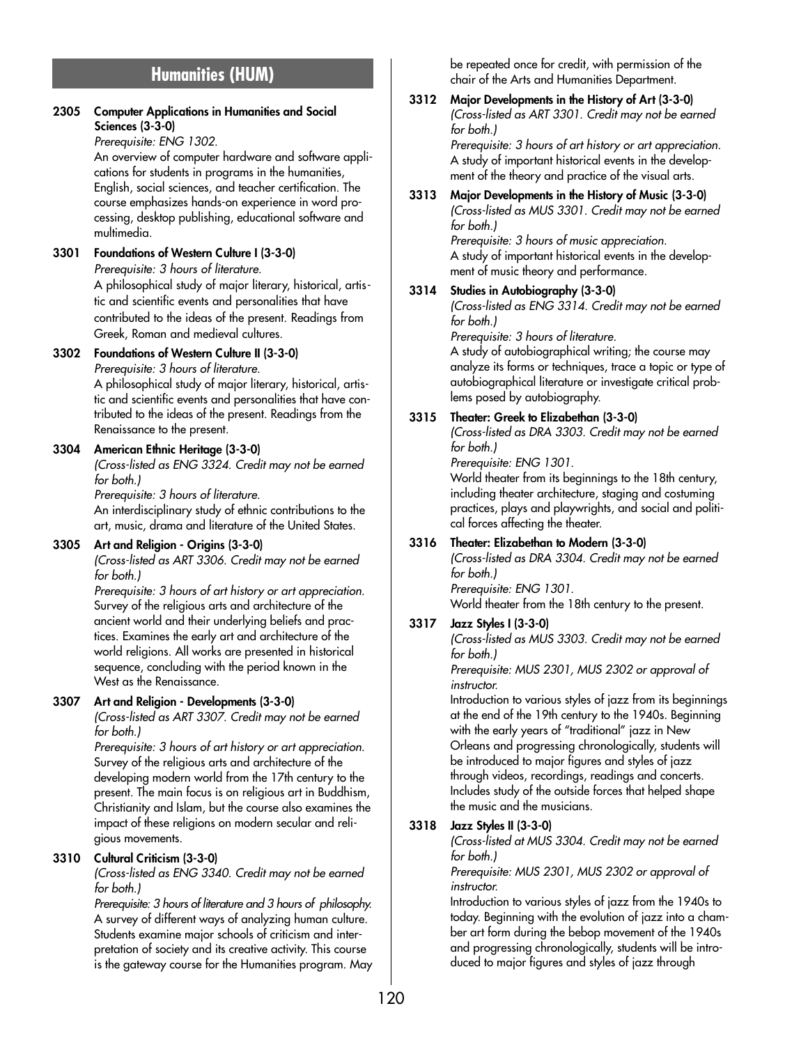## Humanities (HUM)

**2305 Computer Applications in Humanities and Social Sciences (3-3-0)**
*Prerequisite: ENG 1302.*
An overview of computer hardware and software applications for students in programs in the humanities, English, social sciences, and teacher certification. The course emphasizes hands-on experience in word processing, desktop publishing, educational software and multimedia.

**3301 Foundations of Western Culture I (3-3-0)**
*Prerequisite: 3 hours of literature.*
A philosophical study of major literary, historical, artistic and scientific events and personalities that have contributed to the ideas of the present. Readings from Greek, Roman and medieval cultures.

**3302 Foundations of Western Culture II (3-3-0)**
*Prerequisite: 3 hours of literature.*
A philosophical study of major literary, historical, artistic and scientific events and personalities that have contributed to the ideas of the present. Readings from the Renaissance to the present.

**3304 American Ethnic Heritage (3-3-0)**
*(Cross-listed as ENG 3324. Credit may not be earned for both.)*
*Prerequisite: 3 hours of literature.*
An interdisciplinary study of ethnic contributions to the art, music, drama and literature of the United States.

**3305 Art and Religion - Origins (3-3-0)**
*(Cross-listed as ART 3306. Credit may not be earned for both.)*
*Prerequisite: 3 hours of art history or art appreciation.*
Survey of the religious arts and architecture of the ancient world and their underlying beliefs and practices. Examines the early art and architecture of the world religions. All works are presented in historical sequence, concluding with the period known in the West as the Renaissance.

**3307 Art and Religion - Developments (3-3-0)**
*(Cross-listed as ART 3307. Credit may not be earned for both.)*
*Prerequisite: 3 hours of art history or art appreciation.*
Survey of the religious arts and architecture of the developing modern world from the 17th century to the present. The main focus is on religious art in Buddhism, Christianity and Islam, but the course also examines the impact of these religions on modern secular and religious movements.

**3310 Cultural Criticism (3-3-0)**
*(Cross-listed as ENG 3340. Credit may not be earned for both.)*
*Prerequisite: 3 hours of literature and 3 hours of philosophy.*
A survey of different ways of analyzing human culture. Students examine major schools of criticism and interpretation of society and its creative activity. This course is the gateway course for the Humanities program. May be repeated once for credit, with permission of the chair of the Arts and Humanities Department.

**3312 Major Developments in the History of Art (3-3-0)**
*(Cross-listed as ART 3301. Credit may not be earned for both.)*
*Prerequisite: 3 hours of art history or art appreciation.*
A study of important historical events in the development of the theory and practice of the visual arts.

**3313 Major Developments in the History of Music (3-3-0)**
*(Cross-listed as MUS 3301. Credit may not be earned for both.)*
*Prerequisite: 3 hours of music appreciation.*
A study of important historical events in the development of music theory and performance.

**3314 Studies in Autobiography (3-3-0)**
*(Cross-listed as ENG 3314. Credit may not be earned for both.)*
*Prerequisite: 3 hours of literature.*
A study of autobiographical writing; the course may analyze its forms or techniques, trace a topic or type of autobiographical literature or investigate critical problems posed by autobiography.

**3315 Theater: Greek to Elizabethan (3-3-0)**
*(Cross-listed as DRA 3303. Credit may not be earned for both.)*
*Prerequisite: ENG 1301.*
World theater from its beginnings to the 18th century, including theater architecture, staging and costuming practices, plays and playwrights, and social and political forces affecting the theater.

**3316 Theater: Elizabethan to Modern (3-3-0)**
*(Cross-listed as DRA 3304. Credit may not be earned for both.)*
*Prerequisite: ENG 1301.*
World theater from the 18th century to the present.

**3317 Jazz Styles I (3-3-0)**
*(Cross-listed as MUS 3303. Credit may not be earned for both.)*
*Prerequisite: MUS 2301, MUS 2302 or approval of instructor.*
Introduction to various styles of jazz from its beginnings at the end of the 19th century to the 1940s. Beginning with the early years of "traditional" jazz in New Orleans and progressing chronologically, students will be introduced to major figures and styles of jazz through videos, recordings, readings and concerts. Includes study of the outside forces that helped shape the music and the musicians.

**3318 Jazz Styles II (3-3-0)**
*(Cross-listed at MUS 3304. Credit may not be earned for both.)*
*Prerequisite: MUS 2301, MUS 2302 or approval of instructor.*
Introduction to various styles of jazz from the 1940s to today. Beginning with the evolution of jazz into a chamber art form during the bebop movement of the 1940s and progressing chronologically, students will be introduced to major figures and styles of jazz through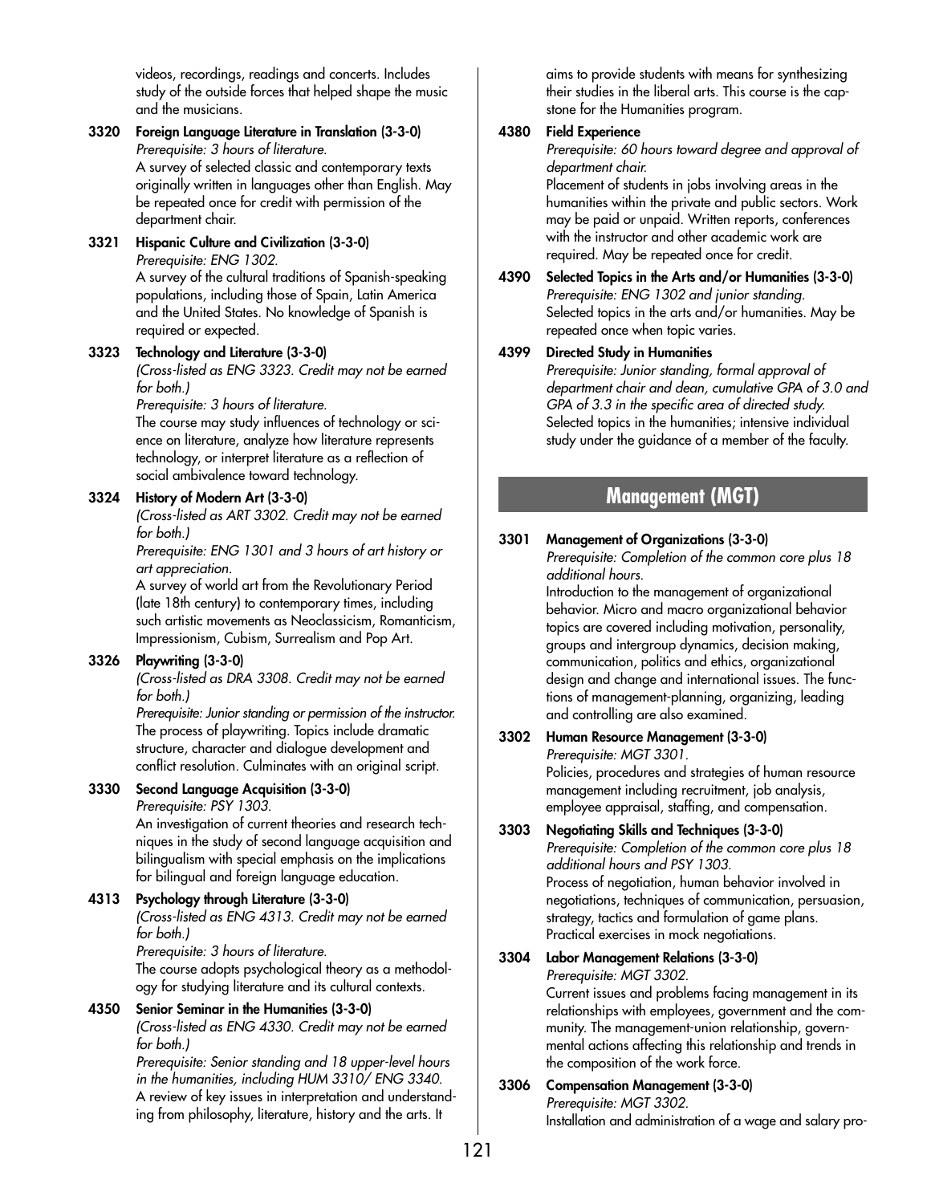videos, recordings, readings and concerts. Includes study of the outside forces that helped shape the music and the musicians.

**3320 Foreign Language Literature in Translation (3-3-0)**
*Prerequisite: 3 hours of literature.*
A survey of selected classic and contemporary texts originally written in languages other than English. May be repeated once for credit with permission of the department chair.

**3321 Hispanic Culture and Civilization (3-3-0)**
*Prerequisite: ENG 1302.*
A survey of the cultural traditions of Spanish-speaking populations, including those of Spain, Latin America and the United States. No knowledge of Spanish is required or expected.

**3323 Technology and Literature (3-3-0)**
*(Cross-listed as ENG 3323. Credit may not be earned for both.)*
*Prerequisite: 3 hours of literature.*
The course may study influences of technology or science on literature, analyze how literature represents technology, or interpret literature as a reflection of social ambivalence toward technology.

**3324 History of Modern Art (3-3-0)**
*(Cross-listed as ART 3302. Credit may not be earned for both.)*
*Prerequisite: ENG 1301 and 3 hours of art history or art appreciation.*
A survey of world art from the Revolutionary Period (late 18th century) to contemporary times, including such artistic movements as Neoclassicism, Romanticism, Impressionism, Cubism, Surrealism and Pop Art.

**3326 Playwriting (3-3-0)**
*(Cross-listed as DRA 3308. Credit may not be earned for both.)*
*Prerequisite: Junior standing or permission of the instructor.*
The process of playwriting. Topics include dramatic structure, character and dialogue development and conflict resolution. Culminates with an original script.

**3330 Second Language Acquisition (3-3-0)**
*Prerequisite: PSY 1303.*
An investigation of current theories and research techniques in the study of second language acquisition and bilingualism with special emphasis on the implications for bilingual and foreign language education.

**4313 Psychology through Literature (3-3-0)**
*(Cross-listed as ENG 4313. Credit may not be earned for both.)*
*Prerequisite: 3 hours of literature.*
The course adopts psychological theory as a methodology for studying literature and its cultural contexts.

**4350 Senior Seminar in the Humanities (3-3-0)**
*(Cross-listed as ENG 4330. Credit may not be earned for both.)*
*Prerequisite: Senior standing and 18 upper-level hours in the humanities, including HUM 3310/ ENG 3340.*
A review of key issues in interpretation and understanding from philosophy, literature, history and the arts. It aims to provide students with means for synthesizing their studies in the liberal arts. This course is the capstone for the Humanities program.

**4380 Field Experience**
*Prerequisite: 60 hours toward degree and approval of department chair.*
Placement of students in jobs involving areas in the humanities within the private and public sectors. Work may be paid or unpaid. Written reports, conferences with the instructor and other academic work are required. May be repeated once for credit.

**4390 Selected Topics in the Arts and/or Humanities (3-3-0)**
*Prerequisite: ENG 1302 and junior standing.*
Selected topics in the arts and/or humanities. May be repeated once when topic varies.

**4399 Directed Study in Humanities**
*Prerequisite: Junior standing, formal approval of department chair and dean, cumulative GPA of 3.0 and GPA of 3.3 in the specific area of directed study.*
Selected topics in the humanities; intensive individual study under the guidance of a member of the faculty.

## Management (MGT)

**3301 Management of Organizations (3-3-0)**
*Prerequisite: Completion of the common core plus 18 additional hours.*
Introduction to the management of organizational behavior. Micro and macro organizational behavior topics are covered including motivation, personality, groups and intergroup dynamics, decision making, communication, politics and ethics, organizational design and change and international issues. The functions of management-planning, organizing, leading and controlling are also examined.

**3302 Human Resource Management (3-3-0)**
*Prerequisite: MGT 3301.*
Policies, procedures and strategies of human resource management including recruitment, job analysis, employee appraisal, staffing, and compensation.

**3303 Negotiating Skills and Techniques (3-3-0)**
*Prerequisite: Completion of the common core plus 18 additional hours and PSY 1303.*
Process of negotiation, human behavior involved in negotiations, techniques of communication, persuasion, strategy, tactics and formulation of game plans. Practical exercises in mock negotiations.

**3304 Labor Management Relations (3-3-0)**
*Prerequisite: MGT 3302.*
Current issues and problems facing management in its relationships with employees, government and the community. The management-union relationship, governmental actions affecting this relationship and trends in the composition of the work force.

**3306 Compensation Management (3-3-0)**
*Prerequisite: MGT 3302.*
Installation and administration of a wage and salary pro-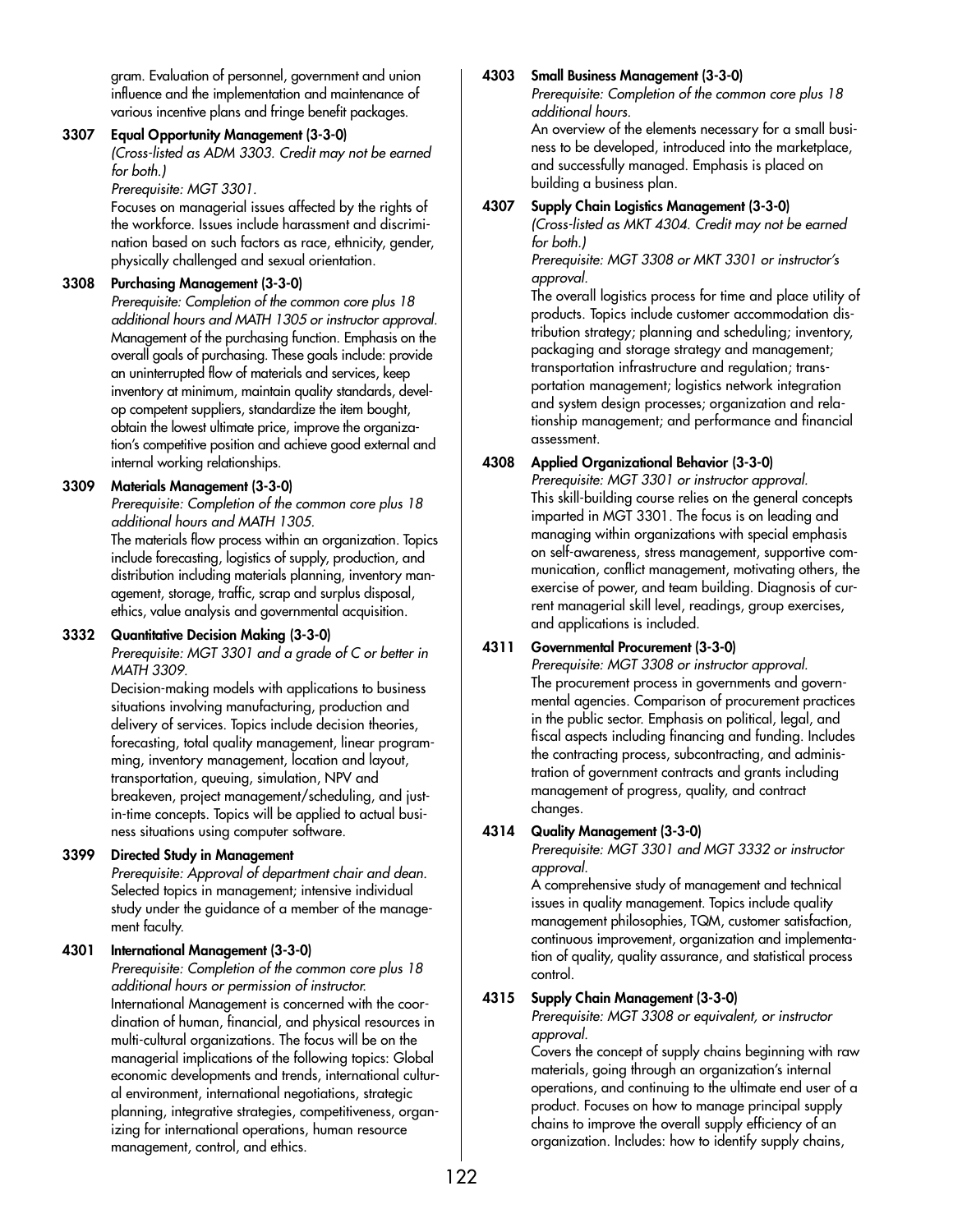gram. Evaluation of personnel, government and union influence and the implementation and maintenance of various incentive plans and fringe benefit packages.

**3307 Equal Opportunity Management (3-3-0)**
*(Cross-listed as ADM 3303. Credit may not be earned for both.)*
*Prerequisite: MGT 3301.*
Focuses on managerial issues affected by the rights of the workforce. Issues include harassment and discrimination based on such factors as race, ethnicity, gender, physically challenged and sexual orientation.

**3308 Purchasing Management (3-3-0)**
*Prerequisite: Completion of the common core plus 18 additional hours and MATH 1305 or instructor approval.*
Management of the purchasing function. Emphasis on the overall goals of purchasing. These goals include: provide an uninterrupted flow of materials and services, keep inventory at minimum, maintain quality standards, develop competent suppliers, standardize the item bought, obtain the lowest ultimate price, improve the organization's competitive position and achieve good external and internal working relationships.

**3309 Materials Management (3-3-0)**
*Prerequisite: Completion of the common core plus 18 additional hours and MATH 1305.*
The materials flow process within an organization. Topics include forecasting, logistics of supply, production, and distribution including materials planning, inventory management, storage, traffic, scrap and surplus disposal, ethics, value analysis and governmental acquisition.

**3332 Quantitative Decision Making (3-3-0)**
*Prerequisite: MGT 3301 and a grade of C or better in MATH 3309.*
Decision-making models with applications to business situations involving manufacturing, production and delivery of services. Topics include decision theories, forecasting, total quality management, linear programming, inventory management, location and layout, transportation, queuing, simulation, NPV and breakeven, project management/scheduling, and just-in-time concepts. Topics will be applied to actual business situations using computer software.

**3399 Directed Study in Management**
*Prerequisite: Approval of department chair and dean.*
Selected topics in management; intensive individual study under the guidance of a member of the management faculty.

**4301 International Management (3-3-0)**
*Prerequisite: Completion of the common core plus 18 additional hours or permission of instructor.*
International Management is concerned with the coordination of human, financial, and physical resources in multi-cultural organizations. The focus will be on the managerial implications of the following topics: Global economic developments and trends, international cultural environment, international negotiations, strategic planning, integrative strategies, competitiveness, organizing for international operations, human resource management, control, and ethics.

**4303 Small Business Management (3-3-0)**
*Prerequisite: Completion of the common core plus 18 additional hours.*
An overview of the elements necessary for a small business to be developed, introduced into the marketplace, and successfully managed. Emphasis is placed on building a business plan.

**4307 Supply Chain Logistics Management (3-3-0)**
*(Cross-listed as MKT 4304. Credit may not be earned for both.)*
*Prerequisite: MGT 3308 or MKT 3301 or instructor's approval.*
The overall logistics process for time and place utility of products. Topics include customer accommodation distribution strategy; planning and scheduling; inventory, packaging and storage strategy and management; transportation infrastructure and regulation; transportation management; logistics network integration and system design processes; organization and relationship management; and performance and financial assessment.

**4308 Applied Organizational Behavior (3-3-0)**
*Prerequisite: MGT 3301 or instructor approval.*
This skill-building course relies on the general concepts imparted in MGT 3301. The focus is on leading and managing within organizations with special emphasis on self-awareness, stress management, supportive communication, conflict management, motivating others, the exercise of power, and team building. Diagnosis of current managerial skill level, readings, group exercises, and applications is included.

**4311 Governmental Procurement (3-3-0)**
*Prerequisite: MGT 3308 or instructor approval.*
The procurement process in governments and governmental agencies. Comparison of procurement practices in the public sector. Emphasis on political, legal, and fiscal aspects including financing and funding. Includes the contracting process, subcontracting, and administration of government contracts and grants including management of progress, quality, and contract changes.

**4314 Quality Management (3-3-0)**
*Prerequisite: MGT 3301 and MGT 3332 or instructor approval.*
A comprehensive study of management and technical issues in quality management. Topics include quality management philosophies, TQM, customer satisfaction, continuous improvement, organization and implementation of quality, quality assurance, and statistical process control.

**4315 Supply Chain Management (3-3-0)**
*Prerequisite: MGT 3308 or equivalent, or instructor approval.*
Covers the concept of supply chains beginning with raw materials, going through an organization's internal operations, and continuing to the ultimate end user of a product. Focuses on how to manage principal supply chains to improve the overall supply efficiency of an organization. Includes: how to identify supply chains,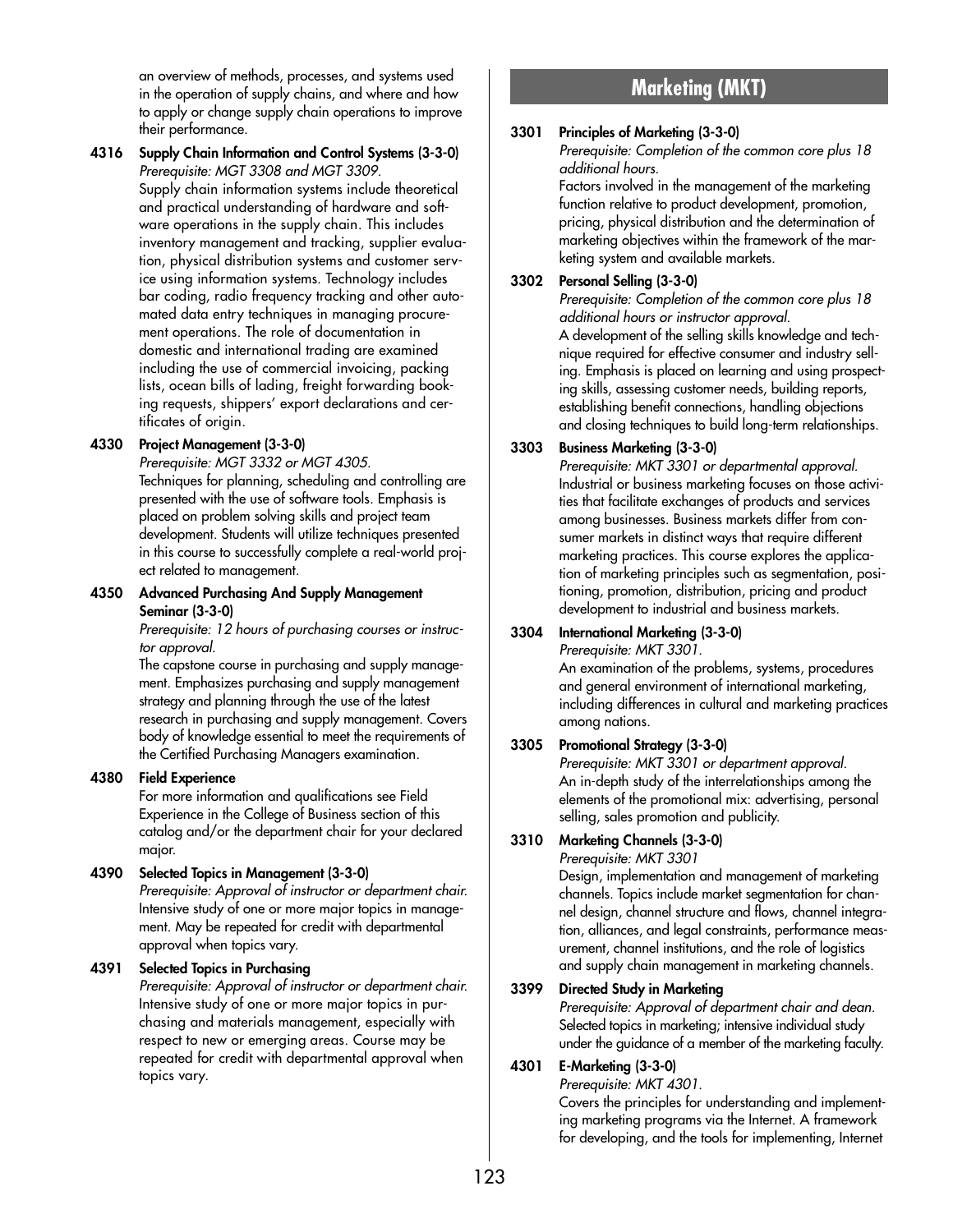an overview of methods, processes, and systems used in the operation of supply chains, and where and how to apply or change supply chain operations to improve their performance.

**4316 Supply Chain Information and Control Systems (3-3-0)**
*Prerequisite: MGT 3308 and MGT 3309.*
Supply chain information systems include theoretical and practical understanding of hardware and software operations in the supply chain. This includes inventory management and tracking, supplier evaluation, physical distribution systems and customer service using information systems. Technology includes bar coding, radio frequency tracking and other automated data entry techniques in managing procurement operations. The role of documentation in domestic and international trading are examined including the use of commercial invoicing, packing lists, ocean bills of lading, freight forwarding booking requests, shippers' export declarations and certificates of origin.

**4330 Project Management (3-3-0)**
*Prerequisite: MGT 3332 or MGT 4305.*
Techniques for planning, scheduling and controlling are presented with the use of software tools. Emphasis is placed on problem solving skills and project team development. Students will utilize techniques presented in this course to successfully complete a real-world project related to management.

**4350 Advanced Purchasing And Supply Management Seminar (3-3-0)**
*Prerequisite: 12 hours of purchasing courses or instructor approval.*
The capstone course in purchasing and supply management. Emphasizes purchasing and supply management strategy and planning through the use of the latest research in purchasing and supply management. Covers body of knowledge essential to meet the requirements of the Certified Purchasing Managers examination.

**4380 Field Experience**
For more information and qualifications see Field Experience in the College of Business section of this catalog and/or the department chair for your declared major.

**4390 Selected Topics in Management (3-3-0)**
*Prerequisite: Approval of instructor or department chair.*
Intensive study of one or more major topics in management. May be repeated for credit with departmental approval when topics vary.

**4391 Selected Topics in Purchasing**
*Prerequisite: Approval of instructor or department chair.*
Intensive study of one or more major topics in purchasing and materials management, especially with respect to new or emerging areas. Course may be repeated for credit with departmental approval when topics vary.

## Marketing (MKT)

**3301 Principles of Marketing (3-3-0)**
*Prerequisite: Completion of the common core plus 18 additional hours.*
Factors involved in the management of the marketing function relative to product development, promotion, pricing, physical distribution and the determination of marketing objectives within the framework of the marketing system and available markets.

**3302 Personal Selling (3-3-0)**
*Prerequisite: Completion of the common core plus 18 additional hours or instructor approval.*
A development of the selling skills knowledge and technique required for effective consumer and industry selling. Emphasis is placed on learning and using prospecting skills, assessing customer needs, building reports, establishing benefit connections, handling objections and closing techniques to build long-term relationships.

**3303 Business Marketing (3-3-0)**
*Prerequisite: MKT 3301 or departmental approval.*
Industrial or business marketing focuses on those activities that facilitate exchanges of products and services among businesses. Business markets differ from consumer markets in distinct ways that require different marketing practices. This course explores the application of marketing principles such as segmentation, positioning, promotion, distribution, pricing and product development to industrial and business markets.

**3304 International Marketing (3-3-0)**
*Prerequisite: MKT 3301.*
An examination of the problems, systems, procedures and general environment of international marketing, including differences in cultural and marketing practices among nations.

**3305 Promotional Strategy (3-3-0)**
*Prerequisite: MKT 3301 or department approval.*
An in-depth study of the interrelationships among the elements of the promotional mix: advertising, personal selling, sales promotion and publicity.

**3310 Marketing Channels (3-3-0)**
*Prerequisite: MKT 3301*
Design, implementation and management of marketing channels. Topics include market segmentation for channel design, channel structure and flows, channel integration, alliances, and legal constraints, performance measurement, channel institutions, and the role of logistics and supply chain management in marketing channels.

**3399 Directed Study in Marketing**
*Prerequisite: Approval of department chair and dean.*
Selected topics in marketing; intensive individual study under the guidance of a member of the marketing faculty.

**4301 E-Marketing (3-3-0)**
*Prerequisite: MKT 4301.*
Covers the principles for understanding and implementing marketing programs via the Internet. A framework for developing, and the tools for implementing, Internet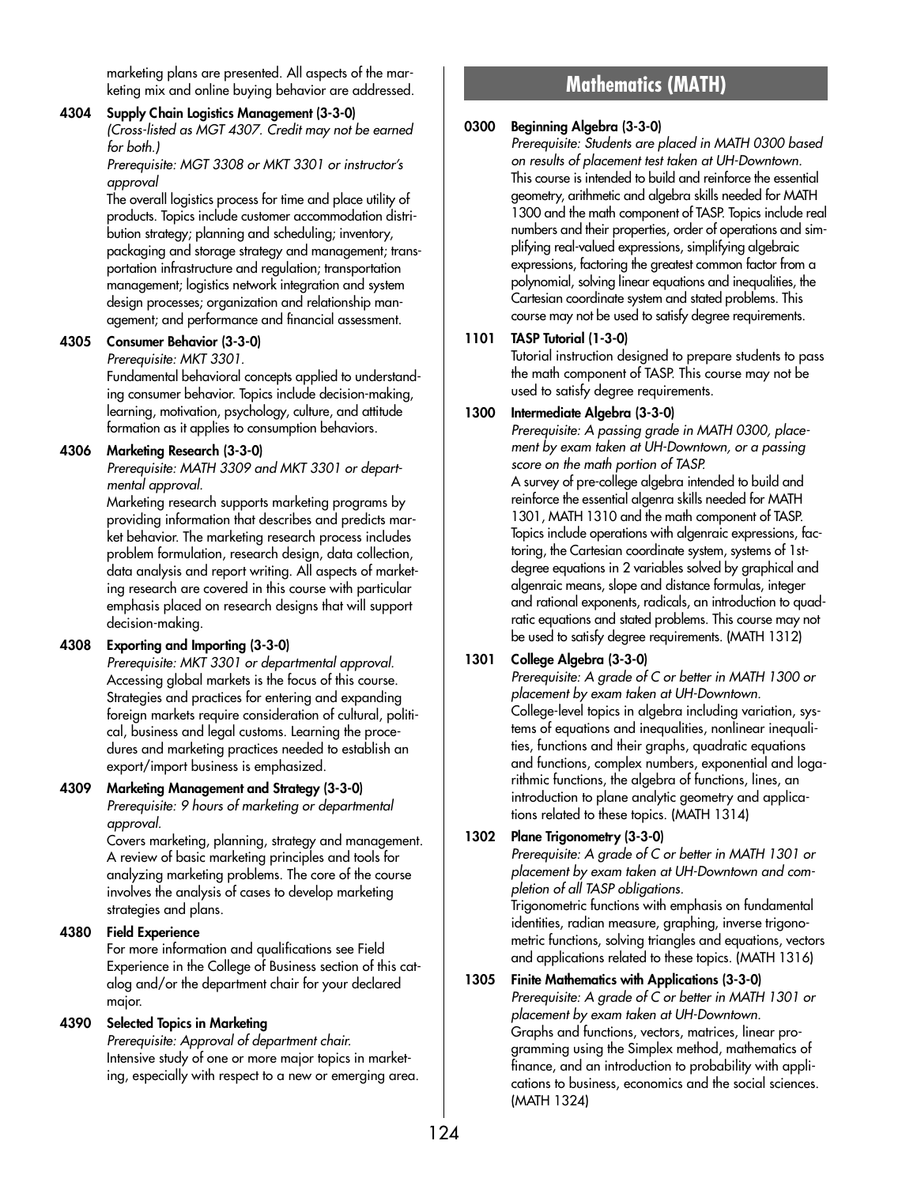marketing plans are presented. All aspects of the marketing mix and online buying behavior are addressed.

**4304 Supply Chain Logistics Management (3-3-0)**
*(Cross-listed as MGT 4307. Credit may not be earned for both.)*
*Prerequisite: MGT 3308 or MKT 3301 or instructor's approval*
The overall logistics process for time and place utility of products. Topics include customer accommodation distribution strategy; planning and scheduling; inventory, packaging and storage strategy and management; transportation infrastructure and regulation; transportation management; logistics network integration and system design processes; organization and relationship management; and performance and financial assessment.

**4305 Consumer Behavior (3-3-0)**
*Prerequisite: MKT 3301.*
Fundamental behavioral concepts applied to understanding consumer behavior. Topics include decision-making, learning, motivation, psychology, culture, and attitude formation as it applies to consumption behaviors.

**4306 Marketing Research (3-3-0)**
*Prerequisite: MATH 3309 and MKT 3301 or departmental approval.*
Marketing research supports marketing programs by providing information that describes and predicts market behavior. The marketing research process includes problem formulation, research design, data collection, data analysis and report writing. All aspects of marketing research are covered in this course with particular emphasis placed on research designs that will support decision-making.

**4308 Exporting and Importing (3-3-0)**
*Prerequisite: MKT 3301 or departmental approval.*
Accessing global markets is the focus of this course. Strategies and practices for entering and expanding foreign markets require consideration of cultural, political, business and legal customs. Learning the procedures and marketing practices needed to establish an export/import business is emphasized.

**4309 Marketing Management and Strategy (3-3-0)**
*Prerequisite: 9 hours of marketing or departmental approval.*
Covers marketing, planning, strategy and management. A review of basic marketing principles and tools for analyzing marketing problems. The core of the course involves the analysis of cases to develop marketing strategies and plans.

**4380 Field Experience**
For more information and qualifications see Field Experience in the College of Business section of this catalog and/or the department chair for your declared major.

**4390 Selected Topics in Marketing**
*Prerequisite: Approval of department chair.*
Intensive study of one or more major topics in marketing, especially with respect to a new or emerging area.

## Mathematics (MATH)

**0300 Beginning Algebra (3-3-0)**
*Prerequisite: Students are placed in MATH 0300 based on results of placement test taken at UH-Downtown.*
This course is intended to build and reinforce the essential geometry, arithmetic and algebra skills needed for MATH 1300 and the math component of TASP. Topics include real numbers and their properties, order of operations and simplifying real-valued expressions, simplifying algebraic expressions, factoring the greatest common factor from a polynomial, solving linear equations and inequalities, the Cartesian coordinate system and stated problems. This course may not be used to satisfy degree requirements.

**1101 TASP Tutorial (1-3-0)**
Tutorial instruction designed to prepare students to pass the math component of TASP. This course may not be used to satisfy degree requirements.

**1300 Intermediate Algebra (3-3-0)**
*Prerequisite: A passing grade in MATH 0300, placement by exam taken at UH-Downtown, or a passing score on the math portion of TASP.*
A survey of pre-college algebra intended to build and reinforce the essential algenra skills needed for MATH 1301, MATH 1310 and the math component of TASP. Topics include operations with algenraic expressions, factoring, the Cartesian coordinate system, systems of 1st-degree equations in 2 variables solved by graphical and algenraic means, slope and distance formulas, integer and rational exponents, radicals, an introduction to quadratic equations and stated problems. This course may not be used to satisfy degree requirements. (MATH 1312)

**1301 College Algebra (3-3-0)**
*Prerequisite: A grade of C or better in MATH 1300 or placement by exam taken at UH-Downtown.*
College-level topics in algebra including variation, systems of equations and inequalities, nonlinear inequalities, functions and their graphs, quadratic equations and functions, complex numbers, exponential and logarithmic functions, the algebra of functions, lines, an introduction to plane analytic geometry and applications related to these topics. (MATH 1314)

**1302 Plane Trigonometry (3-3-0)**
*Prerequisite: A grade of C or better in MATH 1301 or placement by exam taken at UH-Downtown and completion of all TASP obligations.*
Trigonometric functions with emphasis on fundamental identities, radian measure, graphing, inverse trigonometric functions, solving triangles and equations, vectors and applications related to these topics. (MATH 1316)

**1305 Finite Mathematics with Applications (3-3-0)**
*Prerequisite: A grade of C or better in MATH 1301 or placement by exam taken at UH-Downtown.*
Graphs and functions, vectors, matrices, linear programming using the Simplex method, mathematics of finance, and an introduction to probability with applications to business, economics and the social sciences. (MATH 1324)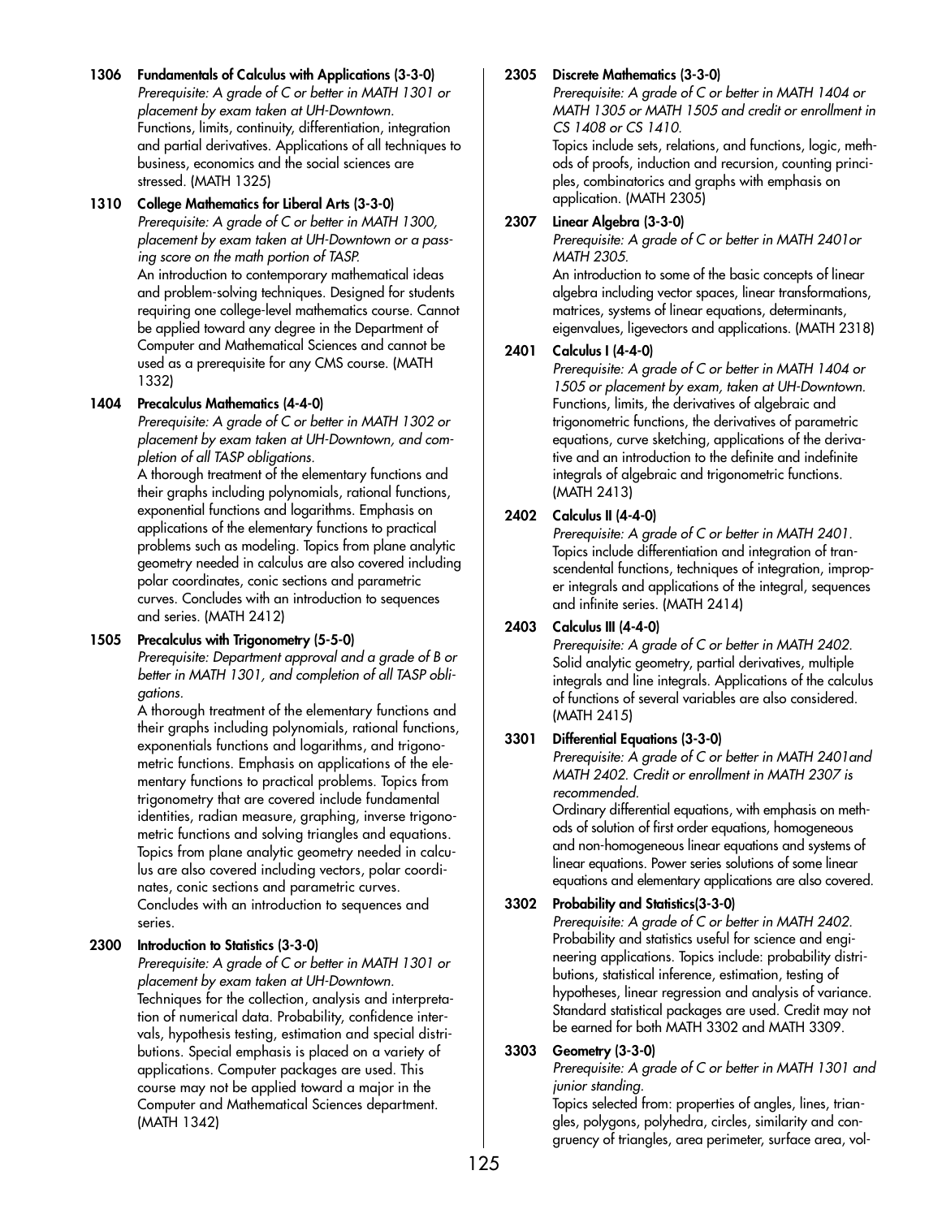**1306 Fundamentals of Calculus with Applications (3-3-0)**
*Prerequisite: A grade of C or better in MATH 1301 or placement by exam taken at UH-Downtown.*
Functions, limits, continuity, differentiation, integration and partial derivatives. Applications of all techniques to business, economics and the social sciences are stressed. (MATH 1325)

**1310 College Mathematics for Liberal Arts (3-3-0)**
*Prerequisite: A grade of C or better in MATH 1300, placement by exam taken at UH-Downtown or a passing score on the math portion of TASP.*
An introduction to contemporary mathematical ideas and problem-solving techniques. Designed for students requiring one college-level mathematics course. Cannot be applied toward any degree in the Department of Computer and Mathematical Sciences and cannot be used as a prerequisite for any CMS course. (MATH 1332)

**1404 Precalculus Mathematics (4-4-0)**
*Prerequisite: A grade of C or better in MATH 1302 or placement by exam taken at UH-Downtown, and completion of all TASP obligations.*
A thorough treatment of the elementary functions and their graphs including polynomials, rational functions, exponential functions and logarithms. Emphasis on applications of the elementary functions to practical problems such as modeling. Topics from plane analytic geometry needed in calculus are also covered including polar coordinates, conic sections and parametric curves. Concludes with an introduction to sequences and series. (MATH 2412)

**1505 Precalculus with Trigonometry (5-5-0)**
*Prerequisite: Department approval and a grade of B or better in MATH 1301, and completion of all TASP obligations.*
A thorough treatment of the elementary functions and their graphs including polynomials, rational functions, exponentials functions and logarithms, and trigonometric functions. Emphasis on applications of the elementary functions to practical problems. Topics from trigonometry that are covered include fundamental identities, radian measure, graphing, inverse trigonometric functions and solving triangles and equations. Topics from plane analytic geometry needed in calculus are also covered including vectors, polar coordinates, conic sections and parametric curves. Concludes with an introduction to sequences and series.

**2300 Introduction to Statistics (3-3-0)**
*Prerequisite: A grade of C or better in MATH 1301 or placement by exam taken at UH-Downtown.*
Techniques for the collection, analysis and interpretation of numerical data. Probability, confidence intervals, hypothesis testing, estimation and special distributions. Special emphasis is placed on a variety of applications. Computer packages are used. This course may not be applied toward a major in the Computer and Mathematical Sciences department. (MATH 1342)

**2305 Discrete Mathematics (3-3-0)**
*Prerequisite: A grade of C or better in MATH 1404 or MATH 1305 or MATH 1505 and credit or enrollment in CS 1408 or CS 1410.*
Topics include sets, relations, and functions, logic, methods of proofs, induction and recursion, counting principles, combinatorics and graphs with emphasis on application. (MATH 2305)

**2307 Linear Algebra (3-3-0)**
*Prerequisite: A grade of C or better in MATH 2401or MATH 2305.*
An introduction to some of the basic concepts of linear algebra including vector spaces, linear transformations, matrices, systems of linear equations, determinants, eigenvalues, ligevectors and applications. (MATH 2318)

**2401 Calculus I (4-4-0)**
*Prerequisite: A grade of C or better in MATH 1404 or 1505 or placement by exam, taken at UH-Downtown.*
Functions, limits, the derivatives of algebraic and trigonometric functions, the derivatives of parametric equations, curve sketching, applications of the derivative and an introduction to the definite and indefinite integrals of algebraic and trigonometric functions. (MATH 2413)

**2402 Calculus II (4-4-0)**
*Prerequisite: A grade of C or better in MATH 2401.*
Topics include differentiation and integration of transcendental functions, techniques of integration, improper integrals and applications of the integral, sequences and infinite series. (MATH 2414)

**2403 Calculus III (4-4-0)**
*Prerequisite: A grade of C or better in MATH 2402.*
Solid analytic geometry, partial derivatives, multiple integrals and line integrals. Applications of the calculus of functions of several variables are also considered. (MATH 2415)

**3301 Differential Equations (3-3-0)**
*Prerequisite: A grade of C or better in MATH 2401and MATH 2402. Credit or enrollment in MATH 2307 is recommended.*
Ordinary differential equations, with emphasis on methods of solution of first order equations, homogeneous and non-homogeneous linear equations and systems of linear equations. Power series solutions of some linear equations and elementary applications are also covered.

**3302 Probability and Statistics(3-3-0)**
*Prerequisite: A grade of C or better in MATH 2402.*
Probability and statistics useful for science and engineering applications. Topics include: probability distributions, statistical inference, estimation, testing of hypotheses, linear regression and analysis of variance. Standard statistical packages are used. Credit may not be earned for both MATH 3302 and MATH 3309.

**3303 Geometry (3-3-0)**
*Prerequisite: A grade of C or better in MATH 1301 and junior standing.*
Topics selected from: properties of angles, lines, triangles, polygons, polyhedra, circles, similarity and congruency of triangles, area perimeter, surface area, vol-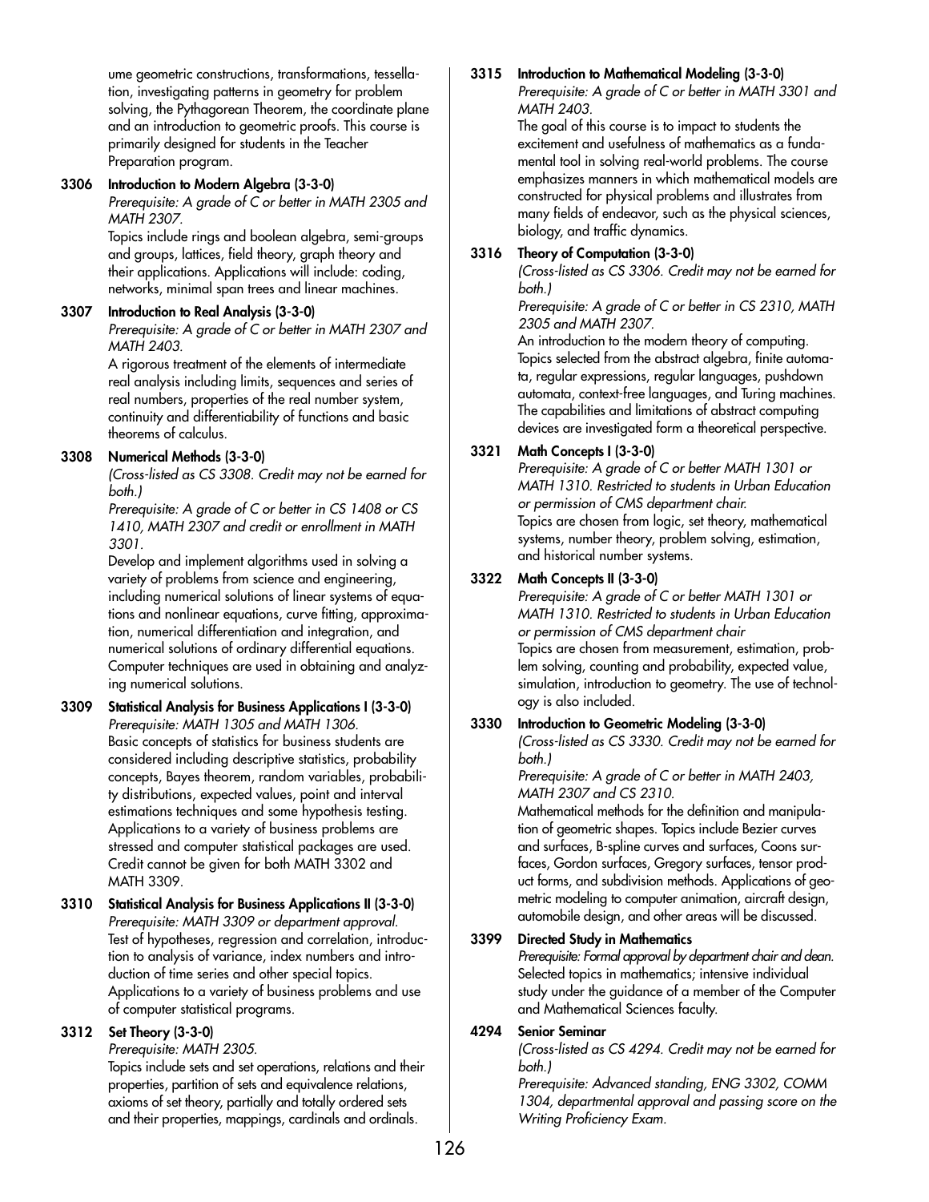ume geometric constructions, transformations, tessellation, investigating patterns in geometry for problem solving, the Pythagorean Theorem, the coordinate plane and an introduction to geometric proofs. This course is primarily designed for students in the Teacher Preparation program.

**3306 Introduction to Modern Algebra (3-3-0)**
*Prerequisite: A grade of C or better in MATH 2305 and MATH 2307.*
Topics include rings and boolean algebra, semi-groups and groups, lattices, field theory, graph theory and their applications. Applications will include: coding, networks, minimal span trees and linear machines.

**3307 Introduction to Real Analysis (3-3-0)**
*Prerequisite: A grade of C or better in MATH 2307 and MATH 2403.*
A rigorous treatment of the elements of intermediate real analysis including limits, sequences and series of real numbers, properties of the real number system, continuity and differentiability of functions and basic theorems of calculus.

**3308 Numerical Methods (3-3-0)**
*(Cross-listed as CS 3308. Credit may not be earned for both.)*
*Prerequisite: A grade of C or better in CS 1408 or CS 1410, MATH 2307 and credit or enrollment in MATH 3301.*
Develop and implement algorithms used in solving a variety of problems from science and engineering, including numerical solutions of linear systems of equations and nonlinear equations, curve fitting, approximation, numerical differentiation and integration, and numerical solutions of ordinary differential equations. Computer techniques are used in obtaining and analyzing numerical solutions.

**3309 Statistical Analysis for Business Applications I (3-3-0)**
*Prerequisite: MATH 1305 and MATH 1306.*
Basic concepts of statistics for business students are considered including descriptive statistics, probability concepts, Bayes theorem, random variables, probability distributions, expected values, point and interval estimations techniques and some hypothesis testing. Applications to a variety of business problems are stressed and computer statistical packages are used. Credit cannot be given for both MATH 3302 and MATH 3309.

**3310 Statistical Analysis for Business Applications II (3-3-0)**
*Prerequisite: MATH 3309 or department approval.*
Test of hypotheses, regression and correlation, introduction to analysis of variance, index numbers and introduction of time series and other special topics. Applications to a variety of business problems and use of computer statistical programs.

**3312 Set Theory (3-3-0)**
*Prerequisite: MATH 2305.*
Topics include sets and set operations, relations and their properties, partition of sets and equivalence relations, axioms of set theory, partially and totally ordered sets and their properties, mappings, cardinals and ordinals.

**3315 Introduction to Mathematical Modeling (3-3-0)**
*Prerequisite: A grade of C or better in MATH 3301 and MATH 2403.*
The goal of this course is to impact to students the excitement and usefulness of mathematics as a fundamental tool in solving real-world problems. The course emphasizes manners in which mathematical models are constructed for physical problems and illustrates from many fields of endeavor, such as the physical sciences, biology, and traffic dynamics.

**3316 Theory of Computation (3-3-0)**
*(Cross-listed as CS 3306. Credit may not be earned for both.)*
*Prerequisite: A grade of C or better in CS 2310, MATH 2305 and MATH 2307.*
An introduction to the modern theory of computing. Topics selected from the abstract algebra, finite automata, regular expressions, regular languages, pushdown automata, context-free languages, and Turing machines. The capabilities and limitations of abstract computing devices are investigated form a theoretical perspective.

**3321 Math Concepts I (3-3-0)**
*Prerequisite: A grade of C or better MATH 1301 or MATH 1310. Restricted to students in Urban Education or permission of CMS department chair.*
Topics are chosen from logic, set theory, mathematical systems, number theory, problem solving, estimation, and historical number systems.

**3322 Math Concepts II (3-3-0)**
*Prerequisite: A grade of C or better MATH 1301 or MATH 1310. Restricted to students in Urban Education or permission of CMS department chair*
Topics are chosen from measurement, estimation, problem solving, counting and probability, expected value, simulation, introduction to geometry. The use of technology is also included.

**3330 Introduction to Geometric Modeling (3-3-0)**
*(Cross-listed as CS 3330. Credit may not be earned for both.)*
*Prerequisite: A grade of C or better in MATH 2403, MATH 2307 and CS 2310.*
Mathematical methods for the definition and manipulation of geometric shapes. Topics include Bezier curves and surfaces, B-spline curves and surfaces, Coons surfaces, Gordon surfaces, Gregory surfaces, tensor product forms, and subdivision methods. Applications of geometric modeling to computer animation, aircraft design, automobile design, and other areas will be discussed.

**3399 Directed Study in Mathematics**
*Prerequisite: Formal approval by department chair and dean.*
Selected topics in mathematics; intensive individual study under the guidance of a member of the Computer and Mathematical Sciences faculty.

**4294 Senior Seminar**
*(Cross-listed as CS 4294. Credit may not be earned for both.)*
*Prerequisite: Advanced standing, ENG 3302, COMM 1304, departmental approval and passing score on the Writing Proficiency Exam.*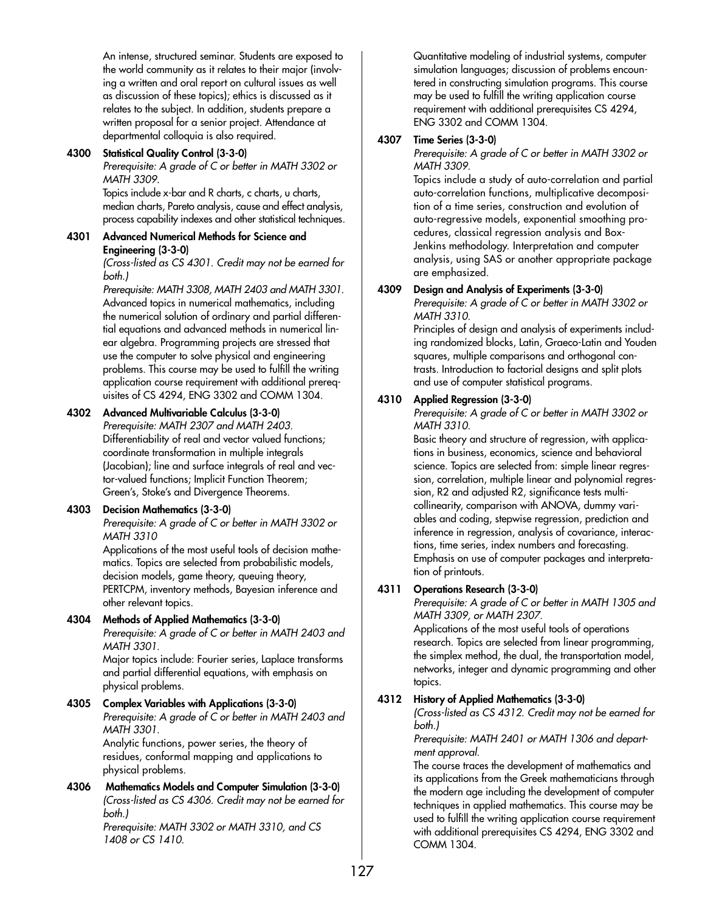An intense, structured seminar. Students are exposed to the world community as it relates to their major (involving a written and oral report on cultural issues as well as discussion of these topics); ethics is discussed as it relates to the subject. In addition, students prepare a written proposal for a senior project. Attendance at departmental colloquia is also required.

**4300 Statistical Quality Control (3-3-0)**
*Prerequisite: A grade of C or better in MATH 3302 or MATH 3309.*
Topics include x-bar and R charts, c charts, u charts, median charts, Pareto analysis, cause and effect analysis, process capability indexes and other statistical techniques.

**4301 Advanced Numerical Methods for Science and Engineering (3-3-0)**
*(Cross-listed as CS 4301. Credit may not be earned for both.)*
*Prerequisite: MATH 3308, MATH 2403 and MATH 3301.*
Advanced topics in numerical mathematics, including the numerical solution of ordinary and partial differential equations and advanced methods in numerical linear algebra. Programming projects are stressed that use the computer to solve physical and engineering problems. This course may be used to fulfill the writing application course requirement with additional prerequisites of CS 4294, ENG 3302 and COMM 1304.

**4302 Advanced Multivariable Calculus (3-3-0)**
*Prerequisite: MATH 2307 and MATH 2403.*
Differentiability of real and vector valued functions; coordinate transformation in multiple integrals (Jacobian); line and surface integrals of real and vector-valued functions; Implicit Function Theorem; Green's, Stoke's and Divergence Theorems.

**4303 Decision Mathematics (3-3-0)**
*Prerequisite: A grade of C or better in MATH 3302 or MATH 3310*
Applications of the most useful tools of decision mathematics. Topics are selected from probabilistic models, decision models, game theory, queuing theory, PERTCPM, inventory methods, Bayesian inference and other relevant topics.

**4304 Methods of Applied Mathematics (3-3-0)**
*Prerequisite: A grade of C or better in MATH 2403 and MATH 3301.*
Major topics include: Fourier series, Laplace transforms and partial differential equations, with emphasis on physical problems.

**4305 Complex Variables with Applications (3-3-0)**
*Prerequisite: A grade of C or better in MATH 2403 and MATH 3301.*
Analytic functions, power series, the theory of residues, conformal mapping and applications to physical problems.

**4306 Mathematics Models and Computer Simulation (3-3-0)**
*(Cross-listed as CS 4306. Credit may not be earned for both.)*
*Prerequisite: MATH 3302 or MATH 3310, and CS 1408 or CS 1410.*
Quantitative modeling of industrial systems, computer simulation languages; discussion of problems encountered in constructing simulation programs. This course may be used to fulfill the writing application course requirement with additional prerequisites CS 4294, ENG 3302 and COMM 1304.

**4307 Time Series (3-3-0)**
*Prerequisite: A grade of C or better in MATH 3302 or MATH 3309.*
Topics include a study of auto-correlation and partial auto-correlation functions, multiplicative decomposition of a time series, construction and evolution of auto-regressive models, exponential smoothing procedures, classical regression analysis and Box-Jenkins methodology. Interpretation and computer analysis, using SAS or another appropriate package are emphasized.

**4309 Design and Analysis of Experiments (3-3-0)**
*Prerequisite: A grade of C or better in MATH 3302 or MATH 3310.*
Principles of design and analysis of experiments including randomized blocks, Latin, Graeco-Latin and Youden squares, multiple comparisons and orthogonal contrasts. Introduction to factorial designs and split plots and use of computer statistical programs.

**4310 Applied Regression (3-3-0)**
*Prerequisite: A grade of C or better in MATH 3302 or MATH 3310.*
Basic theory and structure of regression, with applications in business, economics, science and behavioral science. Topics are selected from: simple linear regression, correlation, multiple linear and polynomial regression, R2 and adjusted R2, significance tests multicollinearity, comparison with ANOVA, dummy variables and coding, stepwise regression, prediction and inference in regression, analysis of covariance, interactions, time series, index numbers and forecasting. Emphasis on use of computer packages and interpretation of printouts.

**4311 Operations Research (3-3-0)**
*Prerequisite: A grade of C or better in MATH 1305 and MATH 3309, or MATH 2307.*
Applications of the most useful tools of operations research. Topics are selected from linear programming, the simplex method, the dual, the transportation model, networks, integer and dynamic programming and other topics.

**4312 History of Applied Mathematics (3-3-0)**
*(Cross-listed as CS 4312. Credit may not be earned for both.)*
*Prerequisite: MATH 2401 or MATH 1306 and department approval.*
The course traces the development of mathematics and its applications from the Greek mathematicians through the modern age including the development of computer techniques in applied mathematics. This course may be used to fulfill the writing application course requirement with additional prerequisites CS 4294, ENG 3302 and COMM 1304.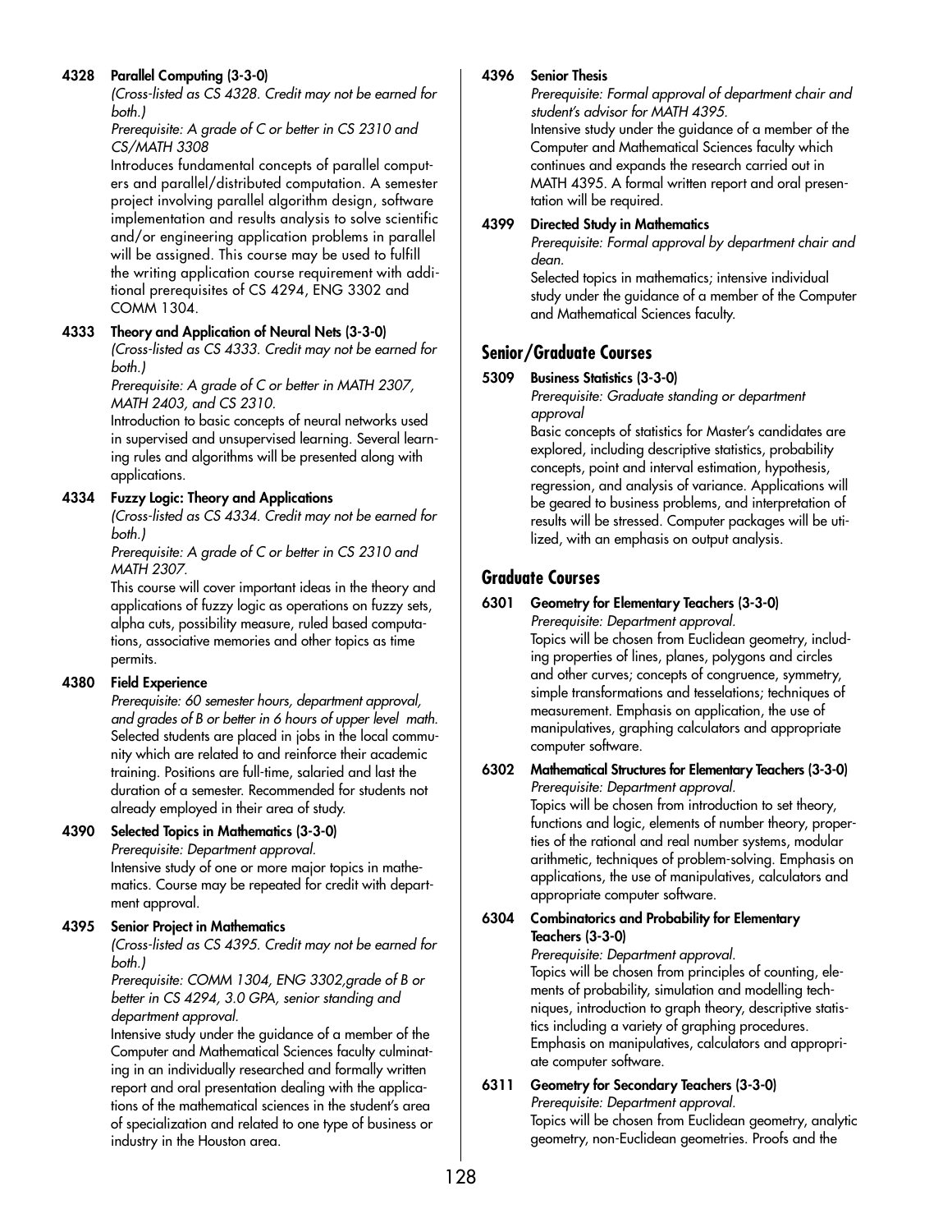**4328 Parallel Computing (3-3-0)**

*(Cross-listed as CS 4328. Credit may not be earned for both.)*

*Prerequisite: A grade of C or better in CS 2310 and CS/MATH 3308*

Introduces fundamental concepts of parallel computers and parallel/distributed computation. A semester project involving parallel algorithm design, software implementation and results analysis to solve scientific and/or engineering application problems in parallel will be assigned. This course may be used to fulfill the writing application course requirement with additional prerequisites of CS 4294, ENG 3302 and COMM 1304.

**4333 Theory and Application of Neural Nets (3-3-0)**

*(Cross-listed as CS 4333. Credit may not be earned for both.)*

*Prerequisite: A grade of C or better in MATH 2307, MATH 2403, and CS 2310.*

Introduction to basic concepts of neural networks used in supervised and unsupervised learning. Several learning rules and algorithms will be presented along with applications.

**4334 Fuzzy Logic: Theory and Applications**

*(Cross-listed as CS 4334. Credit may not be earned for both.)*

*Prerequisite: A grade of C or better in CS 2310 and MATH 2307.*

This course will cover important ideas in the theory and applications of fuzzy logic as operations on fuzzy sets, alpha cuts, possibility measure, ruled based computations, associative memories and other topics as time permits.

**4380 Field Experience**

*Prerequisite: 60 semester hours, department approval, and grades of B or better in 6 hours of upper level math.*

Selected students are placed in jobs in the local community which are related to and reinforce their academic training. Positions are full-time, salaried and last the duration of a semester. Recommended for students not already employed in their area of study.

**4390 Selected Topics in Mathematics (3-3-0)**

*Prerequisite: Department approval.*

Intensive study of one or more major topics in mathematics. Course may be repeated for credit with department approval.

**4395 Senior Project in Mathematics**

*(Cross-listed as CS 4395. Credit may not be earned for both.)*

*Prerequisite: COMM 1304, ENG 3302,grade of B or better in CS 4294, 3.0 GPA, senior standing and department approval.*

Intensive study under the guidance of a member of the Computer and Mathematical Sciences faculty culminating in an individually researched and formally written report and oral presentation dealing with the applications of the mathematical sciences in the student's area of specialization and related to one type of business or industry in the Houston area.

**4396 Senior Thesis**

*Prerequisite: Formal approval of department chair and student's advisor for MATH 4395.*

Intensive study under the guidance of a member of the Computer and Mathematical Sciences faculty which continues and expands the research carried out in MATH 4395. A formal written report and oral presentation will be required.

**4399 Directed Study in Mathematics**

*Prerequisite: Formal approval by department chair and dean.*

Selected topics in mathematics; intensive individual study under the guidance of a member of the Computer and Mathematical Sciences faculty.

## Senior/Graduate Courses

**5309 Business Statistics (3-3-0)**

*Prerequisite: Graduate standing or department approval*

Basic concepts of statistics for Master's candidates are explored, including descriptive statistics, probability concepts, point and interval estimation, hypothesis, regression, and analysis of variance. Applications will be geared to business problems, and interpretation of results will be stressed. Computer packages will be utilized, with an emphasis on output analysis.

## Graduate Courses

**6301 Geometry for Elementary Teachers (3-3-0)**

*Prerequisite: Department approval.*

Topics will be chosen from Euclidean geometry, including properties of lines, planes, polygons and circles and other curves; concepts of congruence, symmetry, simple transformations and tesselations; techniques of measurement. Emphasis on application, the use of manipulatives, graphing calculators and appropriate computer software.

**6302 Mathematical Structures for Elementary Teachers (3-3-0)**

*Prerequisite: Department approval.*

Topics will be chosen from introduction to set theory, functions and logic, elements of number theory, properties of the rational and real number systems, modular arithmetic, techniques of problem-solving. Emphasis on applications, the use of manipulatives, calculators and appropriate computer software.

**6304 Combinatorics and Probability for Elementary Teachers (3-3-0)**

*Prerequisite: Department approval.*

Topics will be chosen from principles of counting, elements of probability, simulation and modelling techniques, introduction to graph theory, descriptive statistics including a variety of graphing procedures. Emphasis on manipulatives, calculators and appropriate computer software.

**6311 Geometry for Secondary Teachers (3-3-0)**

*Prerequisite: Department approval.*

Topics will be chosen from Euclidean geometry, analytic geometry, non-Euclidean geometries. Proofs and the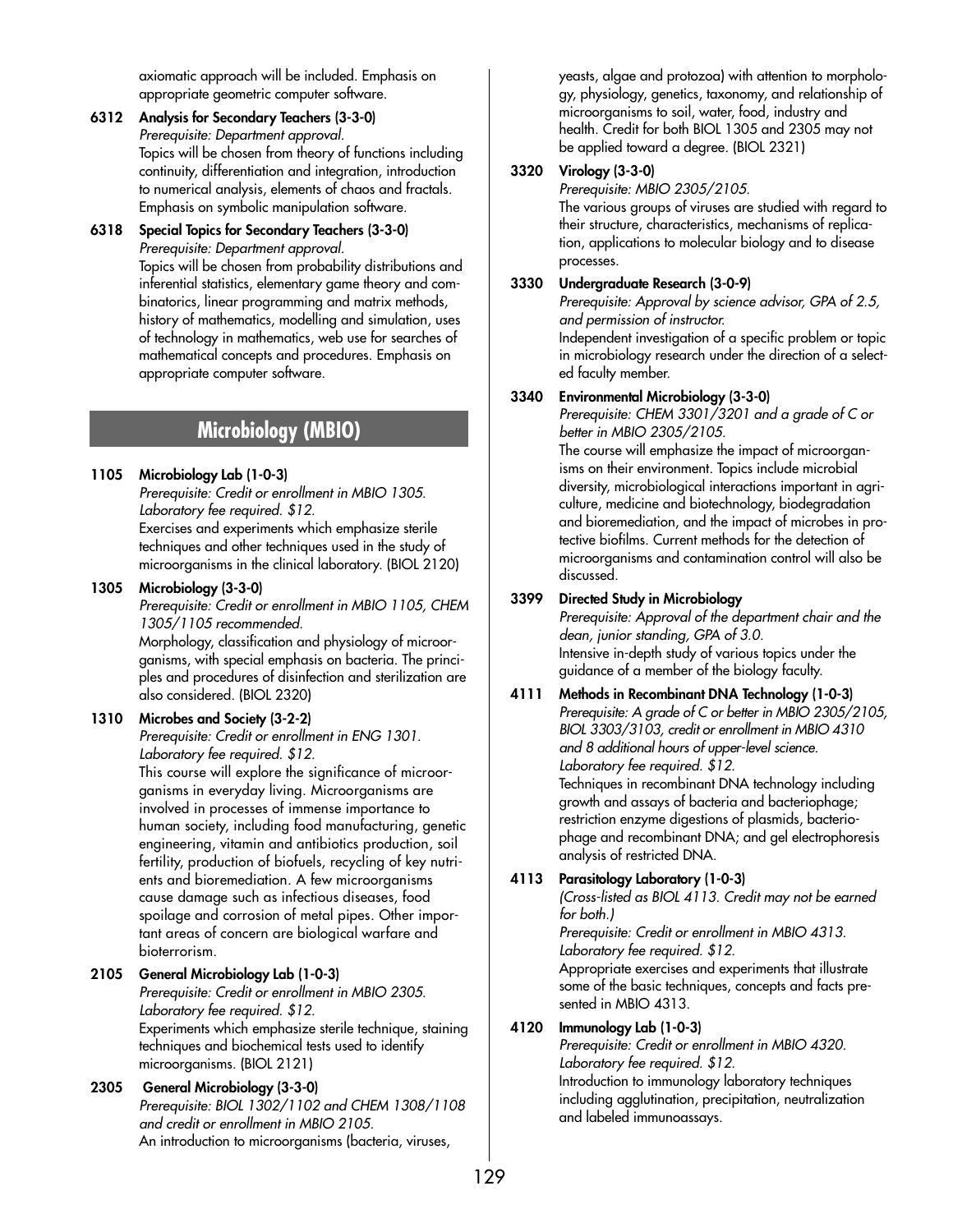axiomatic approach will be included. Emphasis on appropriate geometric computer software.

**6312 Analysis for Secondary Teachers (3-3-0)**
*Prerequisite: Department approval.*
Topics will be chosen from theory of functions including continuity, differentiation and integration, introduction to numerical analysis, elements of chaos and fractals. Emphasis on symbolic manipulation software.

**6318 Special Topics for Secondary Teachers (3-3-0)**
*Prerequisite: Department approval.*
Topics will be chosen from probability distributions and inferential statistics, elementary game theory and combinatorics, linear programming and matrix methods, history of mathematics, modelling and simulation, uses of technology in mathematics, web use for searches of mathematical concepts and procedures. Emphasis on appropriate computer software.

## Microbiology (MBIO)

**1105 Microbiology Lab (1-0-3)**
*Prerequisite: Credit or enrollment in MBIO 1305.*
*Laboratory fee required. $12.*
Exercises and experiments which emphasize sterile techniques and other techniques used in the study of microorganisms in the clinical laboratory. (BIOL 2120)

**1305 Microbiology (3-3-0)**
*Prerequisite: Credit or enrollment in MBIO 1105, CHEM 1305/1105 recommended.*
Morphology, classification and physiology of microorganisms, with special emphasis on bacteria. The principles and procedures of disinfection and sterilization are also considered. (BIOL 2320)

**1310 Microbes and Society (3-2-2)**
*Prerequisite: Credit or enrollment in ENG 1301.*
*Laboratory fee required. $12.*
This course will explore the significance of microorganisms in everyday living. Microorganisms are involved in processes of immense importance to human society, including food manufacturing, genetic engineering, vitamin and antibiotics production, soil fertility, production of biofuels, recycling of key nutrients and bioremediation. A few microorganisms cause damage such as infectious diseases, food spoilage and corrosion of metal pipes. Other important areas of concern are biological warfare and bioterrorism.

**2105 General Microbiology Lab (1-0-3)**
*Prerequisite: Credit or enrollment in MBIO 2305.*
*Laboratory fee required. $12.*
Experiments which emphasize sterile technique, staining techniques and biochemical tests used to identify microorganisms. (BIOL 2121)

**2305 General Microbiology (3-3-0)**
*Prerequisite: BIOL 1302/1102 and CHEM 1308/1108 and credit or enrollment in MBIO 2105.*
An introduction to microorganisms (bacteria, viruses, yeasts, algae and protozoa) with attention to morphology, physiology, genetics, taxonomy, and relationship of microorganisms to soil, water, food, industry and health. Credit for both BIOL 1305 and 2305 may not be applied toward a degree. (BIOL 2321)

**3320 Virology (3-3-0)**
*Prerequisite: MBIO 2305/2105.*
The various groups of viruses are studied with regard to their structure, characteristics, mechanisms of replication, applications to molecular biology and to disease processes.

**3330 Undergraduate Research (3-0-9)**
*Prerequisite: Approval by science advisor, GPA of 2.5, and permission of instructor.*
Independent investigation of a specific problem or topic in microbiology research under the direction of a selected faculty member.

**3340 Environmental Microbiology (3-3-0)**
*Prerequisite: CHEM 3301/3201 and a grade of C or better in MBIO 2305/2105.*
The course will emphasize the impact of microorganisms on their environment. Topics include microbial diversity, microbiological interactions important in agriculture, medicine and biotechnology, biodegradation and bioremediation, and the impact of microbes in protective biofilms. Current methods for the detection of microorganisms and contamination control will also be discussed.

**3399 Directed Study in Microbiology**
*Prerequisite: Approval of the department chair and the dean, junior standing, GPA of 3.0.*
Intensive in-depth study of various topics under the guidance of a member of the biology faculty.

**4111 Methods in Recombinant DNA Technology (1-0-3)**
*Prerequisite: A grade of C or better in MBIO 2305/2105, BIOL 3303/3103, credit or enrollment in MBIO 4310 and 8 additional hours of upper-level science.*
*Laboratory fee required. $12.*
Techniques in recombinant DNA technology including growth and assays of bacteria and bacteriophage; restriction enzyme digestions of plasmids, bacteriophage and recombinant DNA; and gel electrophoresis analysis of restricted DNA.

**4113 Parasitology Laboratory (1-0-3)**
*(Cross-listed as BIOL 4113. Credit may not be earned for both.)*
*Prerequisite: Credit or enrollment in MBIO 4313.*
*Laboratory fee required. $12.*
Appropriate exercises and experiments that illustrate some of the basic techniques, concepts and facts presented in MBIO 4313.

**4120 Immunology Lab (1-0-3)**
*Prerequisite: Credit or enrollment in MBIO 4320.*
*Laboratory fee required. $12.*
Introduction to immunology laboratory techniques including agglutination, precipitation, neutralization and labeled immunoassays.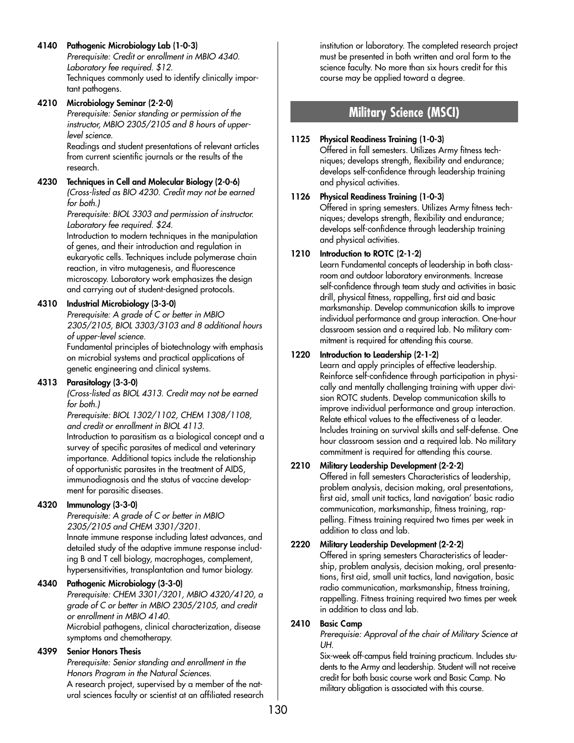**4140 Pathogenic Microbiology Lab (1-0-3)**
*Prerequisite: Credit or enrollment in MBIO 4340. Laboratory fee required. $12.*
Techniques commonly used to identify clinically important pathogens.

**4210 Microbiology Seminar (2-2-0)**
*Prerequisite: Senior standing or permission of the instructor, MBIO 2305/2105 and 8 hours of upper-level science.*
Readings and student presentations of relevant articles from current scientific journals or the results of the research.

**4230 Techniques in Cell and Molecular Biology (2-0-6)**
*(Cross-listed as BIO 4230. Credit may not be earned for both.)*
*Prerequisite: BIOL 3303 and permission of instructor. Laboratory fee required. $24.*
Introduction to modern techniques in the manipulation of genes, and their introduction and regulation in eukaryotic cells. Techniques include polymerase chain reaction, in vitro mutagenesis, and fluorescence microscopy. Laboratory work emphasizes the design and carrying out of student-designed protocols.

**4310 Industrial Microbiology (3-3-0)**
*Prerequisite: A grade of C or better in MBIO 2305/2105, BIOL 3303/3103 and 8 additional hours of upper-level science.*
Fundamental principles of biotechnology with emphasis on microbial systems and practical applications of genetic engineering and clinical systems.

**4313 Parasitology (3-3-0)**
*(Cross-listed as BIOL 4313. Credit may not be earned for both.)*
*Prerequisite: BIOL 1302/1102, CHEM 1308/1108, and credit or enrollment in BIOL 4113.*
Introduction to parasitism as a biological concept and a survey of specific parasites of medical and veterinary importance. Additional topics include the relationship of opportunistic parasites in the treatment of AIDS, immunodiagnosis and the status of vaccine development for parasitic diseases.

**4320 Immunology (3-3-0)**
*Prerequisite: A grade of C or better in MBIO 2305/2105 and CHEM 3301/3201.*
Innate immune response including latest advances, and detailed study of the adaptive immune response including B and T cell biology, macrophages, complement, hypersensitivities, transplantation and tumor biology.

**4340 Pathogenic Microbiology (3-3-0)**
*Prerequisite: CHEM 3301/3201, MBIO 4320/4120, a grade of C or better in MBIO 2305/2105, and credit or enrollment in MBIO 4140.*
Microbial pathogens, clinical characterization, disease symptoms and chemotherapy.

**4399 Senior Honors Thesis**
*Prerequisite: Senior standing and enrollment in the Honors Program in the Natural Sciences.*
A research project, supervised by a member of the natural sciences faculty or scientist at an affiliated research institution or laboratory. The completed research project must be presented in both written and oral form to the science faculty. No more than six hours credit for this course may be applied toward a degree.

## Military Science (MSCI)

**1125 Physical Readiness Training (1-0-3)**
Offered in fall semesters. Utilizes Army fitness techniques; develops strength, flexibility and endurance; develops self-confidence through leadership training and physical activities.

**1126 Physical Readiness Training (1-0-3)**
Offered in spring semesters. Utilizes Army fitness techniques; develops strength, flexibility and endurance; develops self-confidence through leadership training and physical activities.

**1210 Introduction to ROTC (2-1-2)**
Learn Fundamental concepts of leadership in both classroom and outdoor laboratory environments. Increase self-confidence through team study and activities in basic drill, physical fitness, rappelling, first aid and basic marksmanship. Develop communication skills to improve individual performance and group interaction. One-hour classroom session and a required lab. No military commitment is required for attending this course.

**1220 Introduction to Leadership (2-1-2)**
Learn and apply principles of effective leadership. Reinforce self-confidence through participation in physically and mentally challenging training with upper division ROTC students. Develop communication skills to improve individual performance and group interaction. Relate ethical values to the effectiveness of a leader. Includes training on survival skills and self-defense. One hour classroom session and a required lab. No military commitment is required for attending this course.

**2210 Military Leadership Development (2-2-2)**
Offered in fall semesters Characteristics of leadership, problem analysis, decision making, oral presentations, first aid, small unit tactics, land navigation' basic radio communication, marksmanship, fitness training, rappelling. Fitness training required two times per week in addition to class and lab.

**2220 Military Leadership Development (2-2-2)**
Offered in spring semesters Characteristics of leadership, problem analysis, decision making, oral presentations, first aid, small unit tactics, land navigation, basic radio communication, marksmanship, fitness training, rappelling. Fitness training required two times per week in addition to class and lab.

**2410 Basic Camp**
*Prerequisie: Approval of the chair of Military Science at UH.*
Six-week off-campus field training practicum. Includes students to the Army and leadership. Student will not receive credit for both basic course work and Basic Camp. No military obligation is associated with this course.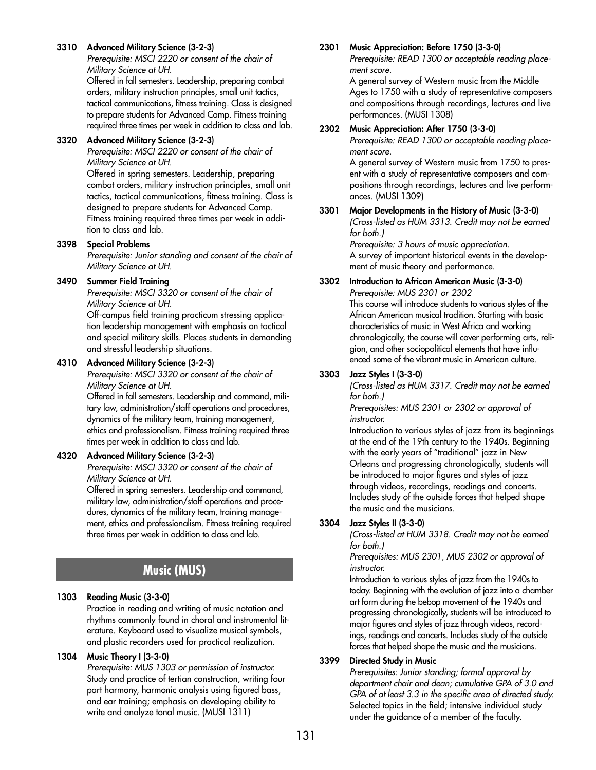**3310 Advanced Military Science (3-2-3)**

*Prerequisite: MSCI 2220 or consent of the chair of Military Science at UH.*

Offered in fall semesters. Leadership, preparing combat orders, military instruction principles, small unit tactics, tactical communications, fitness training. Class is designed to prepare students for Advanced Camp. Fitness training required three times per week in addition to class and lab.

**3320 Advanced Military Science (3-2-3)**

*Prerequisite: MSCI 2220 or consent of the chair of Military Science at UH.*

Offered in spring semesters. Leadership, preparing combat orders, military instruction principles, small unit tactics, tactical communications, fitness training. Class is designed to prepare students for Advanced Camp. Fitness training required three times per week in addition to class and lab.

**3398 Special Problems**

*Prerequisite: Junior standing and consent of the chair of Military Science at UH.*

**3490 Summer Field Training**

*Prerequisite: MSCI 3320 or consent of the chair of Military Science at UH.*

Off-campus field training practicum stressing application leadership management with emphasis on tactical and special military skills. Places students in demanding and stressful leadership situations.

**4310 Advanced Military Science (3-2-3)**

*Prerequisite: MSCI 3320 or consent of the chair of Military Science at UH.*

Offered in fall semesters. Leadership and command, military law, administration/staff operations and procedures, dynamics of the military team, training management, ethics and professionalism. Fitness training required three times per week in addition to class and lab.

**4320 Advanced Military Science (3-2-3)**

*Prerequisite: MSCI 3320 or consent of the chair of Military Science at UH.*

Offered in spring semesters. Leadership and command, military law, administration/staff operations and procedures, dynamics of the military team, training management, ethics and professionalism. Fitness training required three times per week in addition to class and lab.

## Music (MUS)

**1303 Reading Music (3-3-0)**

Practice in reading and writing of music notation and rhythms commonly found in choral and instrumental literature. Keyboard used to visualize musical symbols, and plastic recorders used for practical realization.

**1304 Music Theory I (3-3-0)**

*Prerequisite: MUS 1303 or permission of instructor.*

Study and practice of tertian construction, writing four part harmony, harmonic analysis using figured bass, and ear training; emphasis on developing ability to write and analyze tonal music. (MUSI 1311)

**2301 Music Appreciation: Before 1750 (3-3-0)**

*Prerequisite: READ 1300 or acceptable reading placement score.*

A general survey of Western music from the Middle Ages to 1750 with a study of representative composers and compositions through recordings, lectures and live performances. (MUSI 1308)

**2302 Music Appreciation: After 1750 (3-3-0)**

*Prerequisite: READ 1300 or acceptable reading placement score.*

A general survey of Western music from 1750 to present with a study of representative composers and compositions through recordings, lectures and live performances. (MUSI 1309)

**3301 Major Developments in the History of Music (3-3-0)**

*(Cross-listed as HUM 3313. Credit may not be earned for both.)*

*Prerequisite: 3 hours of music appreciation.*

A survey of important historical events in the development of music theory and performance.

**3302 Introduction to African American Music (3-3-0)**

*Prerequisite: MUS 2301 or 2302*

This course will introduce students to various styles of the African American musical tradition. Starting with basic characteristics of music in West Africa and working chronologically, the course will cover performing arts, religion, and other sociopolitical elements that have influenced some of the vibrant music in American culture.

**3303 Jazz Styles I (3-3-0)**

*(Cross-listed as HUM 3317. Credit may not be earned for both.)*

*Prerequisites: MUS 2301 or 2302 or approval of instructor.*

Introduction to various styles of jazz from its beginnings at the end of the 19th century to the 1940s. Beginning with the early years of "traditional" jazz in New Orleans and progressing chronologically, students will be introduced to major figures and styles of jazz through videos, recordings, readings and concerts. Includes study of the outside forces that helped shape the music and the musicians.

**3304 Jazz Styles II (3-3-0)**

*(Cross-listed at HUM 3318. Credit may not be earned for both.)*

*Prerequisites: MUS 2301, MUS 2302 or approval of instructor.*

Introduction to various styles of jazz from the 1940s to today. Beginning with the evolution of jazz into a chamber art form during the bebop movement of the 1940s and progressing chronologically, students will be introduced to major figures and styles of jazz through videos, recordings, readings and concerts. Includes study of the outside forces that helped shape the music and the musicians.

**3399 Directed Study in Music**

*Prerequisites: Junior standing; formal approval by department chair and dean; cumulative GPA of 3.0 and GPA of at least 3.3 in the specific area of directed study.*

Selected topics in the field; intensive individual study under the guidance of a member of the faculty.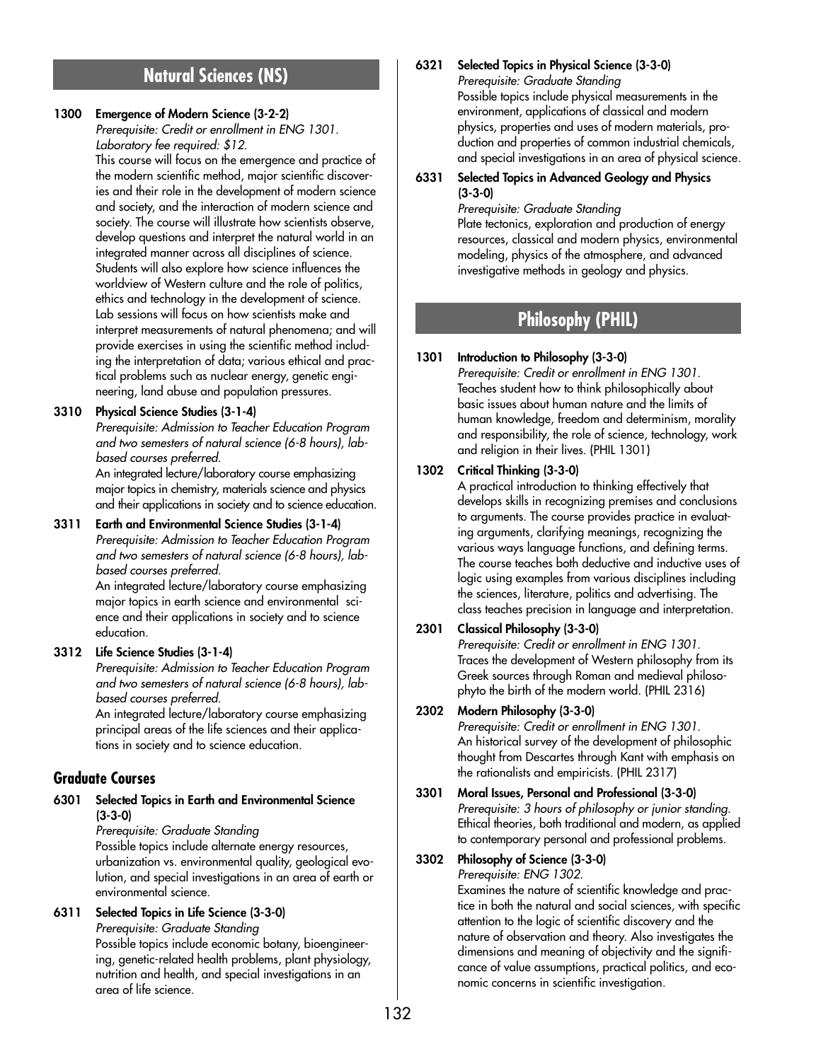## Natural Sciences (NS)

**1300 Emergence of Modern Science (3-2-2)**
*Prerequisite: Credit or enrollment in ENG 1301.*
*Laboratory fee required: $12.*
This course will focus on the emergence and practice of the modern scientific method, major scientific discoveries and their role in the development of modern science and society, and the interaction of modern science and society. The course will illustrate how scientists observe, develop questions and interpret the natural world in an integrated manner across all disciplines of science. Students will also explore how science influences the worldview of Western culture and the role of politics, ethics and technology in the development of science. Lab sessions will focus on how scientists make and interpret measurements of natural phenomena; and will provide exercises in using the scientific method including the interpretation of data; various ethical and practical problems such as nuclear energy, genetic engineering, land abuse and population pressures.

**3310 Physical Science Studies (3-1-4)**
*Prerequisite: Admission to Teacher Education Program and two semesters of natural science (6-8 hours), lab-based courses preferred.*
An integrated lecture/laboratory course emphasizing major topics in chemistry, materials science and physics and their applications in society and to science education.

**3311 Earth and Environmental Science Studies (3-1-4)**
*Prerequisite: Admission to Teacher Education Program and two semesters of natural science (6-8 hours), lab-based courses preferred.*
An integrated lecture/laboratory course emphasizing major topics in earth science and environmental science and their applications in society and to science education.

**3312 Life Science Studies (3-1-4)**
*Prerequisite: Admission to Teacher Education Program and two semesters of natural science (6-8 hours), lab-based courses preferred.*
An integrated lecture/laboratory course emphasizing principal areas of the life sciences and their applications in society and to science education.

### Graduate Courses

**6301 Selected Topics in Earth and Environmental Science (3-3-0)**
*Prerequisite: Graduate Standing*
Possible topics include alternate energy resources, urbanization vs. environmental quality, geological evolution, and special investigations in an area of earth or environmental science.

**6311 Selected Topics in Life Science (3-3-0)**
*Prerequisite: Graduate Standing*
Possible topics include economic botany, bioengineering, genetic-related health problems, plant physiology, nutrition and health, and special investigations in an area of life science.

**6321 Selected Topics in Physical Science (3-3-0)**
*Prerequisite: Graduate Standing*
Possible topics include physical measurements in the environment, applications of classical and modern physics, properties and uses of modern materials, production and properties of common industrial chemicals, and special investigations in an area of physical science.

**6331 Selected Topics in Advanced Geology and Physics (3-3-0)**
*Prerequisite: Graduate Standing*
Plate tectonics, exploration and production of energy resources, classical and modern physics, environmental modeling, physics of the atmosphere, and advanced investigative methods in geology and physics.

## Philosophy (PHIL)

**1301 Introduction to Philosophy (3-3-0)**
*Prerequisite: Credit or enrollment in ENG 1301.*
Teaches student how to think philosophically about basic issues about human nature and the limits of human knowledge, freedom and determinism, morality and responsibility, the role of science, technology, work and religion in their lives. (PHIL 1301)

**1302 Critical Thinking (3-3-0)**
A practical introduction to thinking effectively that develops skills in recognizing premises and conclusions to arguments. The course provides practice in evaluating arguments, clarifying meanings, recognizing the various ways language functions, and defining terms. The course teaches both deductive and inductive uses of logic using examples from various disciplines including the sciences, literature, politics and advertising. The class teaches precision in language and interpretation.

**2301 Classical Philosophy (3-3-0)**
*Prerequisite: Credit or enrollment in ENG 1301.*
Traces the development of Western philosophy from its Greek sources through Roman and medieval philosophyto the birth of the modern world. (PHIL 2316)

**2302 Modern Philosophy (3-3-0)**
*Prerequisite: Credit or enrollment in ENG 1301.*
An historical survey of the development of philosophic thought from Descartes through Kant with emphasis on the rationalists and empiricists. (PHIL 2317)

**3301 Moral Issues, Personal and Professional (3-3-0)**
*Prerequisite: 3 hours of philosophy or junior standing.*
Ethical theories, both traditional and modern, as applied to contemporary personal and professional problems.

**3302 Philosophy of Science (3-3-0)**
*Prerequisite: ENG 1302.*
Examines the nature of scientific knowledge and practice in both the natural and social sciences, with specific attention to the logic of scientific discovery and the nature of observation and theory. Also investigates the dimensions and meaning of objectivity and the significance of value assumptions, practical politics, and economic concerns in scientific investigation.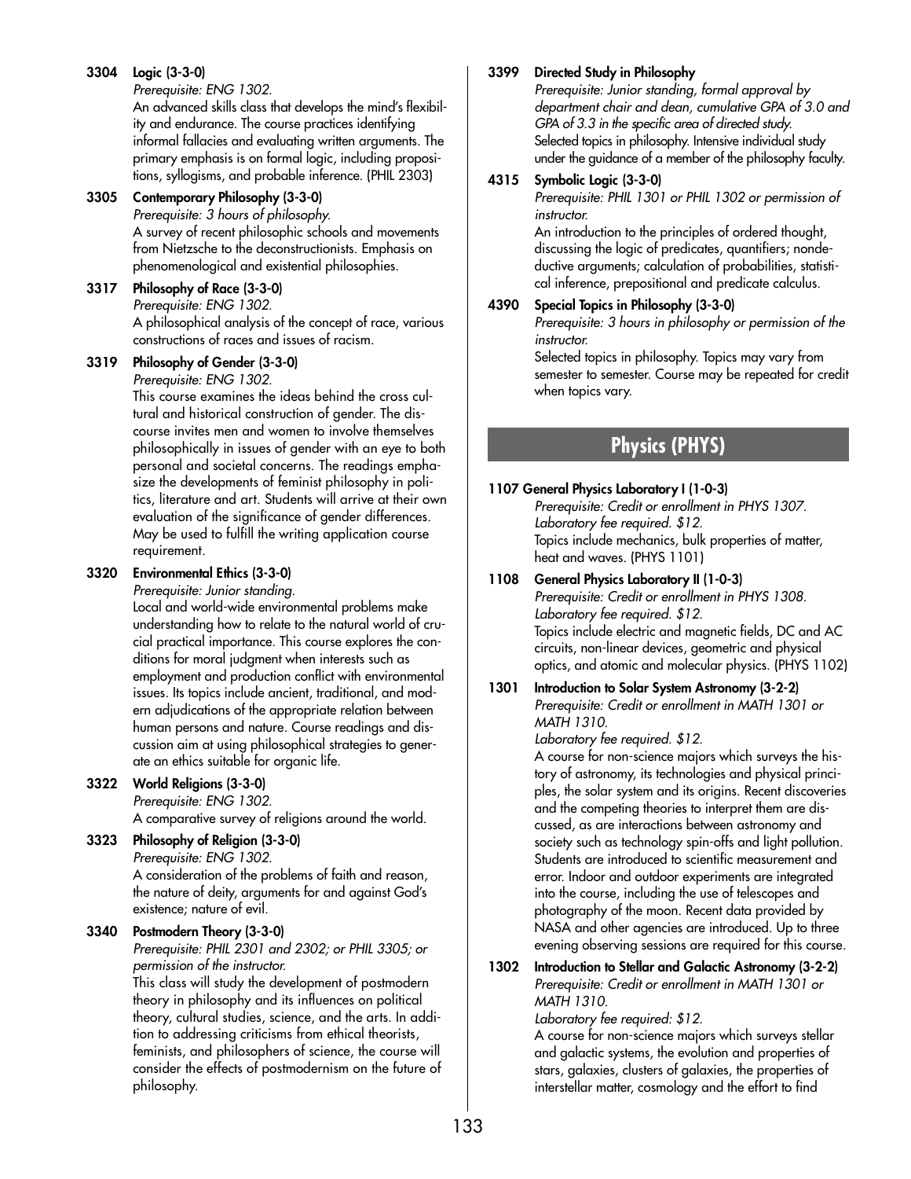**3304 Logic (3-3-0)**
*Prerequisite: ENG 1302.*
An advanced skills class that develops the mind's flexibility and endurance. The course practices identifying informal fallacies and evaluating written arguments. The primary emphasis is on formal logic, including propositions, syllogisms, and probable inference. (PHIL 2303)

**3305 Contemporary Philosophy (3-3-0)**
*Prerequisite: 3 hours of philosophy.*
A survey of recent philosophic schools and movements from Nietzsche to the deconstructionists. Emphasis on phenomenological and existential philosophies.

**3317 Philosophy of Race (3-3-0)**
*Prerequisite: ENG 1302.*
A philosophical analysis of the concept of race, various constructions of races and issues of racism.

**3319 Philosophy of Gender (3-3-0)**
*Prerequisite: ENG 1302.*
This course examines the ideas behind the cross cultural and historical construction of gender. The discourse invites men and women to involve themselves philosophically in issues of gender with an eye to both personal and societal concerns. The readings emphasize the developments of feminist philosophy in politics, literature and art. Students will arrive at their own evaluation of the significance of gender differences. May be used to fulfill the writing application course requirement.

**3320 Environmental Ethics (3-3-0)**
*Prerequisite: Junior standing.*
Local and world-wide environmental problems make understanding how to relate to the natural world of crucial practical importance. This course explores the conditions for moral judgment when interests such as employment and production conflict with environmental issues. Its topics include ancient, traditional, and modern adjudications of the appropriate relation between human persons and nature. Course readings and discussion aim at using philosophical strategies to generate an ethics suitable for organic life.

**3322 World Religions (3-3-0)**
*Prerequisite: ENG 1302.*
A comparative survey of religions around the world.

**3323 Philosophy of Religion (3-3-0)**
*Prerequisite: ENG 1302.*
A consideration of the problems of faith and reason, the nature of deity, arguments for and against God's existence; nature of evil.

**3340 Postmodern Theory (3-3-0)**
*Prerequisite: PHIL 2301 and 2302; or PHIL 3305; or permission of the instructor.*
This class will study the development of postmodern theory in philosophy and its influences on political theory, cultural studies, science, and the arts. In addition to addressing criticisms from ethical theorists, feminists, and philosophers of science, the course will consider the effects of postmodernism on the future of philosophy.

**3399 Directed Study in Philosophy**
*Prerequisite: Junior standing, formal approval by department chair and dean, cumulative GPA of 3.0 and GPA of 3.3 in the specific area of directed study.*
Selected topics in philosophy. Intensive individual study under the guidance of a member of the philosophy faculty.

**4315 Symbolic Logic (3-3-0)**
*Prerequisite: PHIL 1301 or PHIL 1302 or permission of instructor.*
An introduction to the principles of ordered thought, discussing the logic of predicates, quantifiers; nondeductive arguments; calculation of probabilities, statistical inference, prepositional and predicate calculus.

**4390 Special Topics in Philosophy (3-3-0)**
*Prerequisite: 3 hours in philosophy or permission of the instructor.*
Selected topics in philosophy. Topics may vary from semester to semester. Course may be repeated for credit when topics vary.

## Physics (PHYS)

**1107 General Physics Laboratory I (1-0-3)**
*Prerequisite: Credit or enrollment in PHYS 1307.*
*Laboratory fee required. $12.*
Topics include mechanics, bulk properties of matter, heat and waves. (PHYS 1101)

**1108 General Physics Laboratory II (1-0-3)**
*Prerequisite: Credit or enrollment in PHYS 1308.*
*Laboratory fee required. $12.*
Topics include electric and magnetic fields, DC and AC circuits, non-linear devices, geometric and physical optics, and atomic and molecular physics. (PHYS 1102)

**1301 Introduction to Solar System Astronomy (3-2-2)**
*Prerequisite: Credit or enrollment in MATH 1301 or MATH 1310.*
*Laboratory fee required. $12.*
A course for non-science majors which surveys the history of astronomy, its technologies and physical principles, the solar system and its origins. Recent discoveries and the competing theories to interpret them are discussed, as are interactions between astronomy and society such as technology spin-offs and light pollution. Students are introduced to scientific measurement and error. Indoor and outdoor experiments are integrated into the course, including the use of telescopes and photography of the moon. Recent data provided by NASA and other agencies are introduced. Up to three evening observing sessions are required for this course.

**1302 Introduction to Stellar and Galactic Astronomy (3-2-2)**
*Prerequisite: Credit or enrollment in MATH 1301 or MATH 1310.*
*Laboratory fee required: $12.*
A course for non-science majors which surveys stellar and galactic systems, the evolution and properties of stars, galaxies, clusters of galaxies, the properties of interstellar matter, cosmology and the effort to find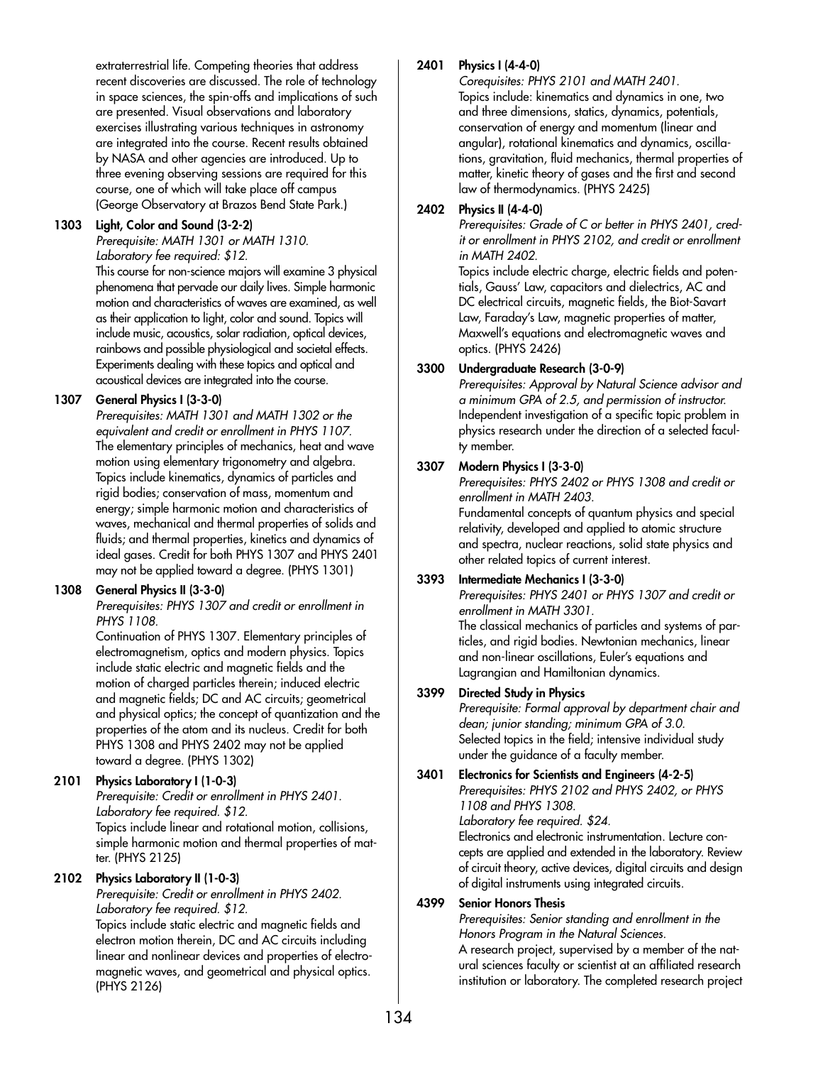extraterrestrial life. Competing theories that address recent discoveries are discussed. The role of technology in space sciences, the spin-offs and implications of such are presented. Visual observations and laboratory exercises illustrating various techniques in astronomy are integrated into the course. Recent results obtained by NASA and other agencies are introduced. Up to three evening observing sessions are required for this course, one of which will take place off campus (George Observatory at Brazos Bend State Park.)

**1303 Light, Color and Sound (3-2-2)**
*Prerequisite: MATH 1301 or MATH 1310.*
*Laboratory fee required: $12.*
This course for non-science majors will examine 3 physical phenomena that pervade our daily lives. Simple harmonic motion and characteristics of waves are examined, as well as their application to light, color and sound. Topics will include music, acoustics, solar radiation, optical devices, rainbows and possible physiological and societal effects. Experiments dealing with these topics and optical and acoustical devices are integrated into the course.

**1307 General Physics I (3-3-0)**
*Prerequisites: MATH 1301 and MATH 1302 or the equivalent and credit or enrollment in PHYS 1107.*
The elementary principles of mechanics, heat and wave motion using elementary trigonometry and algebra. Topics include kinematics, dynamics of particles and rigid bodies; conservation of mass, momentum and energy; simple harmonic motion and characteristics of waves, mechanical and thermal properties of solids and fluids; and thermal properties, kinetics and dynamics of ideal gases. Credit for both PHYS 1307 and PHYS 2401 may not be applied toward a degree. (PHYS 1301)

**1308 General Physics II (3-3-0)**
*Prerequisites: PHYS 1307 and credit or enrollment in PHYS 1108.*
Continuation of PHYS 1307. Elementary principles of electromagnetism, optics and modern physics. Topics include static electric and magnetic fields and the motion of charged particles therein; induced electric and magnetic fields; DC and AC circuits; geometrical and physical optics; the concept of quantization and the properties of the atom and its nucleus. Credit for both PHYS 1308 and PHYS 2402 may not be applied toward a degree. (PHYS 1302)

**2101 Physics Laboratory I (1-0-3)**
*Prerequisite: Credit or enrollment in PHYS 2401.*
*Laboratory fee required. $12.*
Topics include linear and rotational motion, collisions, simple harmonic motion and thermal properties of matter. (PHYS 2125)

**2102 Physics Laboratory II (1-0-3)**
*Prerequisite: Credit or enrollment in PHYS 2402.*
*Laboratory fee required. $12.*
Topics include static electric and magnetic fields and electron motion therein, DC and AC circuits including linear and nonlinear devices and properties of electromagnetic waves, and geometrical and physical optics. (PHYS 2126)

**2401 Physics I (4-4-0)**
*Corequisites: PHYS 2101 and MATH 2401.*
Topics include: kinematics and dynamics in one, two and three dimensions, statics, dynamics, potentials, conservation of energy and momentum (linear and angular), rotational kinematics and dynamics, oscillations, gravitation, fluid mechanics, thermal properties of matter, kinetic theory of gases and the first and second law of thermodynamics. (PHYS 2425)

**2402 Physics II (4-4-0)**
*Prerequisites: Grade of C or better in PHYS 2401, credit or enrollment in PHYS 2102, and credit or enrollment in MATH 2402.*
Topics include electric charge, electric fields and potentials, Gauss' Law, capacitors and dielectrics, AC and DC electrical circuits, magnetic fields, the Biot-Savart Law, Faraday's Law, magnetic properties of matter, Maxwell's equations and electromagnetic waves and optics. (PHYS 2426)

**3300 Undergraduate Research (3-0-9)**
*Prerequisites: Approval by Natural Science advisor and a minimum GPA of 2.5, and permission of instructor.*
Independent investigation of a specific topic problem in physics research under the direction of a selected faculty member.

**3307 Modern Physics I (3-3-0)**
*Prerequisites: PHYS 2402 or PHYS 1308 and credit or enrollment in MATH 2403.*
Fundamental concepts of quantum physics and special relativity, developed and applied to atomic structure and spectra, nuclear reactions, solid state physics and other related topics of current interest.

**3393 Intermediate Mechanics I (3-3-0)**
*Prerequisites: PHYS 2401 or PHYS 1307 and credit or enrollment in MATH 3301.*
The classical mechanics of particles and systems of particles, and rigid bodies. Newtonian mechanics, linear and non-linear oscillations, Euler's equations and Lagrangian and Hamiltonian dynamics.

**3399 Directed Study in Physics**
*Prerequisite: Formal approval by department chair and dean; junior standing; minimum GPA of 3.0.*
Selected topics in the field; intensive individual study under the guidance of a faculty member.

**3401 Electronics for Scientists and Engineers (4-2-5)**
*Prerequisites: PHYS 2102 and PHYS 2402, or PHYS 1108 and PHYS 1308.*
*Laboratory fee required. $24.*
Electronics and electronic instrumentation. Lecture concepts are applied and extended in the laboratory. Review of circuit theory, active devices, digital circuits and design of digital instruments using integrated circuits.

**4399 Senior Honors Thesis**
*Prerequisites: Senior standing and enrollment in the Honors Program in the Natural Sciences.*
A research project, supervised by a member of the natural sciences faculty or scientist at an affiliated research institution or laboratory. The completed research project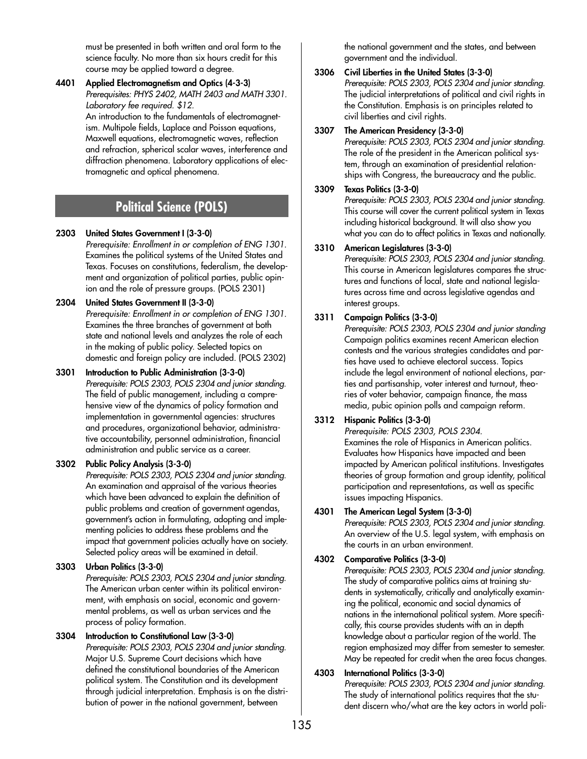must be presented in both written and oral form to the science faculty. No more than six hours credit for this course may be applied toward a degree.

**4401 Applied Electromagnetism and Optics (4-3-3)**
*Prerequisites: PHYS 2402, MATH 2403 and MATH 3301. Laboratory fee required. $12.*
An introduction to the fundamentals of electromagnetism. Multipole fields, Laplace and Poisson equations, Maxwell equations, electromagnetic waves, reflection and refraction, spherical scalar waves, interference and diffraction phenomena. Laboratory applications of electromagnetic and optical phenomena.

## Political Science (POLS)

**2303 United States Government I (3-3-0)**
*Prerequisite: Enrollment in or completion of ENG 1301.*
Examines the political systems of the United States and Texas. Focuses on constitutions, federalism, the development and organization of political parties, public opinion and the role of pressure groups. (POLS 2301)

**2304 United States Government II (3-3-0)**
*Prerequisite: Enrollment in or completion of ENG 1301.*
Examines the three branches of government at both state and national levels and analyzes the role of each in the making of public policy. Selected topics on domestic and foreign policy are included. (POLS 2302)

**3301 Introduction to Public Administration (3-3-0)**
*Prerequisite: POLS 2303, POLS 2304 and junior standing.*
The field of public management, including a comprehensive view of the dynamics of policy formation and implementation in governmental agencies: structures and procedures, organizational behavior, administrative accountability, personnel administration, financial administration and public service as a career.

**3302 Public Policy Analysis (3-3-0)**
*Prerequisite: POLS 2303, POLS 2304 and junior standing.*
An examination and appraisal of the various theories which have been advanced to explain the definition of public problems and creation of government agendas, government's action in formulating, adopting and implementing policies to address these problems and the impact that government policies actually have on society. Selected policy areas will be examined in detail.

**3303 Urban Politics (3-3-0)**
*Prerequisite: POLS 2303, POLS 2304 and junior standing.*
The American urban center within its political environment, with emphasis on social, economic and governmental problems, as well as urban services and the process of policy formation.

**3304 Introduction to Constitutional Law (3-3-0)**
*Prerequisite: POLS 2303, POLS 2304 and junior standing.*
Major U.S. Supreme Court decisions which have defined the constitutional boundaries of the American political system. The Constitution and its development through judicial interpretation. Emphasis is on the distribution of power in the national government, between the national government and the states, and between government and the individual.

**3306 Civil Liberties in the United States (3-3-0)**
*Prerequisite: POLS 2303, POLS 2304 and junior standing.*
The judicial interpretations of political and civil rights in the Constitution. Emphasis is on principles related to civil liberties and civil rights.

**3307 The American Presidency (3-3-0)**
*Prerequisite: POLS 2303, POLS 2304 and junior standing.*
The role of the president in the American political system, through an examination of presidential relationships with Congress, the bureaucracy and the public.

**3309 Texas Politics (3-3-0)**
*Prerequisite: POLS 2303, POLS 2304 and junior standing.*
This course will cover the current political system in Texas including historical background. It will also show you what you can do to affect politics in Texas and nationally.

**3310 American Legislatures (3-3-0)**
*Prerequisite: POLS 2303, POLS 2304 and junior standing.*
This course in American legislatures compares the structures and functions of local, state and national legislatures across time and across legislative agendas and interest groups.

**3311 Campaign Politics (3-3-0)**
*Prerequisite: POLS 2303, POLS 2304 and junior standing*
Campaign politics examines recent American election contests and the various strategies candidates and parties have used to achieve electoral success. Topics include the legal environment of national elections, parties and partisanship, voter interest and turnout, theories of voter behavior, campaign finance, the mass media, pubic opinion polls and campaign reform.

**3312 Hispanic Politics (3-3-0)**
*Prerequisite: POLS 2303, POLS 2304.*
Examines the role of Hispanics in American politics. Evaluates how Hispanics have impacted and been impacted by American political institutions. Investigates theories of group formation and group identity, political participation and representations, as well as specific issues impacting Hispanics.

**4301 The American Legal System (3-3-0)**
*Prerequisite: POLS 2303, POLS 2304 and junior standing.*
An overview of the U.S. legal system, with emphasis on the courts in an urban environment.

**4302 Comparative Politics (3-3-0)**
*Prerequisite: POLS 2303, POLS 2304 and junior standing.*
The study of comparative politics aims at training students in systematically, critically and analytically examining the political, economic and social dynamics of nations in the international political system. More specifically, this course provides students with an in depth knowledge about a particular region of the world. The region emphasized may differ from semester to semester. May be repeated for credit when the area focus changes.

**4303 International Politics (3-3-0)**
*Prerequisite: POLS 2303, POLS 2304 and junior standing.*
The study of international politics requires that the student discern who/what are the key actors in world poli-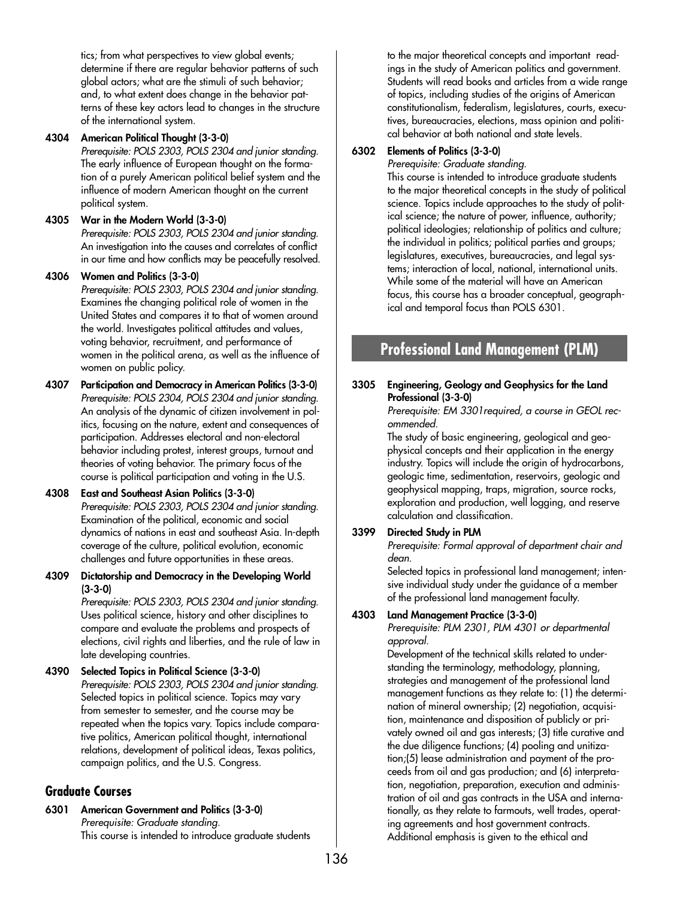tics; from what perspectives to view global events; determine if there are regular behavior patterns of such global actors; what are the stimuli of such behavior; and, to what extent does change in the behavior patterns of these key actors lead to changes in the structure of the international system.

**4304 American Political Thought (3-3-0)**
*Prerequisite: POLS 2303, POLS 2304 and junior standing.*
The early influence of European thought on the formation of a purely American political belief system and the influence of modern American thought on the current political system.

**4305 War in the Modern World (3-3-0)**
*Prerequisite: POLS 2303, POLS 2304 and junior standing.*
An investigation into the causes and correlates of conflict in our time and how conflicts may be peacefully resolved.

**4306 Women and Politics (3-3-0)**
*Prerequisite: POLS 2303, POLS 2304 and junior standing.*
Examines the changing political role of women in the United States and compares it to that of women around the world. Investigates political attitudes and values, voting behavior, recruitment, and performance of women in the political arena, as well as the influence of women on public policy.

**4307 Participation and Democracy in American Politics (3-3-0)**
*Prerequisite: POLS 2304, POLS 2304 and junior standing.*
An analysis of the dynamic of citizen involvement in politics, focusing on the nature, extent and consequences of participation. Addresses electoral and non-electoral behavior including protest, interest groups, turnout and theories of voting behavior. The primary focus of the course is political participation and voting in the U.S.

**4308 East and Southeast Asian Politics (3-3-0)**
*Prerequisite: POLS 2303, POLS 2304 and junior standing.*
Examination of the political, economic and social dynamics of nations in east and southeast Asia. In-depth coverage of the culture, political evolution, economic challenges and future opportunities in these areas.

**4309 Dictatorship and Democracy in the Developing World (3-3-0)**
*Prerequisite: POLS 2303, POLS 2304 and junior standing.*
Uses political science, history and other disciplines to compare and evaluate the problems and prospects of elections, civil rights and liberties, and the rule of law in late developing countries.

**4390 Selected Topics in Political Science (3-3-0)**
*Prerequisite: POLS 2303, POLS 2304 and junior standing.*
Selected topics in political science. Topics may vary from semester to semester, and the course may be repeated when the topics vary. Topics include comparative politics, American political thought, international relations, development of political ideas, Texas politics, campaign politics, and the U.S. Congress.

## Graduate Courses

**6301 American Government and Politics (3-3-0)**
*Prerequisite: Graduate standing.*
This course is intended to introduce graduate students to the major theoretical concepts and important readings in the study of American politics and government. Students will read books and articles from a wide range of topics, including studies of the origins of American constitutionalism, federalism, legislatures, courts, executives, bureaucracies, elections, mass opinion and political behavior at both national and state levels.

**6302 Elements of Politics (3-3-0)**
*Prerequisite: Graduate standing.*
This course is intended to introduce graduate students to the major theoretical concepts in the study of political science. Topics include approaches to the study of political science; the nature of power, influence, authority; political ideologies; relationship of politics and culture; the individual in politics; political parties and groups; legislatures, executives, bureaucracies, and legal systems; interaction of local, national, international units. While some of the material will have an American focus, this course has a broader conceptual, geographical and temporal focus than POLS 6301.

# Professional Land Management (PLM)

**3305 Engineering, Geology and Geophysics for the Land Professional (3-3-0)**
*Prerequisite: EM 3301required, a course in GEOL recommended.*
The study of basic engineering, geological and geophysical concepts and their application in the energy industry. Topics will include the origin of hydrocarbons, geologic time, sedimentation, reservoirs, geologic and geophysical mapping, traps, migration, source rocks, exploration and production, well logging, and reserve calculation and classification.

**3399 Directed Study in PLM**
*Prerequisite: Formal approval of department chair and dean.*
Selected topics in professional land management; intensive individual study under the guidance of a member of the professional land management faculty.

**4303 Land Management Practice (3-3-0)**
*Prerequisite: PLM 2301, PLM 4301 or departmental approval.*
Development of the technical skills related to understanding the terminology, methodology, planning, strategies and management of the professional land management functions as they relate to: (1) the determination of mineral ownership; (2) negotiation, acquisition, maintenance and disposition of publicly or privately owned oil and gas interests; (3) title curative and the due diligence functions; (4) pooling and unitization;(5) lease administration and payment of the proceeds from oil and gas production; and (6) interpretation, negotiation, preparation, execution and administration of oil and gas contracts in the USA and internationally, as they relate to farmouts, well trades, operating agreements and host government contracts. Additional emphasis is given to the ethical and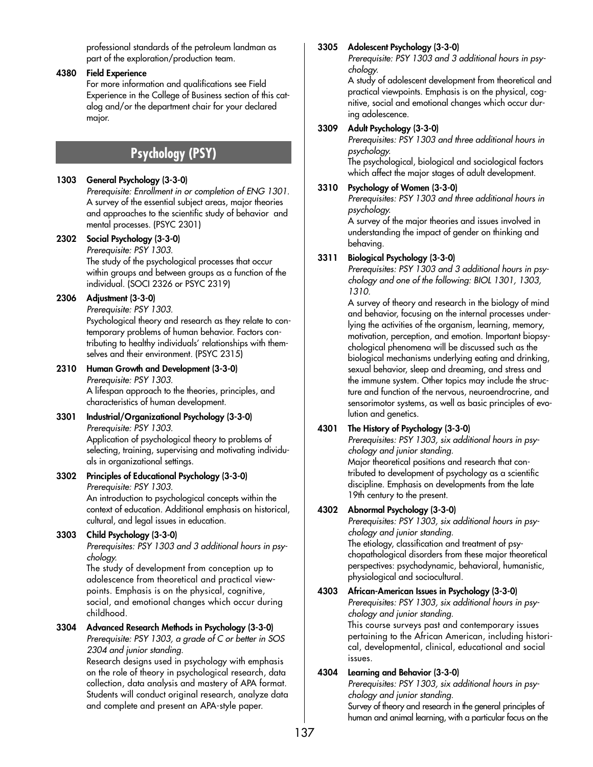professional standards of the petroleum landman as part of the exploration/production team.

**4380 Field Experience**
For more information and qualifications see Field Experience in the College of Business section of this catalog and/or the department chair for your declared major.

## Psychology (PSY)

**1303 General Psychology (3-3-0)**
*Prerequisite: Enrollment in or completion of ENG 1301.*
A survey of the essential subject areas, major theories and approaches to the scientific study of behavior and mental processes. (PSYC 2301)

**2302 Social Psychology (3-3-0)**
*Prerequisite: PSY 1303.*
The study of the psychological processes that occur within groups and between groups as a function of the individual. (SOCI 2326 or PSYC 2319)

**2306 Adjustment (3-3-0)**
*Prerequisite: PSY 1303.*
Psychological theory and research as they relate to contemporary problems of human behavior. Factors contributing to healthy individuals' relationships with themselves and their environment. (PSYC 2315)

**2310 Human Growth and Development (3-3-0)**
*Prerequisite: PSY 1303.*
A lifespan approach to the theories, principles, and characteristics of human development.

**3301 Industrial/Organizational Psychology (3-3-0)**
*Prerequisite: PSY 1303.*
Application of psychological theory to problems of selecting, training, supervising and motivating individuals in organizational settings.

**3302 Principles of Educational Psychology (3-3-0)**
*Prerequisite: PSY 1303.*
An introduction to psychological concepts within the context of education. Additional emphasis on historical, cultural, and legal issues in education.

**3303 Child Psychology (3-3-0)**
*Prerequisites: PSY 1303 and 3 additional hours in psychology.*
The study of development from conception up to adolescence from theoretical and practical viewpoints. Emphasis is on the physical, cognitive, social, and emotional changes which occur during childhood.

**3304 Advanced Research Methods in Psychology (3-3-0)**
*Prerequisite: PSY 1303, a grade of C or better in SOS 2304 and junior standing.*
Research designs used in psychology with emphasis on the role of theory in psychological research, data collection, data analysis and mastery of APA format. Students will conduct original research, analyze data and complete and present an APA-style paper.

**3305 Adolescent Psychology (3-3-0)**
*Prerequisite: PSY 1303 and 3 additional hours in psychology.*
A study of adolescent development from theoretical and practical viewpoints. Emphasis is on the physical, cognitive, social and emotional changes which occur during adolescence.

**3309 Adult Psychology (3-3-0)**
*Prerequisites: PSY 1303 and three additional hours in psychology.*
The psychological, biological and sociological factors which affect the major stages of adult development.

**3310 Psychology of Women (3-3-0)**
*Prerequisites: PSY 1303 and three additional hours in psychology.*
A survey of the major theories and issues involved in understanding the impact of gender on thinking and behaving.

**3311 Biological Psychology (3-3-0)**
*Prerequisites: PSY 1303 and 3 additional hours in psychology and one of the following: BIOL 1301, 1303, 1310.*
A survey of theory and research in the biology of mind and behavior, focusing on the internal processes underlying the activities of the organism, learning, memory, motivation, perception, and emotion. Important biopsychological phenomena will be discussed such as the biological mechanisms underlying eating and drinking, sexual behavior, sleep and dreaming, and stress and the immune system. Other topics may include the structure and function of the nervous, neuroendrocrine, and sensorimotor systems, as well as basic principles of evolution and genetics.

**4301 The History of Psychology (3-3-0)**
*Prerequisites: PSY 1303, six additional hours in psychology and junior standing.*
Major theoretical positions and research that contributed to development of psychology as a scientific discipline. Emphasis on developments from the late 19th century to the present.

**4302 Abnormal Psychology (3-3-0)**
*Prerequisites: PSY 1303, six additional hours in psychology and junior standing.*
The etiology, classification and treatment of psychopathological disorders from these major theoretical perspectives: psychodynamic, behavioral, humanistic, physiological and sociocultural.

**4303 African-American Issues in Psychology (3-3-0)**
*Prerequisites: PSY 1303, six additional hours in psychology and junior standing.*
This course surveys past and contemporary issues pertaining to the African American, including historical, developmental, clinical, educational and social issues.

**4304 Learning and Behavior (3-3-0)**
*Prerequisites: PSY 1303, six additional hours in psychology and junior standing.*
Survey of theory and research in the general principles of human and animal learning, with a particular focus on the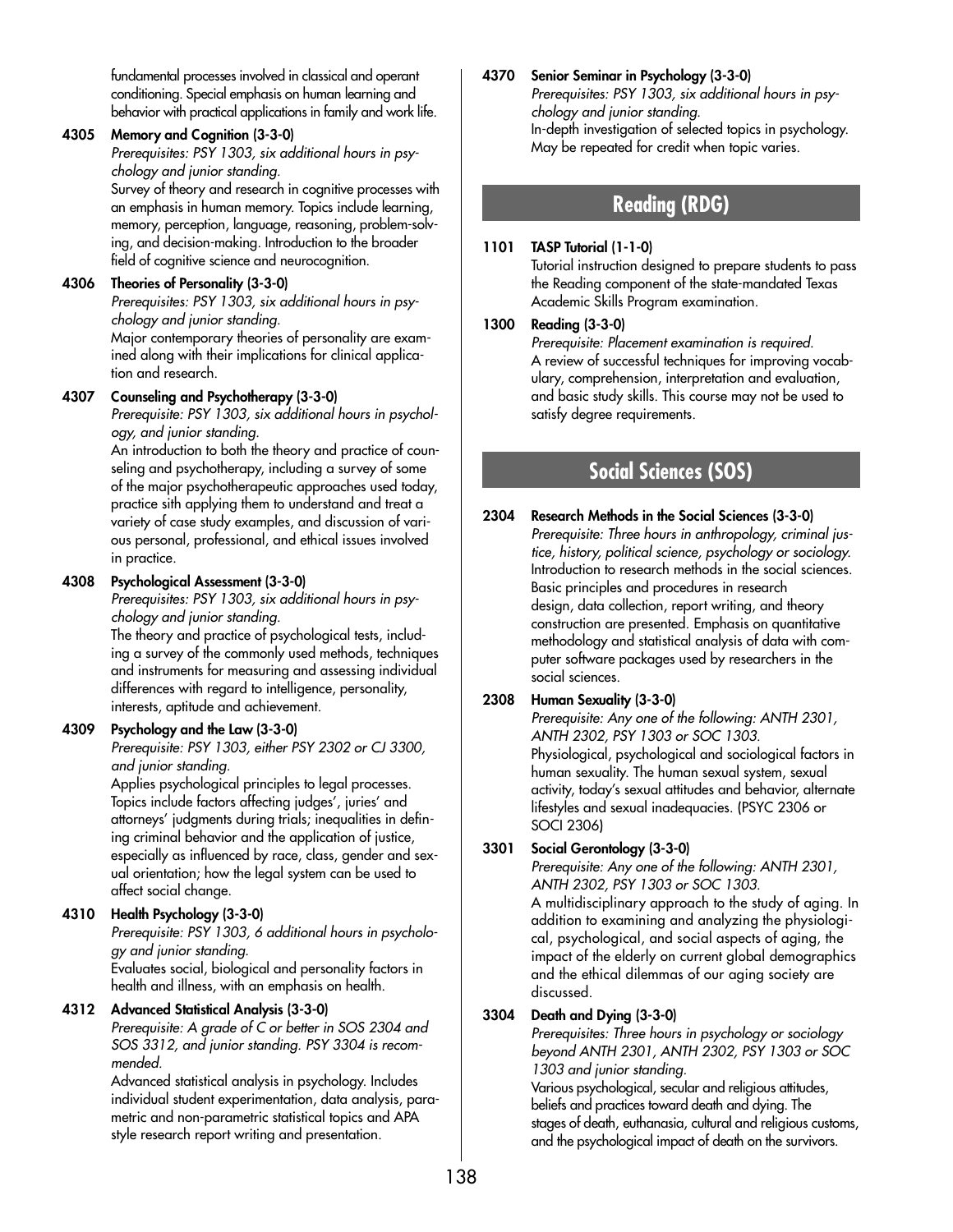fundamental processes involved in classical and operant conditioning. Special emphasis on human learning and behavior with practical applications in family and work life.

**4305 Memory and Cognition (3-3-0)**
*Prerequisites: PSY 1303, six additional hours in psychology and junior standing.*
Survey of theory and research in cognitive processes with an emphasis in human memory. Topics include learning, memory, perception, language, reasoning, problem-solving, and decision-making. Introduction to the broader field of cognitive science and neurocognition.

**4306 Theories of Personality (3-3-0)**
*Prerequisites: PSY 1303, six additional hours in psychology and junior standing.*
Major contemporary theories of personality are examined along with their implications for clinical application and research.

**4307 Counseling and Psychotherapy (3-3-0)**
*Prerequisite: PSY 1303, six additional hours in psychology, and junior standing.*
An introduction to both the theory and practice of counseling and psychotherapy, including a survey of some of the major psychotherapeutic approaches used today, practice sith applying them to understand and treat a variety of case study examples, and discussion of various personal, professional, and ethical issues involved in practice.

**4308 Psychological Assessment (3-3-0)**
*Prerequisites: PSY 1303, six additional hours in psychology and junior standing.*
The theory and practice of psychological tests, including a survey of the commonly used methods, techniques and instruments for measuring and assessing individual differences with regard to intelligence, personality, interests, aptitude and achievement.

**4309 Psychology and the Law (3-3-0)**
*Prerequisite: PSY 1303, either PSY 2302 or CJ 3300, and junior standing.*
Applies psychological principles to legal processes. Topics include factors affecting judges', juries' and attorneys' judgments during trials; inequalities in defining criminal behavior and the application of justice, especially as influenced by race, class, gender and sexual orientation; how the legal system can be used to affect social change.

**4310 Health Psychology (3-3-0)**
*Prerequisite: PSY 1303, 6 additional hours in psychology and junior standing.*
Evaluates social, biological and personality factors in health and illness, with an emphasis on health.

**4312 Advanced Statistical Analysis (3-3-0)**
*Prerequisite: A grade of C or better in SOS 2304 and SOS 3312, and junior standing. PSY 3304 is recommended.*
Advanced statistical analysis in psychology. Includes individual student experimentation, data analysis, parametric and non-parametric statistical topics and APA style research report writing and presentation.

**4370 Senior Seminar in Psychology (3-3-0)**
*Prerequisites: PSY 1303, six additional hours in psychology and junior standing.*
In-depth investigation of selected topics in psychology. May be repeated for credit when topic varies.

## Reading (RDG)

**1101 TASP Tutorial (1-1-0)**
Tutorial instruction designed to prepare students to pass the Reading component of the state-mandated Texas Academic Skills Program examination.

**1300 Reading (3-3-0)**
*Prerequisite: Placement examination is required.*
A review of successful techniques for improving vocabulary, comprehension, interpretation and evaluation, and basic study skills. This course may not be used to satisfy degree requirements.

## Social Sciences (SOS)

**2304 Research Methods in the Social Sciences (3-3-0)**
*Prerequisite: Three hours in anthropology, criminal justice, history, political science, psychology or sociology.*
Introduction to research methods in the social sciences. Basic principles and procedures in research design, data collection, report writing, and theory construction are presented. Emphasis on quantitative methodology and statistical analysis of data with computer software packages used by researchers in the social sciences.

**2308 Human Sexuality (3-3-0)**
*Prerequisite: Any one of the following: ANTH 2301, ANTH 2302, PSY 1303 or SOC 1303.*
Physiological, psychological and sociological factors in human sexuality. The human sexual system, sexual activity, today's sexual attitudes and behavior, alternate lifestyles and sexual inadequacies. (PSYC 2306 or SOCI 2306)

**3301 Social Gerontology (3-3-0)**
*Prerequisite: Any one of the following: ANTH 2301, ANTH 2302, PSY 1303 or SOC 1303.*
A multidisciplinary approach to the study of aging. In addition to examining and analyzing the physiological, psychological, and social aspects of aging, the impact of the elderly on current global demographics and the ethical dilemmas of our aging society are discussed.

**3304 Death and Dying (3-3-0)**
*Prerequisites: Three hours in psychology or sociology beyond ANTH 2301, ANTH 2302, PSY 1303 or SOC 1303 and junior standing.*
Various psychological, secular and religious attitudes, beliefs and practices toward death and dying. The stages of death, euthanasia, cultural and religious customs, and the psychological impact of death on the survivors.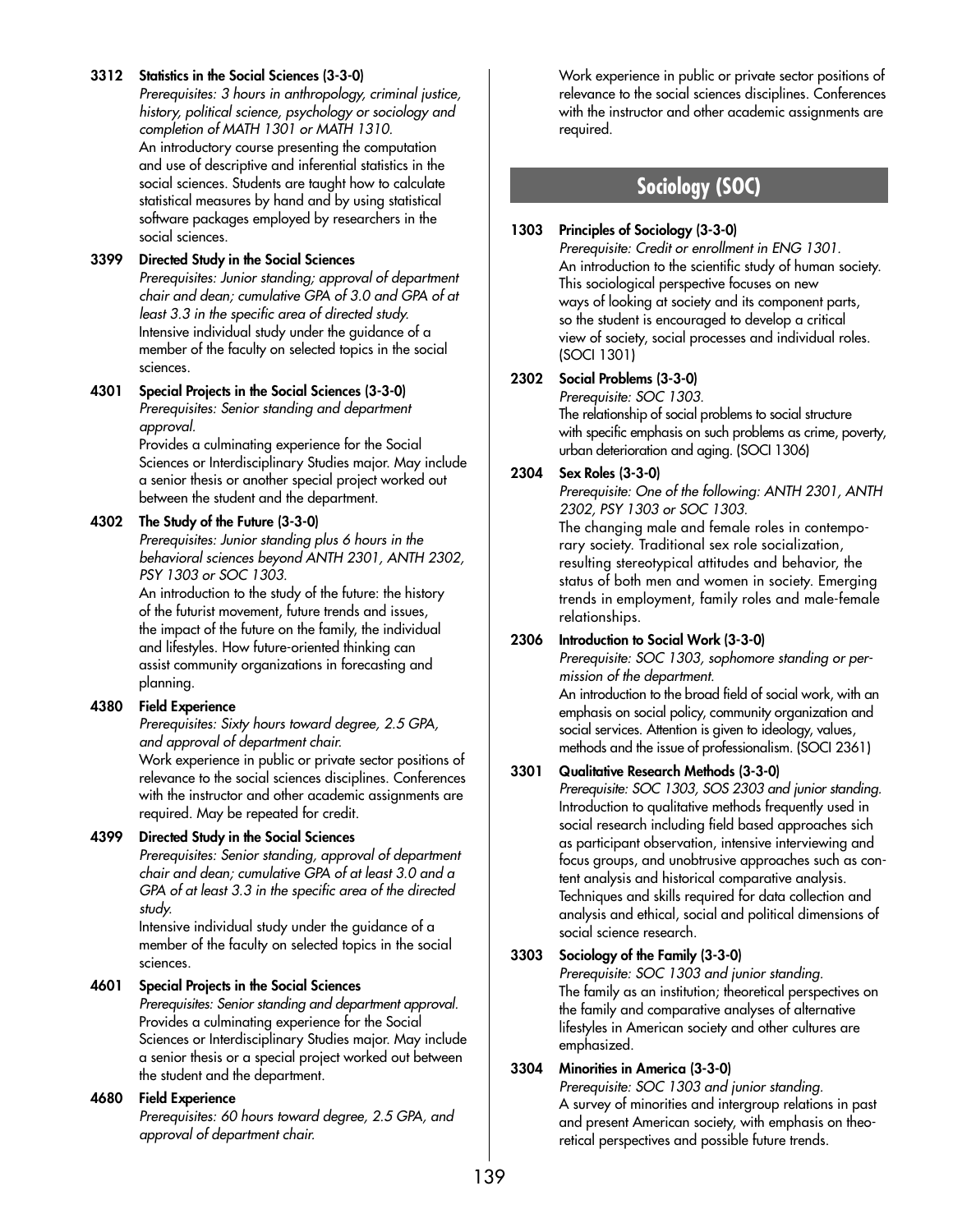**3312 Statistics in the Social Sciences (3-3-0)**
*Prerequisites: 3 hours in anthropology, criminal justice, history, political science, psychology or sociology and completion of MATH 1301 or MATH 1310.*
An introductory course presenting the computation and use of descriptive and inferential statistics in the social sciences. Students are taught how to calculate statistical measures by hand and by using statistical software packages employed by researchers in the social sciences.

**3399 Directed Study in the Social Sciences**
*Prerequisites: Junior standing; approval of department chair and dean; cumulative GPA of 3.0 and GPA of at least 3.3 in the specific area of directed study.*
Intensive individual study under the guidance of a member of the faculty on selected topics in the social sciences.

**4301 Special Projects in the Social Sciences (3-3-0)**
*Prerequisites: Senior standing and department approval.*
Provides a culminating experience for the Social Sciences or Interdisciplinary Studies major. May include a senior thesis or another special project worked out between the student and the department.

**4302 The Study of the Future (3-3-0)**
*Prerequisites: Junior standing plus 6 hours in the behavioral sciences beyond ANTH 2301, ANTH 2302, PSY 1303 or SOC 1303.*
An introduction to the study of the future: the history of the futurist movement, future trends and issues, the impact of the future on the family, the individual and lifestyles. How future-oriented thinking can assist community organizations in forecasting and planning.

**4380 Field Experience**
*Prerequisites: Sixty hours toward degree, 2.5 GPA, and approval of department chair.*
Work experience in public or private sector positions of relevance to the social sciences disciplines. Conferences with the instructor and other academic assignments are required. May be repeated for credit.

**4399 Directed Study in the Social Sciences**
*Prerequisites: Senior standing, approval of department chair and dean; cumulative GPA of at least 3.0 and a GPA of at least 3.3 in the specific area of the directed study.*
Intensive individual study under the guidance of a member of the faculty on selected topics in the social sciences.

**4601 Special Projects in the Social Sciences**
*Prerequisites: Senior standing and department approval.*
Provides a culminating experience for the Social Sciences or Interdisciplinary Studies major. May include a senior thesis or a special project worked out between the student and the department.

**4680 Field Experience**
*Prerequisites: 60 hours toward degree, 2.5 GPA, and approval of department chair.*
Work experience in public or private sector positions of relevance to the social sciences disciplines. Conferences with the instructor and other academic assignments are required.

## Sociology (SOC)

**1303 Principles of Sociology (3-3-0)**
*Prerequisite: Credit or enrollment in ENG 1301.*
An introduction to the scientific study of human society. This sociological perspective focuses on new ways of looking at society and its component parts, so the student is encouraged to develop a critical view of society, social processes and individual roles. (SOCI 1301)

**2302 Social Problems (3-3-0)**
*Prerequisite: SOC 1303.*
The relationship of social problems to social structure with specific emphasis on such problems as crime, poverty, urban deterioration and aging. (SOCI 1306)

**2304 Sex Roles (3-3-0)**
*Prerequisite: One of the following: ANTH 2301, ANTH 2302, PSY 1303 or SOC 1303.*
The changing male and female roles in contemporary society. Traditional sex role socialization, resulting stereotypical attitudes and behavior, the status of both men and women in society. Emerging trends in employment, family roles and male-female relationships.

**2306 Introduction to Social Work (3-3-0)**
*Prerequisite: SOC 1303, sophomore standing or permission of the department.*
An introduction to the broad field of social work, with an emphasis on social policy, community organization and social services. Attention is given to ideology, values, methods and the issue of professionalism. (SOCI 2361)

**3301 Qualitative Research Methods (3-3-0)**
*Prerequisite: SOC 1303, SOS 2303 and junior standing.*
Introduction to qualitative methods frequently used in social research including field based approaches sich as participant observation, intensive interviewing and focus groups, and unobtrusive approaches such as content analysis and historical comparative analysis. Techniques and skills required for data collection and analysis and ethical, social and political dimensions of social science research.

**3303 Sociology of the Family (3-3-0)**
*Prerequisite: SOC 1303 and junior standing.*
The family as an institution; theoretical perspectives on the family and comparative analyses of alternative lifestyles in American society and other cultures are emphasized.

**3304 Minorities in America (3-3-0)**
*Prerequisite: SOC 1303 and junior standing.*
A survey of minorities and intergroup relations in past and present American society, with emphasis on theoretical perspectives and possible future trends.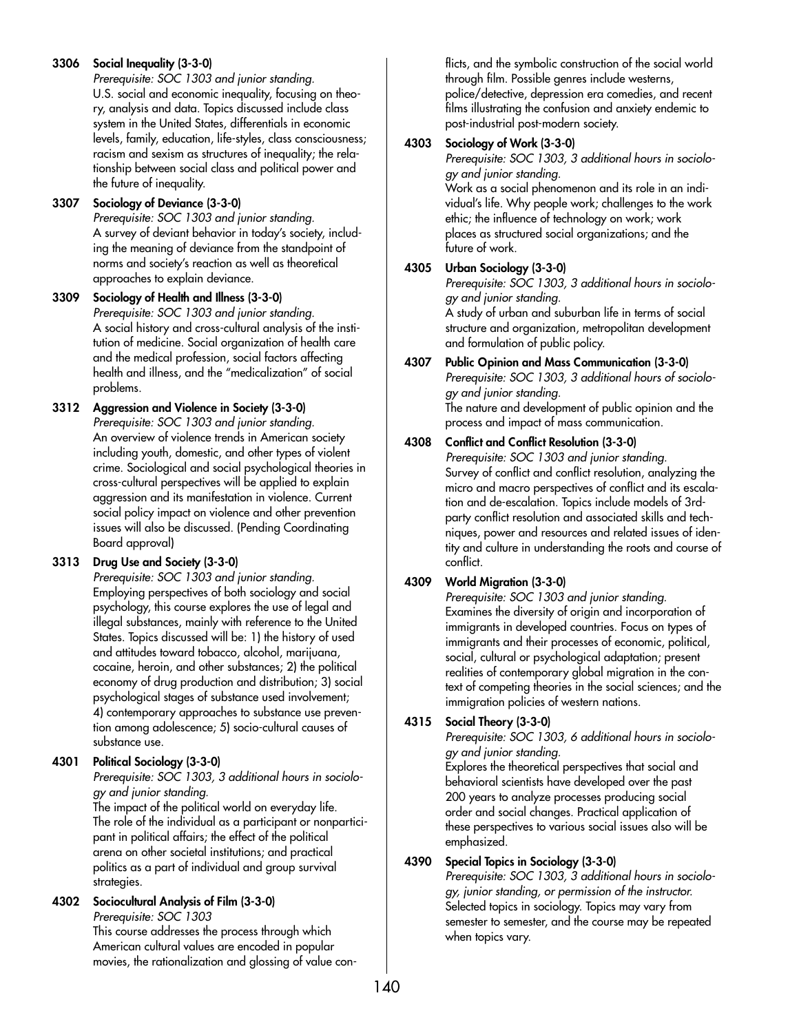**3306 Social Inequality (3-3-0)**
*Prerequisite: SOC 1303 and junior standing.*
U.S. social and economic inequality, focusing on theory, analysis and data. Topics discussed include class system in the United States, differentials in economic levels, family, education, life-styles, class consciousness; racism and sexism as structures of inequality; the relationship between social class and political power and the future of inequality.

**3307 Sociology of Deviance (3-3-0)**
*Prerequisite: SOC 1303 and junior standing.*
A survey of deviant behavior in today's society, including the meaning of deviance from the standpoint of norms and society's reaction as well as theoretical approaches to explain deviance.

**3309 Sociology of Health and Illness (3-3-0)**
*Prerequisite: SOC 1303 and junior standing.*
A social history and cross-cultural analysis of the institution of medicine. Social organization of health care and the medical profession, social factors affecting health and illness, and the "medicalization" of social problems.

**3312 Aggression and Violence in Society (3-3-0)**
*Prerequisite: SOC 1303 and junior standing.*
An overview of violence trends in American society including youth, domestic, and other types of violent crime. Sociological and social psychological theories in cross-cultural perspectives will be applied to explain aggression and its manifestation in violence. Current social policy impact on violence and other prevention issues will also be discussed. (Pending Coordinating Board approval)

**3313 Drug Use and Society (3-3-0)**
*Prerequisite: SOC 1303 and junior standing.*
Employing perspectives of both sociology and social psychology, this course explores the use of legal and illegal substances, mainly with reference to the United States. Topics discussed will be: 1) the history of used and attitudes toward tobacco, alcohol, marijuana, cocaine, heroin, and other substances; 2) the political economy of drug production and distribution; 3) social psychological stages of substance used involvement; 4) contemporary approaches to substance use prevention among adolescence; 5) socio-cultural causes of substance use.

**4301 Political Sociology (3-3-0)**
*Prerequisite: SOC 1303, 3 additional hours in sociology and junior standing.*
The impact of the political world on everyday life. The role of the individual as a participant or nonparticipant in political affairs; the effect of the political arena on other societal institutions; and practical politics as a part of individual and group survival strategies.

**4302 Sociocultural Analysis of Film (3-3-0)**
*Prerequisite: SOC 1303*
This course addresses the process through which American cultural values are encoded in popular movies, the rationalization and glossing of value conflicts, and the symbolic construction of the social world through film. Possible genres include westerns, police/detective, depression era comedies, and recent films illustrating the confusion and anxiety endemic to post-industrial post-modern society.

**4303 Sociology of Work (3-3-0)**
*Prerequisite: SOC 1303, 3 additional hours in sociology and junior standing.*
Work as a social phenomenon and its role in an individual's life. Why people work; challenges to the work ethic; the influence of technology on work; work places as structured social organizations; and the future of work.

**4305 Urban Sociology (3-3-0)**
*Prerequisite: SOC 1303, 3 additional hours in sociology and junior standing.*
A study of urban and suburban life in terms of social structure and organization, metropolitan development and formulation of public policy.

**4307 Public Opinion and Mass Communication (3-3-0)**
*Prerequisite: SOC 1303, 3 additional hours of sociology and junior standing.*
The nature and development of public opinion and the process and impact of mass communication.

**4308 Conflict and Conflict Resolution (3-3-0)**
*Prerequisite: SOC 1303 and junior standing.*
Survey of conflict and conflict resolution, analyzing the micro and macro perspectives of conflict and its escalation and de-escalation. Topics include models of 3rd-party conflict resolution and associated skills and techniques, power and resources and related issues of identity and culture in understanding the roots and course of conflict.

**4309 World Migration (3-3-0)**
*Prerequisite: SOC 1303 and junior standing.*
Examines the diversity of origin and incorporation of immigrants in developed countries. Focus on types of immigrants and their processes of economic, political, social, cultural or psychological adaptation; present realities of contemporary global migration in the context of competing theories in the social sciences; and the immigration policies of western nations.

**4315 Social Theory (3-3-0)**
*Prerequisite: SOC 1303, 6 additional hours in sociology and junior standing.*
Explores the theoretical perspectives that social and behavioral scientists have developed over the past 200 years to analyze processes producing social order and social changes. Practical application of these perspectives to various social issues also will be emphasized.

**4390 Special Topics in Sociology (3-3-0)**
*Prerequisite: SOC 1303, 3 additional hours in sociology, junior standing, or permission of the instructor.*
Selected topics in sociology. Topics may vary from semester to semester, and the course may be repeated when topics vary.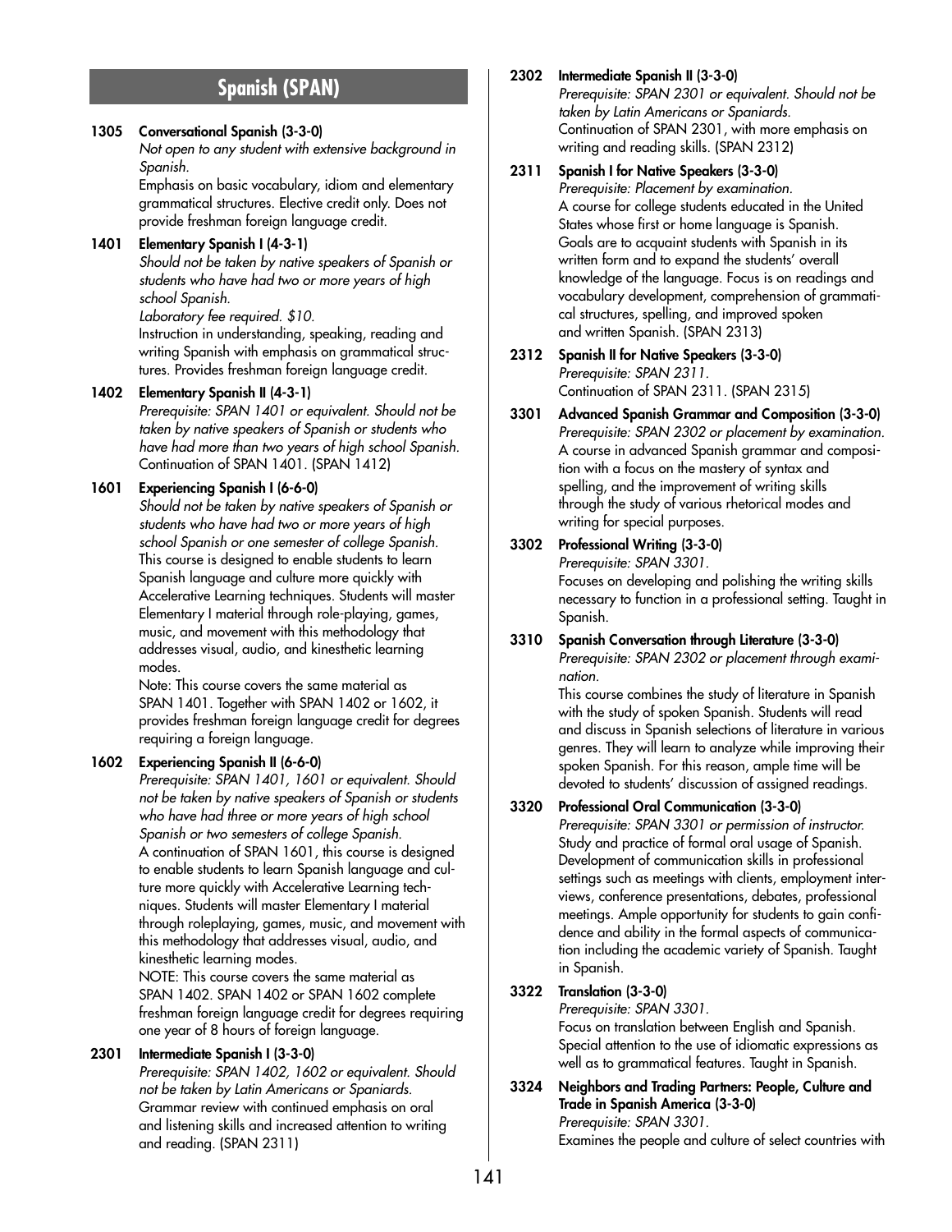## Spanish (SPAN)

**1305 Conversational Spanish (3-3-0)**
*Not open to any student with extensive background in Spanish.*
Emphasis on basic vocabulary, idiom and elementary grammatical structures. Elective credit only. Does not provide freshman foreign language credit.

**1401 Elementary Spanish I (4-3-1)**
*Should not be taken by native speakers of Spanish or students who have had two or more years of high school Spanish.*
*Laboratory fee required. $10.*
Instruction in understanding, speaking, reading and writing Spanish with emphasis on grammatical structures. Provides freshman foreign language credit.

**1402 Elementary Spanish II (4-3-1)**
*Prerequisite: SPAN 1401 or equivalent. Should not be taken by native speakers of Spanish or students who have had more than two years of high school Spanish.*
Continuation of SPAN 1401. (SPAN 1412)

**1601 Experiencing Spanish I (6-6-0)**
*Should not be taken by native speakers of Spanish or students who have had two or more years of high school Spanish or one semester of college Spanish.*
This course is designed to enable students to learn Spanish language and culture more quickly with Accelerative Learning techniques. Students will master Elementary I material through role-playing, games, music, and movement with this methodology that addresses visual, audio, and kinesthetic learning modes.
Note: This course covers the same material as SPAN 1401. Together with SPAN 1402 or 1602, it provides freshman foreign language credit for degrees requiring a foreign language.

**1602 Experiencing Spanish II (6-6-0)**
*Prerequisite: SPAN 1401, 1601 or equivalent. Should not be taken by native speakers of Spanish or students who have had three or more years of high school Spanish or two semesters of college Spanish.*
A continuation of SPAN 1601, this course is designed to enable students to learn Spanish language and culture more quickly with Accelerative Learning techniques. Students will master Elementary I material through roleplaying, games, music, and movement with this methodology that addresses visual, audio, and kinesthetic learning modes.
NOTE: This course covers the same material as SPAN 1402. SPAN 1402 or SPAN 1602 complete freshman foreign language credit for degrees requiring one year of 8 hours of foreign language.

**2301 Intermediate Spanish I (3-3-0)**
*Prerequisite: SPAN 1402, 1602 or equivalent. Should not be taken by Latin Americans or Spaniards.*
Grammar review with continued emphasis on oral and listening skills and increased attention to writing and reading. (SPAN 2311)

**2302 Intermediate Spanish II (3-3-0)**
*Prerequisite: SPAN 2301 or equivalent. Should not be taken by Latin Americans or Spaniards.*
Continuation of SPAN 2301, with more emphasis on writing and reading skills. (SPAN 2312)

**2311 Spanish I for Native Speakers (3-3-0)**
*Prerequisite: Placement by examination.*
A course for college students educated in the United States whose first or home language is Spanish. Goals are to acquaint students with Spanish in its written form and to expand the students' overall knowledge of the language. Focus is on readings and vocabulary development, comprehension of grammatical structures, spelling, and improved spoken and written Spanish. (SPAN 2313)

**2312 Spanish II for Native Speakers (3-3-0)**
*Prerequisite: SPAN 2311.*
Continuation of SPAN 2311. (SPAN 2315)

**3301 Advanced Spanish Grammar and Composition (3-3-0)**
*Prerequisite: SPAN 2302 or placement by examination.*
A course in advanced Spanish grammar and composition with a focus on the mastery of syntax and spelling, and the improvement of writing skills through the study of various rhetorical modes and writing for special purposes.

**3302 Professional Writing (3-3-0)**
*Prerequisite: SPAN 3301.*
Focuses on developing and polishing the writing skills necessary to function in a professional setting. Taught in Spanish.

**3310 Spanish Conversation through Literature (3-3-0)**
*Prerequisite: SPAN 2302 or placement through examination.*
This course combines the study of literature in Spanish with the study of spoken Spanish. Students will read and discuss in Spanish selections of literature in various genres. They will learn to analyze while improving their spoken Spanish. For this reason, ample time will be devoted to students' discussion of assigned readings.

**3320 Professional Oral Communication (3-3-0)**
*Prerequisite: SPAN 3301 or permission of instructor.*
Study and practice of formal oral usage of Spanish. Development of communication skills in professional settings such as meetings with clients, employment interviews, conference presentations, debates, professional meetings. Ample opportunity for students to gain confidence and ability in the formal aspects of communication including the academic variety of Spanish. Taught in Spanish.

**3322 Translation (3-3-0)**
*Prerequisite: SPAN 3301.*
Focus on translation between English and Spanish. Special attention to the use of idiomatic expressions as well as to grammatical features. Taught in Spanish.

**3324 Neighbors and Trading Partners: People, Culture and Trade in Spanish America (3-3-0)**
*Prerequisite: SPAN 3301.*
Examines the people and culture of select countries with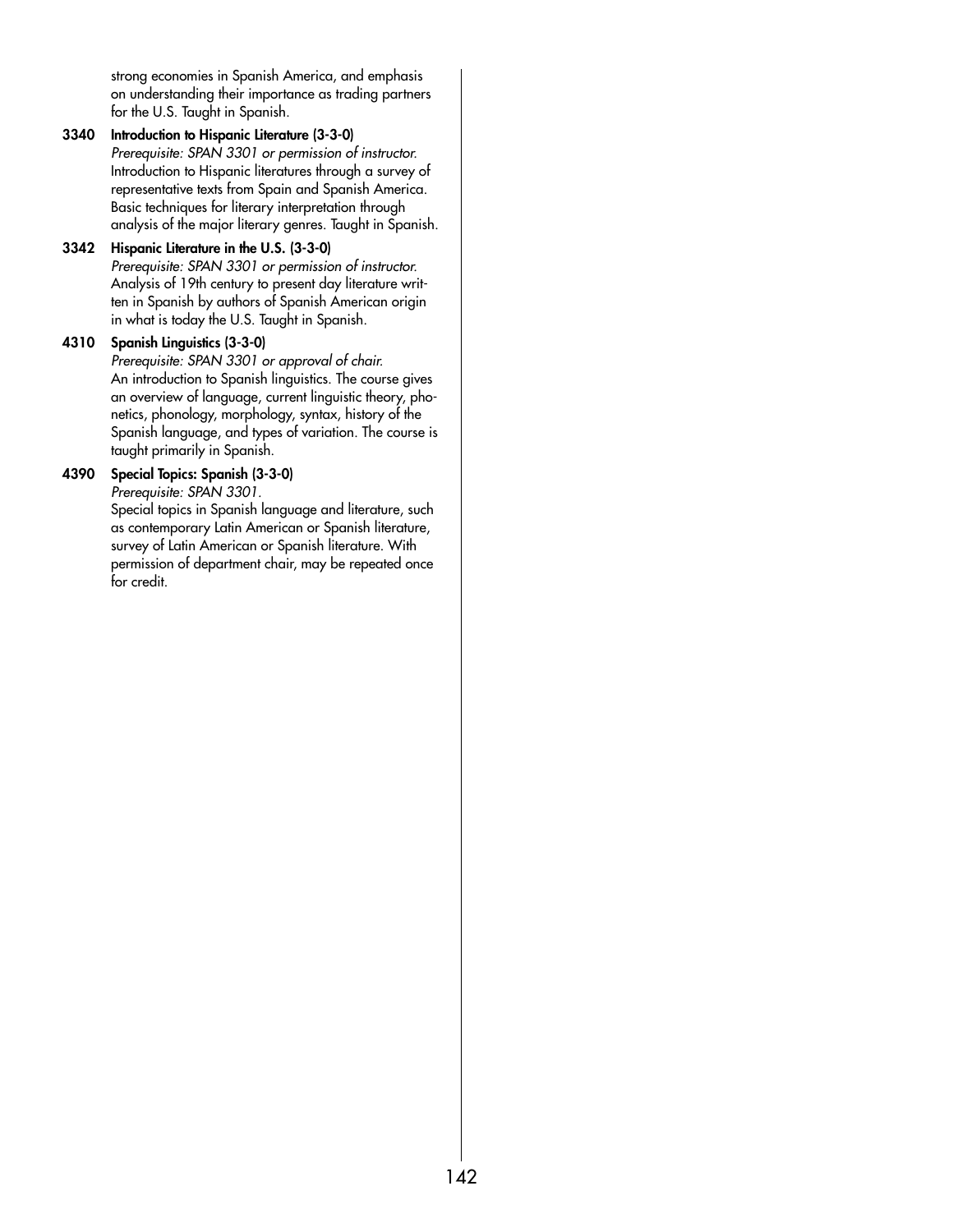strong economies in Spanish America, and emphasis on understanding their importance as trading partners for the U.S. Taught in Spanish.

**3340 Introduction to Hispanic Literature (3-3-0)**
*Prerequisite: SPAN 3301 or permission of instructor.*
Introduction to Hispanic literatures through a survey of representative texts from Spain and Spanish America. Basic techniques for literary interpretation through analysis of the major literary genres. Taught in Spanish.

**3342 Hispanic Literature in the U.S. (3-3-0)**
*Prerequisite: SPAN 3301 or permission of instructor.*
Analysis of 19th century to present day literature written in Spanish by authors of Spanish American origin in what is today the U.S. Taught in Spanish.

**4310 Spanish Linguistics (3-3-0)**
*Prerequisite: SPAN 3301 or approval of chair.*
An introduction to Spanish linguistics. The course gives an overview of language, current linguistic theory, phonetics, phonology, morphology, syntax, history of the Spanish language, and types of variation. The course is taught primarily in Spanish.

**4390 Special Topics: Spanish (3-3-0)**
*Prerequisite: SPAN 3301.*
Special topics in Spanish language and literature, such as contemporary Latin American or Spanish literature, survey of Latin American or Spanish literature. With permission of department chair, may be repeated once for credit.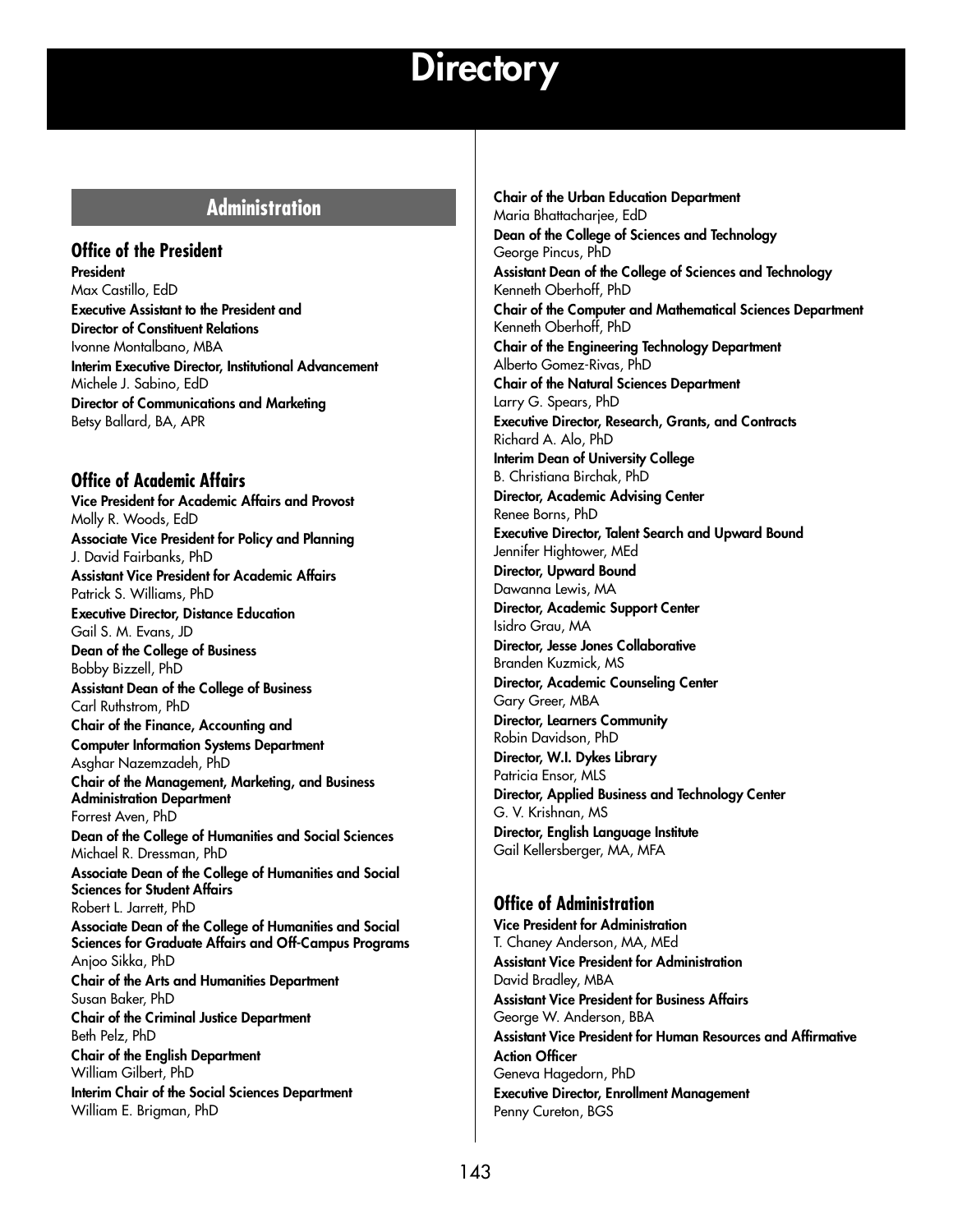# Directory

## Administration

### Office of the President

**President**
Max Castillo, EdD

**Executive Assistant to the President and Director of Constituent Relations**
Ivonne Montalbano, MBA

**Interim Executive Director, Institutional Advancement**
Michele J. Sabino, EdD

**Director of Communications and Marketing**
Betsy Ballard, BA, APR

### Office of Academic Affairs

**Vice President for Academic Affairs and Provost**
Molly R. Woods, EdD

**Associate Vice President for Policy and Planning**
J. David Fairbanks, PhD

**Assistant Vice President for Academic Affairs**
Patrick S. Williams, PhD

**Executive Director, Distance Education**
Gail S. M. Evans, JD

**Dean of the College of Business**
Bobby Bizzell, PhD

**Assistant Dean of the College of Business**
Carl Ruthstrom, PhD

**Chair of the Finance, Accounting and Computer Information Systems Department**
Asghar Nazemzadeh, PhD

**Chair of the Management, Marketing, and Business Administration Department**
Forrest Aven, PhD

**Dean of the College of Humanities and Social Sciences**
Michael R. Dressman, PhD

**Associate Dean of the College of Humanities and Social Sciences for Student Affairs**
Robert L. Jarrett, PhD

**Associate Dean of the College of Humanities and Social Sciences for Graduate Affairs and Off-Campus Programs**
Anjoo Sikka, PhD

**Chair of the Arts and Humanities Department**
Susan Baker, PhD

**Chair of the Criminal Justice Department**
Beth Pelz, PhD

**Chair of the English Department**
William Gilbert, PhD

**Interim Chair of the Social Sciences Department**
William E. Brigman, PhD

**Chair of the Urban Education Department**
Maria Bhattacharjee, EdD

**Dean of the College of Sciences and Technology**
George Pincus, PhD

**Assistant Dean of the College of Sciences and Technology**
Kenneth Oberhoff, PhD

**Chair of the Computer and Mathematical Sciences Department**
Kenneth Oberhoff, PhD

**Chair of the Engineering Technology Department**
Alberto Gomez-Rivas, PhD

**Chair of the Natural Sciences Department**
Larry G. Spears, PhD

**Executive Director, Research, Grants, and Contracts**
Richard A. Alo, PhD

**Interim Dean of University College**
B. Christiana Birchak, PhD

**Director, Academic Advising Center**
Renee Borns, PhD

**Executive Director, Talent Search and Upward Bound**
Jennifer Hightower, MEd

**Director, Upward Bound**
Dawanna Lewis, MA

**Director, Academic Support Center**
Isidro Grau, MA

**Director, Jesse Jones Collaborative**
Branden Kuzmick, MS

**Director, Academic Counseling Center**
Gary Greer, MBA

**Director, Learners Community**
Robin Davidson, PhD

**Director, W.I. Dykes Library**
Patricia Ensor, MLS

**Director, Applied Business and Technology Center**
G. V. Krishnan, MS

**Director, English Language Institute**
Gail Kellersberger, MA, MFA

### Office of Administration

**Vice President for Administration**
T. Chaney Anderson, MA, MEd

**Assistant Vice President for Administration**
David Bradley, MBA

**Assistant Vice President for Business Affairs**
George W. Anderson, BBA

**Assistant Vice President for Human Resources and Affirmative Action Officer**
Geneva Hagedorn, PhD

**Executive Director, Enrollment Management**
Penny Cureton, BGS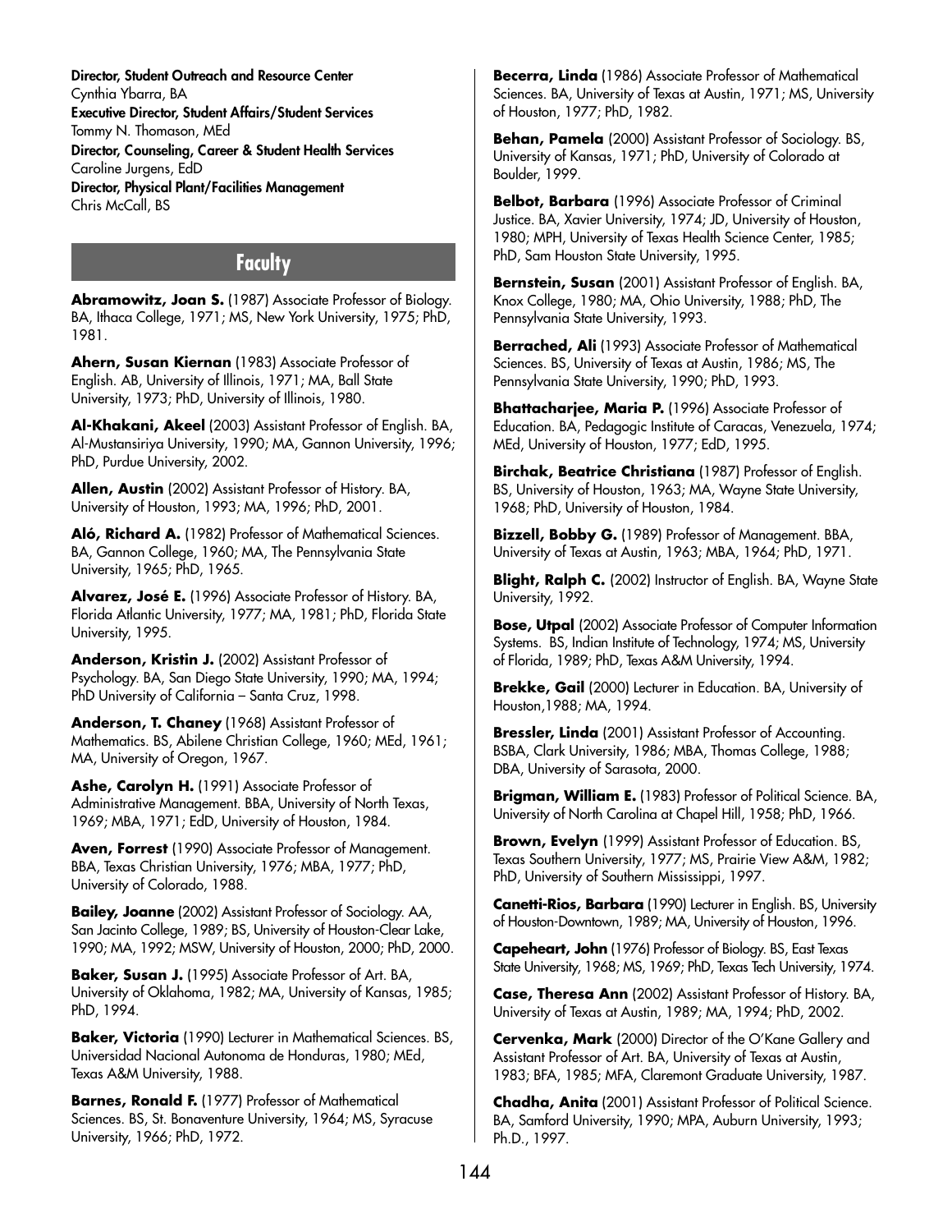**Director, Student Outreach and Resource Center**
Cynthia Ybarra, BA

**Executive Director, Student Affairs/Student Services**
Tommy N. Thomason, MEd

**Director, Counseling, Career & Student Health Services**
Caroline Jurgens, EdD

**Director, Physical Plant/Facilities Management**
Chris McCall, BS

## Faculty

**Abramowitz, Joan S.** (1987) Associate Professor of Biology. BA, Ithaca College, 1971; MS, New York University, 1975; PhD, 1981.

**Ahern, Susan Kiernan** (1983) Associate Professor of English. AB, University of Illinois, 1971; MA, Ball State University, 1973; PhD, University of Illinois, 1980.

**Al-Khakani, Akeel** (2003) Assistant Professor of English. BA, Al-Mustansiriya University, 1990; MA, Gannon University, 1996; PhD, Purdue University, 2002.

**Allen, Austin** (2002) Assistant Professor of History. BA, University of Houston, 1993; MA, 1996; PhD, 2001.

**Aló, Richard A.** (1982) Professor of Mathematical Sciences. BA, Gannon College, 1960; MA, The Pennsylvania State University, 1965; PhD, 1965.

**Alvarez, José E.** (1996) Associate Professor of History. BA, Florida Atlantic University, 1977; MA, 1981; PhD, Florida State University, 1995.

**Anderson, Kristin J.** (2002) Assistant Professor of Psychology. BA, San Diego State University, 1990; MA, 1994; PhD University of California – Santa Cruz, 1998.

**Anderson, T. Chaney** (1968) Assistant Professor of Mathematics. BS, Abilene Christian College, 1960; MEd, 1961; MA, University of Oregon, 1967.

**Ashe, Carolyn H.** (1991) Associate Professor of Administrative Management. BBA, University of North Texas, 1969; MBA, 1971; EdD, University of Houston, 1984.

**Aven, Forrest** (1990) Associate Professor of Management. BBA, Texas Christian University, 1976; MBA, 1977; PhD, University of Colorado, 1988.

**Bailey, Joanne** (2002) Assistant Professor of Sociology. AA, San Jacinto College, 1989; BS, University of Houston-Clear Lake, 1990; MA, 1992; MSW, University of Houston, 2000; PhD, 2000.

**Baker, Susan J.** (1995) Associate Professor of Art. BA, University of Oklahoma, 1982; MA, University of Kansas, 1985; PhD, 1994.

**Baker, Victoria** (1990) Lecturer in Mathematical Sciences. BS, Universidad Nacional Autonoma de Honduras, 1980; MEd, Texas A&M University, 1988.

**Barnes, Ronald F.** (1977) Professor of Mathematical Sciences. BS, St. Bonaventure University, 1964; MS, Syracuse University, 1966; PhD, 1972.

**Becerra, Linda** (1986) Associate Professor of Mathematical Sciences. BA, University of Texas at Austin, 1971; MS, University of Houston, 1977; PhD, 1982.

**Behan, Pamela** (2000) Assistant Professor of Sociology. BS, University of Kansas, 1971; PhD, University of Colorado at Boulder, 1999.

**Belbot, Barbara** (1996) Associate Professor of Criminal Justice. BA, Xavier University, 1974; JD, University of Houston, 1980; MPH, University of Texas Health Science Center, 1985; PhD, Sam Houston State University, 1995.

**Bernstein, Susan** (2001) Assistant Professor of English. BA, Knox College, 1980; MA, Ohio University, 1988; PhD, The Pennsylvania State University, 1993.

**Berrached, Ali** (1993) Associate Professor of Mathematical Sciences. BS, University of Texas at Austin, 1986; MS, The Pennsylvania State University, 1990; PhD, 1993.

**Bhattacharjee, Maria P.** (1996) Associate Professor of Education. BA, Pedagogic Institute of Caracas, Venezuela, 1974; MEd, University of Houston, 1977; EdD, 1995.

**Birchak, Beatrice Christiana** (1987) Professor of English. BS, University of Houston, 1963; MA, Wayne State University, 1968; PhD, University of Houston, 1984.

**Bizzell, Bobby G.** (1989) Professor of Management. BBA, University of Texas at Austin, 1963; MBA, 1964; PhD, 1971.

**Blight, Ralph C.** (2002) Instructor of English. BA, Wayne State University, 1992.

**Bose, Utpal** (2002) Associate Professor of Computer Information Systems. BS, Indian Institute of Technology, 1974; MS, University of Florida, 1989; PhD, Texas A&M University, 1994.

**Brekke, Gail** (2000) Lecturer in Education. BA, University of Houston,1988; MA, 1994.

**Bressler, Linda** (2001) Assistant Professor of Accounting. BSBA, Clark University, 1986; MBA, Thomas College, 1988; DBA, University of Sarasota, 2000.

**Brigman, William E.** (1983) Professor of Political Science. BA, University of North Carolina at Chapel Hill, 1958; PhD, 1966.

**Brown, Evelyn** (1999) Assistant Professor of Education. BS, Texas Southern University, 1977; MS, Prairie View A&M, 1982; PhD, University of Southern Mississippi, 1997.

**Canetti-Rios, Barbara** (1990) Lecturer in English. BS, University of Houston-Downtown, 1989; MA, University of Houston, 1996.

**Capeheart, John** (1976) Professor of Biology. BS, East Texas State University, 1968; MS, 1969; PhD, Texas Tech University, 1974.

**Case, Theresa Ann** (2002) Assistant Professor of History. BA, University of Texas at Austin, 1989; MA, 1994; PhD, 2002.

**Cervenka, Mark** (2000) Director of the O'Kane Gallery and Assistant Professor of Art. BA, University of Texas at Austin, 1983; BFA, 1985; MFA, Claremont Graduate University, 1987.

**Chadha, Anita** (2001) Assistant Professor of Political Science. BA, Samford University, 1990; MPA, Auburn University, 1993; Ph.D., 1997.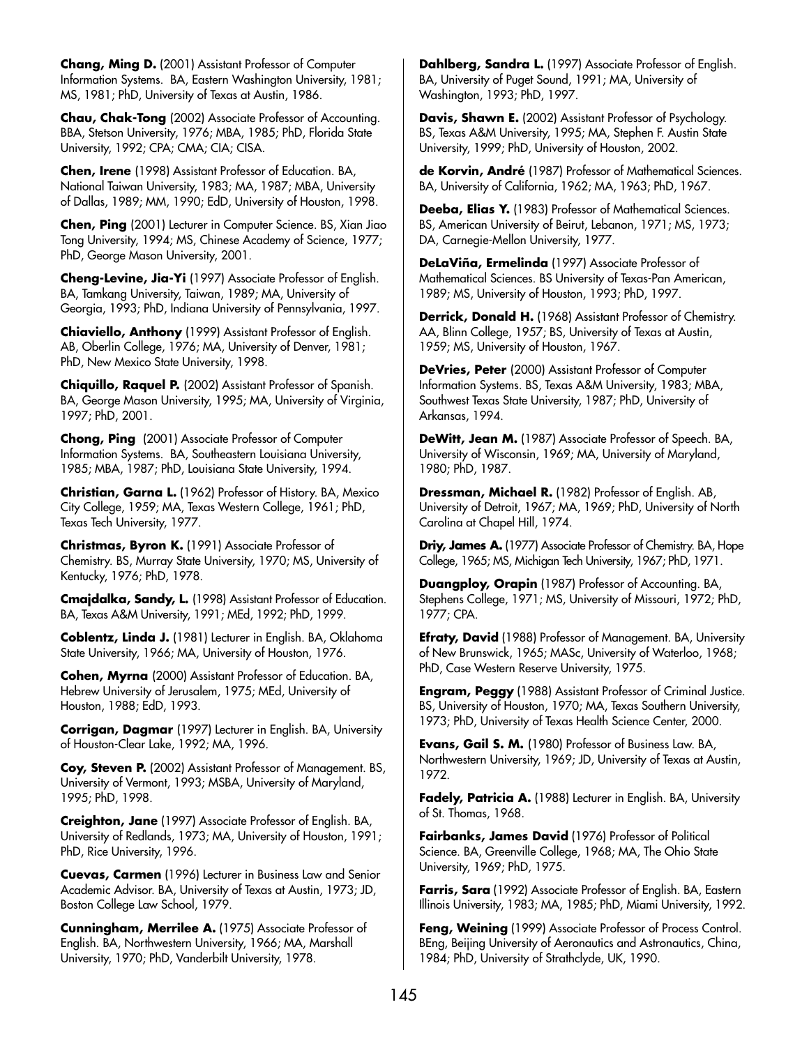**Chang, Ming D.** (2001) Assistant Professor of Computer Information Systems. BA, Eastern Washington University, 1981; MS, 1981; PhD, University of Texas at Austin, 1986.

**Chau, Chak-Tong** (2002) Associate Professor of Accounting. BBA, Stetson University, 1976; MBA, 1985; PhD, Florida State University, 1992; CPA; CMA; CIA; CISA.

**Chen, Irene** (1998) Assistant Professor of Education. BA, National Taiwan University, 1983; MA, 1987; MBA, University of Dallas, 1989; MM, 1990; EdD, University of Houston, 1998.

**Chen, Ping** (2001) Lecturer in Computer Science. BS, Xian Jiao Tong University, 1994; MS, Chinese Academy of Science, 1977; PhD, George Mason University, 2001.

**Cheng-Levine, Jia-Yi** (1997) Associate Professor of English. BA, Tamkang University, Taiwan, 1989; MA, University of Georgia, 1993; PhD, Indiana University of Pennsylvania, 1997.

**Chiaviello, Anthony** (1999) Assistant Professor of English. AB, Oberlin College, 1976; MA, University of Denver, 1981; PhD, New Mexico State University, 1998.

**Chiquillo, Raquel P.** (2002) Assistant Professor of Spanish. BA, George Mason University, 1995; MA, University of Virginia, 1997; PhD, 2001.

**Chong, Ping** (2001) Associate Professor of Computer Information Systems. BA, Southeastern Louisiana University, 1985; MBA, 1987; PhD, Louisiana State University, 1994.

**Christian, Garna L.** (1962) Professor of History. BA, Mexico City College, 1959; MA, Texas Western College, 1961; PhD, Texas Tech University, 1977.

**Christmas, Byron K.** (1991) Associate Professor of Chemistry. BS, Murray State University, 1970; MS, University of Kentucky, 1976; PhD, 1978.

**Cmajdalka, Sandy, L.** (1998) Assistant Professor of Education. BA, Texas A&M University, 1991; MEd, 1992; PhD, 1999.

**Coblentz, Linda J.** (1981) Lecturer in English. BA, Oklahoma State University, 1966; MA, University of Houston, 1976.

**Cohen, Myrna** (2000) Assistant Professor of Education. BA, Hebrew University of Jerusalem, 1975; MEd, University of Houston, 1988; EdD, 1993.

**Corrigan, Dagmar** (1997) Lecturer in English. BA, University of Houston-Clear Lake, 1992; MA, 1996.

**Coy, Steven P.** (2002) Assistant Professor of Management. BS, University of Vermont, 1993; MSBA, University of Maryland, 1995; PhD, 1998.

**Creighton, Jane** (1997) Associate Professor of English. BA, University of Redlands, 1973; MA, University of Houston, 1991; PhD, Rice University, 1996.

**Cuevas, Carmen** (1996) Lecturer in Business Law and Senior Academic Advisor. BA, University of Texas at Austin, 1973; JD, Boston College Law School, 1979.

**Cunningham, Merrilee A.** (1975) Associate Professor of English. BA, Northwestern University, 1966; MA, Marshall University, 1970; PhD, Vanderbilt University, 1978.

**Dahlberg, Sandra L.** (1997) Associate Professor of English. BA, University of Puget Sound, 1991; MA, University of Washington, 1993; PhD, 1997.

**Davis, Shawn E.** (2002) Assistant Professor of Psychology. BS, Texas A&M University, 1995; MA, Stephen F. Austin State University, 1999; PhD, University of Houston, 2002.

**de Korvin, André** (1987) Professor of Mathematical Sciences. BA, University of California, 1962; MA, 1963; PhD, 1967.

**Deeba, Elias Y.** (1983) Professor of Mathematical Sciences. BS, American University of Beirut, Lebanon, 1971; MS, 1973; DA, Carnegie-Mellon University, 1977.

**DeLaViña, Ermelinda** (1997) Associate Professor of Mathematical Sciences. BS University of Texas-Pan American, 1989; MS, University of Houston, 1993; PhD, 1997.

**Derrick, Donald H.** (1968) Assistant Professor of Chemistry. AA, Blinn College, 1957; BS, University of Texas at Austin, 1959; MS, University of Houston, 1967.

**DeVries, Peter** (2000) Assistant Professor of Computer Information Systems. BS, Texas A&M University, 1983; MBA, Southwest Texas State University, 1987; PhD, University of Arkansas, 1994.

**DeWitt, Jean M.** (1987) Associate Professor of Speech. BA, University of Wisconsin, 1969; MA, University of Maryland, 1980; PhD, 1987.

**Dressman, Michael R.** (1982) Professor of English. AB, University of Detroit, 1967; MA, 1969; PhD, University of North Carolina at Chapel Hill, 1974.

**Driy, James A.** (1977) Associate Professor of Chemistry. BA, Hope College, 1965; MS, Michigan Tech University, 1967; PhD, 1971.

**Duangploy, Orapin** (1987) Professor of Accounting. BA, Stephens College, 1971; MS, University of Missouri, 1972; PhD, 1977; CPA.

**Efraty, David** (1988) Professor of Management. BA, University of New Brunswick, 1965; MASc, University of Waterloo, 1968; PhD, Case Western Reserve University, 1975.

**Engram, Peggy** (1988) Assistant Professor of Criminal Justice. BS, University of Houston, 1970; MA, Texas Southern University, 1973; PhD, University of Texas Health Science Center, 2000.

**Evans, Gail S. M.** (1980) Professor of Business Law. BA, Northwestern University, 1969; JD, University of Texas at Austin, 1972.

**Fadely, Patricia A.** (1988) Lecturer in English. BA, University of St. Thomas, 1968.

**Fairbanks, James David** (1976) Professor of Political Science. BA, Greenville College, 1968; MA, The Ohio State University, 1969; PhD, 1975.

**Farris, Sara** (1992) Associate Professor of English. BA, Eastern Illinois University, 1983; MA, 1985; PhD, Miami University, 1992.

**Feng, Weining** (1999) Associate Professor of Process Control. BEng, Beijing University of Aeronautics and Astronautics, China, 1984; PhD, University of Strathclyde, UK, 1990.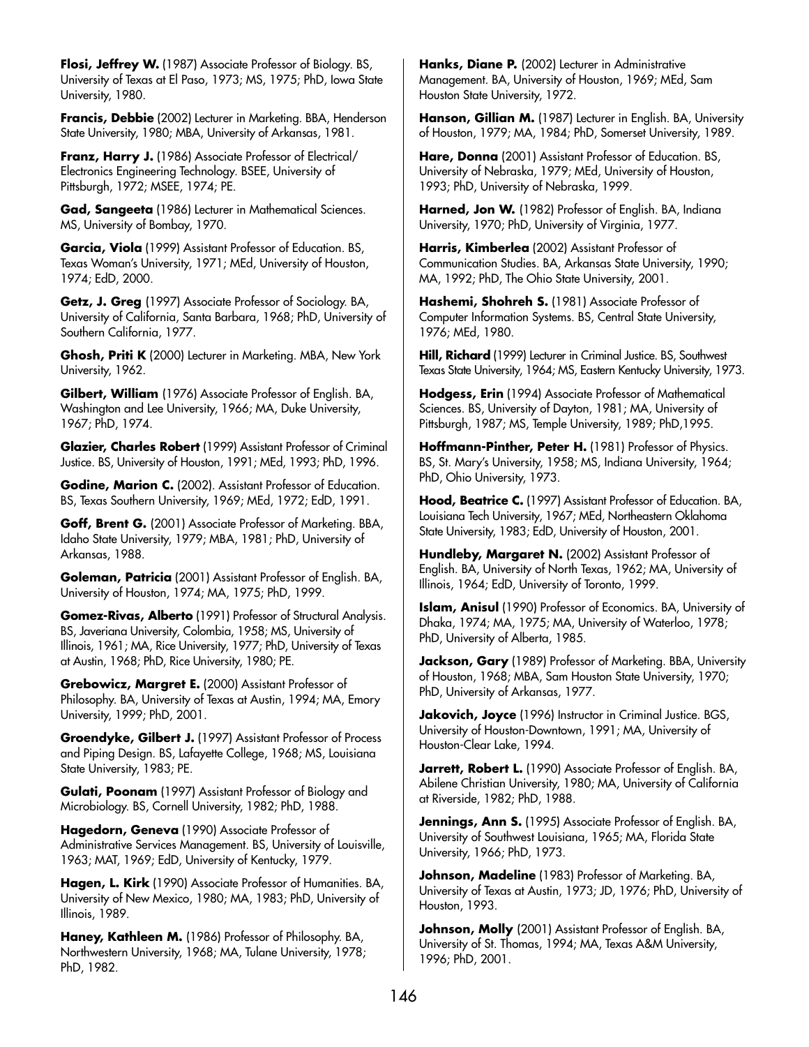**Flosi, Jeffrey W.** (1987) Associate Professor of Biology. BS, University of Texas at El Paso, 1973; MS, 1975; PhD, Iowa State University, 1980.

**Francis, Debbie** (2002) Lecturer in Marketing. BBA, Henderson State University, 1980; MBA, University of Arkansas, 1981.

**Franz, Harry J.** (1986) Associate Professor of Electrical/ Electronics Engineering Technology. BSEE, University of Pittsburgh, 1972; MSEE, 1974; PE.

**Gad, Sangeeta** (1986) Lecturer in Mathematical Sciences. MS, University of Bombay, 1970.

**Garcia, Viola** (1999) Assistant Professor of Education. BS, Texas Woman's University, 1971; MEd, University of Houston, 1974; EdD, 2000.

**Getz, J. Greg** (1997) Associate Professor of Sociology. BA, University of California, Santa Barbara, 1968; PhD, University of Southern California, 1977.

**Ghosh, Priti K** (2000) Lecturer in Marketing. MBA, New York University, 1962.

**Gilbert, William** (1976) Associate Professor of English. BA, Washington and Lee University, 1966; MA, Duke University, 1967; PhD, 1974.

**Glazier, Charles Robert** (1999) Assistant Professor of Criminal Justice. BS, University of Houston, 1991; MEd, 1993; PhD, 1996.

**Godine, Marion C.** (2002). Assistant Professor of Education. BS, Texas Southern University, 1969; MEd, 1972; EdD, 1991.

**Goff, Brent G.** (2001) Associate Professor of Marketing. BBA, Idaho State University, 1979; MBA, 1981; PhD, University of Arkansas, 1988.

**Goleman, Patricia** (2001) Assistant Professor of English. BA, University of Houston, 1974; MA, 1975; PhD, 1999.

**Gomez-Rivas, Alberto** (1991) Professor of Structural Analysis. BS, Javeriana University, Colombia, 1958; MS, University of Illinois, 1961; MA, Rice University, 1977; PhD, University of Texas at Austin, 1968; PhD, Rice University, 1980; PE.

**Grebowicz, Margret E.** (2000) Assistant Professor of Philosophy. BA, University of Texas at Austin, 1994; MA, Emory University, 1999; PhD, 2001.

**Groendyke, Gilbert J.** (1997) Assistant Professor of Process and Piping Design. BS, Lafayette College, 1968; MS, Louisiana State University, 1983; PE.

**Gulati, Poonam** (1997) Assistant Professor of Biology and Microbiology. BS, Cornell University, 1982; PhD, 1988.

**Hagedorn, Geneva** (1990) Associate Professor of Administrative Services Management. BS, University of Louisville, 1963; MAT, 1969; EdD, University of Kentucky, 1979.

**Hagen, L. Kirk** (1990) Associate Professor of Humanities. BA, University of New Mexico, 1980; MA, 1983; PhD, University of Illinois, 1989.

**Haney, Kathleen M.** (1986) Professor of Philosophy. BA, Northwestern University, 1968; MA, Tulane University, 1978; PhD, 1982.

**Hanks, Diane P.** (2002) Lecturer in Administrative Management. BA, University of Houston, 1969; MEd, Sam Houston State University, 1972.

**Hanson, Gillian M.** (1987) Lecturer in English. BA, University of Houston, 1979; MA, 1984; PhD, Somerset University, 1989.

**Hare, Donna** (2001) Assistant Professor of Education. BS, University of Nebraska, 1979; MEd, University of Houston, 1993; PhD, University of Nebraska, 1999.

**Harned, Jon W.** (1982) Professor of English. BA, Indiana University, 1970; PhD, University of Virginia, 1977.

**Harris, Kimberlea** (2002) Assistant Professor of Communication Studies. BA, Arkansas State University, 1990; MA, 1992; PhD, The Ohio State University, 2001.

**Hashemi, Shohreh S.** (1981) Associate Professor of Computer Information Systems. BS, Central State University, 1976; MEd, 1980.

**Hill, Richard** (1999) Lecturer in Criminal Justice. BS, Southwest Texas State University, 1964; MS, Eastern Kentucky University, 1973.

**Hodgess, Erin** (1994) Associate Professor of Mathematical Sciences. BS, University of Dayton, 1981; MA, University of Pittsburgh, 1987; MS, Temple University, 1989; PhD,1995.

**Hoffmann-Pinther, Peter H.** (1981) Professor of Physics. BS, St. Mary's University, 1958; MS, Indiana University, 1964; PhD, Ohio University, 1973.

**Hood, Beatrice C.** (1997) Assistant Professor of Education. BA, Louisiana Tech University, 1967; MEd, Northeastern Oklahoma State University, 1983; EdD, University of Houston, 2001.

**Hundleby, Margaret N.** (2002) Assistant Professor of English. BA, University of North Texas, 1962; MA, University of Illinois, 1964; EdD, University of Toronto, 1999.

**Islam, Anisul** (1990) Professor of Economics. BA, University of Dhaka, 1974; MA, 1975; MA, University of Waterloo, 1978; PhD, University of Alberta, 1985.

**Jackson, Gary** (1989) Professor of Marketing. BBA, University of Houston, 1968; MBA, Sam Houston State University, 1970; PhD, University of Arkansas, 1977.

**Jakovich, Joyce** (1996) Instructor in Criminal Justice. BGS, University of Houston-Downtown, 1991; MA, University of Houston-Clear Lake, 1994.

**Jarrett, Robert L.** (1990) Associate Professor of English. BA, Abilene Christian University, 1980; MA, University of California at Riverside, 1982; PhD, 1988.

**Jennings, Ann S.** (1995) Associate Professor of English. BA, University of Southwest Louisiana, 1965; MA, Florida State University, 1966; PhD, 1973.

**Johnson, Madeline** (1983) Professor of Marketing. BA, University of Texas at Austin, 1973; JD, 1976; PhD, University of Houston, 1993.

**Johnson, Molly** (2001) Assistant Professor of English. BA, University of St. Thomas, 1994; MA, Texas A&M University, 1996; PhD, 2001.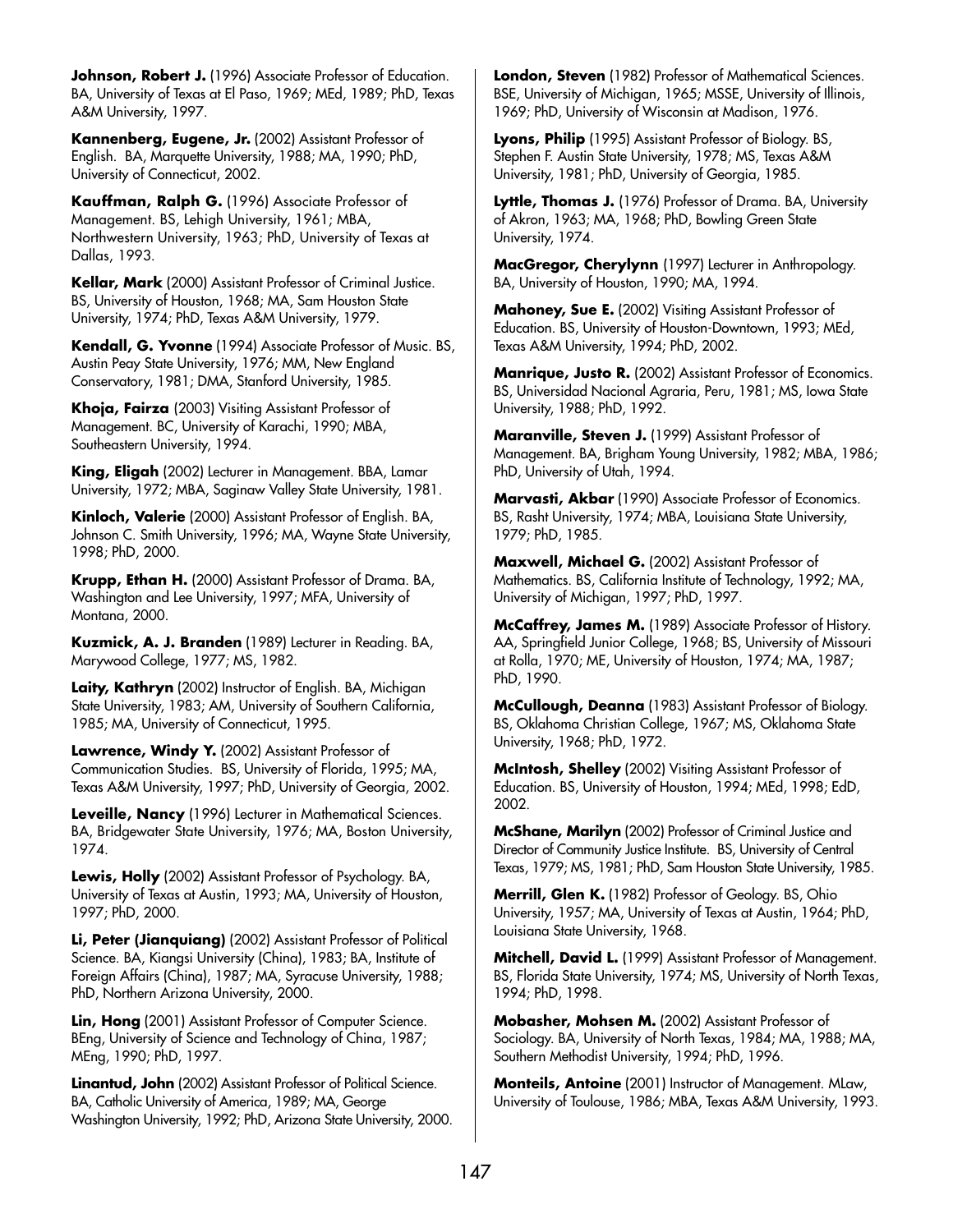**Johnson, Robert J.** (1996) Associate Professor of Education. BA, University of Texas at El Paso, 1969; MEd, 1989; PhD, Texas A&M University, 1997.

**Kannenberg, Eugene, Jr.** (2002) Assistant Professor of English. BA, Marquette University, 1988; MA, 1990; PhD, University of Connecticut, 2002.

**Kauffman, Ralph G.** (1996) Associate Professor of Management. BS, Lehigh University, 1961; MBA, Northwestern University, 1963; PhD, University of Texas at Dallas, 1993.

**Kellar, Mark** (2000) Assistant Professor of Criminal Justice. BS, University of Houston, 1968; MA, Sam Houston State University, 1974; PhD, Texas A&M University, 1979.

**Kendall, G. Yvonne** (1994) Associate Professor of Music. BS, Austin Peay State University, 1976; MM, New England Conservatory, 1981; DMA, Stanford University, 1985.

**Khoja, Fairza** (2003) Visiting Assistant Professor of Management. BC, University of Karachi, 1990; MBA, Southeastern University, 1994.

**King, Eligah** (2002) Lecturer in Management. BBA, Lamar University, 1972; MBA, Saginaw Valley State University, 1981.

**Kinloch, Valerie** (2000) Assistant Professor of English. BA, Johnson C. Smith University, 1996; MA, Wayne State University, 1998; PhD, 2000.

**Krupp, Ethan H.** (2000) Assistant Professor of Drama. BA, Washington and Lee University, 1997; MFA, University of Montana, 2000.

**Kuzmick, A. J. Branden** (1989) Lecturer in Reading. BA, Marywood College, 1977; MS, 1982.

**Laity, Kathryn** (2002) Instructor of English. BA, Michigan State University, 1983; AM, University of Southern California, 1985; MA, University of Connecticut, 1995.

**Lawrence, Windy Y.** (2002) Assistant Professor of Communication Studies. BS, University of Florida, 1995; MA, Texas A&M University, 1997; PhD, University of Georgia, 2002.

**Leveille, Nancy** (1996) Lecturer in Mathematical Sciences. BA, Bridgewater State University, 1976; MA, Boston University, 1974.

**Lewis, Holly** (2002) Assistant Professor of Psychology. BA, University of Texas at Austin, 1993; MA, University of Houston, 1997; PhD, 2000.

**Li, Peter (Jianquiang)** (2002) Assistant Professor of Political Science. BA, Kiangsi University (China), 1983; BA, Institute of Foreign Affairs (China), 1987; MA, Syracuse University, 1988; PhD, Northern Arizona University, 2000.

**Lin, Hong** (2001) Assistant Professor of Computer Science. BEng, University of Science and Technology of China, 1987; MEng, 1990; PhD, 1997.

**Linantud, John** (2002) Assistant Professor of Political Science. BA, Catholic University of America, 1989; MA, George Washington University, 1992; PhD, Arizona State University, 2000.

**London, Steven** (1982) Professor of Mathematical Sciences. BSE, University of Michigan, 1965; MSSE, University of Illinois, 1969; PhD, University of Wisconsin at Madison, 1976.

**Lyons, Philip** (1995) Assistant Professor of Biology. BS, Stephen F. Austin State University, 1978; MS, Texas A&M University, 1981; PhD, University of Georgia, 1985.

**Lyttle, Thomas J.** (1976) Professor of Drama. BA, University of Akron, 1963; MA, 1968; PhD, Bowling Green State University, 1974.

**MacGregor, Cherylynn** (1997) Lecturer in Anthropology. BA, University of Houston, 1990; MA, 1994.

**Mahoney, Sue E.** (2002) Visiting Assistant Professor of Education. BS, University of Houston-Downtown, 1993; MEd, Texas A&M University, 1994; PhD, 2002.

**Manrique, Justo R.** (2002) Assistant Professor of Economics. BS, Universidad Nacional Agraria, Peru, 1981; MS, Iowa State University, 1988; PhD, 1992.

**Maranville, Steven J.** (1999) Assistant Professor of Management. BA, Brigham Young University, 1982; MBA, 1986; PhD, University of Utah, 1994.

**Marvasti, Akbar** (1990) Associate Professor of Economics. BS, Rasht University, 1974; MBA, Louisiana State University, 1979; PhD, 1985.

**Maxwell, Michael G.** (2002) Assistant Professor of Mathematics. BS, California Institute of Technology, 1992; MA, University of Michigan, 1997; PhD, 1997.

**McCaffrey, James M.** (1989) Associate Professor of History. AA, Springfield Junior College, 1968; BS, University of Missouri at Rolla, 1970; ME, University of Houston, 1974; MA, 1987; PhD, 1990.

**McCullough, Deanna** (1983) Assistant Professor of Biology. BS, Oklahoma Christian College, 1967; MS, Oklahoma State University, 1968; PhD, 1972.

**McIntosh, Shelley** (2002) Visiting Assistant Professor of Education. BS, University of Houston, 1994; MEd, 1998; EdD, 2002.

**McShane, Marilyn** (2002) Professor of Criminal Justice and Director of Community Justice Institute. BS, University of Central Texas, 1979; MS, 1981; PhD, Sam Houston State University, 1985.

**Merrill, Glen K.** (1982) Professor of Geology. BS, Ohio University, 1957; MA, University of Texas at Austin, 1964; PhD, Louisiana State University, 1968.

**Mitchell, David L.** (1999) Assistant Professor of Management. BS, Florida State University, 1974; MS, University of North Texas, 1994; PhD, 1998.

**Mobasher, Mohsen M.** (2002) Assistant Professor of Sociology. BA, University of North Texas, 1984; MA, 1988; MA, Southern Methodist University, 1994; PhD, 1996.

**Monteils, Antoine** (2001) Instructor of Management. MLaw, University of Toulouse, 1986; MBA, Texas A&M University, 1993.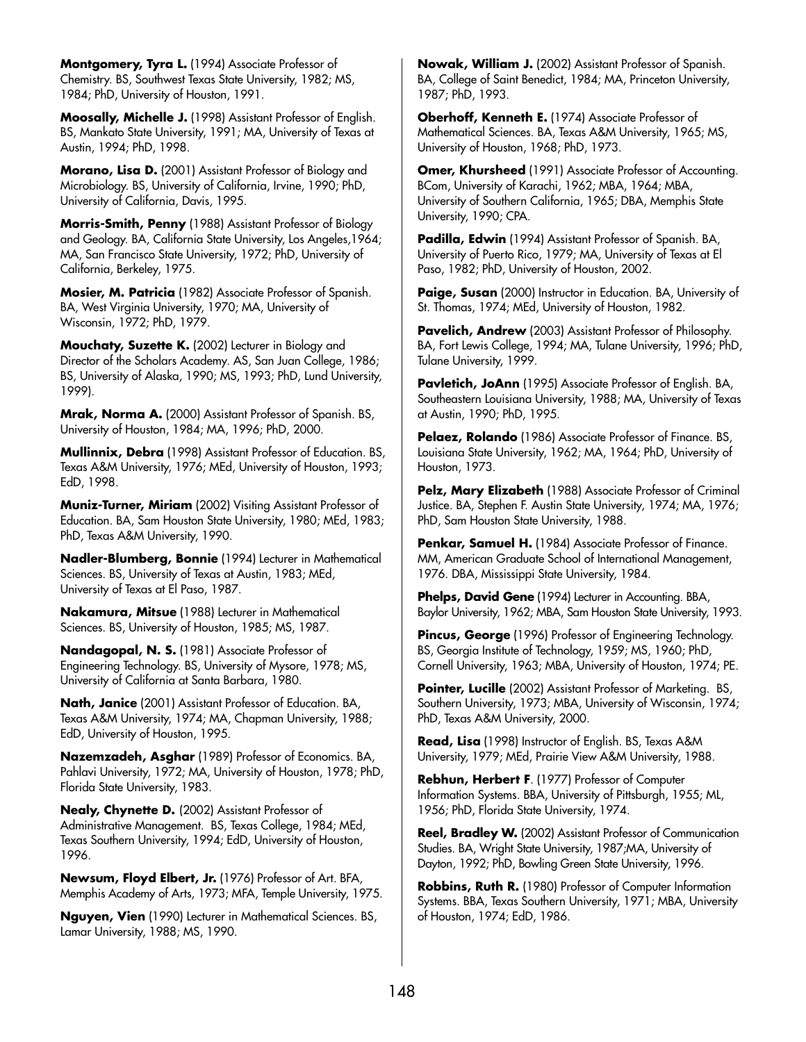**Montgomery, Tyra L.** (1994) Associate Professor of Chemistry. BS, Southwest Texas State University, 1982; MS, 1984; PhD, University of Houston, 1991.

**Moosally, Michelle J.** (1998) Assistant Professor of English. BS, Mankato State University, 1991; MA, University of Texas at Austin, 1994; PhD, 1998.

**Morano, Lisa D.** (2001) Assistant Professor of Biology and Microbiology. BS, University of California, Irvine, 1990; PhD, University of California, Davis, 1995.

**Morris-Smith, Penny** (1988) Assistant Professor of Biology and Geology. BA, California State University, Los Angeles,1964; MA, San Francisco State University, 1972; PhD, University of California, Berkeley, 1975.

**Mosier, M. Patricia** (1982) Associate Professor of Spanish. BA, West Virginia University, 1970; MA, University of Wisconsin, 1972; PhD, 1979.

**Mouchaty, Suzette K.** (2002) Lecturer in Biology and Director of the Scholars Academy. AS, San Juan College, 1986; BS, University of Alaska, 1990; MS, 1993; PhD, Lund University, 1999).

**Mrak, Norma A.** (2000) Assistant Professor of Spanish. BS, University of Houston, 1984; MA, 1996; PhD, 2000.

**Mullinnix, Debra** (1998) Assistant Professor of Education. BS, Texas A&M University, 1976; MEd, University of Houston, 1993; EdD, 1998.

**Muniz-Turner, Miriam** (2002) Visiting Assistant Professor of Education. BA, Sam Houston State University, 1980; MEd, 1983; PhD, Texas A&M University, 1990.

**Nadler-Blumberg, Bonnie** (1994) Lecturer in Mathematical Sciences. BS, University of Texas at Austin, 1983; MEd, University of Texas at El Paso, 1987.

**Nakamura, Mitsue** (1988) Lecturer in Mathematical Sciences. BS, University of Houston, 1985; MS, 1987.

**Nandagopal, N. S.** (1981) Associate Professor of Engineering Technology. BS, University of Mysore, 1978; MS, University of California at Santa Barbara, 1980.

**Nath, Janice** (2001) Assistant Professor of Education. BA, Texas A&M University, 1974; MA, Chapman University, 1988; EdD, University of Houston, 1995.

**Nazemzadeh, Asghar** (1989) Professor of Economics. BA, Pahlavi University, 1972; MA, University of Houston, 1978; PhD, Florida State University, 1983.

**Nealy, Chynette D.** (2002) Assistant Professor of Administrative Management. BS, Texas College, 1984; MEd, Texas Southern University, 1994; EdD, University of Houston, 1996.

**Newsum, Floyd Elbert, Jr.** (1976) Professor of Art. BFA, Memphis Academy of Arts, 1973; MFA, Temple University, 1975.

**Nguyen, Vien** (1990) Lecturer in Mathematical Sciences. BS, Lamar University, 1988; MS, 1990.

**Nowak, William J.** (2002) Assistant Professor of Spanish. BA, College of Saint Benedict, 1984; MA, Princeton University, 1987; PhD, 1993.

**Oberhoff, Kenneth E.** (1974) Associate Professor of Mathematical Sciences. BA, Texas A&M University, 1965; MS, University of Houston, 1968; PhD, 1973.

**Omer, Khursheed** (1991) Associate Professor of Accounting. BCom, University of Karachi, 1962; MBA, 1964; MBA, University of Southern California, 1965; DBA, Memphis State University, 1990; CPA.

**Padilla, Edwin** (1994) Assistant Professor of Spanish. BA, University of Puerto Rico, 1979; MA, University of Texas at El Paso, 1982; PhD, University of Houston, 2002.

**Paige, Susan** (2000) Instructor in Education. BA, University of St. Thomas, 1974; MEd, University of Houston, 1982.

**Pavelich, Andrew** (2003) Assistant Professor of Philosophy. BA, Fort Lewis College, 1994; MA, Tulane University, 1996; PhD, Tulane University, 1999.

**Pavletich, JoAnn** (1995) Associate Professor of English. BA, Southeastern Louisiana University, 1988; MA, University of Texas at Austin, 1990; PhD, 1995.

**Pelaez, Rolando** (1986) Associate Professor of Finance. BS, Louisiana State University, 1962; MA, 1964; PhD, University of Houston, 1973.

**Pelz, Mary Elizabeth** (1988) Associate Professor of Criminal Justice. BA, Stephen F. Austin State University, 1974; MA, 1976; PhD, Sam Houston State University, 1988.

**Penkar, Samuel H.** (1984) Associate Professor of Finance. MM, American Graduate School of International Management, 1976. DBA, Mississippi State University, 1984.

**Phelps, David Gene** (1994) Lecturer in Accounting. BBA, Baylor University, 1962; MBA, Sam Houston State University, 1993.

**Pincus, George** (1996) Professor of Engineering Technology. BS, Georgia Institute of Technology, 1959; MS, 1960; PhD, Cornell University, 1963; MBA, University of Houston, 1974; PE.

**Pointer, Lucille** (2002) Assistant Professor of Marketing. BS, Southern University, 1973; MBA, University of Wisconsin, 1974; PhD, Texas A&M University, 2000.

**Read, Lisa** (1998) Instructor of English. BS, Texas A&M University, 1979; MEd, Prairie View A&M University, 1988.

**Rebhun, Herbert F**. (1977) Professor of Computer Information Systems. BBA, University of Pittsburgh, 1955; ML, 1956; PhD, Florida State University, 1974.

**Reel, Bradley W.** (2002) Assistant Professor of Communication Studies. BA, Wright State University, 1987;MA, University of Dayton, 1992; PhD, Bowling Green State University, 1996.

**Robbins, Ruth R.** (1980) Professor of Computer Information Systems. BBA, Texas Southern University, 1971; MBA, University of Houston, 1974; EdD, 1986.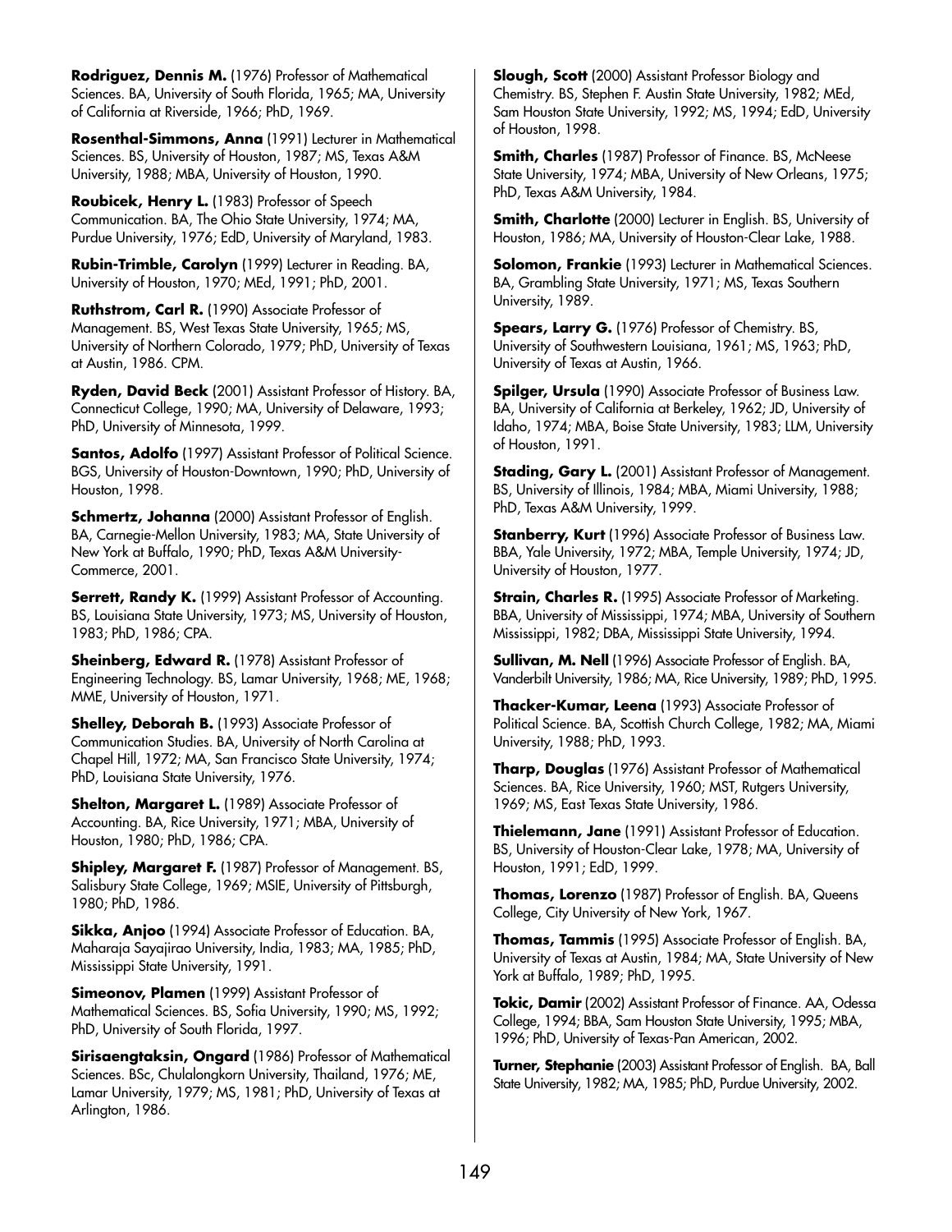**Rodriguez, Dennis M.** (1976) Professor of Mathematical Sciences. BA, University of South Florida, 1965; MA, University of California at Riverside, 1966; PhD, 1969.

**Rosenthal-Simmons, Anna** (1991) Lecturer in Mathematical Sciences. BS, University of Houston, 1987; MS, Texas A&M University, 1988; MBA, University of Houston, 1990.

**Roubicek, Henry L.** (1983) Professor of Speech Communication. BA, The Ohio State University, 1974; MA, Purdue University, 1976; EdD, University of Maryland, 1983.

**Rubin-Trimble, Carolyn** (1999) Lecturer in Reading. BA, University of Houston, 1970; MEd, 1991; PhD, 2001.

**Ruthstrom, Carl R.** (1990) Associate Professor of Management. BS, West Texas State University, 1965; MS, University of Northern Colorado, 1979; PhD, University of Texas at Austin, 1986. CPM.

**Ryden, David Beck** (2001) Assistant Professor of History. BA, Connecticut College, 1990; MA, University of Delaware, 1993; PhD, University of Minnesota, 1999.

**Santos, Adolfo** (1997) Assistant Professor of Political Science. BGS, University of Houston-Downtown, 1990; PhD, University of Houston, 1998.

**Schmertz, Johanna** (2000) Assistant Professor of English. BA, Carnegie-Mellon University, 1983; MA, State University of New York at Buffalo, 1990; PhD, Texas A&M University-Commerce, 2001.

**Serrett, Randy K.** (1999) Assistant Professor of Accounting. BS, Louisiana State University, 1973; MS, University of Houston, 1983; PhD, 1986; CPA.

**Sheinberg, Edward R.** (1978) Assistant Professor of Engineering Technology. BS, Lamar University, 1968; ME, 1968; MME, University of Houston, 1971.

**Shelley, Deborah B.** (1993) Associate Professor of Communication Studies. BA, University of North Carolina at Chapel Hill, 1972; MA, San Francisco State University, 1974; PhD, Louisiana State University, 1976.

**Shelton, Margaret L.** (1989) Associate Professor of Accounting. BA, Rice University, 1971; MBA, University of Houston, 1980; PhD, 1986; CPA.

**Shipley, Margaret F.** (1987) Professor of Management. BS, Salisbury State College, 1969; MSIE, University of Pittsburgh, 1980; PhD, 1986.

**Sikka, Anjoo** (1994) Associate Professor of Education. BA, Maharaja Sayajirao University, India, 1983; MA, 1985; PhD, Mississippi State University, 1991.

**Simeonov, Plamen** (1999) Assistant Professor of Mathematical Sciences. BS, Sofia University, 1990; MS, 1992; PhD, University of South Florida, 1997.

**Sirisaengtaksin, Ongard** (1986) Professor of Mathematical Sciences. BSc, Chulalongkorn University, Thailand, 1976; ME, Lamar University, 1979; MS, 1981; PhD, University of Texas at Arlington, 1986.

**Slough, Scott** (2000) Assistant Professor Biology and Chemistry. BS, Stephen F. Austin State University, 1982; MEd, Sam Houston State University, 1992; MS, 1994; EdD, University of Houston, 1998.

**Smith, Charles** (1987) Professor of Finance. BS, McNeese State University, 1974; MBA, University of New Orleans, 1975; PhD, Texas A&M University, 1984.

**Smith, Charlotte** (2000) Lecturer in English. BS, University of Houston, 1986; MA, University of Houston-Clear Lake, 1988.

**Solomon, Frankie** (1993) Lecturer in Mathematical Sciences. BA, Grambling State University, 1971; MS, Texas Southern University, 1989.

**Spears, Larry G.** (1976) Professor of Chemistry. BS, University of Southwestern Louisiana, 1961; MS, 1963; PhD, University of Texas at Austin, 1966.

**Spilger, Ursula** (1990) Associate Professor of Business Law. BA, University of California at Berkeley, 1962; JD, University of Idaho, 1974; MBA, Boise State University, 1983; LLM, University of Houston, 1991.

**Stading, Gary L.** (2001) Assistant Professor of Management. BS, University of Illinois, 1984; MBA, Miami University, 1988; PhD, Texas A&M University, 1999.

**Stanberry, Kurt** (1996) Associate Professor of Business Law. BBA, Yale University, 1972; MBA, Temple University, 1974; JD, University of Houston, 1977.

**Strain, Charles R.** (1995) Associate Professor of Marketing. BBA, University of Mississippi, 1974; MBA, University of Southern Mississippi, 1982; DBA, Mississippi State University, 1994.

**Sullivan, M. Nell** (1996) Associate Professor of English. BA, Vanderbilt University, 1986; MA, Rice University, 1989; PhD, 1995.

**Thacker-Kumar, Leena** (1993) Associate Professor of Political Science. BA, Scottish Church College, 1982; MA, Miami University, 1988; PhD, 1993.

**Tharp, Douglas** (1976) Assistant Professor of Mathematical Sciences. BA, Rice University, 1960; MST, Rutgers University, 1969; MS, East Texas State University, 1986.

**Thielemann, Jane** (1991) Assistant Professor of Education. BS, University of Houston-Clear Lake, 1978; MA, University of Houston, 1991; EdD, 1999.

**Thomas, Lorenzo** (1987) Professor of English. BA, Queens College, City University of New York, 1967.

**Thomas, Tammis** (1995) Associate Professor of English. BA, University of Texas at Austin, 1984; MA, State University of New York at Buffalo, 1989; PhD, 1995.

**Tokic, Damir** (2002) Assistant Professor of Finance. AA, Odessa College, 1994; BBA, Sam Houston State University, 1995; MBA, 1996; PhD, University of Texas-Pan American, 2002.

**Turner, Stephanie** (2003) Assistant Professor of English. BA, Ball State University, 1982; MA, 1985; PhD, Purdue University, 2002.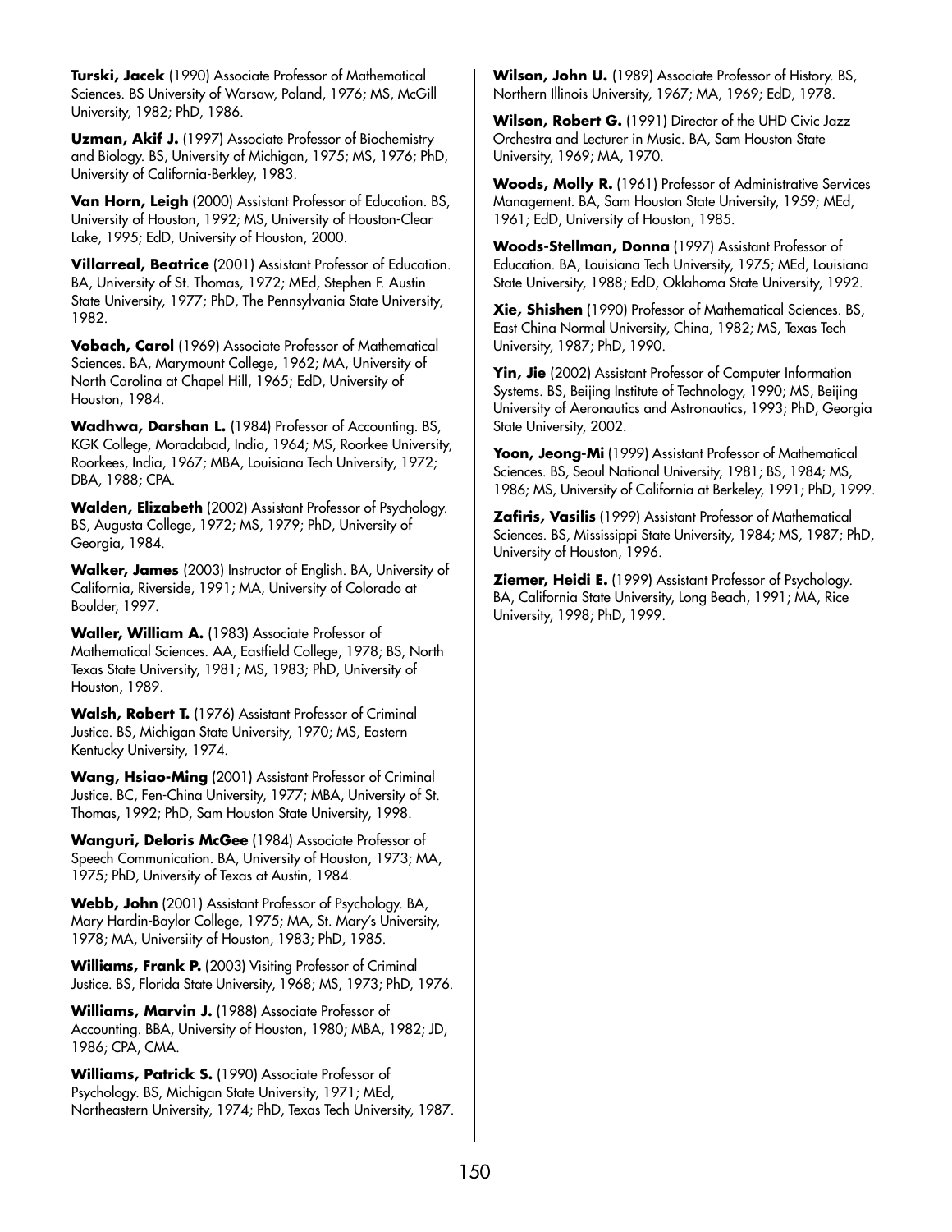**Turski, Jacek** (1990) Associate Professor of Mathematical Sciences. BS University of Warsaw, Poland, 1976; MS, McGill University, 1982; PhD, 1986.

**Uzman, Akif J.** (1997) Associate Professor of Biochemistry and Biology. BS, University of Michigan, 1975; MS, 1976; PhD, University of California-Berkley, 1983.

**Van Horn, Leigh** (2000) Assistant Professor of Education. BS, University of Houston, 1992; MS, University of Houston-Clear Lake, 1995; EdD, University of Houston, 2000.

**Villarreal, Beatrice** (2001) Assistant Professor of Education. BA, University of St. Thomas, 1972; MEd, Stephen F. Austin State University, 1977; PhD, The Pennsylvania State University, 1982.

**Vobach, Carol** (1969) Associate Professor of Mathematical Sciences. BA, Marymount College, 1962; MA, University of North Carolina at Chapel Hill, 1965; EdD, University of Houston, 1984.

**Wadhwa, Darshan L.** (1984) Professor of Accounting. BS, KGK College, Moradabad, India, 1964; MS, Roorkee University, Roorkees, India, 1967; MBA, Louisiana Tech University, 1972; DBA, 1988; CPA.

**Walden, Elizabeth** (2002) Assistant Professor of Psychology. BS, Augusta College, 1972; MS, 1979; PhD, University of Georgia, 1984.

**Walker, James** (2003) Instructor of English. BA, University of California, Riverside, 1991; MA, University of Colorado at Boulder, 1997.

**Waller, William A.** (1983) Associate Professor of Mathematical Sciences. AA, Eastfield College, 1978; BS, North Texas State University, 1981; MS, 1983; PhD, University of Houston, 1989.

**Walsh, Robert T.** (1976) Assistant Professor of Criminal Justice. BS, Michigan State University, 1970; MS, Eastern Kentucky University, 1974.

**Wang, Hsiao-Ming** (2001) Assistant Professor of Criminal Justice. BC, Fen-China University, 1977; MBA, University of St. Thomas, 1992; PhD, Sam Houston State University, 1998.

**Wanguri, Deloris McGee** (1984) Associate Professor of Speech Communication. BA, University of Houston, 1973; MA, 1975; PhD, University of Texas at Austin, 1984.

**Webb, John** (2001) Assistant Professor of Psychology. BA, Mary Hardin-Baylor College, 1975; MA, St. Mary's University, 1978; MA, Universiity of Houston, 1983; PhD, 1985.

**Williams, Frank P.** (2003) Visiting Professor of Criminal Justice. BS, Florida State University, 1968; MS, 1973; PhD, 1976.

**Williams, Marvin J.** (1988) Associate Professor of Accounting. BBA, University of Houston, 1980; MBA, 1982; JD, 1986; CPA, CMA.

**Williams, Patrick S.** (1990) Associate Professor of Psychology. BS, Michigan State University, 1971; MEd, Northeastern University, 1974; PhD, Texas Tech University, 1987.

**Wilson, John U.** (1989) Associate Professor of History. BS, Northern Illinois University, 1967; MA, 1969; EdD, 1978.

**Wilson, Robert G.** (1991) Director of the UHD Civic Jazz Orchestra and Lecturer in Music. BA, Sam Houston State University, 1969; MA, 1970.

**Woods, Molly R.** (1961) Professor of Administrative Services Management. BA, Sam Houston State University, 1959; MEd, 1961; EdD, University of Houston, 1985.

**Woods-Stellman, Donna** (1997) Assistant Professor of Education. BA, Louisiana Tech University, 1975; MEd, Louisiana State University, 1988; EdD, Oklahoma State University, 1992.

**Xie, Shishen** (1990) Professor of Mathematical Sciences. BS, East China Normal University, China, 1982; MS, Texas Tech University, 1987; PhD, 1990.

**Yin, Jie** (2002) Assistant Professor of Computer Information Systems. BS, Beijing Institute of Technology, 1990; MS, Beijing University of Aeronautics and Astronautics, 1993; PhD, Georgia State University, 2002.

**Yoon, Jeong-Mi** (1999) Assistant Professor of Mathematical Sciences. BS, Seoul National University, 1981; BS, 1984; MS, 1986; MS, University of California at Berkeley, 1991; PhD, 1999.

**Zafiris, Vasilis** (1999) Assistant Professor of Mathematical Sciences. BS, Mississippi State University, 1984; MS, 1987; PhD, University of Houston, 1996.

**Ziemer, Heidi E.** (1999) Assistant Professor of Psychology. BA, California State University, Long Beach, 1991; MA, Rice University, 1998; PhD, 1999.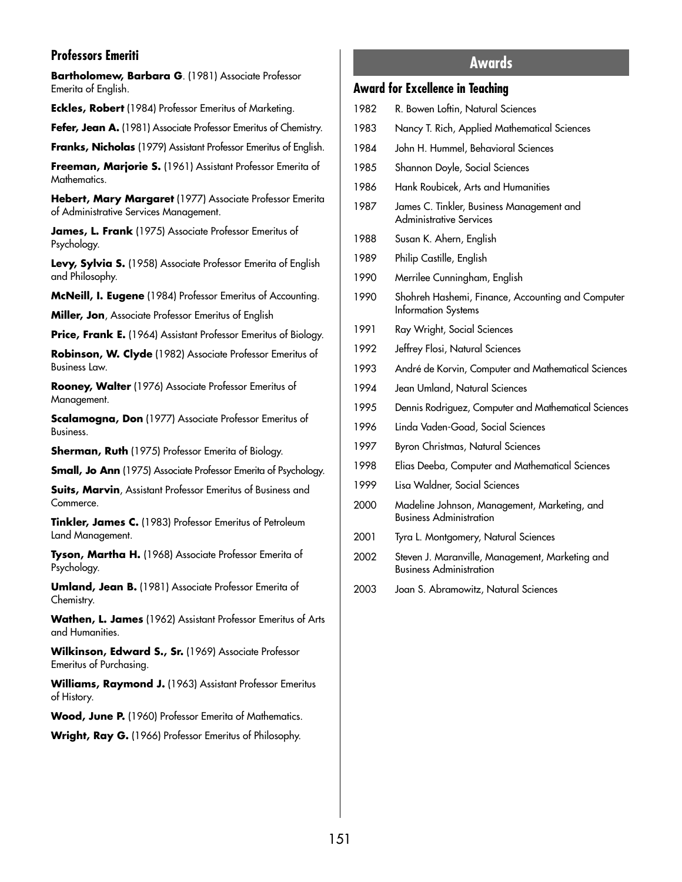## Professors Emeriti

**Bartholomew, Barbara G**. (1981) Associate Professor Emerita of English.

**Eckles, Robert** (1984) Professor Emeritus of Marketing.

**Fefer, Jean A.** (1981) Associate Professor Emeritus of Chemistry.

**Franks, Nicholas** (1979) Assistant Professor Emeritus of English.

**Freeman, Marjorie S.** (1961) Assistant Professor Emerita of Mathematics.

**Hebert, Mary Margaret** (1977) Associate Professor Emerita of Administrative Services Management.

**James, L. Frank** (1975) Associate Professor Emeritus of Psychology.

**Levy, Sylvia S.** (1958) Associate Professor Emerita of English and Philosophy.

**McNeill, I. Eugene** (1984) Professor Emeritus of Accounting.

**Miller, Jon**, Associate Professor Emeritus of English

**Price, Frank E.** (1964) Assistant Professor Emeritus of Biology.

**Robinson, W. Clyde** (1982) Associate Professor Emeritus of Business Law.

**Rooney, Walter** (1976) Associate Professor Emeritus of Management.

**Scalamogna, Don** (1977) Associate Professor Emeritus of Business.

**Sherman, Ruth** (1975) Professor Emerita of Biology.

**Small, Jo Ann** (1975) Associate Professor Emerita of Psychology.

**Suits, Marvin**, Assistant Professor Emeritus of Business and Commerce.

**Tinkler, James C.** (1983) Professor Emeritus of Petroleum Land Management.

**Tyson, Martha H.** (1968) Associate Professor Emerita of Psychology.

**Umland, Jean B.** (1981) Associate Professor Emerita of Chemistry.

**Wathen, L. James** (1962) Assistant Professor Emeritus of Arts and Humanities.

**Wilkinson, Edward S., Sr.** (1969) Associate Professor Emeritus of Purchasing.

**Williams, Raymond J.** (1963) Assistant Professor Emeritus of History.

**Wood, June P.** (1960) Professor Emerita of Mathematics.

**Wright, Ray G.** (1966) Professor Emeritus of Philosophy.

# Awards

## Award for Excellence in Teaching

| | |
|---|---|
| 1982 | R. Bowen Loftin, Natural Sciences |
| 1983 | Nancy T. Rich, Applied Mathematical Sciences |
| 1984 | John H. Hummel, Behavioral Sciences |
| 1985 | Shannon Doyle, Social Sciences |
| 1986 | Hank Roubicek, Arts and Humanities |
| 1987 | James C. Tinkler, Business Management and Administrative Services |
| 1988 | Susan K. Ahern, English |
| 1989 | Philip Castille, English |
| 1990 | Merrilee Cunningham, English |
| 1990 | Shohreh Hashemi, Finance, Accounting and Computer Information Systems |
| 1991 | Ray Wright, Social Sciences |
| 1992 | Jeffrey Flosi, Natural Sciences |
| 1993 | André de Korvin, Computer and Mathematical Sciences |
| 1994 | Jean Umland, Natural Sciences |
| 1995 | Dennis Rodriguez, Computer and Mathematical Sciences |
| 1996 | Linda Vaden-Goad, Social Sciences |
| 1997 | Byron Christmas, Natural Sciences |
| 1998 | Elias Deeba, Computer and Mathematical Sciences |
| 1999 | Lisa Waldner, Social Sciences |
| 2000 | Madeline Johnson, Management, Marketing, and Business Administration |
| 2001 | Tyra L. Montgomery, Natural Sciences |
| 2002 | Steven J. Maranville, Management, Marketing and Business Administration |
| 2003 | Joan S. Abramowitz, Natural Sciences |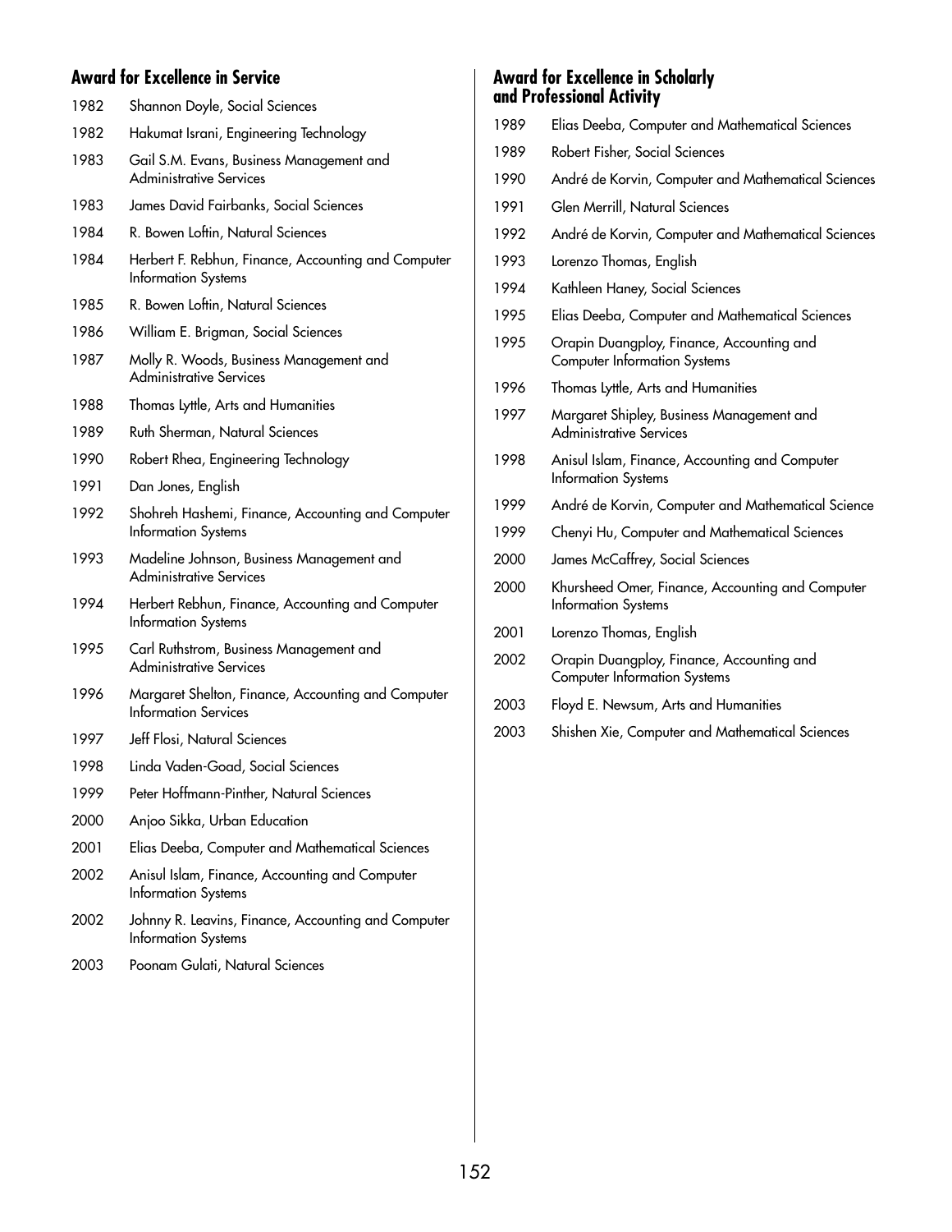## Award for Excellence in Service

1982 Shannon Doyle, Social Sciences

1982 Hakumat Israni, Engineering Technology

1983 Gail S.M. Evans, Business Management and Administrative Services

1983 James David Fairbanks, Social Sciences

1984 R. Bowen Loftin, Natural Sciences

1984 Herbert F. Rebhun, Finance, Accounting and Computer Information Systems

1985 R. Bowen Loftin, Natural Sciences

1986 William E. Brigman, Social Sciences

1987 Molly R. Woods, Business Management and Administrative Services

1988 Thomas Lyttle, Arts and Humanities

1989 Ruth Sherman, Natural Sciences

1990 Robert Rhea, Engineering Technology

1991 Dan Jones, English

1992 Shohreh Hashemi, Finance, Accounting and Computer Information Systems

1993 Madeline Johnson, Business Management and Administrative Services

1994 Herbert Rebhun, Finance, Accounting and Computer Information Systems

1995 Carl Ruthstrom, Business Management and Administrative Services

1996 Margaret Shelton, Finance, Accounting and Computer Information Services

1997 Jeff Flosi, Natural Sciences

1998 Linda Vaden-Goad, Social Sciences

1999 Peter Hoffmann-Pinther, Natural Sciences

2000 Anjoo Sikka, Urban Education

2001 Elias Deeba, Computer and Mathematical Sciences

2002 Anisul Islam, Finance, Accounting and Computer Information Systems

2002 Johnny R. Leavins, Finance, Accounting and Computer Information Systems

2003 Poonam Gulati, Natural Sciences

## Award for Excellence in Scholarly and Professional Activity

1989 Elias Deeba, Computer and Mathematical Sciences

1989 Robert Fisher, Social Sciences

1990 André de Korvin, Computer and Mathematical Sciences

1991 Glen Merrill, Natural Sciences

1992 André de Korvin, Computer and Mathematical Sciences

1993 Lorenzo Thomas, English

1994 Kathleen Haney, Social Sciences

1995 Elias Deeba, Computer and Mathematical Sciences

1995 Orapin Duangploy, Finance, Accounting and Computer Information Systems

1996 Thomas Lyttle, Arts and Humanities

1997 Margaret Shipley, Business Management and Administrative Services

1998 Anisul Islam, Finance, Accounting and Computer Information Systems

1999 André de Korvin, Computer and Mathematical Science

1999 Chenyi Hu, Computer and Mathematical Sciences

2000 James McCaffrey, Social Sciences

2000 Khursheed Omer, Finance, Accounting and Computer Information Systems

2001 Lorenzo Thomas, English

2002 Orapin Duangploy, Finance, Accounting and Computer Information Systems

2003 Floyd E. Newsum, Arts and Humanities

2003 Shishen Xie, Computer and Mathematical Sciences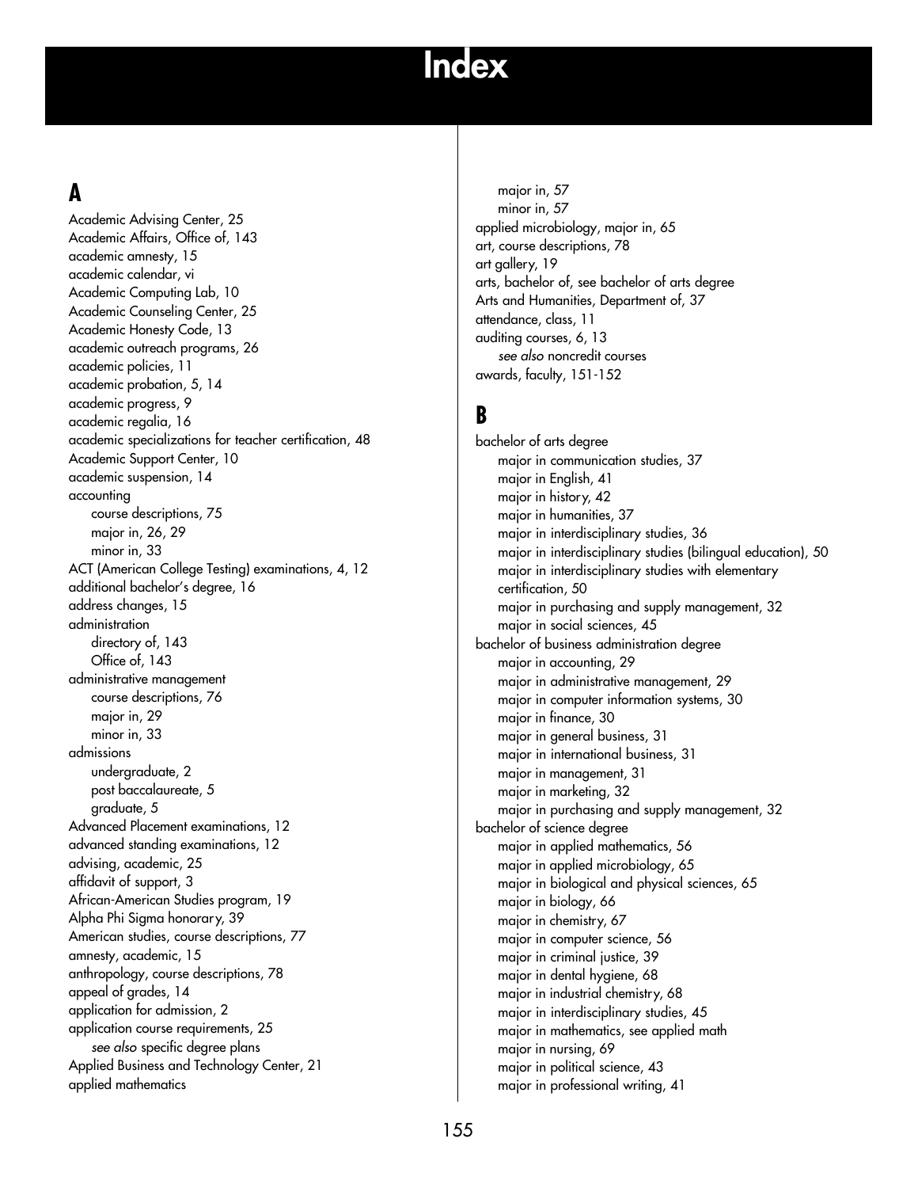# Index

## A

Academic Advising Center, 25
Academic Affairs, Office of, 143
academic amnesty, 15
academic calendar, vi
Academic Computing Lab, 10
Academic Counseling Center, 25
Academic Honesty Code, 13
academic outreach programs, 26
academic policies, 11
academic probation, 5, 14
academic progress, 9
academic regalia, 16
academic specializations for teacher certification, 48
Academic Support Center, 10
academic suspension, 14
accounting
- course descriptions, 75
- major in, 26, 29
- minor in, 33

ACT (American College Testing) examinations, 4, 12
additional bachelor's degree, 16
address changes, 15
administration
- directory of, 143
- Office of, 143

administrative management
- course descriptions, 76
- major in, 29
- minor in, 33

admissions
- undergraduate, 2
- post baccalaureate, 5
- graduate, 5

Advanced Placement examinations, 12
advanced standing examinations, 12
advising, academic, 25
affidavit of support, 3
African-American Studies program, 19
Alpha Phi Sigma honorary, 39
American studies, course descriptions, 77
amnesty, academic, 15
anthropology, course descriptions, 78
appeal of grades, 14
application for admission, 2
application course requirements, 25
- *see also* specific degree plans

Applied Business and Technology Center, 21
applied mathematics
- major in, 57
- minor in, 57

applied microbiology, major in, 65
art, course descriptions, 78
art gallery, 19
arts, bachelor of, see bachelor of arts degree
Arts and Humanities, Department of, 37
attendance, class, 11
auditing courses, 6, 13
- *see also* noncredit courses

awards, faculty, 151-152

## B

bachelor of arts degree
- major in communication studies, 37
- major in English, 41
- major in history, 42
- major in humanities, 37
- major in interdisciplinary studies, 36
- major in interdisciplinary studies (bilingual education), 50
- major in interdisciplinary studies with elementary certification, 50
- major in purchasing and supply management, 32
- major in social sciences, 45

bachelor of business administration degree
- major in accounting, 29
- major in administrative management, 29
- major in computer information systems, 30
- major in finance, 30
- major in general business, 31
- major in international business, 31
- major in management, 31
- major in marketing, 32
- major in purchasing and supply management, 32

bachelor of science degree
- major in applied mathematics, 56
- major in applied microbiology, 65
- major in biological and physical sciences, 65
- major in biology, 66
- major in chemistry, 67
- major in computer science, 56
- major in criminal justice, 39
- major in dental hygiene, 68
- major in industrial chemistry, 68
- major in interdisciplinary studies, 45
- major in mathematics, see applied math
- major in nursing, 69
- major in political science, 43
- major in professional writing, 41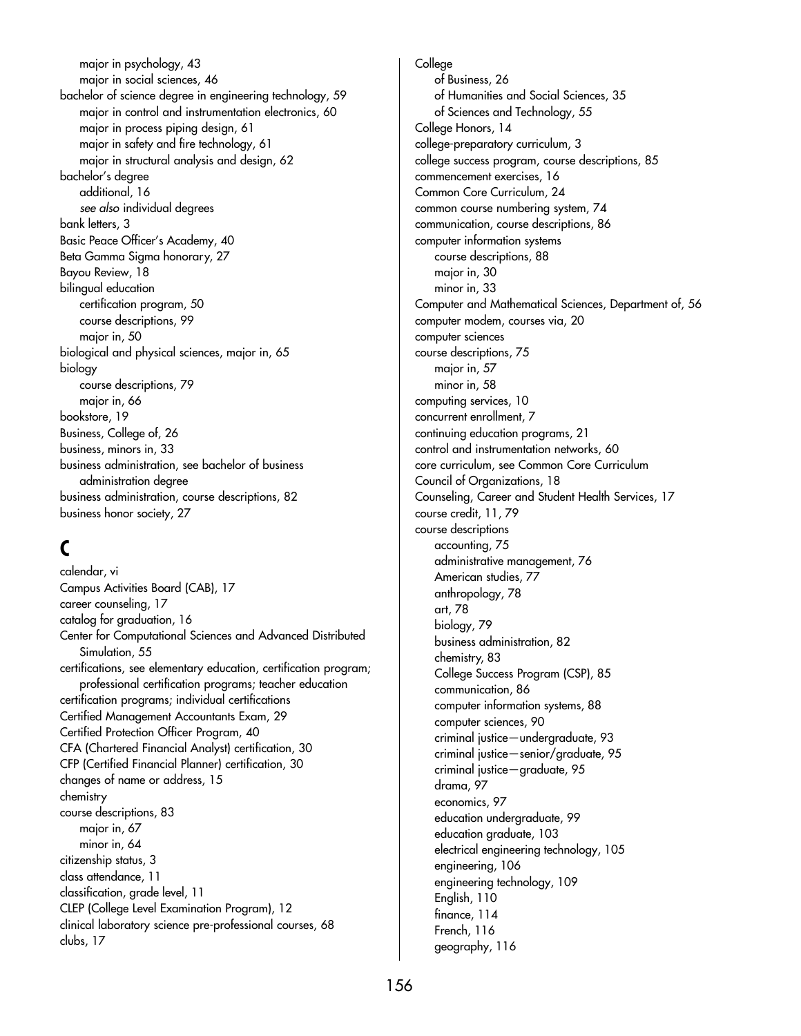major in psychology, 43
major in social sciences, 46
bachelor of science degree in engineering technology, 59
major in control and instrumentation electronics, 60
major in process piping design, 61
major in safety and fire technology, 61
major in structural analysis and design, 62
bachelor's degree
additional, 16
*see also* individual degrees
bank letters, 3
Basic Peace Officer's Academy, 40
Beta Gamma Sigma honorary, 27
Bayou Review, 18
bilingual education
certification program, 50
course descriptions, 99
major in, 50
biological and physical sciences, major in, 65
biology
course descriptions, 79
major in, 66
bookstore, 19
Business, College of, 26
business, minors in, 33
business administration, see bachelor of business administration degree
business administration, course descriptions, 82
business honor society, 27

## C

calendar, vi
Campus Activities Board (CAB), 17
career counseling, 17
catalog for graduation, 16
Center for Computational Sciences and Advanced Distributed Simulation, 55
certifications, see elementary education, certification program; professional certification programs; teacher education certification programs; individual certifications
Certified Management Accountants Exam, 29
Certified Protection Officer Program, 40
CFA (Chartered Financial Analyst) certification, 30
CFP (Certified Financial Planner) certification, 30
changes of name or address, 15
chemistry
course descriptions, 83
major in, 67
minor in, 64
citizenship status, 3
class attendance, 11
classification, grade level, 11
CLEP (College Level Examination Program), 12
clinical laboratory science pre-professional courses, 68
clubs, 17

College
of Business, 26
of Humanities and Social Sciences, 35
of Sciences and Technology, 55
College Honors, 14
college-preparatory curriculum, 3
college success program, course descriptions, 85
commencement exercises, 16
Common Core Curriculum, 24
common course numbering system, 74
communication, course descriptions, 86
computer information systems
course descriptions, 88
major in, 30
minor in, 33
Computer and Mathematical Sciences, Department of, 56
computer modem, courses via, 20
computer sciences
course descriptions, 75
major in, 57
minor in, 58
computing services, 10
concurrent enrollment, 7
continuing education programs, 21
control and instrumentation networks, 60
core curriculum, see Common Core Curriculum
Council of Organizations, 18
Counseling, Career and Student Health Services, 17
course credit, 11, 79
course descriptions
accounting, 75
administrative management, 76
American studies, 77
anthropology, 78
art, 78
biology, 79
business administration, 82
chemistry, 83
College Success Program (CSP), 85
communication, 86
computer information systems, 88
computer sciences, 90
criminal justice—undergraduate, 93
criminal justice—senior/graduate, 95
criminal justice—graduate, 95
drama, 97
economics, 97
education undergraduate, 99
education graduate, 103
electrical engineering technology, 105
engineering, 106
engineering technology, 109
English, 110
finance, 114
French, 116
geography, 116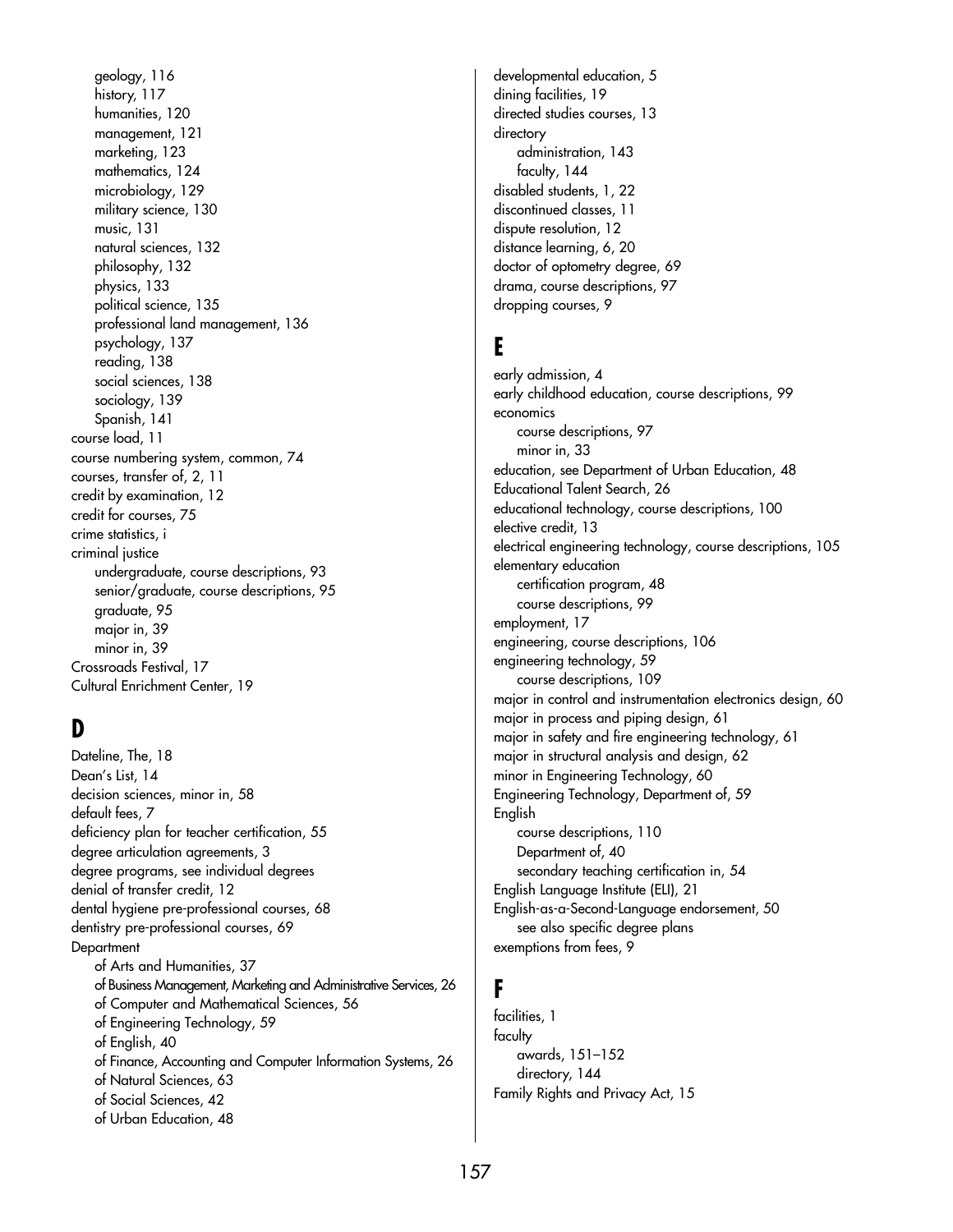geology, 116
history, 117
humanities, 120
management, 121
marketing, 123
mathematics, 124
microbiology, 129
military science, 130
music, 131
natural sciences, 132
philosophy, 132
physics, 133
political science, 135
professional land management, 136
psychology, 137
reading, 138
social sciences, 138
sociology, 139
Spanish, 141

course load, 11
course numbering system, common, 74
courses, transfer of, 2, 11
credit by examination, 12
credit for courses, 75
crime statistics, i
criminal justice
 undergraduate, course descriptions, 93
 senior/graduate, course descriptions, 95
 graduate, 95
 major in, 39
 minor in, 39
Crossroads Festival, 17
Cultural Enrichment Center, 19

## D

Dateline, The, 18
Dean's List, 14
decision sciences, minor in, 58
default fees, 7
deficiency plan for teacher certification, 55
degree articulation agreements, 3
degree programs, see individual degrees
denial of transfer credit, 12
dental hygiene pre-professional courses, 68
dentistry pre-professional courses, 69
Department
 of Arts and Humanities, 37
 of Business Management, Marketing and Administrative Services, 26
 of Computer and Mathematical Sciences, 56
 of Engineering Technology, 59
 of English, 40
 of Finance, Accounting and Computer Information Systems, 26
 of Natural Sciences, 63
 of Social Sciences, 42
 of Urban Education, 48

developmental education, 5
dining facilities, 19
directed studies courses, 13
directory
 administration, 143
 faculty, 144
disabled students, 1, 22
discontinued classes, 11
dispute resolution, 12
distance learning, 6, 20
doctor of optometry degree, 69
drama, course descriptions, 97
dropping courses, 9

## E

early admission, 4
early childhood education, course descriptions, 99
economics
 course descriptions, 97
 minor in, 33
education, see Department of Urban Education, 48
Educational Talent Search, 26
educational technology, course descriptions, 100
elective credit, 13
electrical engineering technology, course descriptions, 105
elementary education
 certification program, 48
 course descriptions, 99
employment, 17
engineering, course descriptions, 106
engineering technology, 59
 course descriptions, 109
major in control and instrumentation electronics design, 60
major in process and piping design, 61
major in safety and fire engineering technology, 61
major in structural analysis and design, 62
minor in Engineering Technology, 60
Engineering Technology, Department of, 59
English
 course descriptions, 110
 Department of, 40
 secondary teaching certification in, 54
English Language Institute (ELI), 21
English-as-a-Second-Language endorsement, 50
 see also specific degree plans
exemptions from fees, 9

## F

facilities, 1
faculty
 awards, 151–152
 directory, 144
Family Rights and Privacy Act, 15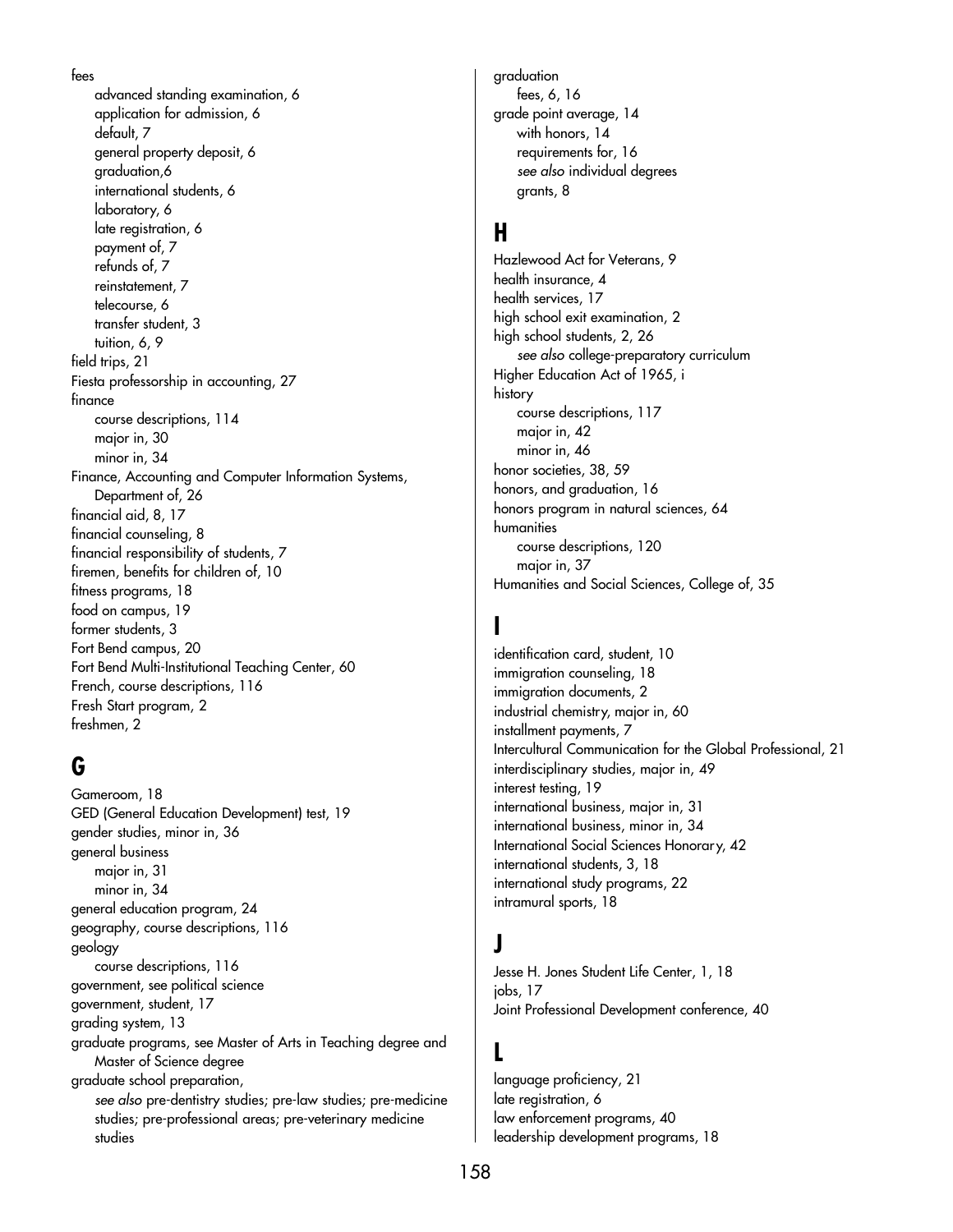fees
- advanced standing examination, 6
- application for admission, 6
- default, 7
- general property deposit, 6
- graduation,6
- international students, 6
- laboratory, 6
- late registration, 6
- payment of, 7
- refunds of, 7
- reinstatement, 7
- telecourse, 6
- transfer student, 3
- tuition, 6, 9

field trips, 21
Fiesta professorship in accounting, 27
finance
- course descriptions, 114
- major in, 30
- minor in, 34

Finance, Accounting and Computer Information Systems, Department of, 26
financial aid, 8, 17
financial counseling, 8
financial responsibility of students, 7
firemen, benefits for children of, 10
fitness programs, 18
food on campus, 19
former students, 3
Fort Bend campus, 20
Fort Bend Multi-Institutional Teaching Center, 60
French, course descriptions, 116
Fresh Start program, 2
freshmen, 2

## G

Gameroom, 18
GED (General Education Development) test, 19
gender studies, minor in, 36
general business
- major in, 31
- minor in, 34

general education program, 24
geography, course descriptions, 116
geology
- course descriptions, 116

government, see political science
government, student, 17
grading system, 13
graduate programs, see Master of Arts in Teaching degree and Master of Science degree
graduate school preparation,
- *see also* pre-dentistry studies; pre-law studies; pre-medicine studies; pre-professional areas; pre-veterinary medicine studies

graduation
- fees, 6, 16

grade point average, 14
- with honors, 14
- requirements for, 16
- *see also* individual degrees
- grants, 8

## H

Hazlewood Act for Veterans, 9
health insurance, 4
health services, 17
high school exit examination, 2
high school students, 2, 26
- *see also* college-preparatory curriculum

Higher Education Act of 1965, i
history
- course descriptions, 117
- major in, 42
- minor in, 46

honor societies, 38, 59
honors, and graduation, 16
honors program in natural sciences, 64
humanities
- course descriptions, 120
- major in, 37

Humanities and Social Sciences, College of, 35

## I

identification card, student, 10
immigration counseling, 18
immigration documents, 2
industrial chemistry, major in, 60
installment payments, 7
Intercultural Communication for the Global Professional, 21
interdisciplinary studies, major in, 49
interest testing, 19
international business, major in, 31
international business, minor in, 34
International Social Sciences Honorary, 42
international students, 3, 18
international study programs, 22
intramural sports, 18

## J

Jesse H. Jones Student Life Center, 1, 18
jobs, 17
Joint Professional Development conference, 40

## L

language proficiency, 21
late registration, 6
law enforcement programs, 40
leadership development programs, 18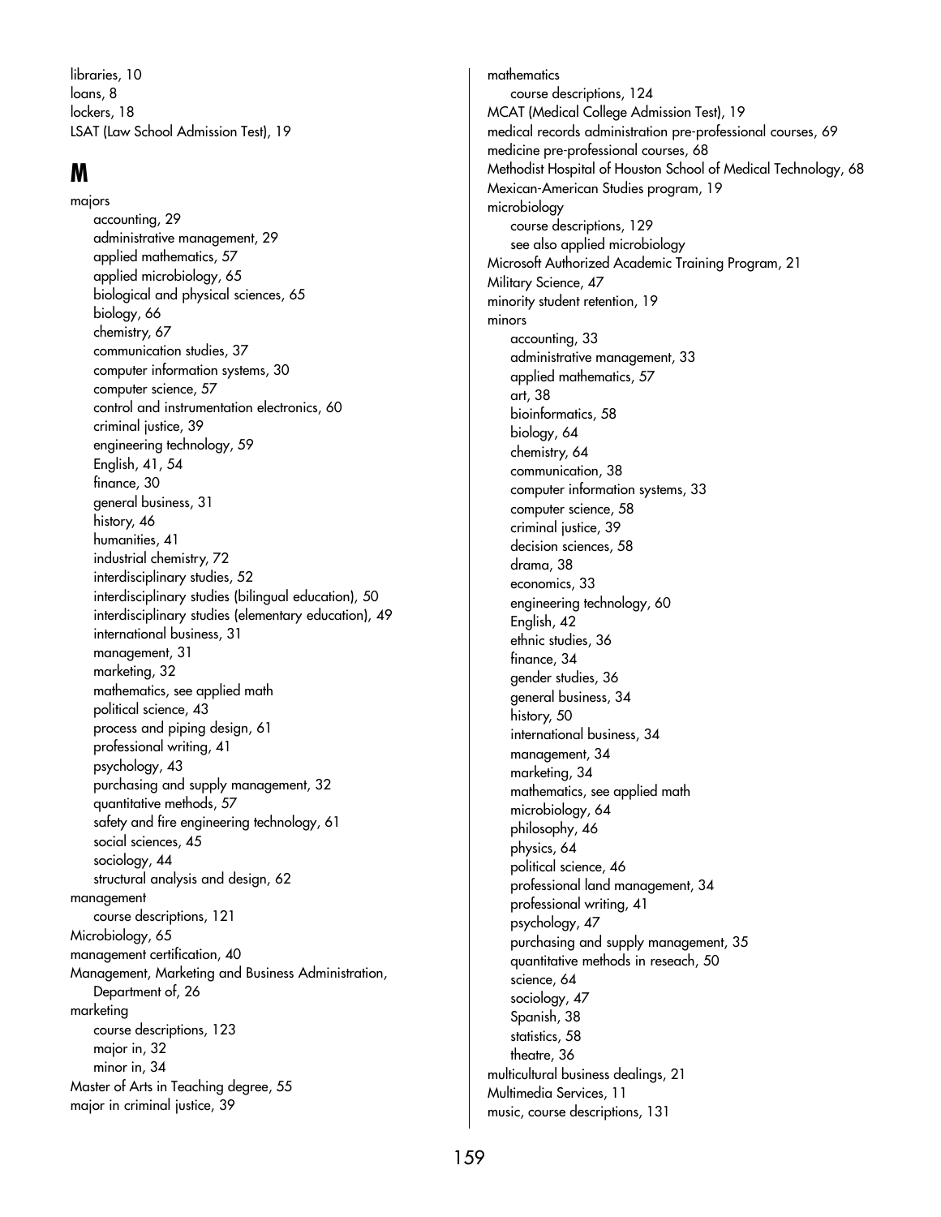libraries, 10
loans, 8
lockers, 18
LSAT (Law School Admission Test), 19

## M

majors
- accounting, 29
- administrative management, 29
- applied mathematics, 57
- applied microbiology, 65
- biological and physical sciences, 65
- biology, 66
- chemistry, 67
- communication studies, 37
- computer information systems, 30
- computer science, 57
- control and instrumentation electronics, 60
- criminal justice, 39
- engineering technology, 59
- English, 41, 54
- finance, 30
- general business, 31
- history, 46
- humanities, 41
- industrial chemistry, 72
- interdisciplinary studies, 52
- interdisciplinary studies (bilingual education), 50
- interdisciplinary studies (elementary education), 49
- international business, 31
- management, 31
- marketing, 32
- mathematics, see applied math
- political science, 43
- process and piping design, 61
- professional writing, 41
- psychology, 43
- purchasing and supply management, 32
- quantitative methods, 57
- safety and fire engineering technology, 61
- social sciences, 45
- sociology, 44
- structural analysis and design, 62

management
- course descriptions, 121

Microbiology, 65
management certification, 40
Management, Marketing and Business Administration, Department of, 26
marketing
- course descriptions, 123
- major in, 32
- minor in, 34

Master of Arts in Teaching degree, 55
major in criminal justice, 39
mathematics
- course descriptions, 124

MCAT (Medical College Admission Test), 19
medical records administration pre-professional courses, 69
medicine pre-professional courses, 68
Methodist Hospital of Houston School of Medical Technology, 68
Mexican-American Studies program, 19
microbiology
- course descriptions, 129
- see also applied microbiology

Microsoft Authorized Academic Training Program, 21
Military Science, 47
minority student retention, 19
minors
- accounting, 33
- administrative management, 33
- applied mathematics, 57
- art, 38
- bioinformatics, 58
- biology, 64
- chemistry, 64
- communication, 38
- computer information systems, 33
- computer science, 58
- criminal justice, 39
- decision sciences, 58
- drama, 38
- economics, 33
- engineering technology, 60
- English, 42
- ethnic studies, 36
- finance, 34
- gender studies, 36
- general business, 34
- history, 50
- international business, 34
- management, 34
- marketing, 34
- mathematics, see applied math
- microbiology, 64
- philosophy, 46
- physics, 64
- political science, 46
- professional land management, 34
- professional writing, 41
- psychology, 47
- purchasing and supply management, 35
- quantitative methods in reseach, 50
- science, 64
- sociology, 47
- Spanish, 38
- statistics, 58
- theatre, 36

multicultural business dealings, 21
Multimedia Services, 11
music, course descriptions, 131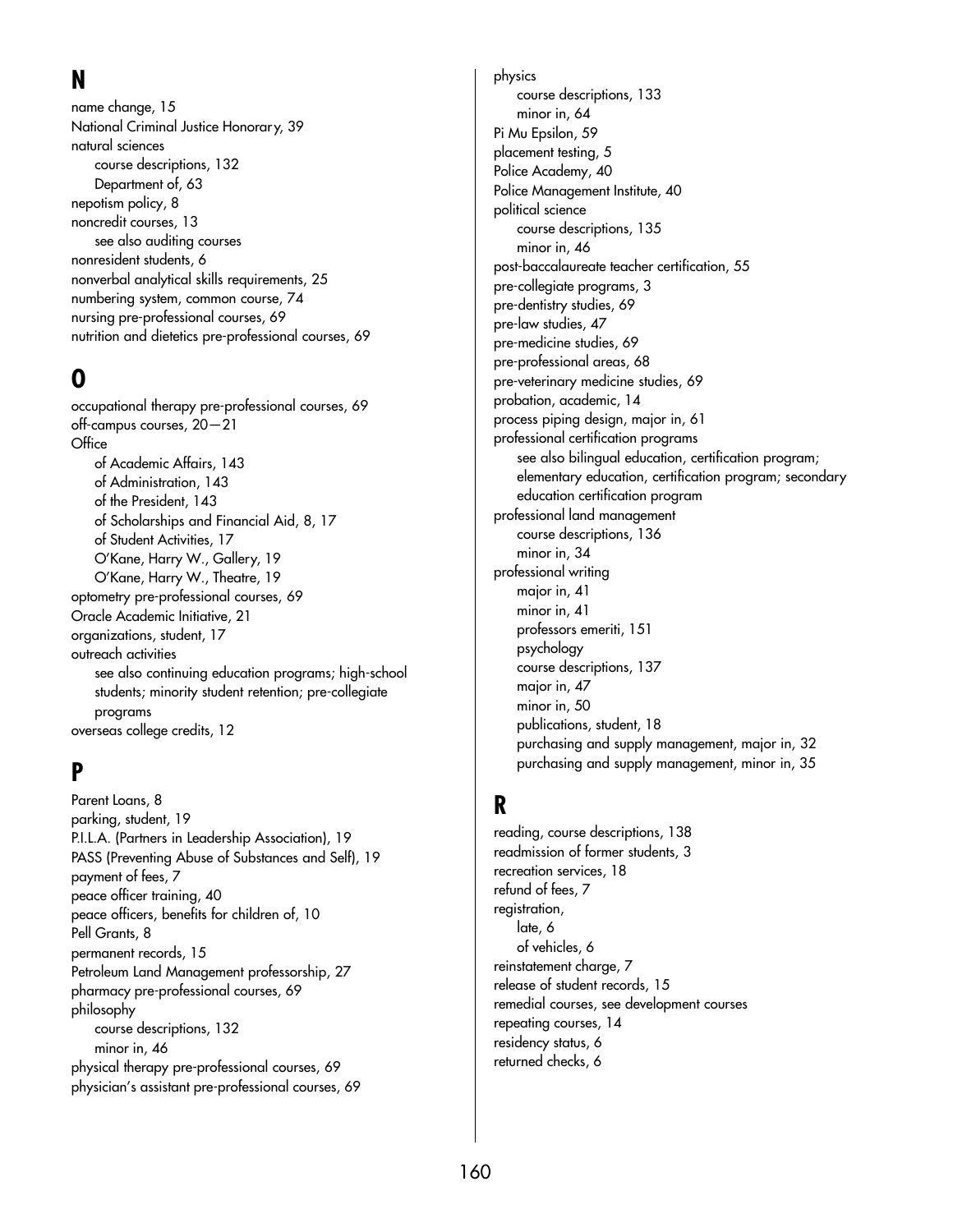## N

name change, 15
National Criminal Justice Honorary, 39
natural sciences
    course descriptions, 132
    Department of, 63
nepotism policy, 8
noncredit courses, 13
    see also auditing courses
nonresident students, 6
nonverbal analytical skills requirements, 25
numbering system, common course, 74
nursing pre-professional courses, 69
nutrition and dietetics pre-professional courses, 69

## O

occupational therapy pre-professional courses, 69
off-campus courses, 20—21
Office
    of Academic Affairs, 143
    of Administration, 143
    of the President, 143
    of Scholarships and Financial Aid, 8, 17
    of Student Activities, 17
    O'Kane, Harry W., Gallery, 19
    O'Kane, Harry W., Theatre, 19
optometry pre-professional courses, 69
Oracle Academic Initiative, 21
organizations, student, 17
outreach activities
    see also continuing education programs; high-school students; minority student retention; pre-collegiate programs
overseas college credits, 12

## P

Parent Loans, 8
parking, student, 19
P.I.L.A. (Partners in Leadership Association), 19
PASS (Preventing Abuse of Substances and Self), 19
payment of fees, 7
peace officer training, 40
peace officers, benefits for children of, 10
Pell Grants, 8
permanent records, 15
Petroleum Land Management professorship, 27
pharmacy pre-professional courses, 69
philosophy
    course descriptions, 132
    minor in, 46
physical therapy pre-professional courses, 69
physician's assistant pre-professional courses, 69
physics
    course descriptions, 133
    minor in, 64
Pi Mu Epsilon, 59
placement testing, 5
Police Academy, 40
Police Management Institute, 40
political science
    course descriptions, 135
    minor in, 46
post-baccalaureate teacher certification, 55
pre-collegiate programs, 3
pre-dentistry studies, 69
pre-law studies, 47
pre-medicine studies, 69
pre-professional areas, 68
pre-veterinary medicine studies, 69
probation, academic, 14
process piping design, major in, 61
professional certification programs
    see also bilingual education, certification program; elementary education, certification program; secondary education certification program
professional land management
    course descriptions, 136
    minor in, 34
professional writing
    major in, 41
    minor in, 41
    professors emeriti, 151
    psychology
    course descriptions, 137
    major in, 47
    minor in, 50
    publications, student, 18
    purchasing and supply management, major in, 32
    purchasing and supply management, minor in, 35

## R

reading, course descriptions, 138
readmission of former students, 3
recreation services, 18
refund of fees, 7
registration,
    late, 6
    of vehicles, 6
reinstatement charge, 7
release of student records, 15
remedial courses, see development courses
repeating courses, 14
residency status, 6
returned checks, 6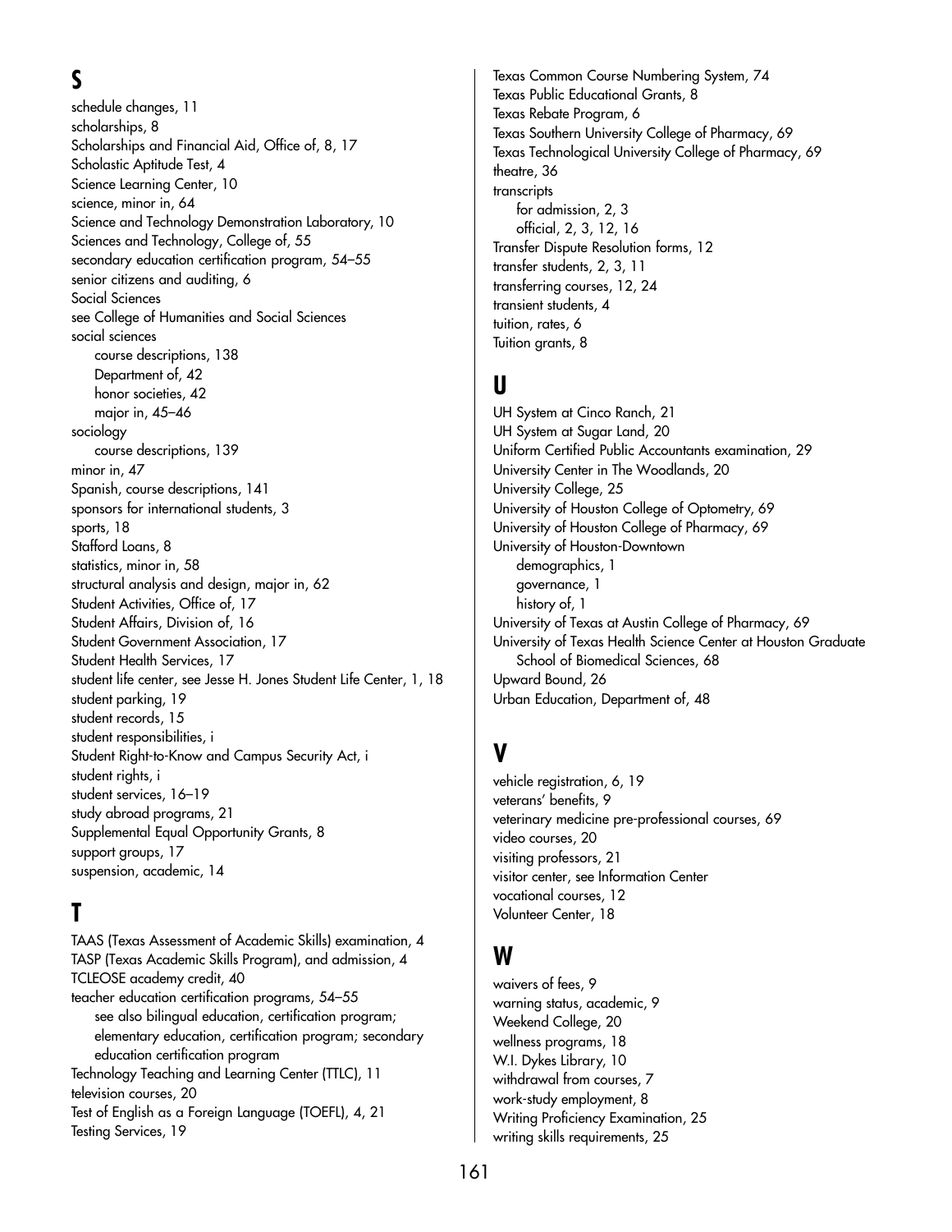## S

schedule changes, 11
scholarships, 8
Scholarships and Financial Aid, Office of, 8, 17
Scholastic Aptitude Test, 4
Science Learning Center, 10
science, minor in, 64
Science and Technology Demonstration Laboratory, 10
Sciences and Technology, College of, 55
secondary education certification program, 54–55
senior citizens and auditing, 6
Social Sciences
see College of Humanities and Social Sciences
social sciences
    course descriptions, 138
    Department of, 42
    honor societies, 42
    major in, 45–46
sociology
    course descriptions, 139
minor in, 47
Spanish, course descriptions, 141
sponsors for international students, 3
sports, 18
Stafford Loans, 8
statistics, minor in, 58
structural analysis and design, major in, 62
Student Activities, Office of, 17
Student Affairs, Division of, 16
Student Government Association, 17
Student Health Services, 17
student life center, see Jesse H. Jones Student Life Center, 1, 18
student parking, 19
student records, 15
student responsibilities, i
Student Right-to-Know and Campus Security Act, i
student rights, i
student services, 16–19
study abroad programs, 21
Supplemental Equal Opportunity Grants, 8
support groups, 17
suspension, academic, 14

## T

TAAS (Texas Assessment of Academic Skills) examination, 4
TASP (Texas Academic Skills Program), and admission, 4
TCLEOSE academy credit, 40
teacher education certification programs, 54–55
    see also bilingual education, certification program; elementary education, certification program; secondary education certification program
Technology Teaching and Learning Center (TTLC), 11
television courses, 20
Test of English as a Foreign Language (TOEFL), 4, 21
Testing Services, 19
Texas Common Course Numbering System, 74
Texas Public Educational Grants, 8
Texas Rebate Program, 6
Texas Southern University College of Pharmacy, 69
Texas Technological University College of Pharmacy, 69
theatre, 36
transcripts
    for admission, 2, 3
    official, 2, 3, 12, 16
Transfer Dispute Resolution forms, 12
transfer students, 2, 3, 11
transferring courses, 12, 24
transient students, 4
tuition, rates, 6
Tuition grants, 8

## U

UH System at Cinco Ranch, 21
UH System at Sugar Land, 20
Uniform Certified Public Accountants examination, 29
University Center in The Woodlands, 20
University College, 25
University of Houston College of Optometry, 69
University of Houston College of Pharmacy, 69
University of Houston-Downtown
    demographics, 1
    governance, 1
    history of, 1
University of Texas at Austin College of Pharmacy, 69
University of Texas Health Science Center at Houston Graduate School of Biomedical Sciences, 68
Upward Bound, 26
Urban Education, Department of, 48

## V

vehicle registration, 6, 19
veterans' benefits, 9
veterinary medicine pre-professional courses, 69
video courses, 20
visiting professors, 21
visitor center, see Information Center
vocational courses, 12
Volunteer Center, 18

## W

waivers of fees, 9
warning status, academic, 9
Weekend College, 20
wellness programs, 18
W.I. Dykes Library, 10
withdrawal from courses, 7
work-study employment, 8
Writing Proficiency Examination, 25
writing skills requirements, 25